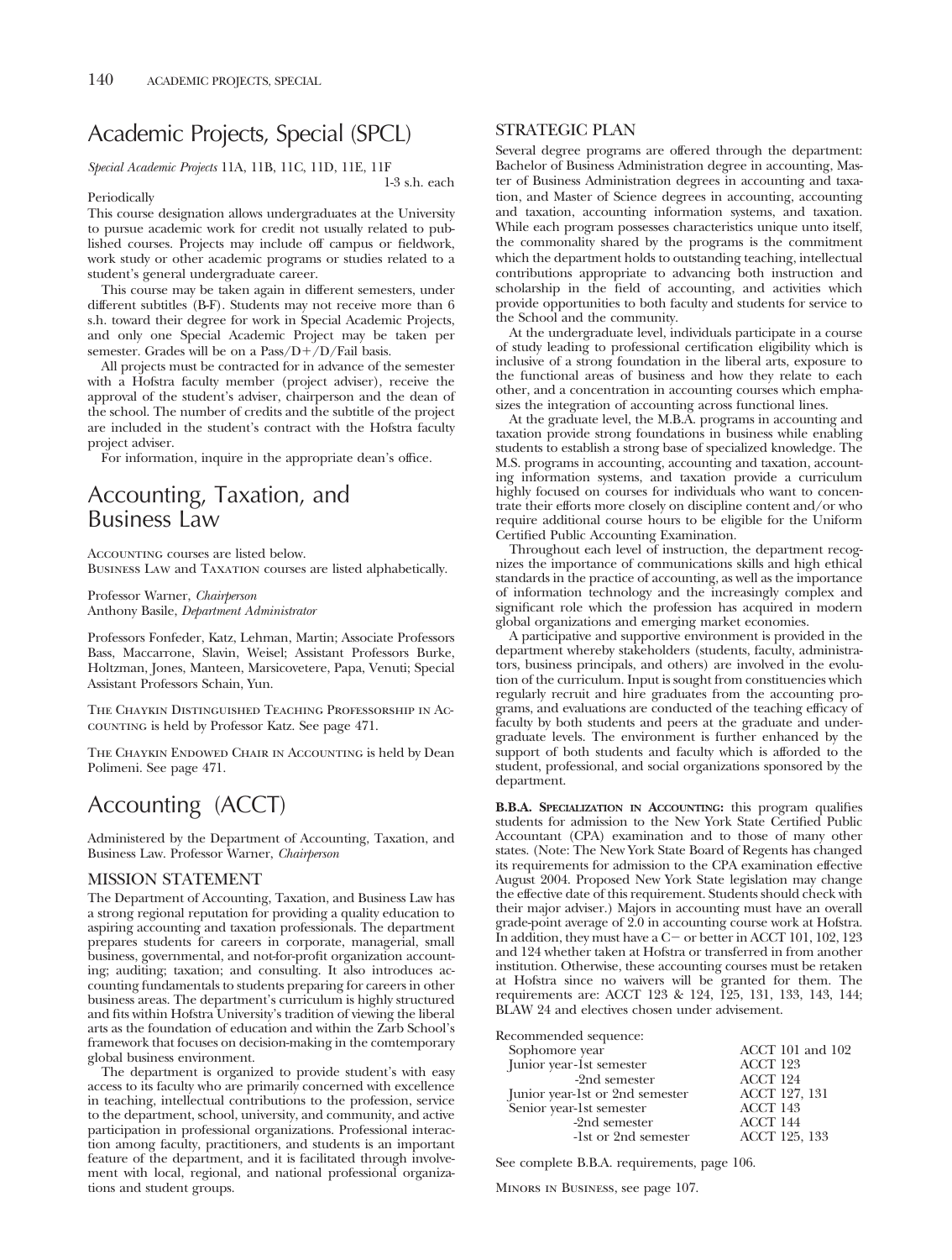# Academic Projects, Special (SPCL)

*Special Academic Projects* 11A, 11B, 11C, 11D, 11E, 11F

1-3 s.h. each

Periodically

This course designation allows undergraduates at the University to pursue academic work for credit not usually related to published courses. Projects may include off campus or fieldwork, work study or other academic programs or studies related to a student's general undergraduate career.

This course may be taken again in different semesters, under different subtitles (B-F). Students may not receive more than 6 s.h. toward their degree for work in Special Academic Projects, and only one Special Academic Project may be taken per semester. Grades will be on a Pass/D+/D/Fail basis.

All projects must be contracted for in advance of the semester with a Hofstra faculty member (project adviser), receive the approval of the student's adviser, chairperson and the dean of the school. The number of credits and the subtitle of the project are included in the student's contract with the Hofstra faculty project adviser.

For information, inquire in the appropriate dean's office.

# Accounting, Taxation, and Business Law

Accounting courses are listed below.
Business Law and Taxation courses are listed alphabetically.

Professor Warner, *Chairperson*
Anthony Basile, *Department Administrator*

Professors Fonfeder, Katz, Lehman, Martin; Associate Professors Bass, Maccarrone, Slavin, Weisel; Assistant Professors Burke, Holtzman, Jones, Manteen, Marsicovetere, Papa, Venuti; Special Assistant Professors Schain, Yun.

The Chaykin Distinguished Teaching Professorship in Accounting is held by Professor Katz. See page 471.

The Chaykin Endowed Chair in Accounting is held by Dean Polimeni. See page 471.

# Accounting (ACCT)

Administered by the Department of Accounting, Taxation, and Business Law. Professor Warner, *Chairperson*

## MISSION STATEMENT

The Department of Accounting, Taxation, and Business Law has a strong regional reputation for providing a quality education to aspiring accounting and taxation professionals. The department prepares students for careers in corporate, managerial, small business, governmental, and not-for-profit organization accounting; auditing; taxation; and consulting. It also introduces accounting fundamentals to students preparing for careers in other business areas. The department's curriculum is highly structured and fits within Hofstra University's tradition of viewing the liberal arts as the foundation of education and within the Zarb School's framework that focuses on decision-making in the comtemporary global business environment.

The department is organized to provide student's with easy access to its faculty who are primarily concerned with excellence in teaching, intellectual contributions to the profession, service to the department, school, university, and community, and active participation in professional organizations. Professional interaction among faculty, practitioners, and students is an important feature of the department, and it is facilitated through involvement with local, regional, and national professional organizations and student groups.

## STRATEGIC PLAN

Several degree programs are offered through the department: Bachelor of Business Administration degree in accounting, Master of Business Administration degrees in accounting and taxation, and Master of Science degrees in accounting, accounting and taxation, accounting information systems, and taxation. While each program possesses characteristics unique unto itself, the commonality shared by the programs is the commitment which the department holds to outstanding teaching, intellectual contributions appropriate to advancing both instruction and scholarship in the field of accounting, and activities which provide opportunities to both faculty and students for service to the School and the community.

At the undergraduate level, individuals participate in a course of study leading to professional certification eligibility which is inclusive of a strong foundation in the liberal arts, exposure to the functional areas of business and how they relate to each other, and a concentration in accounting courses which emphasizes the integration of accounting across functional lines.

At the graduate level, the M.B.A. programs in accounting and taxation provide strong foundations in business while enabling students to establish a strong base of specialized knowledge. The M.S. programs in accounting, accounting and taxation, accounting information systems, and taxation provide a curriculum highly focused on courses for individuals who want to concentrate their efforts more closely on discipline content and/or who require additional course hours to be eligible for the Uniform Certified Public Accounting Examination.

Throughout each level of instruction, the department recognizes the importance of communications skills and high ethical standards in the practice of accounting, as well as the importance of information technology and the increasingly complex and significant role which the profession has acquired in modern global organizations and emerging market economies.

A participative and supportive environment is provided in the department whereby stakeholders (students, faculty, administrators, business principals, and others) are involved in the evolution of the curriculum. Input is sought from constituencies which regularly recruit and hire graduates from the accounting programs, and evaluations are conducted of the teaching efficacy of faculty by both students and peers at the graduate and undergraduate levels. The environment is further enhanced by the support of both students and faculty which is afforded to the student, professional, and social organizations sponsored by the department.

**B.B.A. Specialization in Accounting:** this program qualifies students for admission to the New York State Certified Public Accountant (CPA) examination and to those of many other states. (Note: The New York State Board of Regents has changed its requirements for admission to the CPA examination effective August 2004. Proposed New York State legislation may change the effective date of this requirement. Students should check with their major adviser.) Majors in accounting must have an overall grade-point average of 2.0 in accounting course work at Hofstra. In addition, they must have a C− or better in ACCT 101, 102, 123 and 124 whether taken at Hofstra or transferred in from another institution. Otherwise, these accounting courses must be retaken at Hofstra since no waivers will be granted for them. The requirements are: ACCT 123 & 124, 125, 131, 133, 143, 144; BLAW 24 and electives chosen under advisement.

Recommended sequence:

| | |
|---|---|
| Sophomore year | ACCT 101 and 102 |
| Junior year-1st semester | ACCT 123 |
| -2nd semester | ACCT 124 |
| Junior year-1st or 2nd semester | ACCT 127, 131 |
| Senior year-1st semester | ACCT 143 |
| -2nd semester | ACCT 144 |
| -1st or 2nd semester | ACCT 125, 133 |

See complete B.B.A. requirements, page 106.

Minors in Business, see page 107.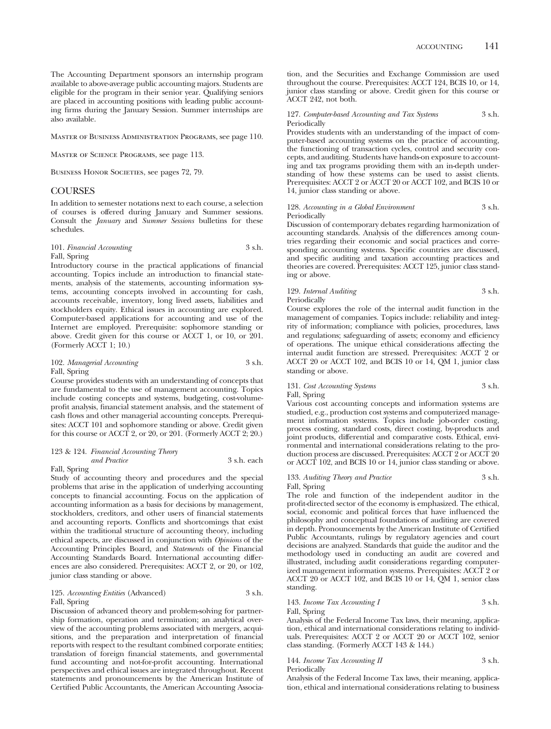The Accounting Department sponsors an internship program available to above-average public accounting majors. Students are eligible for the program in their senior year. Qualifying seniors are placed in accounting positions with leading public accounting firms during the January Session. Summer internships are also available.

Master of Business Administration Programs, see page 110.

Master of Science Programs, see page 113.

Business Honor Societies, see pages 72, 79.

## COURSES

In addition to semester notations next to each course, a selection of courses is offered during January and Summer sessions. Consult the *January* and *Summer Sessions* bulletins for these schedules.

101. *Financial Accounting* 3 s.h.
Fall, Spring

Introductory course in the practical applications of financial accounting. Topics include an introduction to financial statements, analysis of the statements, accounting information systems, accounting concepts involved in accounting for cash, accounts receivable, inventory, long lived assets, liabilities and stockholders equity. Ethical issues in accounting are explored. Computer-based applications for accounting and use of the Internet are employed. Prerequisite: sophomore standing or above. Credit given for this course or ACCT 1, or 10, or 201. (Formerly ACCT 1; 10.)

102. *Managerial Accounting* 3 s.h.
Fall, Spring

Course provides students with an understanding of concepts that are fundamental to the use of management accounting. Topics include costing concepts and systems, budgeting, cost-volume-profit analysis, financial statement analysis, and the statement of cash flows and other managerial accounting concepts. Prerequisites: ACCT 101 and sophomore standing or above. Credit given for this course or ACCT 2, or 20, or 201. (Formerly ACCT 2; 20.)

123 & 124. *Financial Accounting Theory and Practice* 3 s.h. each
Fall, Spring

Study of accounting theory and procedures and the special problems that arise in the application of underlying accounting concepts to financial accounting. Focus on the application of accounting information as a basis for decisions by management, stockholders, creditors, and other users of financial statements and accounting reports. Conflicts and shortcomings that exist within the traditional structure of accounting theory, including ethical aspects, are discussed in conjunction with *Opinions* of the Accounting Principles Board, and *Statements* of the Financial Accounting Standards Board. International accounting differences are also considered. Prerequisites: ACCT 2, or 20, or 102, junior class standing or above.

125. *Accounting Entities* (Advanced) 3 s.h.
Fall, Spring

Discussion of advanced theory and problem-solving for partnership formation, operation and termination; an analytical overview of the accounting problems associated with mergers, acquisitions, and the preparation and interpretation of financial reports with respect to the resultant combined corporate entities; translation of foreign financial statements, and governmental fund accounting and not-for-profit accounting. International perspectives and ethical issues are integrated throughout. Recent statements and pronouncements by the American Institute of Certified Public Accountants, the American Accounting Association, and the Securities and Exchange Commission are used throughout the course. Prerequisites: ACCT 124, BCIS 10, or 14, junior class standing or above. Credit given for this course or ACCT 242, not both.

127. *Computer-based Accounting and Tax Systems* 3 s.h.
Periodically

Provides students with an understanding of the impact of computer-based accounting systems on the practice of accounting, the functioning of transaction cycles, control and security concepts, and auditing. Students have hands-on exposure to accounting and tax programs providing them with an in-depth understanding of how these systems can be used to assist clients. Prerequisites: ACCT 2 or ACCT 20 or ACCT 102, and BCIS 10 or 14, junior class standing or above.

128. *Accounting in a Global Environment* 3 s.h.
Periodically

Discussion of contemporary debates regarding harmonization of accounting standards. Analysis of the differences among countries regarding their economic and social practices and corresponding accounting systems. Specific countries are discussed, and specific auditing and taxation accounting practices and theories are covered. Prerequisites: ACCT 125, junior class standing or above.

129. *Internal Auditing* 3 s.h.
Periodically

Course explores the role of the internal audit function in the management of companies. Topics include: reliability and integrity of information; compliance with policies, procedures, laws and regulations; safeguarding of assets; economy and efficiency of operations. The unique ethical considerations affecting the internal audit function are stressed. Prerequisites: ACCT 2 or ACCT 20 or ACCT 102, and BCIS 10 or 14, QM 1, junior class standing or above.

131. *Cost Accounting Systems* 3 s.h.
Fall, Spring

Various cost accounting concepts and information systems are studied, e.g., production cost systems and computerized management information systems. Topics include job-order costing, process costing, standard costs, direct costing, by-products and joint products, differential and comparative costs. Ethical, environmental and international considerations relating to the production process are discussed. Prerequisites: ACCT 2 or ACCT 20 or ACCT 102, and BCIS 10 or 14, junior class standing or above.

133. *Auditing Theory and Practice* 3 s.h.
Fall, Spring

The role and function of the independent auditor in the profit-directed sector of the economy is emphasized. The ethical, social, economic and political forces that have influenced the philosophy and conceptual foundations of auditing are covered in depth. Pronouncements by the American Institute of Certified Public Accountants, rulings by regulatory agencies and court decisions are analyzed. Standards that guide the auditor and the methodology used in conducting an audit are covered and illustrated, including audit considerations regarding computerized management information systems. Prerequisites: ACCT 2 or ACCT 20 or ACCT 102, and BCIS 10 or 14, QM 1, senior class standing.

143. *Income Tax Accounting I* 3 s.h.
Fall, Spring

Analysis of the Federal Income Tax laws, their meaning, application, ethical and international considerations relating to individuals. Prerequisites: ACCT 2 or ACCT 20 or ACCT 102, senior class standing. (Formerly ACCT 143 & 144.)

144. *Income Tax Accounting II* 3 s.h.
Periodically

Analysis of the Federal Income Tax laws, their meaning, application, ethical and international considerations relating to business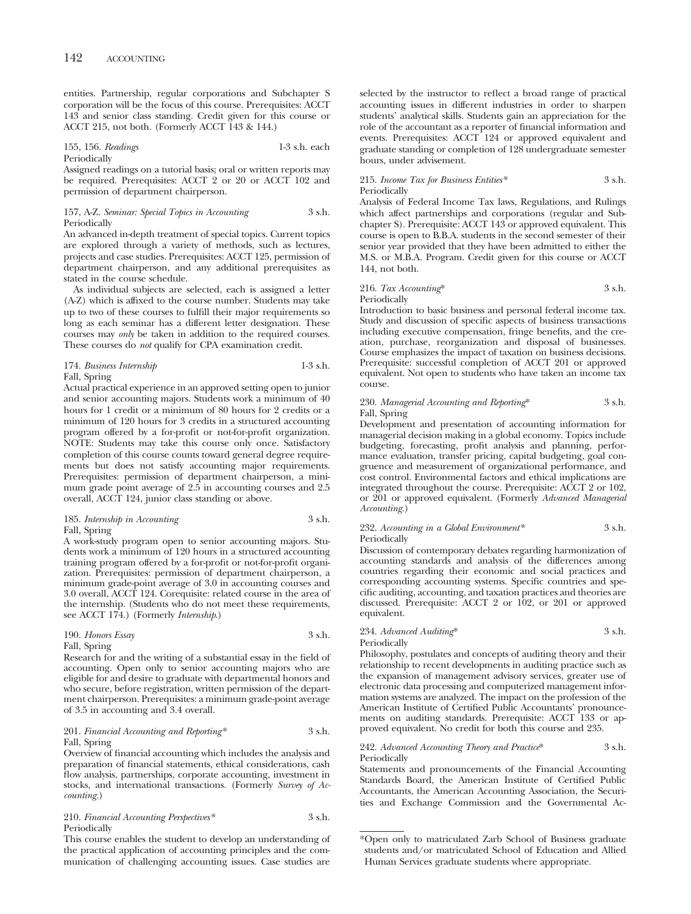entities. Partnership, regular corporations and Subchapter S corporation will be the focus of this course. Prerequisites: ACCT 143 and senior class standing. Credit given for this course or ACCT 215, not both. (Formerly ACCT 143 & 144.)

155, 156. *Readings* 1-3 s.h. each
Periodically
Assigned readings on a tutorial basis; oral or written reports may be required. Prerequisites: ACCT 2 or 20 or ACCT 102 and permission of department chairperson.

157, A-Z. *Seminar: Special Topics in Accounting* 3 s.h.
Periodically
An advanced in-depth treatment of special topics. Current topics are explored through a variety of methods, such as lectures, projects and case studies. Prerequisites: ACCT 125, permission of department chairperson, and any additional prerequisites as stated in the course schedule.

As individual subjects are selected, each is assigned a letter (A-Z) which is affixed to the course number. Students may take up to two of these courses to fulfill their major requirements so long as each seminar has a different letter designation. These courses may *only* be taken in addition to the required courses. These courses do *not* qualify for CPA examination credit.

174. *Business Internship* 1-3 s.h.
Fall, Spring
Actual practical experience in an approved setting open to junior and senior accounting majors. Students work a minimum of 40 hours for 1 credit or a minimum of 80 hours for 2 credits or a minimum of 120 hours for 3 credits in a structured accounting program offered by a for-profit or not-for-profit organization. NOTE: Students may take this course only once. Satisfactory completion of this course counts toward general degree requirements but does not satisfy accounting major requirements. Prerequisites: permission of department chairperson, a minimum grade point average of 2.5 in accounting courses and 2.5 overall, ACCT 124, junior class standing or above.

185. *Internship in Accounting* 3 s.h.
Fall, Spring
A work-study program open to senior accounting majors. Students work a minimum of 120 hours in a structured accounting training program offered by a for-profit or not-for-profit organization. Prerequisites: permission of department chairperson, a minimum grade-point average of 3.0 in accounting courses and 3.0 overall, ACCT 124. Corequisite: related course in the area of the internship. (Students who do not meet these requirements, see ACCT 174.) (Formerly *Internship*.)

190. *Honors Essay* 3 s.h.
Fall, Spring
Research for and the writing of a substantial essay in the field of accounting. Open only to senior accounting majors who are eligible for and desire to graduate with departmental honors and who secure, before registration, written permission of the department chairperson. Prerequisites: a minimum grade-point average of 3.5 in accounting and 3.4 overall.

201. *Financial Accounting and Reporting** 3 s.h.
Fall, Spring
Overview of financial accounting which includes the analysis and preparation of financial statements, ethical considerations, cash flow analysis, partnerships, corporate accounting, investment in stocks, and international transactions. (Formerly *Survey of Accounting*.)

210. *Financial Accounting Perspectives** 3 s.h.
Periodically
This course enables the student to develop an understanding of the practical application of accounting principles and the communication of challenging accounting issues. Case studies are selected by the instructor to reflect a broad range of practical accounting issues in different industries in order to sharpen students' analytical skills. Students gain an appreciation for the role of the accountant as a reporter of financial information and events. Prerequisites: ACCT 124 or approved equivalent and graduate standing or completion of 128 undergraduate semester hours, under advisement.

215. *Income Tax for Business Entities** 3 s.h.
Periodically
Analysis of Federal Income Tax laws, Regulations, and Rulings which affect partnerships and corporations (regular and Subchapter S). Prerequisite: ACCT 143 or approved equivalent. This course is open to B.B.A. students in the second semester of their senior year provided that they have been admitted to either the M.S. or M.B.A. Program. Credit given for this course or ACCT 144, not both.

216. *Tax Accounting** 3 s.h.
Periodically
Introduction to basic business and personal federal income tax. Study and discussion of specific aspects of business transactions including executive compensation, fringe benefits, and the creation, purchase, reorganization and disposal of businesses. Course emphasizes the impact of taxation on business decisions. Prerequisite: successful completion of ACCT 201 or approved equivalent. Not open to students who have taken an income tax course.

230. *Managerial Accounting and Reporting** 3 s.h.
Fall, Spring
Development and presentation of accounting information for managerial decision making in a global economy. Topics include budgeting, forecasting, profit analysis and planning, performance evaluation, transfer pricing, capital budgeting, goal congruence and measurement of organizational performance, and cost control. Environmental factors and ethical implications are integrated throughout the course. Prerequisite: ACCT 2 or 102, or 201 or approved equivalent. (Formerly *Advanced Managerial Accounting*.)

232. *Accounting in a Global Environment** 3 s.h.
Periodically
Discussion of contemporary debates regarding harmonization of accounting standards and analysis of the differences among countries regarding their economic and social practices and corresponding accounting systems. Specific countries and specific auditing, accounting, and taxation practices and theories are discussed. Prerequisite: ACCT 2 or 102, or 201 or approved equivalent.

234. *Advanced Auditing** 3 s.h.
Periodically
Philosophy, postulates and concepts of auditing theory and their relationship to recent developments in auditing practice such as the expansion of management advisory services, greater use of electronic data processing and computerized management information systems are analyzed. The impact on the profession of the American Institute of Certified Public Accountants' pronouncements on auditing standards. Prerequisite: ACCT 133 or approved equivalent. No credit for both this course and 235.

242. *Advanced Accounting Theory and Practice** 3 s.h.
Periodically
Statements and pronouncements of the Financial Accounting Standards Board, the American Institute of Certified Public Accountants, the American Accounting Association, the Securities and Exchange Commission and the Governmental Ac-

*Open only to matriculated Zarb School of Business graduate students and/or matriculated School of Education and Allied Human Services graduate students where appropriate.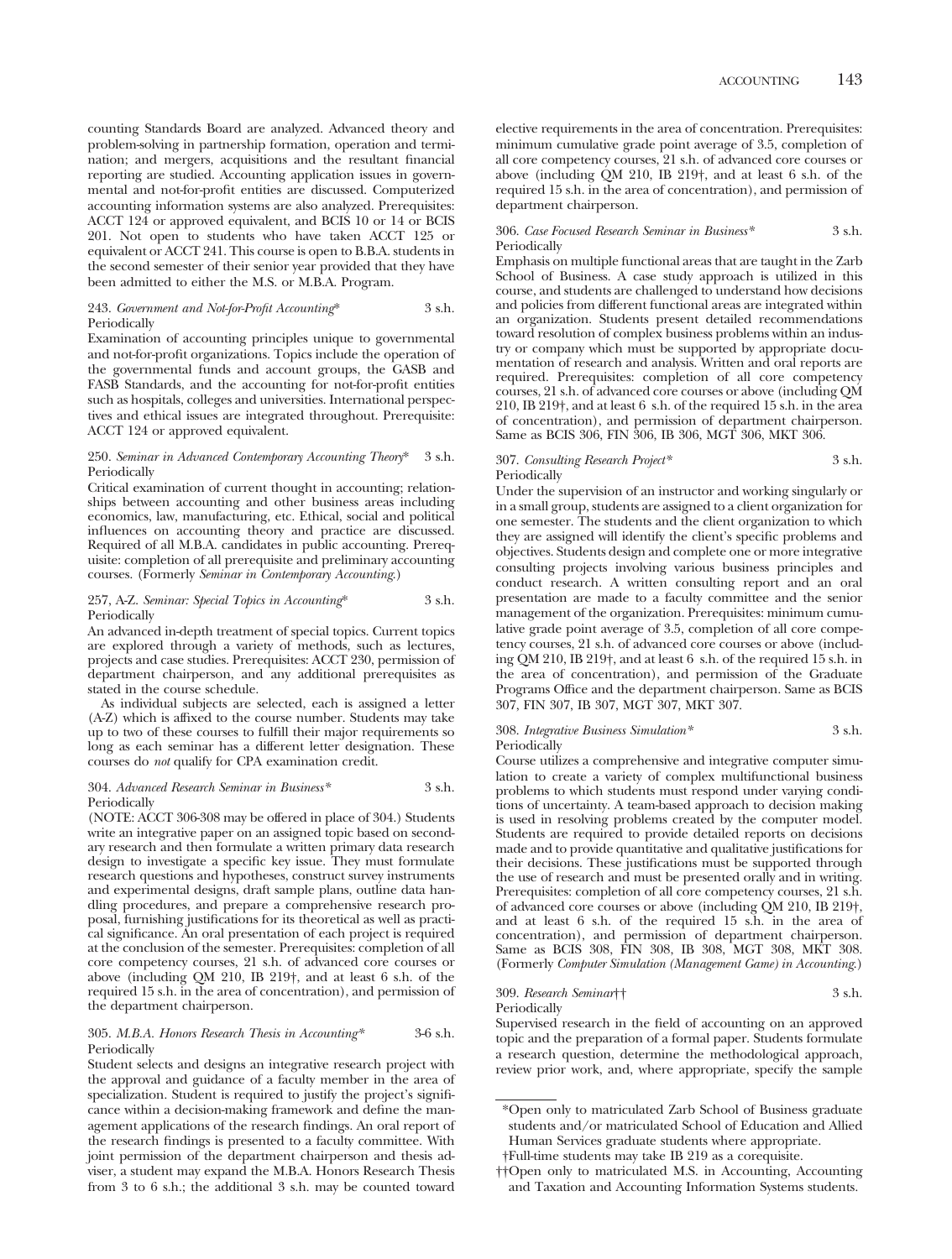counting Standards Board are analyzed. Advanced theory and problem-solving in partnership formation, operation and termination; and mergers, acquisitions and the resultant financial reporting are studied. Accounting application issues in governmental and not-for-profit entities are discussed. Computerized accounting information systems are also analyzed. Prerequisites: ACCT 124 or approved equivalent, and BCIS 10 or 14 or BCIS 201. Not open to students who have taken ACCT 125 or equivalent or ACCT 241. This course is open to B.B.A. students in the second semester of their senior year provided that they have been admitted to either the M.S. or M.B.A. Program.

243. *Government and Not-for-Profit Accounting** 3 s.h.
Periodically

Examination of accounting principles unique to governmental and not-for-profit organizations. Topics include the operation of the governmental funds and account groups, the GASB and FASB Standards, and the accounting for not-for-profit entities such as hospitals, colleges and universities. International perspectives and ethical issues are integrated throughout. Prerequisite: ACCT 124 or approved equivalent.

250. *Seminar in Advanced Contemporary Accounting Theory** 3 s.h.
Periodically

Critical examination of current thought in accounting; relationships between accounting and other business areas including economics, law, manufacturing, etc. Ethical, social and political influences on accounting theory and practice are discussed. Required of all M.B.A. candidates in public accounting. Prerequisite: completion of all prerequisite and preliminary accounting courses. (Formerly *Seminar in Contemporary Accounting*.)

257, A-Z. *Seminar: Special Topics in Accounting** 3 s.h.
Periodically

An advanced in-depth treatment of special topics. Current topics are explored through a variety of methods, such as lectures, projects and case studies. Prerequisites: ACCT 230, permission of department chairperson, and any additional prerequisites as stated in the course schedule.

As individual subjects are selected, each is assigned a letter (A-Z) which is affixed to the course number. Students may take up to two of these courses to fulfill their major requirements so long as each seminar has a different letter designation. These courses do *not* qualify for CPA examination credit.

304. *Advanced Research Seminar in Business** 3 s.h.
Periodically

(NOTE: ACCT 306-308 may be offered in place of 304.) Students write an integrative paper on an assigned topic based on secondary research and then formulate a written primary data research design to investigate a specific key issue. They must formulate research questions and hypotheses, construct survey instruments and experimental designs, draft sample plans, outline data handling procedures, and prepare a comprehensive research proposal, furnishing justifications for its theoretical as well as practical significance. An oral presentation of each project is required at the conclusion of the semester. Prerequisites: completion of all core competency courses, 21 s.h. of advanced core courses or above (including QM 210, IB 219†, and at least 6 s.h. of the required 15 s.h. in the area of concentration), and permission of the department chairperson.

305. *M.B.A. Honors Research Thesis in Accounting** 3-6 s.h.
Periodically

Student selects and designs an integrative research project with the approval and guidance of a faculty member in the area of specialization. Student is required to justify the project's significance within a decision-making framework and define the management applications of the research findings. An oral report of the research findings is presented to a faculty committee. With joint permission of the department chairperson and thesis adviser, a student may expand the M.B.A. Honors Research Thesis from 3 to 6 s.h.; the additional 3 s.h. may be counted toward elective requirements in the area of concentration. Prerequisites: minimum cumulative grade point average of 3.5, completion of all core competency courses, 21 s.h. of advanced core courses or above (including QM 210, IB 219†, and at least 6 s.h. of the required 15 s.h. in the area of concentration), and permission of department chairperson.

306. *Case Focused Research Seminar in Business** 3 s.h.
Periodically

Emphasis on multiple functional areas that are taught in the Zarb School of Business. A case study approach is utilized in this course, and students are challenged to understand how decisions and policies from different functional areas are integrated within an organization. Students present detailed recommendations toward resolution of complex business problems within an industry or company which must be supported by appropriate documentation of research and analysis. Written and oral reports are required. Prerequisites: completion of all core competency courses, 21 s.h. of advanced core courses or above (including QM 210, IB 219†, and at least 6 s.h. of the required 15 s.h. in the area of concentration), and permission of department chairperson. Same as BCIS 306, FIN 306, IB 306, MGT 306, MKT 306.

307. *Consulting Research Project** 3 s.h.
Periodically

Under the supervision of an instructor and working singularly or in a small group, students are assigned to a client organization for one semester. The students and the client organization to which they are assigned will identify the client's specific problems and objectives. Students design and complete one or more integrative consulting projects involving various business principles and conduct research. A written consulting report and an oral presentation are made to a faculty committee and the senior management of the organization. Prerequisites: minimum cumulative grade point average of 3.5, completion of all core competency courses, 21 s.h. of advanced core courses or above (including QM 210, IB 219†, and at least 6 s.h. of the required 15 s.h. in the area of concentration), and permission of the Graduate Programs Office and the department chairperson. Same as BCIS 307, FIN 307, IB 307, MGT 307, MKT 307.

308. *Integrative Business Simulation** 3 s.h.
Periodically

Course utilizes a comprehensive and integrative computer simulation to create a variety of complex multifunctional business problems to which students must respond under varying conditions of uncertainty. A team-based approach to decision making is used in resolving problems created by the computer model. Students are required to provide detailed reports on decisions made and to provide quantitative and qualitative justifications for their decisions. These justifications must be supported through the use of research and must be presented orally and in writing. Prerequisites: completion of all core competency courses, 21 s.h. of advanced core courses or above (including QM 210, IB 219†, and at least 6 s.h. of the required 15 s.h. in the area of concentration), and permission of department chairperson. Same as BCIS 308, FIN 308, IB 308, MGT 308, MKT 308. (Formerly *Computer Simulation (Management Game) in Accounting*.)

309. *Research Seminar*†† 3 s.h.
Periodically

Supervised research in the field of accounting on an approved topic and the preparation of a formal paper. Students formulate a research question, determine the methodological approach, review prior work, and, where appropriate, specify the sample

---

*Open only to matriculated Zarb School of Business graduate students and/or matriculated School of Education and Allied Human Services graduate students where appropriate.

†Full-time students may take IB 219 as a corequisite.

††Open only to matriculated M.S. in Accounting, Accounting and Taxation and Accounting Information Systems students.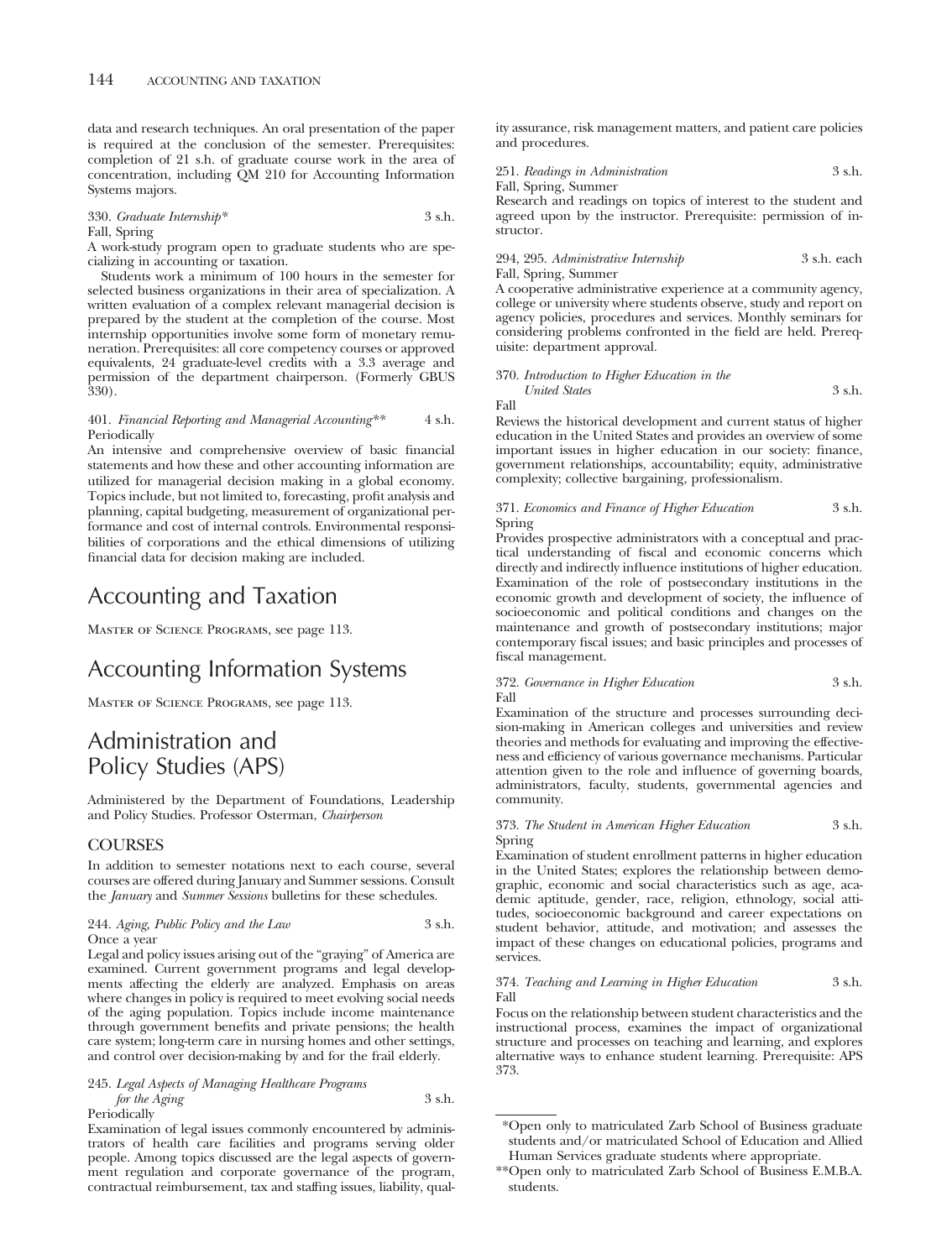data and research techniques. An oral presentation of the paper is required at the conclusion of the semester. Prerequisites: completion of 21 s.h. of graduate course work in the area of concentration, including QM 210 for Accounting Information Systems majors.

330. *Graduate Internship** 3 s.h.
Fall, Spring
A work-study program open to graduate students who are specializing in accounting or taxation.

Students work a minimum of 100 hours in the semester for selected business organizations in their area of specialization. A written evaluation of a complex relevant managerial decision is prepared by the student at the completion of the course. Most internship opportunities involve some form of monetary remuneration. Prerequisites: all core competency courses or approved equivalents, 24 graduate-level credits with a 3.3 average and permission of the department chairperson. (Formerly GBUS 330).

401. *Financial Reporting and Managerial Accounting*** 4 s.h.
Periodically
An intensive and comprehensive overview of basic financial statements and how these and other accounting information are utilized for managerial decision making in a global economy. Topics include, but not limited to, forecasting, profit analysis and planning, capital budgeting, measurement of organizational performance and cost of internal controls. Environmental responsibilities of corporations and the ethical dimensions of utilizing financial data for decision making are included.

# Accounting and Taxation

Master of Science Programs, see page 113.

# Accounting Information Systems

Master of Science Programs, see page 113.

# Administration and Policy Studies (APS)

Administered by the Department of Foundations, Leadership and Policy Studies. Professor Osterman, *Chairperson*

## COURSES

In addition to semester notations next to each course, several courses are offered during January and Summer sessions. Consult the *January* and *Summer Sessions* bulletins for these schedules.

244. *Aging, Public Policy and the Law* 3 s.h.
Once a year
Legal and policy issues arising out of the "graying" of America are examined. Current government programs and legal developments affecting the elderly are analyzed. Emphasis on areas where changes in policy is required to meet evolving social needs of the aging population. Topics include income maintenance through government benefits and private pensions; the health care system; long-term care in nursing homes and other settings, and control over decision-making by and for the frail elderly.

245. *Legal Aspects of Managing Healthcare Programs for the Aging* 3 s.h.
Periodically
Examination of legal issues commonly encountered by administrators of health care facilities and programs serving older people. Among topics discussed are the legal aspects of government regulation and corporate governance of the program, contractual reimbursement, tax and staffing issues, liability, quality assurance, risk management matters, and patient care policies and procedures.

251. *Readings in Administration* 3 s.h.
Fall, Spring, Summer
Research and readings on topics of interest to the student and agreed upon by the instructor. Prerequisite: permission of instructor.

294, 295. *Administrative Internship* 3 s.h. each
Fall, Spring, Summer
A cooperative administrative experience at a community agency, college or university where students observe, study and report on agency policies, procedures and services. Monthly seminars for considering problems confronted in the field are held. Prerequisite: department approval.

370. *Introduction to Higher Education in the United States* 3 s.h.
Fall
Reviews the historical development and current status of higher education in the United States and provides an overview of some important issues in higher education in our society: finance, government relationships, accountability; equity, administrative complexity; collective bargaining, professionalism.

371. *Economics and Finance of Higher Education* 3 s.h.
Spring
Provides prospective administrators with a conceptual and practical understanding of fiscal and economic concerns which directly and indirectly influence institutions of higher education. Examination of the role of postsecondary institutions in the economic growth and development of society, the influence of socioeconomic and political conditions and changes on the maintenance and growth of postsecondary institutions; major contemporary fiscal issues; and basic principles and processes of fiscal management.

372. *Governance in Higher Education* 3 s.h.
Fall
Examination of the structure and processes surrounding decision-making in American colleges and universities and review theories and methods for evaluating and improving the effectiveness and efficiency of various governance mechanisms. Particular attention given to the role and influence of governing boards, administrators, faculty, students, governmental agencies and community.

373. *The Student in American Higher Education* 3 s.h.
Spring
Examination of student enrollment patterns in higher education in the United States; explores the relationship between demographic, economic and social characteristics such as age, academic aptitude, gender, race, religion, ethnology, social attitudes, socioeconomic background and career expectations on student behavior, attitude, and motivation; and assesses the impact of these changes on educational policies, programs and services.

374. *Teaching and Learning in Higher Education* 3 s.h.
Fall
Focus on the relationship between student characteristics and the instructional process, examines the impact of organizational structure and processes on teaching and learning, and explores alternative ways to enhance student learning. Prerequisite: APS 373.

---

*Open only to matriculated Zarb School of Business graduate students and/or matriculated School of Education and Allied Human Services graduate students where appropriate.

**Open only to matriculated Zarb School of Business E.M.B.A. students.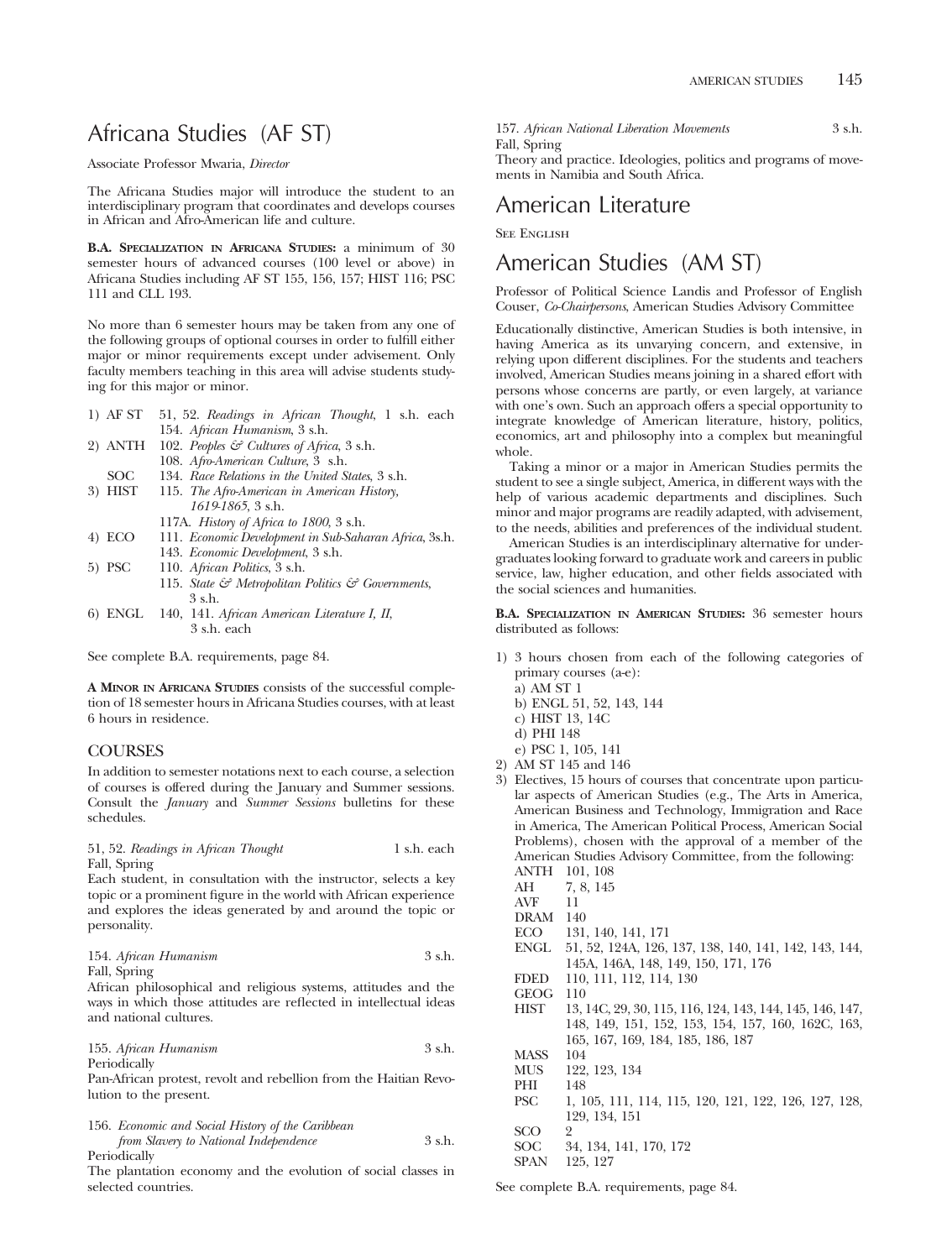# Africana Studies (AF ST)

Associate Professor Mwaria, *Director*

The Africana Studies major will introduce the student to an interdisciplinary program that coordinates and develops courses in African and Afro-American life and culture.

**B.A. Specialization in Africana Studies:** a minimum of 30 semester hours of advanced courses (100 level or above) in Africana Studies including AF ST 155, 156, 157; HIST 116; PSC 111 and CLL 193.

No more than 6 semester hours may be taken from any one of the following groups of optional courses in order to fulfill either major or minor requirements except under advisement. Only faculty members teaching in this area will advise students studying for this major or minor.

1) AF ST 51, 52. *Readings in African Thought*, 1 s.h. each
   154. *African Humanism*, 3 s.h.
2) ANTH 102. *Peoples & Cultures of Africa*, 3 s.h.
   108. *Afro-American Culture*, 3 s.h.
   SOC 134. *Race Relations in the United States*, 3 s.h.
3) HIST 115. *The Afro-American in American History, 1619-1865*, 3 s.h.
   117A. *History of Africa to 1800*, 3 s.h.
4) ECO 111. *Economic Development in Sub-Saharan Africa*, 3s.h.
   143. *Economic Development*, 3 s.h.
5) PSC 110. *African Politics*, 3 s.h.
   115. *State & Metropolitan Politics & Governments*, 3 s.h.
6) ENGL 140, 141. *African American Literature I, II*, 3 s.h. each

See complete B.A. requirements, page 84.

**A Minor in Africana Studies** consists of the successful completion of 18 semester hours in Africana Studies courses, with at least 6 hours in residence.

## COURSES

In addition to semester notations next to each course, a selection of courses is offered during the January and Summer sessions. Consult the *January* and *Summer Sessions* bulletins for these schedules.

51, 52. *Readings in African Thought* 1 s.h. each
Fall, Spring
Each student, in consultation with the instructor, selects a key topic or a prominent figure in the world with African experience and explores the ideas generated by and around the topic or personality.

154. *African Humanism* 3 s.h.
Fall, Spring
African philosophical and religious systems, attitudes and the ways in which those attitudes are reflected in intellectual ideas and national cultures.

155. *African Humanism* 3 s.h.
Periodically
Pan-African protest, revolt and rebellion from the Haitian Revolution to the present.

156. *Economic and Social History of the Caribbean from Slavery to National Independence* 3 s.h.
Periodically
The plantation economy and the evolution of social classes in selected countries.

157. *African National Liberation Movements* 3 s.h.
Fall, Spring
Theory and practice. Ideologies, politics and programs of movements in Namibia and South Africa.

# American Literature

See English

# American Studies (AM ST)

Professor of Political Science Landis and Professor of English Couser, *Co-Chairpersons*, American Studies Advisory Committee

Educationally distinctive, American Studies is both intensive, in having America as its unvarying concern, and extensive, in relying upon different disciplines. For the students and teachers involved, American Studies means joining in a shared effort with persons whose concerns are partly, or even largely, at variance with one's own. Such an approach offers a special opportunity to integrate knowledge of American literature, history, politics, economics, art and philosophy into a complex but meaningful whole.

Taking a minor or a major in American Studies permits the student to see a single subject, America, in different ways with the help of various academic departments and disciplines. Such minor and major programs are readily adapted, with advisement, to the needs, abilities and preferences of the individual student.

American Studies is an interdisciplinary alternative for undergraduates looking forward to graduate work and careers in public service, law, higher education, and other fields associated with the social sciences and humanities.

**B.A. Specialization in American Studies:** 36 semester hours distributed as follows:

1) 3 hours chosen from each of the following categories of primary courses (a-e):
   a) AM ST 1
   b) ENGL 51, 52, 143, 144
   c) HIST 13, 14C
   d) PHI 148
   e) PSC 1, 105, 141
2) AM ST 145 and 146
3) Electives, 15 hours of courses that concentrate upon particular aspects of American Studies (e.g., The Arts in America, American Business and Technology, Immigration and Race in America, The American Political Process, American Social Problems), chosen with the approval of a member of the American Studies Advisory Committee, from the following:
   ANTH 101, 108
   AH 7, 8, 145
   AVF 11
   DRAM 140
   ECO 131, 140, 141, 171
   ENGL 51, 52, 124A, 126, 137, 138, 140, 141, 142, 143, 144, 145A, 146A, 148, 149, 150, 171, 176
   FDED 110, 111, 112, 114, 130
   GEOG 110
   HIST 13, 14C, 29, 30, 115, 116, 124, 143, 144, 145, 146, 147, 148, 149, 151, 152, 153, 154, 157, 160, 162C, 163, 165, 167, 169, 184, 185, 186, 187
   MASS 104
   MUS 122, 123, 134
   PHI 148
   PSC 1, 105, 111, 114, 115, 120, 121, 122, 126, 127, 128, 129, 134, 151
   SCO 2
   SOC 34, 134, 141, 170, 172
   SPAN 125, 127

See complete B.A. requirements, page 84.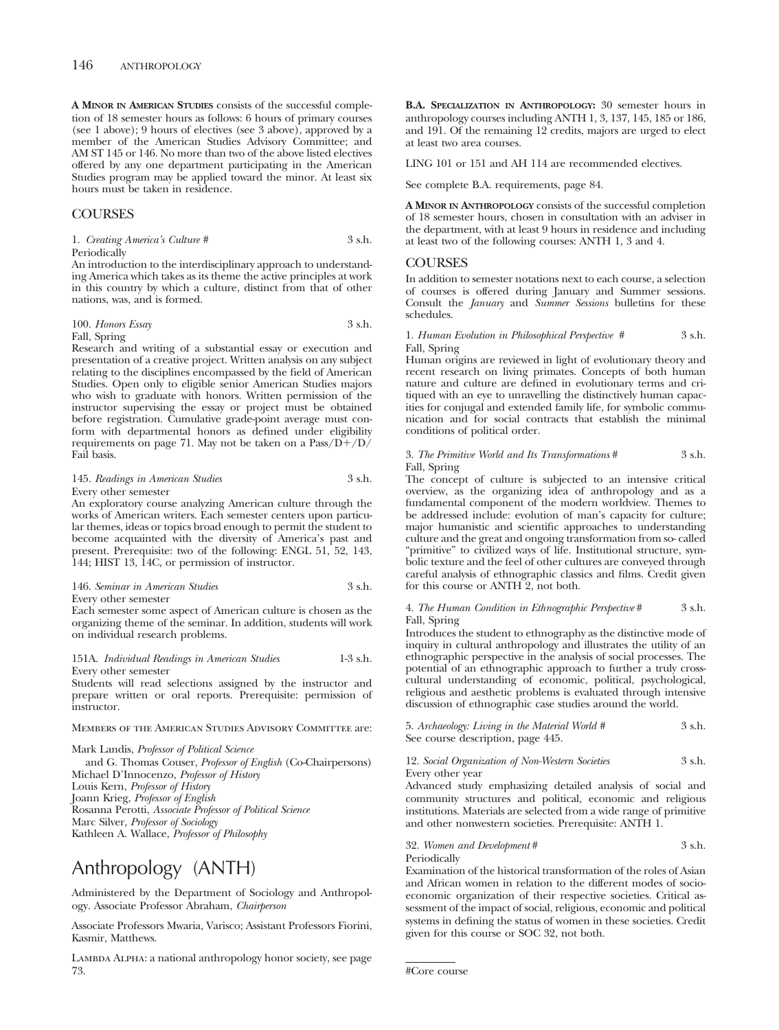**A Minor in American Studies** consists of the successful completion of 18 semester hours as follows: 6 hours of primary courses (see 1 above); 9 hours of electives (see 3 above), approved by a member of the American Studies Advisory Committee; and AM ST 145 or 146. No more than two of the above listed electives offered by any one department participating in the American Studies program may be applied toward the minor. At least six hours must be taken in residence.

## COURSES

1. *Creating America's Culture* # 3 s.h.
Periodically
An introduction to the interdisciplinary approach to understanding America which takes as its theme the active principles at work in this country by which a culture, distinct from that of other nations, was, and is formed.

100. *Honors Essay* 3 s.h.
Fall, Spring
Research and writing of a substantial essay or execution and presentation of a creative project. Written analysis on any subject relating to the disciplines encompassed by the field of American Studies. Open only to eligible senior American Studies majors who wish to graduate with honors. Written permission of the instructor supervising the essay or project must be obtained before registration. Cumulative grade-point average must conform with departmental honors as defined under eligibility requirements on page 71. May not be taken on a Pass/D+/D/Fail basis.

145. *Readings in American Studies* 3 s.h.
Every other semester
An exploratory course analyzing American culture through the works of American writers. Each semester centers upon particular themes, ideas or topics broad enough to permit the student to become acquainted with the diversity of America's past and present. Prerequisite: two of the following: ENGL 51, 52, 143, 144; HIST 13, 14C, or permission of instructor.

146. *Seminar in American Studies* 3 s.h.
Every other semester
Each semester some aspect of American culture is chosen as the organizing theme of the seminar. In addition, students will work on individual research problems.

151A. *Individual Readings in American Studies* 1-3 s.h.
Every other semester
Students will read selections assigned by the instructor and prepare written or oral reports. Prerequisite: permission of instructor.

Members of the American Studies Advisory Committee are:

Mark Landis, *Professor of Political Science*
and G. Thomas Couser, *Professor of English* (Co-Chairpersons)
Michael D'Innocenzo, *Professor of History*
Louis Kern, *Professor of History*
Joann Krieg, *Professor of English*
Rosanna Perotti, *Associate Professor of Political Science*
Marc Silver, *Professor of Sociology*
Kathleen A. Wallace, *Professor of Philosophy*

# Anthropology (ANTH)

Administered by the Department of Sociology and Anthropology. Associate Professor Abraham, *Chairperson*

Associate Professors Mwaria, Varisco; Assistant Professors Fiorini, Kasmir, Matthews.

Lambda Alpha: a national anthropology honor society, see page 73.

**B.A. Specialization in Anthropology:** 30 semester hours in anthropology courses including ANTH 1, 3, 137, 145, 185 or 186, and 191. Of the remaining 12 credits, majors are urged to elect at least two area courses.

LING 101 or 151 and AH 114 are recommended electives.

See complete B.A. requirements, page 84.

**A Minor in Anthropology** consists of the successful completion of 18 semester hours, chosen in consultation with an adviser in the department, with at least 9 hours in residence and including at least two of the following courses: ANTH 1, 3 and 4.

## COURSES

In addition to semester notations next to each course, a selection of courses is offered during January and Summer sessions. Consult the *January* and *Summer Sessions* bulletins for these schedules.

1. *Human Evolution in Philosophical Perspective* # 3 s.h.
Fall, Spring
Human origins are reviewed in light of evolutionary theory and recent research on living primates. Concepts of both human nature and culture are defined in evolutionary terms and critiqued with an eye to unravelling the distinctively human capacities for conjugal and extended family life, for symbolic communication and for social contracts that establish the minimal conditions of political order.

3. *The Primitive World and Its Transformations* # 3 s.h.
Fall, Spring
The concept of culture is subjected to an intensive critical overview, as the organizing idea of anthropology and as a fundamental component of the modern worldview. Themes to be addressed include: evolution of man's capacity for culture; major humanistic and scientific approaches to understanding culture and the great and ongoing transformation from so-called "primitive" to civilized ways of life. Institutional structure, symbolic texture and the feel of other cultures are conveyed through careful analysis of ethnographic classics and films. Credit given for this course or ANTH 2, not both.

4. *The Human Condition in Ethnographic Perspective* # 3 s.h.
Fall, Spring
Introduces the student to ethnography as the distinctive mode of inquiry in cultural anthropology and illustrates the utility of an ethnographic perspective in the analysis of social processes. The potential of an ethnographic approach to further a truly cross-cultural understanding of economic, political, psychological, religious and aesthetic problems is evaluated through intensive discussion of ethnographic case studies around the world.

5. *Archaeology: Living in the Material World* # 3 s.h.
See course description, page 445.

12. *Social Organization of Non-Western Societies* 3 s.h.
Every other year
Advanced study emphasizing detailed analysis of social and community structures and political, economic and religious institutions. Materials are selected from a wide range of primitive and other nonwestern societies. Prerequisite: ANTH 1.

32. *Women and Development* # 3 s.h.
Periodically
Examination of the historical transformation of the roles of Asian and African women in relation to the different modes of socioeconomic organization of their respective societies. Critical assessment of the impact of social, religious, economic and political systems in defining the status of women in these societies. Credit given for this course or SOC 32, not both.

#Core course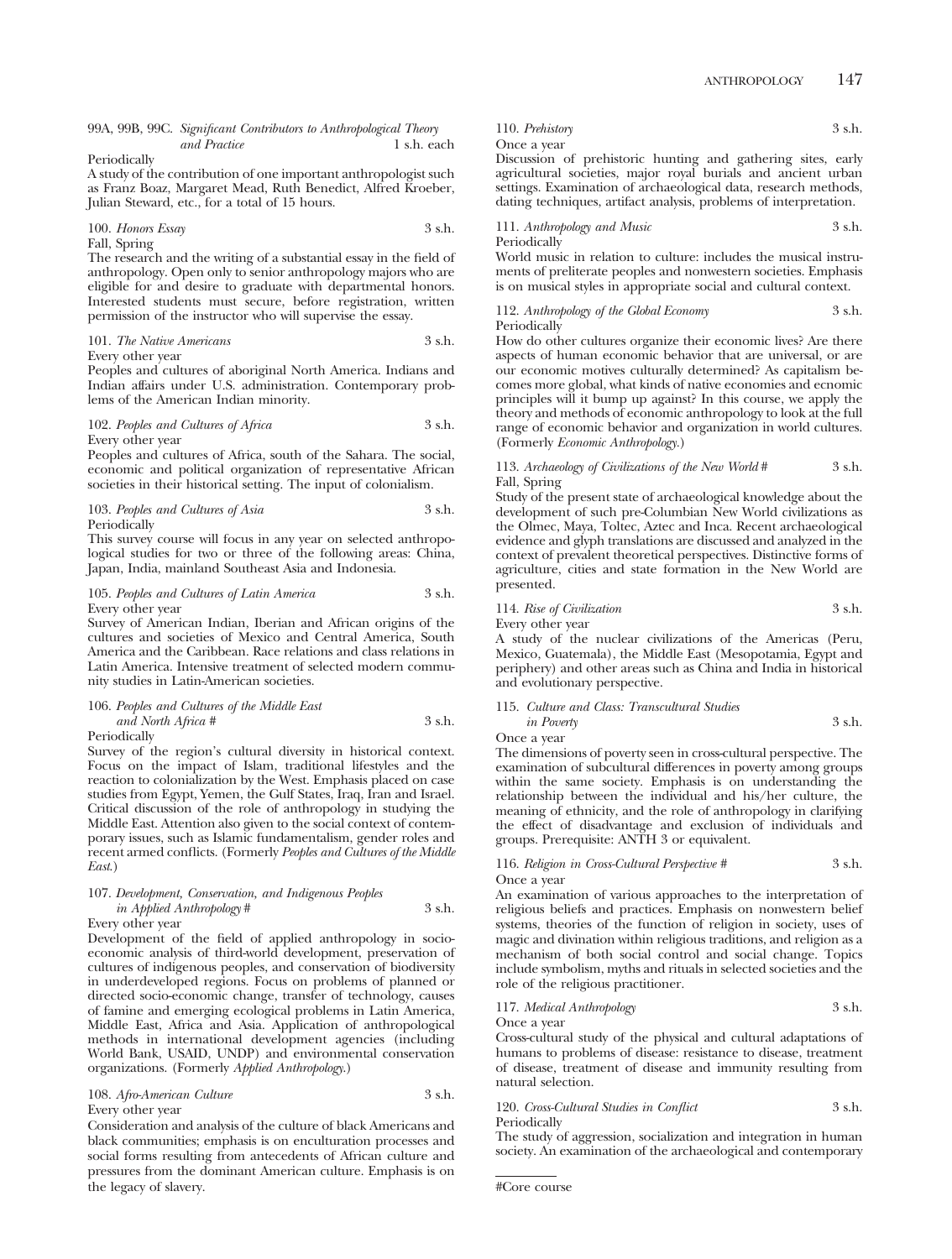99A, 99B, 99C. *Significant Contributors to Anthropological Theory and Practice* 1 s.h. each

Periodically

A study of the contribution of one important anthropologist such as Franz Boaz, Margaret Mead, Ruth Benedict, Alfred Kroeber, Julian Steward, etc., for a total of 15 hours.

100. *Honors Essay* 3 s.h.

Fall, Spring

The research and the writing of a substantial essay in the field of anthropology. Open only to senior anthropology majors who are eligible for and desire to graduate with departmental honors. Interested students must secure, before registration, written permission of the instructor who will supervise the essay.

101. *The Native Americans* 3 s.h.

Every other year

Peoples and cultures of aboriginal North America. Indians and Indian affairs under U.S. administration. Contemporary problems of the American Indian minority.

102. *Peoples and Cultures of Africa* 3 s.h.

Every other year

Peoples and cultures of Africa, south of the Sahara. The social, economic and political organization of representative African societies in their historical setting. The input of colonialism.

103. *Peoples and Cultures of Asia* 3 s.h.

Periodically

This survey course will focus in any year on selected anthropological studies for two or three of the following areas: China, Japan, India, mainland Southeast Asia and Indonesia.

105. *Peoples and Cultures of Latin America* 3 s.h.

Every other year

Survey of American Indian, Iberian and African origins of the cultures and societies of Mexico and Central America, South America and the Caribbean. Race relations and class relations in Latin America. Intensive treatment of selected modern community studies in Latin-American societies.

106. *Peoples and Cultures of the Middle East and North Africa #* 3 s.h.

Periodically

Survey of the region's cultural diversity in historical context. Focus on the impact of Islam, traditional lifestyles and the reaction to colonialization by the West. Emphasis placed on case studies from Egypt, Yemen, the Gulf States, Iraq, Iran and Israel. Critical discussion of the role of anthropology in studying the Middle East. Attention also given to the social context of contemporary issues, such as Islamic fundamentalism, gender roles and recent armed conflicts. (Formerly *Peoples and Cultures of the Middle East.*)

107. *Development, Conservation, and Indigenous Peoples in Applied Anthropology #* 3 s.h.

Every other year

Development of the field of applied anthropology in socio-economic analysis of third-world development, preservation of cultures of indigenous peoples, and conservation of biodiversity in underdeveloped regions. Focus on problems of planned or directed socio-economic change, transfer of technology, causes of famine and emerging ecological problems in Latin America, Middle East, Africa and Asia. Application of anthropological methods in international development agencies (including World Bank, USAID, UNDP) and environmental conservation organizations. (Formerly *Applied Anthropology.*)

108. *Afro-American Culture* 3 s.h.

Every other year

Consideration and analysis of the culture of black Americans and black communities; emphasis is on enculturation processes and social forms resulting from antecedents of African culture and pressures from the dominant American culture. Emphasis is on the legacy of slavery.

110. *Prehistory* 3 s.h.

Once a year

Discussion of prehistoric hunting and gathering sites, early agricultural societies, major royal burials and ancient urban settings. Examination of archaeological data, research methods, dating techniques, artifact analysis, problems of interpretation.

111. *Anthropology and Music* 3 s.h.

Periodically

World music in relation to culture: includes the musical instruments of preliterate peoples and nonwestern societies. Emphasis is on musical styles in appropriate social and cultural context.

112. *Anthropology of the Global Economy* 3 s.h.

Periodically

How do other cultures organize their economic lives? Are there aspects of human economic behavior that are universal, or are our economic motives culturally determined? As capitalism becomes more global, what kinds of native economies and ecnomic principles will it bump up against? In this course, we apply the theory and methods of economic anthropology to look at the full range of economic behavior and organization in world cultures. (Formerly *Economic Anthropology.*)

113. *Archaeology of Civilizations of the New World #* 3 s.h.

Fall, Spring

Study of the present state of archaeological knowledge about the development of such pre-Columbian New World civilizations as the Olmec, Maya, Toltec, Aztec and Inca. Recent archaeological evidence and glyph translations are discussed and analyzed in the context of prevalent theoretical perspectives. Distinctive forms of agriculture, cities and state formation in the New World are presented.

114. *Rise of Civilization* 3 s.h.

Every other year

A study of the nuclear civilizations of the Americas (Peru, Mexico, Guatemala), the Middle East (Mesopotamia, Egypt and periphery) and other areas such as China and India in historical and evolutionary perspective.

115. *Culture and Class: Transcultural Studies in Poverty* 3 s.h.

Once a year

The dimensions of poverty seen in cross-cultural perspective. The examination of subcultural differences in poverty among groups within the same society. Emphasis is on understanding the relationship between the individual and his/her culture, the meaning of ethnicity, and the role of anthropology in clarifying the effect of disadvantage and exclusion of individuals and groups. Prerequisite: ANTH 3 or equivalent.

116. *Religion in Cross-Cultural Perspective #* 3 s.h.

Once a year

An examination of various approaches to the interpretation of religious beliefs and practices. Emphasis on nonwestern belief systems, theories of the function of religion in society, uses of magic and divination within religious traditions, and religion as a mechanism of both social control and social change. Topics include symbolism, myths and rituals in selected societies and the role of the religious practitioner.

117. *Medical Anthropology* 3 s.h.

Once a year

Cross-cultural study of the physical and cultural adaptations of humans to problems of disease: resistance to disease, treatment of disease, treatment of disease and immunity resulting from natural selection.

120. *Cross-Cultural Studies in Conflict* 3 s.h.

Periodically

The study of aggression, socialization and integration in human society. An examination of the archaeological and contemporary

#Core course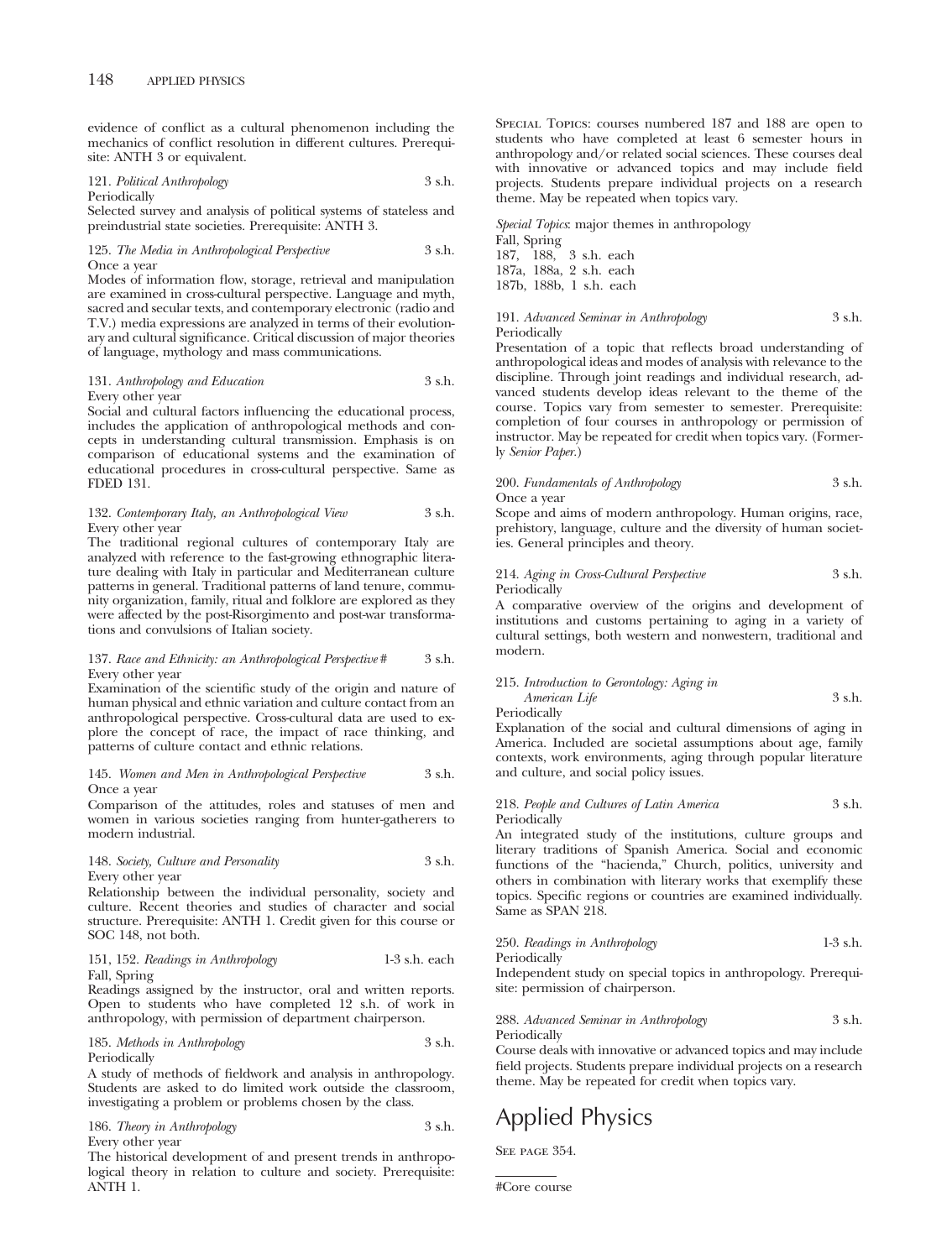evidence of conflict as a cultural phenomenon including the mechanics of conflict resolution in different cultures. Prerequisite: ANTH 3 or equivalent.

121. *Political Anthropology* 3 s.h.
Periodically
Selected survey and analysis of political systems of stateless and preindustrial state societies. Prerequisite: ANTH 3.

125. *The Media in Anthropological Perspective* 3 s.h.
Once a year
Modes of information flow, storage, retrieval and manipulation are examined in cross-cultural perspective. Language and myth, sacred and secular texts, and contemporary electronic (radio and T.V.) media expressions are analyzed in terms of their evolutionary and cultural significance. Critical discussion of major theories of language, mythology and mass communications.

131. *Anthropology and Education* 3 s.h.
Every other year
Social and cultural factors influencing the educational process, includes the application of anthropological methods and concepts in understanding cultural transmission. Emphasis is on comparison of educational systems and the examination of educational procedures in cross-cultural perspective. Same as FDED 131.

132. *Contemporary Italy, an Anthropological View* 3 s.h.
Every other year
The traditional regional cultures of contemporary Italy are analyzed with reference to the fast-growing ethnographic literature dealing with Italy in particular and Mediterranean culture patterns in general. Traditional patterns of land tenure, community organization, family, ritual and folklore are explored as they were affected by the post-Risorgimento and post-war transformations and convulsions of Italian society.

137. *Race and Ethnicity: an Anthropological Perspective* # 3 s.h.
Every other year
Examination of the scientific study of the origin and nature of human physical and ethnic variation and culture contact from an anthropological perspective. Cross-cultural data are used to explore the concept of race, the impact of race thinking, and patterns of culture contact and ethnic relations.

145. *Women and Men in Anthropological Perspective* 3 s.h.
Once a year
Comparison of the attitudes, roles and statuses of men and women in various societies ranging from hunter-gatherers to modern industrial.

148. *Society, Culture and Personality* 3 s.h.
Every other year
Relationship between the individual personality, society and culture. Recent theories and studies of character and social structure. Prerequisite: ANTH 1. Credit given for this course or SOC 148, not both.

151, 152. *Readings in Anthropology* 1-3 s.h. each
Fall, Spring
Readings assigned by the instructor, oral and written reports. Open to students who have completed 12 s.h. of work in anthropology, with permission of department chairperson.

185. *Methods in Anthropology* 3 s.h.
Periodically
A study of methods of fieldwork and analysis in anthropology. Students are asked to do limited work outside the classroom, investigating a problem or problems chosen by the class.

186. *Theory in Anthropology* 3 s.h.
Every other year
The historical development of and present trends in anthropological theory in relation to culture and society. Prerequisite: ANTH 1.

Special Topics: courses numbered 187 and 188 are open to students who have completed at least 6 semester hours in anthropology and/or related social sciences. These courses deal with innovative or advanced topics and may include field projects. Students prepare individual projects on a research theme. May be repeated when topics vary.

*Special Topics*: major themes in anthropology
Fall, Spring
187, 188, 3 s.h. each
187a, 188a, 2 s.h. each
187b, 188b, 1 s.h. each

191. *Advanced Seminar in Anthropology* 3 s.h.
Periodically
Presentation of a topic that reflects broad understanding of anthropological ideas and modes of analysis with relevance to the discipline. Through joint readings and individual research, advanced students develop ideas relevant to the theme of the course. Topics vary from semester to semester. Prerequisite: completion of four courses in anthropology or permission of instructor. May be repeated for credit when topics vary. (Formerly *Senior Paper*.)

200. *Fundamentals of Anthropology* 3 s.h.
Once a year
Scope and aims of modern anthropology. Human origins, race, prehistory, language, culture and the diversity of human societies. General principles and theory.

214. *Aging in Cross-Cultural Perspective* 3 s.h.
Periodically
A comparative overview of the origins and development of institutions and customs pertaining to aging in a variety of cultural settings, both western and nonwestern, traditional and modern.

215. *Introduction to Gerontology: Aging in American Life* 3 s.h.
Periodically
Explanation of the social and cultural dimensions of aging in America. Included are societal assumptions about age, family contexts, work environments, aging through popular literature and culture, and social policy issues.

218. *People and Cultures of Latin America* 3 s.h.
Periodically
An integrated study of the institutions, culture groups and literary traditions of Spanish America. Social and economic functions of the "hacienda," Church, politics, university and others in combination with literary works that exemplify these topics. Specific regions or countries are examined individually. Same as SPAN 218.

250. *Readings in Anthropology* 1-3 s.h.
Periodically
Independent study on special topics in anthropology. Prerequisite: permission of chairperson.

288. *Advanced Seminar in Anthropology* 3 s.h.
Periodically
Course deals with innovative or advanced topics and may include field projects. Students prepare individual projects on a research theme. May be repeated for credit when topics vary.

# Applied Physics

See page 354.

---

#Core course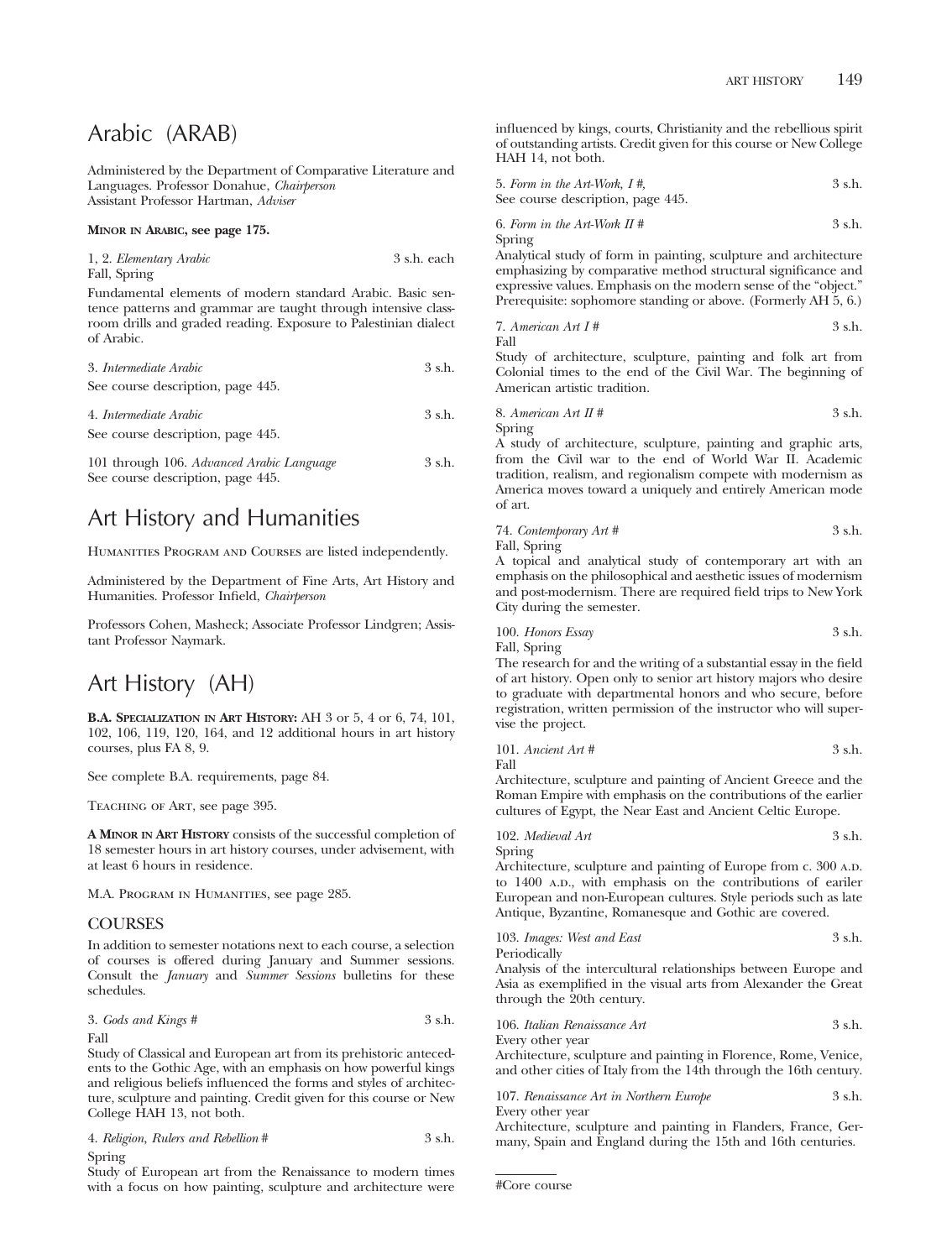# Arabic (ARAB)

Administered by the Department of Comparative Literature and Languages. Professor Donahue, *Chairperson*
Assistant Professor Hartman, *Adviser*

**MINOR IN ARABIC, see page 175.**

1, 2. *Elementary Arabic* — 3 s.h. each
Fall, Spring
Fundamental elements of modern standard Arabic. Basic sentence patterns and grammar are taught through intensive classroom drills and graded reading. Exposure to Palestinian dialect of Arabic.

3. *Intermediate Arabic* — 3 s.h.
See course description, page 445.

4. *Intermediate Arabic* — 3 s.h.
See course description, page 445.

101 through 106. *Advanced Arabic Language* — 3 s.h.
See course description, page 445.

# Art History and Humanities

HUMANITIES PROGRAM AND COURSES are listed independently.

Administered by the Department of Fine Arts, Art History and Humanities. Professor Infield, *Chairperson*

Professors Cohen, Masheck; Associate Professor Lindgren; Assistant Professor Naymark.

# Art History (AH)

**B.A. SPECIALIZATION IN ART HISTORY:** AH 3 or 5, 4 or 6, 74, 101, 102, 106, 119, 120, 164, and 12 additional hours in art history courses, plus FA 8, 9.

See complete B.A. requirements, page 84.

TEACHING OF ART, see page 395.

**A MINOR IN ART HISTORY** consists of the successful completion of 18 semester hours in art history courses, under advisement, with at least 6 hours in residence.

M.A. PROGRAM IN HUMANITIES, see page 285.

## COURSES

In addition to semester notations next to each course, a selection of courses is offered during January and Summer sessions. Consult the *January* and *Summer Sessions* bulletins for these schedules.

3. *Gods and Kings #* — 3 s.h.
Fall
Study of Classical and European art from its prehistoric antecedents to the Gothic Age, with an emphasis on how powerful kings and religious beliefs influenced the forms and styles of architecture, sculpture and painting. Credit given for this course or New College HAH 13, not both.

4. *Religion, Rulers and Rebellion #* — 3 s.h.
Spring
Study of European art from the Renaissance to modern times with a focus on how painting, sculpture and architecture were influenced by kings, courts, Christianity and the rebellious spirit of outstanding artists. Credit given for this course or New College HAH 14, not both.

5. *Form in the Art-Work, I #,* — 3 s.h.
See course description, page 445.

6. *Form in the Art-Work II #* — 3 s.h.
Spring
Analytical study of form in painting, sculpture and architecture emphasizing by comparative method structural significance and expressive values. Emphasis on the modern sense of the "object." Prerequisite: sophomore standing or above. (Formerly AH 5, 6.)

7. *American Art I #* — 3 s.h.
Fall
Study of architecture, sculpture, painting and folk art from Colonial times to the end of the Civil War. The beginning of American artistic tradition.

8. *American Art II #* — 3 s.h.
Spring
A study of architecture, sculpture, painting and graphic arts, from the Civil war to the end of World War II. Academic tradition, realism, and regionalism compete with modernism as America moves toward a uniquely and entirely American mode of art.

74. *Contemporary Art #* — 3 s.h.
Fall, Spring
A topical and analytical study of contemporary art with an emphasis on the philosophical and aesthetic issues of modernism and post-modernism. There are required field trips to New York City during the semester.

100. *Honors Essay* — 3 s.h.
Fall, Spring
The research for and the writing of a substantial essay in the field of art history. Open only to senior art history majors who desire to graduate with departmental honors and who secure, before registration, written permission of the instructor who will supervise the project.

101. *Ancient Art #* — 3 s.h.
Fall
Architecture, sculpture and painting of Ancient Greece and the Roman Empire with emphasis on the contributions of the earlier cultures of Egypt, the Near East and Ancient Celtic Europe.

102. *Medieval Art* — 3 s.h.
Spring
Architecture, sculpture and painting of Europe from c. 300 A.D. to 1400 A.D., with emphasis on the contributions of eariler European and non-European cultures. Style periods such as late Antique, Byzantine, Romanesque and Gothic are covered.

103. *Images: West and East* — 3 s.h.
Periodically
Analysis of the intercultural relationships between Europe and Asia as exemplified in the visual arts from Alexander the Great through the 20th century.

106. *Italian Renaissance Art* — 3 s.h.
Every other year
Architecture, sculpture and painting in Florence, Rome, Venice, and other cities of Italy from the 14th through the 16th century.

107. *Renaissance Art in Northern Europe* — 3 s.h.
Every other year
Architecture, sculpture and painting in Flanders, France, Germany, Spain and England during the 15th and 16th centuries.

---

#Core course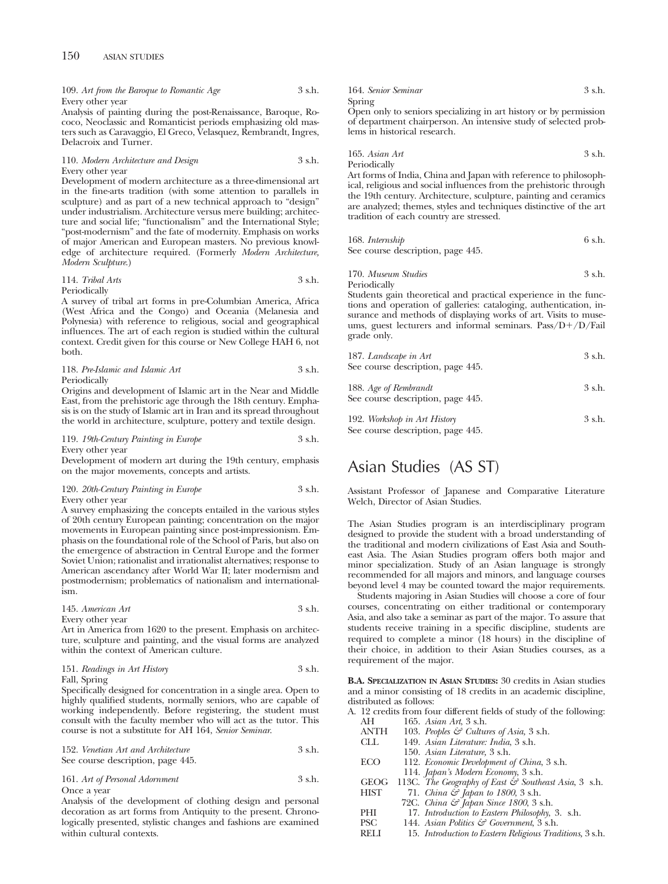109. *Art from the Baroque to Romantic Age* 3 s.h.
Every other year
Analysis of painting during the post-Renaissance, Baroque, Rococo, Neoclassic and Romanticist periods emphasizing old masters such as Caravaggio, El Greco, Velasquez, Rembrandt, Ingres, Delacroix and Turner.

110. *Modern Architecture and Design* 3 s.h.
Every other year
Development of modern architecture as a three-dimensional art in the fine-arts tradition (with some attention to parallels in sculpture) and as part of a new technical approach to "design" under industrialism. Architecture versus mere building; architecture and social life; "functionalism" and the International Style; "post-modernism" and the fate of modernity. Emphasis on works of major American and European masters. No previous knowledge of architecture required. (Formerly *Modern Architecture, Modern Sculpture.*)

114. *Tribal Arts* 3 s.h.
Periodically
A survey of tribal art forms in pre-Columbian America, Africa (West Africa and the Congo) and Oceania (Melanesia and Polynesia) with reference to religious, social and geographical influences. The art of each region is studied within the cultural context. Credit given for this course or New College HAH 6, not both.

118. *Pre-Islamic and Islamic Art* 3 s.h.
Periodically
Origins and development of Islamic art in the Near and Middle East, from the prehistoric age through the 18th century. Emphasis is on the study of Islamic art in Iran and its spread throughout the world in architecture, sculpture, pottery and textile design.

119. *19th-Century Painting in Europe* 3 s.h.
Every other year
Development of modern art during the 19th century, emphasis on the major movements, concepts and artists.

120. *20th-Century Painting in Europe* 3 s.h.
Every other year
A survey emphasizing the concepts entailed in the various styles of 20th century European painting; concentration on the major movements in European painting since post-impressionism. Emphasis on the foundational role of the School of Paris, but also on the emergence of abstraction in Central Europe and the former Soviet Union; rationalist and irrationalist alternatives; response to American ascendancy after World War II; later modernism and postmodernism; problematics of nationalism and internationalism.

145. *American Art* 3 s.h.
Every other year
Art in America from 1620 to the present. Emphasis on architecture, sculpture and painting, and the visual forms are analyzed within the context of American culture.

151. *Readings in Art History* 3 s.h.
Fall, Spring
Specifically designed for concentration in a single area. Open to highly qualified students, normally seniors, who are capable of working independently. Before registering, the student must consult with the faculty member who will act as the tutor. This course is not a substitute for AH 164, *Senior Seminar*.

152. *Venetian Art and Architecture* 3 s.h.
See course description, page 445.

161. *Art of Personal Adornment* 3 s.h.
Once a year
Analysis of the development of clothing design and personal decoration as art forms from Antiquity to the present. Chronologically presented, stylistic changes and fashions are examined within cultural contexts.

164. *Senior Seminar* 3 s.h.
Spring
Open only to seniors specializing in art history or by permission of department chairperson. An intensive study of selected problems in historical research.

165. *Asian Art* 3 s.h.
Periodically
Art forms of India, China and Japan with reference to philosophical, religious and social influences from the prehistoric through the 19th century. Architecture, sculpture, painting and ceramics are analyzed; themes, styles and techniques distinctive of the art tradition of each country are stressed.

168. *Internship* 6 s.h.
See course description, page 445.

170. *Museum Studies* 3 s.h.
Periodically
Students gain theoretical and practical experience in the functions and operation of galleries: cataloging, authentication, insurance and methods of displaying works of art. Visits to museums, guest lecturers and informal seminars. Pass/D+/D/Fail grade only.

187. *Landscape in Art* 3 s.h.
See course description, page 445.

188. *Age of Rembrandt* 3 s.h.
See course description, page 445.

192. *Workshop in Art History* 3 s.h.
See course description, page 445.

# Asian Studies (AS ST)

Assistant Professor of Japanese and Comparative Literature Welch, Director of Asian Studies.

The Asian Studies program is an interdisciplinary program designed to provide the student with a broad understanding of the traditional and modern civilizations of East Asia and Southeast Asia. The Asian Studies program offers both major and minor specialization. Study of an Asian language is strongly recommended for all majors and minors, and language courses beyond level 4 may be counted toward the major requirements.

Students majoring in Asian Studies will choose a core of four courses, concentrating on either traditional or contemporary Asia, and also take a seminar as part of the major. To assure that students receive training in a specific discipline, students are required to complete a minor (18 hours) in the discipline of their choice, in addition to their Asian Studies courses, as a requirement of the major.

**B.A. Specialization in Asian Studies:** 30 credits in Asian studies and a minor consisting of 18 credits in an academic discipline, distributed as follows:

A. 12 credits from four different fields of study of the following:

| | |
|---|---|
| AH | 165. *Asian Art,* 3 s.h. |
| ANTH | 103. *Peoples & Cultures of Asia,* 3 s.h. |
| CLL | 149. *Asian Literature: India,* 3 s.h. |
| | 150. *Asian Literature,* 3 s.h. |
| ECO | 112. *Economic Development of China,* 3 s.h. |
| | 114. *Japan's Modern Economy,* 3 s.h. |
| GEOG | 113C. *The Geography of East & Southeast Asia,* 3 s.h. |
| HIST | 71. *China & Japan to 1800,* 3 s.h. |
| | 72C. *China & Japan Since 1800,* 3 s.h. |
| PHI | 17. *Introduction to Eastern Philosophy,* 3. s.h. |
| PSC | 144. *Asian Politics & Government,* 3 s.h. |
| RELI | 15. *Introduction to Eastern Religious Traditions,* 3 s.h. |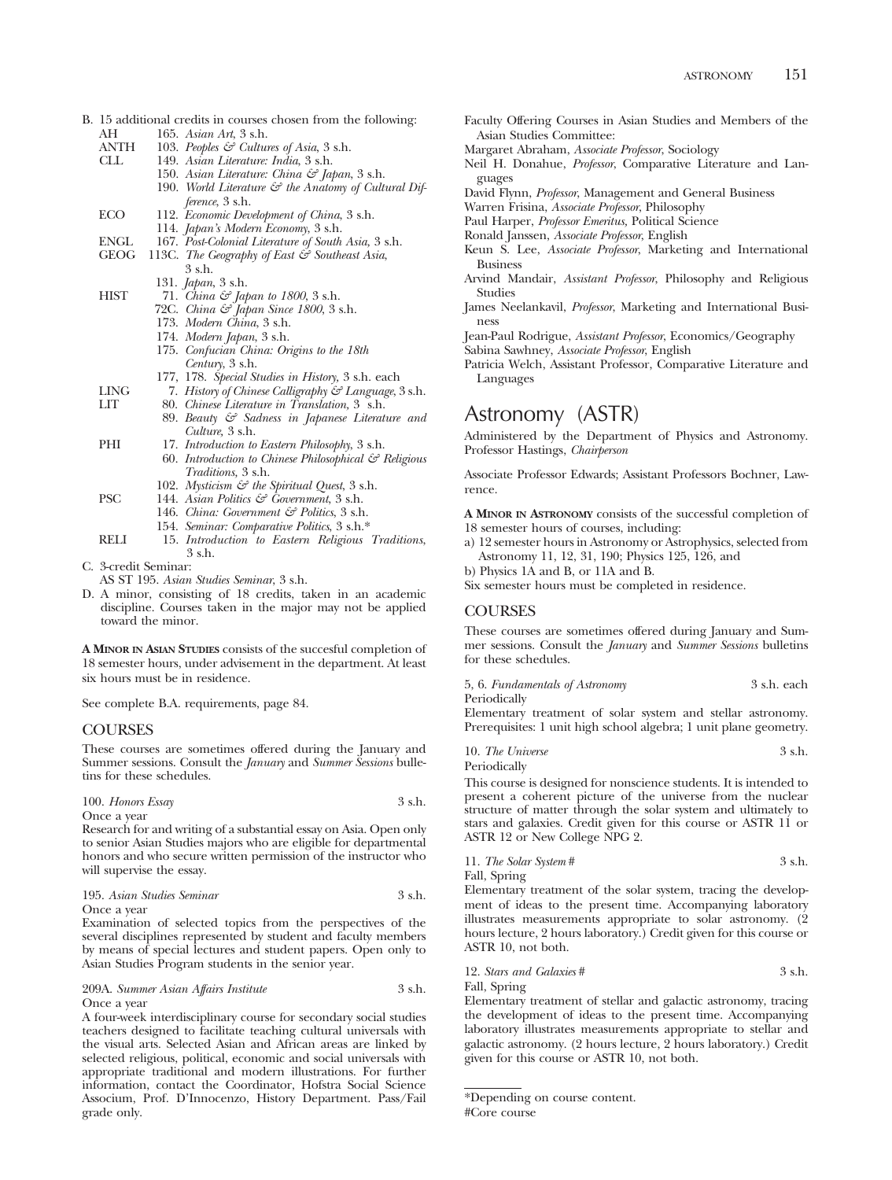B. 15 additional credits in courses chosen from the following:

| | | |
|---|---|---|
| AH | 165. | *Asian Art*, 3 s.h. |
| ANTH | 103. | *Peoples & Cultures of Asia*, 3 s.h. |
| CLL | 149. | *Asian Literature: India*, 3 s.h. |
| | 150. | *Asian Literature: China & Japan*, 3 s.h. |
| | 190. | *World Literature & the Anatomy of Cultural Difference*, 3 s.h. |
| ECO | 112. | *Economic Development of China*, 3 s.h. |
| | 114. | *Japan's Modern Economy*, 3 s.h. |
| ENGL | 167. | *Post-Colonial Literature of South Asia*, 3 s.h. |
| GEOG | 113C. | *The Geography of East & Southeast Asia*, 3 s.h. |
| | 131. | *Japan*, 3 s.h. |
| HIST | 71. | *China & Japan to 1800*, 3 s.h. |
| | 72C. | *China & Japan Since 1800*, 3 s.h. |
| | 173. | *Modern China*, 3 s.h. |
| | 174. | *Modern Japan*, 3 s.h. |
| | 175. | *Confucian China: Origins to the 18th Century*, 3 s.h. |
| | 177, 178. | *Special Studies in History*, 3 s.h. each |
| LING | 7. | *History of Chinese Calligraphy & Language*, 3 s.h. |
| LIT | 80. | *Chinese Literature in Translation*, 3 s.h. |
| | 89. | *Beauty & Sadness in Japanese Literature and Culture*, 3 s.h. |
| PHI | 17. | *Introduction to Eastern Philosophy*, 3 s.h. |
| | 60. | *Introduction to Chinese Philosophical & Religious Traditions*, 3 s.h. |
| | 102. | *Mysticism & the Spiritual Quest*, 3 s.h. |
| PSC | 144. | *Asian Politics & Government*, 3 s.h. |
| | 146. | *China: Government & Politics*, 3 s.h. |
| | 154. | *Seminar: Comparative Politics*, 3 s.h.* |
| RELI | 15. | *Introduction to Eastern Religious Traditions*, 3 s.h. |

C. 3-credit Seminar:
AS ST 195. *Asian Studies Seminar*, 3 s.h.

D. A minor, consisting of 18 credits, taken in an academic discipline. Courses taken in the major may not be applied toward the minor.

**A Minor in Asian Studies** consists of the succesful completion of 18 semester hours, under advisement in the department. At least six hours must be in residence.

See complete B.A. requirements, page 84.

## COURSES

These courses are sometimes offered during the January and Summer sessions. Consult the *January* and *Summer Sessions* bulletins for these schedules.

100. *Honors Essay* 3 s.h.
Once a year
Research for and writing of a substantial essay on Asia. Open only to senior Asian Studies majors who are eligible for departmental honors and who secure written permission of the instructor who will supervise the essay.

195. *Asian Studies Seminar* 3 s.h.
Once a year
Examination of selected topics from the perspectives of the several disciplines represented by student and faculty members by means of special lectures and student papers. Open only to Asian Studies Program students in the senior year.

209A. *Summer Asian Affairs Institute* 3 s.h.
Once a year
A four-week interdisciplinary course for secondary social studies teachers designed to facilitate teaching cultural universals with the visual arts. Selected Asian and African areas are linked by selected religious, political, economic and social universals with appropriate traditional and modern illustrations. For further information, contact the Coordinator, Hofstra Social Science Associum, Prof. D'Innocenzo, History Department. Pass/Fail grade only.

Faculty Offering Courses in Asian Studies and Members of the Asian Studies Committee:

Margaret Abraham, *Associate Professor*, Sociology
Neil H. Donahue, *Professor*, Comparative Literature and Languages
David Flynn, *Professor*, Management and General Business
Warren Frisina, *Associate Professor*, Philosophy
Paul Harper, *Professor Emeritus*, Political Science
Ronald Janssen, *Associate Professor*, English
Keun S. Lee, *Associate Professor*, Marketing and International Business
Arvind Mandair, *Assistant Professor*, Philosophy and Religious Studies
James Neelankavil, *Professor*, Marketing and International Business
Jean-Paul Rodrigue, *Assistant Professor*, Economics/Geography
Sabina Sawhney, *Associate Professor*, English
Patricia Welch, Assistant Professor, Comparative Literature and Languages

# Astronomy (ASTR)

Administered by the Department of Physics and Astronomy. Professor Hastings, *Chairperson*

Associate Professor Edwards; Assistant Professors Bochner, Lawrence.

**A Minor in Astronomy** consists of the successful completion of 18 semester hours of courses, including:
a) 12 semester hours in Astronomy or Astrophysics, selected from Astronomy 11, 12, 31, 190; Physics 125, 126, and
b) Physics 1A and B, or 11A and B.
Six semester hours must be completed in residence.

## COURSES

These courses are sometimes offered during January and Summer sessions. Consult the *January* and *Summer Sessions* bulletins for these schedules.

5, 6. *Fundamentals of Astronomy* 3 s.h. each
Periodically
Elementary treatment of solar system and stellar astronomy. Prerequisites: 1 unit high school algebra; 1 unit plane geometry.

10. *The Universe* 3 s.h.
Periodically
This course is designed for nonscience students. It is intended to present a coherent picture of the universe from the nuclear structure of matter through the solar system and ultimately to stars and galaxies. Credit given for this course or ASTR 11 or ASTR 12 or New College NPG 2.

11. *The Solar System* # 3 s.h.
Fall, Spring
Elementary treatment of the solar system, tracing the development of ideas to the present time. Accompanying laboratory illustrates measurements appropriate to solar astronomy. (2 hours lecture, 2 hours laboratory.) Credit given for this course or ASTR 10, not both.

12. *Stars and Galaxies* # 3 s.h.
Fall, Spring
Elementary treatment of stellar and galactic astronomy, tracing the development of ideas to the present time. Accompanying laboratory illustrates measurements appropriate to stellar and galactic astronomy. (2 hours lecture, 2 hours laboratory.) Credit given for this course or ASTR 10, not both.

*Depending on course content.
#Core course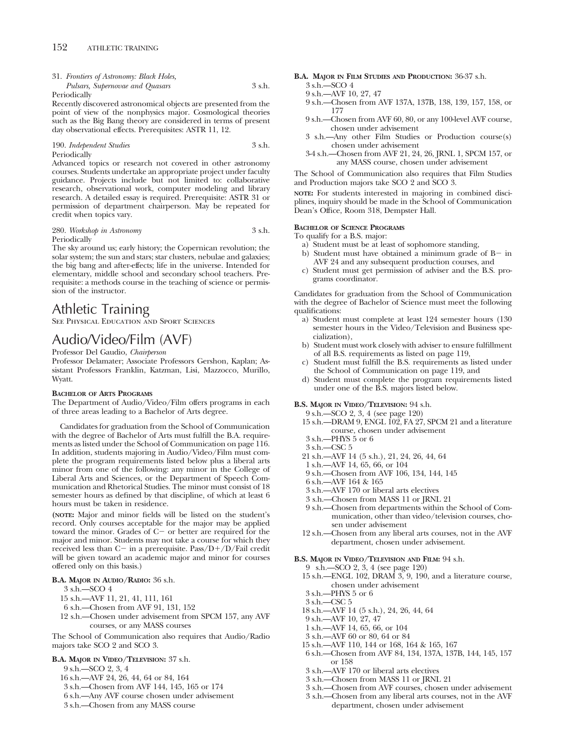31. *Frontiers of Astronomy: Black Holes, Pulsars, Supernovae and Quasars* 3 s.h.
Periodically
Recently discovered astronomical objects are presented from the point of view of the nonphysics major. Cosmological theories such as the Big Bang theory are considered in terms of present day observational effects. Prerequisites: ASTR 11, 12.

190. *Independent Studies* 3 s.h.
Periodically
Advanced topics or research not covered in other astronomy courses. Students undertake an appropriate project under faculty guidance. Projects include but not limited to: collaborative research, observational work, computer modeling and library research. A detailed essay is required. Prerequisite: ASTR 31 or permission of department chairperson. May be repeated for credit when topics vary.

280. *Workshop in Astronomy* 3 s.h.
Periodically
The sky around us; early history; the Copernican revolution; the solar system; the sun and stars; star clusters, nebulae and galaxies; the big bang and after-effects; life in the universe. Intended for elementary, middle school and secondary school teachers. Prerequisite: a methods course in the teaching of science or permission of the instructor.

# Athletic Training

See Physical Education and Sport Sciences

# Audio/Video/Film (AVF)

Professor Del Gaudio, *Chairperson*

Professor Delamater; Associate Professors Gershon, Kaplan; Assistant Professors Franklin, Katzman, Lisi, Mazzocco, Murillo, Wyatt.

**Bachelor of Arts Programs**

The Department of Audio/Video/Film offers programs in each of three areas leading to a Bachelor of Arts degree.

Candidates for graduation from the School of Communication with the degree of Bachelor of Arts must fulfill the B.A. requirements as listed under the School of Communication on page 116. In addition, students majoring in Audio/Video/Film must complete the program requirements listed below plus a liberal arts minor from one of the following: any minor in the College of Liberal Arts and Sciences, or the Department of Speech Communication and Rhetorical Studies. The minor must consist of 18 semester hours as defined by that discipline, of which at least 6 hours must be taken in residence.

**(NOTE:** Major and minor fields will be listed on the student's record. Only courses acceptable for the major may be applied toward the minor. Grades of C− or better are required for the major and minor. Students may not take a course for which they received less than C− in a prerequisite. Pass/D+/D/Fail credit will be given toward an academic major and minor for courses offered only on this basis.)

**B.A. Major in Audio/Radio:** 36 s.h.

- 3 s.h.—SCO 4
- 15 s.h.—AVF 11, 21, 41, 111, 161
- 6 s.h.—Chosen from AVF 91, 131, 152
- 12 s.h.—Chosen under advisement from SPCM 157, any AVF courses, or any MASS courses

The School of Communication also requires that Audio/Radio majors take SCO 2 and SCO 3.

**B.A. Major in Video/Television:** 37 s.h.

- 9 s.h.—SCO 2, 3, 4
- 16 s.h.—AVF 24, 26, 44, 64 or 84, 164
- 3 s.h.—Chosen from AVF 144, 145, 165 or 174
- 6 s.h.—Any AVF course chosen under advisement
- 3 s.h.—Chosen from any MASS course

**B.A. Major in Film Studies and Production:** 36-37 s.h.

- 3 s.h.—SCO 4
- 9 s.h.—AVF 10, 27, 47
- 9 s.h.—Chosen from AVF 137A, 137B, 138, 139, 157, 158, or 177
- 9 s.h.—Chosen from AVF 60, 80, or any 100-level AVF course, chosen under advisement
- 3 s.h.—Any other Film Studies or Production course(s) chosen under advisement
- 3-4 s.h.—Chosen from AVF 21, 24, 26, JRNL 1, SPCM 157, or any MASS course, chosen under advisement

The School of Communication also requires that Film Studies and Production majors take SCO 2 and SCO 3.

**NOTE:** For students interested in majoring in combined disciplines, inquiry should be made in the School of Communication Dean's Office, Room 318, Dempster Hall.

**Bachelor of Science Programs**

To qualify for a B.S. major:

a) Student must be at least of sophomore standing,
b) Student must have obtained a minimum grade of B− in AVF 24 and any subsequent production courses, and
c) Student must get permission of adviser and the B.S. programs coordinator.

Candidates for graduation from the School of Communication with the degree of Bachelor of Science must meet the following qualifications:

a) Student must complete at least 124 semester hours (130 semester hours in the Video/Television and Business specialization),
b) Student must work closely with adviser to ensure fulfillment of all B.S. requirements as listed on page 119,
c) Student must fulfill the B.S. requirements as listed under the School of Communication on page 119, and
d) Student must complete the program requirements listed under one of the B.S. majors listed below.

**B.S. Major in Video/Television:** 94 s.h.

- 9 s.h.—SCO 2, 3, 4 (see page 120)
- 15 s.h.—DRAM 9, ENGL 102, FA 27, SPCM 21 and a literature course, chosen under advisement
- 3 s.h.—PHYS 5 or 6
- 3 s.h.—CSC 5
- 21 s.h.—AVF 14 (5 s.h.), 21, 24, 26, 44, 64
- 1 s.h.—AVF 14, 65, 66, or 104
- 9 s.h.—Chosen from AVF 106, 134, 144, 145
- 6 s.h.—AVF 164 & 165
- 3 s.h.—AVF 170 or liberal arts electives
- 3 s.h.—Chosen from MASS 11 or JRNL 21
- 9 s.h.—Chosen from departments within the School of Communication, other than video/television courses, chosen under advisement
- 12 s.h.—Chosen from any liberal arts courses, not in the AVF department, chosen under advisement.

**B.S. Major in Video/Television and Film:** 94 s.h.

- 9 s.h.—SCO 2, 3, 4 (see page 120)
- 15 s.h.—ENGL 102, DRAM 3, 9, 190, and a literature course, chosen under advisement
- 3 s.h.—PHYS 5 or 6
- 3 s.h.—CSC 5
- 18 s.h.—AVF 14 (5 s.h.), 24, 26, 44, 64
- 9 s.h.—AVF 10, 27, 47
- 1 s.h.—AVF 14, 65, 66, or 104
- 3 s.h.—AVF 60 or 80, 64 or 84
- 15 s.h.—AVF 110, 144 or 168, 164 & 165, 167
- 6 s.h.—Chosen from AVF 84, 134, 137A, 137B, 144, 145, 157 or 158
- 3 s.h.—AVF 170 or liberal arts electives
- 3 s.h.—Chosen from MASS 11 or JRNL 21
- 3 s.h.—Chosen from AVF courses, chosen under advisement
- 3 s.h.—Chosen from any liberal arts courses, not in the AVF department, chosen under advisement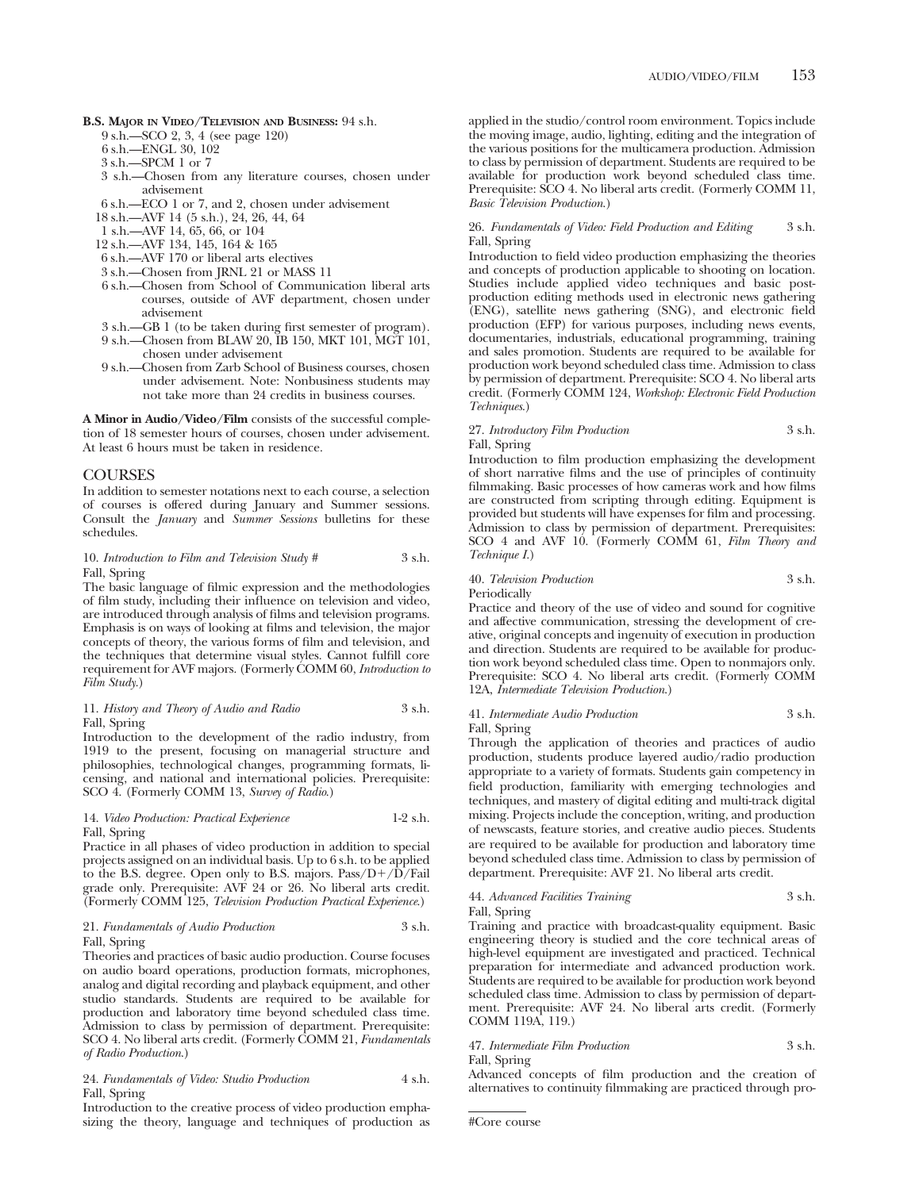**B.S. Major in Video/Television and Business:** 94 s.h.

- 9 s.h.—SCO 2, 3, 4 (see page 120)
- 6 s.h.—ENGL 30, 102
- 3 s.h.—SPCM 1 or 7
- 3 s.h.—Chosen from any literature courses, chosen under advisement
- 6 s.h.—ECO 1 or 7, and 2, chosen under advisement
- 18 s.h.—AVF 14 (5 s.h.), 24, 26, 44, 64
- 1 s.h.—AVF 14, 65, 66, or 104
- 12 s.h.—AVF 134, 145, 164 & 165
- 6 s.h.—AVF 170 or liberal arts electives
- 3 s.h.—Chosen from JRNL 21 or MASS 11
- 6 s.h.—Chosen from School of Communication liberal arts courses, outside of AVF department, chosen under advisement
- 3 s.h.—GB 1 (to be taken during first semester of program).
- 9 s.h.—Chosen from BLAW 20, IB 150, MKT 101, MGT 101, chosen under advisement
- 9 s.h.—Chosen from Zarb School of Business courses, chosen under advisement. Note: Nonbusiness students may not take more than 24 credits in business courses.

**A Minor in Audio/Video/Film** consists of the successful completion of 18 semester hours of courses, chosen under advisement. At least 6 hours must be taken in residence.

## COURSES

In addition to semester notations next to each course, a selection of courses is offered during January and Summer sessions. Consult the *January* and *Summer Sessions* bulletins for these schedules.

10. *Introduction to Film and Television Study #* 3 s.h.
Fall, Spring
The basic language of filmic expression and the methodologies of film study, including their influence on television and video, are introduced through analysis of films and television programs. Emphasis is on ways of looking at films and television, the major concepts of theory, the various forms of film and television, and the techniques that determine visual styles. Cannot fulfill core requirement for AVF majors. (Formerly COMM 60, *Introduction to Film Study.*)

11. *History and Theory of Audio and Radio* 3 s.h.
Fall, Spring
Introduction to the development of the radio industry, from 1919 to the present, focusing on managerial structure and philosophies, technological changes, programming formats, licensing, and national and international policies. Prerequisite: SCO 4. (Formerly COMM 13, *Survey of Radio.*)

14. *Video Production: Practical Experience* 1-2 s.h.
Fall, Spring
Practice in all phases of video production in addition to special projects assigned on an individual basis. Up to 6 s.h. to be applied to the B.S. degree. Open only to B.S. majors. Pass/D+/D/Fail grade only. Prerequisite: AVF 24 or 26. No liberal arts credit. (Formerly COMM 125, *Television Production Practical Experience.*)

21. *Fundamentals of Audio Production* 3 s.h.
Fall, Spring
Theories and practices of basic audio production. Course focuses on audio board operations, production formats, microphones, analog and digital recording and playback equipment, and other studio standards. Students are required to be available for production and laboratory time beyond scheduled class time. Admission to class by permission of department. Prerequisite: SCO 4. No liberal arts credit. (Formerly COMM 21, *Fundamentals of Radio Production.*)

24. *Fundamentals of Video: Studio Production* 4 s.h.
Fall, Spring
Introduction to the creative process of video production emphasizing the theory, language and techniques of production as applied in the studio/control room environment. Topics include the moving image, audio, lighting, editing and the integration of the various positions for the multicamera production. Admission to class by permission of department. Students are required to be available for production work beyond scheduled class time. Prerequisite: SCO 4. No liberal arts credit. (Formerly COMM 11, *Basic Television Production.*)

26. *Fundamentals of Video: Field Production and Editing* 3 s.h.
Fall, Spring
Introduction to field video production emphasizing the theories and concepts of production applicable to shooting on location. Studies include applied video techniques and basic postproduction editing methods used in electronic news gathering (ENG), satellite news gathering (SNG), and electronic field production (EFP) for various purposes, including news events, documentaries, industrials, educational programming, training and sales promotion. Students are required to be available for production work beyond scheduled class time. Admission to class by permission of department. Prerequisite: SCO 4. No liberal arts credit. (Formerly COMM 124, *Workshop: Electronic Field Production Techniques.*)

27. *Introductory Film Production* 3 s.h.
Fall, Spring
Introduction to film production emphasizing the development of short narrative films and the use of principles of continuity filmmaking. Basic processes of how cameras work and how films are constructed from scripting through editing. Equipment is provided but students will have expenses for film and processing. Admission to class by permission of department. Prerequisites: SCO 4 and AVF 10. (Formerly COMM 61, *Film Theory and Technique I.*)

40. *Television Production* 3 s.h.
Periodically
Practice and theory of the use of video and sound for cognitive and affective communication, stressing the development of creative, original concepts and ingenuity of execution in production and direction. Students are required to be available for production work beyond scheduled class time. Open to nonmajors only. Prerequisite: SCO 4. No liberal arts credit. (Formerly COMM 12A, *Intermediate Television Production.*)

41. *Intermediate Audio Production* 3 s.h.
Fall, Spring
Through the application of theories and practices of audio production, students produce layered audio/radio production appropriate to a variety of formats. Students gain competency in field production, familiarity with emerging technologies and techniques, and mastery of digital editing and multi-track digital mixing. Projects include the conception, writing, and production of newscasts, feature stories, and creative audio pieces. Students are required to be available for production and laboratory time beyond scheduled class time. Admission to class by permission of department. Prerequisite: AVF 21. No liberal arts credit.

44. *Advanced Facilities Training* 3 s.h.
Fall, Spring
Training and practice with broadcast-quality equipment. Basic engineering theory is studied and the core technical areas of high-level equipment are investigated and practiced. Technical preparation for intermediate and advanced production work. Students are required to be available for production work beyond scheduled class time. Admission to class by permission of department. Prerequisite: AVF 24. No liberal arts credit. (Formerly COMM 119A, 119.)

47. *Intermediate Film Production* 3 s.h.
Fall, Spring
Advanced concepts of film production and the creation of alternatives to continuity filmmaking are practiced through pro-

#Core course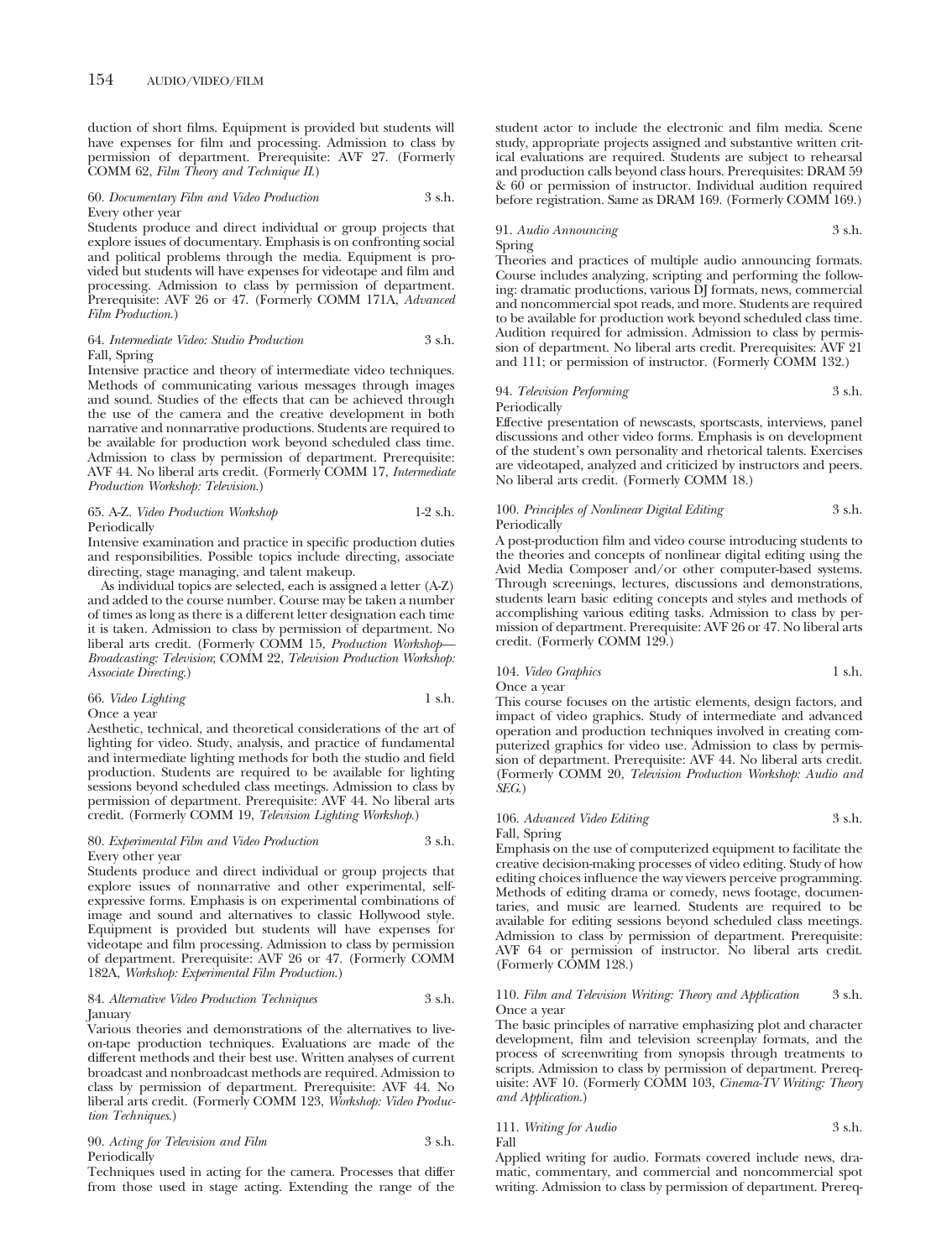duction of short films. Equipment is provided but students will have expenses for film and processing. Admission to class by permission of department. Prerequisite: AVF 27. (Formerly COMM 62, *Film Theory and Technique II.*)

60. *Documentary Film and Video Production* 3 s.h.
Every other year

Students produce and direct individual or group projects that explore issues of documentary. Emphasis is on confronting social and political problems through the media. Equipment is provided but students will have expenses for videotape and film and processing. Admission to class by permission of department. Prerequisite: AVF 26 or 47. (Formerly COMM 171A, *Advanced Film Production.*)

64. *Intermediate Video: Studio Production* 3 s.h.
Fall, Spring

Intensive practice and theory of intermediate video techniques. Methods of communicating various messages through images and sound. Studies of the effects that can be achieved through the use of the camera and the creative development in both narrative and nonnarrative productions. Students are required to be available for production work beyond scheduled class time. Admission to class by permission of department. Prerequisite: AVF 44. No liberal arts credit. (Formerly COMM 17, *Intermediate Production Workshop: Television.*)

65. A-Z. *Video Production Workshop* 1-2 s.h.
Periodically

Intensive examination and practice in specific production duties and responsibilities. Possible topics include directing, associate directing, stage managing, and talent makeup.

As individual topics are selected, each is assigned a letter (A-Z) and added to the course number. Course may be taken a number of times as long as there is a different letter designation each time it is taken. Admission to class by permission of department. No liberal arts credit. (Formerly COMM 15, *Production Workshop—Broadcasting: Television*; COMM 22, *Television Production Workshop: Associate Directing.*)

66. *Video Lighting* 1 s.h.
Once a year

Aesthetic, technical, and theoretical considerations of the art of lighting for video. Study, analysis, and practice of fundamental and intermediate lighting methods for both the studio and field production. Students are required to be available for lighting sessions beyond scheduled class meetings. Admission to class by permission of department. Prerequisite: AVF 44. No liberal arts credit. (Formerly COMM 19, *Television Lighting Workshop.*)

80. *Experimental Film and Video Production* 3 s.h.
Every other year

Students produce and direct individual or group projects that explore issues of nonnarrative and other experimental, self-expressive forms. Emphasis is on experimental combinations of image and sound and alternatives to classic Hollywood style. Equipment is provided but students will have expenses for videotape and film processing. Admission to class by permission of department. Prerequisite: AVF 26 or 47. (Formerly COMM 182A, *Workshop: Experimental Film Production.*)

84. *Alternative Video Production Techniques* 3 s.h.
January

Various theories and demonstrations of the alternatives to live-on-tape production techniques. Evaluations are made of the different methods and their best use. Written analyses of current broadcast and nonbroadcast methods are required. Admission to class by permission of department. Prerequisite: AVF 44. No liberal arts credit. (Formerly COMM 123, *Workshop: Video Production Techniques.*)

90. *Acting for Television and Film* 3 s.h.
Periodically

Techniques used in acting for the camera. Processes that differ from those used in stage acting. Extending the range of the student actor to include the electronic and film media. Scene study, appropriate projects assigned and substantive written critical evaluations are required. Students are subject to rehearsal and production calls beyond class hours. Prerequisites: DRAM 59 & 60 or permission of instructor. Individual audition required before registration. Same as DRAM 169. (Formerly COMM 169.)

91. *Audio Announcing* 3 s.h.
Spring

Theories and practices of multiple audio announcing formats. Course includes analyzing, scripting and performing the following: dramatic productions, various DJ formats, news, commercial and noncommercial spot reads, and more. Students are required to be available for production work beyond scheduled class time. Audition required for admission. Admission to class by permission of department. No liberal arts credit. Prerequisites: AVF 21 and 111; or permission of instructor. (Formerly COMM 132.)

94. *Television Performing* 3 s.h.
Periodically

Effective presentation of newscasts, sportscasts, interviews, panel discussions and other video forms. Emphasis is on development of the student's own personality and rhetorical talents. Exercises are videotaped, analyzed and criticized by instructors and peers. No liberal arts credit. (Formerly COMM 18.)

100. *Principles of Nonlinear Digital Editing* 3 s.h.
Periodically

A post-production film and video course introducing students to the theories and concepts of nonlinear digital editing using the Avid Media Composer and/or other computer-based systems. Through screenings, lectures, discussions and demonstrations, students learn basic editing concepts and styles and methods of accomplishing various editing tasks. Admission to class by permission of department. Prerequisite: AVF 26 or 47. No liberal arts credit. (Formerly COMM 129.)

104. *Video Graphics* 1 s.h.
Once a year

This course focuses on the artistic elements, design factors, and impact of video graphics. Study of intermediate and advanced operation and production techniques involved in creating computerized graphics for video use. Admission to class by permission of department. Prerequisite: AVF 44. No liberal arts credit. (Formerly COMM 20, *Television Production Workshop: Audio and SEG.*)

106. *Advanced Video Editing* 3 s.h.
Fall, Spring

Emphasis on the use of computerized equipment to facilitate the creative decision-making processes of video editing. Study of how editing choices influence the way viewers perceive programming. Methods of editing drama or comedy, news footage, documentaries, and music are learned. Students are required to be available for editing sessions beyond scheduled class meetings. Admission to class by permission of department. Prerequisite: AVF 64 or permission of instructor. No liberal arts credit. (Formerly COMM 128.)

110. *Film and Television Writing: Theory and Application* 3 s.h.
Once a year

The basic principles of narrative emphasizing plot and character development, film and television screenplay formats, and the process of screenwriting from synopsis through treatments to scripts. Admission to class by permission of department. Prerequisite: AVF 10. (Formerly COMM 103, *Cinema-TV Writing: Theory and Application.*)

111. *Writing for Audio* 3 s.h.
Fall

Applied writing for audio. Formats covered include news, dramatic, commentary, and commercial and noncommercial spot writing. Admission to class by permission of department. Prereq-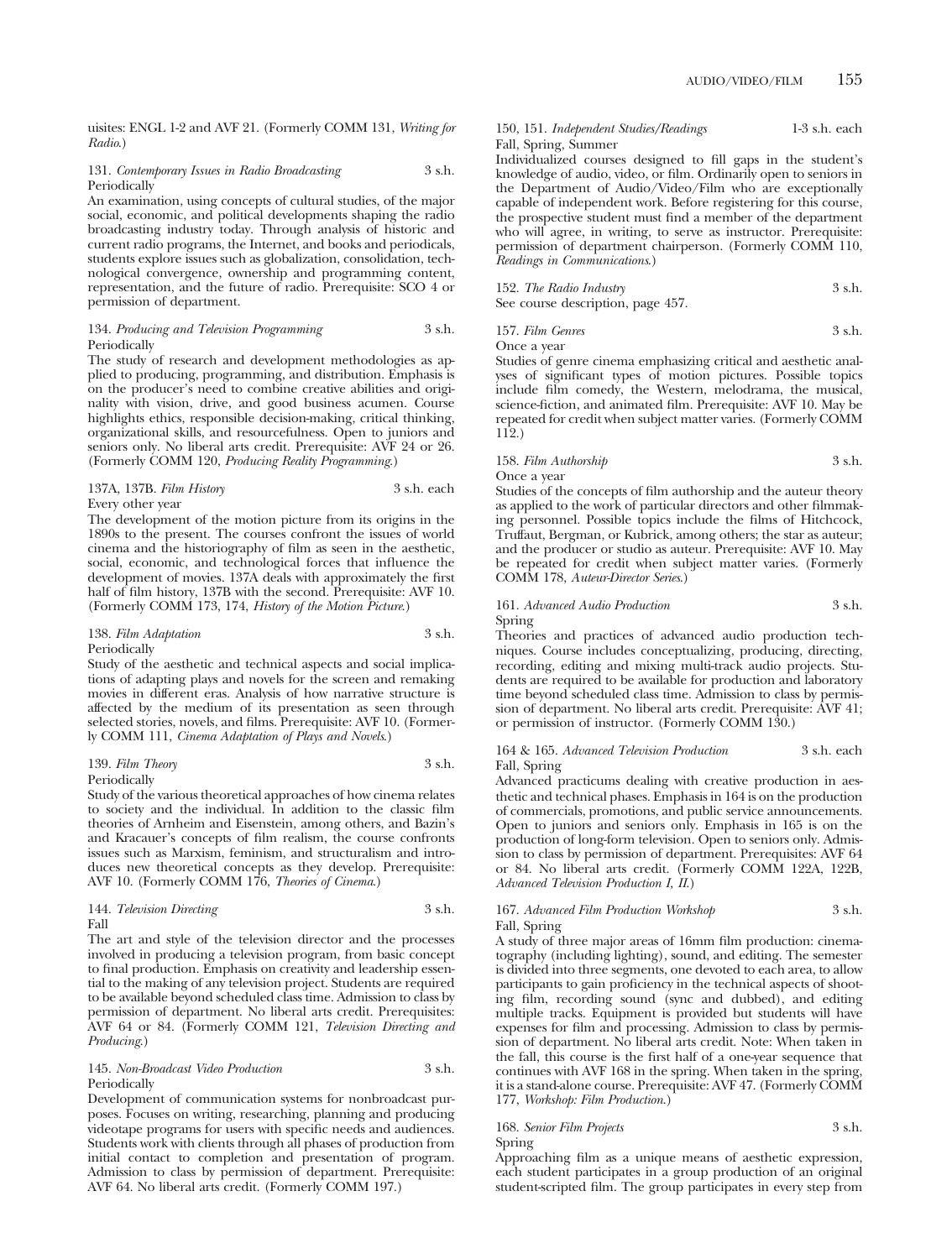uisites: ENGL 1-2 and AVF 21. (Formerly COMM 131, *Writing for Radio.*)

131. *Contemporary Issues in Radio Broadcasting* 3 s.h.
Periodically

An examination, using concepts of cultural studies, of the major social, economic, and political developments shaping the radio broadcasting industry today. Through analysis of historic and current radio programs, the Internet, and books and periodicals, students explore issues such as globalization, consolidation, technological convergence, ownership and programming content, representation, and the future of radio. Prerequisite: SCO 4 or permission of department.

134. *Producing and Television Programming* 3 s.h.
Periodically

The study of research and development methodologies as applied to producing, programming, and distribution. Emphasis is on the producer's need to combine creative abilities and originality with vision, drive, and good business acumen. Course highlights ethics, responsible decision-making, critical thinking, organizational skills, and resourcefulness. Open to juniors and seniors only. No liberal arts credit. Prerequisite: AVF 24 or 26. (Formerly COMM 120, *Producing Reality Programming.*)

137A, 137B. *Film History* 3 s.h. each
Every other year

The development of the motion picture from its origins in the 1890s to the present. The courses confront the issues of world cinema and the historiography of film as seen in the aesthetic, social, economic, and technological forces that influence the development of movies. 137A deals with approximately the first half of film history, 137B with the second. Prerequisite: AVF 10. (Formerly COMM 173, 174, *History of the Motion Picture.*)

138. *Film Adaptation* 3 s.h.
Periodically

Study of the aesthetic and technical aspects and social implications of adapting plays and novels for the screen and remaking movies in different eras. Analysis of how narrative structure is affected by the medium of its presentation as seen through selected stories, novels, and films. Prerequisite: AVF 10. (Formerly COMM 111, *Cinema Adaptation of Plays and Novels.*)

139. *Film Theory* 3 s.h.
Periodically

Study of the various theoretical approaches of how cinema relates to society and the individual. In addition to the classic film theories of Arnheim and Eisenstein, among others, and Bazin's and Kracauer's concepts of film realism, the course confronts issues such as Marxism, feminism, and structuralism and introduces new theoretical concepts as they develop. Prerequisite: AVF 10. (Formerly COMM 176, *Theories of Cinema.*)

144. *Television Directing* 3 s.h.
Fall

The art and style of the television director and the processes involved in producing a television program, from basic concept to final production. Emphasis on creativity and leadership essential to the making of any television project. Students are required to be available beyond scheduled class time. Admission to class by permission of department. No liberal arts credit. Prerequisites: AVF 64 or 84. (Formerly COMM 121, *Television Directing and Producing.*)

145. *Non-Broadcast Video Production* 3 s.h.
Periodically

Development of communication systems for nonbroadcast purposes. Focuses on writing, researching, planning and producing videotape programs for users with specific needs and audiences. Students work with clients through all phases of production from initial contact to completion and presentation of program. Admission to class by permission of department. Prerequisite: AVF 64. No liberal arts credit. (Formerly COMM 197.)

150, 151. *Independent Studies/Readings* 1-3 s.h. each
Fall, Spring, Summer

Individualized courses designed to fill gaps in the student's knowledge of audio, video, or film. Ordinarily open to seniors in the Department of Audio/Video/Film who are exceptionally capable of independent work. Before registering for this course, the prospective student must find a member of the department who will agree, in writing, to serve as instructor. Prerequisite: permission of department chairperson. (Formerly COMM 110, *Readings in Communications.*)

152. *The Radio Industry* 3 s.h.
See course description, page 457.

157. *Film Genres* 3 s.h.
Once a year

Studies of genre cinema emphasizing critical and aesthetic analyses of significant types of motion pictures. Possible topics include film comedy, the Western, melodrama, the musical, science-fiction, and animated film. Prerequisite: AVF 10. May be repeated for credit when subject matter varies. (Formerly COMM 112.)

158. *Film Authorship* 3 s.h.
Once a year

Studies of the concepts of film authorship and the auteur theory as applied to the work of particular directors and other filmmaking personnel. Possible topics include the films of Hitchcock, Truffaut, Bergman, or Kubrick, among others; the star as auteur; and the producer or studio as auteur. Prerequisite: AVF 10. May be repeated for credit when subject matter varies. (Formerly COMM 178, *Auteur-Director Series.*)

161. *Advanced Audio Production* 3 s.h.
Spring

Theories and practices of advanced audio production techniques. Course includes conceptualizing, producing, directing, recording, editing and mixing multi-track audio projects. Students are required to be available for production and laboratory time beyond scheduled class time. Admission to class by permission of department. No liberal arts credit. Prerequisite: AVF 41; or permission of instructor. (Formerly COMM 130.)

164 & 165. *Advanced Television Production* 3 s.h. each
Fall, Spring

Advanced practicums dealing with creative production in aesthetic and technical phases. Emphasis in 164 is on the production of commercials, promotions, and public service announcements. Open to juniors and seniors only. Emphasis in 165 is on the production of long-form television. Open to seniors only. Admission to class by permission of department. Prerequisites: AVF 64 or 84. No liberal arts credit. (Formerly COMM 122A, 122B, *Advanced Television Production I, II.*)

167. *Advanced Film Production Workshop* 3 s.h.
Fall, Spring

A study of three major areas of 16mm film production: cinematography (including lighting), sound, and editing. The semester is divided into three segments, one devoted to each area, to allow participants to gain proficiency in the technical aspects of shooting film, recording sound (sync and dubbed), and editing multiple tracks. Equipment is provided but students will have expenses for film and processing. Admission to class by permission of department. No liberal arts credit. Note: When taken in the fall, this course is the first half of a one-year sequence that continues with AVF 168 in the spring. When taken in the spring, it is a stand-alone course. Prerequisite: AVF 47. (Formerly COMM 177, *Workshop: Film Production.*)

168. *Senior Film Projects* 3 s.h.
Spring

Approaching film as a unique means of aesthetic expression, each student participates in a group production of an original student-scripted film. The group participates in every step from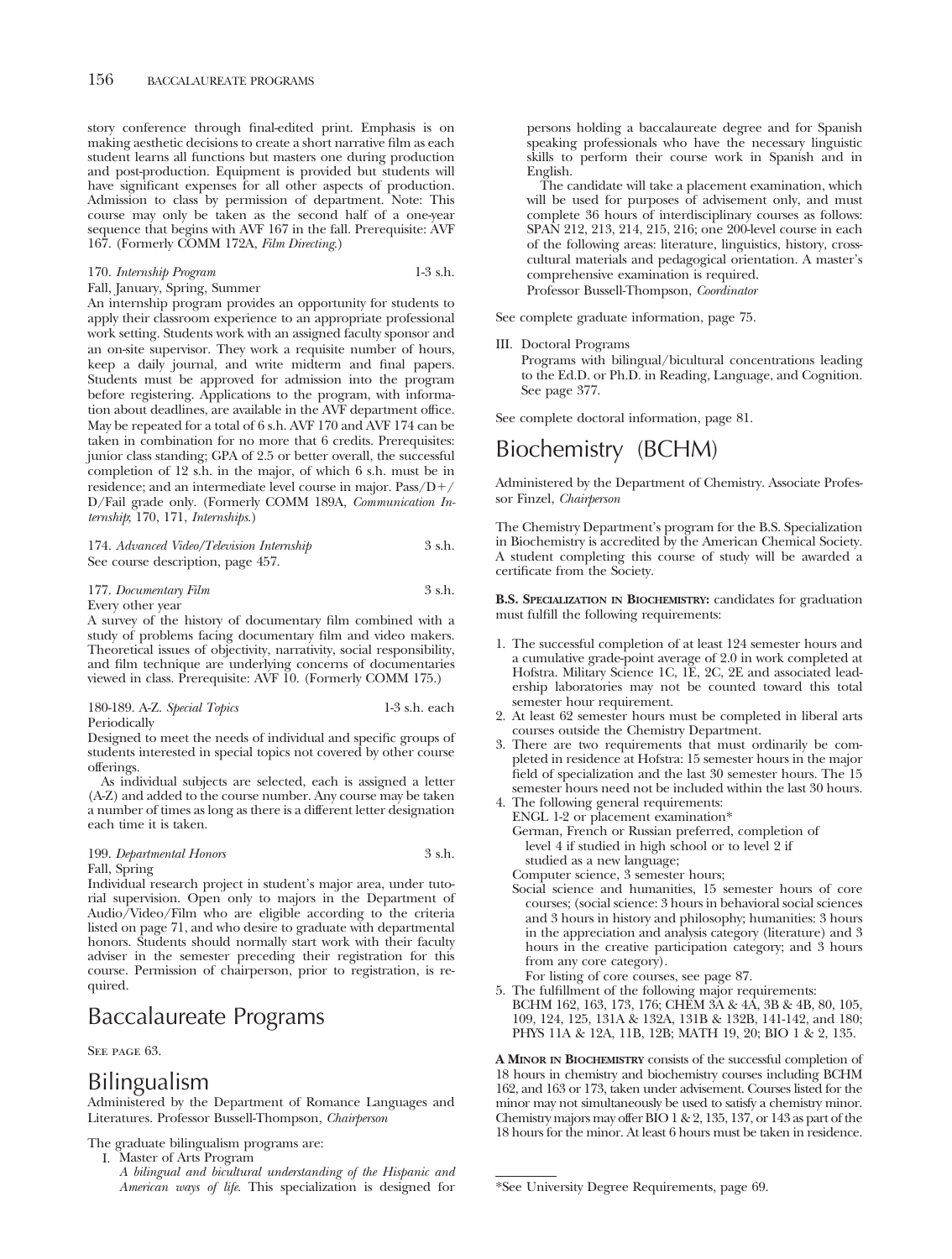story conference through final-edited print. Emphasis is on making aesthetic decisions to create a short narrative film as each student learns all functions but masters one during production and post-production. Equipment is provided but students will have significant expenses for all other aspects of production. Admission to class by permission of department. Note: This course may only be taken as the second half of a one-year sequence that begins with AVF 167 in the fall. Prerequisite: AVF 167. (Formerly COMM 172A, *Film Directing*.)

170. *Internship Program* 1-3 s.h.
Fall, January, Spring, Summer
An internship program provides an opportunity for students to apply their classroom experience to an appropriate professional work setting. Students work with an assigned faculty sponsor and an on-site supervisor. They work a requisite number of hours, keep a daily journal, and write midterm and final papers. Students must be approved for admission into the program before registering. Applications to the program, with information about deadlines, are available in the AVF department office. May be repeated for a total of 6 s.h. AVF 170 and AVF 174 can be taken in combination for no more that 6 credits. Prerequisites: junior class standing; GPA of 2.5 or better overall, the successful completion of 12 s.h. in the major, of which 6 s.h. must be in residence; and an intermediate level course in major. Pass/D+/D/Fail grade only. (Formerly COMM 189A, *Communication Internship*; 170, 171, *Internships*.)

174. *Advanced Video/Television Internship* 3 s.h.
See course description, page 457.

177. *Documentary Film* 3 s.h.
Every other year
A survey of the history of documentary film combined with a study of problems facing documentary film and video makers. Theoretical issues of objectivity, narrativity, social responsibility, and film technique are underlying concerns of documentaries viewed in class. Prerequisite: AVF 10. (Formerly COMM 175.)

180-189. A-Z. *Special Topics* 1-3 s.h. each
Periodically
Designed to meet the needs of individual and specific groups of students interested in special topics not covered by other course offerings.

As individual subjects are selected, each is assigned a letter (A-Z) and added to the course number. Any course may be taken a number of times as long as there is a different letter designation each time it is taken.

199. *Departmental Honors* 3 s.h.
Fall, Spring
Individual research project in student's major area, under tutorial supervision. Open only to majors in the Department of Audio/Video/Film who are eligible according to the criteria listed on page 71, and who desire to graduate with departmental honors. Students should normally start work with their faculty adviser in the semester preceding their registration for this course. Permission of chairperson, prior to registration, is required.

# Baccalaureate Programs

See page 63.

# Bilingualism

Administered by the Department of Romance Languages and Literatures. Professor Bussell-Thompson, *Chairperson*

The graduate bilingualism programs are:

I. Master of Arts Program
*A bilingual and bicultural understanding of the Hispanic and American ways of life*. This specialization is designed for persons holding a baccalaureate degree and for Spanish speaking professionals who have the necessary linguistic skills to perform their course work in Spanish and in English.
The candidate will take a placement examination, which will be used for purposes of advisement only, and must complete 36 hours of interdisciplinary courses as follows: SPAN 212, 213, 214, 215, 216; one 200-level course in each of the following areas: literature, linguistics, history, cross-cultural materials and pedagogical orientation. A master's comprehensive examination is required.
Professor Bussell-Thompson, *Coordinator*

See complete graduate information, page 75.

III. Doctoral Programs
Programs with bilingual/bicultural concentrations leading to the Ed.D. or Ph.D. in Reading, Language, and Cognition. See page 377.

See complete doctoral information, page 81.

# Biochemistry (BCHM)

Administered by the Department of Chemistry. Associate Professor Finzel, *Chairperson*

The Chemistry Department's program for the B.S. Specialization in Biochemistry is accredited by the American Chemical Society. A student completing this course of study will be awarded a certificate from the Society.

**B.S. Specialization in Biochemistry:** candidates for graduation must fulfill the following requirements:

1. The successful completion of at least 124 semester hours and a cumulative grade-point average of 2.0 in work completed at Hofstra. Military Science 1C, 1E, 2C, 2E and associated leadership laboratories may not be counted toward this total semester hour requirement.
2. At least 62 semester hours must be completed in liberal arts courses outside the Chemistry Department.
3. There are two requirements that must ordinarily be completed in residence at Hofstra: 15 semester hours in the major field of specialization and the last 30 semester hours. The 15 semester hours need not be included within the last 30 hours.
4. The following general requirements:
   ENGL 1-2 or placement examination*
   German, French or Russian preferred, completion of level 4 if studied in high school or to level 2 if studied as a new language;
   Computer science, 3 semester hours;
   Social science and humanities, 15 semester hours of core courses; (social science: 3 hours in behavioral social sciences and 3 hours in history and philosophy; humanities: 3 hours in the appreciation and analysis category (literature) and 3 hours in the creative participation category; and 3 hours from any core category).
   For listing of core courses, see page 87.
5. The fulfillment of the following major requirements:
   BCHM 162, 163, 173, 176; CHEM 3A & 4A, 3B & 4B, 80, 105, 109, 124, 125, 131A & 132A, 131B & 132B, 141-142, and 180; PHYS 11A & 12A, 11B, 12B; MATH 19, 20; BIO 1 & 2, 135.

**A Minor in Biochemistry** consists of the successful completion of 18 hours in chemistry and biochemistry courses including BCHM 162, and 163 or 173, taken under advisement. Courses listed for the minor may not simultaneously be used to satisfy a chemistry minor. Chemistry majors may offer BIO 1 & 2, 135, 137, or 143 as part of the 18 hours for the minor. At least 6 hours must be taken in residence.

*See University Degree Requirements, page 69.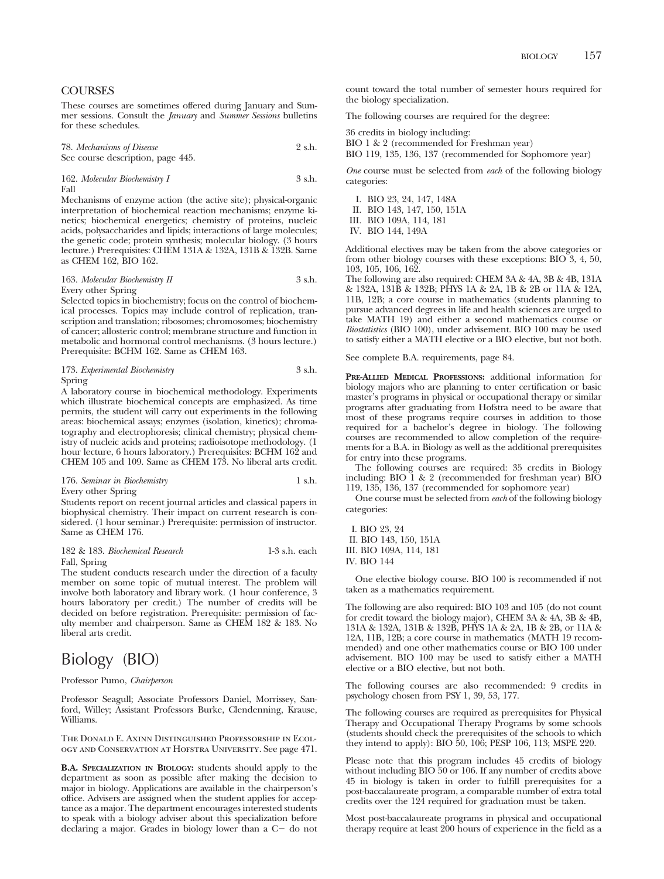## COURSES

These courses are sometimes offered during January and Summer sessions. Consult the *January* and *Summer Sessions* bulletins for these schedules.

78. *Mechanisms of Disease* 2 s.h.
See course description, page 445.

162. *Molecular Biochemistry I* 3 s.h.
Fall
Mechanisms of enzyme action (the active site); physical-organic interpretation of biochemical reaction mechanisms; enzyme kinetics; biochemical energetics; chemistry of proteins, nucleic acids, polysaccharides and lipids; interactions of large molecules; the genetic code; protein synthesis; molecular biology. (3 hours lecture.) Prerequisites: CHEM 131A & 132A, 131B & 132B. Same as CHEM 162, BIO 162.

163. *Molecular Biochemistry II* 3 s.h.
Every other Spring
Selected topics in biochemistry; focus on the control of biochemical processes. Topics may include control of replication, transcription and translation; ribosomes; chromosomes; biochemistry of cancer; allosteric control; membrane structure and function in metabolic and hormonal control mechanisms. (3 hours lecture.) Prerequisite: BCHM 162. Same as CHEM 163.

173. *Experimental Biochemistry* 3 s.h.
Spring
A laboratory course in biochemical methodology. Experiments which illustrate biochemical concepts are emphasized. As time permits, the student will carry out experiments in the following areas: biochemical assays; enzymes (isolation, kinetics); chromatography and electrophoresis; clinical chemistry; physical chemistry of nucleic acids and proteins; radioisotope methodology. (1 hour lecture, 6 hours laboratory.) Prerequisites: BCHM 162 and CHEM 105 and 109. Same as CHEM 173. No liberal arts credit.

176. *Seminar in Biochemistry* 1 s.h.
Every other Spring
Students report on recent journal articles and classical papers in biophysical chemistry. Their impact on current research is considered. (1 hour seminar.) Prerequisite: permission of instructor. Same as CHEM 176.

182 & 183. *Biochemical Research* 1-3 s.h. each
Fall, Spring
The student conducts research under the direction of a faculty member on some topic of mutual interest. The problem will involve both laboratory and library work. (1 hour conference, 3 hours laboratory per credit.) The number of credits will be decided on before registration. Prerequisite: permission of faculty member and chairperson. Same as CHEM 182 & 183. No liberal arts credit.

# Biology (BIO)

Professor Pumo, *Chairperson*

Professor Seagull; Associate Professors Daniel, Morrissey, Sanford, Willey; Assistant Professors Burke, Clendenning, Krause, Williams.

The Donald E. Axinn Distinguished Professorship in Ecology and Conservation at Hofstra University. See page 471.

**B.A. Specialization in Biology:** students should apply to the department as soon as possible after making the decision to major in biology. Applications are available in the chairperson's office. Advisers are assigned when the student applies for acceptance as a major. The department encourages interested students to speak with a biology adviser about this specialization before declaring a major. Grades in biology lower than a C− do not count toward the total number of semester hours required for the biology specialization.

The following courses are required for the degree:

36 credits in biology including:
BIO 1 & 2 (recommended for Freshman year)
BIO 119, 135, 136, 137 (recommended for Sophomore year)

*One* course must be selected from *each* of the following biology categories:

I. BIO 23, 24, 147, 148A
II. BIO 143, 147, 150, 151A
III. BIO 109A, 114, 181
IV. BIO 144, 149A

Additional electives may be taken from the above categories or from other biology courses with these exceptions: BIO 3, 4, 50, 103, 105, 106, 162.
The following are also required: CHEM 3A & 4A, 3B & 4B, 131A & 132A, 131B & 132B; PHYS 1A & 2A, 1B & 2B or 11A & 12A, 11B, 12B; a core course in mathematics (students planning to pursue advanced degrees in life and health sciences are urged to take MATH 19) and either a second mathematics course or *Biostatistics* (BIO 100), under advisement. BIO 100 may be used to satisfy either a MATH elective or a BIO elective, but not both.

See complete B.A. requirements, page 84.

**Pre-Allied Medical Professions:** additional information for biology majors who are planning to enter certification or basic master's programs in physical or occupational therapy or similar programs after graduating from Hofstra need to be aware that most of these programs require courses in addition to those required for a bachelor's degree in biology. The following courses are recommended to allow completion of the requirements for a B.A. in Biology as well as the additional prerequisites for entry into these programs.

The following courses are required: 35 credits in Biology including: BIO 1 & 2 (recommended for freshman year) BIO 119, 135, 136, 137 (recommended for sophomore year)

One course must be selected from *each* of the following biology categories:

I. BIO 23, 24
II. BIO 143, 150, 151A
III. BIO 109A, 114, 181
IV. BIO 144

One elective biology course. BIO 100 is recommended if not taken as a mathematics requirement.

The following are also required: BIO 103 and 105 (do not count for credit toward the biology major), CHEM 3A & 4A, 3B & 4B, 131A & 132A, 131B & 132B, PHYS 1A & 2A, 1B & 2B, or 11A & 12A, 11B, 12B; a core course in mathematics (MATH 19 recommended) and one other mathematics course or BIO 100 under advisement. BIO 100 may be used to satisfy either a MATH elective or a BIO elective, but not both.

The following courses are also recommended: 9 credits in psychology chosen from PSY 1, 39, 53, 177.

The following courses are required as prerequisites for Physical Therapy and Occupational Therapy Programs by some schools (students should check the prerequisites of the schools to which they intend to apply): BIO 50, 106; PESP 106, 113; MSPE 220.

Please note that this program includes 45 credits of biology without including BIO 50 or 106. If any number of credits above 45 in biology is taken in order to fulfill prerequisites for a post-baccalaureate program, a comparable number of extra total credits over the 124 required for graduation must be taken.

Most post-baccalaureate programs in physical and occupational therapy require at least 200 hours of experience in the field as a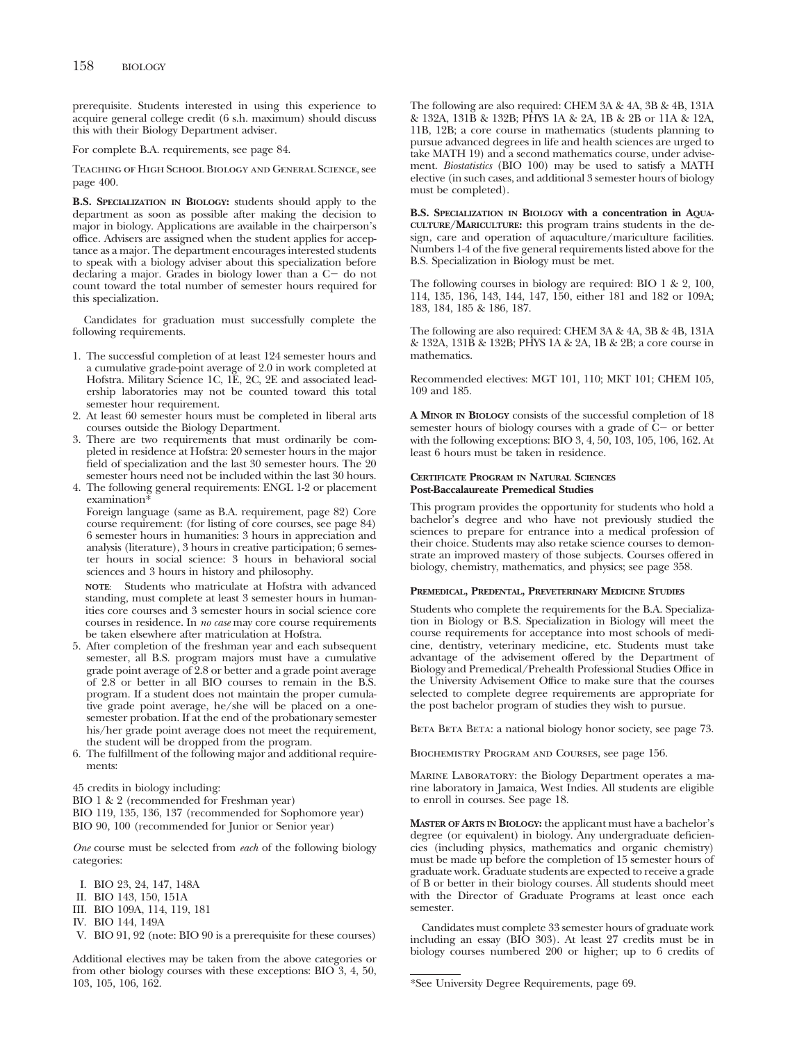prerequisite. Students interested in using this experience to acquire general college credit (6 s.h. maximum) should discuss this with their Biology Department adviser.

For complete B.A. requirements, see page 84.

Teaching of High School Biology and General Science, see page 400.

**B.S. Specialization in Biology:** students should apply to the department as soon as possible after making the decision to major in biology. Applications are available in the chairperson's office. Advisers are assigned when the student applies for acceptance as a major. The department encourages interested students to speak with a biology adviser about this specialization before declaring a major. Grades in biology lower than a C− do not count toward the total number of semester hours required for this specialization.

Candidates for graduation must successfully complete the following requirements.

1. The successful completion of at least 124 semester hours and a cumulative grade-point average of 2.0 in work completed at Hofstra. Military Science 1C, 1E, 2C, 2E and associated leadership laboratories may not be counted toward this total semester hour requirement.
2. At least 60 semester hours must be completed in liberal arts courses outside the Biology Department.
3. There are two requirements that must ordinarily be completed in residence at Hofstra: 20 semester hours in the major field of specialization and the last 30 semester hours. The 20 semester hours need not be included within the last 30 hours.
4. The following general requirements: ENGL 1-2 or placement examination*

   Foreign language (same as B.A. requirement, page 82) Core course requirement: (for listing of core courses, see page 84) 6 semester hours in humanities: 3 hours in appreciation and analysis (literature), 3 hours in creative participation; 6 semester hours in social science: 3 hours in behavioral social sciences and 3 hours in history and philosophy.

   **NOTE**: Students who matriculate at Hofstra with advanced standing, must complete at least 3 semester hours in humanities core courses and 3 semester hours in social science core courses in residence. In *no case* may core course requirements be taken elsewhere after matriculation at Hofstra.
5. After completion of the freshman year and each subsequent semester, all B.S. program majors must have a cumulative grade point average of 2.8 or better and a grade point average of 2.8 or better in all BIO courses to remain in the B.S. program. If a student does not maintain the proper cumulative grade point average, he/she will be placed on a one-semester probation. If at the end of the probationary semester his/her grade point average does not meet the requirement, the student will be dropped from the program.
6. The fulfillment of the following major and additional requirements:

45 credits in biology including:
BIO 1 & 2 (recommended for Freshman year)
BIO 119, 135, 136, 137 (recommended for Sophomore year)
BIO 90, 100 (recommended for Junior or Senior year)

*One* course must be selected from *each* of the following biology categories:

I. BIO 23, 24, 147, 148A
II. BIO 143, 150, 151A
III. BIO 109A, 114, 119, 181
IV. BIO 144, 149A
V. BIO 91, 92 (note: BIO 90 is a prerequisite for these courses)

Additional electives may be taken from the above categories or from other biology courses with these exceptions: BIO 3, 4, 50, 103, 105, 106, 162.

The following are also required: CHEM 3A & 4A, 3B & 4B, 131A & 132A, 131B & 132B; PHYS 1A & 2A, 1B & 2B or 11A & 12A, 11B, 12B; a core course in mathematics (students planning to pursue advanced degrees in life and health sciences are urged to take MATH 19) and a second mathematics course, under advisement. *Biostatistics* (BIO 100) may be used to satisfy a MATH elective (in such cases, and additional 3 semester hours of biology must be completed).

**B.S. Specialization in Biology with a concentration in Aquaculture/Mariculture:** this program trains students in the design, care and operation of aquaculture/mariculture facilities. Numbers 1-4 of the five general requirements listed above for the B.S. Specialization in Biology must be met.

The following courses in biology are required: BIO 1 & 2, 100, 114, 135, 136, 143, 144, 147, 150, either 181 and 182 or 109A; 183, 184, 185 & 186, 187.

The following are also required: CHEM 3A & 4A, 3B & 4B, 131A & 132A, 131B & 132B; PHYS 1A & 2A, 1B & 2B; a core course in mathematics.

Recommended electives: MGT 101, 110; MKT 101; CHEM 105, 109 and 185.

**A Minor in Biology** consists of the successful completion of 18 semester hours of biology courses with a grade of C− or better with the following exceptions: BIO 3, 4, 50, 103, 105, 106, 162. At least 6 hours must be taken in residence.

#### Certificate Program in Natural Sciences
#### Post-Baccalaureate Premedical Studies

This program provides the opportunity for students who hold a bachelor's degree and who have not previously studied the sciences to prepare for entrance into a medical profession of their choice. Students may also retake science courses to demonstrate an improved mastery of those subjects. Courses offered in biology, chemistry, mathematics, and physics; see page 358.

#### Premedical, Predental, Preveterinary Medicine Studies

Students who complete the requirements for the B.A. Specialization in Biology or B.S. Specialization in Biology will meet the course requirements for acceptance into most schools of medicine, dentistry, veterinary medicine, etc. Students must take advantage of the advisement offered by the Department of Biology and Premedical/Prehealth Professional Studies Office in the University Advisement Office to make sure that the courses selected to complete degree requirements are appropriate for the post bachelor program of studies they wish to pursue.

Beta Beta Beta: a national biology honor society, see page 73.

Biochemistry Program and Courses, see page 156.

Marine Laboratory: the Biology Department operates a marine laboratory in Jamaica, West Indies. All students are eligible to enroll in courses. See page 18.

**Master of Arts in Biology:** the applicant must have a bachelor's degree (or equivalent) in biology. Any undergraduate deficiencies (including physics, mathematics and organic chemistry) must be made up before the completion of 15 semester hours of graduate work. Graduate students are expected to receive a grade of B or better in their biology courses. All students should meet with the Director of Graduate Programs at least once each semester.

Candidates must complete 33 semester hours of graduate work including an essay (BIO 303). At least 27 credits must be in biology courses numbered 200 or higher; up to 6 credits of

*See University Degree Requirements, page 69.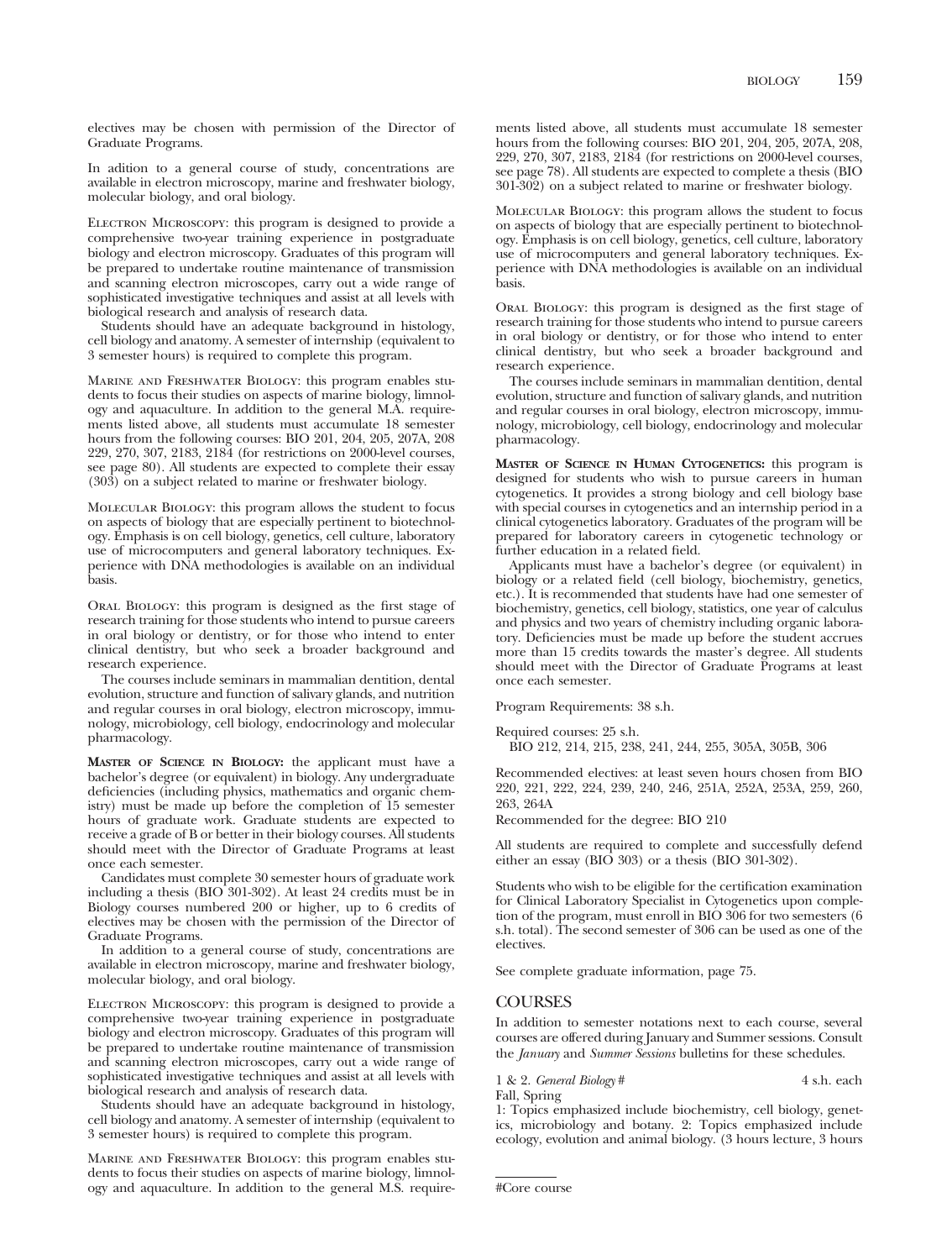electives may be chosen with permission of the Director of Graduate Programs.

In adition to a general course of study, concentrations are available in electron microscopy, marine and freshwater biology, molecular biology, and oral biology.

Electron Microscopy: this program is designed to provide a comprehensive two-year training experience in postgraduate biology and electron microscopy. Graduates of this program will be prepared to undertake routine maintenance of transmission and scanning electron microscopes, carry out a wide range of sophisticated investigative techniques and assist at all levels with biological research and analysis of research data.

Students should have an adequate background in histology, cell biology and anatomy. A semester of internship (equivalent to 3 semester hours) is required to complete this program.

Marine and Freshwater Biology: this program enables students to focus their studies on aspects of marine biology, limnology and aquaculture. In addition to the general M.A. requirements listed above, all students must accumulate 18 semester hours from the following courses: BIO 201, 204, 205, 207A, 208 229, 270, 307, 2183, 2184 (for restrictions on 2000-level courses, see page 80). All students are expected to complete their essay (303) on a subject related to marine or freshwater biology.

Molecular Biology: this program allows the student to focus on aspects of biology that are especially pertinent to biotechnology. Emphasis is on cell biology, genetics, cell culture, laboratory use of microcomputers and general laboratory techniques. Experience with DNA methodologies is available on an individual basis.

Oral Biology: this program is designed as the first stage of research training for those students who intend to pursue careers in oral biology or dentistry, or for those who intend to enter clinical dentistry, but who seek a broader background and research experience.

The courses include seminars in mammalian dentition, dental evolution, structure and function of salivary glands, and nutrition and regular courses in oral biology, electron microscopy, immunology, microbiology, cell biology, endocrinology and molecular pharmacology.

**Master of Science in Biology:** the applicant must have a bachelor's degree (or equivalent) in biology. Any undergraduate deficiencies (including physics, mathematics and organic chemistry) must be made up before the completion of 15 semester hours of graduate work. Graduate students are expected to receive a grade of B or better in their biology courses. All students should meet with the Director of Graduate Programs at least once each semester.

Candidates must complete 30 semester hours of graduate work including a thesis (BIO 301-302). At least 24 credits must be in Biology courses numbered 200 or higher, up to 6 credits of electives may be chosen with the permission of the Director of Graduate Programs.

In addition to a general course of study, concentrations are available in electron microscopy, marine and freshwater biology, molecular biology, and oral biology.

Electron Microscopy: this program is designed to provide a comprehensive two-year training experience in postgraduate biology and electron microscopy. Graduates of this program will be prepared to undertake routine maintenance of transmission and scanning electron microscopes, carry out a wide range of sophisticated investigative techniques and assist at all levels with biological research and analysis of research data.

Students should have an adequate background in histology, cell biology and anatomy. A semester of internship (equivalent to 3 semester hours) is required to complete this program.

Marine and Freshwater Biology: this program enables students to focus their studies on aspects of marine biology, limnology and aquaculture. In addition to the general M.S. requirements listed above, all students must accumulate 18 semester hours from the following courses: BIO 201, 204, 205, 207A, 208, 229, 270, 307, 2183, 2184 (for restrictions on 2000-level courses, see page 78). All students are expected to complete a thesis (BIO 301-302) on a subject related to marine or freshwater biology.

Molecular Biology: this program allows the student to focus on aspects of biology that are especially pertinent to biotechnology. Emphasis is on cell biology, genetics, cell culture, laboratory use of microcomputers and general laboratory techniques. Experience with DNA methodologies is available on an individual basis.

Oral Biology: this program is designed as the first stage of research training for those students who intend to pursue careers in oral biology or dentistry, or for those who intend to enter clinical dentistry, but who seek a broader background and research experience.

The courses include seminars in mammalian dentition, dental evolution, structure and function of salivary glands, and nutrition and regular courses in oral biology, electron microscopy, immunology, microbiology, cell biology, endocrinology and molecular pharmacology.

**Master of Science in Human Cytogenetics:** this program is designed for students who wish to pursue careers in human cytogenetics. It provides a strong biology and cell biology base with special courses in cytogenetics and an internship period in a clinical cytogenetics laboratory. Graduates of the program will be prepared for laboratory careers in cytogenetic technology or further education in a related field.

Applicants must have a bachelor's degree (or equivalent) in biology or a related field (cell biology, biochemistry, genetics, etc.). It is recommended that students have had one semester of biochemistry, genetics, cell biology, statistics, one year of calculus and physics and two years of chemistry including organic laboratory. Deficiencies must be made up before the student accrues more than 15 credits towards the master's degree. All students should meet with the Director of Graduate Programs at least once each semester.

Program Requirements: 38 s.h.

Required courses: 25 s.h.
BIO 212, 214, 215, 238, 241, 244, 255, 305A, 305B, 306

Recommended electives: at least seven hours chosen from BIO 220, 221, 222, 224, 239, 240, 246, 251A, 252A, 253A, 259, 260, 263, 264A

Recommended for the degree: BIO 210

All students are required to complete and successfully defend either an essay (BIO 303) or a thesis (BIO 301-302).

Students who wish to be eligible for the certification examination for Clinical Laboratory Specialist in Cytogenetics upon completion of the program, must enroll in BIO 306 for two semesters (6 s.h. total). The second semester of 306 can be used as one of the electives.

See complete graduate information, page 75.

## COURSES

In addition to semester notations next to each course, several courses are offered during January and Summer sessions. Consult the *January* and *Summer Sessions* bulletins for these schedules.

1 & 2. *General Biology* # 4 s.h. each
Fall, Spring
1: Topics emphasized include biochemistry, cell biology, genetics, microbiology and botany. 2: Topics emphasized include ecology, evolution and animal biology. (3 hours lecture, 3 hours

#Core course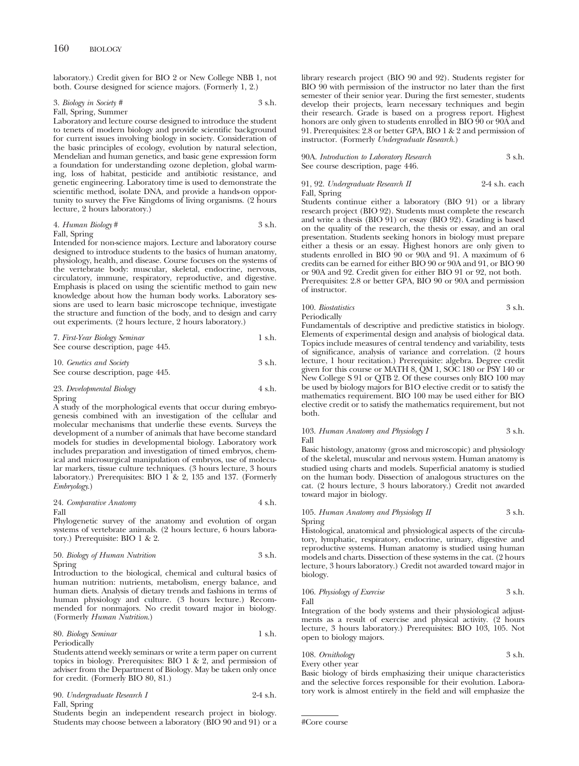laboratory.) Credit given for BIO 2 or New College NBB 1, not both. Course designed for science majors. (Formerly 1, 2.)

3. *Biology in Society* # 3 s.h.
Fall, Spring, Summer
Laboratory and lecture course designed to introduce the student to tenets of modern biology and provide scientific background for current issues involving biology in society. Consideration of the basic principles of ecology, evolution by natural selection, Mendelian and human genetics, and basic gene expression form a foundation for understanding ozone depletion, global warming, loss of habitat, pesticide and antibiotic resistance, and genetic engineering. Laboratory time is used to demonstrate the scientific method, isolate DNA, and provide a hands-on opportunity to survey the Five Kingdoms of living organisms. (2 hours lecture, 2 hours laboratory.)

4. *Human Biology* # 3 s.h.
Fall, Spring
Intended for non-science majors. Lecture and laboratory course designed to introduce students to the basics of human anatomy, physiology, health, and disease. Course focuses on the systems of the vertebrate body: muscular, skeletal, endocrine, nervous, circulatory, immune, respiratory, reproductive, and digestive. Emphasis is placed on using the scientific method to gain new knowledge about how the human body works. Laboratory sessions are used to learn basic microscope technique, investigate the structure and function of the body, and to design and carry out experiments. (2 hours lecture, 2 hours laboratory.)

7. *First-Year Biology Seminar* 1 s.h.
See course description, page 445.

10. *Genetics and Society* 3 s.h.
See course description, page 445.

23. *Developmental Biology* 4 s.h.
Spring
A study of the morphological events that occur during embryogenesis combined with an investigation of the cellular and molecular mechanisms that underlie these events. Surveys the development of a number of animals that have become standard models for studies in developmental biology. Laboratory work includes preparation and investigation of timed embryos, chemical and microsurgical manipulation of embryos, use of molecular markers, tissue culture techniques. (3 hours lecture, 3 hours laboratory.) Prerequisites: BIO 1 & 2, 135 and 137. (Formerly *Embryology*.)

24. *Comparative Anatomy* 4 s.h.
Fall
Phylogenetic survey of the anatomy and evolution of organ systems of vertebrate animals. (2 hours lecture, 6 hours laboratory.) Prerequisite: BIO 1 & 2.

50. *Biology of Human Nutrition* 3 s.h.
Spring
Introduction to the biological, chemical and cultural basics of human nutrition: nutrients, metabolism, energy balance, and human diets. Analysis of dietary trends and fashions in terms of human physiology and culture. (3 hours lecture.) Recommended for nonmajors. No credit toward major in biology. (Formerly *Human Nutrition*.)

80. *Biology Seminar* 1 s.h.
Periodically
Students attend weekly seminars or write a term paper on current topics in biology. Prerequisites: BIO 1 & 2, and permission of adviser from the Department of Biology. May be taken only once for credit. (Formerly BIO 80, 81.)

90. *Undergraduate Research I* 2-4 s.h.
Fall, Spring
Students begin an independent research project in biology. Students may choose between a laboratory (BIO 90 and 91) or a library research project (BIO 90 and 92). Students register for BIO 90 with permission of the instructor no later than the first semester of their senior year. During the first semester, students develop their projects, learn necessary techniques and begin their research. Grade is based on a progress report. Highest honors are only given to students enrolled in BIO 90 or 90A and 91. Prerequisites: 2.8 or better GPA, BIO 1 & 2 and permission of instructor. (Formerly *Undergraduate Research*.)

90A. *Introduction to Laboratory Research* 3 s.h.
See course description, page 446.

91, 92. *Undergraduate Research II* 2-4 s.h. each
Fall, Spring
Students continue either a laboratory (BIO 91) or a library research project (BIO 92). Students must complete the research and write a thesis (BIO 91) or essay (BIO 92). Grading is based on the quality of the research, the thesis or essay, and an oral presentation. Students seeking honors in biology must prepare either a thesis or an essay. Highest honors are only given to students enrolled in BIO 90 or 90A and 91. A maximum of 6 credits can be earned for either BIO 90 or 90A and 91, or BIO 90 or 90A and 92. Credit given for either BIO 91 or 92, not both. Prerequisites: 2.8 or better GPA, BIO 90 or 90A and permission of instructor.

100. *Biostatistics* 3 s.h.
Periodically
Fundamentals of descriptive and predictive statistics in biology. Elements of experimental design and analysis of biological data. Topics include measures of central tendency and variability, tests of significance, analysis of variance and correlation. (2 hours lecture, 1 hour recitation.) Prerequisite: algebra. Degree credit given for this course or MATH 8, QM 1, SOC 180 or PSY 140 or New College S 91 or QTB 2. Of these courses only BIO 100 may be used by biology majors for BIO elective credit or to satisfy the mathematics requirement. BIO 100 may be used either for BIO elective credit or to satisfy the mathematics requirement, but not both.

103. *Human Anatomy and Physiology I* 3 s.h.
Fall
Basic histology, anatomy (gross and microscopic) and physiology of the skeletal, muscular and nervous system. Human anatomy is studied using charts and models. Superficial anatomy is studied on the human body. Dissection of analogous structures on the cat. (2 hours lecture, 3 hours laboratory.) Credit not awarded toward major in biology.

105. *Human Anatomy and Physiology II* 3 s.h.
Spring
Histological, anatomical and physiological aspects of the circulatory, lymphatic, respiratory, endocrine, urinary, digestive and reproductive systems. Human anatomy is studied using human models and charts. Dissection of these systems in the cat. (2 hours lecture, 3 hours laboratory.) Credit not awarded toward major in biology.

106. *Physiology of Exercise* 3 s.h.
Fall
Integration of the body systems and their physiological adjustments as a result of exercise and physical activity. (2 hours lecture, 3 hours laboratory.) Prerequisites: BIO 103, 105. Not open to biology majors.

108. *Ornithology* 3 s.h.
Every other year
Basic biology of birds emphasizing their unique characteristics and the selective forces responsible for their evolution. Laboratory work is almost entirely in the field and will emphasize the

#Core course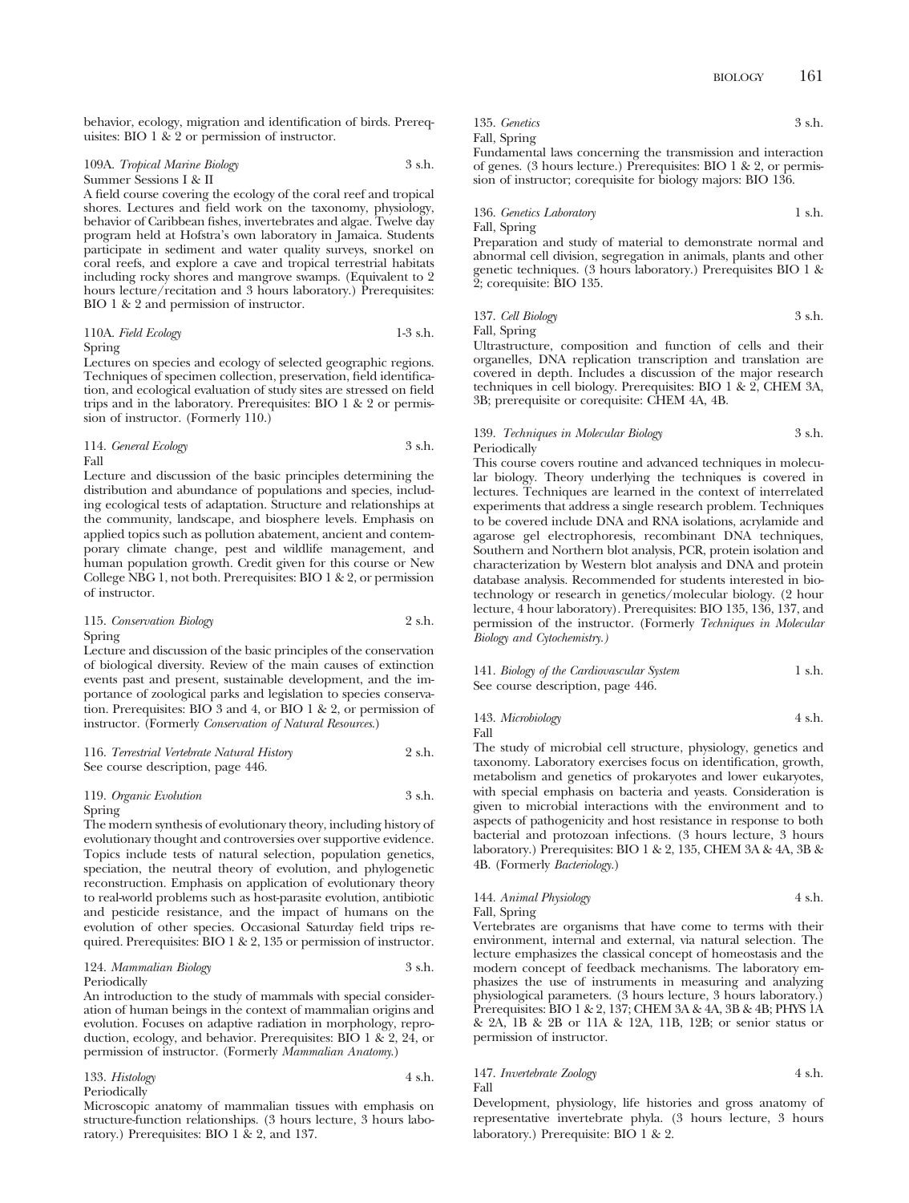behavior, ecology, migration and identification of birds. Prerequisites: BIO 1 & 2 or permission of instructor.

109A. *Tropical Marine Biology* 3 s.h.
Summer Sessions I & II

A field course covering the ecology of the coral reef and tropical shores. Lectures and field work on the taxonomy, physiology, behavior of Caribbean fishes, invertebrates and algae. Twelve day program held at Hofstra's own laboratory in Jamaica. Students participate in sediment and water quality surveys, snorkel on coral reefs, and explore a cave and tropical terrestrial habitats including rocky shores and mangrove swamps. (Equivalent to 2 hours lecture/recitation and 3 hours laboratory.) Prerequisites: BIO 1 & 2 and permission of instructor.

110A. *Field Ecology* 1-3 s.h.
Spring

Lectures on species and ecology of selected geographic regions. Techniques of specimen collection, preservation, field identification, and ecological evaluation of study sites are stressed on field trips and in the laboratory. Prerequisites: BIO 1 & 2 or permission of instructor. (Formerly 110.)

114. *General Ecology* 3 s.h.
Fall

Lecture and discussion of the basic principles determining the distribution and abundance of populations and species, including ecological tests of adaptation. Structure and relationships at the community, landscape, and biosphere levels. Emphasis on applied topics such as pollution abatement, ancient and contemporary climate change, pest and wildlife management, and human population growth. Credit given for this course or New College NBG 1, not both. Prerequisites: BIO 1 & 2, or permission of instructor.

115. *Conservation Biology* 2 s.h.
Spring

Lecture and discussion of the basic principles of the conservation of biological diversity. Review of the main causes of extinction events past and present, sustainable development, and the importance of zoological parks and legislation to species conservation. Prerequisites: BIO 3 and 4, or BIO 1 & 2, or permission of instructor. (Formerly *Conservation of Natural Resources*.)

116. *Terrestrial Vertebrate Natural History* 2 s.h.
See course description, page 446.

119. *Organic Evolution* 3 s.h.
Spring

The modern synthesis of evolutionary theory, including history of evolutionary thought and controversies over supportive evidence. Topics include tests of natural selection, population genetics, speciation, the neutral theory of evolution, and phylogenetic reconstruction. Emphasis on application of evolutionary theory to real-world problems such as host-parasite evolution, antibiotic and pesticide resistance, and the impact of humans on the evolution of other species. Occasional Saturday field trips required. Prerequisites: BIO 1 & 2, 135 or permission of instructor.

124. *Mammalian Biology* 3 s.h.
Periodically

An introduction to the study of mammals with special consideration of human beings in the context of mammalian origins and evolution. Focuses on adaptive radiation in morphology, reproduction, ecology, and behavior. Prerequisites: BIO 1 & 2, 24, or permission of instructor. (Formerly *Mammalian Anatomy*.)

133. *Histology* 4 s.h.
Periodically

Microscopic anatomy of mammalian tissues with emphasis on structure-function relationships. (3 hours lecture, 3 hours laboratory.) Prerequisites: BIO 1 & 2, and 137.

135. *Genetics* 3 s.h.
Fall, Spring

Fundamental laws concerning the transmission and interaction of genes. (3 hours lecture.) Prerequisites: BIO 1 & 2, or permission of instructor; corequisite for biology majors: BIO 136.

136. *Genetics Laboratory* 1 s.h.
Fall, Spring

Preparation and study of material to demonstrate normal and abnormal cell division, segregation in animals, plants and other genetic techniques. (3 hours laboratory.) Prerequisites BIO 1 & 2; corequisite: BIO 135.

137. *Cell Biology* 3 s.h.
Fall, Spring

Ultrastructure, composition and function of cells and their organelles, DNA replication transcription and translation are covered in depth. Includes a discussion of the major research techniques in cell biology. Prerequisites: BIO 1 & 2, CHEM 3A, 3B; prerequisite or corequisite: CHEM 4A, 4B.

139. *Techniques in Molecular Biology* 3 s.h.
Periodically

This course covers routine and advanced techniques in molecular biology. Theory underlying the techniques is covered in lectures. Techniques are learned in the context of interrelated experiments that address a single research problem. Techniques to be covered include DNA and RNA isolations, acrylamide and agarose gel electrophoresis, recombinant DNA techniques, Southern and Northern blot analysis, PCR, protein isolation and characterization by Western blot analysis and DNA and protein database analysis. Recommended for students interested in biotechnology or research in genetics/molecular biology. (2 hour lecture, 4 hour laboratory). Prerequisites: BIO 135, 136, 137, and permission of the instructor. (Formerly *Techniques in Molecular Biology and Cytochemistry.*)

141. *Biology of the Cardiovascular System* 1 s.h.
See course description, page 446.

143. *Microbiology* 4 s.h.
Fall

The study of microbial cell structure, physiology, genetics and taxonomy. Laboratory exercises focus on identification, growth, metabolism and genetics of prokaryotes and lower eukaryotes, with special emphasis on bacteria and yeasts. Consideration is given to microbial interactions with the environment and to aspects of pathogenicity and host resistance in response to both bacterial and protozoan infections. (3 hours lecture, 3 hours laboratory.) Prerequisites: BIO 1 & 2, 135, CHEM 3A & 4A, 3B & 4B. (Formerly *Bacteriology.*)

144. *Animal Physiology* 4 s.h.
Fall, Spring

Vertebrates are organisms that have come to terms with their environment, internal and external, via natural selection. The lecture emphasizes the classical concept of homeostasis and the modern concept of feedback mechanisms. The laboratory emphasizes the use of instruments in measuring and analyzing physiological parameters. (3 hours lecture, 3 hours laboratory.) Prerequisites: BIO 1 & 2, 137; CHEM 3A & 4A, 3B & 4B; PHYS 1A & 2A, 1B & 2B or 11A & 12A, 11B, 12B; or senior status or permission of instructor.

147. *Invertebrate Zoology* 4 s.h.
Fall

Development, physiology, life histories and gross anatomy of representative invertebrate phyla. (3 hours lecture, 3 hours laboratory.) Prerequisite: BIO 1 & 2.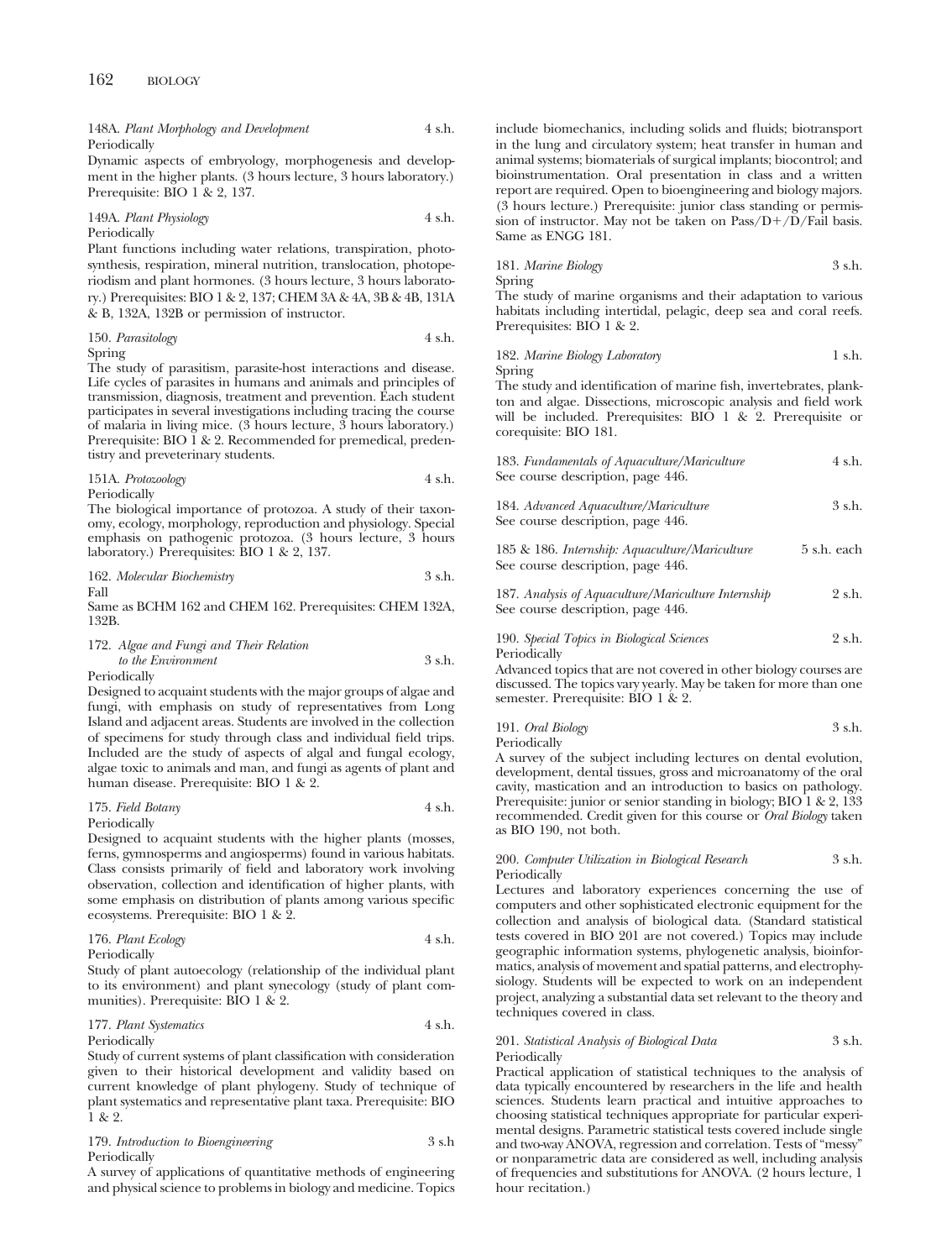148A. *Plant Morphology and Development* 4 s.h.
Periodically
Dynamic aspects of embryology, morphogenesis and development in the higher plants. (3 hours lecture, 3 hours laboratory.) Prerequisite: BIO 1 & 2, 137.

149A. *Plant Physiology* 4 s.h.
Periodically
Plant functions including water relations, transpiration, photosynthesis, respiration, mineral nutrition, translocation, photoperiodism and plant hormones. (3 hours lecture, 3 hours laboratory.) Prerequisites: BIO 1 & 2, 137; CHEM 3A & 4A, 3B & 4B, 131A & B, 132A, 132B or permission of instructor.

150. *Parasitology* 4 s.h.
Spring
The study of parasitism, parasite-host interactions and disease. Life cycles of parasites in humans and animals and principles of transmission, diagnosis, treatment and prevention. Each student participates in several investigations including tracing the course of malaria in living mice. (3 hours lecture, 3 hours laboratory.) Prerequisite: BIO 1 & 2. Recommended for premedical, predentistry and preveterinary students.

151A. *Protozoology* 4 s.h.
Periodically
The biological importance of protozoa. A study of their taxonomy, ecology, morphology, reproduction and physiology. Special emphasis on pathogenic protozoa. (3 hours lecture, 3 hours laboratory.) Prerequisites: BIO 1 & 2, 137.

162. *Molecular Biochemistry* 3 s.h.
Fall
Same as BCHM 162 and CHEM 162. Prerequisites: CHEM 132A, 132B.

172. *Algae and Fungi and Their Relation to the Environment* 3 s.h.
Periodically
Designed to acquaint students with the major groups of algae and fungi, with emphasis on study of representatives from Long Island and adjacent areas. Students are involved in the collection of specimens for study through class and individual field trips. Included are the study of aspects of algal and fungal ecology, algae toxic to animals and man, and fungi as agents of plant and human disease. Prerequisite: BIO 1 & 2.

175. *Field Botany* 4 s.h.
Periodically
Designed to acquaint students with the higher plants (mosses, ferns, gymnosperms and angiosperms) found in various habitats. Class consists primarily of field and laboratory work involving observation, collection and identification of higher plants, with some emphasis on distribution of plants among various specific ecosystems. Prerequisite: BIO 1 & 2.

176. *Plant Ecology* 4 s.h.
Periodically
Study of plant autoecology (relationship of the individual plant to its environment) and plant synecology (study of plant communities). Prerequisite: BIO 1 & 2.

177. *Plant Systematics* 4 s.h.
Periodically
Study of current systems of plant classification with consideration given to their historical development and validity based on current knowledge of plant phylogeny. Study of technique of plant systematics and representative plant taxa. Prerequisite: BIO 1 & 2.

179. *Introduction to Bioengineering* 3 s.h
Periodically
A survey of applications of quantitative methods of engineering and physical science to problems in biology and medicine. Topics include biomechanics, including solids and fluids; biotransport in the lung and circulatory system; heat transfer in human and animal systems; biomaterials of surgical implants; biocontrol; and bioinstrumentation. Oral presentation in class and a written report are required. Open to bioengineering and biology majors. (3 hours lecture.) Prerequisite: junior class standing or permission of instructor. May not be taken on Pass/D+/D/Fail basis. Same as ENGG 181.

181. *Marine Biology* 3 s.h.
Spring
The study of marine organisms and their adaptation to various habitats including intertidal, pelagic, deep sea and coral reefs. Prerequisites: BIO 1 & 2.

182. *Marine Biology Laboratory* 1 s.h.
Spring
The study and identification of marine fish, invertebrates, plankton and algae. Dissections, microscopic analysis and field work will be included. Prerequisites: BIO 1 & 2. Prerequisite or corequisite: BIO 181.

183. *Fundamentals of Aquaculture/Mariculture* 4 s.h.
See course description, page 446.

184. *Advanced Aquaculture/Mariculture* 3 s.h.
See course description, page 446.

185 & 186. *Internship: Aquaculture/Mariculture* 5 s.h. each
See course description, page 446.

187. *Analysis of Aquaculture/Mariculture Internship* 2 s.h.
See course description, page 446.

190. *Special Topics in Biological Sciences* 2 s.h.
Periodically
Advanced topics that are not covered in other biology courses are discussed. The topics vary yearly. May be taken for more than one semester. Prerequisite: BIO 1 & 2.

191. *Oral Biology* 3 s.h.
Periodically
A survey of the subject including lectures on dental evolution, development, dental tissues, gross and microanatomy of the oral cavity, mastication and an introduction to basics on pathology. Prerequisite: junior or senior standing in biology; BIO 1 & 2, 133 recommended. Credit given for this course or *Oral Biology* taken as BIO 190, not both.

200. *Computer Utilization in Biological Research* 3 s.h.
Periodically
Lectures and laboratory experiences concerning the use of computers and other sophisticated electronic equipment for the collection and analysis of biological data. (Standard statistical tests covered in BIO 201 are not covered.) Topics may include geographic information systems, phylogenetic analysis, bioinformatics, analysis of movement and spatial patterns, and electrophysiology. Students will be expected to work on an independent project, analyzing a substantial data set relevant to the theory and techniques covered in class.

201. *Statistical Analysis of Biological Data* 3 s.h.
Periodically
Practical application of statistical techniques to the analysis of data typically encountered by researchers in the life and health sciences. Students learn practical and intuitive approaches to choosing statistical techniques appropriate for particular experimental designs. Parametric statistical tests covered include single and two-way ANOVA, regression and correlation. Tests of "messy" or nonparametric data are considered as well, including analysis of frequencies and substitutions for ANOVA. (2 hours lecture, 1 hour recitation.)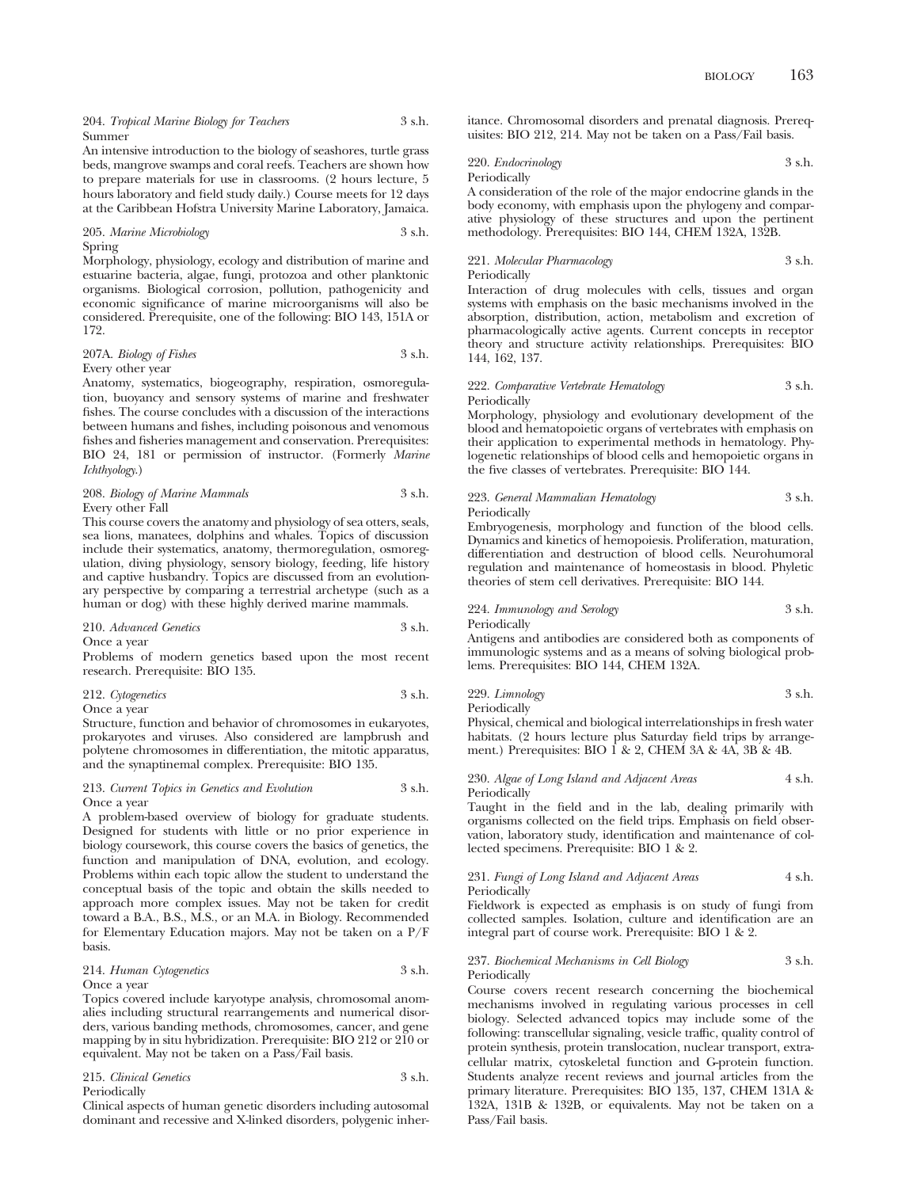204. *Tropical Marine Biology for Teachers* 3 s.h.
Summer

An intensive introduction to the biology of seashores, turtle grass beds, mangrove swamps and coral reefs. Teachers are shown how to prepare materials for use in classrooms. (2 hours lecture, 5 hours laboratory and field study daily.) Course meets for 12 days at the Caribbean Hofstra University Marine Laboratory, Jamaica.

205. *Marine Microbiology* 3 s.h.
Spring

Morphology, physiology, ecology and distribution of marine and estuarine bacteria, algae, fungi, protozoa and other planktonic organisms. Biological corrosion, pollution, pathogenicity and economic significance of marine microorganisms will also be considered. Prerequisite, one of the following: BIO 143, 151A or 172.

207A. *Biology of Fishes* 3 s.h.
Every other year

Anatomy, systematics, biogeography, respiration, osmoregulation, buoyancy and sensory systems of marine and freshwater fishes. The course concludes with a discussion of the interactions between humans and fishes, including poisonous and venomous fishes and fisheries management and conservation. Prerequisites: BIO 24, 181 or permission of instructor. (Formerly *Marine Ichthyology.*)

208. *Biology of Marine Mammals* 3 s.h.
Every other Fall

This course covers the anatomy and physiology of sea otters, seals, sea lions, manatees, dolphins and whales. Topics of discussion include their systematics, anatomy, thermoregulation, osmoregulation, diving physiology, sensory biology, feeding, life history and captive husbandry. Topics are discussed from an evolutionary perspective by comparing a terrestrial archetype (such as a human or dog) with these highly derived marine mammals.

210. *Advanced Genetics* 3 s.h.
Once a year

Problems of modern genetics based upon the most recent research. Prerequisite: BIO 135.

212. *Cytogenetics* 3 s.h.
Once a year

Structure, function and behavior of chromosomes in eukaryotes, prokaryotes and viruses. Also considered are lampbrush and polytene chromosomes in differentiation, the mitotic apparatus, and the synaptinemal complex. Prerequisite: BIO 135.

213. *Current Topics in Genetics and Evolution* 3 s.h.
Once a year

A problem-based overview of biology for graduate students. Designed for students with little or no prior experience in biology coursework, this course covers the basics of genetics, the function and manipulation of DNA, evolution, and ecology. Problems within each topic allow the student to understand the conceptual basis of the topic and obtain the skills needed to approach more complex issues. May not be taken for credit toward a B.A., B.S., M.S., or an M.A. in Biology. Recommended for Elementary Education majors. May not be taken on a P/F basis.

214. *Human Cytogenetics* 3 s.h.
Once a year

Topics covered include karyotype analysis, chromosomal anomalies including structural rearrangements and numerical disorders, various banding methods, chromosomes, cancer, and gene mapping by in situ hybridization. Prerequisite: BIO 212 or 210 or equivalent. May not be taken on a Pass/Fail basis.

215. *Clinical Genetics* 3 s.h.
Periodically

Clinical aspects of human genetic disorders including autosomal dominant and recessive and X-linked disorders, polygenic inheritance. Chromosomal disorders and prenatal diagnosis. Prerequisites: BIO 212, 214. May not be taken on a Pass/Fail basis.

220. *Endocrinology* 3 s.h.
Periodically

A consideration of the role of the major endocrine glands in the body economy, with emphasis upon the phylogeny and comparative physiology of these structures and upon the pertinent methodology. Prerequisites: BIO 144, CHEM 132A, 132B.

221. *Molecular Pharmacology* 3 s.h.
Periodically

Interaction of drug molecules with cells, tissues and organ systems with emphasis on the basic mechanisms involved in the absorption, distribution, action, metabolism and excretion of pharmacologically active agents. Current concepts in receptor theory and structure activity relationships. Prerequisites: BIO 144, 162, 137.

222. *Comparative Vertebrate Hematology* 3 s.h.
Periodically

Morphology, physiology and evolutionary development of the blood and hematopoietic organs of vertebrates with emphasis on their application to experimental methods in hematology. Phylogenetic relationships of blood cells and hemopoietic organs in the five classes of vertebrates. Prerequisite: BIO 144.

223. *General Mammalian Hematology* 3 s.h.
Periodically

Embryogenesis, morphology and function of the blood cells. Dynamics and kinetics of hemopoiesis. Proliferation, maturation, differentiation and destruction of blood cells. Neurohumoral regulation and maintenance of homeostasis in blood. Phyletic theories of stem cell derivatives. Prerequisite: BIO 144.

224. *Immunology and Serology* 3 s.h.
Periodically

Antigens and antibodies are considered both as components of immunologic systems and as a means of solving biological problems. Prerequisites: BIO 144, CHEM 132A.

229. *Limnology* 3 s.h.
Periodically

Physical, chemical and biological interrelationships in fresh water habitats. (2 hours lecture plus Saturday field trips by arrangement.) Prerequisites: BIO 1 & 2, CHEM 3A & 4A, 3B & 4B.

230. *Algae of Long Island and Adjacent Areas* 4 s.h.
Periodically

Taught in the field and in the lab, dealing primarily with organisms collected on the field trips. Emphasis on field observation, laboratory study, identification and maintenance of collected specimens. Prerequisite: BIO 1 & 2.

231. *Fungi of Long Island and Adjacent Areas* 4 s.h.
Periodically

Fieldwork is expected as emphasis is on study of fungi from collected samples. Isolation, culture and identification are an integral part of course work. Prerequisite: BIO 1 & 2.

237. *Biochemical Mechanisms in Cell Biology* 3 s.h.
Periodically

Course covers recent research concerning the biochemical mechanisms involved in regulating various processes in cell biology. Selected advanced topics may include some of the following: transcellular signaling, vesicle traffic, quality control of protein synthesis, protein translocation, nuclear transport, extracellular matrix, cytoskeletal function and G-protein function. Students analyze recent reviews and journal articles from the primary literature. Prerequisites: BIO 135, 137, CHEM 131A & 132A, 131B & 132B, or equivalents. May not be taken on a Pass/Fail basis.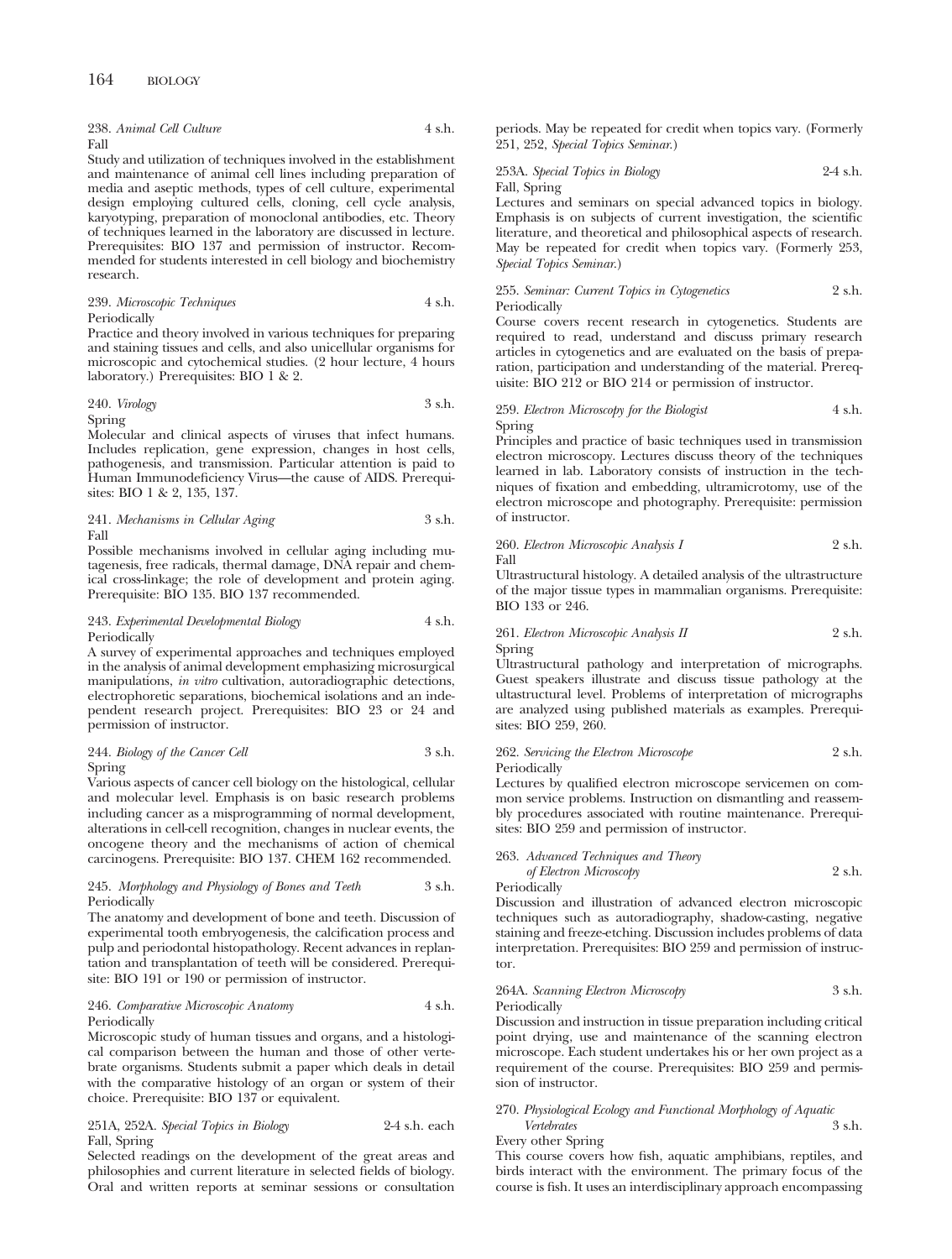238. *Animal Cell Culture* 4 s.h.
Fall
Study and utilization of techniques involved in the establishment and maintenance of animal cell lines including preparation of media and aseptic methods, types of cell culture, experimental design employing cultured cells, cloning, cell cycle analysis, karyotyping, preparation of monoclonal antibodies, etc. Theory of techniques learned in the laboratory are discussed in lecture. Prerequisites: BIO 137 and permission of instructor. Recommended for students interested in cell biology and biochemistry research.

239. *Microscopic Techniques* 4 s.h.
Periodically
Practice and theory involved in various techniques for preparing and staining tissues and cells, and also unicellular organisms for microscopic and cytochemical studies. (2 hour lecture, 4 hours laboratory.) Prerequisites: BIO 1 & 2.

240. *Virology* 3 s.h.
Spring
Molecular and clinical aspects of viruses that infect humans. Includes replication, gene expression, changes in host cells, pathogenesis, and transmission. Particular attention is paid to Human Immunodeficiency Virus—the cause of AIDS. Prerequisites: BIO 1 & 2, 135, 137.

241. *Mechanisms in Cellular Aging* 3 s.h.
Fall
Possible mechanisms involved in cellular aging including mutagenesis, free radicals, thermal damage, DNA repair and chemical cross-linkage; the role of development and protein aging. Prerequisite: BIO 135. BIO 137 recommended.

243. *Experimental Developmental Biology* 4 s.h.
Periodically
A survey of experimental approaches and techniques employed in the analysis of animal development emphasizing microsurgical manipulations, *in vitro* cultivation, autoradiographic detections, electrophoretic separations, biochemical isolations and an independent research project. Prerequisites: BIO 23 or 24 and permission of instructor.

244. *Biology of the Cancer Cell* 3 s.h.
Spring
Various aspects of cancer cell biology on the histological, cellular and molecular level. Emphasis is on basic research problems including cancer as a misprogramming of normal development, alterations in cell-cell recognition, changes in nuclear events, the oncogene theory and the mechanisms of action of chemical carcinogens. Prerequisite: BIO 137. CHEM 162 recommended.

245. *Morphology and Physiology of Bones and Teeth* 3 s.h.
Periodically
The anatomy and development of bone and teeth. Discussion of experimental tooth embryogenesis, the calcification process and pulp and periodontal histopathology. Recent advances in replantation and transplantation of teeth will be considered. Prerequisite: BIO 191 or 190 or permission of instructor.

246. *Comparative Microscopic Anatomy* 4 s.h.
Periodically
Microscopic study of human tissues and organs, and a histological comparison between the human and those of other vertebrate organisms. Students submit a paper which deals in detail with the comparative histology of an organ or system of their choice. Prerequisite: BIO 137 or equivalent.

251A, 252A. *Special Topics in Biology* 2-4 s.h. each
Fall, Spring
Selected readings on the development of the great areas and philosophies and current literature in selected fields of biology. Oral and written reports at seminar sessions or consultation periods. May be repeated for credit when topics vary. (Formerly 251, 252, *Special Topics Seminar.*)

253A. *Special Topics in Biology* 2-4 s.h.
Fall, Spring
Lectures and seminars on special advanced topics in biology. Emphasis is on subjects of current investigation, the scientific literature, and theoretical and philosophical aspects of research. May be repeated for credit when topics vary. (Formerly 253, *Special Topics Seminar.*)

255. *Seminar: Current Topics in Cytogenetics* 2 s.h.
Periodically
Course covers recent research in cytogenetics. Students are required to read, understand and discuss primary research articles in cytogenetics and are evaluated on the basis of preparation, participation and understanding of the material. Prerequisite: BIO 212 or BIO 214 or permission of instructor.

259. *Electron Microscopy for the Biologist* 4 s.h.
Spring
Principles and practice of basic techniques used in transmission electron microscopy. Lectures discuss theory of the techniques learned in lab. Laboratory consists of instruction in the techniques of fixation and embedding, ultramicrotomy, use of the electron microscope and photography. Prerequisite: permission of instructor.

260. *Electron Microscopic Analysis I* 2 s.h.
Fall
Ultrastructural histology. A detailed analysis of the ultrastructure of the major tissue types in mammalian organisms. Prerequisite: BIO 133 or 246.

261. *Electron Microscopic Analysis II* 2 s.h.
Spring
Ultrastructural pathology and interpretation of micrographs. Guest speakers illustrate and discuss tissue pathology at the ultastructural level. Problems of interpretation of micrographs are analyzed using published materials as examples. Prerequisites: BIO 259, 260.

262. *Servicing the Electron Microscope* 2 s.h.
Periodically
Lectures by qualified electron microscope servicemen on common service problems. Instruction on dismantling and reassembly procedures associated with routine maintenance. Prerequisites: BIO 259 and permission of instructor.

263. *Advanced Techniques and Theory of Electron Microscopy* 2 s.h.
Periodically
Discussion and illustration of advanced electron microscopic techniques such as autoradiography, shadow-casting, negative staining and freeze-etching. Discussion includes problems of data interpretation. Prerequisites: BIO 259 and permission of instructor.

264A. *Scanning Electron Microscopy* 3 s.h.
Periodically
Discussion and instruction in tissue preparation including critical point drying, use and maintenance of the scanning electron microscope. Each student undertakes his or her own project as a requirement of the course. Prerequisites: BIO 259 and permission of instructor.

270. *Physiological Ecology and Functional Morphology of Aquatic Vertebrates* 3 s.h.
Every other Spring
This course covers how fish, aquatic amphibians, reptiles, and birds interact with the environment. The primary focus of the course is fish. It uses an interdisciplinary approach encompassing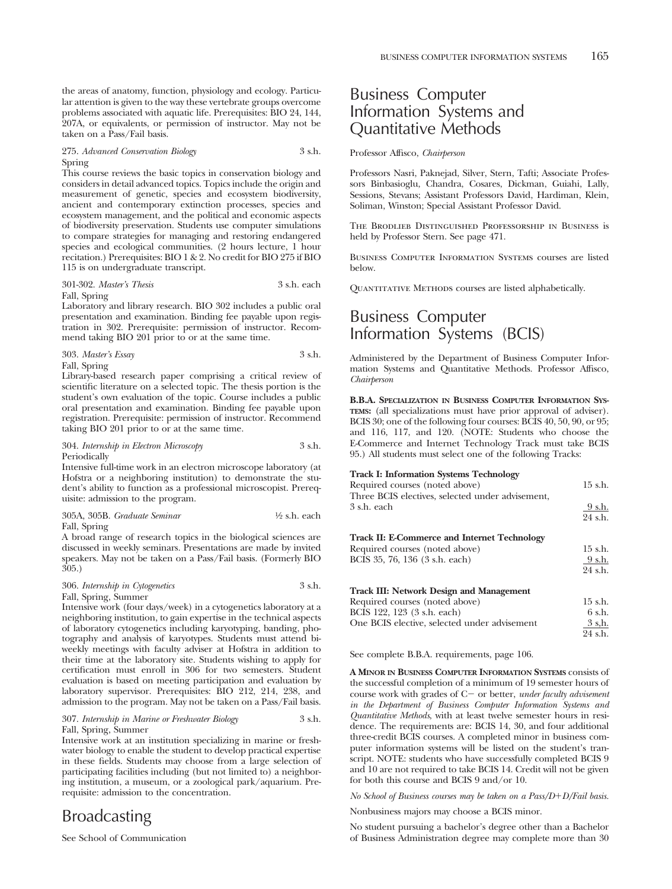the areas of anatomy, function, physiology and ecology. Particular attention is given to the way these vertebrate groups overcome problems associated with aquatic life. Prerequisites: BIO 24, 144, 207A, or equivalents, or permission of instructor. May not be taken on a Pass/Fail basis.

275. *Advanced Conservation Biology* 3 s.h.
Spring
This course reviews the basic topics in conservation biology and considers in detail advanced topics. Topics include the origin and measurement of genetic, species and ecosystem biodiversity, ancient and contemporary extinction processes, species and ecosystem management, and the political and economic aspects of biodiversity preservation. Students use computer simulations to compare strategies for managing and restoring endangered species and ecological communities. (2 hours lecture, 1 hour recitation.) Prerequisites: BIO 1 & 2. No credit for BIO 275 if BIO 115 is on undergraduate transcript.

301-302. *Master's Thesis* 3 s.h. each
Fall, Spring
Laboratory and library research. BIO 302 includes a public oral presentation and examination. Binding fee payable upon registration in 302. Prerequisite: permission of instructor. Recommend taking BIO 201 prior to or at the same time.

303. *Master's Essay* 3 s.h.
Fall, Spring
Library-based research paper comprising a critical review of scientific literature on a selected topic. The thesis portion is the student's own evaluation of the topic. Course includes a public oral presentation and examination. Binding fee payable upon registration. Prerequisite: permission of instructor. Recommend taking BIO 201 prior to or at the same time.

304. *Internship in Electron Microscopy* 3 s.h.
Periodically
Intensive full-time work in an electron microscope laboratory (at Hofstra or a neighboring institution) to demonstrate the student's ability to function as a professional microscopist. Prerequisite: admission to the program.

305A, 305B. *Graduate Seminar* ½ s.h. each
Fall, Spring
A broad range of research topics in the biological sciences are discussed in weekly seminars. Presentations are made by invited speakers. May not be taken on a Pass/Fail basis. (Formerly BIO 305.)

306. *Internship in Cytogenetics* 3 s.h.
Fall, Spring, Summer
Intensive work (four days/week) in a cytogenetics laboratory at a neighboring institution, to gain expertise in the technical aspects of laboratory cytogenetics including karyotyping, banding, photography and analysis of karyotypes. Students must attend biweekly meetings with faculty adviser at Hofstra in addition to their time at the laboratory site. Students wishing to apply for certification must enroll in 306 for two semesters. Student evaluation is based on meeting participation and evaluation by laboratory supervisor. Prerequisites: BIO 212, 214, 238, and admission to the program. May not be taken on a Pass/Fail basis.

307. *Internship in Marine or Freshwater Biology* 3 s.h.
Fall, Spring, Summer
Intensive work at an institution specializing in marine or freshwater biology to enable the student to develop practical expertise in these fields. Students may choose from a large selection of participating facilities including (but not limited to) a neighboring institution, a museum, or a zoological park/aquarium. Prerequisite: admission to the concentration.

# Broadcasting

See School of Communication

# Business Computer Information Systems and Quantitative Methods

Professor Affisco, *Chairperson*

Professors Nasri, Paknejad, Silver, Stern, Tafti; Associate Professors Binbasioglu, Chandra, Cosares, Dickman, Guiahi, Lally, Sessions, Stevans; Assistant Professors David, Hardiman, Klein, Soliman, Winston; Special Assistant Professor David.

The Brodlieb Distinguished Professorship in Business is held by Professor Stern. See page 471.

Business Computer Information Systems courses are listed below.

Quantitative Methods courses are listed alphabetically.

# Business Computer Information Systems (BCIS)

Administered by the Department of Business Computer Information Systems and Quantitative Methods. Professor Affisco, *Chairperson*

**B.B.A. Specialization in Business Computer Information Systems:** (all specializations must have prior approval of adviser). BCIS 30; one of the following four courses: BCIS 40, 50, 90, or 95; and 116, 117, and 120. (NOTE: Students who choose the E-Commerce and Internet Technology Track must take BCIS 95.) All students must select one of the following Tracks:

**Track I: Information Systems Technology**

| | |
|---|---|
| Required courses (noted above) | 15 s.h. |
| Three BCIS electives, selected under advisement, 3 s.h. each | 9 s.h. |
| | 24 s.h. |

**Track II: E-Commerce and Internet Technology**

| | |
|---|---|
| Required courses (noted above) | 15 s.h. |
| BCIS 35, 76, 136 (3 s.h. each) | 9 s.h. |
| | 24 s.h. |

**Track III: Network Design and Management**

| | |
|---|---|
| Required courses (noted above) | 15 s.h. |
| BCIS 122, 123 (3 s.h. each) | 6 s.h. |
| One BCIS elective, selected under advisement | 3 s,h. |
| | 24 s.h. |

See complete B.B.A. requirements, page 106.

**A Minor in Business Computer Information Systems** consists of the successful completion of a minimum of 19 semester hours of course work with grades of C− or better, *under faculty advisement in the Department of Business Computer Information Systems and Quantitative Methods*, with at least twelve semester hours in residence. The requirements are: BCIS 14, 30, and four additional three-credit BCIS courses. A completed minor in business computer information systems will be listed on the student's transcript. NOTE: students who have successfully completed BCIS 9 and 10 are not required to take BCIS 14. Credit will not be given for both this course and BCIS 9 and/or 10.

*No School of Business courses may be taken on a Pass/D+D/Fail basis.*

Nonbusiness majors may choose a BCIS minor.

No student pursuing a bachelor's degree other than a Bachelor of Business Administration degree may complete more than 30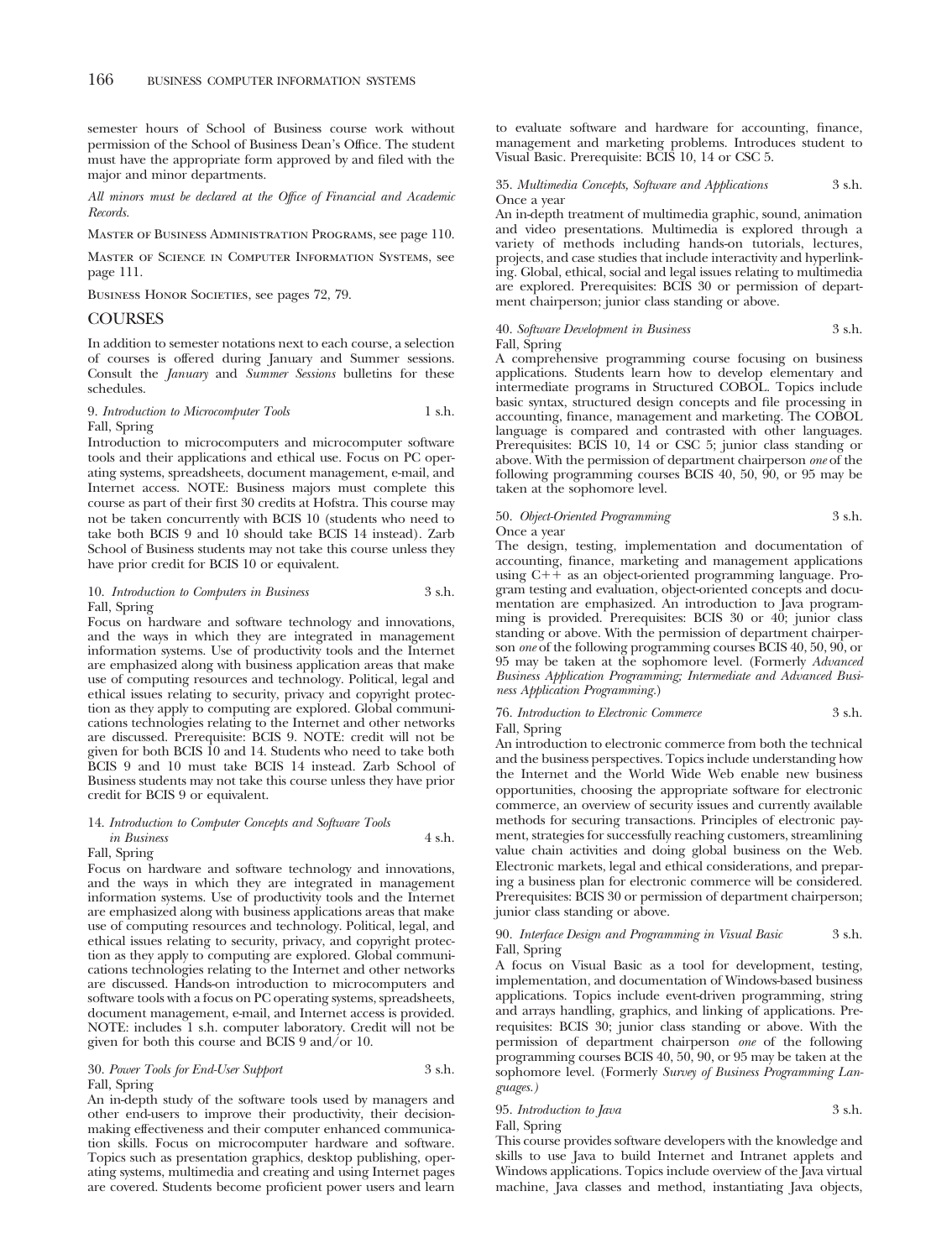semester hours of School of Business course work without permission of the School of Business Dean's Office. The student must have the appropriate form approved by and filed with the major and minor departments.

*All minors must be declared at the Office of Financial and Academic Records.*

Master of Business Administration Programs, see page 110.

Master of Science in Computer Information Systems, see page 111.

Business Honor Societies, see pages 72, 79.

## COURSES

In addition to semester notations next to each course, a selection of courses is offered during January and Summer sessions. Consult the *January* and *Summer Sessions* bulletins for these schedules.

9. *Introduction to Microcomputer Tools* 1 s.h.
Fall, Spring
Introduction to microcomputers and microcomputer software tools and their applications and ethical use. Focus on PC operating systems, spreadsheets, document management, e-mail, and Internet access. NOTE: Business majors must complete this course as part of their first 30 credits at Hofstra. This course may not be taken concurrently with BCIS 10 (students who need to take both BCIS 9 and 10 should take BCIS 14 instead). Zarb School of Business students may not take this course unless they have prior credit for BCIS 10 or equivalent.

10. *Introduction to Computers in Business* 3 s.h.
Fall, Spring
Focus on hardware and software technology and innovations, and the ways in which they are integrated in management information systems. Use of productivity tools and the Internet are emphasized along with business application areas that make use of computing resources and technology. Political, legal and ethical issues relating to security, privacy and copyright protection as they apply to computing are explored. Global communications technologies relating to the Internet and other networks are discussed. Prerequisite: BCIS 9. NOTE: credit will not be given for both BCIS 10 and 14. Students who need to take both BCIS 9 and 10 must take BCIS 14 instead. Zarb School of Business students may not take this course unless they have prior credit for BCIS 9 or equivalent.

14. *Introduction to Computer Concepts and Software Tools in Business* 4 s.h.
Fall, Spring
Focus on hardware and software technology and innovations, and the ways in which they are integrated in management information systems. Use of productivity tools and the Internet are emphasized along with business applications areas that make use of computing resources and technology. Political, legal, and ethical issues relating to security, privacy, and copyright protection as they apply to computing are explored. Global communications technologies relating to the Internet and other networks are discussed. Hands-on introduction to microcomputers and software tools with a focus on PC operating systems, spreadsheets, document management, e-mail, and Internet access is provided. NOTE: includes 1 s.h. computer laboratory. Credit will not be given for both this course and BCIS 9 and/or 10.

30. *Power Tools for End-User Support* 3 s.h.
Fall, Spring
An in-depth study of the software tools used by managers and other end-users to improve their productivity, their decision-making effectiveness and their computer enhanced communication skills. Focus on microcomputer hardware and software. Topics such as presentation graphics, desktop publishing, operating systems, multimedia and creating and using Internet pages are covered. Students become proficient power users and learn to evaluate software and hardware for accounting, finance, management and marketing problems. Introduces student to Visual Basic. Prerequisite: BCIS 10, 14 or CSC 5.

35. *Multimedia Concepts, Software and Applications* 3 s.h.
Once a year
An in-depth treatment of multimedia graphic, sound, animation and video presentations. Multimedia is explored through a variety of methods including hands-on tutorials, lectures, projects, and case studies that include interactivity and hyperlinking. Global, ethical, social and legal issues relating to multimedia are explored. Prerequisites: BCIS 30 or permission of department chairperson; junior class standing or above.

40. *Software Development in Business* 3 s.h.
Fall, Spring
A comprehensive programming course focusing on business applications. Students learn how to develop elementary and intermediate programs in Structured COBOL. Topics include basic syntax, structured design concepts and file processing in accounting, finance, management and marketing. The COBOL language is compared and contrasted with other languages. Prerequisites: BCIS 10, 14 or CSC 5; junior class standing or above. With the permission of department chairperson *one* of the following programming courses BCIS 40, 50, 90, or 95 may be taken at the sophomore level.

50. *Object-Oriented Programming* 3 s.h.
Once a year
The design, testing, implementation and documentation of accounting, finance, marketing and management applications using C++ as an object-oriented programming language. Program testing and evaluation, object-oriented concepts and documentation are emphasized. An introduction to Java programming is provided. Prerequisites: BCIS 30 or 40; junior class standing or above. With the permission of department chairperson *one* of the following programming courses BCIS 40, 50, 90, or 95 may be taken at the sophomore level. (Formerly *Advanced Business Application Programming; Intermediate and Advanced Business Application Programming.*)

76. *Introduction to Electronic Commerce* 3 s.h.
Fall, Spring
An introduction to electronic commerce from both the technical and the business perspectives. Topics include understanding how the Internet and the World Wide Web enable new business opportunities, choosing the appropriate software for electronic commerce, an overview of security issues and currently available methods for securing transactions. Principles of electronic payment, strategies for successfully reaching customers, streamlining value chain activities and doing global business on the Web. Electronic markets, legal and ethical considerations, and preparing a business plan for electronic commerce will be considered. Prerequisites: BCIS 30 or permission of department chairperson; junior class standing or above.

90. *Interface Design and Programming in Visual Basic* 3 s.h.
Fall, Spring
A focus on Visual Basic as a tool for development, testing, implementation, and documentation of Windows-based business applications. Topics include event-driven programming, string and arrays handling, graphics, and linking of applications. Prerequisites: BCIS 30; junior class standing or above. With the permission of department chairperson *one* of the following programming courses BCIS 40, 50, 90, or 95 may be taken at the sophomore level. (Formerly *Survey of Business Programming Languages.*)

95. *Introduction to Java* 3 s.h.
Fall, Spring
This course provides software developers with the knowledge and skills to use Java to build Internet and Intranet applets and Windows applications. Topics include overview of the Java virtual machine, Java classes and method, instantiating Java objects,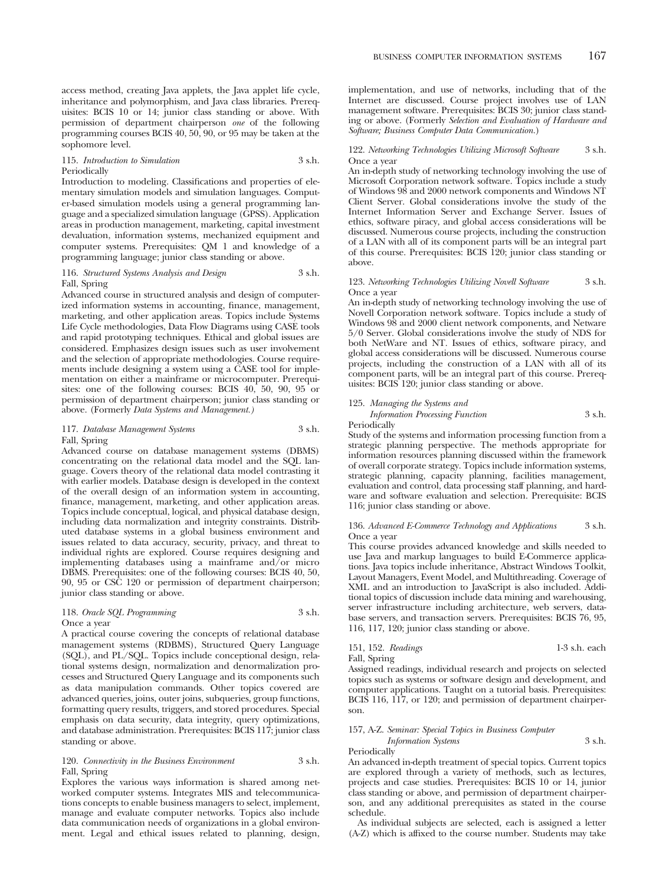access method, creating Java applets, the Java applet life cycle, inheritance and polymorphism, and Java class libraries. Prerequisites: BCIS 10 or 14; junior class standing or above. With permission of department chairperson *one* of the following programming courses BCIS 40, 50, 90, or 95 may be taken at the sophomore level.

115. *Introduction to Simulation* 3 s.h.
Periodically
Introduction to modeling. Classifications and properties of elementary simulation models and simulation languages. Computer-based simulation models using a general programming language and a specialized simulation language (GPSS). Application areas in production management, marketing, capital investment devaluation, information systems, mechanized equipment and computer systems. Prerequisites: QM 1 and knowledge of a programming language; junior class standing or above.

116. *Structured Systems Analysis and Design* 3 s.h.
Fall, Spring
Advanced course in structured analysis and design of computerized information systems in accounting, finance, management, marketing, and other application areas. Topics include Systems Life Cycle methodologies, Data Flow Diagrams using CASE tools and rapid prototyping techniques. Ethical and global issues are considered. Emphasizes design issues such as user involvement and the selection of appropriate methodologies. Course requirements include designing a system using a CASE tool for implementation on either a mainframe or microcomputer. Prerequisites: one of the following courses: BCIS 40, 50, 90, 95 or permission of department chairperson; junior class standing or above. (Formerly *Data Systems and Management.)*

117. *Database Management Systems* 3 s.h.
Fall, Spring
Advanced course on database management systems (DBMS) concentrating on the relational data model and the SQL language. Covers theory of the relational data model contrasting it with earlier models. Database design is developed in the context of the overall design of an information system in accounting, finance, management, marketing, and other application areas. Topics include conceptual, logical, and physical database design, including data normalization and integrity constraints. Distributed database systems in a global business environment and issues related to data accuracy, security, privacy, and threat to individual rights are explored. Course requires designing and implementing databases using a mainframe and/or micro DBMS. Prerequisites: one of the following courses: BCIS 40, 50, 90, 95 or CSC 120 or permission of department chairperson; junior class standing or above.

118. *Oracle SQL Programming* 3 s.h.
Once a year
A practical course covering the concepts of relational database management systems (RDBMS), Structured Query Language (SQL), and PL/SQL. Topics include conceptional design, relational systems design, normalization and denormalization processes and Structured Query Language and its components such as data manipulation commands. Other topics covered are advanced queries, joins, outer joins, subqueries, group functions, formatting query results, triggers, and stored procedures. Special emphasis on data security, data integrity, query optimizations, and database administration. Prerequisites: BCIS 117; junior class standing or above.

120. *Connectivity in the Business Environment* 3 s.h.
Fall, Spring
Explores the various ways information is shared among networked computer systems. Integrates MIS and telecommunications concepts to enable business managers to select, implement, manage and evaluate computer networks. Topics also include data communication needs of organizations in a global environment. Legal and ethical issues related to planning, design, implementation, and use of networks, including that of the Internet are discussed. Course project involves use of LAN management software. Prerequisites: BCIS 30; junior class standing or above. (Formerly *Selection and Evaluation of Hardware and Software; Business Computer Data Communication.*)

122. *Networking Technologies Utilizing Microsoft Software* 3 s.h.
Once a year
An in-depth study of networking technology involving the use of Microsoft Corporation network software. Topics include a study of Windows 98 and 2000 network components and Windows NT Client Server. Global considerations involve the study of the Internet Information Server and Exchange Server. Issues of ethics, software piracy, and global access considerations will be discussed. Numerous course projects, including the construction of a LAN with all of its component parts will be an integral part of this course. Prerequisites: BCIS 120; junior class standing or above.

123. *Networking Technologies Utilizing Novell Software* 3 s.h.
Once a year
An in-depth study of networking technology involving the use of Novell Corporation network software. Topics include a study of Windows 98 and 2000 client network components, and Netware 5/0 Server. Global considerations involve the study of NDS for both NetWare and NT. Issues of ethics, software piracy, and global access considerations will be discussed. Numerous course projects, including the construction of a LAN with all of its component parts, will be an integral part of this course. Prerequisites: BCIS 120; junior class standing or above.

125. *Managing the Systems and Information Processing Function* 3 s.h.
Periodically
Study of the systems and information processing function from a strategic planning perspective. The methods appropriate for information resources planning discussed within the framework of overall corporate strategy. Topics include information systems, strategic planning, capacity planning, facilities management, evaluation and control, data processing staff planning, and hardware and software evaluation and selection. Prerequisite: BCIS 116; junior class standing or above.

136. *Advanced E-Commerce Technology and Applications* 3 s.h.
Once a year
This course provides advanced knowledge and skills needed to use Java and markup languages to build E-Commerce applications. Java topics include inheritance, Abstract Windows Toolkit, Layout Managers, Event Model, and Multithreading. Coverage of XML and an introduction to JavaScript is also included. Additional topics of discussion include data mining and warehousing, server infrastructure including architecture, web servers, database servers, and transaction servers. Prerequisites: BCIS 76, 95, 116, 117, 120; junior class standing or above.

151, 152. *Readings* 1-3 s.h. each
Fall, Spring
Assigned readings, individual research and projects on selected topics such as systems or software design and development, and computer applications. Taught on a tutorial basis. Prerequisites: BCIS 116, 117, or 120; and permission of department chairperson.

157, A-Z. *Seminar: Special Topics in Business Computer Information Systems* 3 s.h.
Periodically
An advanced in-depth treatment of special topics. Current topics are explored through a variety of methods, such as lectures, projects and case studies. Prerequisites: BCIS 10 or 14, junior class standing or above, and permission of department chairperson, and any additional prerequisites as stated in the course schedule.

As individual subjects are selected, each is assigned a letter (A-Z) which is affixed to the course number. Students may take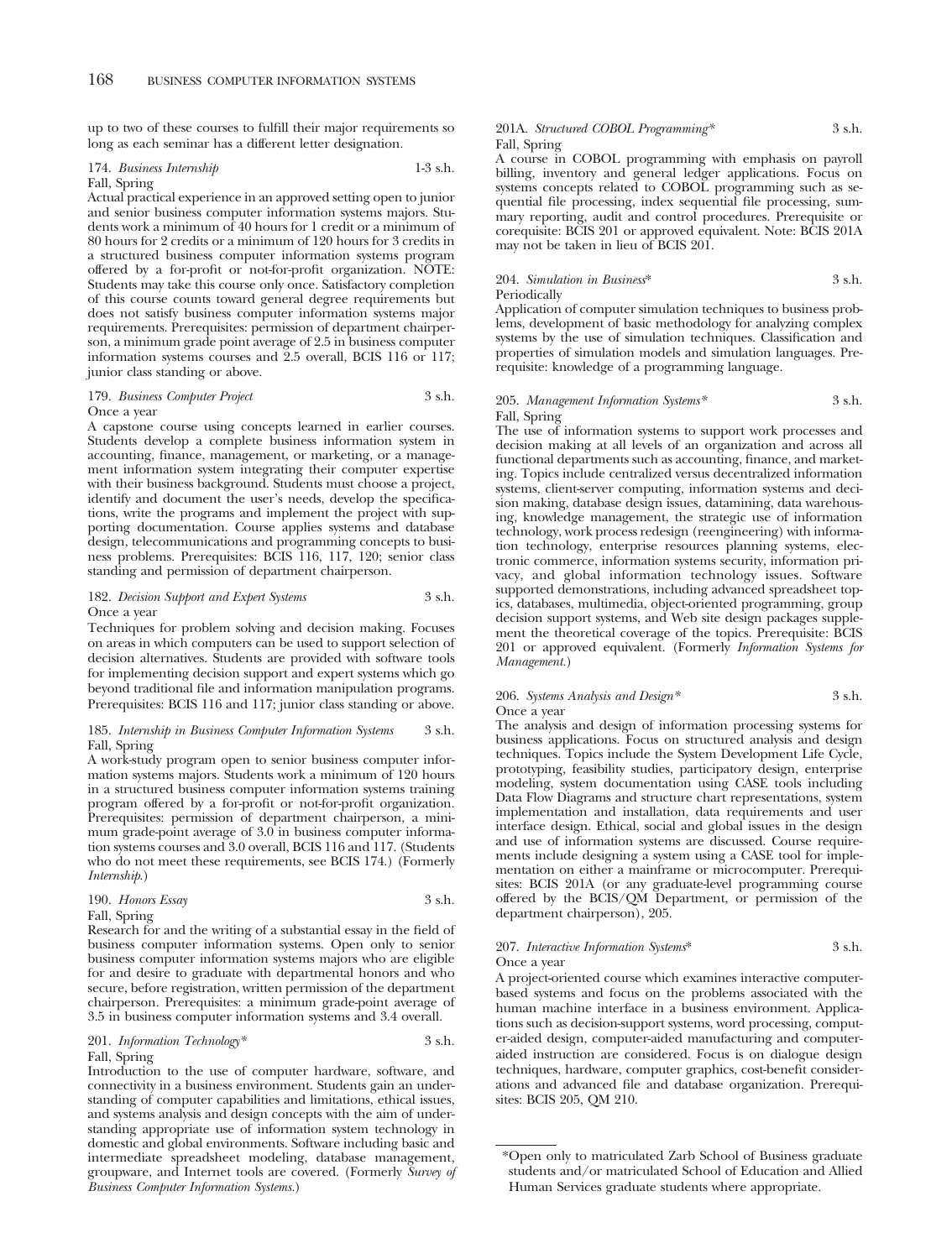up to two of these courses to fulfill their major requirements so long as each seminar has a different letter designation.

174. *Business Internship* 1-3 s.h.
Fall, Spring

Actual practical experience in an approved setting open to junior and senior business computer information systems majors. Students work a minimum of 40 hours for 1 credit or a minimum of 80 hours for 2 credits or a minimum of 120 hours for 3 credits in a structured business computer information systems program offered by a for-profit or not-for-profit organization. NOTE: Students may take this course only once. Satisfactory completion of this course counts toward general degree requirements but does not satisfy business computer information systems major requirements. Prerequisites: permission of department chairperson, a minimum grade point average of 2.5 in business computer information systems courses and 2.5 overall, BCIS 116 or 117; junior class standing or above.

179. *Business Computer Project* 3 s.h.
Once a year

A capstone course using concepts learned in earlier courses. Students develop a complete business information system in accounting, finance, management, or marketing, or a management information system integrating their computer expertise with their business background. Students must choose a project, identify and document the user's needs, develop the specifications, write the programs and implement the project with supporting documentation. Course applies systems and database design, telecommunications and programming concepts to business problems. Prerequisites: BCIS 116, 117, 120; senior class standing and permission of department chairperson.

182. *Decision Support and Expert Systems* 3 s.h.
Once a year

Techniques for problem solving and decision making. Focuses on areas in which computers can be used to support selection of decision alternatives. Students are provided with software tools for implementing decision support and expert systems which go beyond traditional file and information manipulation programs. Prerequisites: BCIS 116 and 117; junior class standing or above.

185. *Internship in Business Computer Information Systems* 3 s.h.
Fall, Spring

A work-study program open to senior business computer information systems majors. Students work a minimum of 120 hours in a structured business computer information systems training program offered by a for-profit or not-for-profit organization. Prerequisites: permission of department chairperson, a minimum grade-point average of 3.0 in business computer information systems courses and 3.0 overall, BCIS 116 and 117. (Students who do not meet these requirements, see BCIS 174.) (Formerly *Internship*.)

190. *Honors Essay* 3 s.h.
Fall, Spring

Research for and the writing of a substantial essay in the field of business computer information systems. Open only to senior business computer information systems majors who are eligible for and desire to graduate with departmental honors and who secure, before registration, written permission of the department chairperson. Prerequisites: a minimum grade-point average of 3.5 in business computer information systems and 3.4 overall.

201. *Information Technology** 3 s.h.
Fall, Spring

Introduction to the use of computer hardware, software, and connectivity in a business environment. Students gain an understanding of computer capabilities and limitations, ethical issues, and systems analysis and design concepts with the aim of understanding appropriate use of information system technology in domestic and global environments. Software including basic and intermediate spreadsheet modeling, database management, groupware, and Internet tools are covered. (Formerly *Survey of Business Computer Information Systems*.)

201A. *Structured COBOL Programming** 3 s.h.
Fall, Spring

A course in COBOL programming with emphasis on payroll billing, inventory and general ledger applications. Focus on systems concepts related to COBOL programming such as sequential file processing, index sequential file processing, summary reporting, audit and control procedures. Prerequisite or corequisite: BCIS 201 or approved equivalent. Note: BCIS 201A may not be taken in lieu of BCIS 201.

204. *Simulation in Business** 3 s.h.
Periodically

Application of computer simulation techniques to business problems, development of basic methodology for analyzing complex systems by the use of simulation techniques. Classification and properties of simulation models and simulation languages. Prerequisite: knowledge of a programming language.

205. *Management Information Systems** 3 s.h.
Fall, Spring

The use of information systems to support work processes and decision making at all levels of an organization and across all functional departments such as accounting, finance, and marketing. Topics include centralized versus decentralized information systems, client-server computing, information systems and decision making, database design issues, datamining, data warehousing, knowledge management, the strategic use of information technology, work process redesign (reengineering) with information technology, enterprise resources planning systems, electronic commerce, information systems security, information privacy, and global information technology issues. Software supported demonstrations, including advanced spreadsheet topics, databases, multimedia, object-oriented programming, group decision support systems, and Web site design packages supplement the theoretical coverage of the topics. Prerequisite: BCIS 201 or approved equivalent. (Formerly *Information Systems for Management*.)

206. *Systems Analysis and Design** 3 s.h.
Once a year

The analysis and design of information processing systems for business applications. Focus on structured analysis and design techniques. Topics include the System Development Life Cycle, prototyping, feasibility studies, participatory design, enterprise modeling, system documentation using CASE tools including Data Flow Diagrams and structure chart representations, system implementation and installation, data requirements and user interface design. Ethical, social and global issues in the design and use of information systems are discussed. Course requirements include designing a system using a CASE tool for implementation on either a mainframe or microcomputer. Prerequisites: BCIS 201A (or any graduate-level programming course offered by the BCIS/QM Department, or permission of the department chairperson), 205.

207. *Interactive Information Systems** 3 s.h.
Once a year

A project-oriented course which examines interactive computer-based systems and focus on the problems associated with the human machine interface in a business environment. Applications such as decision-support systems, word processing, computer-aided design, computer-aided manufacturing and computer-aided instruction are considered. Focus is on dialogue design techniques, hardware, computer graphics, cost-benefit considerations and advanced file and database organization. Prerequisites: BCIS 205, QM 210.

*Open only to matriculated Zarb School of Business graduate students and/or matriculated School of Education and Allied Human Services graduate students where appropriate.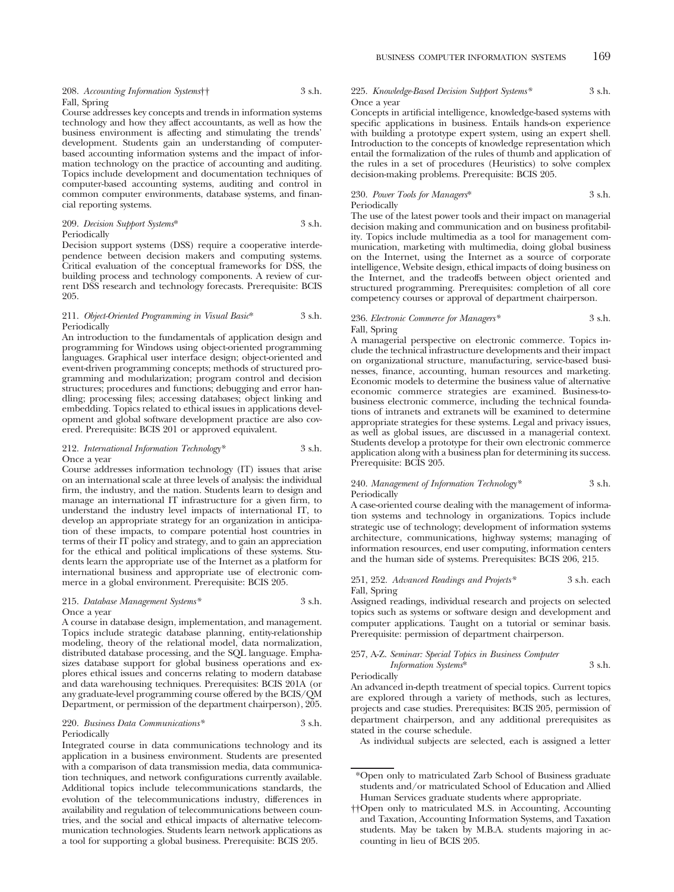208. *Accounting Information Systems*†† 3 s.h.
Fall, Spring

Course addresses key concepts and trends in information systems technology and how they affect accountants, as well as how the business environment is affecting and stimulating the trends' development. Students gain an understanding of computer-based accounting information systems and the impact of information technology on the practice of accounting and auditing. Topics include development and documentation techniques of computer-based accounting systems, auditing and control in common computer environments, database systems, and financial reporting systems.

209. *Decision Support Systems** 3 s.h.
Periodically

Decision support systems (DSS) require a cooperative interdependence between decision makers and computing systems. Critical evaluation of the conceptual frameworks for DSS, the building process and technology components. A review of current DSS research and technology forecasts. Prerequisite: BCIS 205.

211. *Object-Oriented Programming in Visual Basic** 3 s.h.
Periodically

An introduction to the fundamentals of application design and programming for Windows using object-oriented programming languages. Graphical user interface design; object-oriented and event-driven programming concepts; methods of structured programming and modularization; program control and decision structures; procedures and functions; debugging and error handling; processing files; accessing databases; object linking and embedding. Topics related to ethical issues in applications development and global software development practice are also covered. Prerequisite: BCIS 201 or approved equivalent.

212. *International Information Technology** 3 s.h.
Once a year

Course addresses information technology (IT) issues that arise on an international scale at three levels of analysis: the individual firm, the industry, and the nation. Students learn to design and manage an international IT infrastructure for a given firm, to understand the industry level impacts of international IT, to develop an appropriate strategy for an organization in anticipation of these impacts, to compare potential host countries in terms of their IT policy and strategy, and to gain an appreciation for the ethical and political implications of these systems. Students learn the appropriate use of the Internet as a platform for international business and appropriate use of electronic commerce in a global environment. Prerequisite: BCIS 205.

215. *Database Management Systems** 3 s.h.
Once a year

A course in database design, implementation, and management. Topics include strategic database planning, entity-relationship modeling, theory of the relational model, data normalization, distributed database processing, and the SQL language. Emphasizes database support for global business operations and explores ethical issues and concerns relating to modern database and data warehousing techniques. Prerequisites: BCIS 201A (or any graduate-level programming course offered by the BCIS/QM Department, or permission of the department chairperson), 205.

220. *Business Data Communications** 3 s.h.
Periodically

Integrated course in data communications technology and its application in a business environment. Students are presented with a comparison of data transmission media, data communication techniques, and network configurations currently available. Additional topics include telecommunications standards, the evolution of the telecommunications industry, differences in availability and regulation of telecommunications between countries, and the social and ethical impacts of alternative telecommunication technologies. Students learn network applications as a tool for supporting a global business. Prerequisite: BCIS 205.

225. *Knowledge-Based Decision Support Systems** 3 s.h.
Once a year

Concepts in artificial intelligence, knowledge-based systems with specific applications in business. Entails hands-on experience with building a prototype expert system, using an expert shell. Introduction to the concepts of knowledge representation which entail the formalization of the rules of thumb and application of the rules in a set of procedures (Heuristics) to solve complex decision-making problems. Prerequisite: BCIS 205.

230. *Power Tools for Managers** 3 s.h.
Periodically

The use of the latest power tools and their impact on managerial decision making and communication and on business profitability. Topics include multimedia as a tool for management communication, marketing with multimedia, doing global business on the Internet, using the Internet as a source of corporate intelligence, Website design, ethical impacts of doing business on the Internet, and the tradeoffs between object oriented and structured programming. Prerequisites: completion of all core competency courses or approval of department chairperson.

236. *Electronic Commerce for Managers** 3 s.h.
Fall, Spring

A managerial perspective on electronic commerce. Topics include the technical infrastructure developments and their impact on organizational structure, manufacturing, service-based businesses, finance, accounting, human resources and marketing. Economic models to determine the business value of alternative economic commerce strategies are examined. Business-to-business electronic commerce, including the technical foundations of intranets and extranets will be examined to determine appropriate strategies for these systems. Legal and privacy issues, as well as global issues, are discussed in a managerial context. Students develop a prototype for their own electronic commerce application along with a business plan for determining its success. Prerequisite: BCIS 205.

240. *Management of Information Technology** 3 s.h.
Periodically

A case-oriented course dealing with the management of information systems and technology in organizations. Topics include strategic use of technology; development of information systems architecture, communications, highway systems; managing of information resources, end user computing, information centers and the human side of systems. Prerequisites: BCIS 206, 215.

251, 252. *Advanced Readings and Projects** 3 s.h. each
Fall, Spring

Assigned readings, individual research and projects on selected topics such as systems or software design and development and computer applications. Taught on a tutorial or seminar basis. Prerequisite: permission of department chairperson.

257, A-Z. *Seminar: Special Topics in Business Computer Information Systems** 3 s.h.
Periodically

An advanced in-depth treatment of special topics. Current topics are explored through a variety of methods, such as lectures, projects and case studies. Prerequisites: BCIS 205, permission of department chairperson, and any additional prerequisites as stated in the course schedule.

As individual subjects are selected, each is assigned a letter

---

*Open only to matriculated Zarb School of Business graduate students and/or matriculated School of Education and Allied Human Services graduate students where appropriate.

††Open only to matriculated M.S. in Accounting, Accounting and Taxation, Accounting Information Systems, and Taxation students. May be taken by M.B.A. students majoring in accounting in lieu of BCIS 205.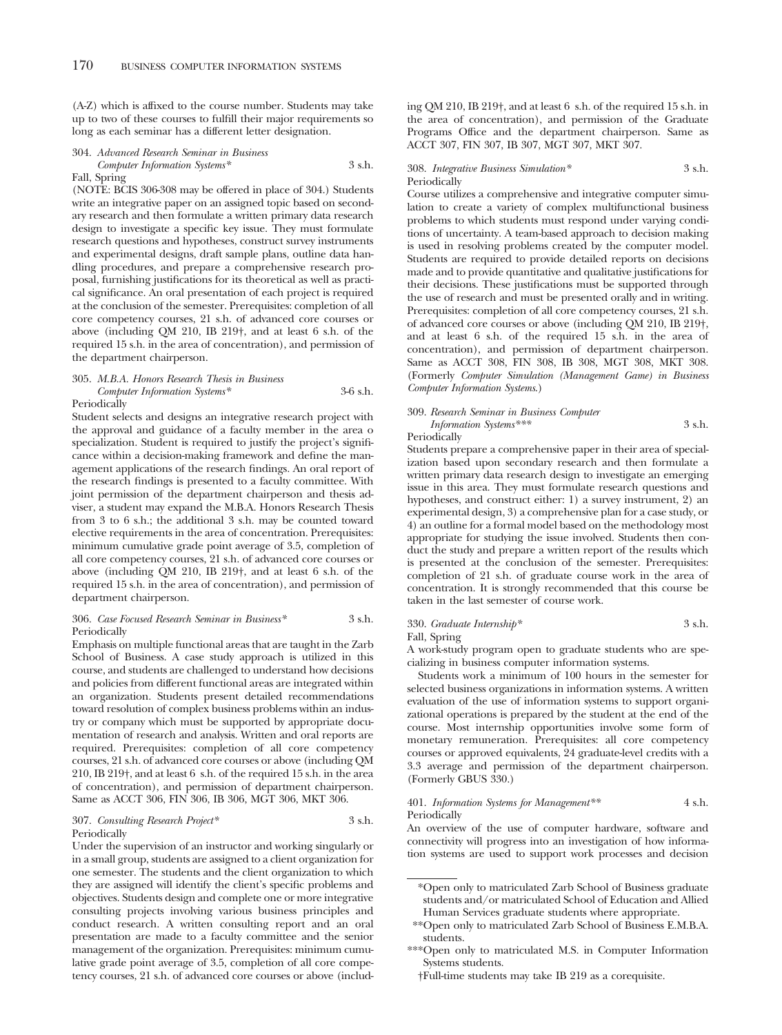(A-Z) which is affixed to the course number. Students may take up to two of these courses to fulfill their major requirements so long as each seminar has a different letter designation.

304. *Advanced Research Seminar in Business Computer Information Systems** 3 s.h.
Fall, Spring

(NOTE: BCIS 306-308 may be offered in place of 304.) Students write an integrative paper on an assigned topic based on secondary research and then formulate a written primary data research design to investigate a specific key issue. They must formulate research questions and hypotheses, construct survey instruments and experimental designs, draft sample plans, outline data handling procedures, and prepare a comprehensive research proposal, furnishing justifications for its theoretical as well as practical significance. An oral presentation of each project is required at the conclusion of the semester. Prerequisites: completion of all core competency courses, 21 s.h. of advanced core courses or above (including QM 210, IB 219†, and at least 6 s.h. of the required 15 s.h. in the area of concentration), and permission of the department chairperson.

305. *M.B.A. Honors Research Thesis in Business Computer Information Systems** 3-6 s.h.
Periodically

Student selects and designs an integrative research project with the approval and guidance of a faculty member in the area o specialization. Student is required to justify the project's significance within a decision-making framework and define the management applications of the research findings. An oral report of the research findings is presented to a faculty committee. With joint permission of the department chairperson and thesis adviser, a student may expand the M.B.A. Honors Research Thesis from 3 to 6 s.h.; the additional 3 s.h. may be counted toward elective requirements in the area of concentration. Prerequisites: minimum cumulative grade point average of 3.5, completion of all core competency courses, 21 s.h. of advanced core courses or above (including QM 210, IB 219†, and at least 6 s.h. of the required 15 s.h. in the area of concentration), and permission of department chairperson.

306. *Case Focused Research Seminar in Business** 3 s.h.
Periodically

Emphasis on multiple functional areas that are taught in the Zarb School of Business. A case study approach is utilized in this course, and students are challenged to understand how decisions and policies from different functional areas are integrated within an organization. Students present detailed recommendations toward resolution of complex business problems within an industry or company which must be supported by appropriate documentation of research and analysis. Written and oral reports are required. Prerequisites: completion of all core competency courses, 21 s.h. of advanced core courses or above (including QM 210, IB 219†, and at least 6 s.h. of the required 15 s.h. in the area of concentration), and permission of department chairperson. Same as ACCT 306, FIN 306, IB 306, MGT 306, MKT 306.

307. *Consulting Research Project** 3 s.h.
Periodically

Under the supervision of an instructor and working singularly or in a small group, students are assigned to a client organization for one semester. The students and the client organization to which they are assigned will identify the client's specific problems and objectives. Students design and complete one or more integrative consulting projects involving various business principles and conduct research. A written consulting report and an oral presentation are made to a faculty committee and the senior management of the organization. Prerequisites: minimum cumulative grade point average of 3.5, completion of all core competency courses, 21 s.h. of advanced core courses or above (including QM 210, IB 219†, and at least 6 s.h. of the required 15 s.h. in the area of concentration), and permission of the Graduate Programs Office and the department chairperson. Same as ACCT 307, FIN 307, IB 307, MGT 307, MKT 307.

308. *Integrative Business Simulation** 3 s.h.
Periodically

Course utilizes a comprehensive and integrative computer simulation to create a variety of complex multifunctional business problems to which students must respond under varying conditions of uncertainty. A team-based approach to decision making is used in resolving problems created by the computer model. Students are required to provide detailed reports on decisions made and to provide quantitative and qualitative justifications for their decisions. These justifications must be supported through the use of research and must be presented orally and in writing. Prerequisites: completion of all core competency courses, 21 s.h. of advanced core courses or above (including QM 210, IB 219†, and at least 6 s.h. of the required 15 s.h. in the area of concentration), and permission of department chairperson. Same as ACCT 308, FIN 308, IB 308, MGT 308, MKT 308. (Formerly *Computer Simulation (Management Game) in Business Computer Information Systems*.)

309. *Research Seminar in Business Computer Information Systems**** 3 s.h.
Periodically

Students prepare a comprehensive paper in their area of specialization based upon secondary research and then formulate a written primary data research design to investigate an emerging issue in this area. They must formulate research questions and hypotheses, and construct either: 1) a survey instrument, 2) an experimental design, 3) a comprehensive plan for a case study, or 4) an outline for a formal model based on the methodology most appropriate for studying the issue involved. Students then conduct the study and prepare a written report of the results which is presented at the conclusion of the semester. Prerequisites: completion of 21 s.h. of graduate course work in the area of concentration. It is strongly recommended that this course be taken in the last semester of course work.

330. *Graduate Internship** 3 s.h.
Fall, Spring

A work-study program open to graduate students who are specializing in business computer information systems.

Students work a minimum of 100 hours in the semester for selected business organizations in information systems. A written evaluation of the use of information systems to support organizational operations is prepared by the student at the end of the course. Most internship opportunities involve some form of monetary remuneration. Prerequisites: all core competency courses or approved equivalents, 24 graduate-level credits with a 3.3 average and permission of the department chairperson. (Formerly GBUS 330.)

401. *Information Systems for Management*** 4 s.h.
Periodically

An overview of the use of computer hardware, software and connectivity will progress into an investigation of how information systems are used to support work processes and decision

---

*Open only to matriculated Zarb School of Business graduate students and/or matriculated School of Education and Allied Human Services graduate students where appropriate.

**Open only to matriculated Zarb School of Business E.M.B.A. students.

***Open only to matriculated M.S. in Computer Information Systems students.

†Full-time students may take IB 219 as a corequisite.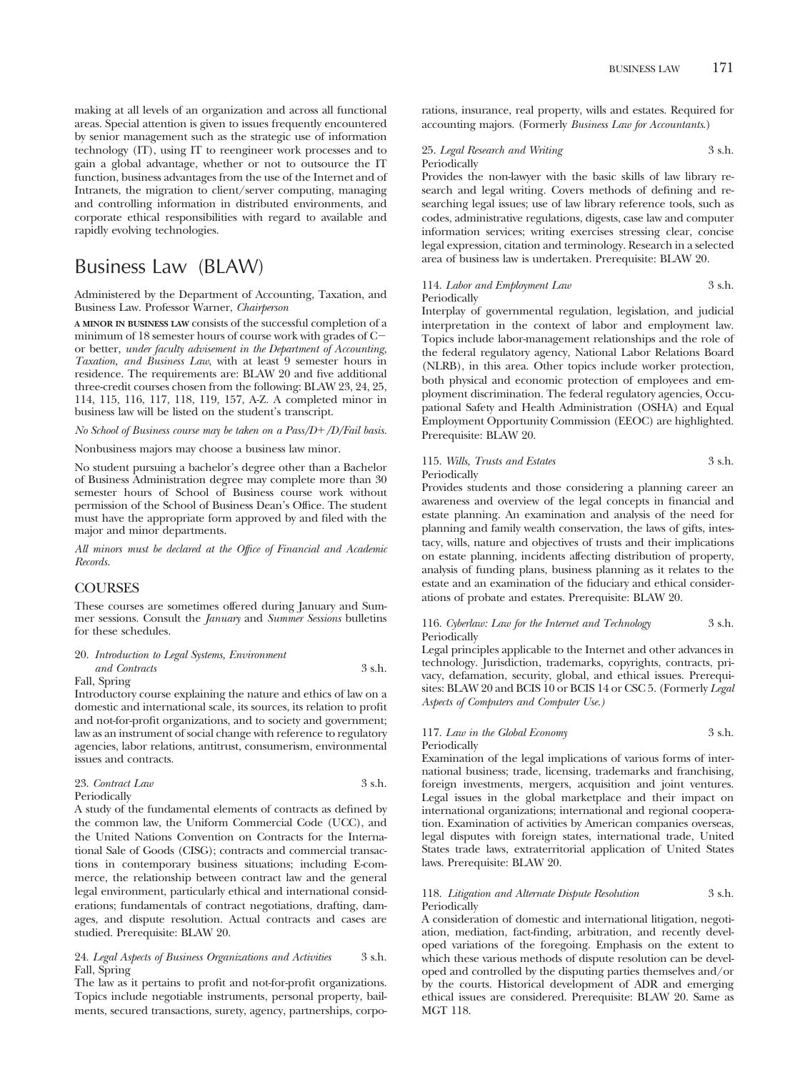making at all levels of an organization and across all functional areas. Special attention is given to issues frequently encountered by senior management such as the strategic use of information technology (IT), using IT to reengineer work processes and to gain a global advantage, whether or not to outsource the IT function, business advantages from the use of the Internet and of Intranets, the migration to client/server computing, managing and controlling information in distributed environments, and corporate ethical responsibilities with regard to available and rapidly evolving technologies.

# Business Law (BLAW)

Administered by the Department of Accounting, Taxation, and Business Law. Professor Warner, *Chairperson*

**A MINOR IN BUSINESS LAW** consists of the successful completion of a minimum of 18 semester hours of course work with grades of C− or better, *under faculty advisement in the Department of Accounting, Taxation, and Business Law*, with at least 9 semester hours in residence. The requirements are: BLAW 20 and five additional three-credit courses chosen from the following: BLAW 23, 24, 25, 114, 115, 116, 117, 118, 119, 157, A-Z. A completed minor in business law will be listed on the student's transcript.

*No School of Business course may be taken on a Pass/D+/D/Fail basis.*

Nonbusiness majors may choose a business law minor.

No student pursuing a bachelor's degree other than a Bachelor of Business Administration degree may complete more than 30 semester hours of School of Business course work without permission of the School of Business Dean's Office. The student must have the appropriate form approved by and filed with the major and minor departments.

*All minors must be declared at the Office of Financial and Academic Records.*

## COURSES

These courses are sometimes offered during January and Summer sessions. Consult the *January* and *Summer Sessions* bulletins for these schedules.

20. *Introduction to Legal Systems, Environment and Contracts* 3 s.h.
Fall, Spring
Introductory course explaining the nature and ethics of law on a domestic and international scale, its sources, its relation to profit and not-for-profit organizations, and to society and government; law as an instrument of social change with reference to regulatory agencies, labor relations, antitrust, consumerism, environmental issues and contracts.

23. *Contract Law* 3 s.h.
Periodically
A study of the fundamental elements of contracts as defined by the common law, the Uniform Commercial Code (UCC), and the United Nations Convention on Contracts for the International Sale of Goods (CISG); contracts and commercial transactions in contemporary business situations; including E-commerce, the relationship between contract law and the general legal environment, particularly ethical and international considerations; fundamentals of contract negotiations, drafting, damages, and dispute resolution. Actual contracts and cases are studied. Prerequisite: BLAW 20.

24. *Legal Aspects of Business Organizations and Activities* 3 s.h.
Fall, Spring
The law as it pertains to profit and not-for-profit organizations. Topics include negotiable instruments, personal property, bailments, secured transactions, surety, agency, partnerships, corporations, insurance, real property, wills and estates. Required for accounting majors. (Formerly *Business Law for Accountants*.)

25. *Legal Research and Writing* 3 s.h.
Periodically
Provides the non-lawyer with the basic skills of law library research and legal writing. Covers methods of defining and researching legal issues; use of law library reference tools, such as codes, administrative regulations, digests, case law and computer information services; writing exercises stressing clear, concise legal expression, citation and terminology. Research in a selected area of business law is undertaken. Prerequisite: BLAW 20.

114. *Labor and Employment Law* 3 s.h.
Periodically
Interplay of governmental regulation, legislation, and judicial interpretation in the context of labor and employment law. Topics include labor-management relationships and the role of the federal regulatory agency, National Labor Relations Board (NLRB), in this area. Other topics include worker protection, both physical and economic protection of employees and employment discrimination. The federal regulatory agencies, Occupational Safety and Health Administration (OSHA) and Equal Employment Opportunity Commission (EEOC) are highlighted. Prerequisite: BLAW 20.

115. *Wills, Trusts and Estates* 3 s.h.
Periodically
Provides students and those considering a planning career an awareness and overview of the legal concepts in financial and estate planning. An examination and analysis of the need for planning and family wealth conservation, the laws of gifts, intestacy, wills, nature and objectives of trusts and their implications on estate planning, incidents affecting distribution of property, analysis of funding plans, business planning as it relates to the estate and an examination of the fiduciary and ethical considerations of probate and estates. Prerequisite: BLAW 20.

116. *Cyberlaw: Law for the Internet and Technology* 3 s.h.
Periodically
Legal principles applicable to the Internet and other advances in technology. Jurisdiction, trademarks, copyrights, contracts, privacy, defamation, security, global, and ethical issues. Prerequisites: BLAW 20 and BCIS 10 or BCIS 14 or CSC 5. (Formerly *Legal Aspects of Computers and Computer Use.)*

117. *Law in the Global Economy* 3 s.h.
Periodically
Examination of the legal implications of various forms of international business; trade, licensing, trademarks and franchising, foreign investments, mergers, acquisition and joint ventures. Legal issues in the global marketplace and their impact on international organizations; international and regional cooperation. Examination of activities by American companies overseas, legal disputes with foreign states, international trade, United States trade laws, extraterritorial application of United States laws. Prerequisite: BLAW 20.

118. *Litigation and Alternate Dispute Resolution* 3 s.h.
Periodically
A consideration of domestic and international litigation, negotiation, mediation, fact-finding, arbitration, and recently developed variations of the foregoing. Emphasis on the extent to which these various methods of dispute resolution can be developed and controlled by the disputing parties themselves and/or by the courts. Historical development of ADR and emerging ethical issues are considered. Prerequisite: BLAW 20. Same as MGT 118.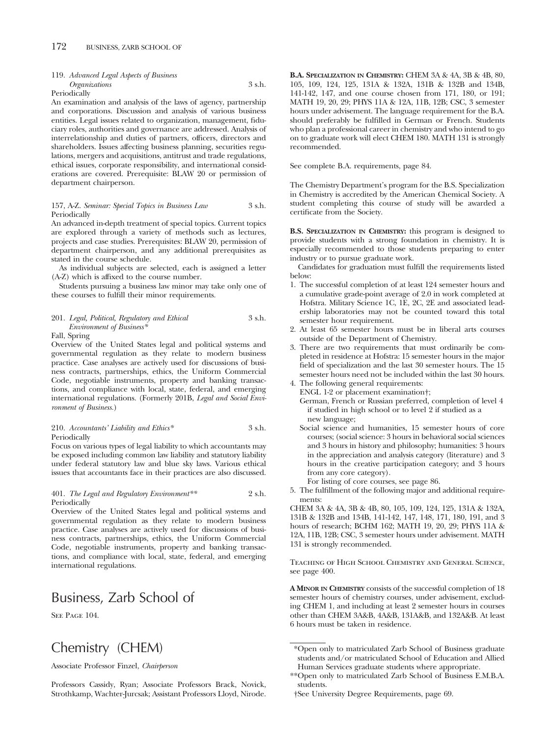119. *Advanced Legal Aspects of Business Organizations* 3 s.h.
Periodically
An examination and analysis of the laws of agency, partnership and corporations. Discussion and analysis of various business entities. Legal issues related to organization, management, fiduciary roles, authorities and governance are addressed. Analysis of interrelationship and duties of partners, officers, directors and shareholders. Issues affecting business planning, securities regulations, mergers and acquisitions, antitrust and trade regulations, ethical issues, corporate responsibility, and international considerations are covered. Prerequisite: BLAW 20 or permission of department chairperson.

157, A-Z. *Seminar: Special Topics in Business Law* 3 s.h.
Periodically
An advanced in-depth treatment of special topics. Current topics are explored through a variety of methods such as lectures, projects and case studies. Prerequisites: BLAW 20, permission of department chairperson, and any additional prerequisites as stated in the course schedule.

As individual subjects are selected, each is assigned a letter (A-Z) which is affixed to the course number.

Students pursuing a business law minor may take only one of these courses to fulfill their minor requirements.

201. *Legal, Political, Regulatory and Ethical Environment of Business** 3 s.h.
Fall, Spring
Overview of the United States legal and political systems and governmental regulation as they relate to modern business practice. Case analyses are actively used for discussions of business contracts, partnerships, ethics, the Uniform Commercial Code, negotiable instruments, property and banking transactions, and compliance with local, state, federal, and emerging international regulations. (Formerly 201B, *Legal and Social Environment of Business.*)

210. *Accountants' Liability and Ethics** 3 s.h.
Periodically
Focus on various types of legal liability to which accountants may be exposed including common law liability and statutory liability under federal statutory law and blue sky laws. Various ethical issues that accountants face in their practices are also discussed.

401. *The Legal and Regulatory Environment*** 2 s.h.
Periodically
Overview of the United States legal and political systems and governmental regulation as they relate to modern business practice. Case analyses are actively used for discussions of business contracts, partnerships, ethics, the Uniform Commercial Code, negotiable instruments, property and banking transactions, and compliance with local, state, federal, and emerging international regulations.

# Business, Zarb School of

See Page 104.

# Chemistry (CHEM)

Associate Professor Finzel, *Chairperson*

Professors Cassidy, Ryan; Associate Professors Brack, Novick, Strothkamp, Wachter-Jurcsak; Assistant Professors Lloyd, Nirode.

**B.A. Specialization in Chemistry:** CHEM 3A & 4A, 3B & 4B, 80, 105, 109, 124, 125, 131A & 132A, 131B & 132B and 134B, 141-142, 147, and one course chosen from 171, 180, or 191; MATH 19, 20, 29; PHYS 11A & 12A, 11B, 12B; CSC, 3 semester hours under advisement. The language requirement for the B.A. should preferably be fulfilled in German or French. Students who plan a professional career in chemistry and who intend to go on to graduate work will elect CHEM 180. MATH 131 is strongly recommended.

See complete B.A. requirements, page 84.

The Chemistry Department's program for the B.S. Specialization in Chemistry is accredited by the American Chemical Society. A student completing this course of study will be awarded a certificate from the Society.

**B.S. Specialization in Chemistry:** this program is designed to provide students with a strong foundation in chemistry. It is especially recommended to those students preparing to enter industry or to pursue graduate work.

Candidates for graduation must fulfill the requirements listed below:

1. The successful completion of at least 124 semester hours and a cumulative grade-point average of 2.0 in work completed at Hofstra. Military Science 1C, 1E, 2C, 2E and associated leadership laboratories may not be counted toward this total semester hour requirement.
2. At least 65 semester hours must be in liberal arts courses outside of the Department of Chemistry.
3. There are two requirements that must ordinarily be completed in residence at Hofstra: 15 semester hours in the major field of specialization and the last 30 semester hours. The 15 semester hours need not be included within the last 30 hours.
4. The following general requirements:
   ENGL 1-2 or placement examination†;
   German, French or Russian preferred, completion of level 4 if studied in high school or to level 2 if studied as a new language;
   Social science and humanities, 15 semester hours of core courses; (social science: 3 hours in behavioral social sciences and 3 hours in history and philosophy; humanities: 3 hours in the appreciation and analysis category (literature) and 3 hours in the creative participation category; and 3 hours from any core category).
   For listing of core courses, see page 86.
5. The fulfillment of the following major and additional requirements:

CHEM 3A & 4A, 3B & 4B, 80, 105, 109, 124, 125, 131A & 132A, 131B & 132B and 134B, 141-142, 147, 148, 171, 180, 191, and 3 hours of research; BCHM 162; MATH 19, 20, 29; PHYS 11A & 12A, 11B, 12B; CSC, 3 semester hours under advisement. MATH 131 is strongly recommended.

Teaching of High School Chemistry and General Science, see page 400.

**A Minor in Chemistry** consists of the successful completion of 18 semester hours of chemistry courses, under advisement, excluding CHEM 1, and including at least 2 semester hours in courses other than CHEM 3A&B, 4A&B, 131A&B, and 132A&B. At least 6 hours must be taken in residence.

*Open only to matriculated Zarb School of Business graduate students and/or matriculated School of Education and Allied Human Services graduate students where appropriate.

**Open only to matriculated Zarb School of Business E.M.B.A. students.

†See University Degree Requirements, page 69.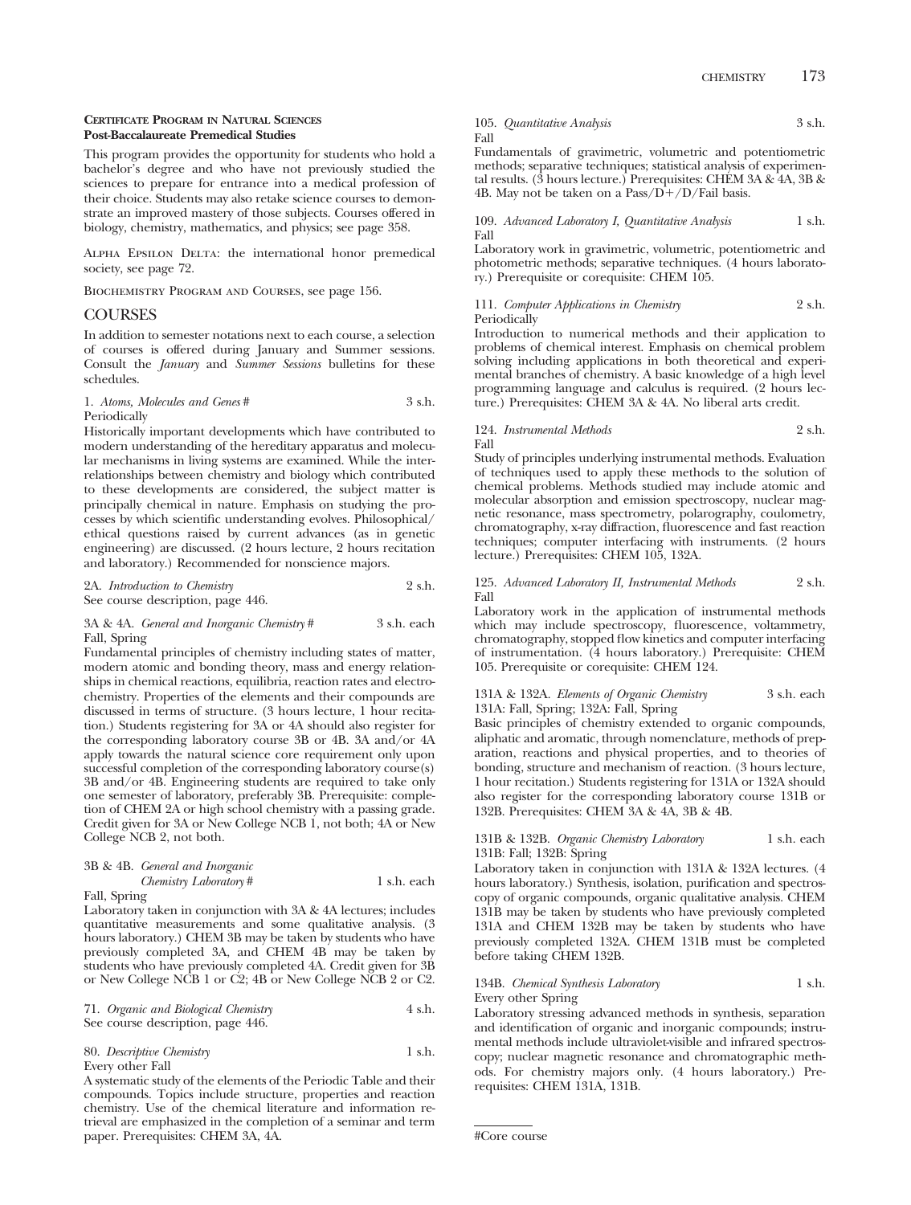**Certificate Program in Natural Sciences**
**Post-Baccalaureate Premedical Studies**

This program provides the opportunity for students who hold a bachelor's degree and who have not previously studied the sciences to prepare for entrance into a medical profession of their choice. Students may also retake science courses to demonstrate an improved mastery of those subjects. Courses offered in biology, chemistry, mathematics, and physics; see page 358.

Alpha Epsilon Delta: the international honor premedical society, see page 72.

Biochemistry Program and Courses, see page 156.

## COURSES

In addition to semester notations next to each course, a selection of courses is offered during January and Summer sessions. Consult the *January* and *Summer Sessions* bulletins for these schedules.

1. *Atoms, Molecules and Genes* # 3 s.h.
Periodically

Historically important developments which have contributed to modern understanding of the hereditary apparatus and molecular mechanisms in living systems are examined. While the interrelationships between chemistry and biology which contributed to these developments are considered, the subject matter is principally chemical in nature. Emphasis on studying the processes by which scientific understanding evolves. Philosophical/ethical questions raised by current advances (as in genetic engineering) are discussed. (2 hours lecture, 2 hours recitation and laboratory.) Recommended for nonscience majors.

2A. *Introduction to Chemistry* 2 s.h.
See course description, page 446.

3A & 4A. *General and Inorganic Chemistry* # 3 s.h. each
Fall, Spring

Fundamental principles of chemistry including states of matter, modern atomic and bonding theory, mass and energy relationships in chemical reactions, equilibria, reaction rates and electrochemistry. Properties of the elements and their compounds are discussed in terms of structure. (3 hours lecture, 1 hour recitation.) Students registering for 3A or 4A should also register for the corresponding laboratory course 3B or 4B. 3A and/or 4A apply towards the natural science core requirement only upon successful completion of the corresponding laboratory course(s) 3B and/or 4B. Engineering students are required to take only one semester of laboratory, preferably 3B. Prerequisite: completion of CHEM 2A or high school chemistry with a passing grade. Credit given for 3A or New College NCB 1, not both; 4A or New College NCB 2, not both.

3B & 4B. *General and Inorganic Chemistry Laboratory* # 1 s.h. each
Fall, Spring

Laboratory taken in conjunction with 3A & 4A lectures; includes quantitative measurements and some qualitative analysis. (3 hours laboratory.) CHEM 3B may be taken by students who have previously completed 3A, and CHEM 4B may be taken by students who have previously completed 4A. Credit given for 3B or New College NCB 1 or C2; 4B or New College NCB 2 or C2.

71. *Organic and Biological Chemistry* 4 s.h.
See course description, page 446.

80. *Descriptive Chemistry* 1 s.h.
Every other Fall

A systematic study of the elements of the Periodic Table and their compounds. Topics include structure, properties and reaction chemistry. Use of the chemical literature and information retrieval are emphasized in the completion of a seminar and term paper. Prerequisites: CHEM 3A, 4A.

105. *Quantitative Analysis* 3 s.h.
Fall

Fundamentals of gravimetric, volumetric and potentiometric methods; separative techniques; statistical analysis of experimental results. (3 hours lecture.) Prerequisites: CHEM 3A & 4A, 3B & 4B. May not be taken on a Pass/D+/D/Fail basis.

109. *Advanced Laboratory I, Quantitative Analysis* 1 s.h.
Fall

Laboratory work in gravimetric, volumetric, potentiometric and photometric methods; separative techniques. (4 hours laboratory.) Prerequisite or corequisite: CHEM 105.

111. *Computer Applications in Chemistry* 2 s.h.
Periodically

Introduction to numerical methods and their application to problems of chemical interest. Emphasis on chemical problem solving including applications in both theoretical and experimental branches of chemistry. A basic knowledge of a high level programming language and calculus is required. (2 hours lecture.) Prerequisites: CHEM 3A & 4A. No liberal arts credit.

124. *Instrumental Methods* 2 s.h.
Fall

Study of principles underlying instrumental methods. Evaluation of techniques used to apply these methods to the solution of chemical problems. Methods studied may include atomic and molecular absorption and emission spectroscopy, nuclear magnetic resonance, mass spectrometry, polarography, coulometry, chromatography, x-ray diffraction, fluorescence and fast reaction techniques; computer interfacing with instruments. (2 hours lecture.) Prerequisites: CHEM 105, 132A.

125. *Advanced Laboratory II, Instrumental Methods* 2 s.h.
Fall

Laboratory work in the application of instrumental methods which may include spectroscopy, fluorescence, voltammetry, chromatography, stopped flow kinetics and computer interfacing of instrumentation. (4 hours laboratory.) Prerequisite: CHEM 105. Prerequisite or corequisite: CHEM 124.

131A & 132A. *Elements of Organic Chemistry* 3 s.h. each
131A: Fall, Spring; 132A: Fall, Spring

Basic principles of chemistry extended to organic compounds, aliphatic and aromatic, through nomenclature, methods of preparation, reactions and physical properties, and to theories of bonding, structure and mechanism of reaction. (3 hours lecture, 1 hour recitation.) Students registering for 131A or 132A should also register for the corresponding laboratory course 131B or 132B. Prerequisites: CHEM 3A & 4A, 3B & 4B.

131B & 132B. *Organic Chemistry Laboratory* 1 s.h. each
131B: Fall; 132B: Spring

Laboratory taken in conjunction with 131A & 132A lectures. (4 hours laboratory.) Synthesis, isolation, purification and spectroscopy of organic compounds, organic qualitative analysis. CHEM 131B may be taken by students who have previously completed 131A and CHEM 132B may be taken by students who have previously completed 132A. CHEM 131B must be completed before taking CHEM 132B.

134B. *Chemical Synthesis Laboratory* 1 s.h.
Every other Spring

Laboratory stressing advanced methods in synthesis, separation and identification of organic and inorganic compounds; instrumental methods include ultraviolet-visible and infrared spectroscopy; nuclear magnetic resonance and chromatographic methods. For chemistry majors only. (4 hours laboratory.) Prerequisites: CHEM 131A, 131B.

#Core course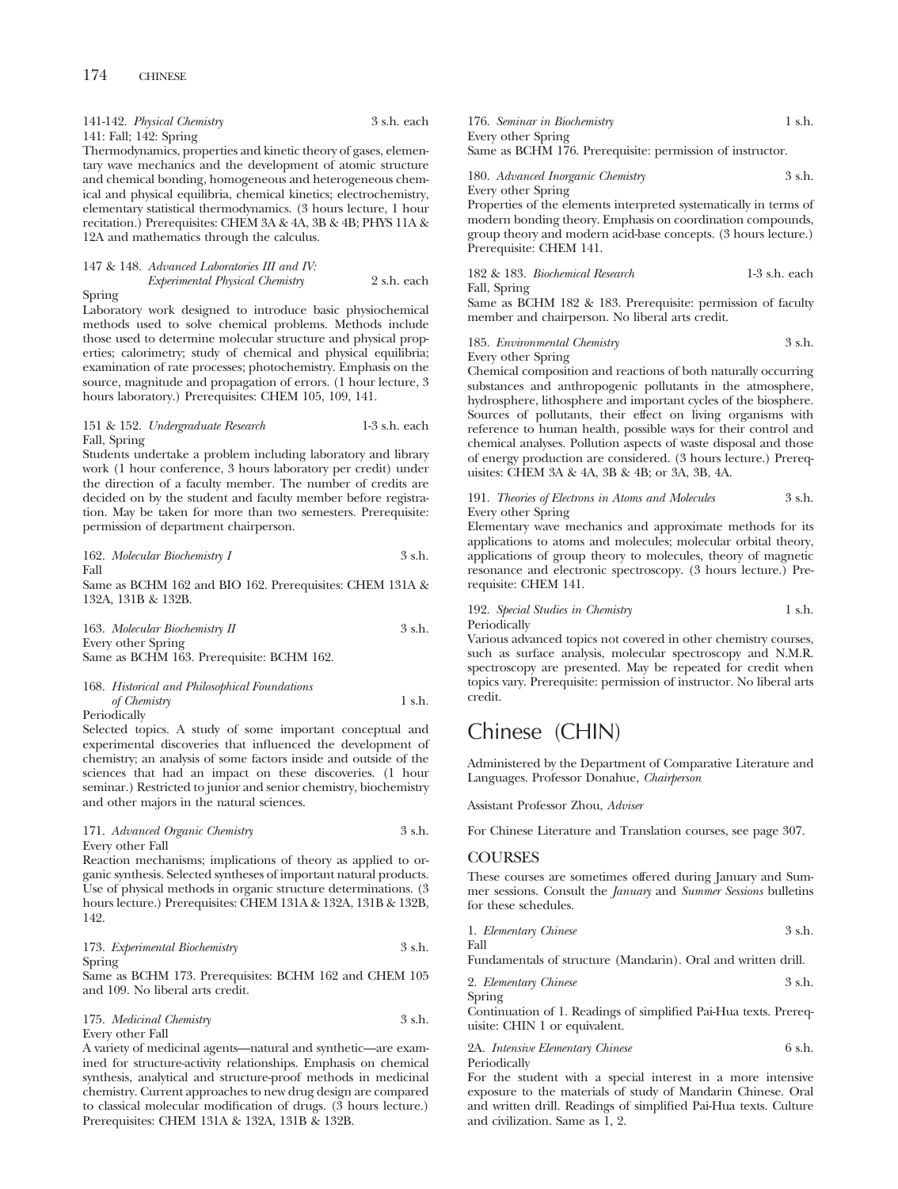141-142. *Physical Chemistry* 3 s.h. each
141: Fall; 142: Spring
Thermodynamics, properties and kinetic theory of gases, elementary wave mechanics and the development of atomic structure and chemical bonding, homogeneous and heterogeneous chemical and physical equilibria, chemical kinetics; electrochemistry, elementary statistical thermodynamics. (3 hours lecture, 1 hour recitation.) Prerequisites: CHEM 3A & 4A, 3B & 4B; PHYS 11A & 12A and mathematics through the calculus.

147 & 148. *Advanced Laboratories III and IV: Experimental Physical Chemistry* 2 s.h. each
Spring
Laboratory work designed to introduce basic physiochemical methods used to solve chemical problems. Methods include those used to determine molecular structure and physical properties; calorimetry; study of chemical and physical equilibria; examination of rate processes; photochemistry. Emphasis on the source, magnitude and propagation of errors. (1 hour lecture, 3 hours laboratory.) Prerequisites: CHEM 105, 109, 141.

151 & 152. *Undergraduate Research* 1-3 s.h. each
Fall, Spring
Students undertake a problem including laboratory and library work (1 hour conference, 3 hours laboratory per credit) under the direction of a faculty member. The number of credits are decided on by the student and faculty member before registration. May be taken for more than two semesters. Prerequisite: permission of department chairperson.

162. *Molecular Biochemistry I* 3 s.h.
Fall
Same as BCHM 162 and BIO 162. Prerequisites: CHEM 131A & 132A, 131B & 132B.

163. *Molecular Biochemistry II* 3 s.h.
Every other Spring
Same as BCHM 163. Prerequisite: BCHM 162.

168. *Historical and Philosophical Foundations of Chemistry* 1 s.h.
Periodically
Selected topics. A study of some important conceptual and experimental discoveries that influenced the development of chemistry; an analysis of some factors inside and outside of the sciences that had an impact on these discoveries. (1 hour seminar.) Restricted to junior and senior chemistry, biochemistry and other majors in the natural sciences.

171. *Advanced Organic Chemistry* 3 s.h.
Every other Fall
Reaction mechanisms; implications of theory as applied to organic synthesis. Selected syntheses of important natural products. Use of physical methods in organic structure determinations. (3 hours lecture.) Prerequisites: CHEM 131A & 132A, 131B & 132B, 142.

173. *Experimental Biochemistry* 3 s.h.
Spring
Same as BCHM 173. Prerequisites: BCHM 162 and CHEM 105 and 109. No liberal arts credit.

175. *Medicinal Chemistry* 3 s.h.
Every other Fall
A variety of medicinal agents—natural and synthetic—are examined for structure-activity relationships. Emphasis on chemical synthesis, analytical and structure-proof methods in medicinal chemistry. Current approaches to new drug design are compared to classical molecular modification of drugs. (3 hours lecture.) Prerequisites: CHEM 131A & 132A, 131B & 132B.

176. *Seminar in Biochemistry* 1 s.h.
Every other Spring
Same as BCHM 176. Prerequisite: permission of instructor.

180. *Advanced Inorganic Chemistry* 3 s.h.
Every other Spring
Properties of the elements interpreted systematically in terms of modern bonding theory. Emphasis on coordination compounds, group theory and modern acid-base concepts. (3 hours lecture.) Prerequisite: CHEM 141.

182 & 183. *Biochemical Research* 1-3 s.h. each
Fall, Spring
Same as BCHM 182 & 183. Prerequisite: permission of faculty member and chairperson. No liberal arts credit.

185. *Environmental Chemistry* 3 s.h.
Every other Spring
Chemical composition and reactions of both naturally occurring substances and anthropogenic pollutants in the atmosphere, hydrosphere, lithosphere and important cycles of the biosphere. Sources of pollutants, their effect on living organisms with reference to human health, possible ways for their control and chemical analyses. Pollution aspects of waste disposal and those of energy production are considered. (3 hours lecture.) Prerequisites: CHEM 3A & 4A, 3B & 4B; or 3A, 3B, 4A.

191. *Theories of Electrons in Atoms and Molecules* 3 s.h.
Every other Spring
Elementary wave mechanics and approximate methods for its applications to atoms and molecules; molecular orbital theory, applications of group theory to molecules, theory of magnetic resonance and electronic spectroscopy. (3 hours lecture.) Prerequisite: CHEM 141.

192. *Special Studies in Chemistry* 1 s.h.
Periodically
Various advanced topics not covered in other chemistry courses, such as surface analysis, molecular spectroscopy and N.M.R. spectroscopy are presented. May be repeated for credit when topics vary. Prerequisite: permission of instructor. No liberal arts credit.

# Chinese (CHIN)

Administered by the Department of Comparative Literature and Languages. Professor Donahue, *Chairperson*

Assistant Professor Zhou, *Adviser*

For Chinese Literature and Translation courses, see page 307.

## COURSES

These courses are sometimes offered during January and Summer sessions. Consult the *January* and *Summer Sessions* bulletins for these schedules.

1. *Elementary Chinese* 3 s.h.
Fall
Fundamentals of structure (Mandarin). Oral and written drill.

2. *Elementary Chinese* 3 s.h.
Spring
Continuation of 1. Readings of simplified Pai-Hua texts. Prerequisite: CHIN 1 or equivalent.

2A. *Intensive Elementary Chinese* 6 s.h.
Periodically
For the student with a special interest in a more intensive exposure to the materials of study of Mandarin Chinese. Oral and written drill. Readings of simplified Pai-Hua texts. Culture and civilization. Same as 1, 2.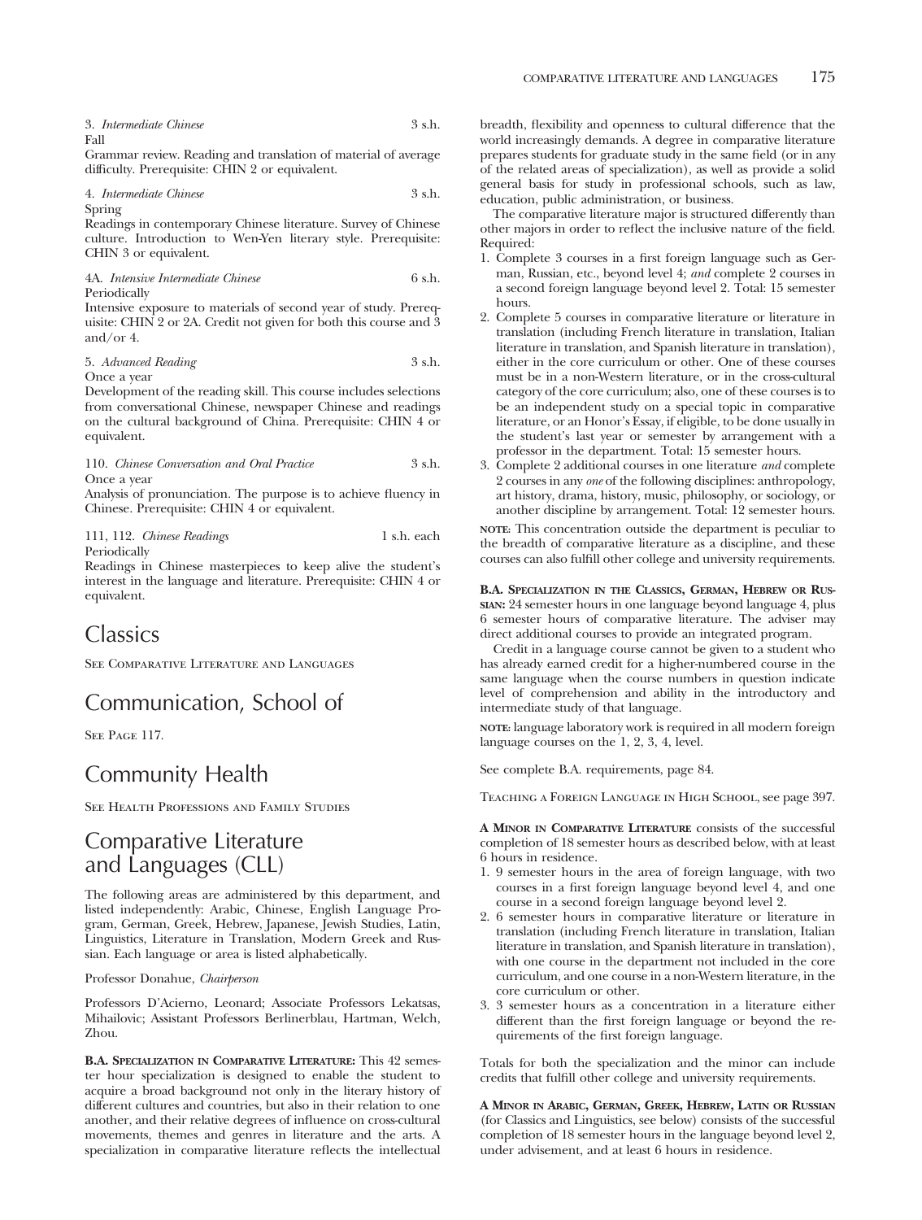3. *Intermediate Chinese* 3 s.h.
Fall
Grammar review. Reading and translation of material of average difficulty. Prerequisite: CHIN 2 or equivalent.

4. *Intermediate Chinese* 3 s.h.
Spring
Readings in contemporary Chinese literature. Survey of Chinese culture. Introduction to Wen-Yen literary style. Prerequisite: CHIN 3 or equivalent.

4A. *Intensive Intermediate Chinese* 6 s.h.
Periodically
Intensive exposure to materials of second year of study. Prerequisite: CHIN 2 or 2A. Credit not given for both this course and 3 and/or 4.

5. *Advanced Reading* 3 s.h.
Once a year
Development of the reading skill. This course includes selections from conversational Chinese, newspaper Chinese and readings on the cultural background of China. Prerequisite: CHIN 4 or equivalent.

110. *Chinese Conversation and Oral Practice* 3 s.h.
Once a year
Analysis of pronunciation. The purpose is to achieve fluency in Chinese. Prerequisite: CHIN 4 or equivalent.

111, 112. *Chinese Readings* 1 s.h. each
Periodically
Readings in Chinese masterpieces to keep alive the student's interest in the language and literature. Prerequisite: CHIN 4 or equivalent.

# Classics

See Comparative Literature and Languages

# Communication, School of

See Page 117.

# Community Health

See Health Professions and Family Studies

# Comparative Literature and Languages (CLL)

The following areas are administered by this department, and listed independently: Arabic, Chinese, English Language Program, German, Greek, Hebrew, Japanese, Jewish Studies, Latin, Linguistics, Literature in Translation, Modern Greek and Russian. Each language or area is listed alphabetically.

Professor Donahue, *Chairperson*

Professors D'Acierno, Leonard; Associate Professors Lekatsas, Mihailovic; Assistant Professors Berlinerblau, Hartman, Welch, Zhou.

**B.A. Specialization in Comparative Literature:** This 42 semester hour specialization is designed to enable the student to acquire a broad background not only in the literary history of different cultures and countries, but also in their relation to one another, and their relative degrees of influence on cross-cultural movements, themes and genres in literature and the arts. A specialization in comparative literature reflects the intellectual breadth, flexibility and openness to cultural difference that the world increasingly demands. A degree in comparative literature prepares students for graduate study in the same field (or in any of the related areas of specialization), as well as provide a solid general basis for study in professional schools, such as law, education, public administration, or business.

The comparative literature major is structured differently than other majors in order to reflect the inclusive nature of the field. Required:

1. Complete 3 courses in a first foreign language such as German, Russian, etc., beyond level 4; *and* complete 2 courses in a second foreign language beyond level 2. Total: 15 semester hours.
2. Complete 5 courses in comparative literature or literature in translation (including French literature in translation, Italian literature in translation, and Spanish literature in translation), either in the core curriculum or other. One of these courses must be in a non-Western literature, or in the cross-cultural category of the core curriculum; also, one of these courses is to be an independent study on a special topic in comparative literature, or an Honor's Essay, if eligible, to be done usually in the student's last year or semester by arrangement with a professor in the department. Total: 15 semester hours.
3. Complete 2 additional courses in one literature *and* complete 2 courses in any *one* of the following disciplines: anthropology, art history, drama, history, music, philosophy, or sociology, or another discipline by arrangement. Total: 12 semester hours.

**Note:** This concentration outside the department is peculiar to the breadth of comparative literature as a discipline, and these courses can also fulfill other college and university requirements.

**B.A. Specialization in the Classics, German, Hebrew or Russian:** 24 semester hours in one language beyond language 4, plus 6 semester hours of comparative literature. The adviser may direct additional courses to provide an integrated program.

Credit in a language course cannot be given to a student who has already earned credit for a higher-numbered course in the same language when the course numbers in question indicate level of comprehension and ability in the introductory and intermediate study of that language.

**Note:** language laboratory work is required in all modern foreign language courses on the 1, 2, 3, 4, level.

See complete B.A. requirements, page 84.

Teaching a Foreign Language in High School, see page 397.

**A Minor in Comparative Literature** consists of the successful completion of 18 semester hours as described below, with at least 6 hours in residence.

1. 9 semester hours in the area of foreign language, with two courses in a first foreign language beyond level 4, and one course in a second foreign language beyond level 2.
2. 6 semester hours in comparative literature or literature in translation (including French literature in translation, Italian literature in translation, and Spanish literature in translation), with one course in the department not included in the core curriculum, and one course in a non-Western literature, in the core curriculum or other.
3. 3 semester hours as a concentration in a literature either different than the first foreign language or beyond the requirements of the first foreign language.

Totals for both the specialization and the minor can include credits that fulfill other college and university requirements.

**A Minor in Arabic, German, Greek, Hebrew, Latin or Russian** (for Classics and Linguistics, see below) consists of the successful completion of 18 semester hours in the language beyond level 2, under advisement, and at least 6 hours in residence.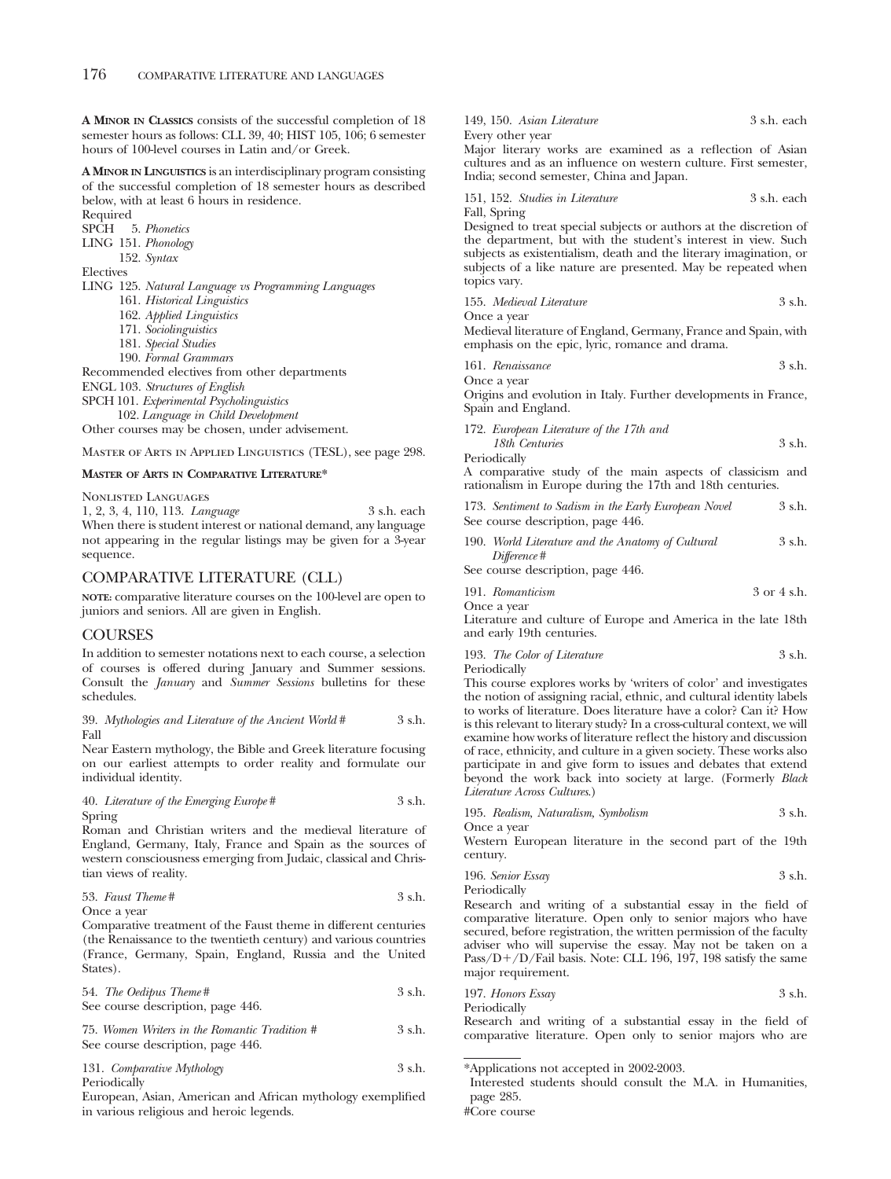**A Minor in Classics** consists of the successful completion of 18 semester hours as follows: CLL 39, 40; HIST 105, 106; 6 semester hours of 100-level courses in Latin and/or Greek.

**A Minor in Linguistics** is an interdisciplinary program consisting of the successful completion of 18 semester hours as described below, with at least 6 hours in residence.

Required

SPCH 5. *Phonetics*
LING 151. *Phonology*
152. *Syntax*

Electives

LING 125. *Natural Language vs Programming Languages*
161. *Historical Linguistics*
162. *Applied Linguistics*
171. *Sociolinguistics*
181. *Special Studies*
190. *Formal Grammars*

Recommended electives from other departments

ENGL 103. *Structures of English*
SPCH 101. *Experimental Psycholinguistics*
102. *Language in Child Development*

Other courses may be chosen, under advisement.

Master of Arts in Applied Linguistics (TESL), see page 298.

**Master of Arts in Comparative Literature***

Nonlisted Languages

1, 2, 3, 4, 110, 113. *Language* 3 s.h. each

When there is student interest or national demand, any language not appearing in the regular listings may be given for a 3-year sequence.

## COMPARATIVE LITERATURE (CLL)

**note:** comparative literature courses on the 100-level are open to juniors and seniors. All are given in English.

## COURSES

In addition to semester notations next to each course, a selection of courses is offered during January and Summer sessions. Consult the *January* and *Summer Sessions* bulletins for these schedules.

39. *Mythologies and Literature of the Ancient World* # 3 s.h.
Fall

Near Eastern mythology, the Bible and Greek literature focusing on our earliest attempts to order reality and formulate our individual identity.

40. *Literature of the Emerging Europe* # 3 s.h.
Spring

Roman and Christian writers and the medieval literature of England, Germany, Italy, France and Spain as the sources of western consciousness emerging from Judaic, classical and Christian views of reality.

53. *Faust Theme* # 3 s.h.
Once a year

Comparative treatment of the Faust theme in different centuries (the Renaissance to the twentieth century) and various countries (France, Germany, Spain, England, Russia and the United States).

54. *The Oedipus Theme* # 3 s.h.
See course description, page 446.

75. *Women Writers in the Romantic Tradition* # 3 s.h.
See course description, page 446.

131. *Comparative Mythology* 3 s.h.
Periodically

European, Asian, American and African mythology exemplified in various religious and heroic legends.

149, 150. *Asian Literature* 3 s.h. each
Every other year

Major literary works are examined as a reflection of Asian cultures and as an influence on western culture. First semester, India; second semester, China and Japan.

151, 152. *Studies in Literature* 3 s.h. each
Fall, Spring

Designed to treat special subjects or authors at the discretion of the department, but with the student's interest in view. Such subjects as existentialism, death and the literary imagination, or subjects of a like nature are presented. May be repeated when topics vary.

155. *Medieval Literature* 3 s.h.
Once a year

Medieval literature of England, Germany, France and Spain, with emphasis on the epic, lyric, romance and drama.

161. *Renaissance* 3 s.h.
Once a year

Origins and evolution in Italy. Further developments in France, Spain and England.

172. *European Literature of the 17th and 18th Centuries* 3 s.h.
Periodically

A comparative study of the main aspects of classicism and rationalism in Europe during the 17th and 18th centuries.

173. *Sentiment to Sadism in the Early European Novel* 3 s.h.
See course description, page 446.

190. *World Literature and the Anatomy of Cultural Difference* # 3 s.h.
See course description, page 446.

191. *Romanticism* 3 or 4 s.h.
Once a year

Literature and culture of Europe and America in the late 18th and early 19th centuries.

193. *The Color of Literature* 3 s.h.
Periodically

This course explores works by 'writers of color' and investigates the notion of assigning racial, ethnic, and cultural identity labels to works of literature. Does literature have a color? Can it? How is this relevant to literary study? In a cross-cultural context, we will examine how works of literature reflect the history and discussion of race, ethnicity, and culture in a given society. These works also participate in and give form to issues and debates that extend beyond the work back into society at large. (Formerly *Black Literature Across Cultures*.)

195. *Realism, Naturalism, Symbolism* 3 s.h.
Once a year

Western European literature in the second part of the 19th century.

196. *Senior Essay* 3 s.h.
Periodically

Research and writing of a substantial essay in the field of comparative literature. Open only to senior majors who have secured, before registration, the written permission of the faculty adviser who will supervise the essay. May not be taken on a Pass/D+/D/Fail basis. Note: CLL 196, 197, 198 satisfy the same major requirement.

197. *Honors Essay* 3 s.h.
Periodically

Research and writing of a substantial essay in the field of comparative literature. Open only to senior majors who are

---

*Applications not accepted in 2002-2003.
Interested students should consult the M.A. in Humanities, page 285.

#Core course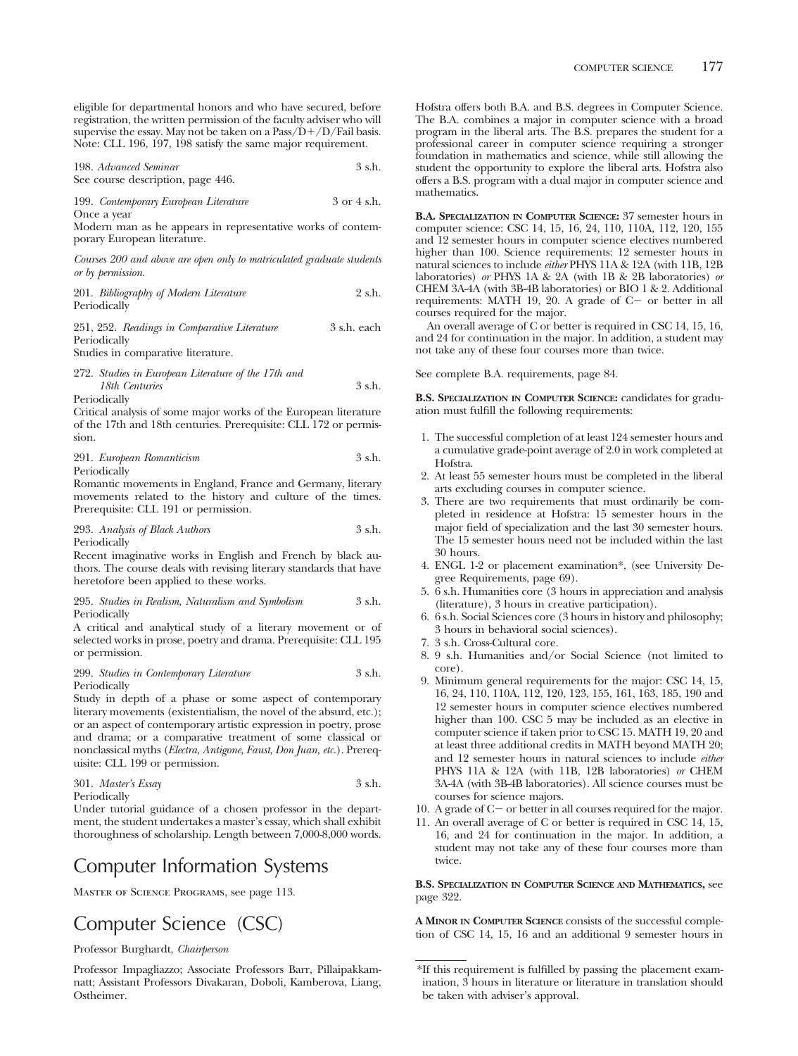eligible for departmental honors and who have secured, before registration, the written permission of the faculty adviser who will supervise the essay. May not be taken on a Pass/D+/D/Fail basis. Note: CLL 196, 197, 198 satisfy the same major requirement.

198. *Advanced Seminar* 3 s.h.
See course description, page 446.

199. *Contemporary European Literature* 3 or 4 s.h.
Once a year
Modern man as he appears in representative works of contemporary European literature.

*Courses 200 and above are open only to matriculated graduate students or by permission.*

201. *Bibliography of Modern Literature* 2 s.h.
Periodically

251, 252. *Readings in Comparative Literature* 3 s.h. each
Periodically
Studies in comparative literature.

272. *Studies in European Literature of the 17th and 18th Centuries* 3 s.h.
Periodically
Critical analysis of some major works of the European literature of the 17th and 18th centuries. Prerequisite: CLL 172 or permission.

291. *European Romanticism* 3 s.h.
Periodically
Romantic movements in England, France and Germany, literary movements related to the history and culture of the times. Prerequisite: CLL 191 or permission.

293. *Analysis of Black Authors* 3 s.h.
Periodically
Recent imaginative works in English and French by black authors. The course deals with revising literary standards that have heretofore been applied to these works.

295. *Studies in Realism, Naturalism and Symbolism* 3 s.h.
Periodically
A critical and analytical study of a literary movement or of selected works in prose, poetry and drama. Prerequisite: CLL 195 or permission.

299. *Studies in Contemporary Literature* 3 s.h.
Periodically
Study in depth of a phase or some aspect of contemporary literary movements (existentialism, the novel of the absurd, etc.); or an aspect of contemporary artistic expression in poetry, prose and drama; or a comparative treatment of some classical or nonclassical myths (*Electra, Antigone, Faust, Don Juan, etc.*). Prerequisite: CLL 199 or permission.

301. *Master's Essay* 3 s.h.
Periodically
Under tutorial guidance of a chosen professor in the department, the student undertakes a master's essay, which shall exhibit thoroughness of scholarship. Length between 7,000-8,000 words.

# Computer Information Systems

Master of Science Programs, see page 113.

# Computer Science (CSC)

Professor Burghardt, *Chairperson*

Professor Impagliazzo; Associate Professors Barr, Pillaipakkamnatt; Assistant Professors Divakaran, Doboli, Kamberova, Liang, Ostheimer.

Hofstra offers both B.A. and B.S. degrees in Computer Science. The B.A. combines a major in computer science with a broad program in the liberal arts. The B.S. prepares the student for a professional career in computer science requiring a stronger foundation in mathematics and science, while still allowing the student the opportunity to explore the liberal arts. Hofstra also offers a B.S. program with a dual major in computer science and mathematics.

**B.A. Specialization in Computer Science:** 37 semester hours in computer science: CSC 14, 15, 16, 24, 110, 110A, 112, 120, 155 and 12 semester hours in computer science electives numbered higher than 100. Science requirements: 12 semester hours in natural sciences to include *either* PHYS 11A & 12A (with 11B, 12B laboratories) *or* PHYS 1A & 2A (with 1B & 2B laboratories) *or* CHEM 3A-4A (with 3B-4B laboratories) or BIO 1 & 2. Additional requirements: MATH 19, 20. A grade of C− or better in all courses required for the major.

An overall average of C or better is required in CSC 14, 15, 16, and 24 for continuation in the major. In addition, a student may not take any of these four courses more than twice.

See complete B.A. requirements, page 84.

**B.S. Specialization in Computer Science:** candidates for graduation must fulfill the following requirements:

1. The successful completion of at least 124 semester hours and a cumulative grade-point average of 2.0 in work completed at Hofstra.
2. At least 55 semester hours must be completed in the liberal arts excluding courses in computer science.
3. There are two requirements that must ordinarily be completed in residence at Hofstra: 15 semester hours in the major field of specialization and the last 30 semester hours. The 15 semester hours need not be included within the last 30 hours.
4. ENGL 1-2 or placement examination*, (see University Degree Requirements, page 69).
5. 6 s.h. Humanities core (3 hours in appreciation and analysis (literature), 3 hours in creative participation).
6. 6 s.h. Social Sciences core (3 hours in history and philosophy; 3 hours in behavioral social sciences).
7. 3 s.h. Cross-Cultural core.
8. 9 s.h. Humanities and/or Social Science (not limited to core).
9. Minimum general requirements for the major: CSC 14, 15, 16, 24, 110, 110A, 112, 120, 123, 155, 161, 163, 185, 190 and 12 semester hours in computer science electives numbered higher than 100. CSC 5 may be included as an elective in computer science if taken prior to CSC 15. MATH 19, 20 and at least three additional credits in MATH beyond MATH 20; and 12 semester hours in natural sciences to include *either* PHYS 11A & 12A (with 11B, 12B laboratories) *or* CHEM 3A-4A (with 3B-4B laboratories). All science courses must be courses for science majors.
10. A grade of C− or better in all courses required for the major.
11. An overall average of C or better is required in CSC 14, 15, 16, and 24 for continuation in the major. In addition, a student may not take any of these four courses more than twice.

**B.S. Specialization in Computer Science and Mathematics,** see page 322.

**A Minor in Computer Science** consists of the successful completion of CSC 14, 15, 16 and an additional 9 semester hours in

*If this requirement is fulfilled by passing the placement examination, 3 hours in literature or literature in translation should be taken with adviser's approval.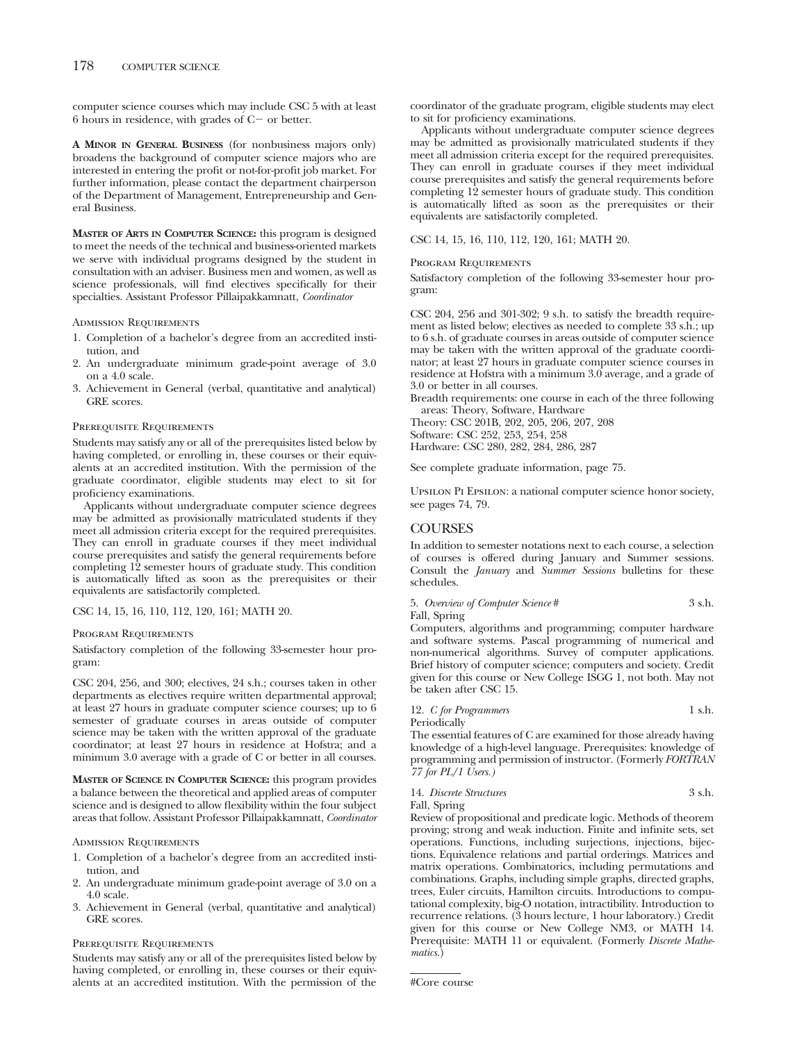computer science courses which may include CSC 5 with at least 6 hours in residence, with grades of C− or better.

**A MINOR IN GENERAL BUSINESS** (for nonbusiness majors only) broadens the background of computer science majors who are interested in entering the profit or not-for-profit job market. For further information, please contact the department chairperson of the Department of Management, Entrepreneurship and General Business.

**MASTER OF ARTS IN COMPUTER SCIENCE:** this program is designed to meet the needs of the technical and business-oriented markets we serve with individual programs designed by the student in consultation with an adviser. Business men and women, as well as science professionals, will find electives specifically for their specialties. Assistant Professor Pillaipakkamnatt, *Coordinator*

ADMISSION REQUIREMENTS

1. Completion of a bachelor's degree from an accredited institution, and
2. An undergraduate minimum grade-point average of 3.0 on a 4.0 scale.
3. Achievement in General (verbal, quantitative and analytical) GRE scores.

PREREQUISITE REQUIREMENTS

Students may satisfy any or all of the prerequisites listed below by having completed, or enrolling in, these courses or their equivalents at an accredited institution. With the permission of the graduate coordinator, eligible students may elect to sit for proficiency examinations.

Applicants without undergraduate computer science degrees may be admitted as provisionally matriculated students if they meet all admission criteria except for the required prerequisites. They can enroll in graduate courses if they meet individual course prerequisites and satisfy the general requirements before completing 12 semester hours of graduate study. This condition is automatically lifted as soon as the prerequisites or their equivalents are satisfactorily completed.

CSC 14, 15, 16, 110, 112, 120, 161; MATH 20.

PROGRAM REQUIREMENTS

Satisfactory completion of the following 33-semester hour program:

CSC 204, 256, and 300; electives, 24 s.h.; courses taken in other departments as electives require written departmental approval; at least 27 hours in graduate computer science courses; up to 6 semester of graduate courses in areas outside of computer science may be taken with the written approval of the graduate coordinator; at least 27 hours in residence at Hofstra; and a minimum 3.0 average with a grade of C or better in all courses.

**MASTER OF SCIENCE IN COMPUTER SCIENCE:** this program provides a balance between the theoretical and applied areas of computer science and is designed to allow flexibility within the four subject areas that follow. Assistant Professor Pillaipakkamnatt, *Coordinator*

ADMISSION REQUIREMENTS

1. Completion of a bachelor's degree from an accredited institution, and
2. An undergraduate minimum grade-point average of 3.0 on a 4.0 scale.
3. Achievement in General (verbal, quantitative and analytical) GRE scores.

PREREQUISITE REQUIREMENTS

Students may satisfy any or all of the prerequisites listed below by having completed, or enrolling in, these courses or their equivalents at an accredited institution. With the permission of the coordinator of the graduate program, eligible students may elect to sit for proficiency examinations.

Applicants without undergraduate computer science degrees may be admitted as provisionally matriculated students if they meet all admission criteria except for the required prerequisites. They can enroll in graduate courses if they meet individual course prerequisites and satisfy the general requirements before completing 12 semester hours of graduate study. This condition is automatically lifted as soon as the prerequisites or their equivalents are satisfactorily completed.

CSC 14, 15, 16, 110, 112, 120, 161; MATH 20.

PROGRAM REQUIREMENTS

Satisfactory completion of the following 33-semester hour program:

CSC 204, 256 and 301-302; 9 s.h. to satisfy the breadth requirement as listed below; electives as needed to complete 33 s.h.; up to 6 s.h. of graduate courses in areas outside of computer science may be taken with the written approval of the graduate coordinator; at least 27 hours in graduate computer science courses in residence at Hofstra with a minimum 3.0 average, and a grade of 3.0 or better in all courses.

Breadth requirements: one course in each of the three following areas: Theory, Software, Hardware

Theory: CSC 201B, 202, 205, 206, 207, 208

Software: CSC 252, 253, 254, 258

Hardware: CSC 280, 282, 284, 286, 287

See complete graduate information, page 75.

UPSILON PI EPSILON: a national computer science honor society, see pages 74, 79.

## COURSES

In addition to semester notations next to each course, a selection of courses is offered during January and Summer sessions. Consult the *January* and *Summer Sessions* bulletins for these schedules.

5. *Overview of Computer Science* # — 3 s.h.
Fall, Spring
Computers, algorithms and programming; computer hardware and software systems. Pascal programming of numerical and non-numerical algorithms. Survey of computer applications. Brief history of computer science; computers and society. Credit given for this course or New College ISGG 1, not both. May not be taken after CSC 15.

12. *C for Programmers* — 1 s.h.
Periodically
The essential features of C are examined for those already having knowledge of a high-level language. Prerequisites: knowledge of programming and permission of instructor. (Formerly *FORTRAN 77 for PL/1 Users.*)

14. *Discrete Structures* — 3 s.h.
Fall, Spring
Review of propositional and predicate logic. Methods of theorem proving; strong and weak induction. Finite and infinite sets, set operations. Functions, including surjections, injections, bijections. Equivalence relations and partial orderings. Matrices and matrix operations. Combinatorics, including permutations and combinations. Graphs, including simple graphs, directed graphs, trees, Euler circuits, Hamilton circuits. Introductions to computational complexity, big-O notation, intractibility. Introduction to recurrence relations. (3 hours lecture, 1 hour laboratory.) Credit given for this course or New College NM3, or MATH 14. Prerequisite: MATH 11 or equivalent. (Formerly *Discrete Mathematics.*)

#Core course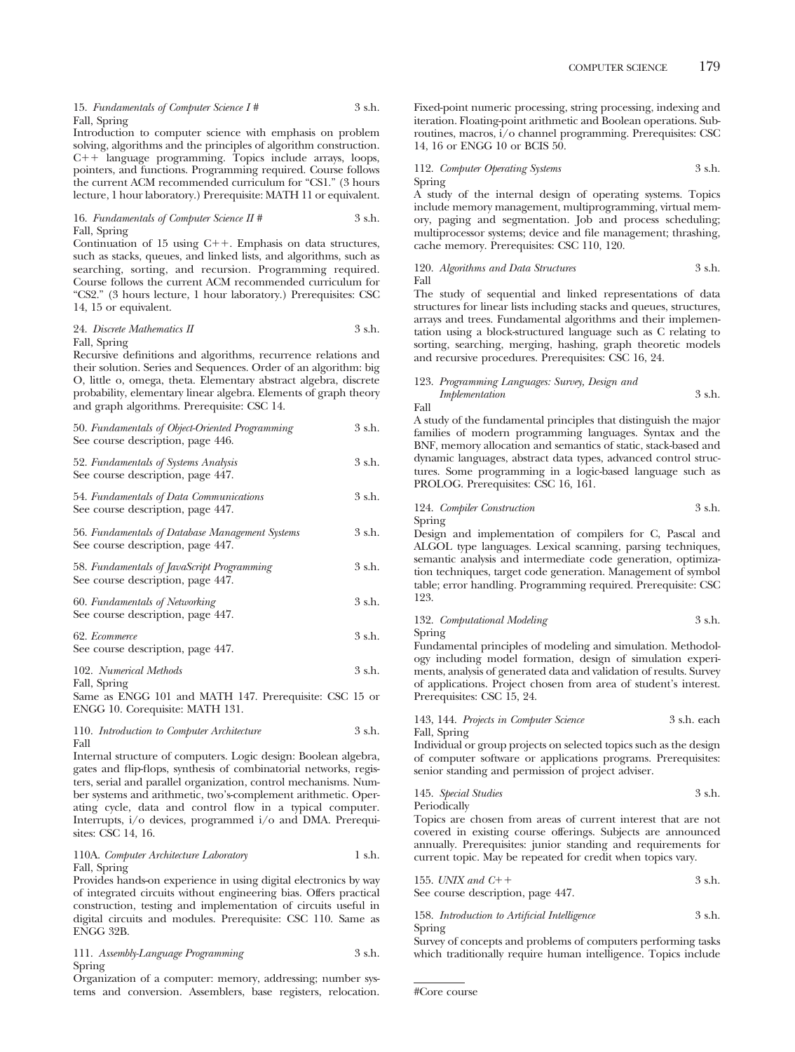15. *Fundamentals of Computer Science I #* 3 s.h.
Fall, Spring
Introduction to computer science with emphasis on problem solving, algorithms and the principles of algorithm construction. C++ language programming. Topics include arrays, loops, pointers, and functions. Programming required. Course follows the current ACM recommended curriculum for "CS1." (3 hours lecture, 1 hour laboratory.) Prerequisite: MATH 11 or equivalent.

16. *Fundamentals of Computer Science II #* 3 s.h.
Fall, Spring
Continuation of 15 using C++. Emphasis on data structures, such as stacks, queues, and linked lists, and algorithms, such as searching, sorting, and recursion. Programming required. Course follows the current ACM recommended curriculum for "CS2." (3 hours lecture, 1 hour laboratory.) Prerequisites: CSC 14, 15 or equivalent.

24. *Discrete Mathematics II* 3 s.h.
Fall, Spring
Recursive definitions and algorithms, recurrence relations and their solution. Series and Sequences. Order of an algorithm: big O, little o, omega, theta. Elementary abstract algebra, discrete probability, elementary linear algebra. Elements of graph theory and graph algorithms. Prerequisite: CSC 14.

50. *Fundamentals of Object-Oriented Programming* 3 s.h.
See course description, page 446.

52. *Fundamentals of Systems Analysis* 3 s.h.
See course description, page 447.

54. *Fundamentals of Data Communications* 3 s.h.
See course description, page 447.

56. *Fundamentals of Database Management Systems* 3 s.h.
See course description, page 447.

58. *Fundamentals of JavaScript Programming* 3 s.h.
See course description, page 447.

60. *Fundamentals of Networking* 3 s.h.
See course description, page 447.

62. *Ecommerce* 3 s.h.
See course description, page 447.

102. *Numerical Methods* 3 s.h.
Fall, Spring
Same as ENGG 101 and MATH 147. Prerequisite: CSC 15 or ENGG 10. Corequisite: MATH 131.

110. *Introduction to Computer Architecture* 3 s.h.
Fall
Internal structure of computers. Logic design: Boolean algebra, gates and flip-flops, synthesis of combinatorial networks, registers, serial and parallel organization, control mechanisms. Number systems and arithmetic, two's-complement arithmetic. Operating cycle, data and control flow in a typical computer. Interrupts, i/o devices, programmed i/o and DMA. Prerequisites: CSC 14, 16.

110A. *Computer Architecture Laboratory* 1 s.h.
Fall, Spring
Provides hands-on experience in using digital electronics by way of integrated circuits without engineering bias. Offers practical construction, testing and implementation of circuits useful in digital circuits and modules. Prerequisite: CSC 110. Same as ENGG 32B.

111. *Assembly-Language Programming* 3 s.h.
Spring
Organization of a computer: memory, addressing; number systems and conversion. Assemblers, base registers, relocation. Fixed-point numeric processing, string processing, indexing and iteration. Floating-point arithmetic and Boolean operations. Subroutines, macros, i/o channel programming. Prerequisites: CSC 14, 16 or ENGG 10 or BCIS 50.

112. *Computer Operating Systems* 3 s.h.
Spring
A study of the internal design of operating systems. Topics include memory management, multiprogramming, virtual memory, paging and segmentation. Job and process scheduling; multiprocessor systems; device and file management; thrashing, cache memory. Prerequisites: CSC 110, 120.

120. *Algorithms and Data Structures* 3 s.h.
Fall
The study of sequential and linked representations of data structures for linear lists including stacks and queues, structures, arrays and trees. Fundamental algorithms and their implementation using a block-structured language such as C relating to sorting, searching, merging, hashing, graph theoretic models and recursive procedures. Prerequisites: CSC 16, 24.

123. *Programming Languages: Survey, Design and Implementation* 3 s.h.
Fall
A study of the fundamental principles that distinguish the major families of modern programming languages. Syntax and the BNF, memory allocation and semantics of static, stack-based and dynamic languages, abstract data types, advanced control structures. Some programming in a logic-based language such as PROLOG. Prerequisites: CSC 16, 161.

124. *Compiler Construction* 3 s.h.
Spring
Design and implementation of compilers for C, Pascal and ALGOL type languages. Lexical scanning, parsing techniques, semantic analysis and intermediate code generation, optimization techniques, target code generation. Management of symbol table; error handling. Programming required. Prerequisite: CSC 123.

132. *Computational Modeling* 3 s.h.
Spring
Fundamental principles of modeling and simulation. Methodology including model formation, design of simulation experiments, analysis of generated data and validation of results. Survey of applications. Project chosen from area of student's interest. Prerequisites: CSC 15, 24.

143, 144. *Projects in Computer Science* 3 s.h. each
Fall, Spring
Individual or group projects on selected topics such as the design of computer software or applications programs. Prerequisites: senior standing and permission of project adviser.

145. *Special Studies* 3 s.h.
Periodically
Topics are chosen from areas of current interest that are not covered in existing course offerings. Subjects are announced annually. Prerequisites: junior standing and requirements for current topic. May be repeated for credit when topics vary.

155. *UNIX and C++* 3 s.h.
See course description, page 447.

158. *Introduction to Artificial Intelligence* 3 s.h.
Spring
Survey of concepts and problems of computers performing tasks which traditionally require human intelligence. Topics include

#Core course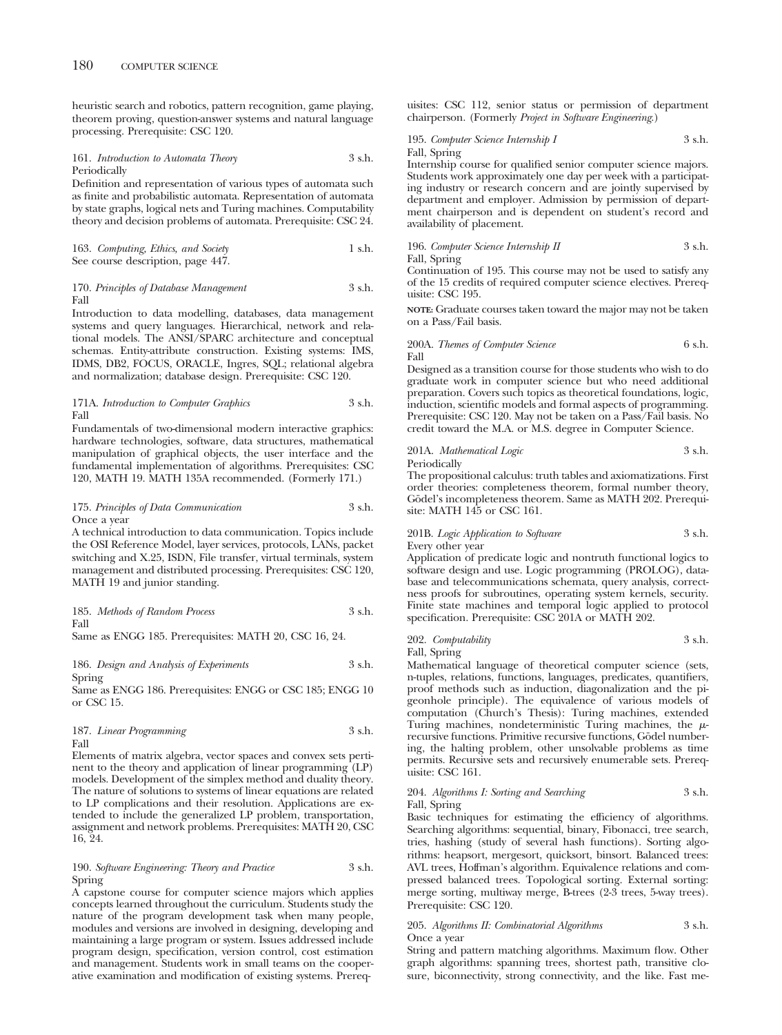heuristic search and robotics, pattern recognition, game playing, theorem proving, question-answer systems and natural language processing. Prerequisite: CSC 120.

161. *Introduction to Automata Theory* 3 s.h.
Periodically

Definition and representation of various types of automata such as finite and probabilistic automata. Representation of automata by state graphs, logical nets and Turing machines. Computability theory and decision problems of automata. Prerequisite: CSC 24.

163. *Computing, Ethics, and Society* 1 s.h.
See course description, page 447.

170. *Principles of Database Management* 3 s.h.
Fall

Introduction to data modelling, databases, data management systems and query languages. Hierarchical, network and relational models. The ANSI/SPARC architecture and conceptual schemas. Entity-attribute construction. Existing systems: IMS, IDMS, DB2, FOCUS, ORACLE, Ingres, SQL; relational algebra and normalization; database design. Prerequisite: CSC 120.

171A. *Introduction to Computer Graphics* 3 s.h.
Fall

Fundamentals of two-dimensional modern interactive graphics: hardware technologies, software, data structures, mathematical manipulation of graphical objects, the user interface and the fundamental implementation of algorithms. Prerequisites: CSC 120, MATH 19. MATH 135A recommended. (Formerly 171.)

175. *Principles of Data Communication* 3 s.h.
Once a year

A technical introduction to data communication. Topics include the OSI Reference Model, layer services, protocols, LANs, packet switching and X.25, ISDN, File transfer, virtual terminals, system management and distributed processing. Prerequisites: CSC 120, MATH 19 and junior standing.

185. *Methods of Random Process* 3 s.h.
Fall

Same as ENGG 185. Prerequisites: MATH 20, CSC 16, 24.

186. *Design and Analysis of Experiments* 3 s.h.
Spring

Same as ENGG 186. Prerequisites: ENGG or CSC 185; ENGG 10 or CSC 15.

187. *Linear Programming* 3 s.h.
Fall

Elements of matrix algebra, vector spaces and convex sets pertinent to the theory and application of linear programming (LP) models. Development of the simplex method and duality theory. The nature of solutions to systems of linear equations are related to LP complications and their resolution. Applications are extended to include the generalized LP problem, transportation, assignment and network problems. Prerequisites: MATH 20, CSC 16, 24.

190. *Software Engineering: Theory and Practice* 3 s.h.
Spring

A capstone course for computer science majors which applies concepts learned throughout the curriculum. Students study the nature of the program development task when many people, modules and versions are involved in designing, developing and maintaining a large program or system. Issues addressed include program design, specification, version control, cost estimation and management. Students work in small teams on the cooperative examination and modification of existing systems. Prerequisites: CSC 112, senior status or permission of department chairperson. (Formerly *Project in Software Engineering*.)

195. *Computer Science Internship I* 3 s.h.
Fall, Spring

Internship course for qualified senior computer science majors. Students work approximately one day per week with a participating industry or research concern and are jointly supervised by department and employer. Admission by permission of department chairperson and is dependent on student's record and availability of placement.

196. *Computer Science Internship II* 3 s.h.
Fall, Spring

Continuation of 195. This course may not be used to satisfy any of the 15 credits of required computer science electives. Prerequisite: CSC 195.

**NOTE:** Graduate courses taken toward the major may not be taken on a Pass/Fail basis.

200A. *Themes of Computer Science* 6 s.h.
Fall

Designed as a transition course for those students who wish to do graduate work in computer science but who need additional preparation. Covers such topics as theoretical foundations, logic, induction, scientific models and formal aspects of programming. Prerequisite: CSC 120. May not be taken on a Pass/Fail basis. No credit toward the M.A. or M.S. degree in Computer Science.

201A. *Mathematical Logic* 3 s.h.
Periodically

The propositional calculus: truth tables and axiomatizations. First order theories: completeness theorem, formal number theory, Gödel's incompleteness theorem. Same as MATH 202. Prerequisite: MATH 145 or CSC 161.

201B. *Logic Application to Software* 3 s.h.
Every other year

Application of predicate logic and nontruth functional logics to software design and use. Logic programming (PROLOG), database and telecommunications schemata, query analysis, correctness proofs for subroutines, operating system kernels, security. Finite state machines and temporal logic applied to protocol specification. Prerequisite: CSC 201A or MATH 202.

202. *Computability* 3 s.h.
Fall, Spring

Mathematical language of theoretical computer science (sets, n-tuples, relations, functions, languages, predicates, quantifiers, proof methods such as induction, diagonalization and the pigeonhole principle). The equivalence of various models of computation (Church's Thesis): Turing machines, extended Turing machines, nondeterministic Turing machines, the $\mu$-recursive functions. Primitive recursive functions, Gödel numbering, the halting problem, other unsolvable problems as time permits. Recursive sets and recursively enumerable sets. Prerequisite: CSC 161.

204. *Algorithms I: Sorting and Searching* 3 s.h.
Fall, Spring

Basic techniques for estimating the efficiency of algorithms. Searching algorithms: sequential, binary, Fibonacci, tree search, tries, hashing (study of several hash functions). Sorting algorithms: heapsort, mergesort, quicksort, binsort. Balanced trees: AVL trees, Hoffman's algorithm. Equivalence relations and compressed balanced trees. Topological sorting. External sorting: merge sorting, multiway merge, B-trees (2-3 trees, 5-way trees). Prerequisite: CSC 120.

205. *Algorithms II: Combinatorial Algorithms* 3 s.h.
Once a year

String and pattern matching algorithms. Maximum flow. Other graph algorithms: spanning trees, shortest path, transitive closure, biconnectivity, strong connectivity, and the like. Fast me-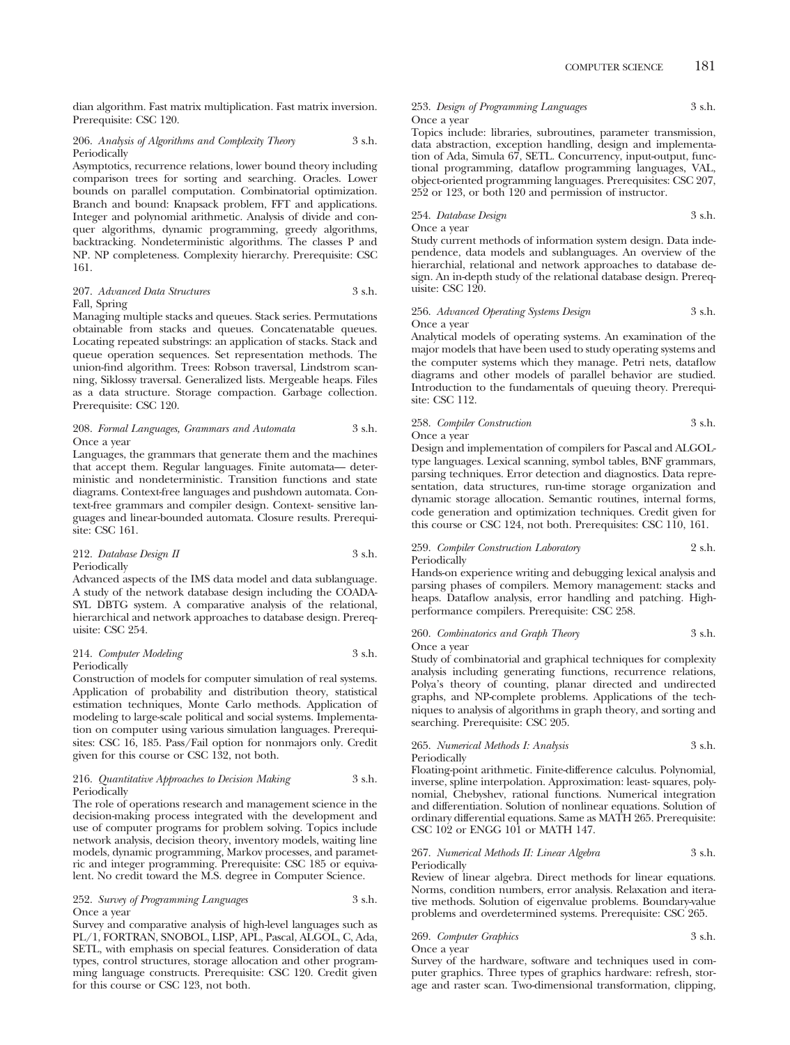dian algorithm. Fast matrix multiplication. Fast matrix inversion. Prerequisite: CSC 120.

206. *Analysis of Algorithms and Complexity Theory* 3 s.h.
Periodically
Asymptotics, recurrence relations, lower bound theory including comparison trees for sorting and searching. Oracles. Lower bounds on parallel computation. Combinatorial optimization. Branch and bound: Knapsack problem, FFT and applications. Integer and polynomial arithmetic. Analysis of divide and conquer algorithms, dynamic programming, greedy algorithms, backtracking. Nondeterministic algorithms. The classes P and NP. NP completeness. Complexity hierarchy. Prerequisite: CSC 161.

207. *Advanced Data Structures* 3 s.h.
Fall, Spring
Managing multiple stacks and queues. Stack series. Permutations obtainable from stacks and queues. Concatenatable queues. Locating repeated substrings: an application of stacks. Stack and queue operation sequences. Set representation methods. The union-find algorithm. Trees: Robson traversal, Lindstrom scanning, Siklossy traversal. Generalized lists. Mergeable heaps. Files as a data structure. Storage compaction. Garbage collection. Prerequisite: CSC 120.

208. *Formal Languages, Grammars and Automata* 3 s.h.
Once a year
Languages, the grammars that generate them and the machines that accept them. Regular languages. Finite automata— deterministic and nondeterministic. Transition functions and state diagrams. Context-free languages and pushdown automata. Context-free grammars and compiler design. Context- sensitive languages and linear-bounded automata. Closure results. Prerequisite: CSC 161.

212. *Database Design II* 3 s.h.
Periodically
Advanced aspects of the IMS data model and data sublanguage. A study of the network database design including the COADASYL DBTG system. A comparative analysis of the relational, hierarchical and network approaches to database design. Prerequisite: CSC 254.

214. *Computer Modeling* 3 s.h.
Periodically
Construction of models for computer simulation of real systems. Application of probability and distribution theory, statistical estimation techniques, Monte Carlo methods. Application of modeling to large-scale political and social systems. Implementation on computer using various simulation languages. Prerequisites: CSC 16, 185. Pass/Fail option for nonmajors only. Credit given for this course or CSC 132, not both.

216. *Quantitative Approaches to Decision Making* 3 s.h.
Periodically
The role of operations research and management science in the decision-making process integrated with the development and use of computer programs for problem solving. Topics include network analysis, decision theory, inventory models, waiting line models, dynamic programming, Markov processes, and parametric and integer programming. Prerequisite: CSC 185 or equivalent. No credit toward the M.S. degree in Computer Science.

252. *Survey of Programming Languages* 3 s.h.
Once a year
Survey and comparative analysis of high-level languages such as PL/1, FORTRAN, SNOBOL, LISP, APL, Pascal, ALGOL, C, Ada, SETL, with emphasis on special features. Consideration of data types, control structures, storage allocation and other programming language constructs. Prerequisite: CSC 120. Credit given for this course or CSC 123, not both.

253. *Design of Programming Languages* 3 s.h.
Once a year
Topics include: libraries, subroutines, parameter transmission, data abstraction, exception handling, design and implementation of Ada, Simula 67, SETL. Concurrency, input-output, functional programming, dataflow programming languages, VAL, object-oriented programming languages. Prerequisites: CSC 207, 252 or 123, or both 120 and permission of instructor.

254. *Database Design* 3 s.h.
Once a year
Study current methods of information system design. Data independence, data models and sublanguages. An overview of the hierarchial, relational and network approaches to database design. An in-depth study of the relational database design. Prerequisite: CSC 120.

256. *Advanced Operating Systems Design* 3 s.h.
Once a year
Analytical models of operating systems. An examination of the major models that have been used to study operating systems and the computer systems which they manage. Petri nets, dataflow diagrams and other models of parallel behavior are studied. Introduction to the fundamentals of queuing theory. Prerequisite: CSC 112.

258. *Compiler Construction* 3 s.h.
Once a year
Design and implementation of compilers for Pascal and ALGOL-type languages. Lexical scanning, symbol tables, BNF grammars, parsing techniques. Error detection and diagnostics. Data representation, data structures, run-time storage organization and dynamic storage allocation. Semantic routines, internal forms, code generation and optimization techniques. Credit given for this course or CSC 124, not both. Prerequisites: CSC 110, 161.

259. *Compiler Construction Laboratory* 2 s.h.
Periodically
Hands-on experience writing and debugging lexical analysis and parsing phases of compilers. Memory management: stacks and heaps. Dataflow analysis, error handling and patching. High-performance compilers. Prerequisite: CSC 258.

260. *Combinatorics and Graph Theory* 3 s.h.
Once a year
Study of combinatorial and graphical techniques for complexity analysis including generating functions, recurrence relations, Polya's theory of counting, planar directed and undirected graphs, and NP-complete problems. Applications of the techniques to analysis of algorithms in graph theory, and sorting and searching. Prerequisite: CSC 205.

265. *Numerical Methods I: Analysis* 3 s.h.
Periodically
Floating-point arithmetic. Finite-difference calculus. Polynomial, inverse, spline interpolation. Approximation: least- squares, polynomial, Chebyshev, rational functions. Numerical integration and differentiation. Solution of nonlinear equations. Solution of ordinary differential equations. Same as MATH 265. Prerequisite: CSC 102 or ENGG 101 or MATH 147.

267. *Numerical Methods II: Linear Algebra* 3 s.h.
Periodically
Review of linear algebra. Direct methods for linear equations. Norms, condition numbers, error analysis. Relaxation and iterative methods. Solution of eigenvalue problems. Boundary-value problems and overdetermined systems. Prerequisite: CSC 265.

269. *Computer Graphics* 3 s.h.
Once a year
Survey of the hardware, software and techniques used in computer graphics. Three types of graphics hardware: refresh, storage and raster scan. Two-dimensional transformation, clipping,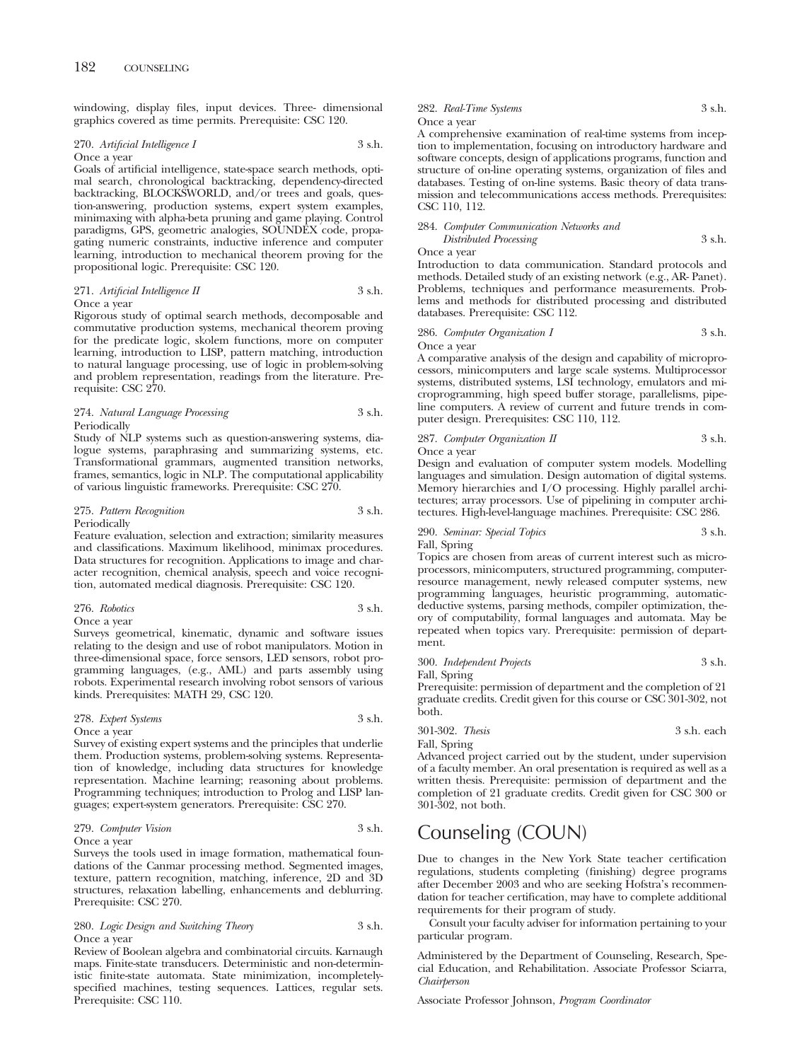windowing, display files, input devices. Three- dimensional graphics covered as time permits. Prerequisite: CSC 120.

270. *Artificial Intelligence I* 3 s.h.
Once a year
Goals of artificial intelligence, state-space search methods, optimal search, chronological backtracking, dependency-directed backtracking, BLOCKSWORLD, and/or trees and goals, question-answering, production systems, expert system examples, minimaxing with alpha-beta pruning and game playing. Control paradigms, GPS, geometric analogies, SOUNDEX code, propagating numeric constraints, inductive inference and computer learning, introduction to mechanical theorem proving for the propositional logic. Prerequisite: CSC 120.

271. *Artificial Intelligence II* 3 s.h.
Once a year
Rigorous study of optimal search methods, decomposable and commutative production systems, mechanical theorem proving for the predicate logic, skolem functions, more on computer learning, introduction to LISP, pattern matching, introduction to natural language processing, use of logic in problem-solving and problem representation, readings from the literature. Prerequisite: CSC 270.

274. *Natural Language Processing* 3 s.h.
Periodically
Study of NLP systems such as question-answering systems, dialogue systems, paraphrasing and summarizing systems, etc. Transformational grammars, augmented transition networks, frames, semantics, logic in NLP. The computational applicability of various linguistic frameworks. Prerequisite: CSC 270.

275. *Pattern Recognition* 3 s.h.
Periodically
Feature evaluation, selection and extraction; similarity measures and classifications. Maximum likelihood, minimax procedures. Data structures for recognition. Applications to image and character recognition, chemical analysis, speech and voice recognition, automated medical diagnosis. Prerequisite: CSC 120.

276. *Robotics* 3 s.h.
Once a year
Surveys geometrical, kinematic, dynamic and software issues relating to the design and use of robot manipulators. Motion in three-dimensional space, force sensors, LED sensors, robot programming languages, (e.g., AML) and parts assembly using robots. Experimental research involving robot sensors of various kinds. Prerequisites: MATH 29, CSC 120.

278. *Expert Systems* 3 s.h.
Once a year
Survey of existing expert systems and the principles that underlie them. Production systems, problem-solving systems. Representation of knowledge, including data structures for knowledge representation. Machine learning; reasoning about problems. Programming techniques; introduction to Prolog and LISP languages; expert-system generators. Prerequisite: CSC 270.

279. *Computer Vision* 3 s.h.
Once a year
Surveys the tools used in image formation, mathematical foundations of the Canmar processing method. Segmented images, texture, pattern recognition, matching, inference, 2D and 3D structures, relaxation labelling, enhancements and deblurring. Prerequisite: CSC 270.

280. *Logic Design and Switching Theory* 3 s.h.
Once a year
Review of Boolean algebra and combinatorial circuits. Karnaugh maps. Finite-state transducers. Deterministic and non-deterministic finite-state automata. State minimization, incompletely-specified machines, testing sequences. Lattices, regular sets. Prerequisite: CSC 110.

282. *Real-Time Systems* 3 s.h.
Once a year
A comprehensive examination of real-time systems from inception to implementation, focusing on introductory hardware and software concepts, design of applications programs, function and structure of on-line operating systems, organization of files and databases. Testing of on-line systems. Basic theory of data transmission and telecommunications access methods. Prerequisites: CSC 110, 112.

284. *Computer Communication Networks and Distributed Processing* 3 s.h.
Once a year
Introduction to data communication. Standard protocols and methods. Detailed study of an existing network (e.g., AR- Panet). Problems, techniques and performance measurements. Problems and methods for distributed processing and distributed databases. Prerequisite: CSC 112.

286. *Computer Organization I* 3 s.h.
Once a year
A comparative analysis of the design and capability of microprocessors, minicomputers and large scale systems. Multiprocessor systems, distributed systems, LSI technology, emulators and microprogramming, high speed buffer storage, parallelisms, pipeline computers. A review of current and future trends in computer design. Prerequisites: CSC 110, 112.

287. *Computer Organization II* 3 s.h.
Once a year
Design and evaluation of computer system models. Modelling languages and simulation. Design automation of digital systems. Memory hierarchies and I/O processing. Highly parallel architectures; array processors. Use of pipelining in computer architectures. High-level-language machines. Prerequisite: CSC 286.

290. *Seminar: Special Topics* 3 s.h.
Fall, Spring
Topics are chosen from areas of current interest such as microprocessors, minicomputers, structured programming, computer-resource management, newly released computer systems, new programming languages, heuristic programming, automatic-deductive systems, parsing methods, compiler optimization, theory of computability, formal languages and automata. May be repeated when topics vary. Prerequisite: permission of department.

300. *Independent Projects* 3 s.h.
Fall, Spring
Prerequisite: permission of department and the completion of 21 graduate credits. Credit given for this course or CSC 301-302, not both.

301-302. *Thesis* 3 s.h. each
Fall, Spring
Advanced project carried out by the student, under supervision of a faculty member. An oral presentation is required as well as a written thesis. Prerequisite: permission of department and the completion of 21 graduate credits. Credit given for CSC 300 or 301-302, not both.

# Counseling (COUN)

Due to changes in the New York State teacher certification regulations, students completing (finishing) degree programs after December 2003 and who are seeking Hofstra's recommendation for teacher certification, may have to complete additional requirements for their program of study.

Consult your faculty adviser for information pertaining to your particular program.

Administered by the Department of Counseling, Research, Special Education, and Rehabilitation. Associate Professor Sciarra, *Chairperson*

Associate Professor Johnson, *Program Coordinator*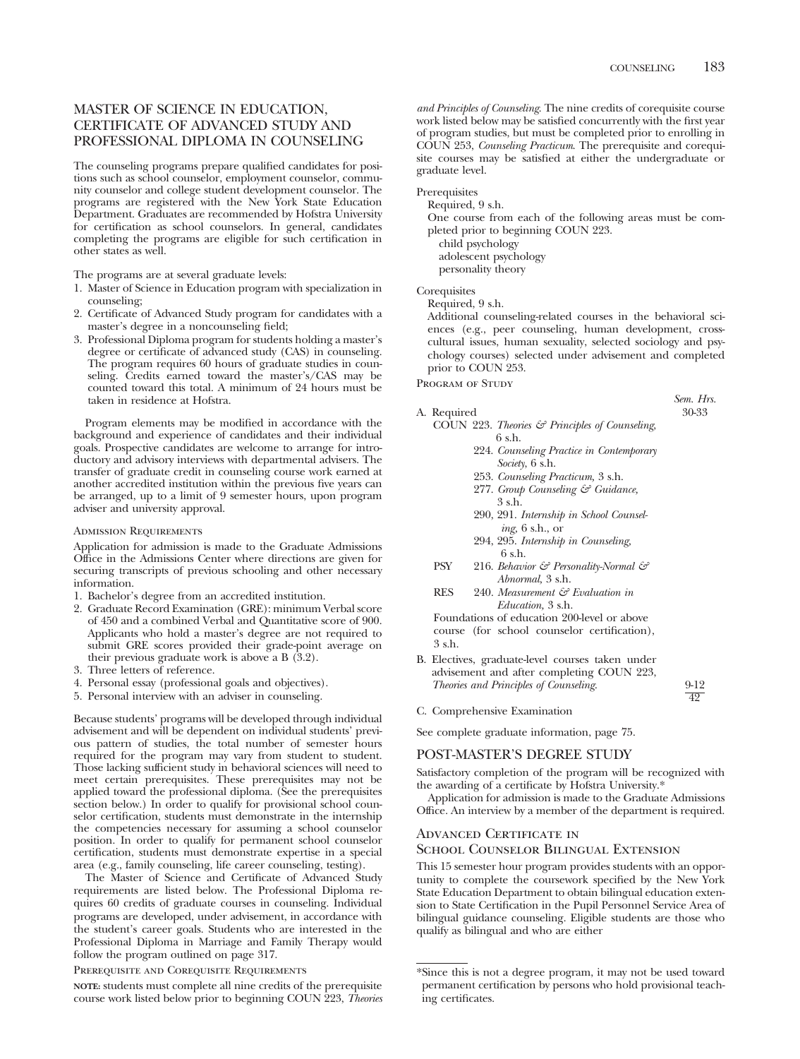## MASTER OF SCIENCE IN EDUCATION, CERTIFICATE OF ADVANCED STUDY AND PROFESSIONAL DIPLOMA IN COUNSELING

The counseling programs prepare qualified candidates for positions such as school counselor, employment counselor, community counselor and college student development counselor. The programs are registered with the New York State Education Department. Graduates are recommended by Hofstra University for certification as school counselors. In general, candidates completing the programs are eligible for such certification in other states as well.

The programs are at several graduate levels:

1. Master of Science in Education program with specialization in counseling;
2. Certificate of Advanced Study program for candidates with a master's degree in a noncounseling field;
3. Professional Diploma program for students holding a master's degree or certificate of advanced study (CAS) in counseling. The program requires 60 hours of graduate studies in counseling. Credits earned toward the master's/CAS may be counted toward this total. A minimum of 24 hours must be taken in residence at Hofstra.

Program elements may be modified in accordance with the background and experience of candidates and their individual goals. Prospective candidates are welcome to arrange for introductory and advisory interviews with departmental advisers. The transfer of graduate credit in counseling course work earned at another accredited institution within the previous five years can be arranged, up to a limit of 9 semester hours, upon program adviser and university approval.

### Admission Requirements

Application for admission is made to the Graduate Admissions Office in the Admissions Center where directions are given for securing transcripts of previous schooling and other necessary information.

1. Bachelor's degree from an accredited institution.
2. Graduate Record Examination (GRE): minimum Verbal score of 450 and a combined Verbal and Quantitative score of 900. Applicants who hold a master's degree are not required to submit GRE scores provided their grade-point average on their previous graduate work is above a B (3.2).
3. Three letters of reference.
4. Personal essay (professional goals and objectives).
5. Personal interview with an adviser in counseling.

Because students' programs will be developed through individual advisement and will be dependent on individual students' previous pattern of studies, the total number of semester hours required for the program may vary from student to student. Those lacking sufficient study in behavioral sciences will need to meet certain prerequisites. These prerequisites may not be applied toward the professional diploma. (See the prerequisites section below.) In order to qualify for provisional school counselor certification, students must demonstrate in the internship the competencies necessary for assuming a school counselor position. In order to qualify for permanent school counselor certification, students must demonstrate expertise in a special area (e.g., family counseling, life career counseling, testing).

The Master of Science and Certificate of Advanced Study requirements are listed below. The Professional Diploma requires 60 credits of graduate courses in counseling. Individual programs are developed, under advisement, in accordance with the student's career goals. Students who are interested in the Professional Diploma in Marriage and Family Therapy would follow the program outlined on page 317.

### Prerequisite and Corequisite Requirements

**NOTE:** students must complete all nine credits of the prerequisite course work listed below prior to beginning COUN 223, *Theories and Principles of Counseling.* The nine credits of corequisite course work listed below may be satisfied concurrently with the first year of program studies, but must be completed prior to enrolling in COUN 253, *Counseling Practicum.* The prerequisite and corequisite courses may be satisfied at either the undergraduate or graduate level.

Prerequisites

Required, 9 s.h.

One course from each of the following areas must be completed prior to beginning COUN 223.

- child psychology
- adolescent psychology
- personality theory

Corequisites

Required, 9 s.h.

Additional counseling-related courses in the behavioral sciences (e.g., peer counseling, human development, cross-cultural issues, human sexuality, selected sociology and psychology courses) selected under advisement and completed prior to COUN 253.

### Program of Study

| | *Sem. Hrs.* |
|---|---|
| A. Required | 30-33 |
| COUN 223. *Theories & Principles of Counseling,* 6 s.h. | |
| 224. *Counseling Practice in Contemporary Society,* 6 s.h. | |
| 253. *Counseling Practicum,* 3 s.h. | |
| 277. *Group Counseling & Guidance,* 3 s.h. | |
| 290, 291. *Internship in School Counseling,* 6 s.h., or | |
| 294, 295. *Internship in Counseling,* 6 s.h. | |
| PSY 216. *Behavior & Personality-Normal & Abnormal,* 3 s.h. | |
| RES 240. *Measurement & Evaluation in Education,* 3 s.h. | |
| Foundations of education 200-level or above course (for school counselor certification), 3 s.h. | |
| B. Electives, graduate-level courses taken under advisement and after completing COUN 223, *Theories and Principles of Counseling.* | 9-12 |
| | 42 |

C. Comprehensive Examination

See complete graduate information, page 75.

## POST-MASTER'S DEGREE STUDY

Satisfactory completion of the program will be recognized with the awarding of a certificate by Hofstra University.*

Application for admission is made to the Graduate Admissions Office. An interview by a member of the department is required.

### Advanced Certificate in School Counselor Bilingual Extension

This 15 semester hour program provides students with an opportunity to complete the coursework specified by the New York State Education Department to obtain bilingual education extension to State Certification in the Pupil Personnel Service Area of bilingual guidance counseling. Eligible students are those who qualify as bilingual and who are either

*Since this is not a degree program, it may not be used toward permanent certification by persons who hold provisional teaching certificates.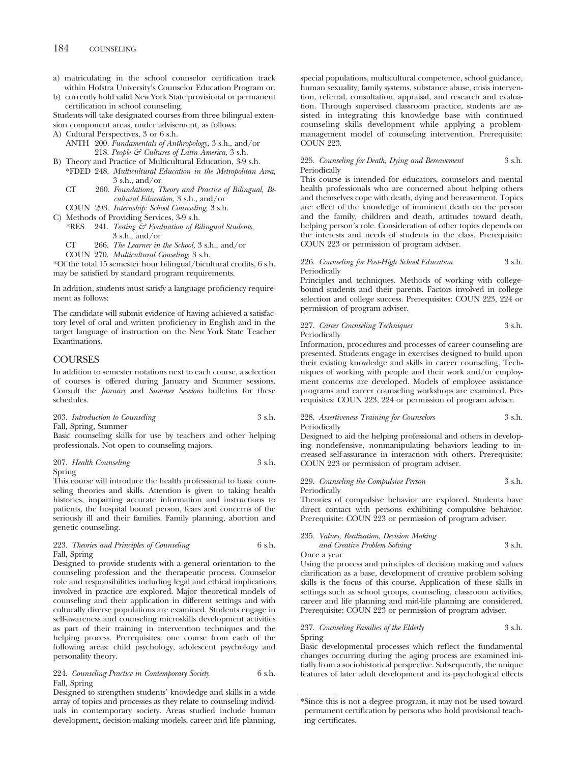a) matriculating in the school counselor certification track within Hofstra University's Counselor Education Program or,
b) currently hold valid New York State provisional or permanent certification in school counseling.

Students will take designated courses from three bilingual extension component areas, under advisement, as follows:

A) Cultural Perspectives, 3 or 6 s.h.
   - ANTH 200. *Fundamentals of Anthropology,* 3 s.h., and/or
   - 218. *People & Cultures of Latin America,* 3 s.h.

B) Theory and Practice of Multicultural Education, 3-9 s.h.
   - *FDED 248. *Multicultural Education in the Metropolitan Area,* 3 s.h., and/or
   - CT 260. *Foundations, Theory and Practice of Bilingual, Bicultural Education,* 3 s.h., and/or
   - COUN 293. *Internship: School Counseling,* 3 s.h.

C) Methods of Providing Services, 3-9 s.h.
   - *RES 241. *Testing & Evaluation of Bilingual Students,* 3 s.h., and/or
   - CT 266. *The Learner in the School,* 3 s.h., and/or
   - COUN 270. *Multicultural Couseling,* 3 s.h.

*Of the total 15 semester hour bilingual/bicultural credits, 6 s.h. may be satisfied by standard program requirements.

In addition, students must satisfy a language proficiency requirement as follows:

The candidate will submit evidence of having achieved a satisfactory level of oral and written proficiency in English and in the target language of instruction on the New York State Teacher Examinations.

## COURSES

In addition to semester notations next to each course, a selection of courses is offered during January and Summer sessions. Consult the *January* and *Summer Sessions* bulletins for these schedules.

203. *Introduction to Counseling* 3 s.h.
Fall, Spring, Summer
Basic counseling skills for use by teachers and other helping professionals. Not open to counseling majors.

207. *Health Counseling* 3 s.h.
Spring
This course will introduce the health professional to basic counseling theories and skills. Attention is given to taking health histories, imparting accurate information and instructions to patients, the hospital bound person, fears and concerns of the seriously ill and their families. Family planning, abortion and genetic counseling.

223. *Theories and Principles of Counseling* 6 s.h.
Fall, Spring
Designed to provide students with a general orientation to the counseling profession and the therapeutic process. Counselor role and responsibilities including legal and ethical implications involved in practice are explored. Major theoretical models of counseling and their application in different settings and with culturally diverse populations are examined. Students engage in self-awareness and counseling microskills development activities as part of their training in intervention techniques and the helping process. Prerequisites: one course from each of the following areas: child psychology, adolescent psychology and personality theory.

224. *Counseling Practice in Contemporary Society* 6 s.h.
Fall, Spring
Designed to strengthen students' knowledge and skills in a wide array of topics and processes as they relate to counseling individuals in contemporary society. Areas studied include human development, decision-making models, career and life planning, special populations, multicultural competence, school guidance, human sexuality, family systems, substance abuse, crisis intervention, referral, consultation, appraisal, and research and evaluation. Through supervised classroom practice, students are assisted in integrating this knowledge base with continued counseling skills development while applying a problem-management model of counseling intervention. Prerequisite: COUN 223.

225. *Counseling for Death, Dying and Bereavement* 3 s.h.
Periodically
This course is intended for educators, counselors and mental health professionals who are concerned about helping others and themselves cope with death, dying and bereavement. Topics are: effect of the knowledge of imminent death on the person and the family, children and death, attitudes toward death, helping person's role. Consideration of other topics depends on the interests and needs of students in the class. Prerequisite: COUN 223 or permission of program adviser.

226. *Counseling for Post-High School Education* 3 s.h.
Periodically
Principles and techniques. Methods of working with college-bound students and their parents. Factors involved in college selection and college success. Prerequisites: COUN 223, 224 or permission of program adviser.

227. *Career Counseling Techniques* 3 s.h.
Periodically
Information, procedures and processes of career counseling are presented. Students engage in exercises designed to build upon their existing knowledge and skills in career counseling. Techniques of working with people and their work and/or employment concerns are developed. Models of employee assistance programs and career counseling workshops are examined. Prerequisites: COUN 223, 224 or permission of program adviser.

228. *Assertiveness Training for Counselors* 3 s.h.
Periodically
Designed to aid the helping professional and others in developing nondefensive, nonmanipulating behaviors leading to increased self-assurance in interaction with others. Prerequisite: COUN 223 or permission of program adviser.

229. *Counseling the Compulsive Person* 3 s.h.
Periodically
Theories of compulsive behavior are explored. Students have direct contact with persons exhibiting compulsive behavior. Prerequisite: COUN 223 or permission of program adviser.

235. *Values, Realization, Decision Making and Creative Problem Solving* 3 s.h.
Once a year
Using the process and principles of decision making and values clarification as a base, development of creative problem solving skills is the focus of this course. Application of these skills in settings such as school groups, counseling, classroom activities, career and life planning and mid-life planning are considered. Prerequisite: COUN 223 or permission of program adviser.

237. *Counseling Families of the Elderly* 3 s.h.
Spring
Basic developmental processes which reflect the fundamental changes occurring during the aging process are examined initially from a sociohistorical perspective. Subsequently, the unique features of later adult development and its psychological effects

*Since this is not a degree program, it may not be used toward permanent certification by persons who hold provisional teaching certificates.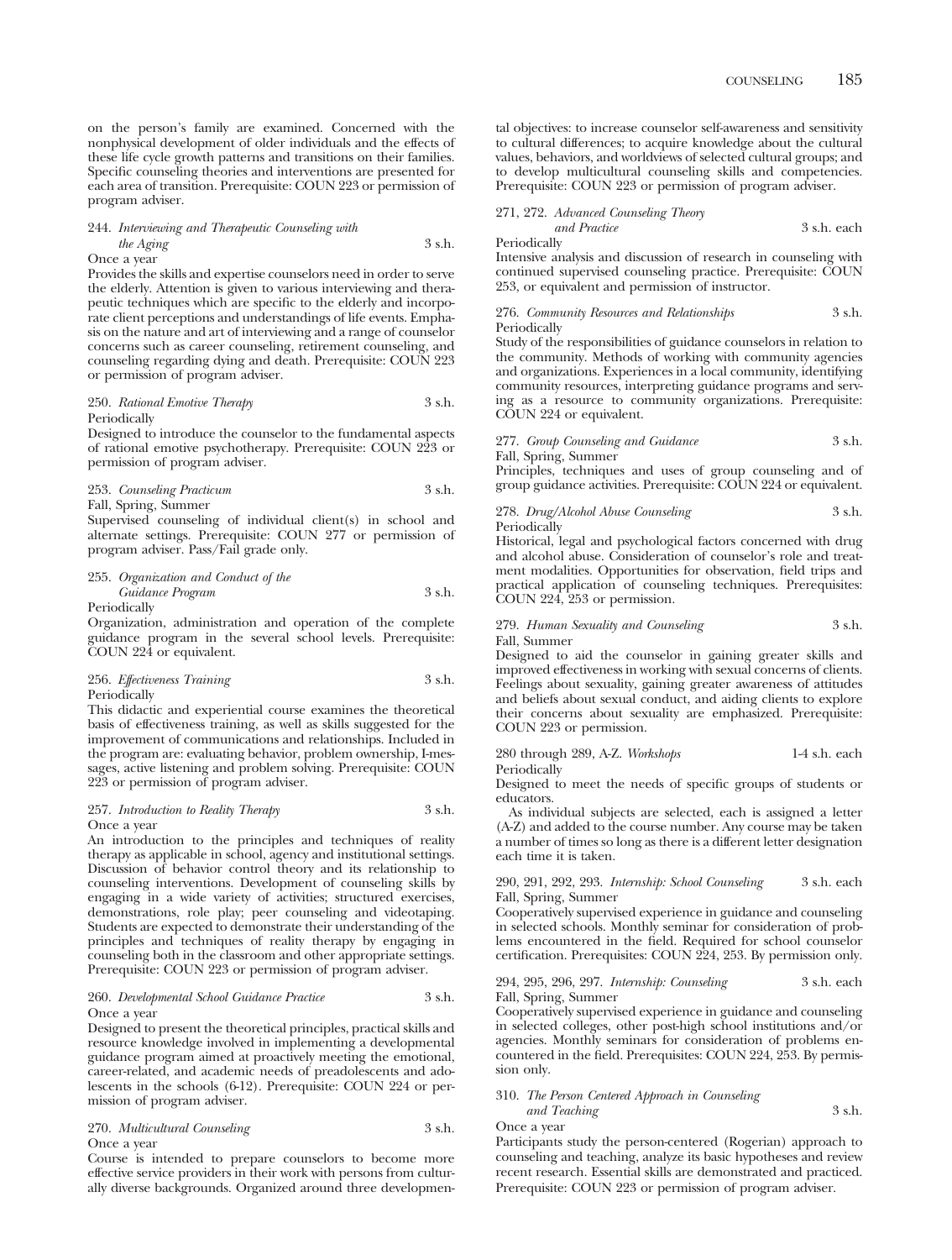on the person's family are examined. Concerned with the nonphysical development of older individuals and the effects of these life cycle growth patterns and transitions on their families. Specific counseling theories and interventions are presented for each area of transition. Prerequisite: COUN 223 or permission of program adviser.

244. *Interviewing and Therapeutic Counseling with the Aging* 3 s.h.
Once a year
Provides the skills and expertise counselors need in order to serve the elderly. Attention is given to various interviewing and therapeutic techniques which are specific to the elderly and incorporate client perceptions and understandings of life events. Emphasis on the nature and art of interviewing and a range of counselor concerns such as career counseling, retirement counseling, and counseling regarding dying and death. Prerequisite: COUN 223 or permission of program adviser.

250. *Rational Emotive Therapy* 3 s.h.
Periodically
Designed to introduce the counselor to the fundamental aspects of rational emotive psychotherapy. Prerequisite: COUN 223 or permission of program adviser.

253. *Counseling Practicum* 3 s.h.
Fall, Spring, Summer
Supervised counseling of individual client(s) in school and alternate settings. Prerequisite: COUN 277 or permission of program adviser. Pass/Fail grade only.

255. *Organization and Conduct of the Guidance Program* 3 s.h.
Periodically
Organization, administration and operation of the complete guidance program in the several school levels. Prerequisite: COUN 224 or equivalent.

256. *Effectiveness Training* 3 s.h.
Periodically
This didactic and experiential course examines the theoretical basis of effectiveness training, as well as skills suggested for the improvement of communications and relationships. Included in the program are: evaluating behavior, problem ownership, I-messages, active listening and problem solving. Prerequisite: COUN 223 or permission of program adviser.

257. *Introduction to Reality Therapy* 3 s.h.
Once a year
An introduction to the principles and techniques of reality therapy as applicable in school, agency and institutional settings. Discussion of behavior control theory and its relationship to counseling interventions. Development of counseling skills by engaging in a wide variety of activities; structured exercises, demonstrations, role play; peer counseling and videotaping. Students are expected to demonstrate their understanding of the principles and techniques of reality therapy by engaging in counseling both in the classroom and other appropriate settings. Prerequisite: COUN 223 or permission of program adviser.

260. *Developmental School Guidance Practice* 3 s.h.
Once a year
Designed to present the theoretical principles, practical skills and resource knowledge involved in implementing a developmental guidance program aimed at proactively meeting the emotional, career-related, and academic needs of preadolescents and adolescents in the schools (6-12). Prerequisite: COUN 224 or permission of program adviser.

270. *Multicultural Counseling* 3 s.h.
Once a year
Course is intended to prepare counselors to become more effective service providers in their work with persons from culturally diverse backgrounds. Organized around three developmental objectives: to increase counselor self-awareness and sensitivity to cultural differences; to acquire knowledge about the cultural values, behaviors, and worldviews of selected cultural groups; and to develop multicultural counseling skills and competencies. Prerequisite: COUN 223 or permission of program adviser.

271, 272. *Advanced Counseling Theory and Practice* 3 s.h. each
Periodically
Intensive analysis and discussion of research in counseling with continued supervised counseling practice. Prerequisite: COUN 253, or equivalent and permission of instructor.

276. *Community Resources and Relationships* 3 s.h.
Periodically
Study of the responsibilities of guidance counselors in relation to the community. Methods of working with community agencies and organizations. Experiences in a local community, identifying community resources, interpreting guidance programs and serving as a resource to community organizations. Prerequisite: COUN 224 or equivalent.

277. *Group Counseling and Guidance* 3 s.h.
Fall, Spring, Summer
Principles, techniques and uses of group counseling and of group guidance activities. Prerequisite: COUN 224 or equivalent.

278. *Drug/Alcohol Abuse Counseling* 3 s.h.
Periodically
Historical, legal and psychological factors concerned with drug and alcohol abuse. Consideration of counselor's role and treatment modalities. Opportunities for observation, field trips and practical application of counseling techniques. Prerequisites: COUN 224, 253 or permission.

279. *Human Sexuality and Counseling* 3 s.h.
Fall, Summer
Designed to aid the counselor in gaining greater skills and improved effectiveness in working with sexual concerns of clients. Feelings about sexuality, gaining greater awareness of attitudes and beliefs about sexual conduct, and aiding clients to explore their concerns about sexuality are emphasized. Prerequisite: COUN 223 or permission.

280 through 289, A-Z. *Workshops* 1-4 s.h. each
Periodically
Designed to meet the needs of specific groups of students or educators.

As individual subjects are selected, each is assigned a letter (A-Z) and added to the course number. Any course may be taken a number of times so long as there is a different letter designation each time it is taken.

290, 291, 292, 293. *Internship: School Counseling* 3 s.h. each
Fall, Spring, Summer
Cooperatively supervised experience in guidance and counseling in selected schools. Monthly seminar for consideration of problems encountered in the field. Required for school counselor certification. Prerequisites: COUN 224, 253. By permission only.

294, 295, 296, 297. *Internship: Counseling* 3 s.h. each
Fall, Spring, Summer
Cooperatively supervised experience in guidance and counseling in selected colleges, other post-high school institutions and/or agencies. Monthly seminars for consideration of problems encountered in the field. Prerequisites: COUN 224, 253. By permission only.

310. *The Person Centered Approach in Counseling and Teaching* 3 s.h.
Once a year
Participants study the person-centered (Rogerian) approach to counseling and teaching, analyze its basic hypotheses and review recent research. Essential skills are demonstrated and practiced. Prerequisite: COUN 223 or permission of program adviser.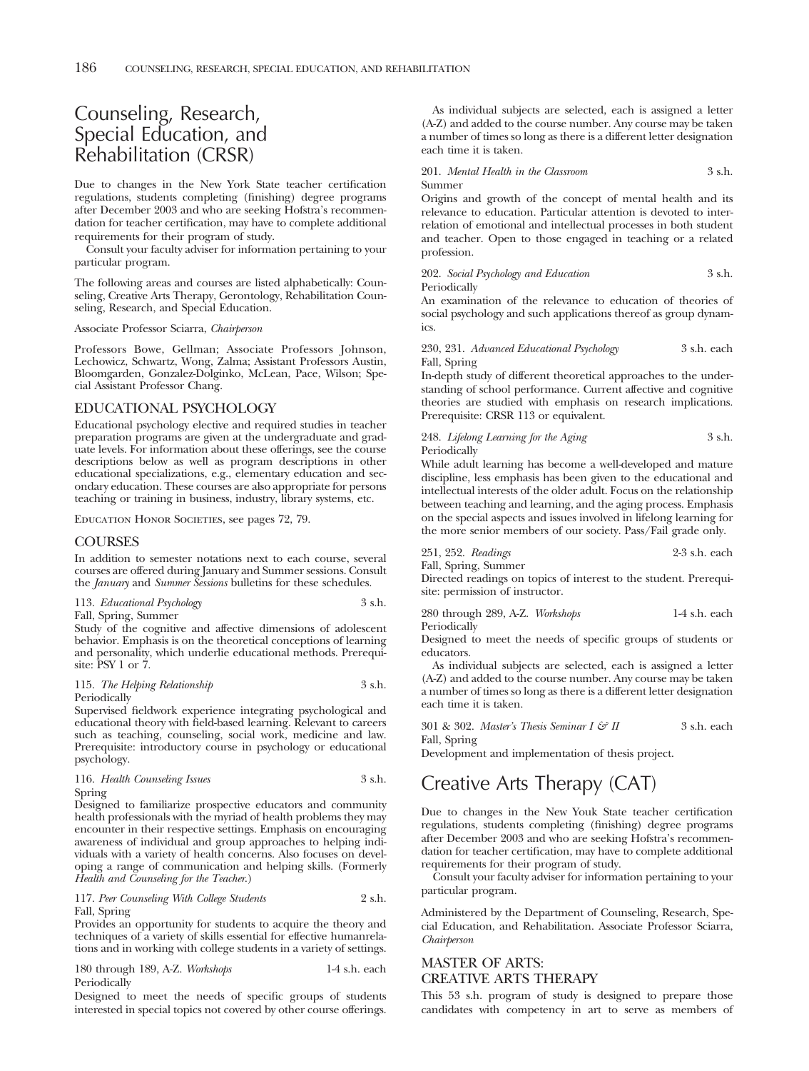# Counseling, Research, Special Education, and Rehabilitation (CRSR)

Due to changes in the New York State teacher certification regulations, students completing (finishing) degree programs after December 2003 and who are seeking Hofstra's recommendation for teacher certification, may have to complete additional requirements for their program of study.

Consult your faculty adviser for information pertaining to your particular program.

The following areas and courses are listed alphabetically: Counseling, Creative Arts Therapy, Gerontology, Rehabilitation Counseling, Research, and Special Education.

Associate Professor Sciarra, *Chairperson*

Professors Bowe, Gellman; Associate Professors Johnson, Lechowicz, Schwartz, Wong, Zalma; Assistant Professors Austin, Bloomgarden, Gonzalez-Dolginko, McLean, Pace, Wilson; Special Assistant Professor Chang.

## EDUCATIONAL PSYCHOLOGY

Educational psychology elective and required studies in teacher preparation programs are given at the undergraduate and graduate levels. For information about these offerings, see the course descriptions below as well as program descriptions in other educational specializations, e.g., elementary education and secondary education. These courses are also appropriate for persons teaching or training in business, industry, library systems, etc.

Education Honor Societies, see pages 72, 79.

## COURSES

In addition to semester notations next to each course, several courses are offered during January and Summer sessions. Consult the *January* and *Summer Sessions* bulletins for these schedules.

113. *Educational Psychology* 3 s.h.
Fall, Spring, Summer
Study of the cognitive and affective dimensions of adolescent behavior. Emphasis is on the theoretical conceptions of learning and personality, which underlie educational methods. Prerequisite: PSY 1 or 7.

115. *The Helping Relationship* 3 s.h.
Periodically
Supervised fieldwork experience integrating psychological and educational theory with field-based learning. Relevant to careers such as teaching, counseling, social work, medicine and law. Prerequisite: introductory course in psychology or educational psychology.

116. *Health Counseling Issues* 3 s.h.
Spring
Designed to familiarize prospective educators and community health professionals with the myriad of health problems they may encounter in their respective settings. Emphasis on encouraging awareness of individual and group approaches to helping individuals with a variety of health concerns. Also focuses on developing a range of communication and helping skills. (Formerly *Health and Counseling for the Teacher.*)

117. *Peer Counseling With College Students* 2 s.h.
Fall, Spring
Provides an opportunity for students to acquire the theory and techniques of a variety of skills essential for effective humanrelations and in working with college students in a variety of settings.

180 through 189, A-Z. *Workshops* 1-4 s.h. each
Periodically
Designed to meet the needs of specific groups of students interested in special topics not covered by other course offerings.

As individual subjects are selected, each is assigned a letter (A-Z) and added to the course number. Any course may be taken a number of times so long as there is a different letter designation each time it is taken.

201. *Mental Health in the Classroom* 3 s.h.
Summer
Origins and growth of the concept of mental health and its relevance to education. Particular attention is devoted to interrelation of emotional and intellectual processes in both student and teacher. Open to those engaged in teaching or a related profession.

202. *Social Psychology and Education* 3 s.h.
Periodically
An examination of the relevance to education of theories of social psychology and such applications thereof as group dynamics.

230, 231. *Advanced Educational Psychology* 3 s.h. each
Fall, Spring
In-depth study of different theoretical approaches to the understanding of school performance. Current affective and cognitive theories are studied with emphasis on research implications. Prerequisite: CRSR 113 or equivalent.

248. *Lifelong Learning for the Aging* 3 s.h.
Periodically
While adult learning has become a well-developed and mature discipline, less emphasis has been given to the educational and intellectual interests of the older adult. Focus on the relationship between teaching and learning, and the aging process. Emphasis on the special aspects and issues involved in lifelong learning for the more senior members of our society. Pass/Fail grade only.

251, 252. *Readings* 2-3 s.h. each
Fall, Spring, Summer
Directed readings on topics of interest to the student. Prerequisite: permission of instructor.

280 through 289, A-Z. *Workshops* 1-4 s.h. each
Periodically
Designed to meet the needs of specific groups of students or educators.

As individual subjects are selected, each is assigned a letter (A-Z) and added to the course number. Any course may be taken a number of times so long as there is a different letter designation each time it is taken.

301 & 302. *Master's Thesis Seminar I & II* 3 s.h. each
Fall, Spring
Development and implementation of thesis project.

# Creative Arts Therapy (CAT)

Due to changes in the New Youk State teacher certification regulations, students completing (finishing) degree programs after December 2003 and who are seeking Hofstra's recommendation for teacher certification, may have to complete additional requirements for their program of study.

Consult your faculty adviser for information pertaining to your particular program.

Administered by the Department of Counseling, Research, Special Education, and Rehabilitation. Associate Professor Sciarra, *Chairperson*

## MASTER OF ARTS: CREATIVE ARTS THERAPY

This 53 s.h. program of study is designed to prepare those candidates with competency in art to serve as members of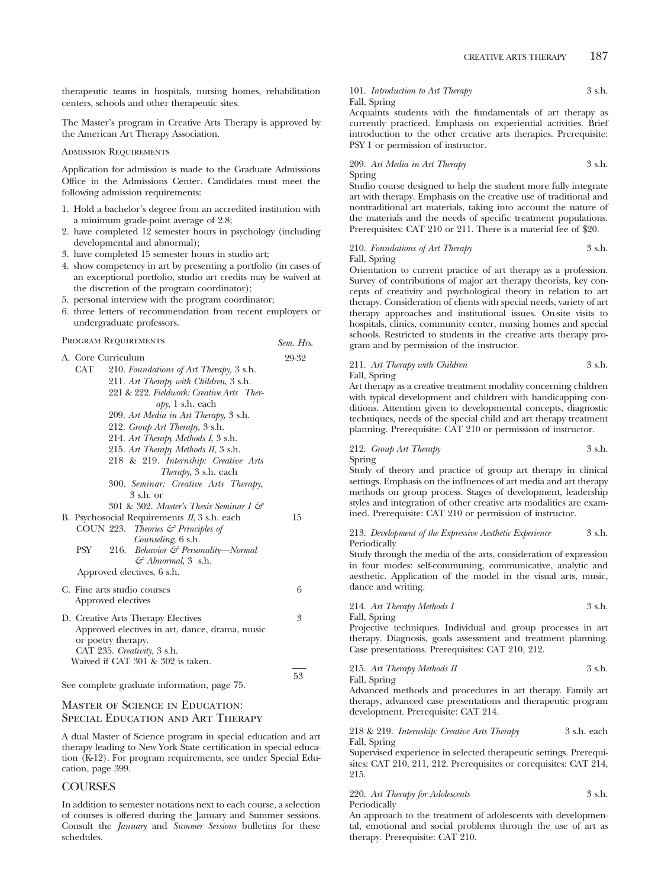therapeutic teams in hospitals, nursing homes, rehabilitation centers, schools and other therapeutic sites.

The Master's program in Creative Arts Therapy is approved by the American Art Therapy Association.

### Admission Requirements

Application for admission is made to the Graduate Admissions Office in the Admissions Center. Candidates must meet the following admission requirements:

1. Hold a bachelor's degree from an accredited institution with a minimum grade-point average of 2.8;
2. have completed 12 semester hours in psychology (including developmental and abnormal);
3. have completed 15 semester hours in studio art;
4. show competency in art by presenting a portfolio (in cases of an exceptional portfolio, studio art credits may be waived at the discretion of the program coordinator);
5. personal interview with the program coordinator;
6. three letters of recommendation from recent employers or undergraduate professors.

### Program Requirements

| | Sem. Hrs. |
|---|---|
| A. Core Curriculum | 29-32 |
| CAT 210. *Foundations of Art Therapy*, 3 s.h. | |
| 211. *Art Therapy with Children*, 3 s.h. | |
| 221 & 222. *Fieldwork: Creative Arts Therapy*, 1 s.h. each | |
| 209. *Art Media in Art Therapy*, 3 s.h. | |
| 212. *Group Art Therapy*, 3 s.h. | |
| 214. *Art Therapy Methods I*, 3 s.h. | |
| 215. *Art Therapy Methods II*, 3 s.h. | |
| 218 & 219. *Internship: Creative Arts Therapy*, 3 s.h. each | |
| 300. *Seminar: Creative Arts Therapy*, 3 s.h. or | |
| 301 & 302. *Master's Thesis Seminar I & II*, 3 s.h. each | |
| B. Psychosocial Requirements | 15 |
| COUN 223. *Theories & Principles of Counseling*, 6 s.h. | |
| PSY 216. *Behavior & Personality—Normal & Abnormal*, 3 s.h. | |
| Approved electives, 6 s.h. | |
| C. Fine arts studio courses<br>Approved electives | 6 |
| D. Creative Arts Therapy Electives<br>Approved electives in art, dance, drama, music or poetry therapy.<br>CAT 235. *Creativity*, 3 s.h.<br>Waived if CAT 301 & 302 is taken. | 3 |
| | 53 |

See complete graduate information, page 75.

## Master of Science in Education: Special Education and Art Therapy

A dual Master of Science program in special education and art therapy leading to New York State certification in special education (K-12). For program requirements, see under Special Education, page 399.

## COURSES

In addition to semester notations next to each course, a selection of courses is offered during the January and Summer sessions. Consult the *January* and *Summer Sessions* bulletins for these schedules.

101. *Introduction to Art Therapy* 3 s.h.
Fall, Spring
Acquaints students with the fundamentals of art therapy as currently practiced. Emphasis on experiential activities. Brief introduction to the other creative arts therapies. Prerequisite: PSY 1 or permission of instructor.

209. *Art Media in Art Therapy* 3 s.h.
Spring
Studio course designed to help the student more fully integrate art with therapy. Emphasis on the creative use of traditional and nontraditional art materials, taking into account the nature of the materials and the needs of specific treatment populations. Prerequisites: CAT 210 or 211. There is a material fee of $20.

210. *Foundations of Art Therapy* 3 s.h.
Fall, Spring
Orientation to current practice of art therapy as a profession. Survey of contributions of major art therapy theorists, key concepts of creativity and psychological theory in relation to art therapy. Consideration of clients with special needs, variety of art therapy approaches and institutional issues. On-site visits to hospitals, clinics, community center, nursing homes and special schools. Restricted to students in the creative arts therapy program and by permission of the instructor.

211. *Art Therapy with Children* 3 s.h.
Fall, Spring
Art therapy as a creative treatment modality concerning children with typical development and children with handicapping conditions. Attention given to developmental concepts, diagnostic techniques, needs of the special child and art therapy treatment planning. Prerequisite: CAT 210 or permission of instructor.

212. *Group Art Therapy* 3 s.h.
Spring
Study of theory and practice of group art therapy in clinical settings. Emphasis on the influences of art media and art therapy methods on group process. Stages of development, leadership styles and integration of other creative arts modalities are examined. Prerequisite: CAT 210 or permission of instructor.

213. *Development of the Expressive Aesthetic Experience* 3 s.h.
Periodically
Study through the media of the arts, consideration of expression in four modes: self-communing, communicative, analytic and aesthetic. Application of the model in the visual arts, music, dance and writing.

214. *Art Therapy Methods I* 3 s.h.
Fall, Spring
Projective techniques. Individual and group processes in art therapy. Diagnosis, goals assessment and treatment planning. Case presentations. Prerequisites: CAT 210, 212.

215. *Art Therapy Methods II* 3 s.h.
Fall, Spring
Advanced methods and procedures in art therapy. Family art therapy, advanced case presentations and therapeutic program development. Prerequisite: CAT 214.

218 & 219. *Internship: Creative Arts Therapy* 3 s.h. each
Fall, Spring
Supervised experience in selected therapeutic settings. Prerequisites: CAT 210, 211, 212. Prerequisites or corequisites: CAT 214, 215.

220. *Art Therapy for Adolescents* 3 s.h.
Periodically
An approach to the treatment of adolescents with developmental, emotional and social problems through the use of art as therapy. Prerequisite: CAT 210.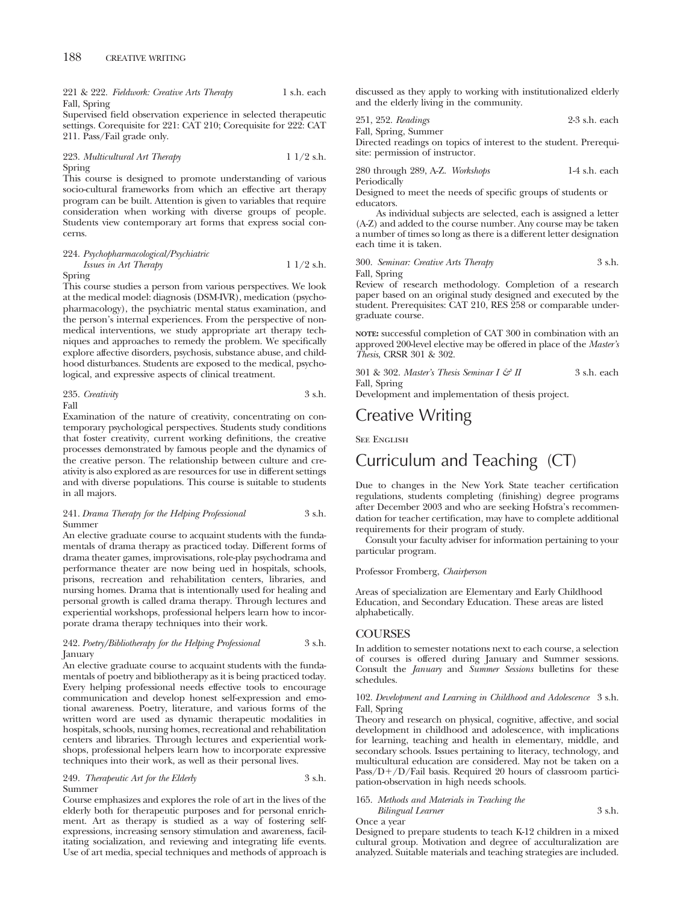221 & 222. *Fieldwork: Creative Arts Therapy* 1 s.h. each
Fall, Spring
Supervised field observation experience in selected therapeutic settings. Corequisite for 221: CAT 210; Corequisite for 222: CAT 211. Pass/Fail grade only.

223. *Multicultural Art Therapy* 1 1/2 s.h.
Spring
This course is designed to promote understanding of various socio-cultural frameworks from which an effective art therapy program can be built. Attention is given to variables that require consideration when working with diverse groups of people. Students view contemporary art forms that express social concerns.

224. *Psychopharmacological/Psychiatric Issues in Art Therapy* 1 1/2 s.h.
Spring
This course studies a person from various perspectives. We look at the medical model: diagnosis (DSM-IVR), medication (psychopharmacology), the psychiatric mental status examination, and the person's internal experiences. From the perspective of nonmedical interventions, we study appropriate art therapy techniques and approaches to remedy the problem. We specifically explore affective disorders, psychosis, substance abuse, and childhood disturbances. Students are exposed to the medical, psychological, and expressive aspects of clinical treatment.

235. *Creativity* 3 s.h.
Fall
Examination of the nature of creativity, concentrating on contemporary psychological perspectives. Students study conditions that foster creativity, current working definitions, the creative processes demonstrated by famous people and the dynamics of the creative person. The relationship between culture and creativity is also explored as are resources for use in different settings and with diverse populations. This course is suitable to students in all majors.

241. *Drama Therapy for the Helping Professional* 3 s.h.
Summer
An elective graduate course to acquaint students with the fundamentals of drama therapy as practiced today. Different forms of drama theater games, improvisations, role-play psychodrama and performance theater are now being ued in hospitals, schools, prisons, recreation and rehabilitation centers, libraries, and nursing homes. Drama that is intentionally used for healing and personal growth is called drama therapy. Through lectures and experiential workshops, professional helpers learn how to incorporate drama therapy techniques into their work.

242. *Poetry/Bibliotherapy for the Helping Professional* 3 s.h.
January
An elective graduate course to acquaint students with the fundamentals of poetry and bibliotherapy as it is being practiced today. Every helping professional needs effective tools to encourage communication and develop honest self-expression and emotional awareness. Poetry, literature, and various forms of the written word are used as dynamic therapeutic modalities in hospitals, schools, nursing homes, recreational and rehabilitation centers and libraries. Through lectures and experiential workshops, professional helpers learn how to incorporate expressive techniques into their work, as well as their personal lives.

249. *Therapeutic Art for the Elderly* 3 s.h.
Summer
Course emphasizes and explores the role of art in the lives of the elderly both for therapeutic purposes and for personal enrichment. Art as therapy is studied as a way of fostering self-expressions, increasing sensory stimulation and awareness, facilitating socialization, and reviewing and integrating life events. Use of art media, special techniques and methods of approach is discussed as they apply to working with institutionalized elderly and the elderly living in the community.

251, 252. *Readings* 2-3 s.h. each
Fall, Spring, Summer
Directed readings on topics of interest to the student. Prerequisite: permission of instructor.

280 through 289, A-Z. *Workshops* 1-4 s.h. each
Periodically
Designed to meet the needs of specific groups of students or educators.

As individual subjects are selected, each is assigned a letter (A-Z) and added to the course number. Any course may be taken a number of times so long as there is a different letter designation each time it is taken.

300. *Seminar: Creative Arts Therapy* 3 s.h.
Fall, Spring
Review of research methodology. Completion of a research paper based on an original study designed and executed by the student. Prerequisites: CAT 210, RES 258 or comparable undergraduate course.

**NOTE:** successful completion of CAT 300 in combination with an approved 200-level elective may be offered in place of the *Master's Thesis*, CRSR 301 & 302.

301 & 302. *Master's Thesis Seminar I & II* 3 s.h. each
Fall, Spring
Development and implementation of thesis project.

# Creative Writing

SEE ENGLISH

# Curriculum and Teaching (CT)

Due to changes in the New York State teacher certification regulations, students completing (finishing) degree programs after December 2003 and who are seeking Hofstra's recommendation for teacher certification, may have to complete additional requirements for their program of study.

Consult your faculty adviser for information pertaining to your particular program.

Professor Fromberg, *Chairperson*

Areas of specialization are Elementary and Early Childhood Education, and Secondary Education. These areas are listed alphabetically.

## COURSES

In addition to semester notations next to each course, a selection of courses is offered during January and Summer sessions. Consult the *January* and *Summer Sessions* bulletins for these schedules.

102. *Development and Learning in Childhood and Adolescence* 3 s.h.
Fall, Spring
Theory and research on physical, cognitive, affective, and social development in childhood and adolescence, with implications for learning, teaching and health in elementary, middle, and secondary schools. Issues pertaining to literacy, technology, and multicultural education are considered. May not be taken on a Pass/D+/D/Fail basis. Required 20 hours of classroom participation-observation in high needs schools.

165. *Methods and Materials in Teaching the Bilingual Learner* 3 s.h.
Once a year
Designed to prepare students to teach K-12 children in a mixed cultural group. Motivation and degree of acculturalization are analyzed. Suitable materials and teaching strategies are included.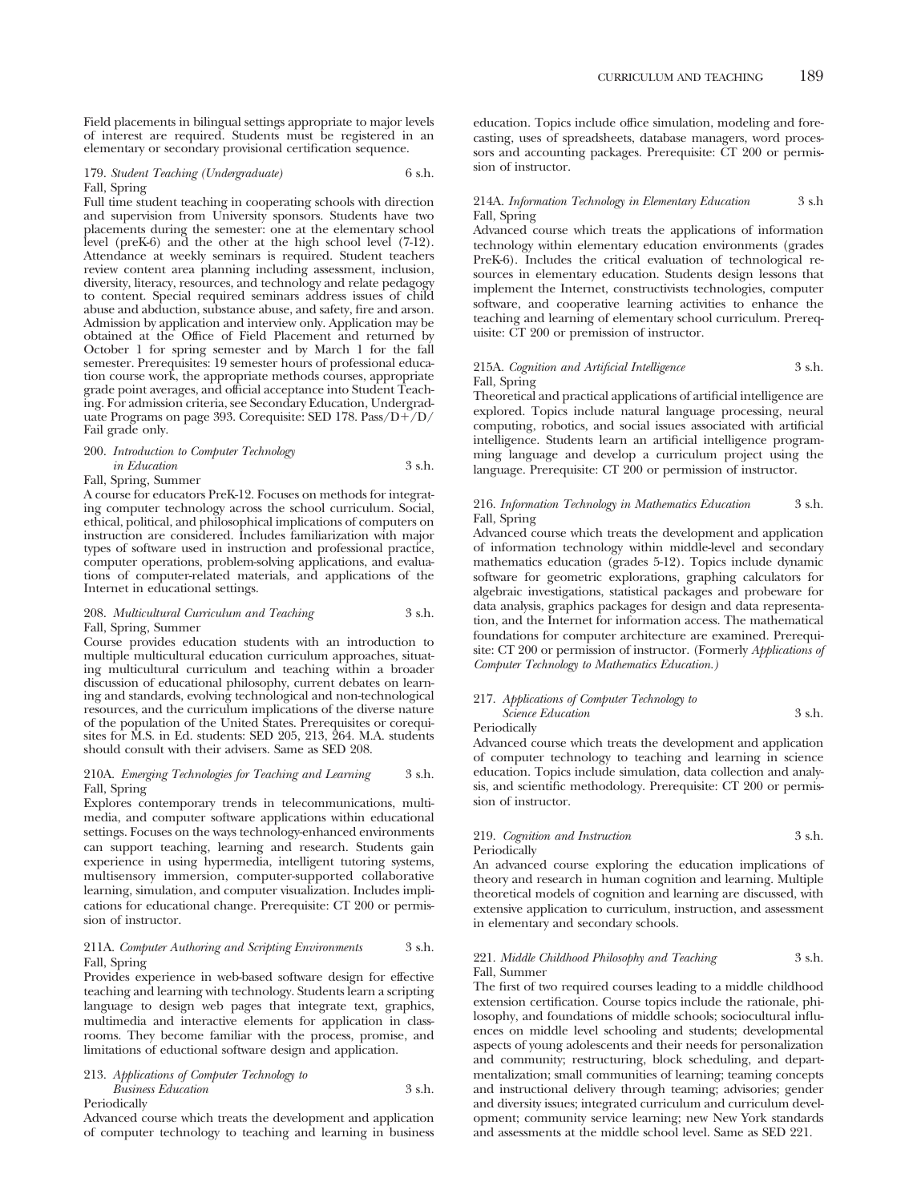Field placements in bilingual settings appropriate to major levels of interest are required. Students must be registered in an elementary or secondary provisional certification sequence.

179. *Student Teaching (Undergraduate)* 6 s.h.
Fall, Spring

Full time student teaching in cooperating schools with direction and supervision from University sponsors. Students have two placements during the semester: one at the elementary school level (preK-6) and the other at the high school level (7-12). Attendance at weekly seminars is required. Student teachers review content area planning including assessment, inclusion, diversity, literacy, resources, and technology and relate pedagogy to content. Special required seminars address issues of child abuse and abduction, substance abuse, and safety, fire and arson. Admission by application and interview only. Application may be obtained at the Office of Field Placement and returned by October 1 for spring semester and by March 1 for the fall semester. Prerequisites: 19 semester hours of professional education course work, the appropriate methods courses, appropriate grade point averages, and official acceptance into Student Teaching. For admission criteria, see Secondary Education, Undergraduate Programs on page 393. Corequisite: SED 178. Pass/D+/D/Fail grade only.

200. *Introduction to Computer Technology in Education* 3 s.h.
Fall, Spring, Summer

A course for educators PreK-12. Focuses on methods for integrating computer technology across the school curriculum. Social, ethical, political, and philosophical implications of computers on instruction are considered. Includes familiarization with major types of software used in instruction and professional practice, computer operations, problem-solving applications, and evaluations of computer-related materials, and applications of the Internet in educational settings.

208. *Multicultural Curriculum and Teaching* 3 s.h.
Fall, Spring, Summer

Course provides education students with an introduction to multiple multicultural education curriculum approaches, situating multicultural curriculum and teaching within a broader discussion of educational philosophy, current debates on learning and standards, evolving technological and non-technological resources, and the curriculum implications of the diverse nature of the population of the United States. Prerequisites or corequisites for M.S. in Ed. students: SED 205, 213, 264. M.A. students should consult with their advisers. Same as SED 208.

210A. *Emerging Technologies for Teaching and Learning* 3 s.h.
Fall, Spring

Explores contemporary trends in telecommunications, multimedia, and computer software applications within educational settings. Focuses on the ways technology-enhanced environments can support teaching, learning and research. Students gain experience in using hypermedia, intelligent tutoring systems, multisensory immersion, computer-supported collaborative learning, simulation, and computer visualization. Includes implications for educational change. Prerequisite: CT 200 or permission of instructor.

211A. *Computer Authoring and Scripting Environments* 3 s.h.
Fall, Spring

Provides experience in web-based software design for effective teaching and learning with technology. Students learn a scripting language to design web pages that integrate text, graphics, multimedia and interactive elements for application in classrooms. They become familiar with the process, promise, and limitations of eductional software design and application.

213. *Applications of Computer Technology to Business Education* 3 s.h.
Periodically

Advanced course which treats the development and application of computer technology to teaching and learning in business education. Topics include office simulation, modeling and forecasting, uses of spreadsheets, database managers, word processors and accounting packages. Prerequisite: CT 200 or permission of instructor.

214A. *Information Technology in Elementary Education* 3 s.h
Fall, Spring

Advanced course which treats the applications of information technology within elementary education environments (grades PreK-6). Includes the critical evaluation of technological resources in elementary education. Students design lessons that implement the Internet, constructivists technologies, computer software, and cooperative learning activities to enhance the teaching and learning of elementary school curriculum. Prerequisite: CT 200 or premission of instructor.

215A. *Cognition and Artificial Intelligence* 3 s.h.
Fall, Spring

Theoretical and practical applications of artificial intelligence are explored. Topics include natural language processing, neural computing, robotics, and social issues associated with artificial intelligence. Students learn an artificial intelligence programming language and develop a curriculum project using the language. Prerequisite: CT 200 or permission of instructor.

216. *Information Technology in Mathematics Education* 3 s.h.
Fall, Spring

Advanced course which treats the development and application of information technology within middle-level and secondary mathematics education (grades 5-12). Topics include dynamic software for geometric explorations, graphing calculators for algebraic investigations, statistical packages and probeware for data analysis, graphics packages for design and data representation, and the Internet for information access. The mathematical foundations for computer architecture are examined. Prerequisite: CT 200 or permission of instructor. (Formerly *Applications of Computer Technology to Mathematics Education.)*

217. *Applications of Computer Technology to Science Education* 3 s.h.
Periodically

Advanced course which treats the development and application of computer technology to teaching and learning in science education. Topics include simulation, data collection and analysis, and scientific methodology. Prerequisite: CT 200 or permission of instructor.

219. *Cognition and Instruction* 3 s.h.
Periodically

An advanced course exploring the education implications of theory and research in human cognition and learning. Multiple theoretical models of cognition and learning are discussed, with extensive application to curriculum, instruction, and assessment in elementary and secondary schools.

221. *Middle Childhood Philosophy and Teaching* 3 s.h.
Fall, Summer

The first of two required courses leading to a middle childhood extension certification. Course topics include the rationale, philosophy, and foundations of middle schools; sociocultural influences on middle level schooling and students; developmental aspects of young adolescents and their needs for personalization and community; restructuring, block scheduling, and departmentalization; small communities of learning; teaming concepts and instructional delivery through teaming; advisories; gender and diversity issues; integrated curriculum and curriculum development; community service learning; new New York standards and assessments at the middle school level. Same as SED 221.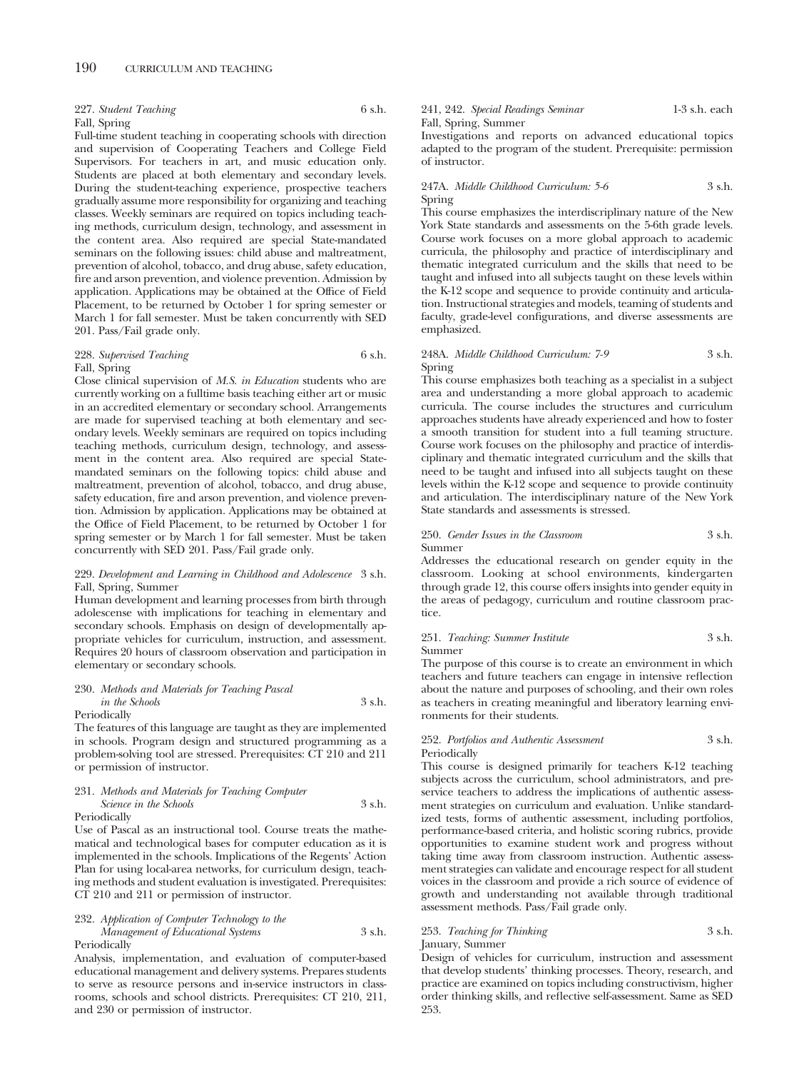227. *Student Teaching* 6 s.h.
Fall, Spring

Full-time student teaching in cooperating schools with direction and supervision of Cooperating Teachers and College Field Supervisors. For teachers in art, and music education only. Students are placed at both elementary and secondary levels. During the student-teaching experience, prospective teachers gradually assume more responsibility for organizing and teaching classes. Weekly seminars are required on topics including teaching methods, curriculum design, technology, and assessment in the content area. Also required are special State-mandated seminars on the following issues: child abuse and maltreatment, prevention of alcohol, tobacco, and drug abuse, safety education, fire and arson prevention, and violence prevention. Admission by application. Applications may be obtained at the Office of Field Placement, to be returned by October 1 for spring semester or March 1 for fall semester. Must be taken concurrently with SED 201. Pass/Fail grade only.

228. *Supervised Teaching* 6 s.h.
Fall, Spring

Close clinical supervision of *M.S. in Education* students who are currently working on a fulltime basis teaching either art or music in an accredited elementary or secondary school. Arrangements are made for supervised teaching at both elementary and secondary levels. Weekly seminars are required on topics including teaching methods, curriculum design, technology, and assessment in the content area. Also required are special State-mandated seminars on the following topics: child abuse and maltreatment, prevention of alcohol, tobacco, and drug abuse, safety education, fire and arson prevention, and violence prevention. Admission by application. Applications may be obtained at the Office of Field Placement, to be returned by October 1 for spring semester or by March 1 for fall semester. Must be taken concurrently with SED 201. Pass/Fail grade only.

229. *Development and Learning in Childhood and Adolescence* 3 s.h.
Fall, Spring, Summer

Human development and learning processes from birth through adolescense with implications for teaching in elementary and secondary schools. Emphasis on design of developmentally appropriate vehicles for curriculum, instruction, and assessment. Requires 20 hours of classroom observation and participation in elementary or secondary schools.

230. *Methods and Materials for Teaching Pascal in the Schools* 3 s.h.
Periodically

The features of this language are taught as they are implemented in schools. Program design and structured programming as a problem-solving tool are stressed. Prerequisites: CT 210 and 211 or permission of instructor.

231. *Methods and Materials for Teaching Computer Science in the Schools* 3 s.h.
Periodically

Use of Pascal as an instructional tool. Course treats the mathematical and technological bases for computer education as it is implemented in the schools. Implications of the Regents' Action Plan for using local-area networks, for curriculum design, teaching methods and student evaluation is investigated. Prerequisites: CT 210 and 211 or permission of instructor.

232. *Application of Computer Technology to the Management of Educational Systems* 3 s.h.
Periodically

Analysis, implementation, and evaluation of computer-based educational management and delivery systems. Prepares students to serve as resource persons and in-service instructors in classrooms, schools and school districts. Prerequisites: CT 210, 211, and 230 or permission of instructor.

241, 242. *Special Readings Seminar* 1-3 s.h. each
Fall, Spring, Summer

Investigations and reports on advanced educational topics adapted to the program of the student. Prerequisite: permission of instructor.

247A. *Middle Childhood Curriculum: 5-6* 3 s.h.
Spring

This course emphasizes the interdisciplinary nature of the New York State standards and assessments on the 5-6th grade levels. Course work focuses on a more global approach to academic curricula, the philosophy and practice of interdisciplinary and thematic integrated curriculum and the skills that need to be taught and infused into all subjects taught on these levels within the K-12 scope and sequence to provide continuity and articulation. Instructional strategies and models, teaming of students and faculty, grade-level configurations, and diverse assessments are emphasized.

248A. *Middle Childhood Curriculum: 7-9* 3 s.h.
Spring

This course emphasizes both teaching as a specialist in a subject area and understanding a more global approach to academic curricula. The course includes the structures and curriculum approaches students have already experienced and how to foster a smooth transition for student into a full teaming structure. Course work focuses on the philosophy and practice of interdisciplinary and thematic integrated curriculum and the skills that need to be taught and infused into all subjects taught on these levels within the K-12 scope and sequence to provide continuity and articulation. The interdisciplinary nature of the New York State standards and assessments is stressed.

250. *Gender Issues in the Classroom* 3 s.h.
Summer

Addresses the educational research on gender equity in the classroom. Looking at school environments, kindergarten through grade 12, this course offers insights into gender equity in the areas of pedagogy, curriculum and routine classroom practice.

251. *Teaching: Summer Institute* 3 s.h.
Summer

The purpose of this course is to create an environment in which teachers and future teachers can engage in intensive reflection about the nature and purposes of schooling, and their own roles as teachers in creating meaningful and liberatory learning environments for their students.

252. *Portfolios and Authentic Assessment* 3 s.h.
Periodically

This course is designed primarily for teachers K-12 teaching subjects across the curriculum, school administrators, and preservice teachers to address the implications of authentic assessment strategies on curriculum and evaluation. Unlike standardized tests, forms of authentic assessment, including portfolios, performance-based criteria, and holistic scoring rubrics, provide opportunities to examine student work and progress without taking time away from classroom instruction. Authentic assessment strategies can validate and encourage respect for all student voices in the classroom and provide a rich source of evidence of growth and understanding not available through traditional assessment methods. Pass/Fail grade only.

253. *Teaching for Thinking* 3 s.h.
January, Summer

Design of vehicles for curriculum, instruction and assessment that develop students' thinking processes. Theory, research, and practice are examined on topics including constructivism, higher order thinking skills, and reflective self-assessment. Same as SED 253.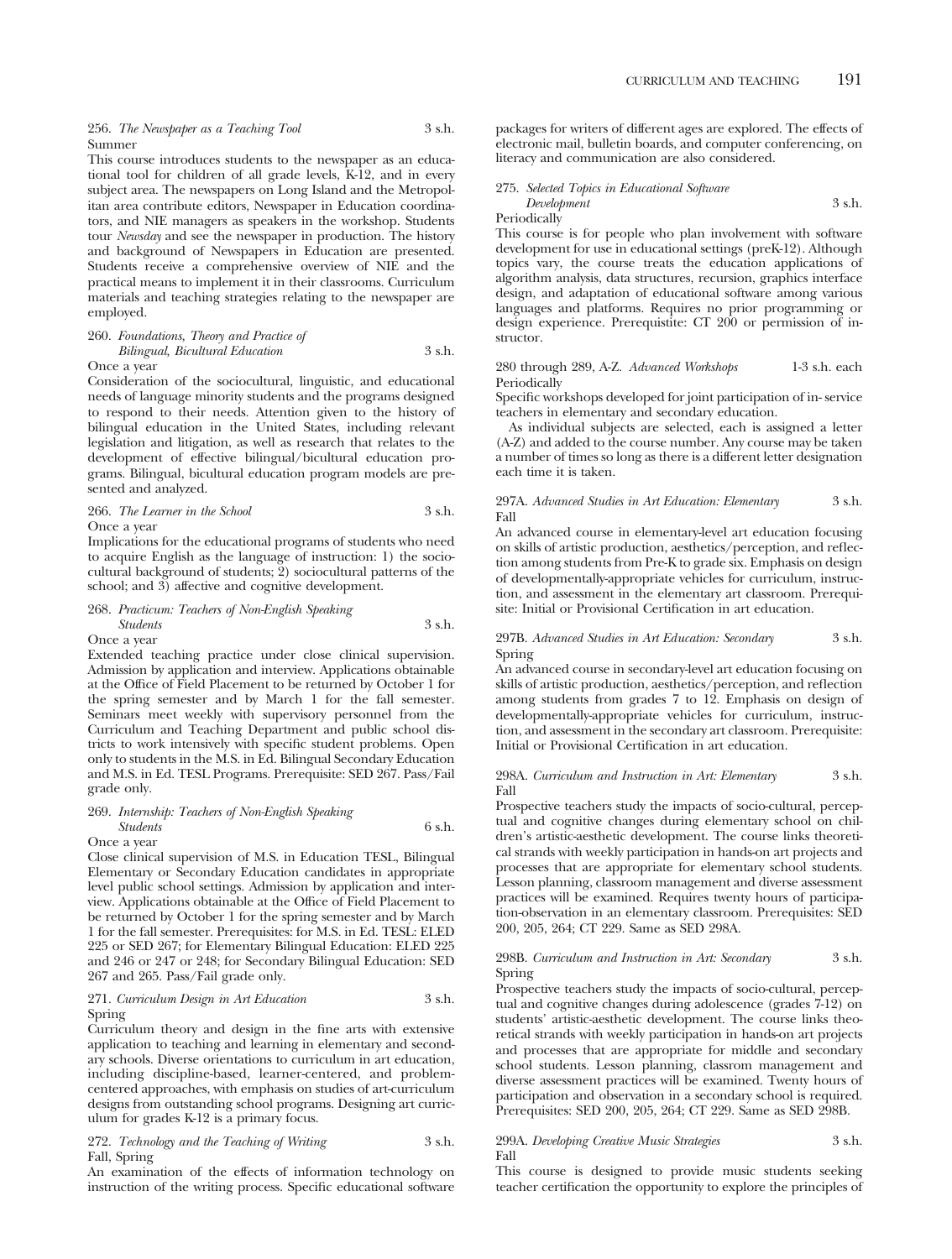256. *The Newspaper as a Teaching Tool* 3 s.h.
Summer

This course introduces students to the newspaper as an educational tool for children of all grade levels, K-12, and in every subject area. The newspapers on Long Island and the Metropolitan area contribute editors, Newspaper in Education coordinators, and NIE managers as speakers in the workshop. Students tour *Newsday* and see the newspaper in production. The history and background of Newspapers in Education are presented. Students receive a comprehensive overview of NIE and the practical means to implement it in their classrooms. Curriculum materials and teaching strategies relating to the newspaper are employed.

260. *Foundations, Theory and Practice of Bilingual, Bicultural Education* 3 s.h.
Once a year

Consideration of the sociocultural, linguistic, and educational needs of language minority students and the programs designed to respond to their needs. Attention given to the history of bilingual education in the United States, including relevant legislation and litigation, as well as research that relates to the development of effective bilingual/bicultural education programs. Bilingual, bicultural education program models are presented and analyzed.

266. *The Learner in the School* 3 s.h.
Once a year

Implications for the educational programs of students who need to acquire English as the language of instruction: 1) the sociocultural background of students; 2) sociocultural patterns of the school; and 3) affective and cognitive development.

268. *Practicum: Teachers of Non-English Speaking Students* 3 s.h.
Once a year

Extended teaching practice under close clinical supervision. Admission by application and interview. Applications obtainable at the Office of Field Placement to be returned by October 1 for the spring semester and by March 1 for the fall semester. Seminars meet weekly with supervisory personnel from the Curriculum and Teaching Department and public school districts to work intensively with specific student problems. Open only to students in the M.S. in Ed. Bilingual Secondary Education and M.S. in Ed. TESL Programs. Prerequisite: SED 267. Pass/Fail grade only.

269. *Internship: Teachers of Non-English Speaking Students* 6 s.h.
Once a year

Close clinical supervision of M.S. in Education TESL, Bilingual Elementary or Secondary Education candidates in appropriate level public school settings. Admission by application and interview. Applications obtainable at the Office of Field Placement to be returned by October 1 for the spring semester and by March 1 for the fall semester. Prerequisites: for M.S. in Ed. TESL: ELED 225 or SED 267; for Elementary Bilingual Education: ELED 225 and 246 or 247 or 248; for Secondary Bilingual Education: SED 267 and 265. Pass/Fail grade only.

271. *Curriculum Design in Art Education* 3 s.h.
Spring

Curriculum theory and design in the fine arts with extensive application to teaching and learning in elementary and secondary schools. Diverse orientations to curriculum in art education, including discipline-based, learner-centered, and problem-centered approaches, with emphasis on studies of art-curriculum designs from outstanding school programs. Designing art curriculum for grades K-12 is a primary focus.

272. *Technology and the Teaching of Writing* 3 s.h.
Fall, Spring

An examination of the effects of information technology on instruction of the writing process. Specific educational software packages for writers of different ages are explored. The effects of electronic mail, bulletin boards, and computer conferencing, on literacy and communication are also considered.

275. *Selected Topics in Educational Software Development* 3 s.h.
Periodically

This course is for people who plan involvement with software development for use in educational settings (preK-12). Although topics vary, the course treats the education applications of algorithm analysis, data structures, recursion, graphics interface design, and adaptation of educational software among various languages and platforms. Requires no prior programming or design experience. Prerequisite: CT 200 or permission of instructor.

280 through 289, A-Z. *Advanced Workshops* 1-3 s.h. each
Periodically

Specific workshops developed for joint participation of in- service teachers in elementary and secondary education.

As individual subjects are selected, each is assigned a letter (A-Z) and added to the course number. Any course may be taken a number of times so long as there is a different letter designation each time it is taken.

297A. *Advanced Studies in Art Education: Elementary* 3 s.h.
Fall

An advanced course in elementary-level art education focusing on skills of artistic production, aesthetics/perception, and reflection among students from Pre-K to grade six. Emphasis on design of developmentally-appropriate vehicles for curriculum, instruction, and assessment in the elementary art classroom. Prerequisite: Initial or Provisional Certification in art education.

297B. *Advanced Studies in Art Education: Secondary* 3 s.h.
Spring

An advanced course in secondary-level art education focusing on skills of artistic production, aesthetics/perception, and reflection among students from grades 7 to 12. Emphasis on design of developmentally-appropriate vehicles for curriculum, instruction, and assessment in the secondary art classroom. Prerequisite: Initial or Provisional Certification in art education.

298A. *Curriculum and Instruction in Art: Elementary* 3 s.h.
Fall

Prospective teachers study the impacts of socio-cultural, perceptual and cognitive changes during elementary school on children's artistic-aesthetic development. The course links theoretical strands with weekly participation in hands-on art projects and processes that are appropriate for elementary school students. Lesson planning, classroom management and diverse assessment practices will be examined. Requires twenty hours of participation-observation in an elementary classroom. Prerequisites: SED 200, 205, 264; CT 229. Same as SED 298A.

298B. *Curriculum and Instruction in Art: Secondary* 3 s.h.
Spring

Prospective teachers study the impacts of socio-cultural, perceptual and cognitive changes during adolescence (grades 7-12) on students' artistic-aesthetic development. The course links theoretical strands with weekly participation in hands-on art projects and processes that are appropriate for middle and secondary school students. Lesson planning, classrom management and diverse assessment practices will be examined. Twenty hours of participation and observation in a secondary school is required. Prerequisites: SED 200, 205, 264; CT 229. Same as SED 298B.

299A. *Developing Creative Music Strategies* 3 s.h.
Fall

This course is designed to provide music students seeking teacher certification the opportunity to explore the principles of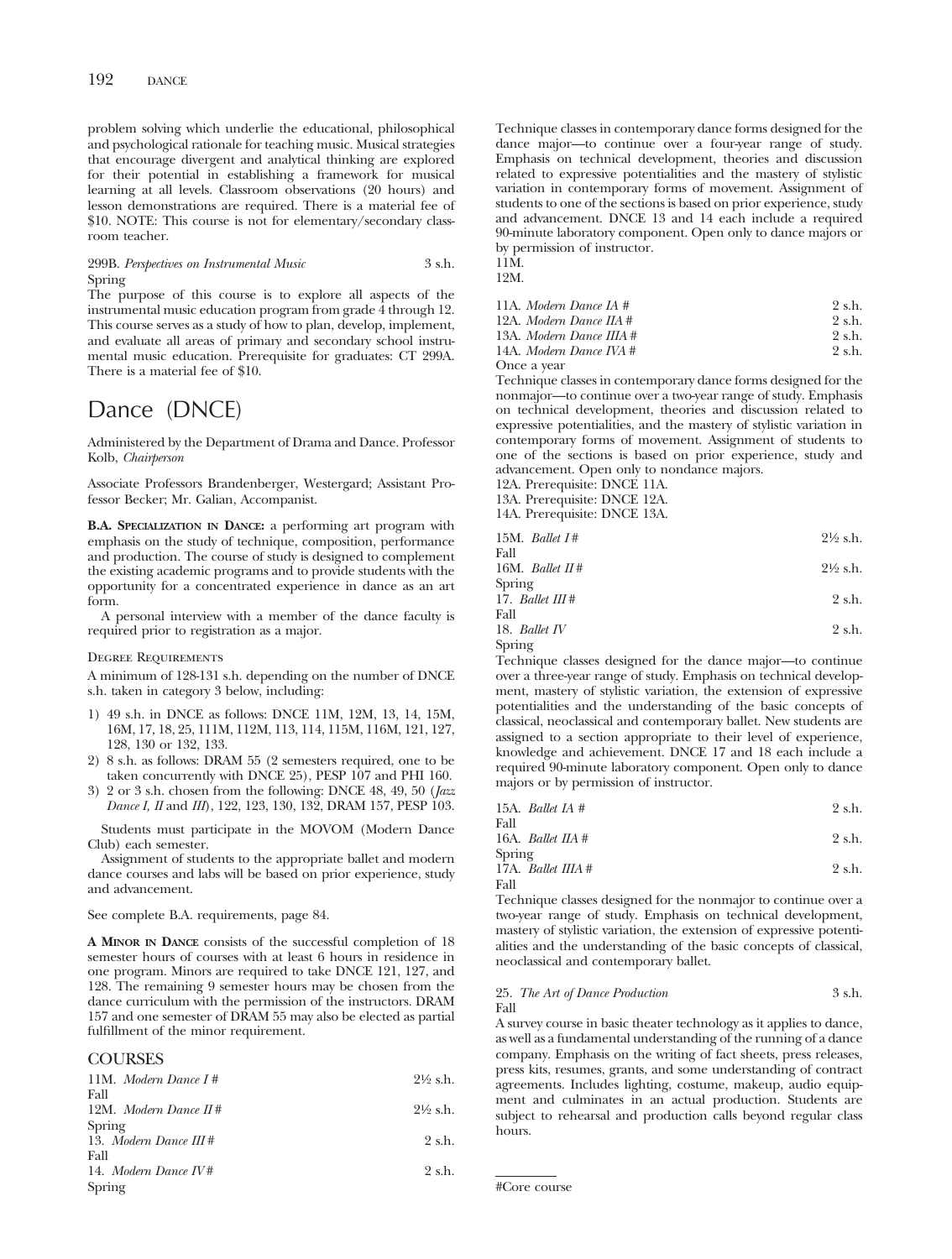problem solving which underlie the educational, philosophical and psychological rationale for teaching music. Musical strategies that encourage divergent and analytical thinking are explored for their potential in establishing a framework for musical learning at all levels. Classroom observations (20 hours) and lesson demonstrations are required. There is a material fee of $10. NOTE: This course is not for elementary/secondary classroom teacher.

299B. *Perspectives on Instrumental Music* 3 s.h.
Spring
The purpose of this course is to explore all aspects of the instrumental music education program from grade 4 through 12. This course serves as a study of how to plan, develop, implement, and evaluate all areas of primary and secondary school instrumental music education. Prerequisite for graduates: CT 299A. There is a material fee of $10.

# Dance (DNCE)

Administered by the Department of Drama and Dance. Professor Kolb, *Chairperson*

Associate Professors Brandenberger, Westergard; Assistant Professor Becker; Mr. Galian, Accompanist.

**B.A. Specialization in Dance:** a performing art program with emphasis on the study of technique, composition, performance and production. The course of study is designed to complement the existing academic programs and to provide students with the opportunity for a concentrated experience in dance as an art form.

A personal interview with a member of the dance faculty is required prior to registration as a major.

Degree Requirements

A minimum of 128-131 s.h. depending on the number of DNCE s.h. taken in category 3 below, including:

1) 49 s.h. in DNCE as follows: DNCE 11M, 12M, 13, 14, 15M, 16M, 17, 18, 25, 111M, 112M, 113, 114, 115M, 116M, 121, 127, 128, 130 or 132, 133.
2) 8 s.h. as follows: DRAM 55 (2 semesters required, one to be taken concurrently with DNCE 25), PESP 107 and PHI 160.
3) 2 or 3 s.h. chosen from the following: DNCE 48, 49, 50 (*Jazz Dance I, II* and *III*), 122, 123, 130, 132, DRAM 157, PESP 103.

Students must participate in the MOVOM (Modern Dance Club) each semester.

Assignment of students to the appropriate ballet and modern dance courses and labs will be based on prior experience, study and advancement.

See complete B.A. requirements, page 84.

**A Minor in Dance** consists of the successful completion of 18 semester hours of courses with at least 6 hours in residence in one program. Minors are required to take DNCE 121, 127, and 128. The remaining 9 semester hours may be chosen from the dance curriculum with the permission of the instructors. DRAM 157 and one semester of DRAM 55 may also be elected as partial fulfillment of the minor requirement.

## COURSES

11M. *Modern Dance I* # 2½ s.h.
Fall
12M. *Modern Dance II* # 2½ s.h.
Spring
13. *Modern Dance III* # 2 s.h.
Fall
14. *Modern Dance IV* # 2 s.h.
Spring
Technique classes in contemporary dance forms designed for the dance major—to continue over a four-year range of study. Emphasis on technical development, theories and discussion related to expressive potentialities and the mastery of stylistic variation in contemporary forms of movement. Assignment of students to one of the sections is based on prior experience, study and advancement. DNCE 13 and 14 each include a required 90-minute laboratory component. Open only to dance majors or by permission of instructor.
11M.
12M.

11A. *Modern Dance IA* # 2 s.h.
12A. *Modern Dance IIA* # 2 s.h.
13A. *Modern Dance IIIA* # 2 s.h.
14A. *Modern Dance IVA* # 2 s.h.
Once a year
Technique classes in contemporary dance forms designed for the nonmajor—to continue over a two-year range of study. Emphasis on technical development, theories and discussion related to expressive potentialities, and the mastery of stylistic variation in contemporary forms of movement. Assignment of students to one of the sections is based on prior experience, study and advancement. Open only to nondance majors.
12A. Prerequisite: DNCE 11A.
13A. Prerequisite: DNCE 12A.
14A. Prerequisite: DNCE 13A.

15M. *Ballet I* # 2½ s.h.
Fall
16M. *Ballet II* # 2½ s.h.
Spring
17. *Ballet III* # 2 s.h.
Fall
18. *Ballet IV* 2 s.h.
Spring
Technique classes designed for the dance major—to continue over a three-year range of study. Emphasis on technical development, mastery of stylistic variation, the extension of expressive potentialities and the understanding of the basic concepts of classical, neoclassical and contemporary ballet. New students are assigned to a section appropriate to their level of experience, knowledge and achievement. DNCE 17 and 18 each include a required 90-minute laboratory component. Open only to dance majors or by permission of instructor.

15A. *Ballet IA* # 2 s.h.
Fall
16A. *Ballet IIA* # 2 s.h.
Spring
17A. *Ballet IIIA* # 2 s.h.
Fall
Technique classes designed for the nonmajor to continue over a two-year range of study. Emphasis on technical development, mastery of stylistic variation, the extension of expressive potentialities and the understanding of the basic concepts of classical, neoclassical and contemporary ballet.

25. *The Art of Dance Production* 3 s.h.
Fall
A survey course in basic theater technology as it applies to dance, as well as a fundamental understanding of the running of a dance company. Emphasis on the writing of fact sheets, press releases, press kits, resumes, grants, and some understanding of contract agreements. Includes lighting, costume, makeup, audio equipment and culminates in an actual production. Students are subject to rehearsal and production calls beyond regular class hours.

#Core course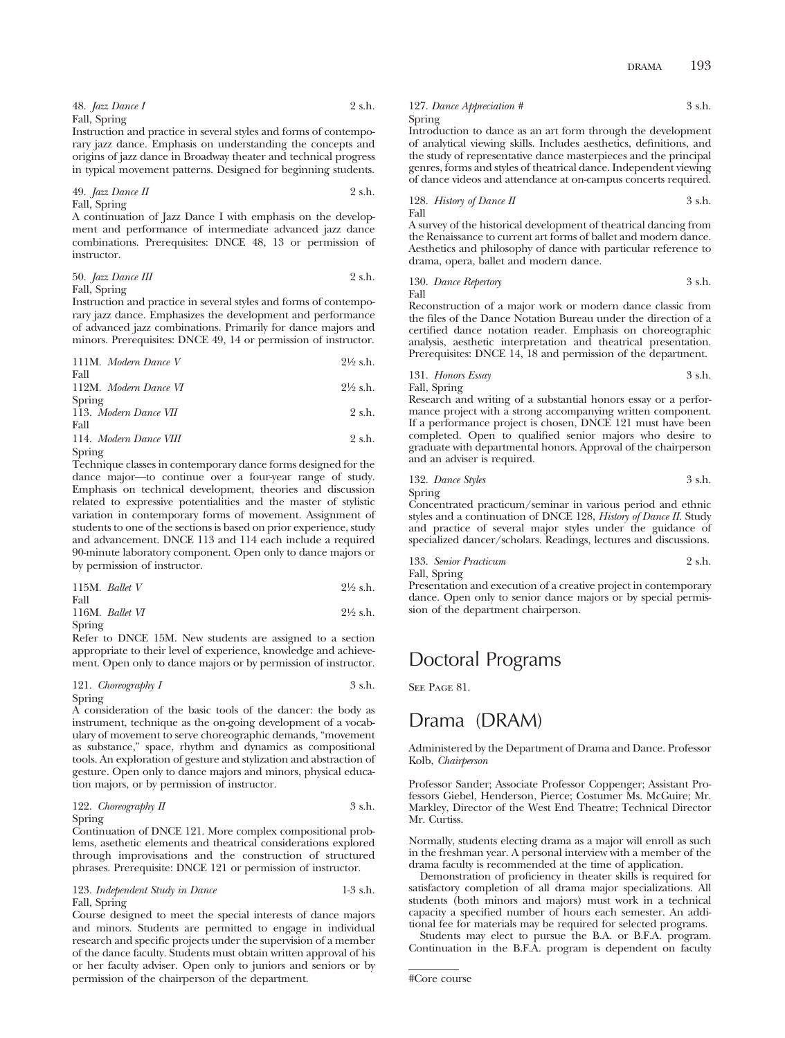48. *Jazz Dance I* 2 s.h.
Fall, Spring
Instruction and practice in several styles and forms of contemporary jazz dance. Emphasis on understanding the concepts and origins of jazz dance in Broadway theater and technical progress in typical movement patterns. Designed for beginning students.

49. *Jazz Dance II* 2 s.h.
Fall, Spring
A continuation of Jazz Dance I with emphasis on the development and performance of intermediate advanced jazz dance combinations. Prerequisites: DNCE 48, 13 or permission of instructor.

50. *Jazz Dance III* 2 s.h.
Fall, Spring
Instruction and practice in several styles and forms of contemporary jazz dance. Emphasizes the development and performance of advanced jazz combinations. Primarily for dance majors and minors. Prerequisites: DNCE 49, 14 or permission of instructor.

111M. *Modern Dance V* 2½ s.h.
Fall
112M. *Modern Dance VI* 2½ s.h.
Spring
113. *Modern Dance VII* 2 s.h.
Fall
114. *Modern Dance VIII* 2 s.h.
Spring
Technique classes in contemporary dance forms designed for the dance major—to continue over a four-year range of study. Emphasis on technical development, theories and discussion related to expressive potentialities and the master of stylistic variation in contemporary forms of movement. Assignment of students to one of the sections is based on prior experience, study and advancement. DNCE 113 and 114 each include a required 90-minute laboratory component. Open only to dance majors or by permission of instructor.

115M. *Ballet V* 2½ s.h.
Fall
116M. *Ballet VI* 2½ s.h.
Spring
Refer to DNCE 15M. New students are assigned to a section appropriate to their level of experience, knowledge and achievement. Open only to dance majors or by permission of instructor.

121. *Choreography I* 3 s.h.
Spring
A consideration of the basic tools of the dancer: the body as instrument, technique as the on-going development of a vocabulary of movement to serve choreographic demands, "movement as substance," space, rhythm and dynamics as compositional tools. An exploration of gesture and stylization and abstraction of gesture. Open only to dance majors and minors, physical education majors, or by permission of instructor.

122. *Choreography II* 3 s.h.
Spring
Continuation of DNCE 121. More complex compositional problems, asethetic elements and theatrical considerations explored through improvisations and the construction of structured phrases. Prerequisite: DNCE 121 or permission of instructor.

123. *Independent Study in Dance* 1-3 s.h.
Fall, Spring
Course designed to meet the special interests of dance majors and minors. Students are permitted to engage in individual research and specific projects under the supervision of a member of the dance faculty. Students must obtain written approval of his or her faculty adviser. Open only to juniors and seniors or by permission of the chairperson of the department.

127. *Dance Appreciation #* 3 s.h.
Spring
Introduction to dance as an art form through the development of analytical viewing skills. Includes aesthetics, definitions, and the study of representative dance masterpieces and the principal genres, forms and styles of theatrical dance. Independent viewing of dance videos and attendance at on-campus concerts required.

128. *History of Dance II* 3 s.h.
Fall
A survey of the historical development of theatrical dancing from the Renaissance to current art forms of ballet and modern dance. Aesthetics and philosophy of dance with particular reference to drama, opera, ballet and modern dance.

130. *Dance Repertory* 3 s.h.
Fall
Reconstruction of a major work or modern dance classic from the files of the Dance Notation Bureau under the direction of a certified dance notation reader. Emphasis on choreographic analysis, aesthetic interpretation and theatrical presentation. Prerequisites: DNCE 14, 18 and permission of the department.

131. *Honors Essay* 3 s.h.
Fall, Spring
Research and writing of a substantial honors essay or a performance project with a strong accompanying written component. If a performance project is chosen, DNCE 121 must have been completed. Open to qualified senior majors who desire to graduate with departmental honors. Approval of the chairperson and an adviser is required.

132. *Dance Styles* 3 s.h.
Spring
Concentrated practicum/seminar in various period and ethnic styles and a continuation of DNCE 128, *History of Dance II.* Study and practice of several major styles under the guidance of specialized dancer/scholars. Readings, lectures and discussions.

133. *Senior Practicum* 2 s.h.
Fall, Spring
Presentation and execution of a creative project in contemporary dance. Open only to senior dance majors or by special permission of the department chairperson.

# Doctoral Programs

See Page 81.

# Drama (DRAM)

Administered by the Department of Drama and Dance. Professor Kolb, *Chairperson*

Professor Sander; Associate Professor Coppenger; Assistant Professors Giebel, Henderson, Pierce; Costumer Ms. McGuire; Mr. Markley, Director of the West End Theatre; Technical Director Mr. Curtiss.

Normally, students electing drama as a major will enroll as such in the freshman year. A personal interview with a member of the drama faculty is recommended at the time of application.

Demonstration of proficiency in theater skills is required for satisfactory completion of all drama major specializations. All students (both minors and majors) must work in a technical capacity a specified number of hours each semester. An additional fee for materials may be required for selected programs.

Students may elect to pursue the B.A. or B.F.A. program. Continuation in the B.F.A. program is dependent on faculty

#Core course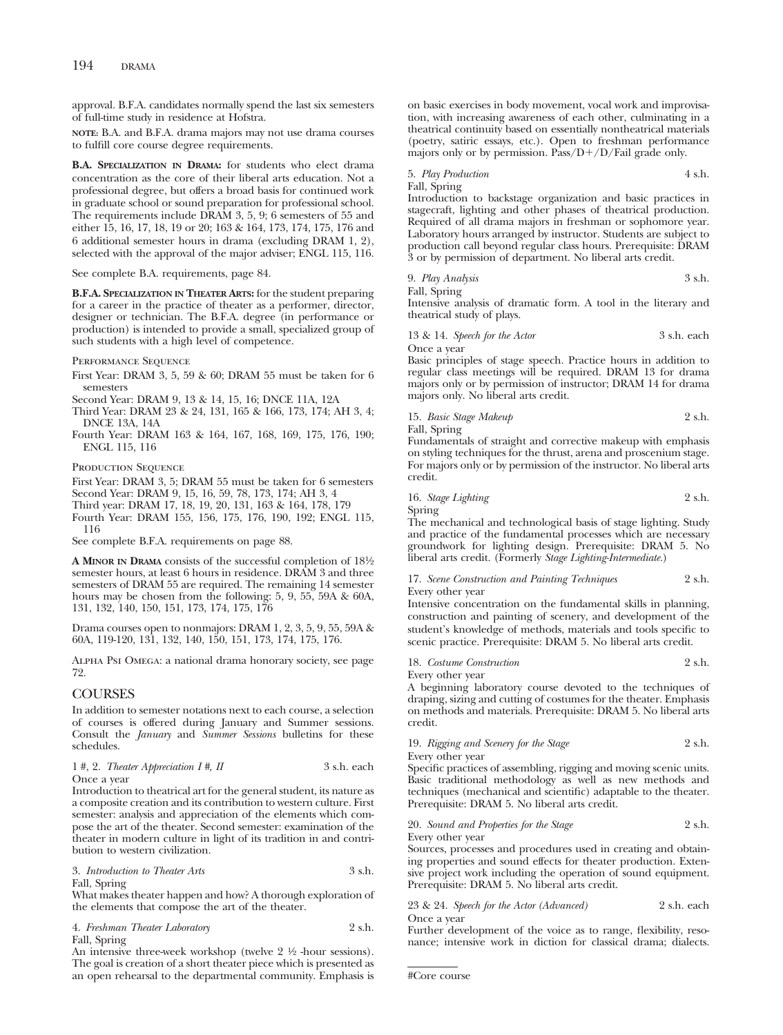approval. B.F.A. candidates normally spend the last six semesters of full-time study in residence at Hofstra.

**NOTE:** B.A. and B.F.A. drama majors may not use drama courses to fulfill core course degree requirements.

**B.A. SPECIALIZATION IN DRAMA:** for students who elect drama concentration as the core of their liberal arts education. Not a professional degree, but offers a broad basis for continued work in graduate school or sound preparation for professional school. The requirements include DRAM 3, 5, 9; 6 semesters of 55 and either 15, 16, 17, 18, 19 or 20; 163 & 164, 173, 174, 175, 176 and 6 additional semester hours in drama (excluding DRAM 1, 2), selected with the approval of the major adviser; ENGL 115, 116.

See complete B.A. requirements, page 84.

**B.F.A. SPECIALIZATION IN THEATER ARTS:** for the student preparing for a career in the practice of theater as a performer, director, designer or technician. The B.F.A. degree (in performance or production) is intended to provide a small, specialized group of such students with a high level of competence.

PERFORMANCE SEQUENCE

First Year: DRAM 3, 5, 59 & 60; DRAM 55 must be taken for 6 semesters

Second Year: DRAM 9, 13 & 14, 15, 16; DNCE 11A, 12A

Third Year: DRAM 23 & 24, 131, 165 & 166, 173, 174; AH 3, 4; DNCE 13A, 14A

Fourth Year: DRAM 163 & 164, 167, 168, 169, 175, 176, 190; ENGL 115, 116

PRODUCTION SEQUENCE

First Year: DRAM 3, 5; DRAM 55 must be taken for 6 semesters

Second Year: DRAM 9, 15, 16, 59, 78, 173, 174; AH 3, 4

Third year: DRAM 17, 18, 19, 20, 131, 163 & 164, 178, 179

Fourth Year: DRAM 155, 156, 175, 176, 190, 192; ENGL 115, 116

See complete B.F.A. requirements on page 88.

**A MINOR IN DRAMA** consists of the successful completion of 18½ semester hours, at least 6 hours in residence. DRAM 3 and three semesters of DRAM 55 are required. The remaining 14 semester hours may be chosen from the following: 5, 9, 55, 59A & 60A, 131, 132, 140, 150, 151, 173, 174, 175, 176

Drama courses open to nonmajors: DRAM 1, 2, 3, 5, 9, 55, 59A & 60A, 119-120, 131, 132, 140, 150, 151, 173, 174, 175, 176.

ALPHA PSI OMEGA: a national drama honorary society, see page 72.

## COURSES

In addition to semester notations next to each course, a selection of courses is offered during January and Summer sessions. Consult the *January* and *Summer Sessions* bulletins for these schedules.

1 #, 2. *Theater Appreciation I #, II* — 3 s.h. each
Once a year
Introduction to theatrical art for the general student, its nature as a composite creation and its contribution to western culture. First semester: analysis and appreciation of the elements which compose the art of the theater. Second semester: examination of the theater in modern culture in light of its tradition in and contribution to western civilization.

3. *Introduction to Theater Arts* — 3 s.h.
Fall, Spring
What makes theater happen and how? A thorough exploration of the elements that compose the art of the theater.

4. *Freshman Theater Laboratory* — 2 s.h.
Fall, Spring
An intensive three-week workshop (twelve 2 ½ -hour sessions). The goal is creation of a short theater piece which is presented as an open rehearsal to the departmental community. Emphasis is on basic exercises in body movement, vocal work and improvisation, with increasing awareness of each other, culminating in a theatrical continuity based on essentially nontheatrical materials (poetry, satiric essays, etc.). Open to freshman performance majors only or by permission. Pass/D+/D/Fail grade only.

5. *Play Production* — 4 s.h.
Fall, Spring
Introduction to backstage organization and basic practices in stagecraft, lighting and other phases of theatrical production. Required of all drama majors in freshman or sophomore year. Laboratory hours arranged by instructor. Students are subject to production call beyond regular class hours. Prerequisite: DRAM 3 or by permission of department. No liberal arts credit.

9. *Play Analysis* — 3 s.h.
Fall, Spring
Intensive analysis of dramatic form. A tool in the literary and theatrical study of plays.

13 & 14. *Speech for the Actor* — 3 s.h. each
Once a year
Basic principles of stage speech. Practice hours in addition to regular class meetings will be required. DRAM 13 for drama majors only or by permission of instructor; DRAM 14 for drama majors only. No liberal arts credit.

15. *Basic Stage Makeup* — 2 s.h.
Fall, Spring
Fundamentals of straight and corrective makeup with emphasis on styling techniques for the thrust, arena and proscenium stage. For majors only or by permission of the instructor. No liberal arts credit.

16. *Stage Lighting* — 2 s.h.
Spring
The mechanical and technological basis of stage lighting. Study and practice of the fundamental processes which are necessary groundwork for lighting design. Prerequisite: DRAM 5. No liberal arts credit. (Formerly *Stage Lighting-Intermediate*.)

17. *Scene Construction and Painting Techniques* — 2 s.h.
Every other year
Intensive concentration on the fundamental skills in planning, construction and painting of scenery, and development of the student's knowledge of methods, materials and tools specific to scenic practice. Prerequisite: DRAM 5. No liberal arts credit.

18. *Costume Construction* — 2 s.h.
Every other year
A beginning laboratory course devoted to the techniques of draping, sizing and cutting of costumes for the theater. Emphasis on methods and materials. Prerequisite: DRAM 5. No liberal arts credit.

19. *Rigging and Scenery for the Stage* — 2 s.h.
Every other year
Specific practices of assembling, rigging and moving scenic units. Basic traditional methodology as well as new methods and techniques (mechanical and scientific) adaptable to the theater. Prerequisite: DRAM 5. No liberal arts credit.

20. *Sound and Properties for the Stage* — 2 s.h.
Every other year
Sources, processes and procedures used in creating and obtaining properties and sound effects for theater production. Extensive project work including the operation of sound equipment. Prerequisite: DRAM 5. No liberal arts credit.

23 & 24. *Speech for the Actor (Advanced)* — 2 s.h. each
Once a year
Further development of the voice as to range, flexibility, resonance; intensive work in diction for classical drama; dialects.

#Core course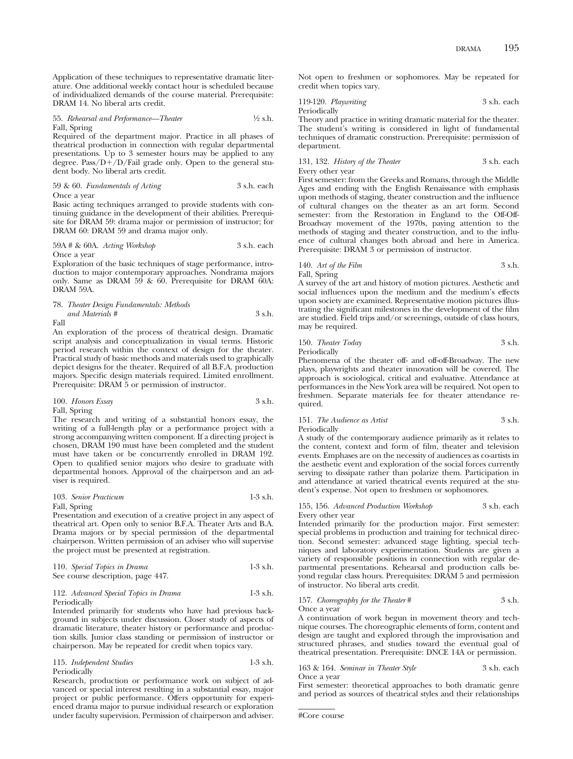Application of these techniques to representative dramatic literature. One additional weekly contact hour is scheduled because of individualized demands of the course material. Prerequisite: DRAM 14. No liberal arts credit.

55. *Rehearsal and Performance—Theater* ½ s.h.
Fall, Spring
Required of the department major. Practice in all phases of theatrical production in connection with regular departmental presentations. Up to 3 semester hours may be applied to any degree. Pass/D+/D/Fail grade only. Open to the general student body. No liberal arts credit.

59 & 60. *Fundamentals of Acting* 3 s.h. each
Once a year
Basic acting techniques arranged to provide students with continuing guidance in the development of their abilities. Prerequisite for DRAM 59: drama major or permission of instructor; for DRAM 60: DRAM 59 and drama major only.

59A # & 60A. *Acting Workshop* 3 s.h. each
Once a year
Exploration of the basic techniques of stage performance, introduction to major contemporary approaches. Nondrama majors only. Same as DRAM 59 & 60. Prerequisite for DRAM 60A: DRAM 59A.

78. *Theater Design Fundamentals: Methods and Materials #* 3 s.h.
Fall
An exploration of the process of theatrical design. Dramatic script analysis and conceptualization in visual terms. Historic period research within the context of design for the theater. Practical study of basic methods and materials used to graphically depict designs for the theater. Required of all B.F.A. production majors. Specific design materials required. Limited enrollment. Prerequisite: DRAM 5 or permission of instructor.

100. *Honors Essay* 3 s.h.
Fall, Spring
The research and writing of a substantial honors essay, the writing of a full-length play or a performance project with a strong accompanying written component. If a directing project is chosen, DRAM 190 must have been completed and the student must have taken or be concurrently enrolled in DRAM 192. Open to qualified senior majors who desire to graduate with departmental honors. Approval of the chairperson and an adviser is required.

103. *Senior Practicum* 1-3 s.h.
Fall, Spring
Presentation and execution of a creative project in any aspect of theatrical art. Open only to senior B.F.A. Theater Arts and B.A. Drama majors or by special permission of the departmental chairperson. Written permission of an adviser who will supervise the project must be presented at registration.

110. *Special Topics in Drama* 1-3 s.h.
See course description, page 447.

112. *Advanced Special Topics in Drama* 1-3 s.h.
Periodically
Intended primarily for students who have had previous background in subjects under discussion. Closer study of aspects of dramatic literature, theater history or performance and production skills. Junior class standing or permission of instructor or chairperson. May be repeated for credit when topics vary.

115. *Independent Studies* 1-3 s.h.
Periodically
Research, production or performance work on subject of advanced or special interest resulting in a substantial essay, major project or public performance. Offers opportunity for experienced drama major to pursue individual research or exploration under faculty supervision. Permission of chairperson and adviser. Not open to freshmen or sophomores. May be repeated for credit when topics vary.

119-120. *Playwriting* 3 s.h. each
Periodically
Theory and practice in writing dramatic material for the theater. The student's writing is considered in light of fundamental techniques of dramatic construction. Prerequisite: permission of department.

131, 132. *History of the Theater* 3 s.h. each
Every other year
First semester: from the Greeks and Romans, through the Middle Ages and ending with the English Renaissance with emphasis upon methods of staging, theater construction and the influence of cultural changes on the theater as an art form. Second semester: from the Restoration in England to the Off-Off-Broadway movement of the 1970s, paying attention to the methods of staging and theater construction, and to the influence of cultural changes both abroad and here in America. Prerequisite: DRAM 3 or permission of instructor.

140. *Art of the Film* 3 s.h.
Fall, Spring
A survey of the art and history of motion pictures. Aesthetic and social influences upon the medium and the medium's effects upon society are examined. Representative motion pictures illustrating the significant milestones in the development of the film are studied. Field trips and/or screenings, outside of class hours, may be required.

150. *Theater Today* 3 s.h.
Periodically
Phenomena of the theater off- and off-off-Broadway. The new plays, playwrights and theater innovation will be covered. The approach is sociological, critical and evaluative. Attendance at performances in the New York area will be required. Not open to freshmen. Separate materials fee for theater attendance required.

151. *The Audience as Artist* 3 s.h.
Periodically
A study of the contemporary audience primarily as it relates to the content, context and form of film, theater and television events. Emphases are on the necessity of audiences as co-artists in the aesthetic event and exploration of the social forces currently serving to dissipate rather than polarize them. Participation in and attendance at varied theatrical events required at the student's expense. Not open to freshmen or sophomores.

155, 156. *Advanced Production Workshop* 3 s.h. each
Every other year
Intended primarily for the production major. First semester: special problems in production and training for technical direction. Second semester: advanced stage lighting, special techniques and laboratory experimentation. Students are given a variety of responsible positions in connection with regular departmental presentations. Rehearsal and production calls beyond regular class hours. Prerequisites: DRAM 5 and permission of instructor. No liberal arts credit.

157. *Choreography for the Theater #* 3 s.h.
Once a year
A continuation of work begun in movement theory and technique courses. The choreographic elements of form, content and design are taught and explored through the improvisation and structured phrases, and studies toward the eventual goal of theatrical presentation. Prerequisite: DNCE 14A or permission.

163 & 164. *Seminar in Theater Style* 3 s.h. each
Once a year
First semester: theoretical approaches to both dramatic genre and period as sources of theatrical styles and their relationships

#Core course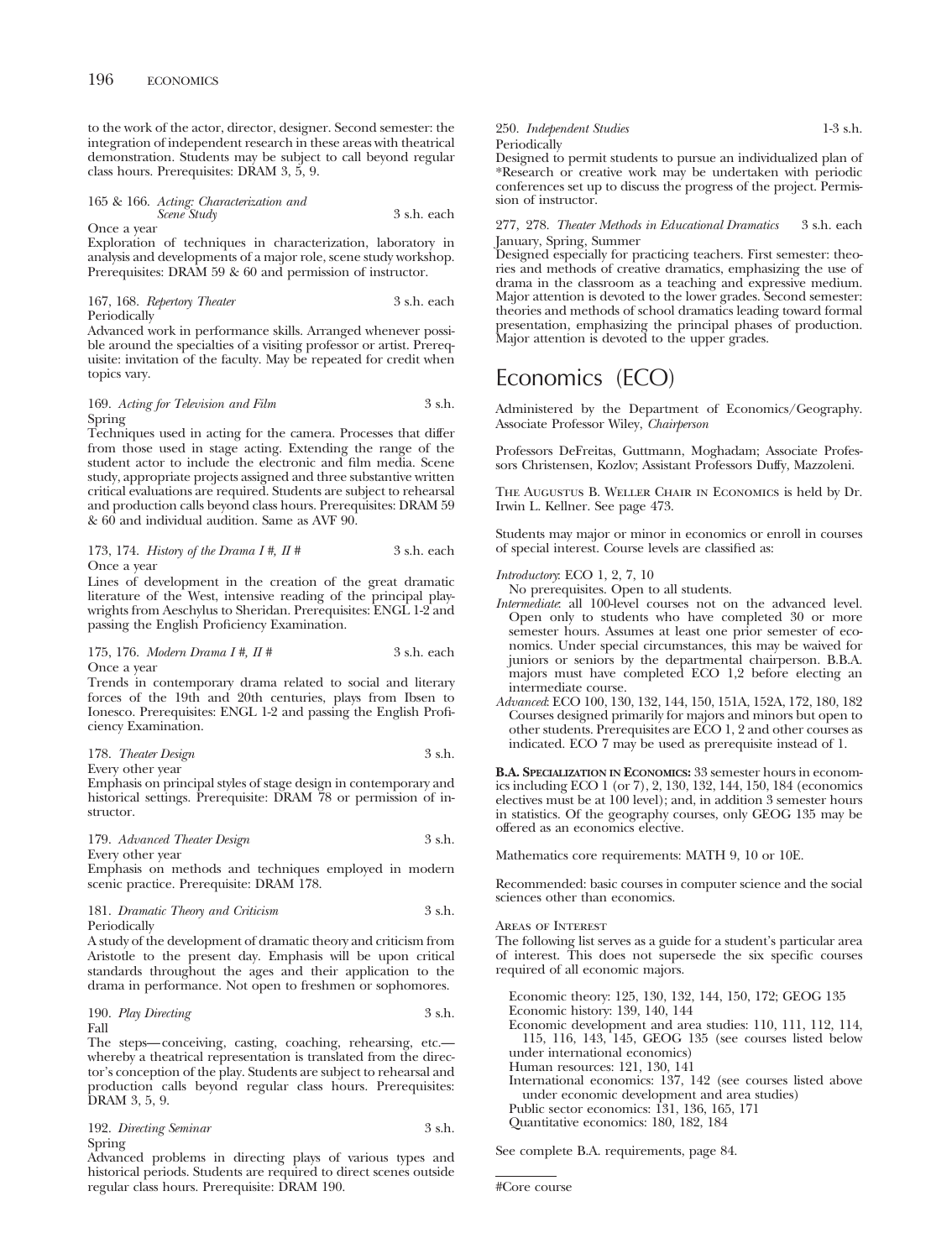to the work of the actor, director, designer. Second semester: the integration of independent research in these areas with theatrical demonstration. Students may be subject to call beyond regular class hours. Prerequisites: DRAM 3, 5, 9.

165 & 166. *Acting: Characterization and Scene Study* 3 s.h. each
Once a year
Exploration of techniques in characterization, laboratory in analysis and developments of a major role, scene study workshop. Prerequisites: DRAM 59 & 60 and permission of instructor.

167, 168. *Repertory Theater* 3 s.h. each
Periodically
Advanced work in performance skills. Arranged whenever possible around the specialties of a visiting professor or artist. Prerequisite: invitation of the faculty. May be repeated for credit when topics vary.

169. *Acting for Television and Film* 3 s.h.
Spring
Techniques used in acting for the camera. Processes that differ from those used in stage acting. Extending the range of the student actor to include the electronic and film media. Scene study, appropriate projects assigned and three substantive written critical evaluations are required. Students are subject to rehearsal and production calls beyond class hours. Prerequisites: DRAM 59 & 60 and individual audition. Same as AVF 90.

173, 174. *History of the Drama I #, II #* 3 s.h. each
Once a year
Lines of development in the creation of the great dramatic literature of the West, intensive reading of the principal playwrights from Aeschylus to Sheridan. Prerequisites: ENGL 1-2 and passing the English Proficiency Examination.

175, 176. *Modern Drama I #, II #* 3 s.h. each
Once a year
Trends in contemporary drama related to social and literary forces of the 19th and 20th centuries, plays from Ibsen to Ionesco. Prerequisites: ENGL 1-2 and passing the English Proficiency Examination.

178. *Theater Design* 3 s.h.
Every other year
Emphasis on principal styles of stage design in contemporary and historical settings. Prerequisite: DRAM 78 or permission of instructor.

179. *Advanced Theater Design* 3 s.h.
Every other year
Emphasis on methods and techniques employed in modern scenic practice. Prerequisite: DRAM 178.

181. *Dramatic Theory and Criticism* 3 s.h.
Periodically
A study of the development of dramatic theory and criticism from Aristotle to the present day. Emphasis will be upon critical standards throughout the ages and their application to the drama in performance. Not open to freshmen or sophomores.

190. *Play Directing* 3 s.h.
Fall
The steps—conceiving, casting, coaching, rehearsing, etc.—whereby a theatrical representation is translated from the director's conception of the play. Students are subject to rehearsal and production calls beyond regular class hours. Prerequisites: DRAM 3, 5, 9.

192. *Directing Seminar* 3 s.h.
Spring
Advanced problems in directing plays of various types and historical periods. Students are required to direct scenes outside regular class hours. Prerequisite: DRAM 190.

250. *Independent Studies* 1-3 s.h.
Periodically
Designed to permit students to pursue an individualized plan of *Research or creative work may be undertaken with periodic conferences set up to discuss the progress of the project. Permission of instructor.

277, 278. *Theater Methods in Educational Dramatics* 3 s.h. each
January, Spring, Summer
Designed especially for practicing teachers. First semester: theories and methods of creative dramatics, emphasizing the use of drama in the classroom as a teaching and expressive medium. Major attention is devoted to the lower grades. Second semester: theories and methods of school dramatics leading toward formal presentation, emphasizing the principal phases of production. Major attention is devoted to the upper grades.

# Economics (ECO)

Administered by the Department of Economics/Geography. Associate Professor Wiley, *Chairperson*

Professors DeFreitas, Guttmann, Moghadam; Associate Professors Christensen, Kozlov; Assistant Professors Duffy, Mazzoleni.

The Augustus B. Weller Chair in Economics is held by Dr. Irwin L. Kellner. See page 473.

Students may major or minor in economics or enroll in courses of special interest. Course levels are classified as:

*Introductory*: ECO 1, 2, 7, 10
No prerequisites. Open to all students.

*Intermediate*: all 100-level courses not on the advanced level. Open only to students who have completed 30 or more semester hours. Assumes at least one prior semester of economics. Under special circumstances, this may be waived for juniors or seniors by the departmental chairperson. B.B.A. majors must have completed ECO 1,2 before electing an intermediate course.

*Advanced*: ECO 100, 130, 132, 144, 150, 151A, 152A, 172, 180, 182
Courses designed primarily for majors and minors but open to other students. Prerequisites are ECO 1, 2 and other courses as indicated. ECO 7 may be used as prerequisite instead of 1.

**B.A. Specialization in Economics:** 33 semester hours in economics including ECO 1 (or 7), 2, 130, 132, 144, 150, 184 (economics electives must be at 100 level); and, in addition 3 semester hours in statistics. Of the geography courses, only GEOG 135 may be offered as an economics elective.

Mathematics core requirements: MATH 9, 10 or 10E.

Recommended: basic courses in computer science and the social sciences other than economics.

Areas of Interest
The following list serves as a guide for a student's particular area of interest. This does not supersede the six specific courses required of all economic majors.

Economic theory: 125, 130, 132, 144, 150, 172; GEOG 135
Economic history: 139, 140, 144
Economic development and area studies: 110, 111, 112, 114, 115, 116, 143, 145, GEOG 135 (see courses listed below under international economics)
Human resources: 121, 130, 141
International economics: 137, 142 (see courses listed above under economic development and area studies)
Public sector economics: 131, 136, 165, 171
Quantitative economics: 180, 182, 184

See complete B.A. requirements, page 84.

#Core course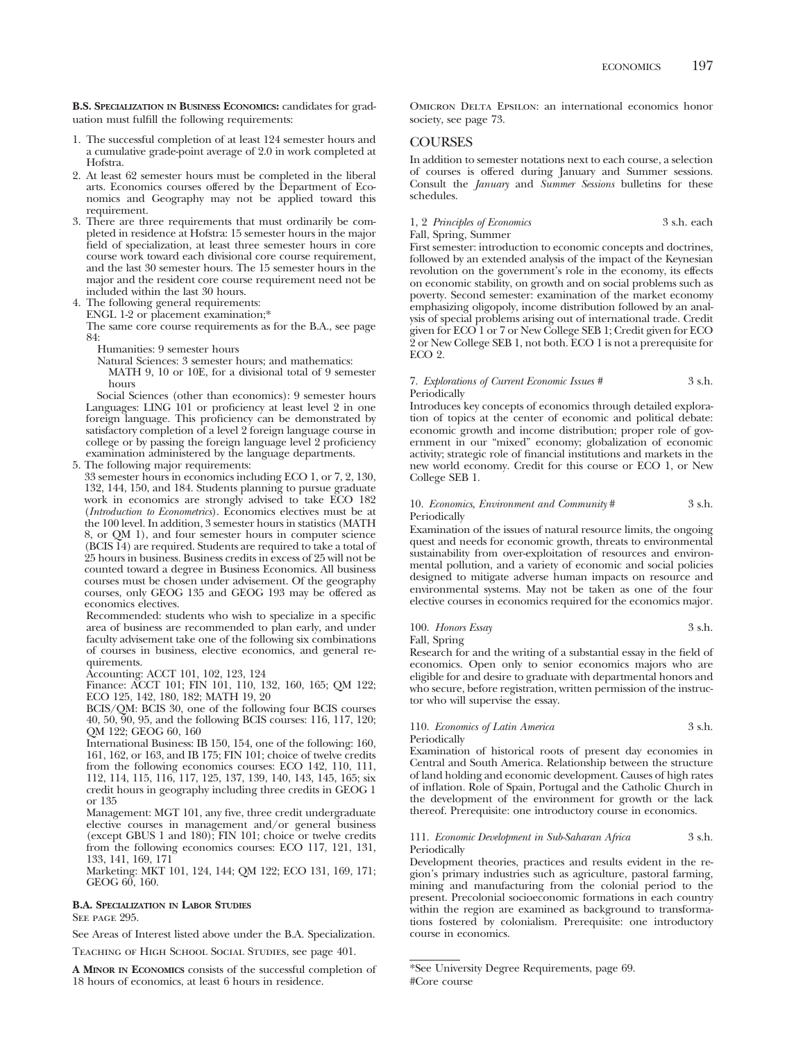**B.S. Specialization in Business Economics:** candidates for graduation must fulfill the following requirements:

1. The successful completion of at least 124 semester hours and a cumulative grade-point average of 2.0 in work completed at Hofstra.
2. At least 62 semester hours must be completed in the liberal arts. Economics courses offered by the Department of Economics and Geography may not be applied toward this requirement.
3. There are three requirements that must ordinarily be completed in residence at Hofstra: 15 semester hours in the major field of specialization, at least three semester hours in core course work toward each divisional core course requirement, and the last 30 semester hours. The 15 semester hours in the major and the resident core course requirement need not be included within the last 30 hours.
4. The following general requirements:
   ENGL 1-2 or placement examination;*
   The same core course requirements as for the B.A., see page 84:
   Humanities: 9 semester hours
   Natural Sciences: 3 semester hours; and mathematics: MATH 9, 10 or 10E, for a divisional total of 9 semester hours
   Social Sciences (other than economics): 9 semester hours
   Languages: LING 101 or proficiency at least level 2 in one foreign language. This proficiency can be demonstrated by satisfactory completion of a level 2 foreign language course in college or by passing the foreign language level 2 proficiency examination administered by the language departments.
5. The following major requirements:
   33 semester hours in economics including ECO 1, or 7, 2, 130, 132, 144, 150, and 184. Students planning to pursue graduate work in economics are strongly advised to take ECO 182 (*Introduction to Econometrics*). Economics electives must be at the 100 level. In addition, 3 semester hours in statistics (MATH 8, or QM 1), and four semester hours in computer science (BCIS 14) are required. Students are required to take a total of 25 hours in business. Business credits in excess of 25 will not be counted toward a degree in Business Economics. All business courses must be chosen under advisement. Of the geography courses, only GEOG 135 and GEOG 193 may be offered as economics electives.
   Recommended: students who wish to specialize in a specific area of business are recommended to plan early, and under faculty advisement take one of the following six combinations of courses in business, elective economics, and general requirements.
   Accounting: ACCT 101, 102, 123, 124
   Finance: ACCT 101; FIN 101, 110, 132, 160, 165; QM 122; ECO 125, 142, 180, 182; MATH 19, 20
   BCIS/QM: BCIS 30, one of the following four BCIS courses 40, 50, 90, 95, and the following BCIS courses: 116, 117, 120; QM 122; GEOG 60, 160
   International Business: IB 150, 154, one of the following: 160, 161, 162, or 163, and IB 175; FIN 101; choice of twelve credits from the following economics courses: ECO 142, 110, 111, 112, 114, 115, 116, 117, 125, 137, 139, 140, 143, 145, 165; six credit hours in geography including three credits in GEOG 1 or 135
   Management: MGT 101, any five, three credit undergraduate elective courses in management and/or general business (except GBUS 1 and 180); FIN 101; choice or twelve credits from the following economics courses: ECO 117, 121, 131, 133, 141, 169, 171
   Marketing: MKT 101, 124, 144; QM 122; ECO 131, 169, 171; GEOG 60, 160.

**B.A. Specialization in Labor Studies**
See page 295.

See Areas of Interest listed above under the B.A. Specialization.

Teaching of High School Social Studies, see page 401.

**A Minor in Economics** consists of the successful completion of 18 hours of economics, at least 6 hours in residence.

Omicron Delta Epsilon: an international economics honor society, see page 73.

## COURSES

In addition to semester notations next to each course, a selection of courses is offered during January and Summer sessions. Consult the *January* and *Summer Sessions* bulletins for these schedules.

1, 2 *Principles of Economics* 3 s.h. each
Fall, Spring, Summer
First semester: introduction to economic concepts and doctrines, followed by an extended analysis of the impact of the Keynesian revolution on the government's role in the economy, its effects on economic stability, on growth and on social problems such as poverty. Second semester: examination of the market economy emphasizing oligopoly, income distribution followed by an analysis of special problems arising out of international trade. Credit given for ECO 1 or 7 or New College SEB 1; Credit given for ECO 2 or New College SEB 1, not both. ECO 1 is not a prerequisite for ECO 2.

7. *Explorations of Current Economic Issues* # 3 s.h.
Periodically
Introduces key concepts of economics through detailed exploration of topics at the center of economic and political debate: economic growth and income distribution; proper role of government in our "mixed" economy; globalization of economic activity; strategic role of financial institutions and markets in the new world economy. Credit for this course or ECO 1, or New College SEB 1.

10. *Economics, Environment and Community* # 3 s.h.
Periodically
Examination of the issues of natural resource limits, the ongoing quest and needs for economic growth, threats to environmental sustainability from over-exploitation of resources and environmental pollution, and a variety of economic and social policies designed to mitigate adverse human impacts on resource and environmental systems. May not be taken as one of the four elective courses in economics required for the economics major.

100. *Honors Essay* 3 s.h.
Fall, Spring
Research for and the writing of a substantial essay in the field of economics. Open only to senior economics majors who are eligible for and desire to graduate with departmental honors and who secure, before registration, written permission of the instructor who will supervise the essay.

110. *Economics of Latin America* 3 s.h.
Periodically
Examination of historical roots of present day economies in Central and South America. Relationship between the structure of land holding and economic development. Causes of high rates of inflation. Role of Spain, Portugal and the Catholic Church in the development of the environment for growth or the lack thereof. Prerequisite: one introductory course in economics.

111. *Economic Development in Sub-Saharan Africa* 3 s.h.
Periodically
Development theories, practices and results evident in the region's primary industries such as agriculture, pastoral farming, mining and manufacturing from the colonial period to the present. Precolonial socioeconomic formations in each country within the region are examined as background to transformations fostered by colonialism. Prerequisite: one introductory course in economics.

---

*See University Degree Requirements, page 69.
#Core course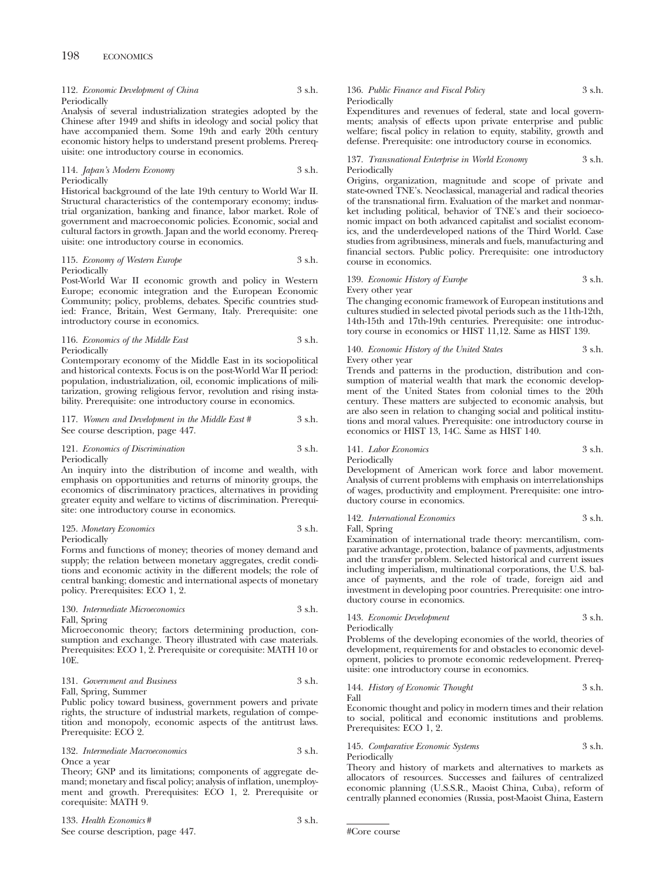112. *Economic Development of China* 3 s.h.
Periodically
Analysis of several industrialization strategies adopted by the Chinese after 1949 and shifts in ideology and social policy that have accompanied them. Some 19th and early 20th century economic history helps to understand present problems. Prerequisite: one introductory course in economics.

114. *Japan's Modern Economy* 3 s.h.
Periodically
Historical background of the late 19th century to World War II. Structural characteristics of the contemporary economy; industrial organization, banking and finance, labor market. Role of government and macroeconomic policies. Economic, social and cultural factors in growth. Japan and the world economy. Prerequisite: one introductory course in economics.

115. *Economy of Western Europe* 3 s.h.
Periodically
Post-World War II economic growth and policy in Western Europe; economic integration and the European Economic Community; policy, problems, debates. Specific countries studied: France, Britain, West Germany, Italy. Prerequisite: one introductory course in economics.

116. *Economics of the Middle East* 3 s.h.
Periodically
Contemporary economy of the Middle East in its sociopolitical and historical contexts. Focus is on the post-World War II period: population, industrialization, oil, economic implications of militarization, growing religious fervor, revolution and rising instability. Prerequisite: one introductory course in economics.

117. *Women and Development in the Middle East* # 3 s.h.
See course description, page 447.

121. *Economics of Discrimination* 3 s.h.
Periodically
An inquiry into the distribution of income and wealth, with emphasis on opportunities and returns of minority groups, the economics of discriminatory practices, alternatives in providing greater equity and welfare to victims of discrimination. Prerequisite: one introductory course in economics.

125. *Monetary Economics* 3 s.h.
Periodically
Forms and functions of money; theories of money demand and supply; the relation between monetary aggregates, credit conditions and economic activity in the different models; the role of central banking; domestic and international aspects of monetary policy. Prerequisites: ECO 1, 2.

130. *Intermediate Microeconomics* 3 s.h.
Fall, Spring
Microeconomic theory; factors determining production, consumption and exchange. Theory illustrated with case materials. Prerequisites: ECO 1, 2. Prerequisite or corequisite: MATH 10 or 10E.

131. *Government and Business* 3 s.h.
Fall, Spring, Summer
Public policy toward business, government powers and private rights, the structure of industrial markets, regulation of competition and monopoly, economic aspects of the antitrust laws. Prerequisite: ECO 2.

132. *Intermediate Macroeconomics* 3 s.h.
Once a year
Theory; GNP and its limitations; components of aggregate demand; monetary and fiscal policy; analysis of inflation, unemployment and growth. Prerequisites: ECO 1, 2. Prerequisite or corequisite: MATH 9.

133. *Health Economics* # 3 s.h.
See course description, page 447.

136. *Public Finance and Fiscal Policy* 3 s.h.
Periodically
Expenditures and revenues of federal, state and local governments; analysis of effects upon private enterprise and public welfare; fiscal policy in relation to equity, stability, growth and defense. Prerequisite: one introductory course in economics.

137. *Transnational Enterprise in World Economy* 3 s.h.
Periodically
Origins, organization, magnitude and scope of private and state-owned TNE's. Neoclassical, managerial and radical theories of the transnational firm. Evaluation of the market and nonmarket including political, behavior of TNE's and their socioeconomic impact on both advanced capitalist and socialist economics, and the underdeveloped nations of the Third World. Case studies from agribusiness, minerals and fuels, manufacturing and financial sectors. Public policy. Prerequisite: one introductory course in economics.

139. *Economic History of Europe* 3 s.h.
Every other year
The changing economic framework of European institutions and cultures studied in selected pivotal periods such as the 11th-12th, 14th-15th and 17th-19th centuries. Prerequisite: one introductory course in economics or HIST 11,12. Same as HIST 139.

140. *Economic History of the United States* 3 s.h.
Every other year
Trends and patterns in the production, distribution and consumption of material wealth that mark the economic development of the United States from colonial times to the 20th century. These matters are subjected to economic analysis, but are also seen in relation to changing social and political institutions and moral values. Prerequisite: one introductory course in economics or HIST 13, 14C. Same as HIST 140.

141. *Labor Economics* 3 s.h.
Periodically
Development of American work force and labor movement. Analysis of current problems with emphasis on interrelationships of wages, productivity and employment. Prerequisite: one introductory course in economics.

142. *International Economics* 3 s.h.
Fall, Spring
Examination of international trade theory: mercantilism, comparative advantage, protection, balance of payments, adjustments and the transfer problem. Selected historical and current issues including imperialism, multinational corporations, the U.S. balance of payments, and the role of trade, foreign aid and investment in developing poor countries. Prerequisite: one introductory course in economics.

143. *Economic Development* 3 s.h.
Periodically
Problems of the developing economies of the world, theories of development, requirements for and obstacles to economic development, policies to promote economic redevelopment. Prerequisite: one introductory course in economics.

144. *History of Economic Thought* 3 s.h.
Fall
Economic thought and policy in modern times and their relation to social, political and economic institutions and problems. Prerequisites: ECO 1, 2.

145. *Comparative Economic Systems* 3 s.h.
Periodically
Theory and history of markets and alternatives to markets as allocators of resources. Successes and failures of centralized economic planning (U.S.S.R., Maoist China, Cuba), reform of centrally planned economies (Russia, post-Maoist China, Eastern

#Core course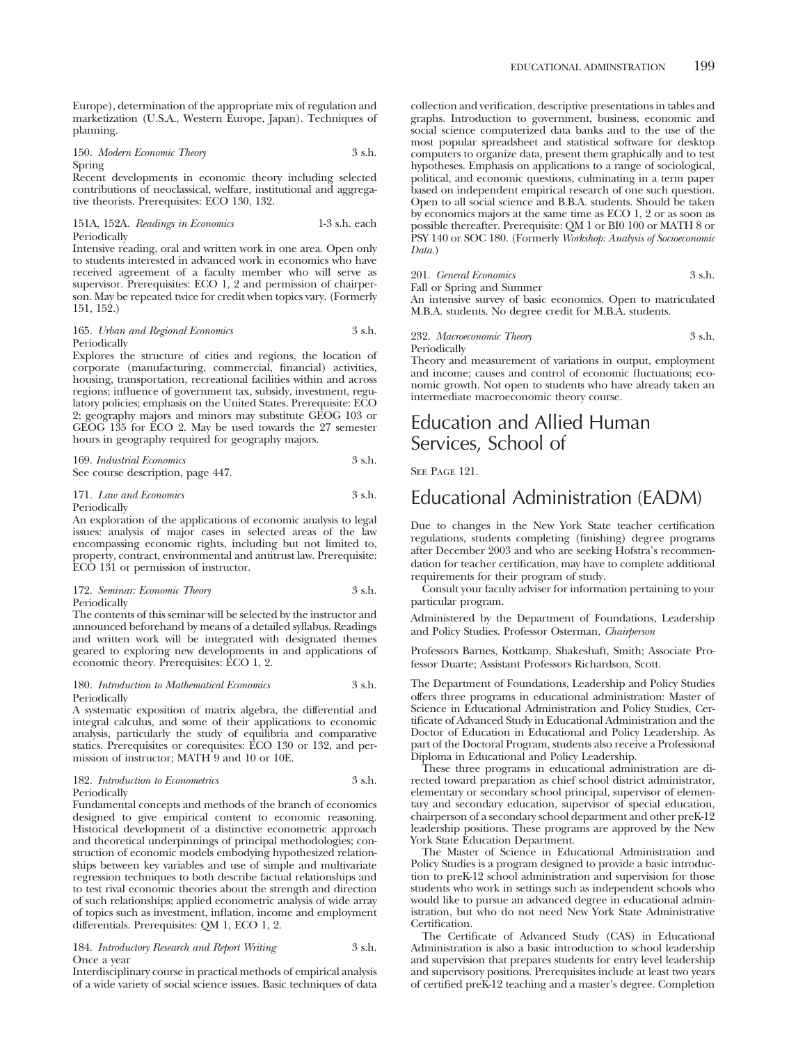Europe), determination of the appropriate mix of regulation and marketization (U.S.A., Western Europe, Japan). Techniques of planning.

150. *Modern Economic Theory* 3 s.h.
Spring
Recent developments in economic theory including selected contributions of neoclassical, welfare, institutional and aggregative theorists. Prerequisites: ECO 130, 132.

151A, 152A. *Readings in Economics* 1-3 s.h. each
Periodically
Intensive reading, oral and written work in one area. Open only to students interested in advanced work in economics who have received agreement of a faculty member who will serve as supervisor. Prerequisites: ECO 1, 2 and permission of chairperson. May be repeated twice for credit when topics vary. (Formerly 151, 152.)

165. *Urban and Regional Economics* 3 s.h.
Periodically
Explores the structure of cities and regions, the location of corporate (manufacturing, commercial, financial) activities, housing, transportation, recreational facilities within and across regions; influence of government tax, subsidy, investment, regulatory policies; emphasis on the United States. Prerequisite: ECO 2; geography majors and minors may substitute GEOG 103 or GEOG 135 for ECO 2. May be used towards the 27 semester hours in geography required for geography majors.

169. *Industrial Economics* 3 s.h.
See course description, page 447.

171. *Law and Economics* 3 s.h.
Periodically
An exploration of the applications of economic analysis to legal issues: analysis of major cases in selected areas of the law encompassing economic rights, including but not limited to, property, contract, environmental and antitrust law. Prerequisite: ECO 131 or permission of instructor.

172. *Seminar: Economic Theory* 3 s.h.
Periodically
The contents of this seminar will be selected by the instructor and announced beforehand by means of a detailed syllabus. Readings and written work will be integrated with designated themes geared to exploring new developments in and applications of economic theory. Prerequisites: ECO 1, 2.

180. *Introduction to Mathematical Economics* 3 s.h.
Periodically
A systematic exposition of matrix algebra, the differential and integral calculus, and some of their applications to economic analysis, particularly the study of equilibria and comparative statics. Prerequisites or corequisites: ECO 130 or 132, and permission of instructor; MATH 9 and 10 or 10E.

182. *Introduction to Econometrics* 3 s.h.
Periodically
Fundamental concepts and methods of the branch of economics designed to give empirical content to economic reasoning. Historical development of a distinctive econometric approach and theoretical underpinnings of principal methodologies; construction of economic models embodying hypothesized relationships between key variables and use of simple and multivariate regression techniques to both describe factual relationships and to test rival economic theories about the strength and direction of such relationships; applied econometric analysis of wide array of topics such as investment, inflation, income and employment differentials. Prerequisites: QM 1, ECO 1, 2.

184. *Introductory Research and Report Writing* 3 s.h.
Once a year
Interdisciplinary course in practical methods of empirical analysis of a wide variety of social science issues. Basic techniques of data collection and verification, descriptive presentations in tables and graphs. Introduction to government, business, economic and social science computerized data banks and to the use of the most popular spreadsheet and statistical software for desktop computers to organize data, present them graphically and to test hypotheses. Emphasis on applications to a range of sociological, political, and economic questions, culminating in a term paper based on independent empirical research of one such question. Open to all social science and B.B.A. students. Should be taken by economics majors at the same time as ECO 1, 2 or as soon as possible thereafter. Prerequisite: QM 1 or BI0 100 or MATH 8 or PSY 140 or SOC 180. (Formerly *Workshop: Analysis of Socioeconomic Data.*)

201. *General Economics* 3 s.h.
Fall or Spring and Summer
An intensive survey of basic economics. Open to matriculated M.B.A. students. No degree credit for M.B.A. students.

232. *Macroeconomic Theory* 3 s.h.
Periodically
Theory and measurement of variations in output, employment and income; causes and control of economic fluctuations; economic growth. Not open to students who have already taken an intermediate macroeconomic theory course.

# Education and Allied Human Services, School of

See Page 121.

# Educational Administration (EADM)

Due to changes in the New York State teacher certification regulations, students completing (finishing) degree programs after December 2003 and who are seeking Hofstra's recommendation for teacher certification, may have to complete additional requirements for their program of study.

Consult your faculty adviser for information pertaining to your particular program.

Administered by the Department of Foundations, Leadership and Policy Studies. Professor Osterman, *Chairperson*

Professors Barnes, Kottkamp, Shakeshaft, Smith; Associate Professor Duarte; Assistant Professors Richardson, Scott.

The Department of Foundations, Leadership and Policy Studies offers three programs in educational administration: Master of Science in Educational Administration and Policy Studies, Certificate of Advanced Study in Educational Administration and the Doctor of Education in Educational and Policy Leadership. As part of the Doctoral Program, students also receive a Professional Diploma in Educational and Policy Leadership.

These three programs in educational administration are directed toward preparation as chief school district administrator, elementary or secondary school principal, supervisor of elementary and secondary education, supervisor of special education, chairperson of a secondary school department and other preK-12 leadership positions. These programs are approved by the New York State Education Department.

The Master of Science in Educational Administration and Policy Studies is a program designed to provide a basic introduction to preK-12 school administration and supervision for those students who work in settings such as independent schools who would like to pursue an advanced degree in educational administration, but who do not need New York State Administrative Certification.

The Certificate of Advanced Study (CAS) in Educational Administration is also a basic introduction to school leadership and supervision that prepares students for entry level leadership and supervisory positions. Prerequisites include at least two years of certified preK-12 teaching and a master's degree. Completion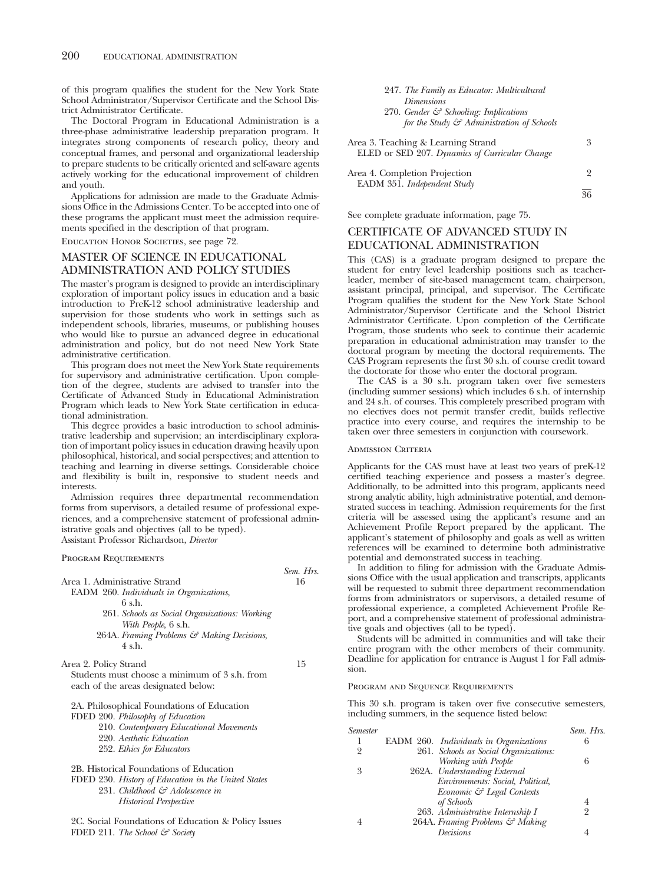of this program qualifies the student for the New York State School Administrator/Supervisor Certificate and the School District Administrator Certificate.

The Doctoral Program in Educational Administration is a three-phase administrative leadership preparation program. It integrates strong components of research policy, theory and conceptual frames, and personal and organizational leadership to prepare students to be critically oriented and self-aware agents actively working for the educational improvement of children and youth.

Applications for admission are made to the Graduate Admissions Office in the Admissions Center. To be accepted into one of these programs the applicant must meet the admission requirements specified in the description of that program.

Education Honor Societies, see page 72.

## MASTER OF SCIENCE IN EDUCATIONAL ADMINISTRATION AND POLICY STUDIES

The master's program is designed to provide an interdisciplinary exploration of important policy issues in education and a basic introduction to PreK-12 school administrative leadership and supervision for those students who work in settings such as independent schools, libraries, museums, or publishing houses who would like to pursue an advanced degree in educational administration and policy, but do not need New York State administrative certification.

This program does not meet the New York State requirements for supervisory and administrative certification. Upon completion of the degree, students are advised to transfer into the Certificate of Advanced Study in Educational Administration Program which leads to New York State certification in educational administration.

This degree provides a basic introduction to school administrative leadership and supervision; an interdisciplinary exploration of important policy issues in education drawing heavily upon philosophical, historical, and social perspectives; and attention to teaching and learning in diverse settings. Considerable choice and flexibility is built in, responsive to student needs and interests.

Admission requires three departmental recommendation forms from supervisors, a detailed resume of professional experiences, and a comprehensive statement of professional administrative goals and objectives (all to be typed).
Assistant Professor Richardson, *Director*

Program Requirements

| | Sem. Hrs. |
|---|---|
| Area 1. Administrative Strand | 16 |
| EADM 260. *Individuals in Organizations*, 6 s.h. | |
| 261. *Schools as Social Organizations: Working With People*, 6 s.h. | |
| 264A. *Framing Problems & Making Decisions*, 4 s.h. | |
| Area 2. Policy Strand | 15 |

Students must choose a minimum of 3 s.h. from each of the areas designated below:

2A. Philosophical Foundations of Education
FDED 200. *Philosophy of Education*
210. *Contemporary Educational Movements*
220. *Aesthetic Education*
252. *Ethics for Educators*

2B. Historical Foundations of Education
FDED 230. *History of Education in the United States*
231. *Childhood & Adolescence in Historical Perspective*

2C. Social Foundations of Education & Policy Issues
FDED 211. *The School & Society*
247. *The Family as Educator: Multicultural Dimensions*
270. *Gender & Schooling: Implications for the Study & Administration of Schools*

| | |
|---|---|
| Area 3. Teaching & Learning Strand | 3 |
| ELED or SED 207. *Dynamics of Curricular Change* | |
| Area 4. Completion Projection | 2 |
| EADM 351. *Independent Study* | |
| | 36 |

See complete graduate information, page 75.

## CERTIFICATE OF ADVANCED STUDY IN EDUCATIONAL ADMINISTRATION

This (CAS) is a graduate program designed to prepare the student for entry level leadership positions such as teacher-leader, member of site-based management team, chairperson, assistant principal, principal, and supervisor. The Certificate Program qualifies the student for the New York State School Administrator/Supervisor Certificate and the School District Administrator Certificate. Upon completion of the Certificate Program, those students who seek to continue their academic preparation in educational administration may transfer to the doctoral program by meeting the doctoral requirements. The CAS Program represents the first 30 s.h. of course credit toward the doctorate for those who enter the doctoral program.

The CAS is a 30 s.h. program taken over five semesters (including summer sessions) which includes 6 s.h. of internship and 24 s.h. of courses. This completely prescribed program with no electives does not permit transfer credit, builds reflective practice into every course, and requires the internship to be taken over three semesters in conjunction with coursework.

Admission Criteria

Applicants for the CAS must have at least two years of preK-12 certified teaching experience and possess a master's degree. Additionally, to be admitted into this program, applicants need strong analytic ability, high administrative potential, and demonstrated success in teaching. Admission requirements for the first criteria will be assessed using the applicant's resume and an Achievement Profile Report prepared by the applicant. The applicant's statement of philosophy and goals as well as written references will be examined to determine both administrative potential and demonstrated success in teaching.

In addition to filing for admission with the Graduate Admissions Office with the usual application and transcripts, applicants will be requested to submit three department recommendation forms from administrators or supervisors, a detailed resume of professional experience, a completed Achievement Profile Report, and a comprehensive statement of professional administrative goals and objectives (all to be typed).

Students will be admitted in communities and will take their entire program with the other members of their community. Deadline for application for entrance is August 1 for Fall admission.

Program and Sequence Requirements

This 30 s.h. program is taken over five consecutive semesters, including summers, in the sequence listed below:

| Semester | | Sem. Hrs. |
|---|---|---|
| 1 | EADM 260. *Individuals in Organizations* | 6 |
| 2 | 261. *Schools as Social Organizations: Working with People* | 6 |
| 3 | 262A. *Understanding External Environments: Social, Political, Economic & Legal Contexts of Schools* | 4 |
| | 263. *Administrative Internship I* | 2 |
| 4 | 264A. *Framing Problems & Making Decisions* | 4 |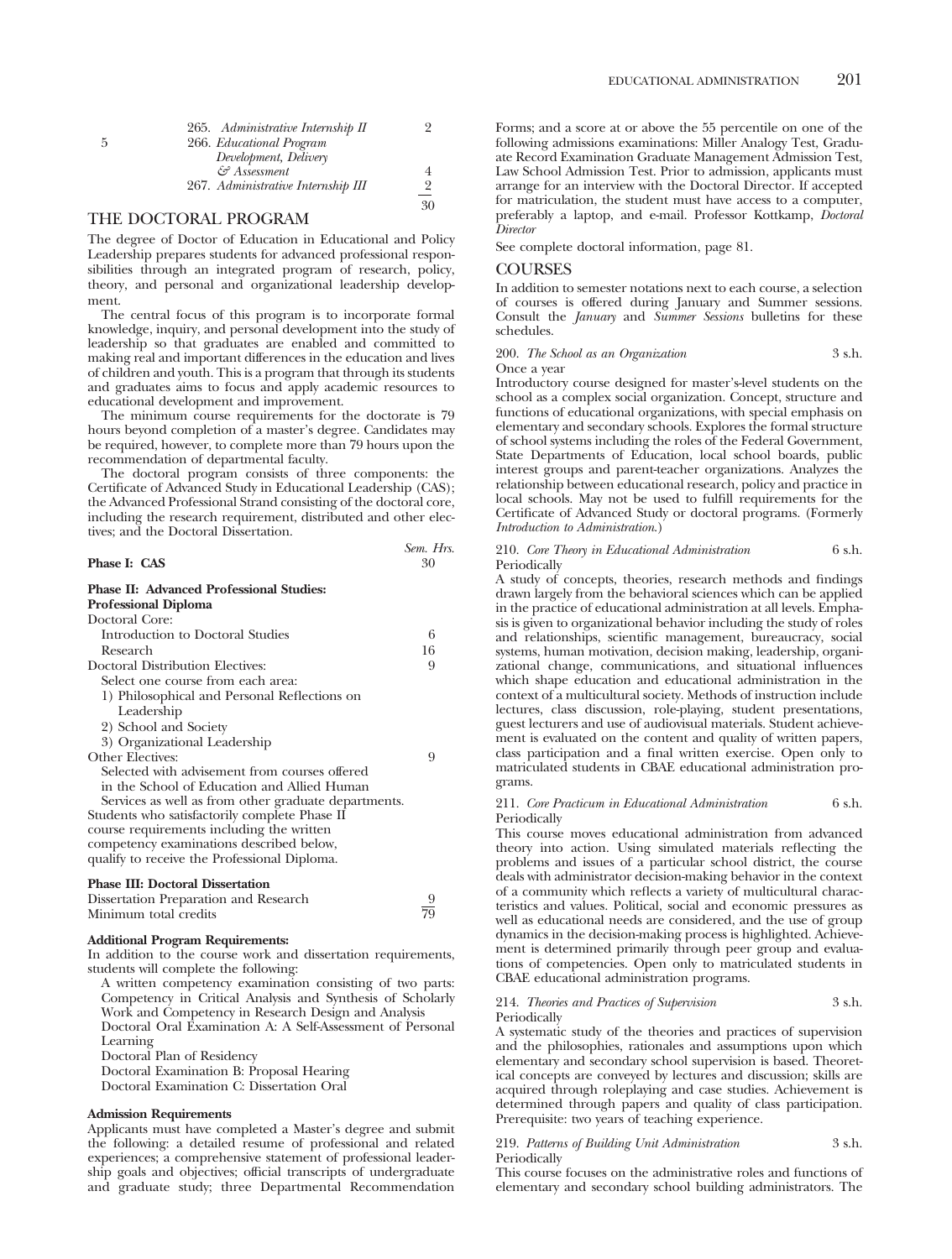| | | |
|---|---|---|
| | 265. *Administrative Internship II* | 2 |
| 5 | 266. *Educational Program Development, Delivery & Assessment* | 4 |
| | 267. *Administrative Internship III* | 2 |
| | | 30 |

## THE DOCTORAL PROGRAM

The degree of Doctor of Education in Educational and Policy Leadership prepares students for advanced professional responsibilities through an integrated program of research, policy, theory, and personal and organizational leadership development.

The central focus of this program is to incorporate formal knowledge, inquiry, and personal development into the study of leadership so that graduates are enabled and committed to making real and important differences in the education and lives of children and youth. This is a program that through its students and graduates aims to focus and apply academic resources to educational development and improvement.

The minimum course requirements for the doctorate is 79 hours beyond completion of a master's degree. Candidates may be required, however, to complete more than 79 hours upon the recommendation of departmental faculty.

The doctoral program consists of three components: the Certificate of Advanced Study in Educational Leadership (CAS); the Advanced Professional Strand consisting of the doctoral core, including the research requirement, distributed and other electives; and the Doctoral Dissertation.

| | *Sem. Hrs.* |
|---|---|
| **Phase I: CAS** | 30 |
| **Phase II: Advanced Professional Studies: Professional Diploma** | |
| Doctoral Core: | |
| Introduction to Doctoral Studies | 6 |
| Research | 16 |
| Doctoral Distribution Electives: | 9 |
| Select one course from each area: | |
| 1) Philosophical and Personal Reflections on Leadership | |
| 2) School and Society | |
| 3) Organizational Leadership | |
| Other Electives: | 9 |
| Selected with advisement from courses offered in the School of Education and Allied Human Services as well as from other graduate departments. | |
| Students who satisfactorily complete Phase II course requirements including the written competency examinations described below, qualify to receive the Professional Diploma. | |
| **Phase III: Doctoral Dissertation** | |
| Dissertation Preparation and Research | 9 |
| Minimum total credits | 79 |

**Additional Program Requirements:**

In addition to the course work and dissertation requirements, students will complete the following:

A written competency examination consisting of two parts: Competency in Critical Analysis and Synthesis of Scholarly Work and Competency in Research Design and Analysis

Doctoral Oral Examination A: A Self-Assessment of Personal Learning

Doctoral Plan of Residency

Doctoral Examination B: Proposal Hearing

Doctoral Examination C: Dissertation Oral

**Admission Requirements**

Applicants must have completed a Master's degree and submit the following: a detailed resume of professional and related experiences; a comprehensive statement of professional leadership goals and objectives; official transcripts of undergraduate and graduate study; three Departmental Recommendation Forms; and a score at or above the 55 percentile on one of the following admissions examinations: Miller Analogy Test, Graduate Record Examination Graduate Management Admission Test, Law School Admission Test. Prior to admission, applicants must arrange for an interview with the Doctoral Director. If accepted for matriculation, the student must have access to a computer, preferably a laptop, and e-mail. Professor Kottkamp, *Doctoral Director*

See complete doctoral information, page 81.

## COURSES

In addition to semester notations next to each course, a selection of courses is offered during January and Summer sessions. Consult the *January* and *Summer Sessions* bulletins for these schedules.

200. *The School as an Organization* 3 s.h.
Once a year

Introductory course designed for master's-level students on the school as a complex social organization. Concept, structure and functions of educational organizations, with special emphasis on elementary and secondary schools. Explores the formal structure of school systems including the roles of the Federal Government, State Departments of Education, local school boards, public interest groups and parent-teacher organizations. Analyzes the relationship between educational research, policy and practice in local schools. May not be used to fulfill requirements for the Certificate of Advanced Study or doctoral programs. (Formerly *Introduction to Administration*.)

210. *Core Theory in Educational Administration* 6 s.h.
Periodically

A study of concepts, theories, research methods and findings drawn largely from the behavioral sciences which can be applied in the practice of educational administration at all levels. Emphasis is given to organizational behavior including the study of roles and relationships, scientific management, bureaucracy, social systems, human motivation, decision making, leadership, organizational change, communications, and situational influences which shape education and educational administration in the context of a multicultural society. Methods of instruction include lectures, class discussion, role-playing, student presentations, guest lecturers and use of audiovisual materials. Student achievement is evaluated on the content and quality of written papers, class participation and a final written exercise. Open only to matriculated students in CBAE educational administration programs.

211. *Core Practicum in Educational Administration* 6 s.h.
Periodically

This course moves educational administration from advanced theory into action. Using simulated materials reflecting the problems and issues of a particular school district, the course deals with administrator decision-making behavior in the context of a community which reflects a variety of multicultural characteristics and values. Political, social and economic pressures as well as educational needs are considered, and the use of group dynamics in the decision-making process is highlighted. Achievement is determined primarily through peer group and evaluations of competencies. Open only to matriculated students in CBAE educational administration programs.

214. *Theories and Practices of Supervision* 3 s.h.
Periodically

A systematic study of the theories and practices of supervision and the philosophies, rationales and assumptions upon which elementary and secondary school supervision is based. Theoretical concepts are conveyed by lectures and discussion; skills are acquired through roleplaying and case studies. Achievement is determined through papers and quality of class participation. Prerequisite: two years of teaching experience.

219. *Patterns of Building Unit Administration* 3 s.h.
Periodically

This course focuses on the administrative roles and functions of elementary and secondary school building administrators. The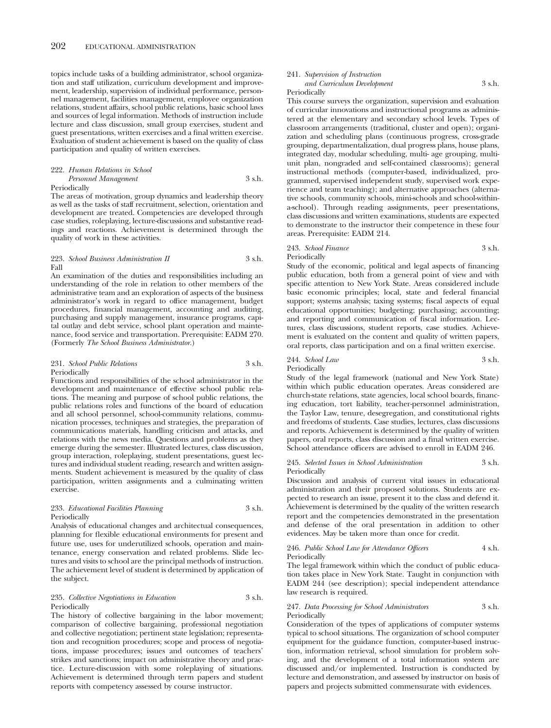topics include tasks of a building administrator, school organization and staff utilization, curriculum development and improvement, leadership, supervision of individual performance, personnel management, facilities management, employee organization relations, student affairs, school public relations, basic school laws and sources of legal information. Methods of instruction include lecture and class discussion, small group exercises, student and guest presentations, written exercises and a final written exercise. Evaluation of student achievement is based on the quality of class participation and quality of written exercises.

222. *Human Relations in School Personnel Management* 3 s.h.
Periodically

The areas of motivation, group dynamics and leadership theory as well as the tasks of staff recruitment, selection, orientation and development are treated. Competencies are developed through case studies, roleplaying, lecture-discussions and substantive readings and reactions. Achievement is determined through the quality of work in these activities.

223. *School Business Administration II* 3 s.h.
Fall

An examination of the duties and responsibilities including an understanding of the role in relation to other members of the administrative team and an exploration of aspects of the business administrator's work in regard to office management, budget procedures, financial management, accounting and auditing, purchasing and supply management, insurance programs, capital outlay and debt service, school plant operation and maintenance, food service and transportation. Prerequisite: EADM 270. (Formerly *The School Business Administrator*.)

231. *School Public Relations* 3 s.h.
Periodically

Functions and responsibilities of the school administrator in the development and maintenance of effective school public relations. The meaning and purpose of school public relations, the public relations roles and functions of the board of education and all school personnel, school-community relations, communication processes, techniques and strategies, the preparation of communications materials, handling criticism and attacks, and relations with the news media. Questions and problems as they emerge during the semester. Illustrated lectures, class discussion, group interaction, roleplaying, student presentations, guest lectures and individual student reading, research and written assignments. Student achievement is measured by the quality of class participation, written assignments and a culminating written exercise.

233. *Educational Facilities Planning* 3 s.h.
Periodically

Analysis of educational changes and architectural consequences, planning for flexible educational environments for present and future use, uses for underutilized schools, operation and maintenance, energy conservation and related problems. Slide lectures and visits to school are the principal methods of instruction. The achievement level of student is determined by application of the subject.

235. *Collective Negotiations in Education* 3 s.h.
Periodically

The history of collective bargaining in the labor movement; comparison of collective bargaining, professional negotiation and collective negotiation; pertinent state legislation; representation and recognition procedures; scope and process of negotiations, impasse procedures; issues and outcomes of teachers' strikes and sanctions; impact on administrative theory and practice. Lecture-discussion with some roleplaying of situations. Achievement is determined through term papers and student reports with competency assessed by course instructor.

241. *Supervision of Instruction and Curriculum Development* 3 s.h.
Periodically

This course surveys the organization, supervision and evaluation of curricular innovations and instructional programs as administered at the elementary and secondary school levels. Types of classroom arrangements (traditional, cluster and open); organization and scheduling plans (continuous progress, cross-grade grouping, departmentalization, dual progress plans, house plans, integrated day, modular scheduling, multi- age grouping, multi-unit plan, nongraded and self-contained classrooms); general instructional methods (computer-based, individualized, programmed, supervised independent study, supervised work experience and team teaching); and alternative approaches (alternative schools, community schools, mini-schools and school-within-a-school). Through reading assignments, peer presentations, class discussions and written examinations, students are expected to demonstrate to the instructor their competence in these four areas. Prerequisite: EADM 214.

243. *School Finance* 3 s.h.
Periodically

Study of the economic, political and legal aspects of financing public education, both from a general point of view and with specific attention to New York State. Areas considered include basic economic principles; local, state and federal financial support; systems analysis; taxing systems; fiscal aspects of equal educational opportunities; budgeting; purchasing; accounting; and reporting and communication of fiscal information. Lectures, class discussions, student reports, case studies. Achievement is evaluated on the content and quality of written papers, oral reports, class participation and on a final written exercise.

244. *School Law* 3 s.h.
Periodically

Study of the legal framework (national and New York State) within which public education operates. Areas considered are church-state relations, state agencies, local school boards, financing education, tort liability, teacher-personnel administration, the Taylor Law, tenure, desegregation, and constitutional rights and freedoms of students. Case studies, lectures, class discussions and reports. Achievement is determined by the quality of written papers, oral reports, class discussion and a final written exercise. School attendance officers are advised to enroll in EADM 246.

245. *Selected Issues in School Administration* 3 s.h.
Periodically

Discussion and analysis of current vital issues in educational administration and their proposed solutions. Students are expected to research an issue, present it to the class and defend it. Achievement is determined by the quality of the written research report and the competencies demonstrated in the presentation and defense of the oral presentation in addition to other evidences. May be taken more than once for credit.

246. *Public School Law for Attendance Officers* 4 s.h.
Periodically

The legal framework within which the conduct of public education takes place in New York State. Taught in conjunction with EADM 244 (see description); special independent attendance law research is required.

247. *Data Processing for School Administrators* 3 s.h.
Periodically

Consideration of the types of applications of computer systems typical to school situations. The organization of school computer equipment for the guidance function, computer-based instruction, information retrieval, school simulation for problem solving, and the development of a total information system are discussed and/or implemented. Instruction is conducted by lecture and demonstration, and assessed by instructor on basis of papers and projects submitted commensurate with evidences.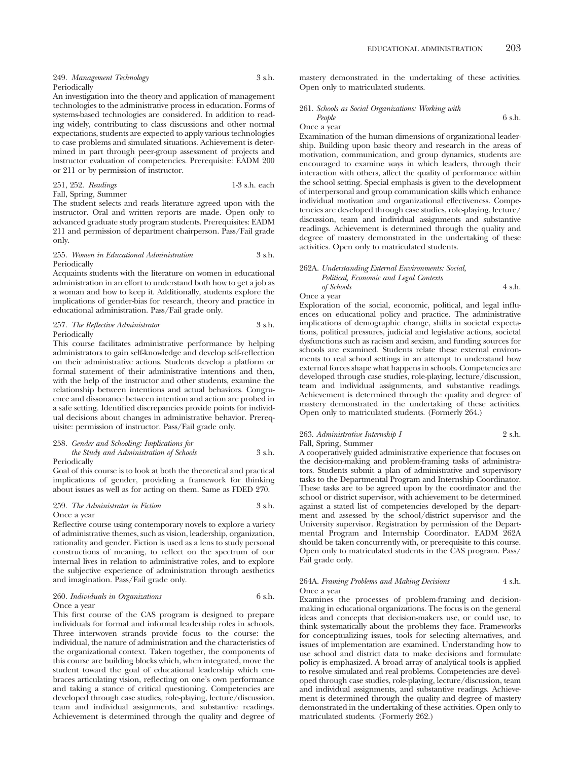249. *Management Technology* 3 s.h.
Periodically

An investigation into the theory and application of management technologies to the administrative process in education. Forms of systems-based technologies are considered. In addition to reading widely, contributing to class discussions and other normal expectations, students are expected to apply various technologies to case problems and simulated situations. Achievement is determined in part through peer-group assessment of projects and instructor evaluation of competencies. Prerequisite: EADM 200 or 211 or by permission of instructor.

251, 252. *Readings* 1-3 s.h. each
Fall, Spring, Summer

The student selects and reads literature agreed upon with the instructor. Oral and written reports are made. Open only to advanced graduate study program students. Prerequisites: EADM 211 and permission of department chairperson. Pass/Fail grade only.

255. *Women in Educational Administration* 3 s.h.
Periodically

Acquaints students with the literature on women in educational administration in an effort to understand both how to get a job as a woman and how to keep it. Additionally, students explore the implications of gender-bias for research, theory and practice in educational administration. Pass/Fail grade only.

257. *The Reflective Administrator* 3 s.h.
Periodically

This course facilitates administrative performance by helping administrators to gain self-knowledge and develop self-reflection on their administrative actions. Students develop a platform or formal statement of their administrative intentions and then, with the help of the instructor and other students, examine the relationship between intentions and actual behaviors. Congruence and dissonance between intention and action are probed in a safe setting. Identified discrepancies provide points for individual decisions about changes in administrative behavior. Prerequisite: permission of instructor. Pass/Fail grade only.

258. *Gender and Schooling: Implications for the Study and Administration of Schools* 3 s.h.
Periodically

Goal of this course is to look at both the theoretical and practical implications of gender, providing a framework for thinking about issues as well as for acting on them. Same as FDED 270.

259. *The Administrator in Fiction* 3 s.h.
Once a year

Reflective course using contemporary novels to explore a variety of administrative themes, such as vision, leadership, organization, rationality and gender. Fiction is used as a lens to study personal constructions of meaning, to reflect on the spectrum of our internal lives in relation to administrative roles, and to explore the subjective experience of administration through aesthetics and imagination. Pass/Fail grade only.

260. *Individuals in Organizations* 6 s.h.
Once a year

This first course of the CAS program is designed to prepare individuals for formal and informal leadership roles in schools. Three interwoven strands provide focus to the course: the individual, the nature of administration and the characteristics of the organizational context. Taken together, the components of this course are building blocks which, when integrated, move the student toward the goal of educational leadership which embraces articulating vision, reflecting on one's own performance and taking a stance of critical questioning. Competencies are developed through case studies, role-playing, lecture/discussion, team and individual assignments, and substantive readings. Achievement is determined through the quality and degree of mastery demonstrated in the undertaking of these activities. Open only to matriculated students.

261. *Schools as Social Organizations: Working with People* 6 s.h.
Once a year

Examination of the human dimensions of organizational leadership. Building upon basic theory and research in the areas of motivation, communication, and group dynamics, students are encouraged to examine ways in which leaders, through their interaction with others, affect the quality of performance within the school setting. Special emphasis is given to the development of interpersonal and group communication skills which enhance individual motivation and organizational effectiveness. Competencies are developed through case studies, role-playing, lecture/discussion, team and individual assignments and substantive readings. Achievement is determined through the quality and degree of mastery demonstrated in the undertaking of these activities. Open only to matriculated students.

262A. *Understanding External Environments: Social, Political, Economic and Legal Contexts of Schools* 4 s.h.
Once a year

Exploration of the social, economic, political, and legal influences on educational policy and practice. The administrative implications of demographic change, shifts in societal expectations, political pressures, judicial and legislative actions, societal dysfunctions such as racism and sexism, and funding sources for schools are examined. Students relate these external environments to real school settings in an attempt to understand how external forces shape what happens in schools. Competencies are developed through case studies, role-playing, lecture/discussion, team and individual assignments, and substantive readings. Achievement is determined through the quality and degree of mastery demonstrated in the undertaking of these activities. Open only to matriculated students. (Formerly 264.)

263. *Administrative Internship I* 2 s.h.
Fall, Spring, Summer

A cooperatively guided administrative experience that focuses on the decision-making and problem-framing tasks of administrators. Students submit a plan of administrative and supervisory tasks to the Departmental Program and Internship Coordinator. These tasks are to be agreed upon by the coordinator and the school or district supervisor, with achievement to be determined against a stated list of competencies developed by the department and assessed by the school/district supervisor and the University supervisor. Registration by permission of the Departmental Program and Internship Coordinator. EADM 262A should be taken concurrently with, or prerequisite to this course. Open only to matriculated students in the CAS program. Pass/Fail grade only.

264A. *Framing Problems and Making Decisions* 4 s.h.
Once a year

Examines the processes of problem-framing and decision-making in educational organizations. The focus is on the general ideas and concepts that decision-makers use, or could use, to think systematically about the problems they face. Frameworks for conceptualizing issues, tools for selecting alternatives, and issues of implementation are examined. Understanding how to use school and district data to make decisions and formulate policy is emphasized. A broad array of analytical tools is applied to resolve simulated and real problems. Competencies are developed through case studies, role-playing, lecture/discussion, team and individual assignments, and substantive readings. Achievement is determined through the quality and degree of mastery demonstrated in the undertaking of these activities. Open only to matriculated students. (Formerly 262.)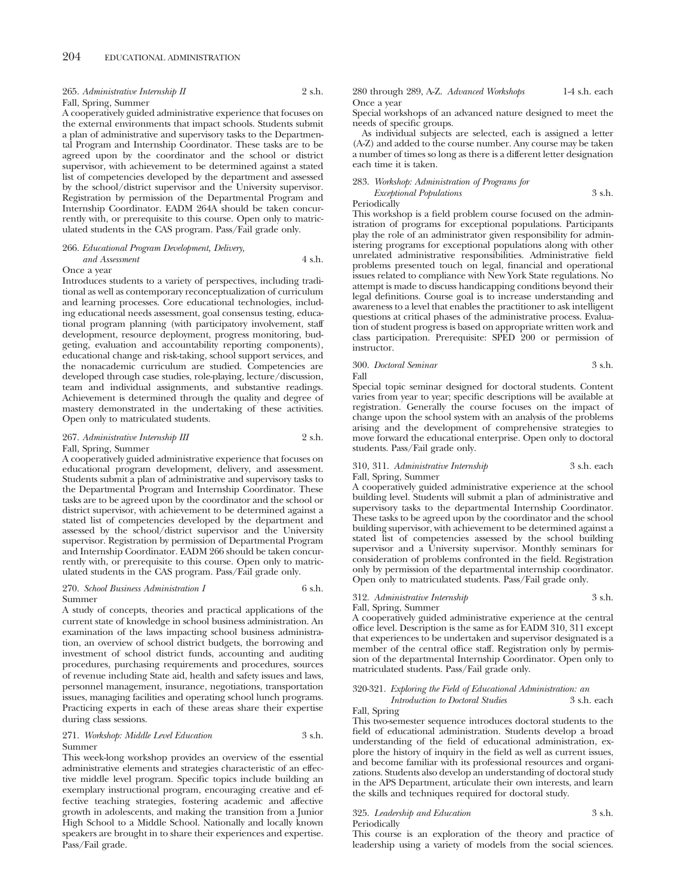265. *Administrative Internship II* 2 s.h.
Fall, Spring, Summer

A cooperatively guided administrative experience that focuses on the external environments that impact schools. Students submit a plan of administrative and supervisory tasks to the Departmental Program and Internship Coordinator. These tasks are to be agreed upon by the coordinator and the school or district supervisor, with achievement to be determined against a stated list of competencies developed by the department and assessed by the school/district supervisor and the University supervisor. Registration by permission of the Departmental Program and Internship Coordinator. EADM 264A should be taken concurrently with, or prerequisite to this course. Open only to matriculated students in the CAS program. Pass/Fail grade only.

266. *Educational Program Development, Delivery, and Assessment* 4 s.h.
Once a year

Introduces students to a variety of perspectives, including traditional as well as contemporary reconceptualization of curriculum and learning processes. Core educational technologies, including educational needs assessment, goal consensus testing, educational program planning (with participatory involvement, staff development, resource deployment, progress monitoring, budgeting, evaluation and accountability reporting components), educational change and risk-taking, school support services, and the nonacademic curriculum are studied. Competencies are developed through case studies, role-playing, lecture/discussion, team and individual assignments, and substantive readings. Achievement is determined through the quality and degree of mastery demonstrated in the undertaking of these activities. Open only to matriculated students.

267. *Administrative Internship III* 2 s.h.
Fall, Spring, Summer

A cooperatively guided administrative experience that focuses on educational program development, delivery, and assessment. Students submit a plan of administrative and supervisory tasks to the Departmental Program and Internship Coordinator. These tasks are to be agreed upon by the coordinator and the school or district supervisor, with achievement to be determined against a stated list of competencies developed by the department and assessed by the school/district supervisor and the University supervisor. Registration by permission of Departmental Program and Internship Coordinator. EADM 266 should be taken concurrently with, or prerequisite to this course. Open only to matriculated students in the CAS program. Pass/Fail grade only.

270. *School Business Administration I* 6 s.h.
Summer

A study of concepts, theories and practical applications of the current state of knowledge in school business administration. An examination of the laws impacting school business administration, an overview of school district budgets, the borrowing and investment of school district funds, accounting and auditing procedures, purchasing requirements and procedures, sources of revenue including State aid, health and safety issues and laws, personnel management, insurance, negotiations, transportation issues, managing facilities and operating school lunch programs. Practicing experts in each of these areas share their expertise during class sessions.

271. *Workshop: Middle Level Education* 3 s.h.
Summer

This week-long workshop provides an overview of the essential administrative elements and strategies characteristic of an effective middle level program. Specific topics include building an exemplary instructional program, encouraging creative and effective teaching strategies, fostering academic and affective growth in adolescents, and making the transition from a Junior High School to a Middle School. Nationally and locally known speakers are brought in to share their experiences and expertise. Pass/Fail grade.

280 through 289, A-Z. *Advanced Workshops* 1-4 s.h. each
Once a year

Special workshops of an advanced nature designed to meet the needs of specific groups.

As individual subjects are selected, each is assigned a letter (A-Z) and added to the course number. Any course may be taken a number of times so long as there is a different letter designation each time it is taken.

283. *Workshop: Administration of Programs for Exceptional Populations* 3 s.h.
Periodically

This workshop is a field problem course focused on the administration of programs for exceptional populations. Participants play the role of an administrator given responsibility for administering programs for exceptional populations along with other unrelated administrative responsibilities. Administrative field problems presented touch on legal, financial and operational issues related to compliance with New York State regulations. No attempt is made to discuss handicapping conditions beyond their legal definitions. Course goal is to increase understanding and awareness to a level that enables the practitioner to ask intelligent questions at critical phases of the administrative process. Evaluation of student progress is based on appropriate written work and class participation. Prerequisite: SPED 200 or permission of instructor.

300. *Doctoral Seminar* 3 s.h.
Fall

Special topic seminar designed for doctoral students. Content varies from year to year; specific descriptions will be available at registration. Generally the course focuses on the impact of change upon the school system with an analysis of the problems arising and the development of comprehensive strategies to move forward the educational enterprise. Open only to doctoral students. Pass/Fail grade only.

310, 311. *Administrative Internship* 3 s.h. each
Fall, Spring, Summer

A cooperatively guided administrative experience at the school building level. Students will submit a plan of administrative and supervisory tasks to the departmental Internship Coordinator. These tasks to be agreed upon by the coordinator and the school building supervisor, with achievement to be determined against a stated list of competencies assessed by the school building supervisor and a University supervisor. Monthly seminars for consideration of problems confronted in the field. Registration only by permission of the departmental internship coordinator. Open only to matriculated students. Pass/Fail grade only.

312. *Administrative Internship* 3 s.h.
Fall, Spring, Summer

A cooperatively guided administrative experience at the central office level. Description is the same as for EADM 310, 311 except that experiences to be undertaken and supervisor designated is a member of the central office staff. Registration only by permission of the departmental Internship Coordinator. Open only to matriculated students. Pass/Fail grade only.

320-321. *Exploring the Field of Educational Administration: an Introduction to Doctoral Studies* 3 s.h. each
Fall, Spring

This two-semester sequence introduces doctoral students to the field of educational administration. Students develop a broad understanding of the field of educational administration, explore the history of inquiry in the field as well as current issues, and become familiar with its professional resources and organizations. Students also develop an understanding of doctoral study in the APS Department, articulate their own interests, and learn the skills and techniques required for doctoral study.

325. *Leadership and Education* 3 s.h.
Periodically

This course is an exploration of the theory and practice of leadership using a variety of models from the social sciences.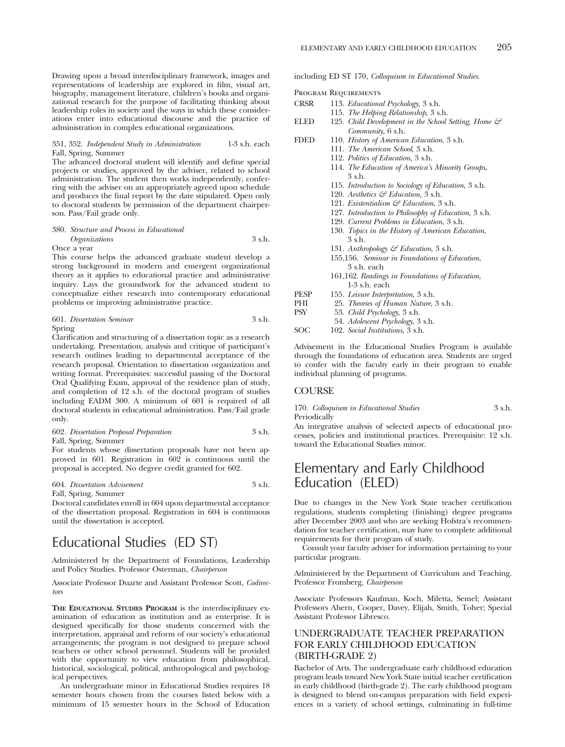Drawing upon a broad interdisciplinary framework, images and representations of leadership are explored in film, visual art, biography, management literature, children's books and organizational research for the purpose of facilitating thinking about leadership roles in society and the ways in which these considerations enter into educational discourse and the practice of administration in complex educational organizations.

351, 352. *Independent Study in Administration* 1-3 s.h. each
Fall, Spring, Summer
The advanced doctoral student will identify and define special projects or studies, approved by the adviser, related to school administration. The student then works independently, conferring with the adviser on an appropriately agreed upon schedule and produces the final report by the date stipulated. Open only to doctoral students by permission of the department chairperson. Pass/Fail grade only.

380. *Structure and Process in Educational Organizations* 3 s.h.
Once a year
This course helps the advanced graduate student develop a strong background in modern and emergent organizational theory as it applies to educational practice and administrative inquiry. Lays the groundwork for the advanced student to conceptualize either research into contemporary educational problems or improving administrative practice.

601. *Dissertation Seminar* 3 s.h.
Spring
Clarification and structuring of a dissertation topic as a research undertaking. Presentation, analysis and critique of participant's research outlines leading to departmental acceptance of the research proposal. Orientation to dissertation organization and writing format. Prerequisites: successful passing of the Doctoral Oral Qualifying Exam, approval of the residence plan of study, and completion of 12 s.h. of the doctoral program of studies including EADM 300. A minimum of 601 is required of all doctoral students in educational administration. Pass/Fail grade only.

602. *Dissertation Proposal Preparation* 3 s.h.
Fall, Spring, Summer
For students whose dissertation proposals have not been approved in 601. Registration in 602 is continuous until the proposal is accepted. No degree credit granted for 602.

604. *Dissertation Advisement* 3 s.h.
Fall, Spring, Summer
Doctoral candidates enroll in 604 upon departmental acceptance of the dissertation proposal. Registration in 604 is continuous until the dissertation is accepted.

# Educational Studies (ED ST)

Administered by the Department of Foundations, Leadership and Policy Studies. Professor Osterman, *Chairperson*

Associate Professor Duarte and Assistant Professor Scott, *Codirectors*

**The Educational Studies Program** is the interdisciplinary examination of education as institution and as enterprise. It is designed specifically for those students concerned with the interpretation, appraisal and reform of our society's educational arrangements; the program is not designed to prepare school teachers or other school personnel. Students will be provided with the opportunity to view education from philosophical, historical, sociological, political, anthropological and psychological perspectives.

An undergraduate minor in Educational Studies requires 18 semester hours chosen from the courses listed below with a minimum of 15 semester hours in the School of Education including ED ST 170, *Colloquium in Educational Studies*.

Program Requirements

| | |
|---|---|
| CRSR | 113. *Educational Psychology*, 3 s.h. |
| | 115. *The Helping Relationship*, 3 s.h. |
| ELED | 125. *Child Development in the School Setting, Home & Community*, 6 s.h. |
| FDED | 110. *History of American Education*, 3 s.h. |
| | 111. *The American School*, 3 s.h. |
| | 112. *Politics of Education*, 3 s.h. |
| | 114. *The Education of America's Minority Groups*, 3 s.h. |
| | 115. *Introduction to Sociology of Education*, 3 s.h. |
| | 120. *Aesthetics & Education*, 3 s.h. |
| | 121. *Existentialism & Education*, 3 s.h. |
| | 127. *Introduction to Philosophy of Education*, 3 s.h. |
| | 129. *Current Problems in Education*, 3 s.h. |
| | 130. *Topics in the History of American Education*, 3 s.h. |
| | 131. *Anthropology & Education*, 3 s.h. |
| | 155,156. *Seminar in Foundations of Education*, 3 s.h. each |
| | 161,162. *Readings in Foundations of Education*, 1-3 s.h. each |
| PESP | 155. *Leisure Interpretation*, 3 s.h. |
| PHI | 25. *Theories of Human Nature*, 3 s.h. |
| PSY | 53. *Child Psychology*, 3 s.h. |
| | 54. *Adolescent Psychology*, 3 s.h. |
| SOC | 102. *Social Institutions*, 3 s.h. |

Advisement in the Educational Studies Program is available through the foundations of education area. Students are urged to confer with the faculty early in their program to enable individual planning of programs.

## COURSE

170. *Colloquium in Educational Studies* 3 s.h.
Periodically
An integrative analysis of selected aspects of educational processes, policies and institutional practices. Prerequisite: 12 s.h. toward the Educational Studies minor.

# Elementary and Early Childhood Education (ELED)

Due to changes in the New York State teacher certification regulations, students completing (finishing) degree programs after December 2003 and who are seeking Hofstra's recommendation for teacher certification, may have to complete additional requirements for their program of study.

Consult your faculty adviser for information pertaining to your particular program.

Administered by the Department of Curriculum and Teaching. Professor Fromberg, *Chairperson*

Associate Professors Kaufman, Koch, Miletta, Semel; Assistant Professors Ahern, Cooper, Davey, Elijah, Smith, Toher; Special Assistant Professor Libresco.

## UNDERGRADUATE TEACHER PREPARATION FOR EARLY CHILDHOOD EDUCATION (BIRTH-GRADE 2)

Bachelor of Arts. The undergraduate early childhood education program leads toward New York State initial teacher certification in early childhood (birth-grade 2). The early childhood program is designed to blend on-campus preparation with field experiences in a variety of school settings, culminating in full-time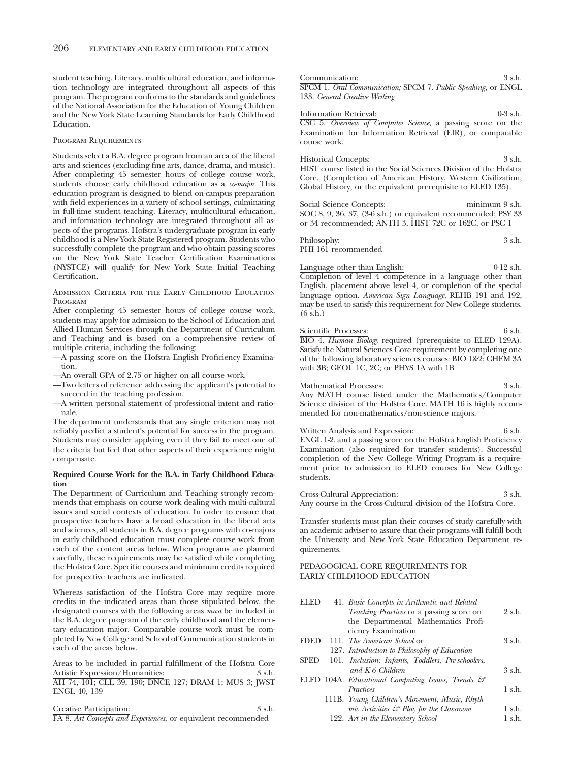student teaching. Literacy, multicultural education, and information technology are integrated throughout all aspects of this program. The program conforms to the standards and guidelines of the National Association for the Education of Young Children and the New York State Learning Standards for Early Childhood Education.

#### Program Requirements

Students select a B.A. degree program from an area of the liberal arts and sciences (excluding fine arts, dance, drama, and music). After completing 45 semester hours of college course work, students choose early childhood education as a *co-major*. This education program is designed to blend on-campus preparation with field experiences in a variety of school settings, culminating in full-time student teaching. Literacy, multicultural education, and information technology are integrated throughout all aspects of the programs. Hofstra's undergraduate program in early childhood is a New York State Registered program. Students who successfully complete the program and who obtain passing scores on the New York State Teacher Certification Examinations (NYSTCE) will qualify for New York State Initial Teaching Certification.

#### Admission Criteria for the Early Childhood Education Program

After completing 45 semester hours of college course work, students may apply for admission to the School of Education and Allied Human Services through the Department of Curriculum and Teaching and is based on a comprehensive review of multiple criteria, including the following:

—A passing score on the Hofstra English Proficiency Examination.

—An overall GPA of 2.75 or higher on all course work.

—Two letters of reference addressing the applicant's potential to succeed in the teaching profession.

—A written personal statement of professional intent and rationale.

The department understands that any single criterion may not reliably predict a student's potential for success in the program. Students may consider applying even if they fail to meet one of the criteria but feel that other aspects of their experience might compensate.

**Required Course Work for the B.A. in Early Childhood Education**

The Department of Curriculum and Teaching strongly recommends that emphasis on course work dealing with multi-cultural issues and social contexts of education. In order to ensure that prospective teachers have a broad education in the liberal arts and sciences, all students in B.A. degree programs with co-majors in early childhood education must complete course work from each of the content areas below. When programs are planned carefully, these requirements may be satisfied while completing the Hofstra Core. Specific courses and minimum credits required for prospective teachers are indicated.

Whereas satisfaction of the Hofstra Core may require more credits in the indicated areas than those stipulated below, the designated courses with the following areas *must* be included in the B.A. degree program of the early childhood and the elementary education major. Comparable course work must be completed by New College and School of Communication students in each of the areas below.

Areas to be included in partial fulfillment of the Hofstra Core

Artistic Expression/Humanities: 3 s.h.
AH 74, 101; CLL 39, 190; DNCE 127; DRAM 1; MUS 3; JWST ENGL 40, 139

Creative Participation: 3 s.h.
FA 8. *Art Concepts and Experiences*, or equivalent recommended

Communication: 3 s.h.
SPCM 1. *Oral Communication;* SPCM 7. *Public Speaking*, or ENGL 133. *General Creative Writing*

Information Retrieval: 0-3 s.h.
CSC 5. *Overview of Computer Science*, a passing score on the Examination for Information Retrieval (EIR), or comparable course work.

Historical Concepts: 3 s.h.
HIST course listed in the Social Sciences Division of the Hofstra Core. (Completion of American History, Western Civilization, Global History, or the equivalent prerequisite to ELED 135).

Social Science Concepts: minimum 9 s.h.
SOC 8, 9, 36, 37, (3-6 s.h.) or equivalent recommended; PSY 33 or 34 recommended; ANTH 3, HIST 72C or 162C, or PSC 1

Philosophy: 3 s.h.
PHI 161 recommended

Language other than English: 0-12 s.h.
Completion of level 4 competence in a language other than English, placement above level 4, or completion of the special language option. *American Sign Language*, REHB 191 and 192, may be used to satisfy this requirement for New College students. (6 s.h.)

Scientific Processes: 6 s.h.
BIO 4. *Human Biology* required (prerequisite to ELED 129A). Satisfy the Natural Sciences Core requirement by completing one of the following laboratory sciences courses: BIO 1&2; CHEM 3A with 3B; GEOL 1C, 2C; or PHYS 1A with 1B

Mathematical Processes: 3 s.h.
Any MATH course listed under the Mathematics/Computer Science division of the Hofstra Core. MATH 16 is highly recommended for non-mathematics/non-science majors.

Written Analysis and Expression: 6 s.h.
ENGL 1-2, and a passing score on the Hofstra English Proficiency Examination (also required for transfer students). Successful completion of the New College Writing Program is a requirement prior to admission to ELED courses for New College students.

Cross-Cultural Appreciation: 3 s.h.
Any course in the Cross-Cultural division of the Hofstra Core.

Transfer students must plan their courses of study carefully with an academic adviser to assure that their programs will fulfill both the University and New York State Education Department requirements.

#### PEDAGOGICAL CORE REQUIREMENTS FOR EARLY CHILDHOOD EDUCATION

| | | | |
|---|---|---|---|
| ELED | 41. | *Basic Concepts in Arithmetic and Related Teaching Practices* or a passing score on the Departmental Mathematics Proficiency Examination | 2 s.h. |
| FDED | 111. | *The American School* or | 3 s.h. |
| | 127. | *Introduction to Philosophy of Education* | |
| SPED | 101. | *Inclusion: Infants, Toddlers, Pre-schoolers, and K-6 Children* | 3 s.h. |
| ELED | 104A. | *Educational Computing Issues, Trends & Practices* | 1 s.h. |
| | 111B. | *Young Children's Movement, Music, Rhythmic Activities & Play for the Classroom* | 1 s.h. |
| | 122. | *Art in the Elementary School* | 1 s.h. |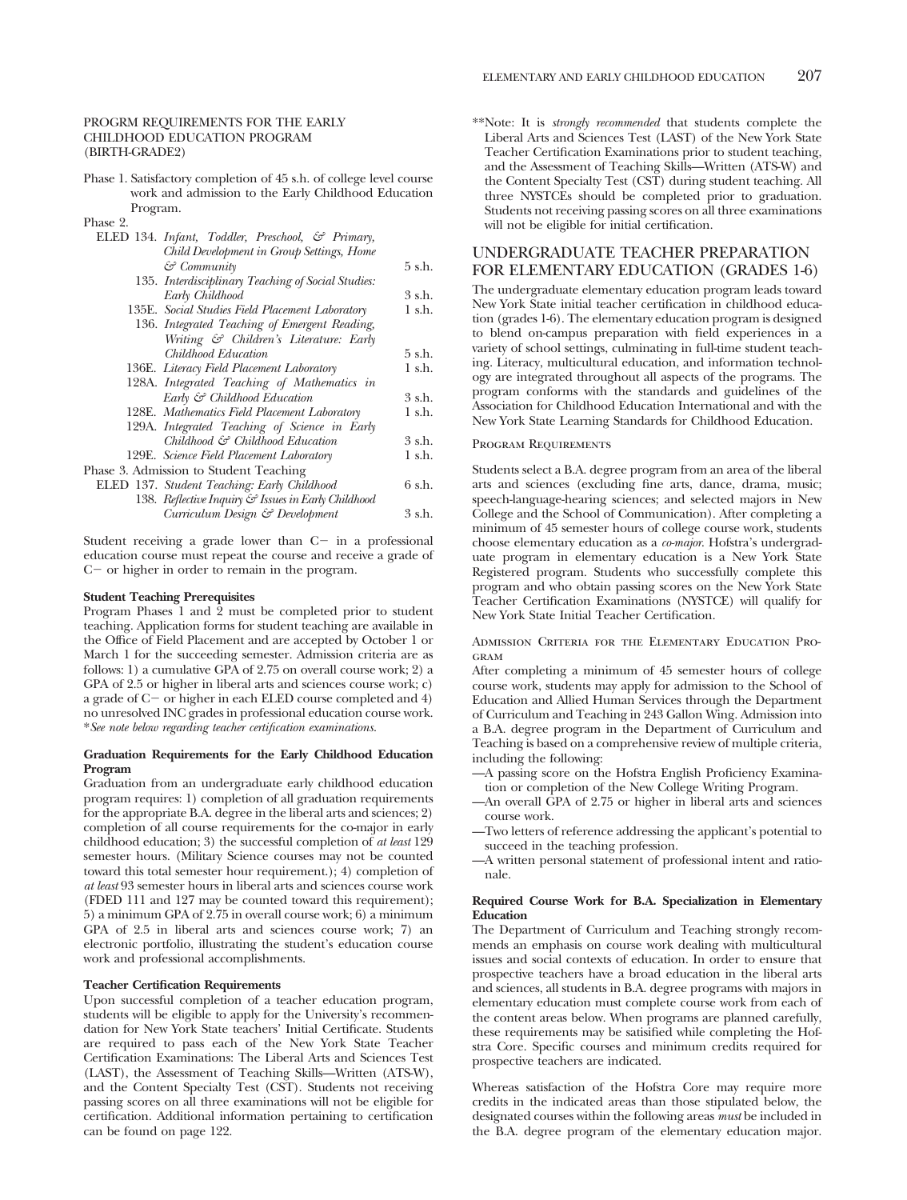PROGRM REQUIREMENTS FOR THE EARLY CHILDHOOD EDUCATION PROGRAM (BIRTH-GRADE2)

Phase 1. Satisfactory completion of 45 s.h. of college level course work and admission to the Early Childhood Education Program.

Phase 2.

| | | |
|---|---|---|
| ELED 134. | *Infant, Toddler, Preschool, & Primary, Child Development in Group Settings, Home & Community* | 5 s.h. |
| 135. | *Interdisciplinary Teaching of Social Studies: Early Childhood* | 3 s.h. |
| 135E. | *Social Studies Field Placement Laboratory* | 1 s.h. |
| 136. | *Integrated Teaching of Emergent Reading, Writing & Children's Literature: Early Childhood Education* | 5 s.h. |
| 136E. | *Literacy Field Placement Laboratory* | 1 s.h. |
| 128A. | *Integrated Teaching of Mathematics in Early & Childhood Education* | 3 s.h. |
| 128E. | *Mathematics Field Placement Laboratory* | 1 s.h. |
| 129A. | *Integrated Teaching of Science in Early Childhood & Childhood Education* | 3 s.h. |
| 129E. | *Science Field Placement Laboratory* | 1 s.h. |

Phase 3. Admission to Student Teaching

| | | |
|---|---|---|
| ELED 137. | *Student Teaching: Early Childhood* | 6 s.h. |
| 138. | *Reflective Inquiry & Issues in Early Childhood Curriculum Design & Development* | 3 s.h. |

Student receiving a grade lower than C− in a professional education course must repeat the course and receive a grade of C− or higher in order to remain in the program.

**Student Teaching Prerequisites**

Program Phases 1 and 2 must be completed prior to student teaching. Application forms for student teaching are available in the Office of Field Placement and are accepted by October 1 or March 1 for the succeeding semester. Admission criteria are as follows: 1) a cumulative GPA of 2.75 on overall course work; 2) a GPA of 2.5 or higher in liberal arts and sciences course work; c) a grade of C− or higher in each ELED course completed and 4) no unresolved INC grades in professional education course work. **See note below regarding teacher certification examinations.*

**Graduation Requirements for the Early Childhood Education Program**

Graduation from an undergraduate early childhood education program requires: 1) completion of all graduation requirements for the appropriate B.A. degree in the liberal arts and sciences; 2) completion of all course requirements for the co-major in early childhood education; 3) the successful completion of *at least* 129 semester hours. (Military Science courses may not be counted toward this total semester hour requirement.); 4) completion of *at least* 93 semester hours in liberal arts and sciences course work (FDED 111 and 127 may be counted toward this requirement); 5) a minimum GPA of 2.75 in overall course work; 6) a minimum GPA of 2.5 in liberal arts and sciences course work; 7) an electronic portfolio, illustrating the student's education course work and professional accomplishments.

**Teacher Certification Requirements**

Upon successful completion of a teacher education program, students will be eligible to apply for the University's recommendation for New York State teachers' Initial Certificate. Students are required to pass each of the New York State Teacher Certification Examinations: The Liberal Arts and Sciences Test (LAST), the Assessment of Teaching Skills—Written (ATS-W), and the Content Specialty Test (CST). Students not receiving passing scores on all three examinations will not be eligible for certification. Additional information pertaining to certification can be found on page 122.

**Note: It is *strongly recommended* that students complete the Liberal Arts and Sciences Test (LAST) of the New York State Teacher Certification Examinations prior to student teaching, and the Assessment of Teaching Skills—Written (ATS-W) and the Content Specialty Test (CST) during student teaching. All three NYSTCEs should be completed prior to graduation. Students not receiving passing scores on all three examinations will not be eligible for initial certification.

## UNDERGRADUATE TEACHER PREPARATION FOR ELEMENTARY EDUCATION (GRADES 1-6)

The undergraduate elementary education program leads toward New York State initial teacher certification in childhood education (grades 1-6). The elementary education program is designed to blend on-campus preparation with field experiences in a variety of school settings, culminating in full-time student teaching. Literacy, multicultural education, and information technology are integrated throughout all aspects of the programs. The program conforms with the standards and guidelines of the Association for Childhood Education International and with the New York State Learning Standards for Childhood Education.

Program Requirements

Students select a B.A. degree program from an area of the liberal arts and sciences (excluding fine arts, dance, drama, music; speech-language-hearing sciences; and selected majors in New College and the School of Communication). After completing a minimum of 45 semester hours of college course work, students choose elementary education as a *co-major*. Hofstra's undergraduate program in elementary education is a New York State Registered program. Students who successfully complete this program and who obtain passing scores on the New York State Teacher Certification Examinations (NYSTCE) will qualify for New York State Initial Teacher Certification.

Admission Criteria for the Elementary Education Program

After completing a minimum of 45 semester hours of college course work, students may apply for admission to the School of Education and Allied Human Services through the Department of Curriculum and Teaching in 243 Gallon Wing. Admission into a B.A. degree program in the Department of Curriculum and Teaching is based on a comprehensive review of multiple criteria, including the following:

—A passing score on the Hofstra English Proficiency Examination or completion of the New College Writing Program.
—An overall GPA of 2.75 or higher in liberal arts and sciences course work.
—Two letters of reference addressing the applicant's potential to succeed in the teaching profession.
—A written personal statement of professional intent and rationale.

**Required Course Work for B.A. Specialization in Elementary Education**

The Department of Curriculum and Teaching strongly recommends an emphasis on course work dealing with multicultural issues and social contexts of education. In order to ensure that prospective teachers have a broad education in the liberal arts and sciences, all students in B.A. degree programs with majors in elementary education must complete course work from each of the content areas below. When programs are planned carefully, these requirements may be satisified while completing the Hofstra Core. Specific courses and minimum credits required for prospective teachers are indicated.

Whereas satisfaction of the Hofstra Core may require more credits in the indicated areas than those stipulated below, the designated courses within the following areas *must* be included in the B.A. degree program of the elementary education major.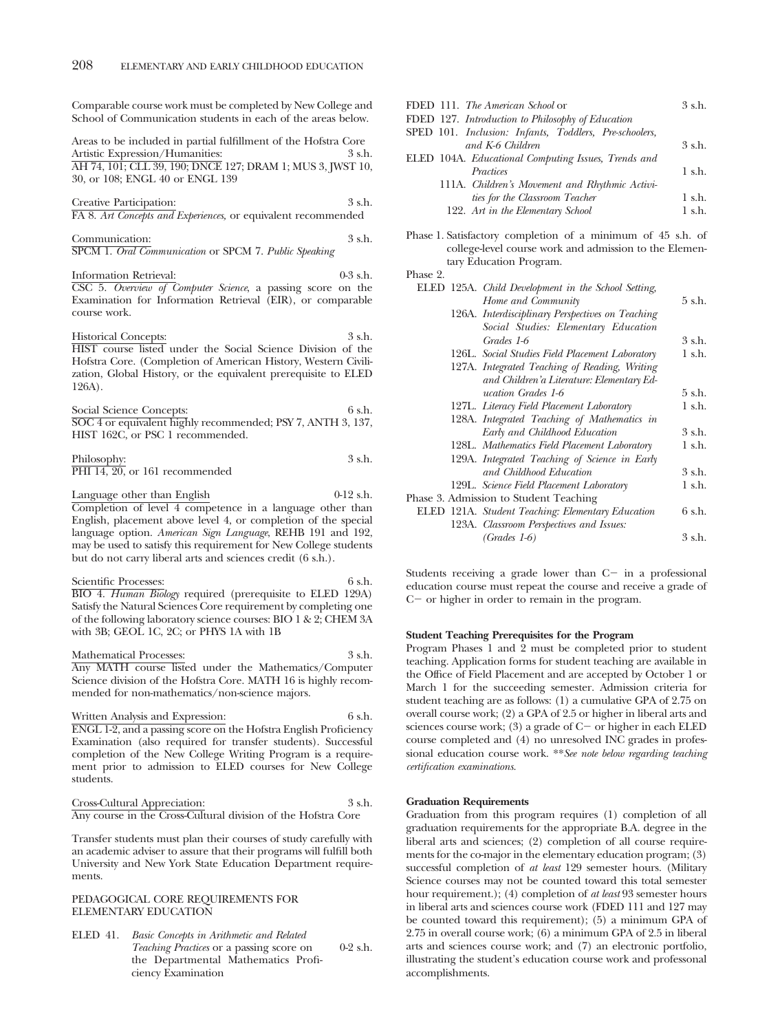Comparable course work must be completed by New College and School of Communication students in each of the areas below.

Areas to be included in partial fulfillment of the Hofstra Core

Artistic Expression/Humanities: 3 s.h.
AH 74, 101; CLL 39, 190; DNCE 127; DRAM 1; MUS 3, JWST 10, 30, or 108; ENGL 40 or ENGL 139

Creative Participation: 3 s.h.
FA 8. *Art Concepts and Experiences*, or equivalent recommended

Communication: 3 s.h.
SPCM 1. *Oral Communication* or SPCM 7. *Public Speaking*

Information Retrieval: 0-3 s.h.
CSC 5. *Overview of Computer Science*, a passing score on the Examination for Information Retrieval (EIR), or comparable course work.

Historical Concepts: 3 s.h.
HIST course listed under the Social Science Division of the Hofstra Core. (Completion of American History, Western Civilization, Global History, or the equivalent prerequisite to ELED 126A).

Social Science Concepts: 6 s.h.
SOC 4 or equivalent highly recommended; PSY 7, ANTH 3, 137, HIST 162C, or PSC 1 recommended.

Philosophy: 3 s.h.
PHI 14, 20, or 161 recommended

Language other than English 0-12 s.h.
Completion of level 4 competence in a language other than English, placement above level 4, or completion of the special language option. *American Sign Language*, REHB 191 and 192, may be used to satisfy this requirement for New College students but do not carry liberal arts and sciences credit (6 s.h.).

Scientific Processes: 6 s.h.
BIO 4. *Human Biology* required (prerequisite to ELED 129A) Satisfy the Natural Sciences Core requirement by completing one of the following laboratory science courses: BIO 1 & 2; CHEM 3A with 3B; GEOL 1C, 2C; or PHYS 1A with 1B

Mathematical Processes: 3 s.h.
Any MATH course listed under the Mathematics/Computer Science division of the Hofstra Core. MATH 16 is highly recommended for non-mathematics/non-science majors.

Written Analysis and Expression: 6 s.h.
ENGL 1-2, and a passing score on the Hofstra English Proficiency Examination (also required for transfer students). Successful completion of the New College Writing Program is a requirement prior to admission to ELED courses for New College students.

Cross-Cultural Appreciation: 3 s.h.
Any course in the Cross-Cultural division of the Hofstra Core

Transfer students must plan their courses of study carefully with an academic adviser to assure that their programs will fulfill both University and New York State Education Department requirements.

## PEDAGOGICAL CORE REQUIREMENTS FOR ELEMENTARY EDUCATION

- ELED 41. *Basic Concepts in Arithmetic and Related Teaching Practices* or a passing score on the Departmental Mathematics Proficiency Examination — 0-2 s.h.
- FDED 111. *The American School* or FDED 127. *Introduction to Philosophy of Education* — 3 s.h.
- SPED 101. *Inclusion: Infants, Toddlers, Pre-schoolers, and K-6 Children* — 3 s.h.
- ELED 104A. *Educational Computing Issues, Trends and Practices* — 1 s.h.
- 111A. *Children's Movement and Rhythmic Activities for the Classroom Teacher* — 1 s.h.
- 122. *Art in the Elementary School* — 1 s.h.

Phase 1. Satisfactory completion of a minimum of 45 s.h. of college-level course work and admission to the Elementary Education Program.

Phase 2.

- ELED 125A. *Child Development in the School Setting, Home and Community* — 5 s.h.
- 126A. *Interdisciplinary Perspectives on Teaching Social Studies: Elementary Education Grades 1-6* — 3 s.h.
- 126L. *Social Studies Field Placement Laboratory* — 1 s.h.
- 127A. *Integrated Teaching of Reading, Writing and Children'a Literature: Elementary Education Grades 1-6* — 5 s.h.
- 127L. *Literacy Field Placement Laboratory* — 1 s.h.
- 128A. *Integrated Teaching of Mathematics in Early and Childhood Education* — 3 s.h.
- 128L. *Mathematics Field Placement Laboratory* — 1 s.h.
- 129A. *Integrated Teaching of Science in Early and Childhood Education* — 3 s.h.
- 129L. *Science Field Placement Laboratory* — 1 s.h.

Phase 3. Admission to Student Teaching

- ELED 121A. *Student Teaching: Elementary Education* — 6 s.h.
- 123A. *Classroom Perspectives and Issues: (Grades 1-6)* — 3 s.h.

Students receiving a grade lower than C− in a professional education course must repeat the course and receive a grade of C− or higher in order to remain in the program.

**Student Teaching Prerequisites for the Program**

Program Phases 1 and 2 must be completed prior to student teaching. Application forms for student teaching are available in the Office of Field Placement and are accepted by October 1 or March 1 for the succeeding semester. Admission criteria for student teaching are as follows: (1) a cumulative GPA of 2.75 on overall course work; (2) a GPA of 2.5 or higher in liberal arts and sciences course work; (3) a grade of C− or higher in each ELED course completed and (4) no unresolved INC grades in professional education course work. *\*\*See note below regarding teaching certification examinations.*

**Graduation Requirements**

Graduation from this program requires (1) completion of all graduation requirements for the appropriate B.A. degree in the liberal arts and sciences; (2) completion of all course requirements for the co-major in the elementary education program; (3) successful completion of *at least* 129 semester hours. (Military Science courses may not be counted toward this total semester hour requirement.); (4) completion of *at least* 93 semester hours in liberal arts and sciences course work (FDED 111 and 127 may be counted toward this requirement); (5) a minimum GPA of 2.75 in overall course work; (6) a minimum GPA of 2.5 in liberal arts and sciences course work; and (7) an electronic portfolio, illustrating the student's education course work and professonal accomplishments.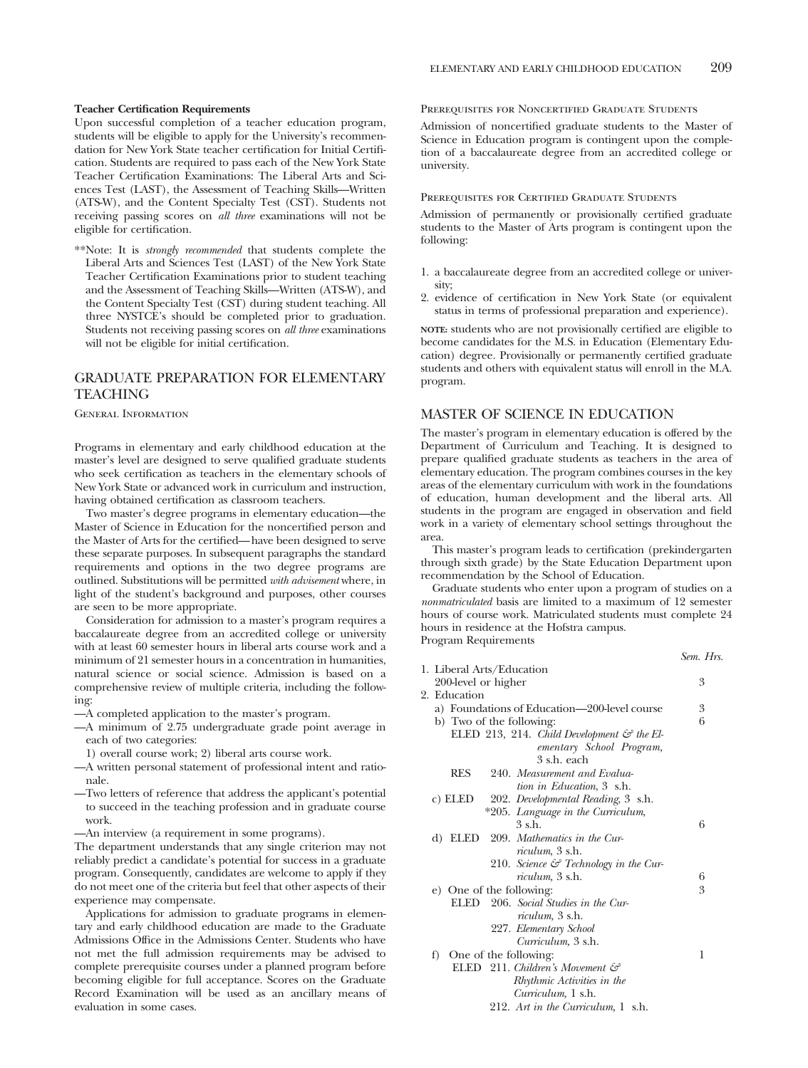**Teacher Certification Requirements**

Upon successful completion of a teacher education program, students will be eligible to apply for the University's recommendation for New York State teacher certification for Initial Certification. Students are required to pass each of the New York State Teacher Certification Examinations: The Liberal Arts and Sciences Test (LAST), the Assessment of Teaching Skills—Written (ATS-W), and the Content Specialty Test (CST). Students not receiving passing scores on *all three* examinations will not be eligible for certification.

**Note: It is *strongly recommended* that students complete the Liberal Arts and Sciences Test (LAST) of the New York State Teacher Certification Examinations prior to student teaching and the Assessment of Teaching Skills—Written (ATS-W), and the Content Specialty Test (CST) during student teaching. All three NYSTCE's should be completed prior to graduation. Students not receiving passing scores on *all three* examinations will not be eligible for initial certification.

## GRADUATE PREPARATION FOR ELEMENTARY TEACHING

### General Information

Programs in elementary and early childhood education at the master's level are designed to serve qualified graduate students who seek certification as teachers in the elementary schools of New York State or advanced work in curriculum and instruction, having obtained certification as classroom teachers.

Two master's degree programs in elementary education—the Master of Science in Education for the noncertified person and the Master of Arts for the certified—have been designed to serve these separate purposes. In subsequent paragraphs the standard requirements and options in the two degree programs are outlined. Substitutions will be permitted *with advisement* where, in light of the student's background and purposes, other courses are seen to be more appropriate.

Consideration for admission to a master's program requires a baccalaureate degree from an accredited college or university with at least 60 semester hours in liberal arts course work and a minimum of 21 semester hours in a concentration in humanities, natural science or social science. Admission is based on a comprehensive review of multiple criteria, including the following:

—A completed application to the master's program.

—A minimum of 2.75 undergraduate grade point average in each of two categories:
1) overall course work; 2) liberal arts course work.

—A written personal statement of professional intent and rationale.

—Two letters of reference that address the applicant's potential to succeed in the teaching profession and in graduate course work.

—An interview (a requirement in some programs).

The department understands that any single criterion may not reliably predict a candidate's potential for success in a graduate program. Consequently, candidates are welcome to apply if they do not meet one of the criteria but feel that other aspects of their experience may compensate.

Applications for admission to graduate programs in elementary and early childhood education are made to the Graduate Admissions Office in the Admissions Center. Students who have not met the full admission requirements may be advised to complete prerequisite courses under a planned program before becoming eligible for full acceptance. Scores on the Graduate Record Examination will be used as an ancillary means of evaluation in some cases.

### Prerequisites for Noncertified Graduate Students

Admission of noncertified graduate students to the Master of Science in Education program is contingent upon the completion of a baccalaureate degree from an accredited college or university.

### Prerequisites for Certified Graduate Students

Admission of permanently or provisionally certified graduate students to the Master of Arts program is contingent upon the following:

1. a baccalaureate degree from an accredited college or university;
2. evidence of certification in New York State (or equivalent status in terms of professional preparation and experience).

**NOTE:** students who are not provisionally certified are eligible to become candidates for the M.S. in Education (Elementary Education) degree. Provisionally or permanently certified graduate students and others with equivalent status will enroll in the M.A. program.

## MASTER OF SCIENCE IN EDUCATION

The master's program in elementary education is offered by the Department of Curriculum and Teaching. It is designed to prepare qualified graduate students as teachers in the area of elementary education. The program combines courses in the key areas of the elementary curriculum with work in the foundations of education, human development and the liberal arts. All students in the program are engaged in observation and field work in a variety of elementary school settings throughout the area.

This master's program leads to certification (prekindergarten through sixth grade) by the State Education Department upon recommendation by the School of Education.

Graduate students who enter upon a program of studies on a *nonmatriculated* basis are limited to a maximum of 12 semester hours of course work. Matriculated students must complete 24 hours in residence at the Hofstra campus.

Program Requirements

| | *Sem. Hrs.* |
|---|---|
| 1. Liberal Arts/Education 200-level or higher | 3 |
| 2. Education | |
| a) Foundations of Education—200-level course | 3 |
| b) Two of the following: | 6 |
| ELED 213, 214. *Child Development & the Elementary School Program,* 3 s.h. each | |
| RES 240. *Measurement and Evaluation in Education,* 3 s.h. | |
| c) ELED 202. *Developmental Reading,* 3 s.h. | |
| *205. *Language in the Curriculum,* 3 s.h. | 6 |
| d) ELED 209. *Mathematics in the Curriculum,* 3 s.h. | |
| 210. *Science & Technology in the Curriculum,* 3 s.h. | 6 |
| e) One of the following: | 3 |
| ELED 206. *Social Studies in the Curriculum,* 3 s.h. | |
| 227. *Elementary School Curriculum,* 3 s.h. | |
| f) One of the following: | 1 |
| ELED 211. *Children's Movement & Rhythmic Activities in the Curriculum,* 1 s.h. | |
| 212. *Art in the Curriculum,* 1 s.h. | |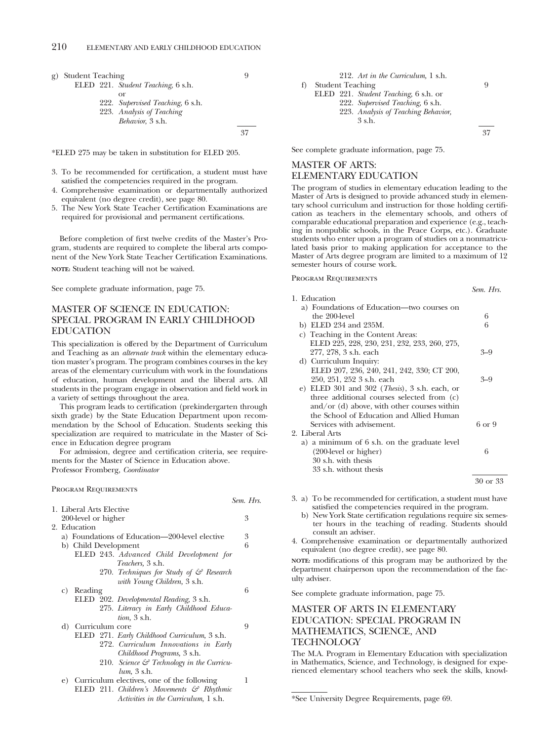g) Student Teaching — 9

ELED 221. *Student Teaching,* 6 s.h.
or
222. *Supervised Teaching,* 6 s.h.
223. *Analysis of Teaching Behavior,* 3 s.h.

37

*ELED 275 may be taken in substitution for ELED 205.

3. To be recommended for certification, a student must have satisfied the competencies required in the program.
4. Comprehensive examination or departmentally authorized equivalent (no degree credit), see page 80.
5. The New York State Teacher Certification Examinations are required for provisional and permanent certifications.

Before completion of first twelve credits of the Master's Program, students are required to complete the liberal arts component of the New York State Teacher Certification Examinations.

**NOTE:** Student teaching will not be waived.

See complete graduate information, page 75.

## MASTER OF SCIENCE IN EDUCATION: SPECIAL PROGRAM IN EARLY CHILDHOOD EDUCATION

This specialization is offered by the Department of Curriculum and Teaching as an *alternate track* within the elementary education master's program. The program combines courses in the key areas of the elementary curriculum with work in the foundations of education, human development and the liberal arts. All students in the program engage in observation and field work in a variety of settings throughout the area.

This program leads to certification (prekindergarten through sixth grade) by the State Education Department upon recommendation by the School of Education. Students seeking this specialization are required to matriculate in the Master of Science in Education degree program

For admission, degree and certification criteria, see requirements for the Master of Science in Education above.
Professor Fromberg, *Coordinator*

PROGRAM REQUIREMENTS

| | Sem. Hrs. |
|---|---|
| 1. Liberal Arts Elective 200-level or higher | 3 |
| 2. Education | |
| a) Foundations of Education—200-level elective | 3 |
| b) Child Development | 6 |
| ELED 243. *Advanced Child Development for Teachers,* 3 s.h. | |
| 270. *Techniques for Study of & Research with Young Children,* 3 s.h. | |
| c) Reading | 6 |
| ELED 202. *Developmental Reading,* 3 s.h. | |
| 275. *Literacy in Early Childhood Education,* 3 s.h. | |
| d) Curriculum core | 9 |
| ELED 271. *Early Childhood Curriculum,* 3 s.h. | |
| 272. *Curriculum Innovations in Early Childhood Programs,* 3 s.h. | |
| 210. *Science & Technology in the Curriculum,* 3 s.h. | |
| e) Curriculum electives, one of the following | 1 |
| ELED 211. *Children's Movements & Rhythmic Activities in the Curriculum,* 1 s.h. | |
| 212. *Art in the Curriculum,* 1 s.h. | |
| f) Student Teaching | 9 |
| ELED 221. *Student Teaching,* 6 s.h. or | |
| 222. *Supervised Teaching,* 6 s.h. | |
| 223. *Analysis of Teaching Behavior,* 3 s.h. | |
| | 37 |

See complete graduate information, page 75.

## MASTER OF ARTS: ELEMENTARY EDUCATION

The program of studies in elementary education leading to the Master of Arts is designed to provide advanced study in elementary school curriculum and instruction for those holding certification as teachers in the elementary schools, and others of comparable educational preparation and experience (e.g., teaching in nonpublic schools, in the Peace Corps, etc.). Graduate students who enter upon a program of studies on a nonmatriculated basis prior to making application for acceptance to the Master of Arts degree program are limited to a maximum of 12 semester hours of course work.

PROGRAM REQUIREMENTS

| | Sem. Hrs. |
|---|---|
| 1. Education | |
| a) Foundations of Education—two courses on the 200-level | 6 |
| b) ELED 234 and 235M. | 6 |
| c) Teaching in the Content Areas: ELED 225, 228, 230, 231, 232, 233, 260, 275, 277, 278, 3 s.h. each | 3–9 |
| d) Curriculum Inquiry: ELED 207, 236, 240, 241, 242, 330; CT 200, 250, 251, 252 3 s.h. each | 3–9 |
| e) ELED 301 and 302 (*Thesis*), 3 s.h. each, or three additional courses selected from (c) and/or (d) above, with other courses within the School of Education and Allied Human Services with advisement. | 6 or 9 |
| 2. Liberal Arts | |
| a) a minimum of 6 s.h. on the graduate level (200-level or higher) | 6 |
| 30 s.h. with thesis | |
| 33 s.h. without thesis | |
| | 30 or 33 |

3. a) To be recommended for certification, a student must have satisfied the competencies required in the program.
   b) New York State certification regulations require six semester hours in the teaching of reading. Students should consult an adviser.
4. Comprehensive examination or departmentally authorized equivalent (no degree credit), see page 80.

**NOTE:** modifications of this program may be authorized by the department chairperson upon the recommendation of the faculty adviser.

See complete graduate information, page 75.

## MASTER OF ARTS IN ELEMENTARY EDUCATION: SPECIAL PROGRAM IN MATHEMATICS, SCIENCE, AND TECHNOLOGY

The M.A. Program in Elementary Education with specialization in Mathematics, Science, and Technology, is designed for experienced elementary school teachers who seek the skills, knowl-

*See University Degree Requirements, page 69.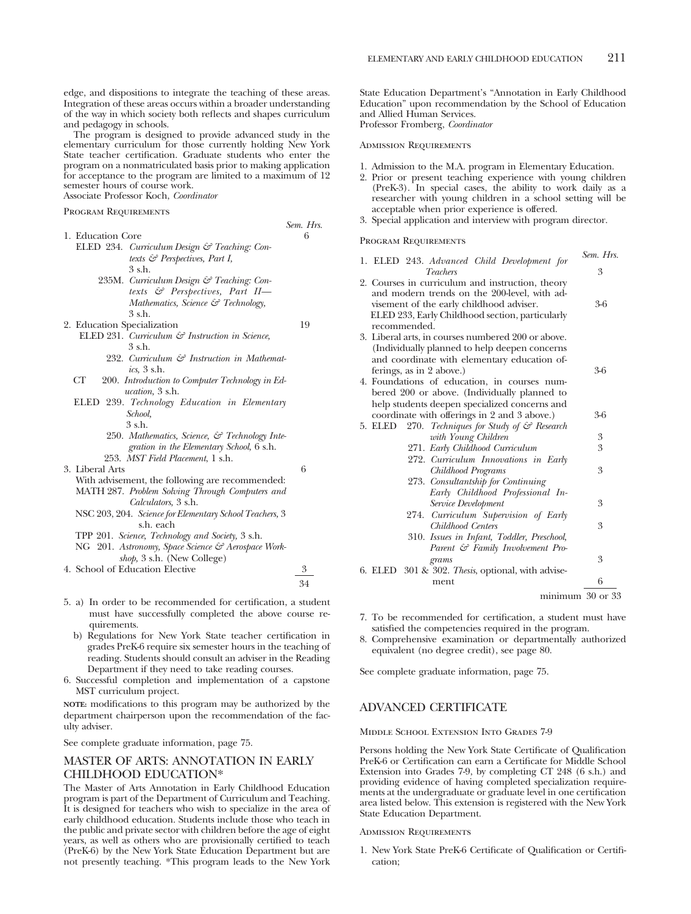edge, and dispositions to integrate the teaching of these areas. Integration of these areas occurs within a broader understanding of the way in which society both reflects and shapes curriculum and pedagogy in schools.

The program is designed to provide advanced study in the elementary curriculum for those currently holding New York State teacher certification. Graduate students who enter the program on a nonmatriculated basis prior to making application for acceptance to the program are limited to a maximum of 12 semester hours of course work.

Associate Professor Koch, *Coordinator*

Program Requirements

| | Sem. Hrs. |
|---|---|
| 1. Education Core | 6 |
| ELED 234. *Curriculum Design & Teaching: Contexts & Perspectives, Part I,* 3 s.h. | |
| 235M. *Curriculum Design & Teaching: Contexts & Perspectives, Part II—Mathematics, Science & Technology,* 3 s.h. | |
| 2. Education Specialization | 19 |
| ELED 231. *Curriculum & Instruction in Science,* 3 s.h. | |
| 232. *Curriculum & Instruction in Mathematics,* 3 s.h. | |
| CT 200. *Introduction to Computer Technology in Education,* 3 s.h. | |
| ELED 239. *Technology Education in Elementary School,* 3 s.h. | |
| 250. *Mathematics, Science, & Technology Integration in the Elementary School,* 6 s.h. | |
| 253. *MST Field Placement,* 1 s.h. | |
| 3. Liberal Arts | 6 |
| With advisement, the following are recommended: | |
| MATH 287. *Problem Solving Through Computers and Calculators,* 3 s.h. | |
| NSC 203, 204. *Science for Elementary School Teachers,* 3 s.h. each | |
| TPP 201. *Science, Technology and Society,* 3 s.h. | |
| NG 201. *Astronomy, Space Science & Aerospace Workshop,* 3 s.h. (New College) | |
| 4. School of Education Elective | 3 |
| | 34 |

5. a) In order to be recommended for certification, a student must have successfully completed the above course requirements.
   b) Regulations for New York State teacher certification in grades PreK-6 require six semester hours in the teaching of reading. Students should consult an adviser in the Reading Department if they need to take reading courses.
6. Successful completion and implementation of a capstone MST curriculum project.

**note:** modifications to this program may be authorized by the department chairperson upon the recommendation of the faculty adviser.

See complete graduate information, page 75.

## MASTER OF ARTS: ANNOTATION IN EARLY CHILDHOOD EDUCATION*

The Master of Arts Annotation in Early Childhood Education program is part of the Department of Curriculum and Teaching. It is designed for teachers who wish to specialize in the area of early childhood education. Students include those who teach in the public and private sector with children before the age of eight years, as well as others who are provisionally certified to teach (PreK-6) by the New York State Education Department but are not presently teaching. *This program leads to the New York State Education Department's "Annotation in Early Childhood Education" upon recommendation by the School of Education and Allied Human Services.

Professor Fromberg, *Coordinator*

Admission Requirements

1. Admission to the M.A. program in Elementary Education.
2. Prior or present teaching experience with young children (PreK-3). In special cases, the ability to work daily as a researcher with young children in a school setting will be acceptable when prior experience is offered.
3. Special application and interview with program director.

Program Requirements

| | Sem. Hrs. |
|---|---|
| 1. ELED 243. *Advanced Child Development for Teachers* | 3 |
| 2. Courses in curriculum and instruction, theory and modern trends on the 200-level, with advisement of the early childhood adviser. ELED 233, Early Childhood section, particularly recommended. | 3-6 |
| 3. Liberal arts, in courses numbered 200 or above. (Individually planned to help deepen concerns and coordinate with elementary education offerings, as in 2 above.) | 3-6 |
| 4. Foundations of education, in courses numbered 200 or above. (Individually planned to help students deepen specialized concerns and coordinate with offerings in 2 and 3 above.) | 3-6 |
| 5. ELED 270. *Techniques for Study of & Research with Young Children* | 3 |
| 271. *Early Childhood Curriculum* | 3 |
| 272. *Curriculum Innovations in Early Childhood Programs* | 3 |
| 273. *Consultantship for Continuing Early Childhood Professional In-Service Development* | 3 |
| 274. *Curriculum Supervision of Early Childhood Centers* | 3 |
| 310. *Issues in Infant, Toddler, Preschool, Parent & Family Involvement Programs* | 3 |
| 6. ELED 301 & 302. *Thesis*, optional, with advisement | 6 |
| | minimum 30 or 33 |

7. To be recommended for certification, a student must have satisfied the competencies required in the program.
8. Comprehensive examination or departmentally authorized equivalent (no degree credit), see page 80.

See complete graduate information, page 75.

## ADVANCED CERTIFICATE

Middle School Extension Into Grades 7-9

Persons holding the New York State Certificate of Qualification PreK-6 or Certification can earn a Certificate for Middle School Extension into Grades 7-9, by completing CT 248 (6 s.h.) and providing evidence of having completed specialization requirements at the undergraduate or graduate level in one certification area listed below. This extension is registered with the New York State Education Department.

Admission Requirements

1. New York State PreK-6 Certificate of Qualification or Certification;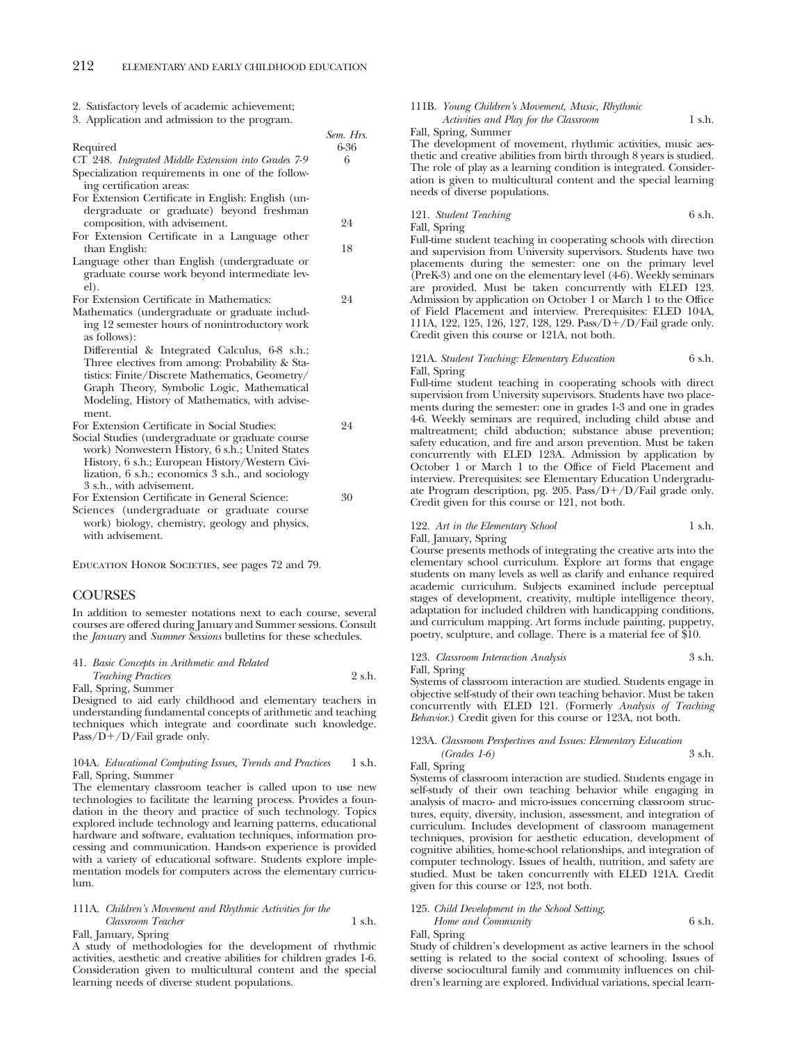2. Satisfactory levels of academic achievement;
3. Application and admission to the program.

| | Sem. Hrs. |
|---|---|
| Required | 6-36 |
| CT 248. *Integrated Middle Extension into Grades 7-9* | 6 |
| Specialization requirements in one of the following certification areas: | |
| For Extension Certificate in English: English (undergraduate or graduate) beyond freshman composition, with advisement. | 24 |
| For Extension Certificate in a Language other than English: | 18 |
| Language other than English (undergraduate or graduate course work beyond intermediate level). | |
| For Extension Certificate in Mathematics: | 24 |
| Mathematics (undergraduate or graduate including 12 semester hours of nonintroductory work as follows): Differential & Integrated Calculus, 6-8 s.h.; Three electives from among: Probability & Statistics: Finite/Discrete Mathematics, Geometry/Graph Theory, Symbolic Logic, Mathematical Modeling, History of Mathematics, with advisement. | |
| For Extension Certificate in Social Studies: | 24 |
| Social Studies (undergraduate or graduate course work) Nonwestern History, 6 s.h.; United States History, 6 s.h.; European History/Western Civilization, 6 s.h.; economics 3 s.h., and sociology 3 s.h., with advisement. | |
| For Extension Certificate in General Science: | 30 |
| Sciences (undergraduate or graduate course work) biology, chemistry, geology and physics, with advisement. | |

Education Honor Societies, see pages 72 and 79.

## COURSES

In addition to semester notations next to each course, several courses are offered during January and Summer sessions. Consult the *January* and *Summer Sessions* bulletins for these schedules.

41. *Basic Concepts in Arithmetic and Related Teaching Practices* 2 s.h.
Fall, Spring, Summer
Designed to aid early childhood and elementary teachers in understanding fundamental concepts of arithmetic and teaching techniques which integrate and coordinate such knowledge. Pass/D+/D/Fail grade only.

104A. *Educational Computing Issues, Trends and Practices* 1 s.h.
Fall, Spring, Summer
The elementary classroom teacher is called upon to use new technologies to facilitate the learning process. Provides a foundation in the theory and practice of such technology. Topics explored include technology and learning patterns, educational hardware and software, evaluation techniques, information processing and communication. Hands-on experience is provided with a variety of educational software. Students explore implementation models for computers across the elementary curriculum.

111A. *Children's Movement and Rhythmic Activities for the Classroom Teacher* 1 s.h.
Fall, January, Spring
A study of methodologies for the development of rhythmic activities, aesthetic and creative abilities for children grades 1-6. Consideration given to multicultural content and the special learning needs of diverse student populations.

111B. *Young Children's Movement, Music, Rhythmic Activities and Play for the Classroom* 1 s.h.
Fall, Spring, Summer
The development of movement, rhythmic activities, music aesthetic and creative abilities from birth through 8 years is studied. The role of play as a learning condition is integrated. Consideration is given to multicultural content and the special learning needs of diverse populations.

121. *Student Teaching* 6 s.h.
Fall, Spring
Full-time student teaching in cooperating schools with direction and supervision from University supervisors. Students have two placements during the semester: one on the primary level (PreK-3) and one on the elementary level (4-6). Weekly seminars are provided. Must be taken concurrently with ELED 123. Admission by application on October 1 or March 1 to the Office of Field Placement and interview. Prerequisites: ELED 104A, 111A, 122, 125, 126, 127, 128, 129. Pass/D+/D/Fail grade only. Credit given this course or 121A, not both.

121A. *Student Teaching: Elementary Education* 6 s.h.
Fall, Spring
Full-time student teaching in cooperating schools with direct supervision from University supervisors. Students have two placements during the semester: one in grades 1-3 and one in grades 4-6. Weekly seminars are required, including child abuse and maltreatment; child abduction; substance abuse prevention; safety education, and fire and arson prevention. Must be taken concurrently with ELED 123A. Admission by application by October 1 or March 1 to the Office of Field Placement and interview. Prerequisites: see Elementary Education Undergraduate Program description, pg. 205. Pass/D+/D/Fail grade only. Credit given for this course or 121, not both.

122. *Art in the Elementary School* 1 s.h.
Fall, January, Spring
Course presents methods of integrating the creative arts into the elementary school curriculum. Explore art forms that engage students on many levels as well as clarify and enhance required academic curriculum. Subjects examined include perceptual stages of development, creativity, multiple intelligence theory, adaptation for included children with handicapping conditions, and curriculum mapping. Art forms include painting, puppetry, poetry, sculpture, and collage. There is a material fee of $10.

123. *Classroom Interaction Analysis* 3 s.h.
Fall, Spring
Systems of classroom interaction are studied. Students engage in objective self-study of their own teaching behavior. Must be taken concurrently with ELED 121. (Formerly *Analysis of Teaching Behavior.*) Credit given for this course or 123A, not both.

123A. *Classroom Perspectives and Issues: Elementary Education (Grades 1-6)* 3 s.h.
Fall, Spring
Systems of classroom interaction are studied. Students engage in self-study of their own teaching behavior while engaging in analysis of macro- and micro-issues concerning classroom structures, equity, diversity, inclusion, assessment, and integration of curriculum. Includes development of classroom management techniques, provision for aesthetic education, development of cognitive abilities, home-school relationships, and integration of computer technology. Issues of health, nutrition, and safety are studied. Must be taken concurrently with ELED 121A. Credit given for this course or 123, not both.

125. *Child Development in the School Setting, Home and Community* 6 s.h.
Fall, Spring
Study of children's development as active learners in the school setting is related to the social context of schooling. Issues of diverse sociocultural family and community influences on children's learning are explored. Individual variations, special learn-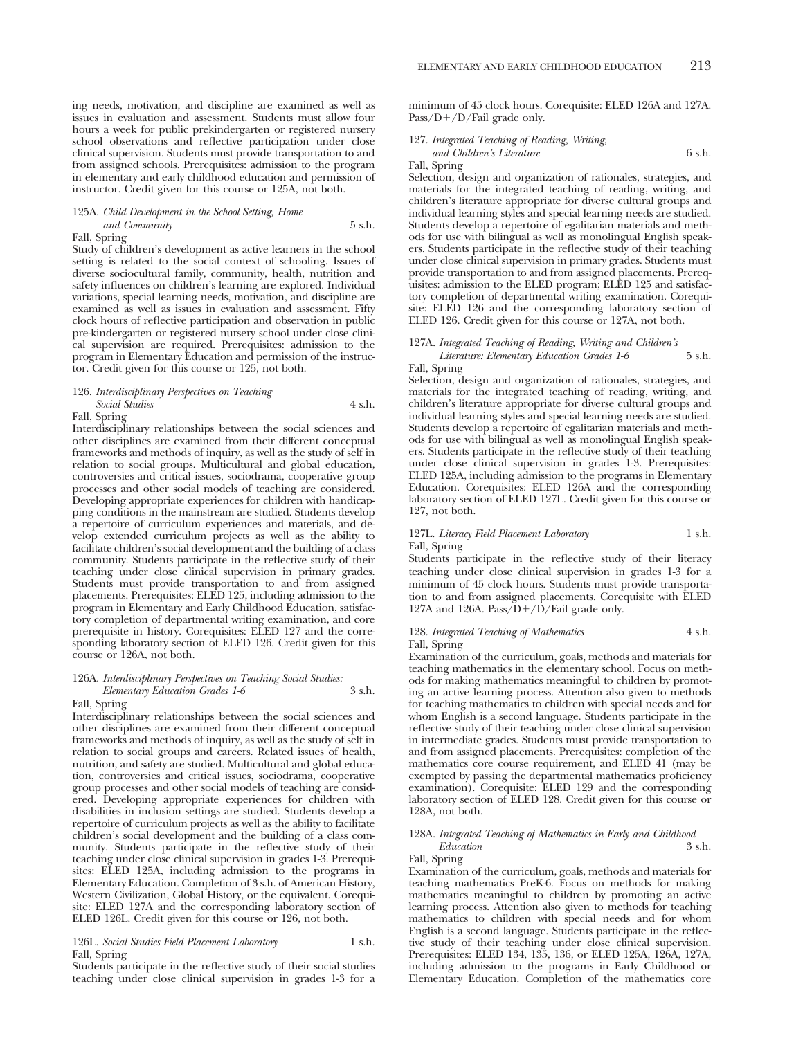ing needs, motivation, and discipline are examined as well as issues in evaluation and assessment. Students must allow four hours a week for public prekindergarten or registered nursery school observations and reflective participation under close clinical supervision. Students must provide transportation to and from assigned schools. Prerequisites: admission to the program in elementary and early childhood education and permission of instructor. Credit given for this course or 125A, not both.

125A. *Child Development in the School Setting, Home and Community* 5 s.h.
Fall, Spring
Study of children's development as active learners in the school setting is related to the social context of schooling. Issues of diverse sociocultural family, community, health, nutrition and safety influences on children's learning are explored. Individual variations, special learning needs, motivation, and discipline are examined as well as issues in evaluation and assessment. Fifty clock hours of reflective participation and observation in public pre-kindergarten or registered nursery school under close clinical supervision are required. Prerequisites: admission to the program in Elementary Education and permission of the instructor. Credit given for this course or 125, not both.

126. *Interdisciplinary Perspectives on Teaching Social Studies* 4 s.h.
Fall, Spring
Interdisciplinary relationships between the social sciences and other disciplines are examined from their different conceptual frameworks and methods of inquiry, as well as the study of self in relation to social groups. Multicultural and global education, controversies and critical issues, sociodrama, cooperative group processes and other social models of teaching are considered. Developing appropriate experiences for children with handicapping conditions in the mainstream are studied. Students develop a repertoire of curriculum experiences and materials, and develop extended curriculum projects as well as the ability to facilitate children's social development and the building of a class community. Students participate in the reflective study of their teaching under close clinical supervision in primary grades. Students must provide transportation to and from assigned placements. Prerequisites: ELED 125, including admission to the program in Elementary and Early Childhood Education, satisfactory completion of departmental writing examination, and core prerequisite in history. Corequisites: ELED 127 and the corresponding laboratory section of ELED 126. Credit given for this course or 126A, not both.

126A. *Interdisciplinary Perspectives on Teaching Social Studies: Elementary Education Grades 1-6* 3 s.h.
Fall, Spring
Interdisciplinary relationships between the social sciences and other disciplines are examined from their different conceptual frameworks and methods of inquiry, as well as the study of self in relation to social groups and careers. Related issues of health, nutrition, and safety are studied. Multicultural and global education, controversies and critical issues, sociodrama, cooperative group processes and other social models of teaching are considered. Developing appropriate experiences for children with disabilities in inclusion settings are studied. Students develop a repertoire of curriculum projects as well as the ability to facilitate children's social development and the building of a class community. Students participate in the reflective study of their teaching under close clinical supervision in grades 1-3. Prerequisites: ELED 125A, including admission to the programs in Elementary Education. Completion of 3 s.h. of American History, Western Civilization, Global History, or the equivalent. Corequisite: ELED 127A and the corresponding laboratory section of ELED 126L. Credit given for this course or 126, not both.

126L. *Social Studies Field Placement Laboratory* 1 s.h.
Fall, Spring
Students participate in the reflective study of their social studies teaching under close clinical supervision in grades 1-3 for a minimum of 45 clock hours. Corequisite: ELED 126A and 127A. Pass/D+/D/Fail grade only.

127. *Integrated Teaching of Reading, Writing, and Children's Literature* 6 s.h.
Fall, Spring
Selection, design and organization of rationales, strategies, and materials for the integrated teaching of reading, writing, and children's literature appropriate for diverse cultural groups and individual learning styles and special learning needs are studied. Students develop a repertoire of egalitarian materials and methods for use with bilingual as well as monolingual English speakers. Students participate in the reflective study of their teaching under close clinical supervision in primary grades. Students must provide transportation to and from assigned placements. Prerequisites: admission to the ELED program; ELED 125 and satisfactory completion of departmental writing examination. Corequisite: ELED 126 and the corresponding laboratory section of ELED 126. Credit given for this course or 127A, not both.

127A. *Integrated Teaching of Reading, Writing and Children's Literature: Elementary Education Grades 1-6* 5 s.h.
Fall, Spring
Selection, design and organization of rationales, strategies, and materials for the integrated teaching of reading, writing, and children's literature appropriate for diverse cultural groups and individual learning styles and special learning needs are studied. Students develop a repertoire of egalitarian materials and methods for use with bilingual as well as monolingual English speakers. Students participate in the reflective study of their teaching under close clinical supervision in grades 1-3. Prerequisites: ELED 125A, including admission to the programs in Elementary Education. Corequisites: ELED 126A and the corresponding laboratory section of ELED 127L. Credit given for this course or 127, not both.

127L. *Literacy Field Placement Laboratory* 1 s.h.
Fall, Spring
Students participate in the reflective study of their literacy teaching under close clinical supervision in grades 1-3 for a minimum of 45 clock hours. Students must provide transportation to and from assigned placements. Corequisite with ELED 127A and 126A. Pass/D+/D/Fail grade only.

128. *Integrated Teaching of Mathematics* 4 s.h.
Fall, Spring
Examination of the curriculum, goals, methods and materials for teaching mathematics in the elementary school. Focus on methods for making mathematics meaningful to children by promoting an active learning process. Attention also given to methods for teaching mathematics to children with special needs and for whom English is a second language. Students participate in the reflective study of their teaching under close clinical supervision in intermediate grades. Students must provide transportation to and from assigned placements. Prerequisites: completion of the mathematics core course requirement, and ELED 41 (may be exempted by passing the departmental mathematics proficiency examination). Corequisite: ELED 129 and the corresponding laboratory section of ELED 128. Credit given for this course or 128A, not both.

128A. *Integrated Teaching of Mathematics in Early and Childhood Education* 3 s.h.
Fall, Spring
Examination of the curriculum, goals, methods and materials for teaching mathematics PreK-6. Focus on methods for making mathematics meaningful to children by promoting an active learning process. Attention also given to methods for teaching mathematics to children with special needs and for whom English is a second language. Students participate in the reflective study of their teaching under close clinical supervision. Prerequisites: ELED 134, 135, 136, or ELED 125A, 126A, 127A, including admission to the programs in Early Childhood or Elementary Education. Completion of the mathematics core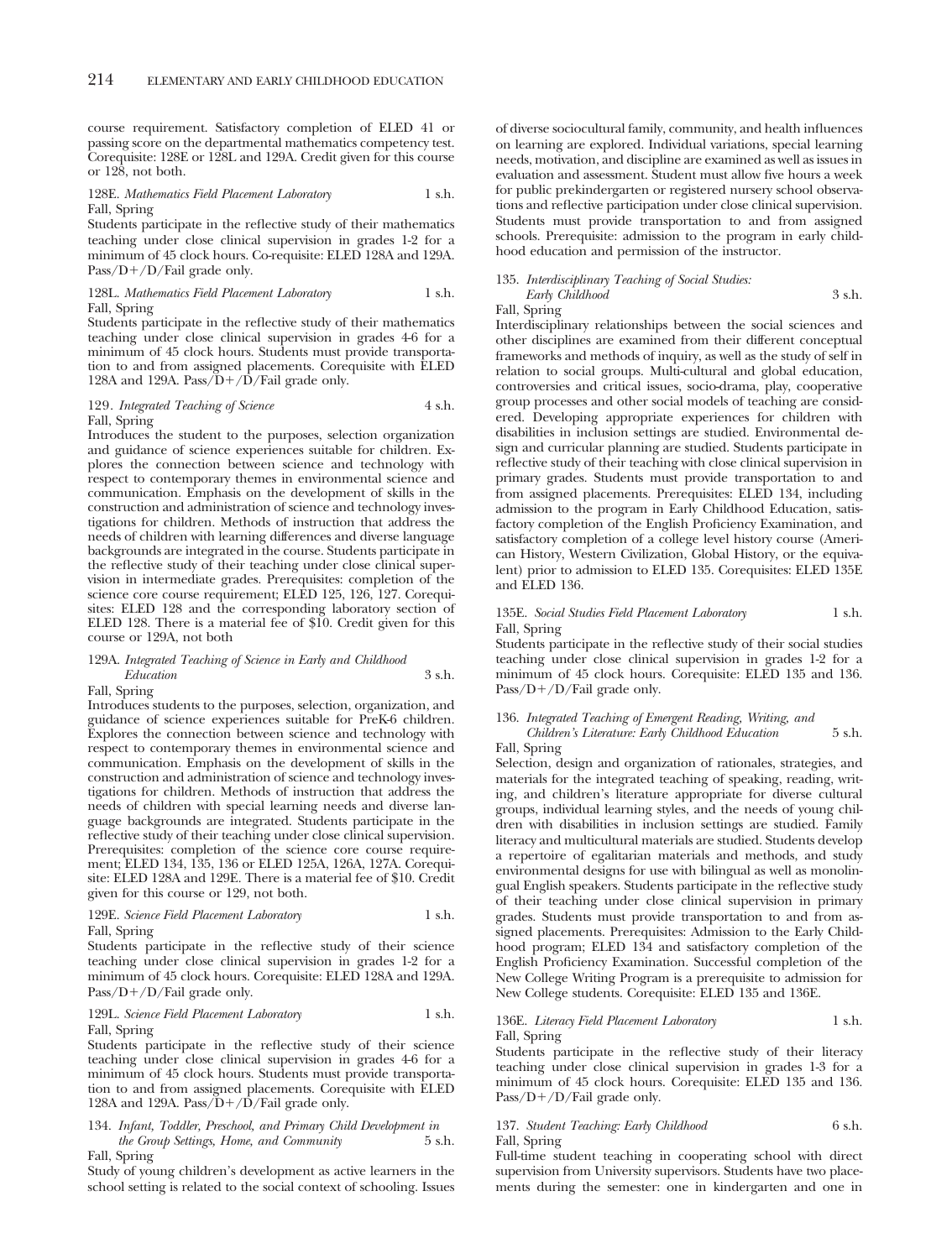course requirement. Satisfactory completion of ELED 41 or passing score on the departmental mathematics competency test. Corequisite: 128E or 128L and 129A. Credit given for this course or 128, not both.

128E. *Mathematics Field Placement Laboratory* 1 s.h.
Fall, Spring
Students participate in the reflective study of their mathematics teaching under close clinical supervision in grades 1-2 for a minimum of 45 clock hours. Co-requisite: ELED 128A and 129A. Pass/D+/D/Fail grade only.

128L. *Mathematics Field Placement Laboratory* 1 s.h.
Fall, Spring
Students participate in the reflective study of their mathematics teaching under close clinical supervision in grades 4-6 for a minimum of 45 clock hours. Students must provide transportation to and from assigned placements. Corequisite with ELED 128A and 129A. Pass/D+/D/Fail grade only.

129. *Integrated Teaching of Science* 4 s.h.
Fall, Spring
Introduces the student to the purposes, selection organization and guidance of science experiences suitable for children. Explores the connection between science and technology with respect to contemporary themes in environmental science and communication. Emphasis on the development of skills in the construction and administration of science and technology investigations for children. Methods of instruction that address the needs of children with learning differences and diverse language backgrounds are integrated in the course. Students participate in the reflective study of their teaching under close clinical supervision in intermediate grades. Prerequisites: completion of the science core course requirement; ELED 125, 126, 127. Corequisites: ELED 128 and the corresponding laboratory section of ELED 128. There is a material fee of $10. Credit given for this course or 129A, not both

129A. *Integrated Teaching of Science in Early and Childhood Education* 3 s.h.
Fall, Spring
Introduces students to the purposes, selection, organization, and guidance of science experiences suitable for PreK-6 children. Explores the connection between science and technology with respect to contemporary themes in environmental science and communication. Emphasis on the development of skills in the construction and administration of science and technology investigations for children. Methods of instruction that address the needs of children with special learning needs and diverse language backgrounds are integrated. Students participate in the reflective study of their teaching under close clinical supervision. Prerequisites: completion of the science core course requirement; ELED 134, 135, 136 or ELED 125A, 126A, 127A. Corequisite: ELED 128A and 129E. There is a material fee of $10. Credit given for this course or 129, not both.

129E. *Science Field Placement Laboratory* 1 s.h.
Fall, Spring
Students participate in the reflective study of their science teaching under close clinical supervision in grades 1-2 for a minimum of 45 clock hours. Corequisite: ELED 128A and 129A. Pass/D+/D/Fail grade only.

129L. *Science Field Placement Laboratory* 1 s.h.
Fall, Spring
Students participate in the reflective study of their science teaching under close clinical supervision in grades 4-6 for a minimum of 45 clock hours. Students must provide transportation to and from assigned placements. Corequisite with ELED 128A and 129A. Pass/D+/D/Fail grade only.

134. *Infant, Toddler, Preschool, and Primary Child Development in the Group Settings, Home, and Community* 5 s.h.
Fall, Spring
Study of young children's development as active learners in the school setting is related to the social context of schooling. Issues of diverse sociocultural family, community, and health influences on learning are explored. Individual variations, special learning needs, motivation, and discipline are examined as well as issues in evaluation and assessment. Student must allow five hours a week for public prekindergarten or registered nursery school observations and reflective participation under close clinical supervision. Students must provide transportation to and from assigned schools. Prerequisite: admission to the program in early childhood education and permission of the instructor.

135. *Interdisciplinary Teaching of Social Studies: Early Childhood* 3 s.h.
Fall, Spring
Interdisciplinary relationships between the social sciences and other disciplines are examined from their different conceptual frameworks and methods of inquiry, as well as the study of self in relation to social groups. Multi-cultural and global education, controversies and critical issues, socio-drama, play, cooperative group processes and other social models of teaching are considered. Developing appropriate experiences for children with disabilities in inclusion settings are studied. Environmental design and curricular planning are studied. Students participate in reflective study of their teaching with close clinical supervision in primary grades. Students must provide transportation to and from assigned placements. Prerequisites: ELED 134, including admission to the program in Early Childhood Education, satisfactory completion of the English Proficiency Examination, and satisfactory completion of a college level history course (American History, Western Civilization, Global History, or the equivalent) prior to admission to ELED 135. Corequisites: ELED 135E and ELED 136.

135E. *Social Studies Field Placement Laboratory* 1 s.h.
Fall, Spring
Students participate in the reflective study of their social studies teaching under close clinical supervision in grades 1-2 for a minimum of 45 clock hours. Corequisite: ELED 135 and 136. Pass/D+/D/Fail grade only.

136. *Integrated Teaching of Emergent Reading, Writing, and Children's Literature: Early Childhood Education* 5 s.h.
Fall, Spring
Selection, design and organization of rationales, strategies, and materials for the integrated teaching of speaking, reading, writing, and children's literature appropriate for diverse cultural groups, individual learning styles, and the needs of young children with disabilities in inclusion settings are studied. Family literacy and multicultural materials are studied. Students develop a repertoire of egalitarian materials and methods, and study environmental designs for use with bilingual as well as monolingual English speakers. Students participate in the reflective study of their teaching under close clinical supervision in primary grades. Students must provide transportation to and from assigned placements. Prerequisites: Admission to the Early Childhood program; ELED 134 and satisfactory completion of the English Proficiency Examination. Successful completion of the New College Writing Program is a prerequisite to admission for New College students. Corequisite: ELED 135 and 136E.

136E. *Literacy Field Placement Laboratory* 1 s.h.
Fall, Spring
Students participate in the reflective study of their literacy teaching under close clinical supervision in grades 1-3 for a minimum of 45 clock hours. Corequisite: ELED 135 and 136. Pass/D+/D/Fail grade only.

137. *Student Teaching: Early Childhood* 6 s.h.
Fall, Spring
Full-time student teaching in cooperating school with direct supervision from University supervisors. Students have two placements during the semester: one in kindergarten and one in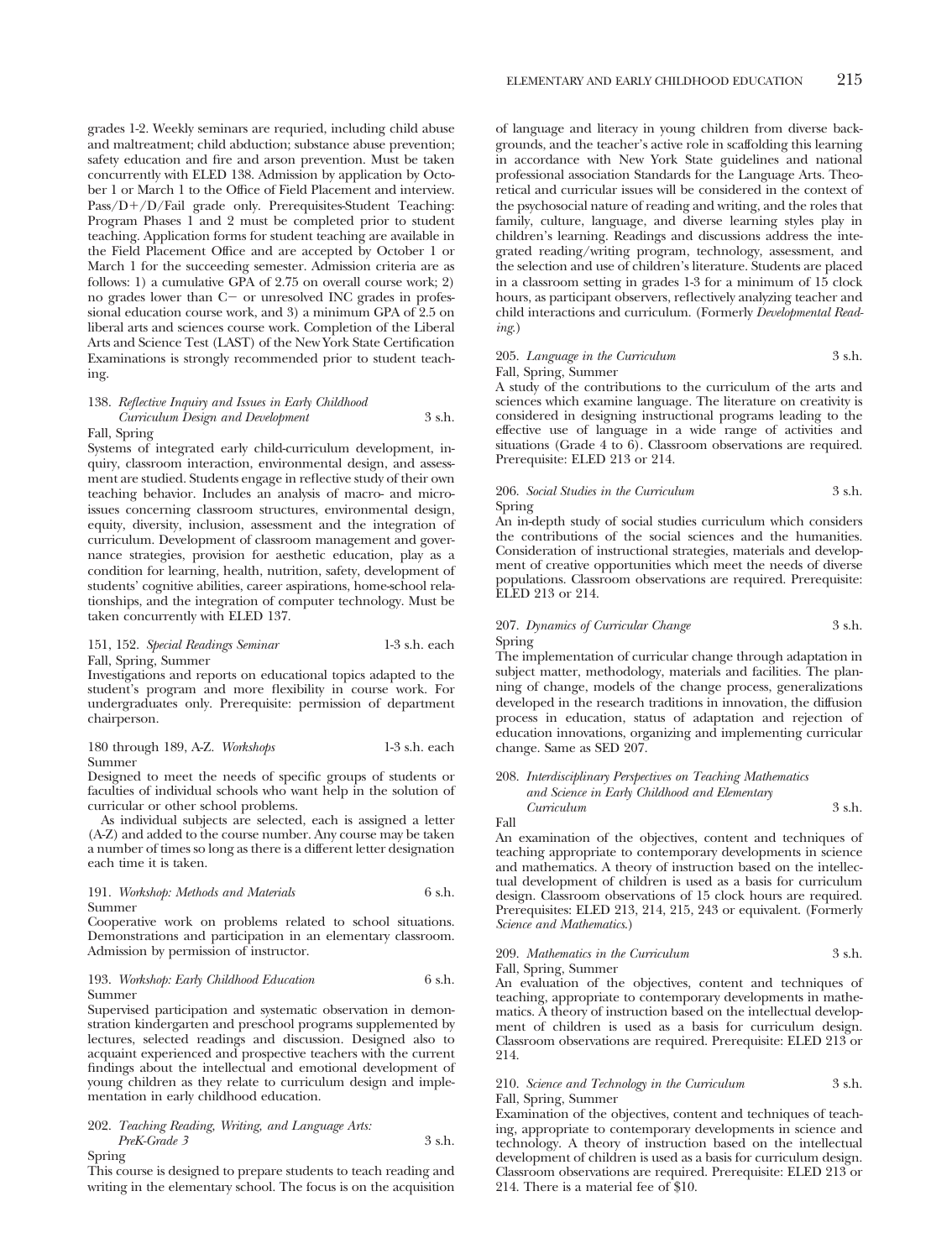grades 1-2. Weekly seminars are requried, including child abuse and maltreatment; child abduction; substance abuse prevention; safety education and fire and arson prevention. Must be taken concurrently with ELED 138. Admission by application by October 1 or March 1 to the Office of Field Placement and interview. Pass/D+/D/Fail grade only. Prerequisites-Student Teaching: Program Phases 1 and 2 must be completed prior to student teaching. Application forms for student teaching are available in the Field Placement Office and are accepted by October 1 or March 1 for the succeeding semester. Admission criteria are as follows: 1) a cumulative GPA of 2.75 on overall course work; 2) no grades lower than C− or unresolved INC grades in professional education course work, and 3) a minimum GPA of 2.5 on liberal arts and sciences course work. Completion of the Liberal Arts and Science Test (LAST) of the New York State Certification Examinations is strongly recommended prior to student teaching.

138. *Reflective Inquiry and Issues in Early Childhood Curriculum Design and Development* 3 s.h.
Fall, Spring
Systems of integrated early child-curriculum development, inquiry, classroom interaction, environmental design, and assessment are studied. Students engage in reflective study of their own teaching behavior. Includes an analysis of macro- and micro-issues concerning classroom structures, environmental design, equity, diversity, inclusion, assessment and the integration of curriculum. Development of classroom management and governance strategies, provision for aesthetic education, play as a condition for learning, health, nutrition, safety, development of students' cognitive abilities, career aspirations, home-school relationships, and the integration of computer technology. Must be taken concurrently with ELED 137.

151, 152. *Special Readings Seminar* 1-3 s.h. each
Fall, Spring, Summer
Investigations and reports on educational topics adapted to the student's program and more flexibility in course work. For undergraduates only. Prerequisite: permission of department chairperson.

180 through 189, A-Z. *Workshops* 1-3 s.h. each
Summer
Designed to meet the needs of specific groups of students or faculties of individual schools who want help in the solution of curricular or other school problems.

As individual subjects are selected, each is assigned a letter (A-Z) and added to the course number. Any course may be taken a number of times so long as there is a different letter designation each time it is taken.

191. *Workshop: Methods and Materials* 6 s.h.
Summer
Cooperative work on problems related to school situations. Demonstrations and participation in an elementary classroom. Admission by permission of instructor.

193. *Workshop: Early Childhood Education* 6 s.h.
Summer
Supervised participation and systematic observation in demonstration kindergarten and preschool programs supplemented by lectures, selected readings and discussion. Designed also to acquaint experienced and prospective teachers with the current findings about the intellectual and emotional development of young children as they relate to curriculum design and implementation in early childhood education.

202. *Teaching Reading, Writing, and Language Arts: PreK-Grade 3* 3 s.h.
Spring
This course is designed to prepare students to teach reading and writing in the elementary school. The focus is on the acquisition of language and literacy in young children from diverse backgrounds, and the teacher's active role in scaffolding this learning in accordance with New York State guidelines and national professional association Standards for the Language Arts. Theoretical and curricular issues will be considered in the context of the psychosocial nature of reading and writing, and the roles that family, culture, language, and diverse learning styles play in children's learning. Readings and discussions address the integrated reading/writing program, technology, assessment, and the selection and use of children's literature. Students are placed in a classroom setting in grades 1-3 for a minimum of 15 clock hours, as participant observers, reflectively analyzing teacher and child interactions and curriculum. (Formerly *Developmental Reading*.)

205. *Language in the Curriculum* 3 s.h.
Fall, Spring, Summer
A study of the contributions to the curriculum of the arts and sciences which examine language. The literature on creativity is considered in designing instructional programs leading to the effective use of language in a wide range of activities and situations (Grade 4 to 6). Classroom observations are required. Prerequisite: ELED 213 or 214.

206. *Social Studies in the Curriculum* 3 s.h.
Spring
An in-depth study of social studies curriculum which considers the contributions of the social sciences and the humanities. Consideration of instructional strategies, materials and development of creative opportunities which meet the needs of diverse populations. Classroom observations are required. Prerequisite: ELED 213 or 214.

207. *Dynamics of Curricular Change* 3 s.h.
Spring
The implementation of curricular change through adaptation in subject matter, methodology, materials and facilities. The planning of change, models of the change process, generalizations developed in the research traditions in innovation, the diffusion process in education, status of adaptation and rejection of education innovations, organizing and implementing curricular change. Same as SED 207.

208. *Interdisciplinary Perspectives on Teaching Mathematics and Science in Early Childhood and Elementary Curriculum* 3 s.h.
Fall
An examination of the objectives, content and techniques of teaching appropriate to contemporary developments in science and mathematics. A theory of instruction based on the intellectual development of children is used as a basis for curriculum design. Classroom observations of 15 clock hours are required. Prerequisites: ELED 213, 214, 215, 243 or equivalent. (Formerly *Science and Mathematics*.)

209. *Mathematics in the Curriculum* 3 s.h.
Fall, Spring, Summer
An evaluation of the objectives, content and techniques of teaching, appropriate to contemporary developments in mathematics. A theory of instruction based on the intellectual development of children is used as a basis for curriculum design. Classroom observations are required. Prerequisite: ELED 213 or 214.

210. *Science and Technology in the Curriculum* 3 s.h.
Fall, Spring, Summer
Examination of the objectives, content and techniques of teaching, appropriate to contemporary developments in science and technology. A theory of instruction based on the intellectual development of children is used as a basis for curriculum design. Classroom observations are required. Prerequisite: ELED 213 or 214. There is a material fee of $10.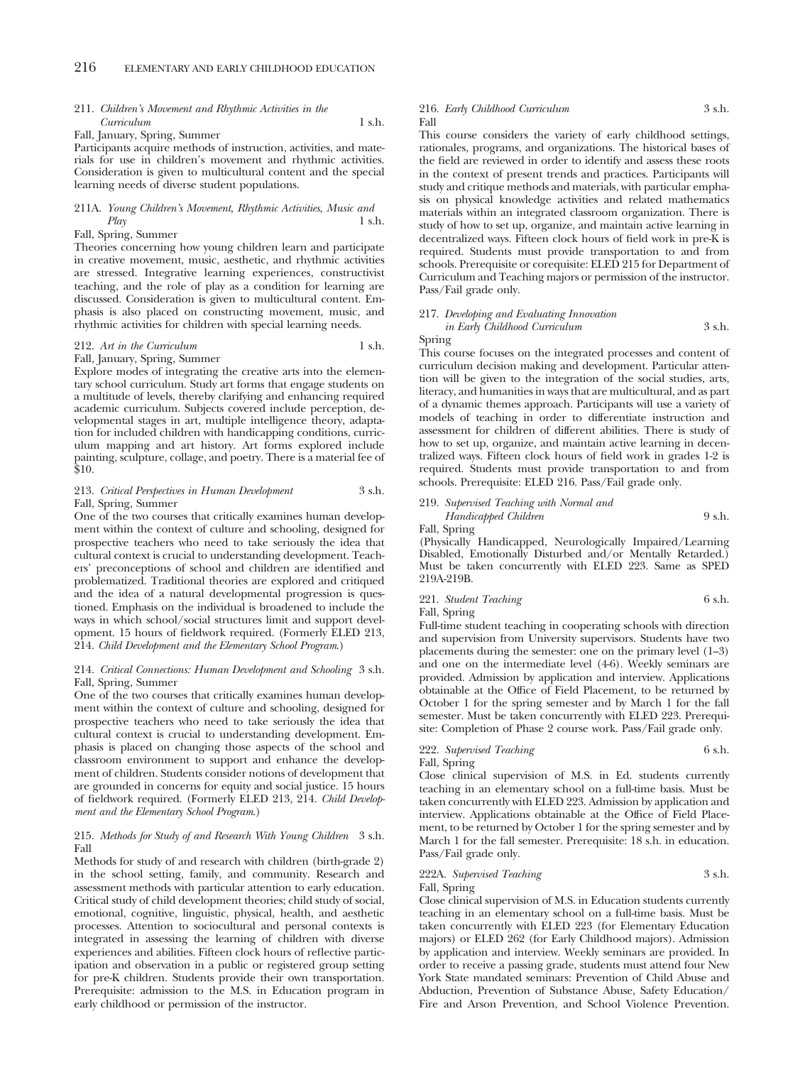211. *Children's Movement and Rhythmic Activities in the Curriculum* 1 s.h.

Fall, January, Spring, Summer

Participants acquire methods of instruction, activities, and materials for use in children's movement and rhythmic activities. Consideration is given to multicultural content and the special learning needs of diverse student populations.

211A. *Young Children's Movement, Rhythmic Activities, Music and Play* 1 s.h.

Fall, Spring, Summer

Theories concerning how young children learn and participate in creative movement, music, aesthetic, and rhythmic activities are stressed. Integrative learning experiences, constructivist teaching, and the role of play as a condition for learning are discussed. Consideration is given to multicultural content. Emphasis is also placed on constructing movement, music, and rhythmic activities for children with special learning needs.

212. *Art in the Curriculum* 1 s.h.

Fall, January, Spring, Summer

Explore modes of integrating the creative arts into the elementary school curriculum. Study art forms that engage students on a multitude of levels, thereby clarifying and enhancing required academic curriculum. Subjects covered include perception, developmental stages in art, multiple intelligence theory, adaptation for included children with handicapping conditions, curriculum mapping and art history. Art forms explored include painting, sculpture, collage, and poetry. There is a material fee of $10.

213. *Critical Perspectives in Human Development* 3 s.h.

Fall, Spring, Summer

One of the two courses that critically examines human development within the context of culture and schooling, designed for prospective teachers who need to take seriously the idea that cultural context is crucial to understanding development. Teachers' preconceptions of school and children are identified and problematized. Traditional theories are explored and critiqued and the idea of a natural developmental progression is questioned. Emphasis on the individual is broadened to include the ways in which school/social structures limit and support development. 15 hours of fieldwork required. (Formerly ELED 213, 214. *Child Development and the Elementary School Program*.)

214. *Critical Connections: Human Development and Schooling* 3 s.h.

Fall, Spring, Summer

One of the two courses that critically examines human development within the context of culture and schooling, designed for prospective teachers who need to take seriously the idea that cultural context is crucial to understanding development. Emphasis is placed on changing those aspects of the school and classroom environment to support and enhance the development of children. Students consider notions of development that are grounded in concerns for equity and social justice. 15 hours of fieldwork required. (Formerly ELED 213, 214. *Child Development and the Elementary School Program*.)

215. *Methods for Study of and Research With Young Children* 3 s.h.

Fall

Methods for study of and research with children (birth-grade 2) in the school setting, family, and community. Research and assessment methods with particular attention to early education. Critical study of child development theories; child study of social, emotional, cognitive, linguistic, physical, health, and aesthetic processes. Attention to sociocultural and personal contexts is integrated in assessing the learning of children with diverse experiences and abilities. Fifteen clock hours of reflective participation and observation in a public or registered group setting for pre-K children. Students provide their own transportation. Prerequisite: admission to the M.S. in Education program in early childhood or permission of the instructor.

216. *Early Childhood Curriculum* 3 s.h.

Fall

This course considers the variety of early childhood settings, rationales, programs, and organizations. The historical bases of the field are reviewed in order to identify and assess these roots in the context of present trends and practices. Participants will study and critique methods and materials, with particular emphasis on physical knowledge activities and related mathematics materials within an integrated classroom organization. There is study of how to set up, organize, and maintain active learning in decentralized ways. Fifteen clock hours of field work in pre-K is required. Students must provide transportation to and from schools. Prerequisite or corequisite: ELED 215 for Department of Curriculum and Teaching majors or permission of the instructor. Pass/Fail grade only.

217. *Developing and Evaluating Innovation in Early Childhood Curriculum* 3 s.h.

Spring

This course focuses on the integrated processes and content of curriculum decision making and development. Particular attention will be given to the integration of the social studies, arts, literacy, and humanities in ways that are multicultural, and as part of a dynamic themes approach. Participants will use a variety of models of teaching in order to differentiate instruction and assessment for children of different abilities. There is study of how to set up, organize, and maintain active learning in decentralized ways. Fifteen clock hours of field work in grades 1-2 is required. Students must provide transportation to and from schools. Prerequisite: ELED 216. Pass/Fail grade only.

219. *Supervised Teaching with Normal and Handicapped Children* 9 s.h.

Fall, Spring

(Physically Handicapped, Neurologically Impaired/Learning Disabled, Emotionally Disturbed and/or Mentally Retarded.) Must be taken concurrently with ELED 223. Same as SPED 219A-219B.

221. *Student Teaching* 6 s.h.

Fall, Spring

Full-time student teaching in cooperating schools with direction and supervision from University supervisors. Students have two placements during the semester: one on the primary level (1–3) and one on the intermediate level (4-6). Weekly seminars are provided. Admission by application and interview. Applications obtainable at the Office of Field Placement, to be returned by October 1 for the spring semester and by March 1 for the fall semester. Must be taken concurrently with ELED 223. Prerequisite: Completion of Phase 2 course work. Pass/Fail grade only.

222. *Supervised Teaching* 6 s.h.

Fall, Spring

Close clinical supervision of M.S. in Ed. students currently teaching in an elementary school on a full-time basis. Must be taken concurrently with ELED 223. Admission by application and interview. Applications obtainable at the Office of Field Placement, to be returned by October 1 for the spring semester and by March 1 for the fall semester. Prerequisite: 18 s.h. in education. Pass/Fail grade only.

222A. *Supervised Teaching* 3 s.h.

Fall, Spring

Close clinical supervision of M.S. in Education students currently teaching in an elementary school on a full-time basis. Must be taken concurrently with ELED 223 (for Elementary Education majors) or ELED 262 (for Early Childhood majors). Admission by application and interview. Weekly seminars are provided. In order to receive a passing grade, students must attend four New York State mandated seminars: Prevention of Child Abuse and Abduction, Prevention of Substance Abuse, Safety Education/Fire and Arson Prevention, and School Violence Prevention.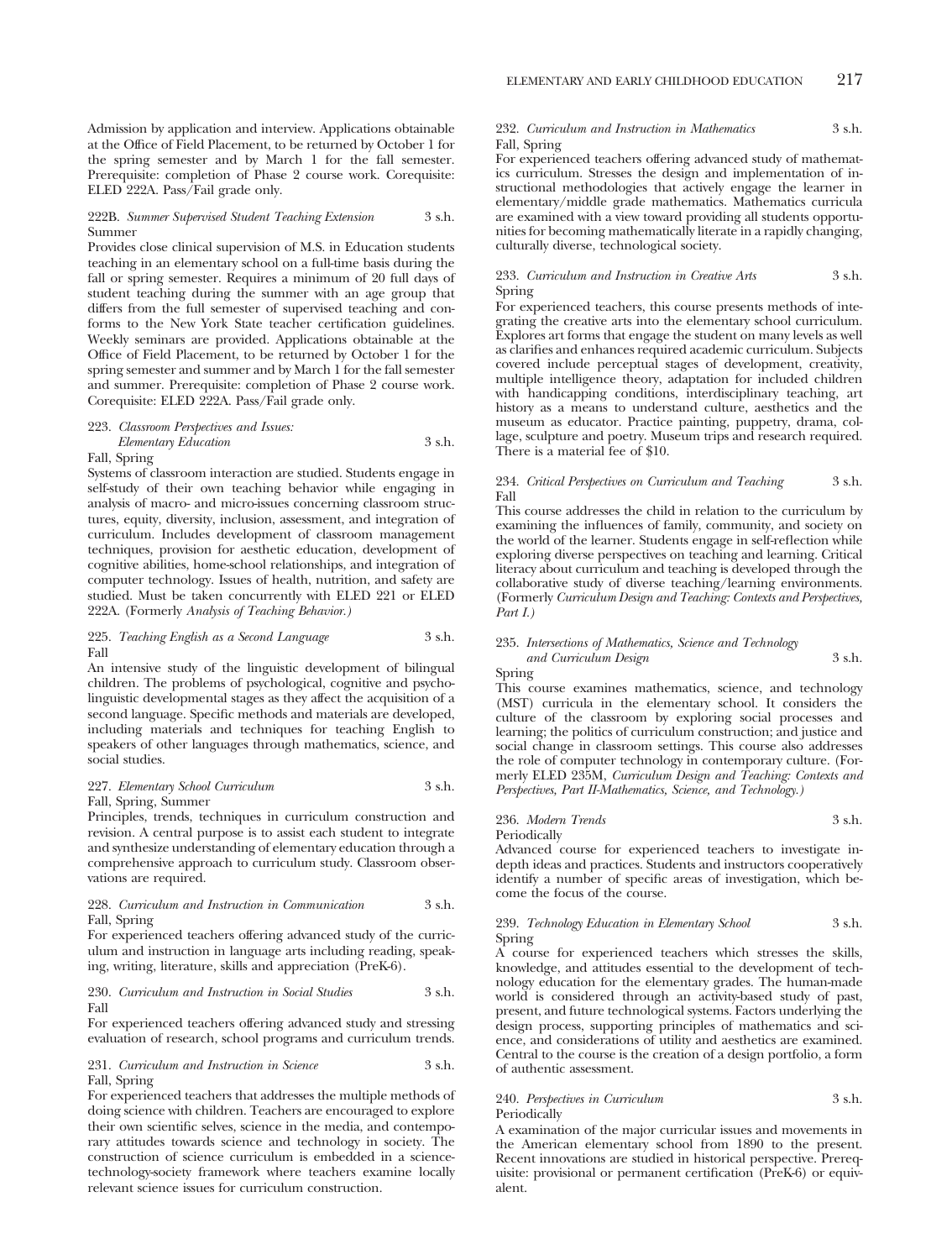Admission by application and interview. Applications obtainable at the Office of Field Placement, to be returned by October 1 for the spring semester and by March 1 for the fall semester. Prerequisite: completion of Phase 2 course work. Corequisite: ELED 222A. Pass/Fail grade only.

222B. *Summer Supervised Student Teaching Extension* 3 s.h.
Summer

Provides close clinical supervision of M.S. in Education students teaching in an elementary school on a full-time basis during the fall or spring semester. Requires a minimum of 20 full days of student teaching during the summer with an age group that differs from the full semester of supervised teaching and conforms to the New York State teacher certification guidelines. Weekly seminars are provided. Applications obtainable at the Office of Field Placement, to be returned by October 1 for the spring semester and summer and by March 1 for the fall semester and summer. Prerequisite: completion of Phase 2 course work. Corequisite: ELED 222A. Pass/Fail grade only.

223. *Classroom Perspectives and Issues: Elementary Education* 3 s.h.
Fall, Spring

Systems of classroom interaction are studied. Students engage in self-study of their own teaching behavior while engaging in analysis of macro- and micro-issues concerning classroom structures, equity, diversity, inclusion, assessment, and integration of curriculum. Includes development of classroom management techniques, provision for aesthetic education, development of cognitive abilities, home-school relationships, and integration of computer technology. Issues of health, nutrition, and safety are studied. Must be taken concurrently with ELED 221 or ELED 222A. (Formerly *Analysis of Teaching Behavior.*)

225. *Teaching English as a Second Language* 3 s.h.
Fall

An intensive study of the linguistic development of bilingual children. The problems of psychological, cognitive and psycholinguistic developmental stages as they affect the acquisition of a second language. Specific methods and materials are developed, including materials and techniques for teaching English to speakers of other languages through mathematics, science, and social studies.

227. *Elementary School Curriculum* 3 s.h.
Fall, Spring, Summer

Principles, trends, techniques in curriculum construction and revision. A central purpose is to assist each student to integrate and synthesize understanding of elementary education through a comprehensive approach to curriculum study. Classroom observations are required.

228. *Curriculum and Instruction in Communication* 3 s.h.
Fall, Spring

For experienced teachers offering advanced study of the curriculum and instruction in language arts including reading, speaking, writing, literature, skills and appreciation (PreK-6).

230. *Curriculum and Instruction in Social Studies* 3 s.h.
Fall

For experienced teachers offering advanced study and stressing evaluation of research, school programs and curriculum trends.

231. *Curriculum and Instruction in Science* 3 s.h.
Fall, Spring

For experienced teachers that addresses the multiple methods of doing science with children. Teachers are encouraged to explore their own scientific selves, science in the media, and contemporary attitudes towards science and technology in society. The construction of science curriculum is embedded in a science-technology-society framework where teachers examine locally relevant science issues for curriculum construction.

232. *Curriculum and Instruction in Mathematics* 3 s.h.
Fall, Spring

For experienced teachers offering advanced study of mathematics curriculum. Stresses the design and implementation of instructional methodologies that actively engage the learner in elementary/middle grade mathematics. Mathematics curricula are examined with a view toward providing all students opportunities for becoming mathematically literate in a rapidly changing, culturally diverse, technological society.

233. *Curriculum and Instruction in Creative Arts* 3 s.h.
Spring

For experienced teachers, this course presents methods of integrating the creative arts into the elementary school curriculum. Explores art forms that engage the student on many levels as well as clarifies and enhances required academic curriculum. Subjects covered include perceptual stages of development, creativity, multiple intelligence theory, adaptation for included children with handicapping conditions, interdisciplinary teaching, art history as a means to understand culture, aesthetics and the museum as educator. Practice painting, puppetry, drama, collage, sculpture and poetry. Museum trips and research required. There is a material fee of $10.

234. *Critical Perspectives on Curriculum and Teaching* 3 s.h.
Fall

This course addresses the child in relation to the curriculum by examining the influences of family, community, and society on the world of the learner. Students engage in self-reflection while exploring diverse perspectives on teaching and learning. Critical literacy about curriculum and teaching is developed through the collaborative study of diverse teaching/learning environments. (Formerly *Curriculum Design and Teaching: Contexts and Perspectives, Part I.*)

235. *Intersections of Mathematics, Science and Technology and Curriculum Design* 3 s.h.
Spring

This course examines mathematics, science, and technology (MST) curricula in the elementary school. It considers the culture of the classroom by exploring social processes and learning; the politics of curriculum construction; and justice and social change in classroom settings. This course also addresses the role of computer technology in contemporary culture. (Formerly ELED 235M, *Curriculum Design and Teaching: Contexts and Perspectives, Part II-Mathematics, Science, and Technology.*)

236. *Modern Trends* 3 s.h.
Periodically

Advanced course for experienced teachers to investigate in-depth ideas and practices. Students and instructors cooperatively identify a number of specific areas of investigation, which become the focus of the course.

239. *Technology Education in Elementary School* 3 s.h.
Spring

A course for experienced teachers which stresses the skills, knowledge, and attitudes essential to the development of technology education for the elementary grades. The human-made world is considered through an activity-based study of past, present, and future technological systems. Factors underlying the design process, supporting principles of mathematics and science, and considerations of utility and aesthetics are examined. Central to the course is the creation of a design portfolio, a form of authentic assessment.

240. *Perspectives in Curriculum* 3 s.h.
Periodically

A examination of the major curricular issues and movements in the American elementary school from 1890 to the present. Recent innovations are studied in historical perspective. Prerequisite: provisional or permanent certification (PreK-6) or equivalent.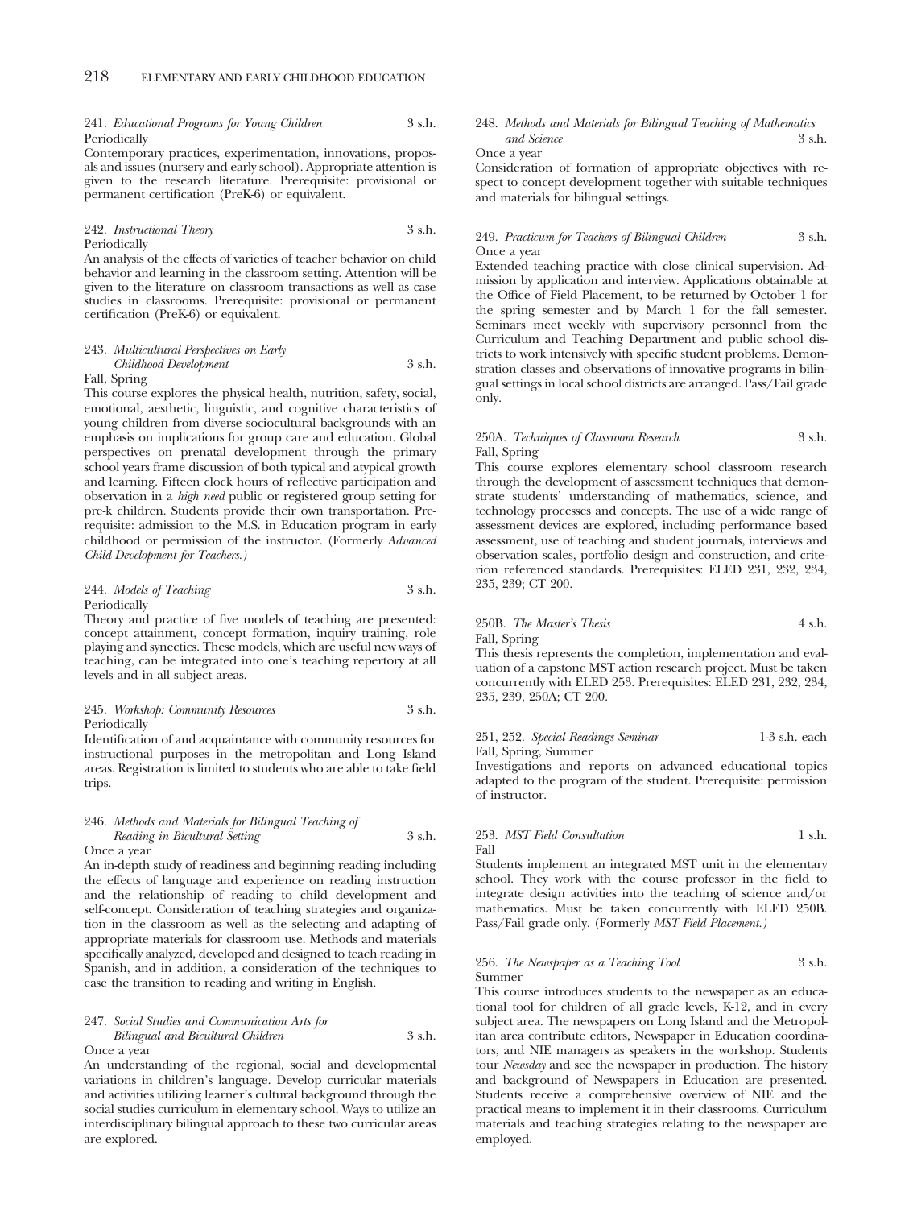241. *Educational Programs for Young Children* 3 s.h.
Periodically
Contemporary practices, experimentation, innovations, proposals and issues (nursery and early school). Appropriate attention is given to the research literature. Prerequisite: provisional or permanent certification (PreK-6) or equivalent.

242. *Instructional Theory* 3 s.h.
Periodically
An analysis of the effects of varieties of teacher behavior on child behavior and learning in the classroom setting. Attention will be given to the literature on classroom transactions as well as case studies in classrooms. Prerequisite: provisional or permanent certification (PreK-6) or equivalent.

243. *Multicultural Perspectives on Early Childhood Development* 3 s.h.
Fall, Spring
This course explores the physical health, nutrition, safety, social, emotional, aesthetic, linguistic, and cognitive characteristics of young children from diverse sociocultural backgrounds with an emphasis on implications for group care and education. Global perspectives on prenatal development through the primary school years frame discussion of both typical and atypical growth and learning. Fifteen clock hours of reflective participation and observation in a *high need* public or registered group setting for pre-k children. Students provide their own transportation. Prerequisite: admission to the M.S. in Education program in early childhood or permission of the instructor. (Formerly *Advanced Child Development for Teachers.*)

244. *Models of Teaching* 3 s.h.
Periodically
Theory and practice of five models of teaching are presented: concept attainment, concept formation, inquiry training, role playing and synectics. These models, which are useful new ways of teaching, can be integrated into one's teaching repertory at all levels and in all subject areas.

245. *Workshop: Community Resources* 3 s.h.
Periodically
Identification of and acquaintance with community resources for instructional purposes in the metropolitan and Long Island areas. Registration is limited to students who are able to take field trips.

246. *Methods and Materials for Bilingual Teaching of Reading in Bicultural Setting* 3 s.h.
Once a year
An in-depth study of readiness and beginning reading including the effects of language and experience on reading instruction and the relationship of reading to child development and self-concept. Consideration of teaching strategies and organization in the classroom as well as the selecting and adapting of appropriate materials for classroom use. Methods and materials specifically analyzed, developed and designed to teach reading in Spanish, and in addition, a consideration of the techniques to ease the transition to reading and writing in English.

247. *Social Studies and Communication Arts for Bilingual and Bicultural Children* 3 s.h.
Once a year
An understanding of the regional, social and developmental variations in children's language. Develop curricular materials and activities utilizing learner's cultural background through the social studies curriculum in elementary school. Ways to utilize an interdisciplinary bilingual approach to these two curricular areas are explored.

248. *Methods and Materials for Bilingual Teaching of Mathematics and Science* 3 s.h.
Once a year
Consideration of formation of appropriate objectives with respect to concept development together with suitable techniques and materials for bilingual settings.

249. *Practicum for Teachers of Bilingual Children* 3 s.h.
Once a year
Extended teaching practice with close clinical supervision. Admission by application and interview. Applications obtainable at the Office of Field Placement, to be returned by October 1 for the spring semester and by March 1 for the fall semester. Seminars meet weekly with supervisory personnel from the Curriculum and Teaching Department and public school districts to work intensively with specific student problems. Demonstration classes and observations of innovative programs in bilingual settings in local school districts are arranged. Pass/Fail grade only.

250A. *Techniques of Classroom Research* 3 s.h.
Fall, Spring
This course explores elementary school classroom research through the development of assessment techniques that demonstrate students' understanding of mathematics, science, and technology processes and concepts. The use of a wide range of assessment devices are explored, including performance based assessment, use of teaching and student journals, interviews and observation scales, portfolio design and construction, and criterion referenced standards. Prerequisites: ELED 231, 232, 234, 235, 239; CT 200.

250B. *The Master's Thesis* 4 s.h.
Fall, Spring
This thesis represents the completion, implementation and evaluation of a capstone MST action research project. Must be taken concurrently with ELED 253. Prerequisites: ELED 231, 232, 234, 235, 239, 250A; CT 200.

251, 252. *Special Readings Seminar* 1-3 s.h. each
Fall, Spring, Summer
Investigations and reports on advanced educational topics adapted to the program of the student. Prerequisite: permission of instructor.

253. *MST Field Consultation* 1 s.h.
Fall
Students implement an integrated MST unit in the elementary school. They work with the course professor in the field to integrate design activities into the teaching of science and/or mathematics. Must be taken concurrently with ELED 250B. Pass/Fail grade only. (Formerly *MST Field Placement.*)

256. *The Newspaper as a Teaching Tool* 3 s.h.
Summer
This course introduces students to the newspaper as an educational tool for children of all grade levels, K-12, and in every subject area. The newspapers on Long Island and the Metropolitan area contribute editors, Newspaper in Education coordinators, and NIE managers as speakers in the workshop. Students tour *Newsday* and see the newspaper in production. The history and background of Newspapers in Education are presented. Students receive a comprehensive overview of NIE and the practical means to implement it in their classrooms. Curriculum materials and teaching strategies relating to the newspaper are employed.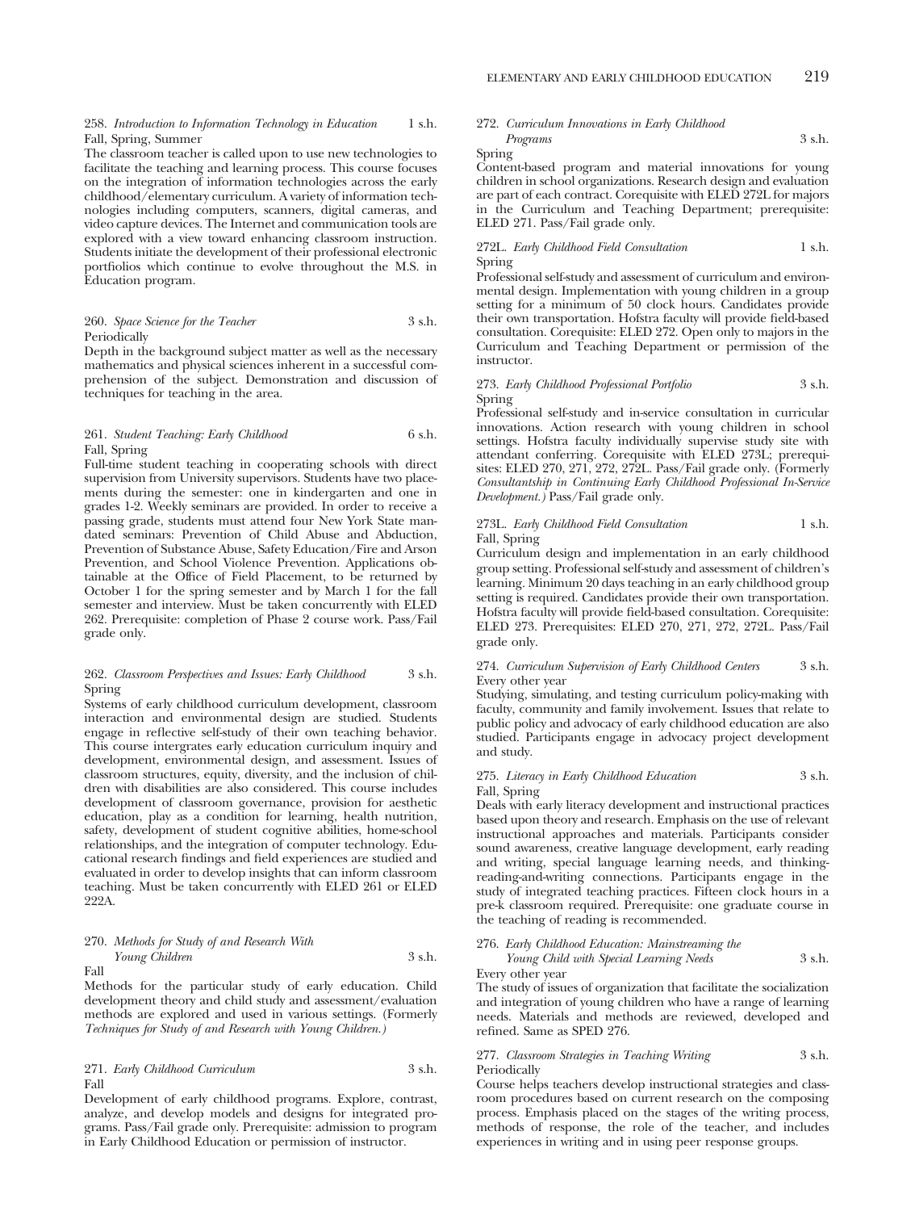258. *Introduction to Information Technology in Education* 1 s.h.
Fall, Spring, Summer

The classroom teacher is called upon to use new technologies to facilitate the teaching and learning process. This course focuses on the integration of information technologies across the early childhood/elementary curriculum. A variety of information technologies including computers, scanners, digital cameras, and video capture devices. The Internet and communication tools are explored with a view toward enhancing classroom instruction. Students initiate the development of their professional electronic portfiolios which continue to evolve throughout the M.S. in Education program.

260. *Space Science for the Teacher* 3 s.h.
Periodically

Depth in the background subject matter as well as the necessary mathematics and physical sciences inherent in a successful comprehension of the subject. Demonstration and discussion of techniques for teaching in the area.

261. *Student Teaching: Early Childhood* 6 s.h.
Fall, Spring

Full-time student teaching in cooperating schools with direct supervision from University supervisors. Students have two placements during the semester: one in kindergarten and one in grades 1-2. Weekly seminars are provided. In order to receive a passing grade, students must attend four New York State mandated seminars: Prevention of Child Abuse and Abduction, Prevention of Substance Abuse, Safety Education/Fire and Arson Prevention, and School Violence Prevention. Applications obtainable at the Office of Field Placement, to be returned by October 1 for the spring semester and by March 1 for the fall semester and interview. Must be taken concurrently with ELED 262. Prerequisite: completion of Phase 2 course work. Pass/Fail grade only.

262. *Classroom Perspectives and Issues: Early Childhood* 3 s.h.
Spring

Systems of early childhood curriculum development, classroom interaction and environmental design are studied. Students engage in reflective self-study of their own teaching behavior. This course intergrates early education curriculum inquiry and development, environmental design, and assessment. Issues of classroom structures, equity, diversity, and the inclusion of children with disabilities are also considered. This course includes development of classroom governance, provision for aesthetic education, play as a condition for learning, health nutrition, safety, development of student cognitive abilities, home-school relationships, and the integration of computer technology. Educational research findings and field experiences are studied and evaluated in order to develop insights that can inform classroom teaching. Must be taken concurrently with ELED 261 or ELED 222A.

270. *Methods for Study of and Research With Young Children* 3 s.h.
Fall

Methods for the particular study of early education. Child development theory and child study and assessment/evaluation methods are explored and used in various settings. (Formerly *Techniques for Study of and Research with Young Children.*)

271. *Early Childhood Curriculum* 3 s.h.
Fall

Development of early childhood programs. Explore, contrast, analyze, and develop models and designs for integrated programs. Pass/Fail grade only. Prerequisite: admission to program in Early Childhood Education or permission of instructor.

272. *Curriculum Innovations in Early Childhood Programs* 3 s.h.
Spring

Content-based program and material innovations for young children in school organizations. Research design and evaluation are part of each contract. Corequisite with ELED 272L for majors in the Curriculum and Teaching Department; prerequisite: ELED 271. Pass/Fail grade only.

272L. *Early Childhood Field Consultation* 1 s.h.
Spring

Professional self-study and assessment of curriculum and environmental design. Implementation with young children in a group setting for a minimum of 50 clock hours. Candidates provide their own transportation. Hofstra faculty will provide field-based consultation. Corequisite: ELED 272. Open only to majors in the Curriculum and Teaching Department or permission of the instructor.

273. *Early Childhood Professional Portfolio* 3 s.h.
Spring

Professional self-study and in-service consultation in curricular innovations. Action research with young children in school settings. Hofstra faculty individually supervise study site with attendant conferring. Corequisite with ELED 273L; prerequisites: ELED 270, 271, 272, 272L. Pass/Fail grade only. (Formerly *Consultantship in Continuing Early Childhood Professional In-Service Development.*) Pass/Fail grade only.

273L. *Early Childhood Field Consultation* 1 s.h.
Fall, Spring

Curriculum design and implementation in an early childhood group setting. Professional self-study and assessment of children's learning. Minimum 20 days teaching in an early childhood group setting is required. Candidates provide their own transportation. Hofstra faculty will provide field-based consultation. Corequisite: ELED 273. Prerequisites: ELED 270, 271, 272, 272L. Pass/Fail grade only.

274. *Curriculum Supervision of Early Childhood Centers* 3 s.h.
Every other year

Studying, simulating, and testing curriculum policy-making with faculty, community and family involvement. Issues that relate to public policy and advocacy of early childhood education are also studied. Participants engage in advocacy project development and study.

275. *Literacy in Early Childhood Education* 3 s.h.
Fall, Spring

Deals with early literacy development and instructional practices based upon theory and research. Emphasis on the use of relevant instructional approaches and materials. Participants consider sound awareness, creative language development, early reading and writing, special language learning needs, and thinking-reading-and-writing connections. Participants engage in the study of integrated teaching practices. Fifteen clock hours in a pre-k classroom required. Prerequisite: one graduate course in the teaching of reading is recommended.

276. *Early Childhood Education: Mainstreaming the Young Child with Special Learning Needs* 3 s.h.
Every other year

The study of issues of organization that facilitate the socialization and integration of young children who have a range of learning needs. Materials and methods are reviewed, developed and refined. Same as SPED 276.

277. *Classroom Strategies in Teaching Writing* 3 s.h.
Periodically

Course helps teachers develop instructional strategies and classroom procedures based on current research on the composing process. Emphasis placed on the stages of the writing process, methods of response, the role of the teacher, and includes experiences in writing and in using peer response groups.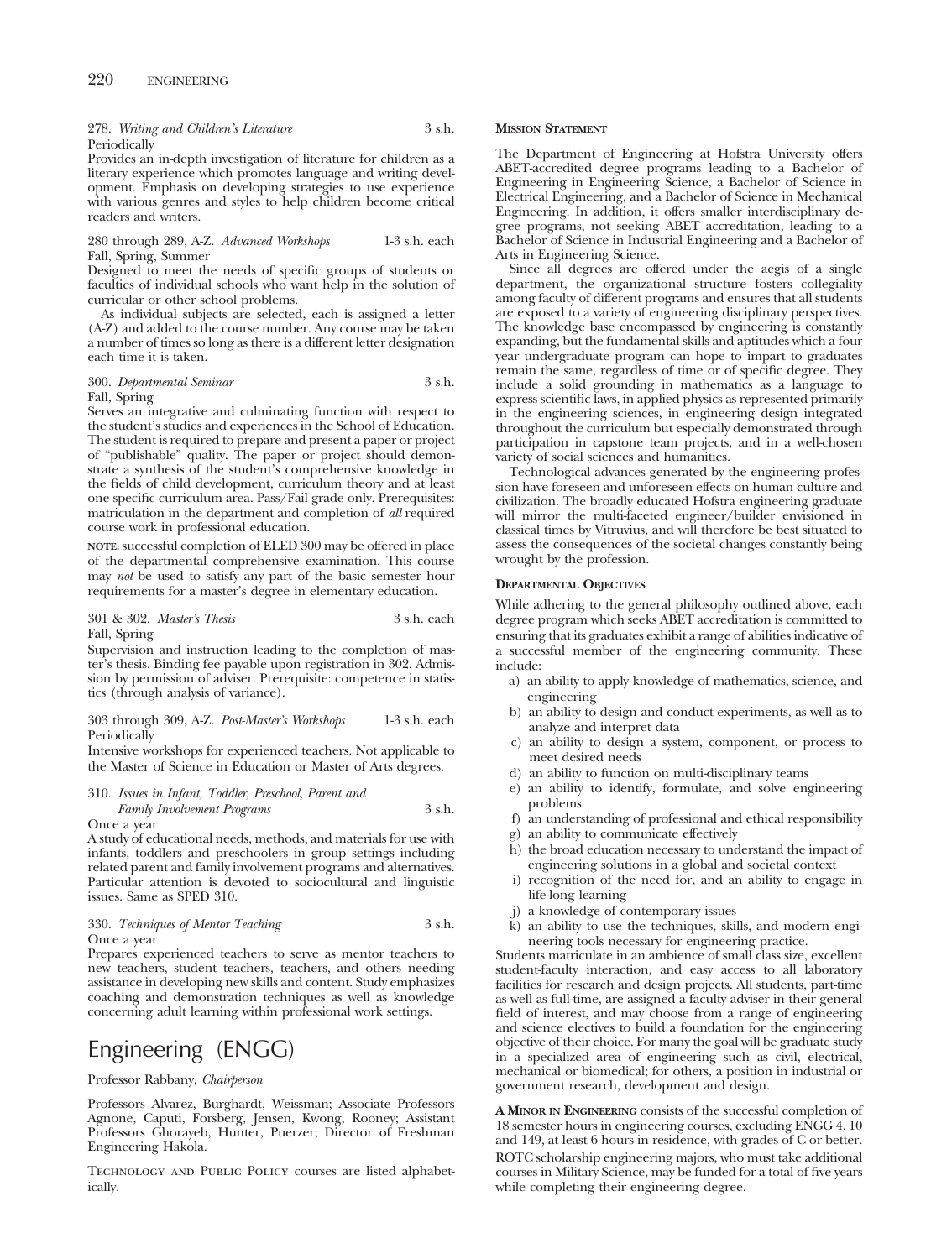278. *Writing and Children's Literature* 3 s.h.
Periodically
Provides an in-depth investigation of literature for children as a literary experience which promotes language and writing development. Emphasis on developing strategies to use experience with various genres and styles to help children become critical readers and writers.

280 through 289, A-Z. *Advanced Workshops* 1-3 s.h. each
Fall, Spring, Summer
Designed to meet the needs of specific groups of students or faculties of individual schools who want help in the solution of curricular or other school problems.

As individual subjects are selected, each is assigned a letter (A-Z) and added to the course number. Any course may be taken a number of times so long as there is a different letter designation each time it is taken.

300. *Departmental Seminar* 3 s.h.
Fall, Spring
Serves an integrative and culminating function with respect to the student's studies and experiences in the School of Education. The student is required to prepare and present a paper or project of "publishable" quality. The paper or project should demonstrate a synthesis of the student's comprehensive knowledge in the fields of child development, curriculum theory and at least one specific curriculum area. Pass/Fail grade only. Prerequisites: matriculation in the department and completion of *all* required course work in professional education.

**NOTE:** successful completion of ELED 300 may be offered in place of the departmental comprehensive examination. This course may *not* be used to satisfy any part of the basic semester hour requirements for a master's degree in elementary education.

301 & 302. *Master's Thesis* 3 s.h. each
Fall, Spring
Supervision and instruction leading to the completion of master's thesis. Binding fee payable upon registration in 302. Admission by permission of adviser. Prerequisite: competence in statistics (through analysis of variance).

303 through 309, A-Z. *Post-Master's Workshops* 1-3 s.h. each
Periodically
Intensive workshops for experienced teachers. Not applicable to the Master of Science in Education or Master of Arts degrees.

310. *Issues in Infant, Toddler, Preschool, Parent and Family Involvement Programs* 3 s.h.
Once a year
A study of educational needs, methods, and materials for use with infants, toddlers and preschoolers in group settings including related parent and family involvement programs and alternatives. Particular attention is devoted to sociocultural and linguistic issues. Same as SPED 310.

330. *Techniques of Mentor Teaching* 3 s.h.
Once a year
Prepares experienced teachers to serve as mentor teachers to new teachers, student teachers, teachers, and others needing assistance in developing new skills and content. Study emphasizes coaching and demonstration techniques as well as knowledge concerning adult learning within professional work settings.

# Engineering (ENGG)

Professor Rabbany, *Chairperson*

Professors Alvarez, Burghardt, Weissman; Associate Professors Agnone, Caputi, Forsberg, Jensen, Kwong, Rooney; Assistant Professors Ghorayeb, Hunter, Puerzer; Director of Freshman Engineering Hakola.

Technology and Public Policy courses are listed alphabetically.

### Mission Statement

The Department of Engineering at Hofstra University offers ABET-accredited degree programs leading to a Bachelor of Engineering in Engineering Science, a Bachelor of Science in Electrical Engineering, and a Bachelor of Science in Mechanical Engineering. In addition, it offers smaller interdisciplinary degree programs, not seeking ABET accreditation, leading to a Bachelor of Science in Industrial Engineering and a Bachelor of Arts in Engineering Science.

Since all degrees are offered under the aegis of a single department, the organizational structure fosters collegiality among faculty of different programs and ensures that all students are exposed to a variety of engineering disciplinary perspectives. The knowledge base encompassed by engineering is constantly expanding, but the fundamental skills and aptitudes which a four year undergraduate program can hope to impart to graduates remain the same, regardless of time or of specific degree. They include a solid grounding in mathematics as a language to express scientific laws, in applied physics as represented primarily in the engineering sciences, in engineering design integrated throughout the curriculum but especially demonstrated through participation in capstone team projects, and in a well-chosen variety of social sciences and humanities.

Technological advances generated by the engineering profession have foreseen and unforeseen effects on human culture and civilization. The broadly educated Hofstra engineering graduate will mirror the multi-faceted engineer/builder envisioned in classical times by Vitruvius, and will therefore be best situated to assess the consequences of the societal changes constantly being wrought by the profession.

### Departmental Objectives

While adhering to the general philosophy outlined above, each degree program which seeks ABET accreditation is committed to ensuring that its graduates exhibit a range of abilities indicative of a successful member of the engineering community. These include:

a) an ability to apply knowledge of mathematics, science, and engineering
b) an ability to design and conduct experiments, as well as to analyze and interpret data
c) an ability to design a system, component, or process to meet desired needs
d) an ability to function on multi-disciplinary teams
e) an ability to identify, formulate, and solve engineering problems
f) an understanding of professional and ethical responsibility
g) an ability to communicate effectively
h) the broad education necessary to understand the impact of engineering solutions in a global and societal context
i) recognition of the need for, and an ability to engage in life-long learning
j) a knowledge of contemporary issues
k) an ability to use the techniques, skills, and modern engineering tools necessary for engineering practice.

Students matriculate in an ambience of small class size, excellent student-faculty interaction, and easy access to all laboratory facilities for research and design projects. All students, part-time as well as full-time, are assigned a faculty adviser in their general field of interest, and may choose from a range of engineering and science electives to build a foundation for the engineering objective of their choice. For many the goal will be graduate study in a specialized area of engineering such as civil, electrical, mechanical or biomedical; for others, a position in industrial or government research, development and design.

**A Minor in Engineering** consists of the successful completion of 18 semester hours in engineering courses, excluding ENGG 4, 10 and 149, at least 6 hours in residence, with grades of C or better.

ROTC scholarship engineering majors, who must take additional courses in Military Science, may be funded for a total of five years while completing their engineering degree.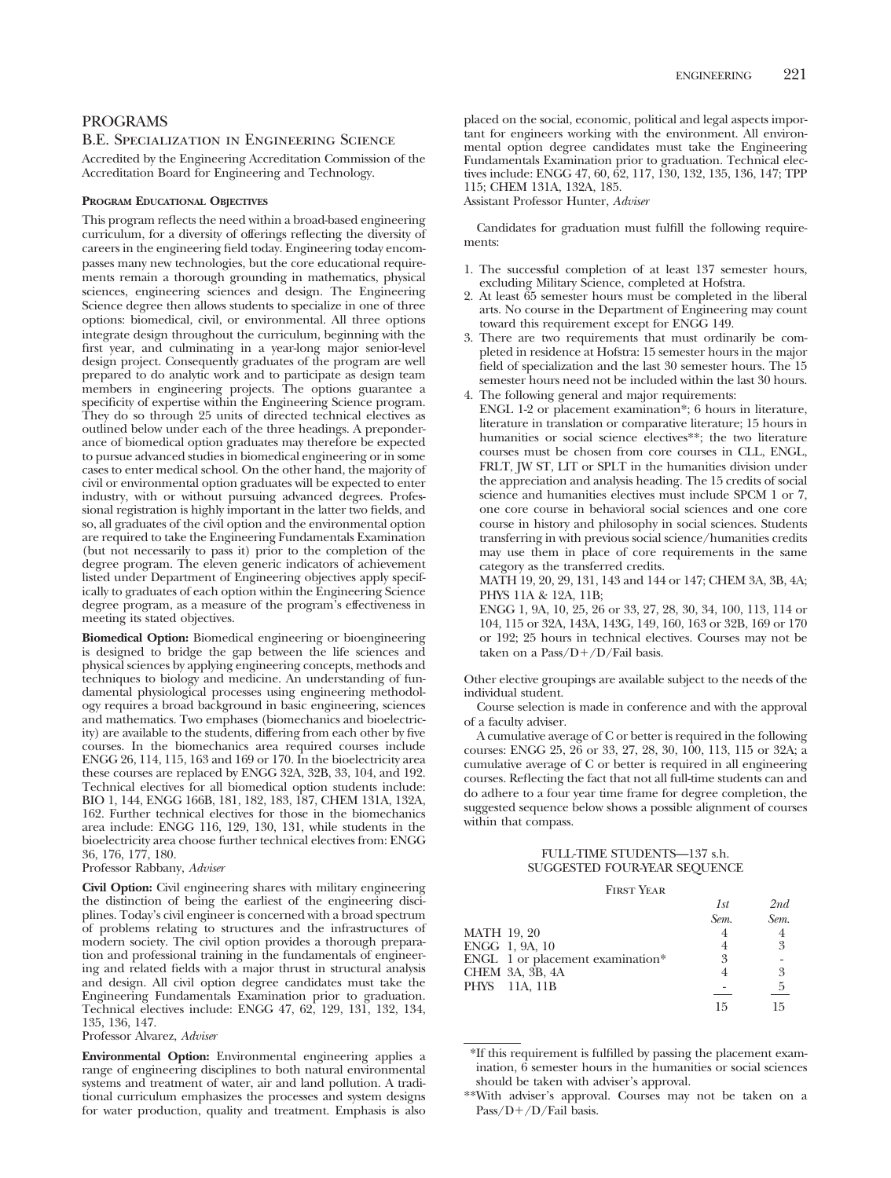## PROGRAMS

### B.E. Specialization in Engineering Science

Accredited by the Engineering Accreditation Commission of the Accreditation Board for Engineering and Technology.

**Program Educational Objectives**

This program reflects the need within a broad-based engineering curriculum, for a diversity of offerings reflecting the diversity of careers in the engineering field today. Engineering today encompasses many new technologies, but the core educational requirements remain a thorough grounding in mathematics, physical sciences, engineering sciences and design. The Engineering Science degree then allows students to specialize in one of three options: biomedical, civil, or environmental. All three options integrate design throughout the curriculum, beginning with the first year, and culminating in a year-long major senior-level design project. Consequently graduates of the program are well prepared to do analytic work and to participate as design team members in engineering projects. The options guarantee a specificity of expertise within the Engineering Science program. They do so through 25 units of directed technical electives as outlined below under each of the three headings. A preponderance of biomedical option graduates may therefore be expected to pursue advanced studies in biomedical engineering or in some cases to enter medical school. On the other hand, the majority of civil or environmental option graduates will be expected to enter industry, with or without pursuing advanced degrees. Professional registration is highly important in the latter two fields, and so, all graduates of the civil option and the environmental option are required to take the Engineering Fundamentals Examination (but not necessarily to pass it) prior to the completion of the degree program. The eleven generic indicators of achievement listed under Department of Engineering objectives apply specifically to graduates of each option within the Engineering Science degree program, as a measure of the program's effectiveness in meeting its stated objectives.

**Biomedical Option:** Biomedical engineering or bioengineering is designed to bridge the gap between the life sciences and physical sciences by applying engineering concepts, methods and techniques to biology and medicine. An understanding of fundamental physiological processes using engineering methodology requires a broad background in basic engineering, sciences and mathematics. Two emphases (biomechanics and bioelectricity) are available to the students, differing from each other by five courses. In the biomechanics area required courses include ENGG 26, 114, 115, 163 and 169 or 170. In the bioelectricity area these courses are replaced by ENGG 32A, 32B, 33, 104, and 192. Technical electives for all biomedical option students include: BIO 1, 144, ENGG 166B, 181, 182, 183, 187, CHEM 131A, 132A, 162. Further technical electives for those in the biomechanics area include: ENGG 116, 129, 130, 131, while students in the bioelectricity area choose further technical electives from: ENGG 36, 176, 177, 180.
Professor Rabbany, *Adviser*

**Civil Option:** Civil engineering shares with military engineering the distinction of being the earliest of the engineering disciplines. Today's civil engineer is concerned with a broad spectrum of problems relating to structures and the infrastructures of modern society. The civil option provides a thorough preparation and professional training in the fundamentals of engineering and related fields with a major thrust in structural analysis and design. All civil option degree candidates must take the Engineering Fundamentals Examination prior to graduation. Technical electives include: ENGG 47, 62, 129, 131, 132, 134, 135, 136, 147.
Professor Alvarez, *Adviser*

**Environmental Option:** Environmental engineering applies a range of engineering disciplines to both natural environmental systems and treatment of water, air and land pollution. A traditional curriculum emphasizes the processes and system designs for water production, quality and treatment. Emphasis is also placed on the social, economic, political and legal aspects important for engineers working with the environment. All environmental option degree candidates must take the Engineering Fundamentals Examination prior to graduation. Technical electives include: ENGG 47, 60, 62, 117, 130, 132, 135, 136, 147; TPP 115; CHEM 131A, 132A, 185.
Assistant Professor Hunter, *Adviser*

Candidates for graduation must fulfill the following requirements:

1. The successful completion of at least 137 semester hours, excluding Military Science, completed at Hofstra.
2. At least 65 semester hours must be completed in the liberal arts. No course in the Department of Engineering may count toward this requirement except for ENGG 149.
3. There are two requirements that must ordinarily be completed in residence at Hofstra: 15 semester hours in the major field of specialization and the last 30 semester hours. The 15 semester hours need not be included within the last 30 hours.
4. The following general and major requirements:
   ENGL 1-2 or placement examination*; 6 hours in literature, literature in translation or comparative literature; 15 hours in humanities or social science electives**; the two literature courses must be chosen from core courses in CLL, ENGL, FRLT, JW ST, LIT or SPLT in the humanities division under the appreciation and analysis heading. The 15 credits of social science and humanities electives must include SPCM 1 or 7, one core course in behavioral social sciences and one core course in history and philosophy in social sciences. Students transferring in with previous social science/humanities credits may use them in place of core requirements in the same category as the transferred credits.
   MATH 19, 20, 29, 131, 143 and 144 or 147; CHEM 3A, 3B, 4A; PHYS 11A & 12A, 11B;
   ENGG 1, 9A, 10, 25, 26 or 33, 27, 28, 30, 34, 100, 113, 114 or 104, 115 or 32A, 143A, 143G, 149, 160, 163 or 32B, 169 or 170 or 192; 25 hours in technical electives. Courses may not be taken on a Pass/D+/D/Fail basis.

Other elective groupings are available subject to the needs of the individual student.

Course selection is made in conference and with the approval of a faculty adviser.

A cumulative average of C or better is required in the following courses: ENGG 25, 26 or 33, 27, 28, 30, 100, 113, 115 or 32A; a cumulative average of C or better is required in all engineering courses. Reflecting the fact that not all full-time students can and do adhere to a four year time frame for degree completion, the suggested sequence below shows a possible alignment of courses within that compass.

FULL-TIME STUDENTS—137 s.h.
SUGGESTED FOUR-YEAR SEQUENCE

First Year

| | *1st Sem.* | *2nd Sem.* |
|---|---|---|
| MATH 19, 20 | 4 | 4 |
| ENGG 1, 9A, 10 | 4 | 3 |
| ENGL 1 or placement examination* | 3 | - |
| CHEM 3A, 3B, 4A | 4 | 3 |
| PHYS 11A, 11B | - | 5 |
| | 15 | 15 |

*If this requirement is fulfilled by passing the placement examination, 6 semester hours in the humanities or social sciences should be taken with adviser's approval.

**With adviser's approval. Courses may not be taken on a Pass/D+/D/Fail basis.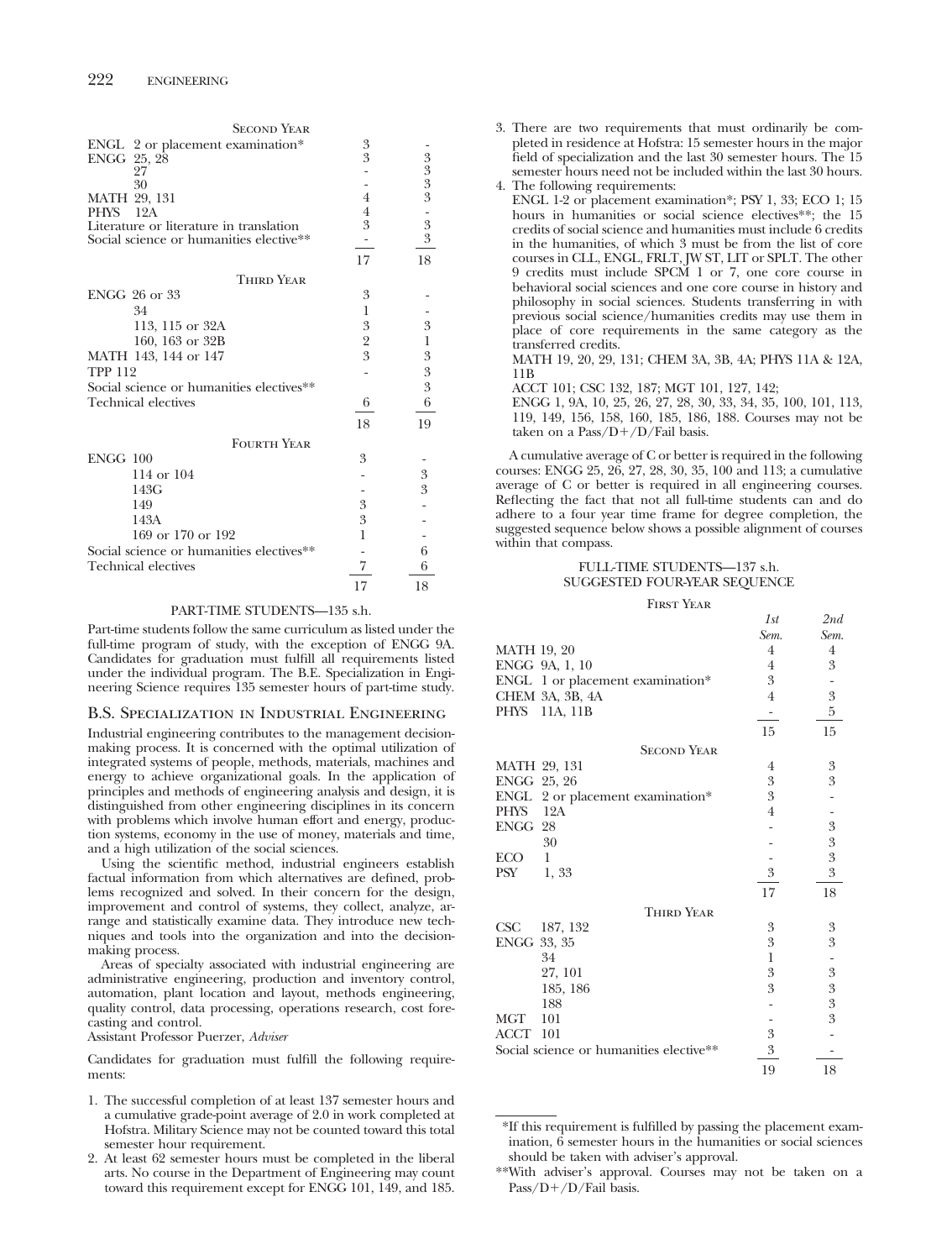| Second Year | | |
|---|---|---|
| ENGL 2 or placement examination* | 3 | - |
| ENGG 25, 28 | 3 | 3 |
| 27 | - | 3 |
| 30 | - | 3 |
| MATH 29, 131 | 4 | 3 |
| PHYS 12A | 4 | - |
| Literature or literature in translation | 3 | 3 |
| Social science or humanities elective** | - | 3 |
| | 17 | 18 |

| Third Year | | |
|---|---|---|
| ENGG 26 or 33 | 3 | - |
| 34 | 1 | - |
| 113, 115 or 32A | 3 | 3 |
| 160, 163 or 32B | 2 | 1 |
| MATH 143, 144 or 147 | 3 | 3 |
| TPP 112 | - | 3 |
| Social science or humanities electives** | | 3 |
| Technical electives | 6 | 6 |
| | 18 | 19 |

| Fourth Year | | |
|---|---|---|
| ENGG 100 | 3 | - |
| 114 or 104 | - | 3 |
| 143G | - | 3 |
| 149 | 3 | - |
| 143A | 3 | - |
| 169 or 170 or 192 | 1 | - |
| Social science or humanities electives** | - | 6 |
| Technical electives | 7 | 6 |
| | 17 | 18 |

PART-TIME STUDENTS—135 s.h.

Part-time students follow the same curriculum as listed under the full-time program of study, with the exception of ENGG 9A. Candidates for graduation must fulfill all requirements listed under the individual program. The B.E. Specialization in Engineering Science requires 135 semester hours of part-time study.

## B.S. Specialization in Industrial Engineering

Industrial engineering contributes to the management decision-making process. It is concerned with the optimal utilization of integrated systems of people, methods, materials, machines and energy to achieve organizational goals. In the application of principles and methods of engineering analysis and design, it is distinguished from other engineering disciplines in its concern with problems which involve human effort and energy, production systems, economy in the use of money, materials and time, and a high utilization of the social sciences.

Using the scientific method, industrial engineers establish factual information from which alternatives are defined, problems recognized and solved. In their concern for the design, improvement and control of systems, they collect, analyze, arrange and statistically examine data. They introduce new techniques and tools into the organization and into the decision-making process.

Areas of specialty associated with industrial engineering are administrative engineering, production and inventory control, automation, plant location and layout, methods engineering, quality control, data processing, operations research, cost forecasting and control.

Assistant Professor Puerzer, *Adviser*

Candidates for graduation must fulfill the following requirements:

1. The successful completion of at least 137 semester hours and a cumulative grade-point average of 2.0 in work completed at Hofstra. Military Science may not be counted toward this total semester hour requirement.
2. At least 62 semester hours must be completed in the liberal arts. No course in the Department of Engineering may count toward this requirement except for ENGG 101, 149, and 185.
3. There are two requirements that must ordinarily be completed in residence at Hofstra: 15 semester hours in the major field of specialization and the last 30 semester hours. The 15 semester hours need not be included within the last 30 hours.
4. The following requirements:
   ENGL 1-2 or placement examination*; PSY 1, 33; ECO 1; 15 hours in humanities or social science electives**; the 15 credits of social science and humanities must include 6 credits in the humanities, of which 3 must be from the list of core courses in CLL, ENGL, FRLT, JW ST, LIT or SPLT. The other 9 credits must include SPCM 1 or 7, one core course in behavioral social sciences and one core course in history and philosophy in social sciences. Students transferring in with previous social science/humanities credits may use them in place of core requirements in the same category as the transferred credits.
   MATH 19, 20, 29, 131; CHEM 3A, 3B, 4A; PHYS 11A & 12A, 11B
   ACCT 101; CSC 132, 187; MGT 101, 127, 142;
   ENGG 1, 9A, 10, 25, 26, 27, 28, 30, 33, 34, 35, 100, 101, 113, 119, 149, 156, 158, 160, 185, 186, 188. Courses may not be taken on a Pass/D+/D/Fail basis.

A cumulative average of C or better is required in the following courses: ENGG 25, 26, 27, 28, 30, 35, 100 and 113; a cumulative average of C or better is required in all engineering courses. Reflecting the fact that not all full-time students can and do adhere to a four year time frame for degree completion, the suggested sequence below shows a possible alignment of courses within that compass.

FULL-TIME STUDENTS—137 s.h.
SUGGESTED FOUR-YEAR SEQUENCE

| First Year | *1st Sem.* | *2nd Sem.* |
|---|---|---|
| MATH 19, 20 | 4 | 4 |
| ENGG 9A, 1, 10 | 4 | 3 |
| ENGL 1 or placement examination* | 3 | - |
| CHEM 3A, 3B, 4A | 4 | 3 |
| PHYS 11A, 11B | - | 5 |
| | 15 | 15 |

| Second Year | | |
|---|---|---|
| MATH 29, 131 | 4 | 3 |
| ENGG 25, 26 | 3 | 3 |
| ENGL 2 or placement examination* | 3 | - |
| PHYS 12A | 4 | - |
| ENGG 28 | - | 3 |
| 30 | - | 3 |
| ECO 1 | - | 3 |
| PSY 1, 33 | 3 | 3 |
| | 17 | 18 |

| Third Year | | |
|---|---|---|
| CSC 187, 132 | 3 | 3 |
| ENGG 33, 35 | 3 | 3 |
| 34 | 1 | - |
| 27, 101 | 3 | 3 |
| 185, 186 | 3 | 3 |
| 188 | - | 3 |
| MGT 101 | - | 3 |
| ACCT 101 | 3 | - |
| Social science or humanities elective** | 3 | - |
| | 19 | 18 |

*If this requirement is fulfilled by passing the placement examination, 6 semester hours in the humanities or social sciences should be taken with adviser's approval.

**With adviser's approval. Courses may not be taken on a Pass/D+/D/Fail basis.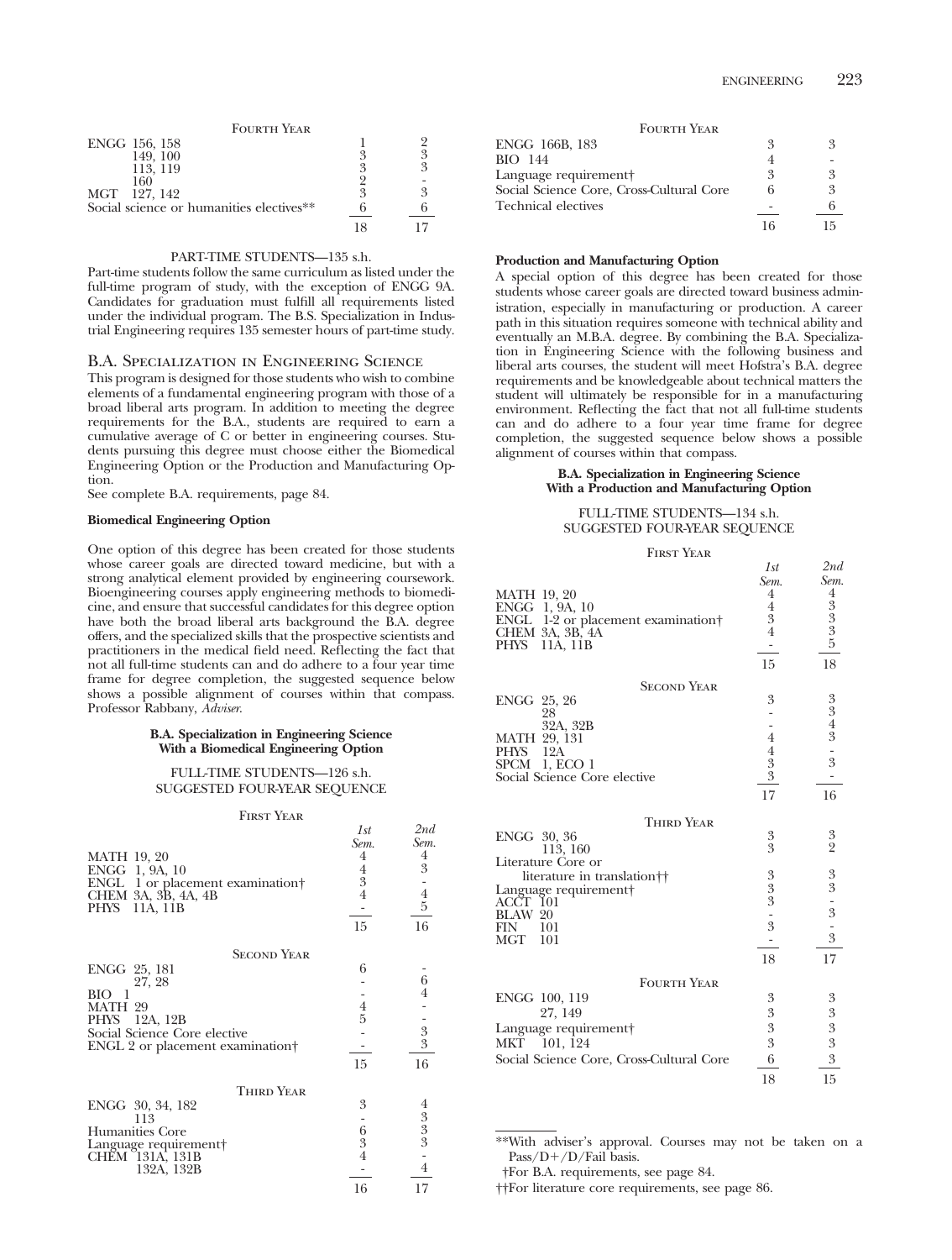| Fourth Year | | |
|---|---|---|
| ENGG 156, 158 | 1 | 2 |
| 149, 100 | 3 | 3 |
| 113, 119 | 3 | 3 |
| 160 | 2 | - |
| MGT 127, 142 | 3 | 3 |
| Social science or humanities electives** | 6 | 6 |
| | 18 | 17 |

PART-TIME STUDENTS—135 s.h.

Part-time students follow the same curriculum as listed under the full-time program of study, with the exception of ENGG 9A. Candidates for graduation must fulfill all requirements listed under the individual program. The B.S. Specialization in Industrial Engineering requires 135 semester hours of part-time study.

## B.A. Specialization in Engineering Science

This program is designed for those students who wish to combine elements of a fundamental engineering program with those of a broad liberal arts program. In addition to meeting the degree requirements for the B.A., students are required to earn a cumulative average of C or better in engineering courses. Students pursuing this degree must choose either the Biomedical Engineering Option or the Production and Manufacturing Option.

See complete B.A. requirements, page 84.

**Biomedical Engineering Option**

One option of this degree has been created for those students whose career goals are directed toward medicine, but with a strong analytical element provided by engineering coursework. Bioengineering courses apply engineering methods to biomedicine, and ensure that successful candidates for this degree option have both the broad liberal arts background the B.A. degree offers, and the specialized skills that the prospective scientists and practitioners in the medical field need. Reflecting the fact that not all full-time students can and do adhere to a four year time frame for degree completion, the suggested sequence below shows a possible alignment of courses within that compass. Professor Rabbany, *Adviser*.

**B.A. Specialization in Engineering Science With a Biomedical Engineering Option**

FULL-TIME STUDENTS—126 s.h.
SUGGESTED FOUR-YEAR SEQUENCE

| First Year | *1st Sem.* | *2nd Sem.* |
|---|---|---|
| MATH 19, 20 | 4 | 4 |
| ENGG 1, 9A, 10 | 4 | 3 |
| ENGL 1 or placement examination† | 3 | - |
| CHEM 3A, 3B, 4A, 4B | 4 | 4 |
| PHYS 11A, 11B | - | 5 |
| | 15 | 16 |
| **Second Year** | | |
| ENGG 25, 181 | 6 | - |
| 27, 28 | - | 6 |
| BIO 1 | - | 4 |
| MATH 29 | 4 | - |
| PHYS 12A, 12B | 5 | - |
| Social Science Core elective | - | 3 |
| ENGL 2 or placement examination† | - | 3 |
| | 15 | 16 |
| **Third Year** | | |
| ENGG 30, 34, 182 | 3 | 4 |
| 113 | - | 3 |
| Humanities Core | 6 | 3 |
| Language requirement† | 3 | 3 |
| CHEM 131A, 131B | 4 | - |
| 132A, 132B | - | 4 |
| | 16 | 17 |
| **Fourth Year** | | |
| ENGG 166B, 183 | 3 | 3 |
| BIO 144 | 4 | - |
| Language requirement† | 3 | 3 |
| Social Science Core, Cross-Cultural Core | 6 | 3 |
| Technical electives | - | 6 |
| | 16 | 15 |

**Production and Manufacturing Option**

A special option of this degree has been created for those students whose career goals are directed toward business administration, especially in manufacturing or production. A career path in this situation requires someone with technical ability and eventually an M.B.A. degree. By combining the B.A. Specialization in Engineering Science with the following business and liberal arts courses, the student will meet Hofstra's B.A. degree requirements and be knowledgeable about technical matters the student will ultimately be responsible for in a manufacturing environment. Reflecting the fact that not all full-time students can and do adhere to a four year time frame for degree completion, the suggested sequence below shows a possible alignment of courses within that compass.

**B.A. Specialization in Engineering Science With a Production and Manufacturing Option**

FULL-TIME STUDENTS—134 s.h.
SUGGESTED FOUR-YEAR SEQUENCE

| First Year | *1st Sem.* | *2nd Sem.* |
|---|---|---|
| MATH 19, 20 | 4 | 4 |
| ENGG 1, 9A, 10 | 4 | 3 |
| ENGL 1-2 or placement examination† | 3 | 3 |
| CHEM 3A, 3B, 4A | 4 | 3 |
| PHYS 11A, 11B | - | 5 |
| | 15 | 18 |
| **Second Year** | | |
| ENGG 25, 26 | 3 | 3 |
| 28 | - | 3 |
| 32A, 32B | - | 4 |
| MATH 29, 131 | 4 | 3 |
| PHYS 12A | 4 | - |
| SPCM 1, ECO 1 | 3 | 3 |
| Social Science Core elective | 3 | - |
| | 17 | 16 |
| **Third Year** | | |
| ENGG 30, 36 | 3 | 3 |
| 113, 160 | 3 | 2 |
| Literature Core or literature in translation†† | 3 | 3 |
| Language requirement† | 3 | 3 |
| ACCT 101 | 3 | - |
| BLAW 20 | - | 3 |
| FIN 101 | 3 | - |
| MGT 101 | - | 3 |
| | 18 | 17 |
| **Fourth Year** | | |
| ENGG 100, 119 | 3 | 3 |
| 27, 149 | 3 | 3 |
| Language requirement† | 3 | 3 |
| MKT 101, 124 | 3 | 3 |
| Social Science Core, Cross-Cultural Core | 6 | 3 |
| | 18 | 15 |

**With adviser's approval. Courses may not be taken on a Pass/D+/D/Fail basis.

†For B.A. requirements, see page 84.

††For literature core requirements, see page 86.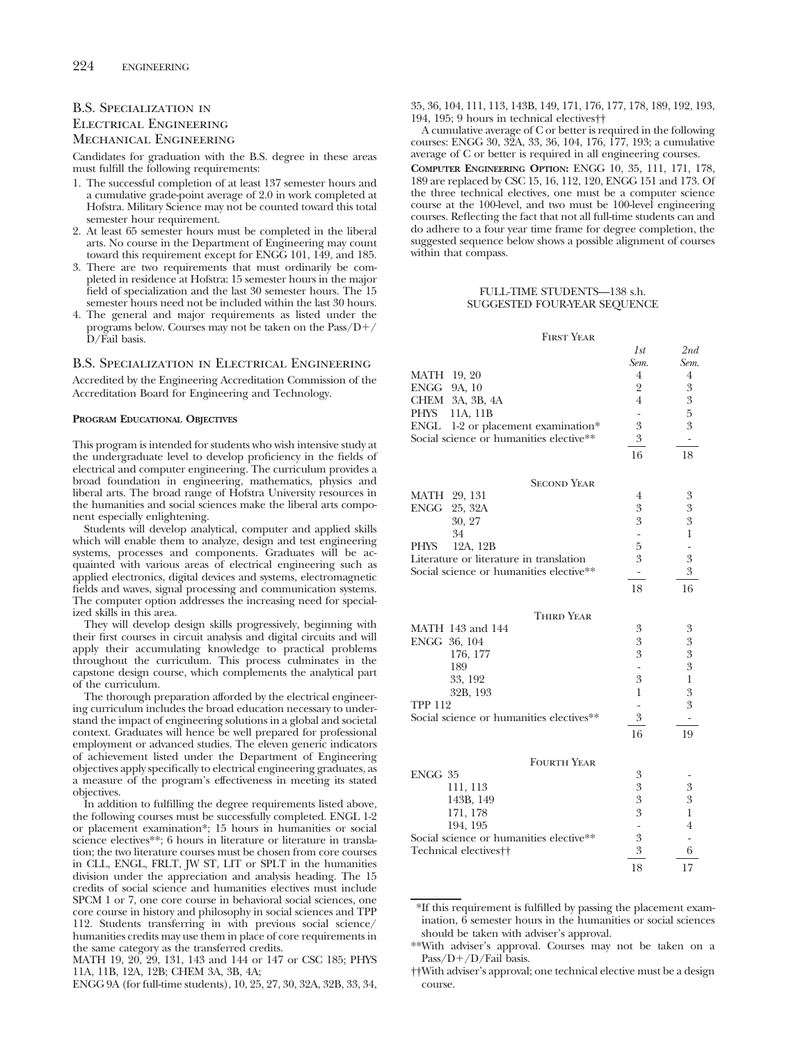## B.S. Specialization in Electrical Engineering Mechanical Engineering

Candidates for graduation with the B.S. degree in these areas must fulfill the following requirements:

1. The successful completion of at least 137 semester hours and a cumulative grade-point average of 2.0 in work completed at Hofstra. Military Science may not be counted toward this total semester hour requirement.
2. At least 65 semester hours must be completed in the liberal arts. No course in the Department of Engineering may count toward this requirement except for ENGG 101, 149, and 185.
3. There are two requirements that must ordinarily be completed in residence at Hofstra: 15 semester hours in the major field of specialization and the last 30 semester hours. The 15 semester hours need not be included within the last 30 hours.
4. The general and major requirements as listed under the programs below. Courses may not be taken on the Pass/D+/D/Fail basis.

## B.S. Specialization in Electrical Engineering

Accredited by the Engineering Accreditation Commission of the Accreditation Board for Engineering and Technology.

### Program Educational Objectives

This program is intended for students who wish intensive study at the undergraduate level to develop proficiency in the fields of electrical and computer engineering. The curriculum provides a broad foundation in engineering, mathematics, physics and liberal arts. The broad range of Hofstra University resources in the humanities and social sciences make the liberal arts component especially enlightening.

Students will develop analytical, computer and applied skills which will enable them to analyze, design and test engineering systems, processes and components. Graduates will be acquainted with various areas of electrical engineering such as applied electronics, digital devices and systems, electromagnetic fields and waves, signal processing and communication systems. The computer option addresses the increasing need for specialized skills in this area.

They will develop design skills progressively, beginning with their first courses in circuit analysis and digital circuits and will apply their accumulating knowledge to practical problems throughout the curriculum. This process culminates in the capstone design course, which complements the analytical part of the curriculum.

The thorough preparation afforded by the electrical engineering curriculum includes the broad education necessary to understand the impact of engineering solutions in a global and societal context. Graduates will hence be well prepared for professional employment or advanced studies. The eleven generic indicators of achievement listed under the Department of Engineering objectives apply specifically to electrical engineering graduates, as a measure of the program's effectiveness in meeting its stated objectives.

In addition to fulfilling the degree requirements listed above, the following courses must be successfully completed. ENGL 1-2 or placement examination*; 15 hours in humanities or social science electives**; 6 hours in literature or literature in translation; the two literature courses must be chosen from core courses in CLL, ENGL, FRLT, JW ST, LIT or SPLT in the humanities division under the appreciation and analysis heading. The 15 credits of social science and humanities electives must include SPCM 1 or 7, one core course in behavioral social sciences, one core course in history and philosophy in social sciences and TPP 112. Students transferring in with previous social science/humanities credits may use them in place of core requirements in the same category as the transferred credits.

MATH 19, 20, 29, 131, 143 and 144 or 147 or CSC 185; PHYS 11A, 11B, 12A, 12B; CHEM 3A, 3B, 4A;

ENGG 9A (for full-time students), 10, 25, 27, 30, 32A, 32B, 33, 34, 35, 36, 104, 111, 113, 143B, 149, 171, 176, 177, 178, 189, 192, 193, 194, 195; 9 hours in technical electives††

A cumulative average of C or better is required in the following courses: ENGG 30, 32A, 33, 36, 104, 176, 177, 193; a cumulative average of C or better is required in all engineering courses.

**Computer Engineering Option:** ENGG 10, 35, 111, 171, 178, 189 are replaced by CSC 15, 16, 112, 120, ENGG 151 and 173. Of the three technical electives, one must be a computer science course at the 100-level, and two must be 100-level engineering courses. Reflecting the fact that not all full-time students can and do adhere to a four year time frame for degree completion, the suggested sequence below shows a possible alignment of courses within that compass.

#### FULL-TIME STUDENTS—138 s.h. SUGGESTED FOUR-YEAR SEQUENCE

| First Year | 1st Sem. | 2nd Sem. |
|---|---|---|
| MATH 19, 20 | 4 | 4 |
| ENGG 9A, 10 | 2 | 3 |
| CHEM 3A, 3B, 4A | 4 | 3 |
| PHYS 11A, 11B | - | 5 |
| ENGL 1-2 or placement examination* | 3 | 3 |
| Social science or humanities elective** | 3 | - |
| | 16 | 18 |

| Second Year | 1st Sem. | 2nd Sem. |
|---|---|---|
| MATH 29, 131 | 4 | 3 |
| ENGG 25, 32A | 3 | 3 |
| 30, 27 | 3 | 3 |
| 34 | - | 1 |
| PHYS 12A, 12B | 5 | - |
| Literature or literature in translation | 3 | 3 |
| Social science or humanities elective** | - | 3 |
| | 18 | 16 |

| Third Year | 1st Sem. | 2nd Sem. |
|---|---|---|
| MATH 143 and 144 | 3 | 3 |
| ENGG 36, 104 | 3 | 3 |
| 176, 177 | 3 | 3 |
| 189 | - | 3 |
| 33, 192 | 3 | 1 |
| 32B, 193 | 1 | 3 |
| TPP 112 | - | 3 |
| Social science or humanities electives** | 3 | - |
| | 16 | 19 |

| Fourth Year | 1st Sem. | 2nd Sem. |
|---|---|---|
| ENGG 35 | 3 | - |
| 111, 113 | 3 | 3 |
| 143B, 149 | 3 | 3 |
| 171, 178 | 3 | 1 |
| 194, 195 | - | 4 |
| Social science or humanities elective** | 3 | - |
| Technical electives†† | 3 | 6 |
| | 18 | 17 |

*If this requirement is fulfilled by passing the placement examination, 6 semester hours in the humanities or social sciences should be taken with adviser's approval.

**With adviser's approval. Courses may not be taken on a Pass/D+/D/Fail basis.

††With adviser's approval; one technical elective must be a design course.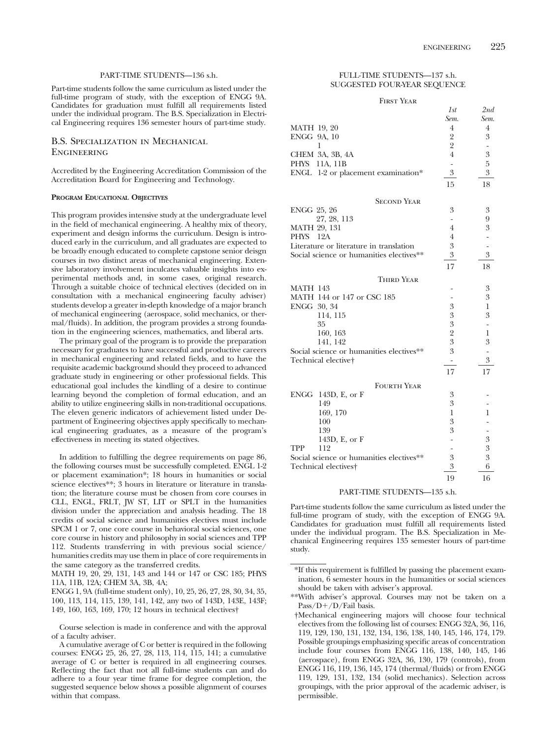#### PART-TIME STUDENTS—136 s.h.

Part-time students follow the same curriculum as listed under the full-time program of study, with the exception of ENGG 9A. Candidates for graduation must fulfill all requirements listed under the individual program. The B.S. Specialization in Electrical Engineering requires 136 semester hours of part-time study.

## B.S. Specialization in Mechanical Engineering

Accredited by the Engineering Accreditation Commission of the Accreditation Board for Engineering and Technology.

#### Program Educational Objectives

This program provides intensive study at the undergraduate level in the field of mechanical engineering. A healthy mix of theory, experiment and design informs the curriculum. Design is introduced early in the curriculum, and all graduates are expected to be broadly enough educated to complete capstone senior deisgn courses in two distinct areas of mechanical engineering. Extensive laboratory involvement inculcates valuable insights into experimental methods and, in some cases, original research. Through a suitable choice of technical electives (decided on in consultation with a mechanical engineering faculty adviser) students develop a greater in-depth knowledge of a major branch of mechanical engineering (aerospace, solid mechanics, or thermal/fluids). In addition, the program provides a strong foundation in the engineering sciences, mathematics, and liberal arts.

The primary goal of the program is to provide the preparation necessary for graduates to have successful and productive careers in mechanical engineering and related fields, and to have the requisite academic background should they proceed to advanced graduate study in engineering or other professional fields. This educational goal includes the kindling of a desire to continue learning beyond the completion of formal education, and an ability to utilize engineering skills in non-traditional occupations. The eleven generic indicators of achievement listed under Department of Engineering objectives apply specifically to mechanical engineering graduates, as a measure of the program's effectiveness in meeting its stated objectives.

In addition to fulfilling the degree requirements on page 86, the following courses must be successfully completed. ENGL 1-2 or placement examination*; 18 hours in humanities or social science electives**; 3 hours in literature or literature in translation; the literature course must be chosen from core courses in CLL, ENGL, FRLT, JW ST, LIT or SPLT in the humanities division under the appreciation and analysis heading. The 18 credits of social science and humanities electives must include SPCM 1 or 7, one core course in behavioral social sciences, one core course in history and philosophy in social sciences and TPP 112. Students transferring in with previous social science/humanities credits may use them in place of core requirements in the same category as the transferred credits.

MATH 19, 20, 29, 131, 143 and 144 or 147 or CSC 185; PHYS 11A, 11B, 12A; CHEM 3A, 3B, 4A;

ENGG 1, 9A (full-time student only), 10, 25, 26, 27, 28, 30, 34, 35, 100, 113, 114, 115, 139, 141, 142, any two of 143D, 143E, 143F; 149, 160, 163, 169, 170; 12 hours in technical electives†

Course selection is made in conference and with the approval of a faculty adviser.

A cumulative average of C or better is required in the following courses: ENGG 25, 26, 27, 28, 113, 114, 115, 141; a cumulative average of C or better is required in all engineering courses. Reflecting the fact that not all full-time students can and do adhere to a four year time frame for degree completion, the suggested sequence below shows a possible alignment of courses within that compass.

#### FULL-TIME STUDENTS—137 s.h.
#### SUGGESTED FOUR-YEAR SEQUENCE

| First Year | 1st Sem. | 2nd Sem. |
|---|---|---|
| MATH 19, 20 | 4 | 4 |
| ENGG 9A, 10 | 2 | 3 |
| 1 | 2 | - |
| CHEM 3A, 3B, 4A | 4 | 3 |
| PHYS 11A, 11B | - | 5 |
| ENGL 1-2 or placement examination* | 3 | 3 |
| | 15 | 18 |

| Second Year | | |
|---|---|---|
| ENGG 25, 26 | 3 | 3 |
| 27, 28, 113 | - | 9 |
| MATH 29, 131 | 4 | 3 |
| PHYS 12A | 4 | - |
| Literature or literature in translation | 3 | - |
| Social science or humanities electives** | 3 | 3 |
| | 17 | 18 |

| Third Year | | |
|---|---|---|
| MATH 143 | - | 3 |
| MATH 144 or 147 or CSC 185 | - | 3 |
| ENGG 30, 34 | 3 | 1 |
| 114, 115 | 3 | 3 |
| 35 | 3 | - |
| 160, 163 | 2 | 1 |
| 141, 142 | 3 | 3 |
| Social science or humanities electives** | 3 | - |
| Technical elective† | - | 3 |
| | 17 | 17 |

| Fourth Year | | |
|---|---|---|
| ENGG 143D, E, or F | 3 | - |
| 149 | 3 | - |
| 169, 170 | 1 | 1 |
| 100 | 3 | - |
| 139 | 3 | - |
| 143D, E, or F | - | 3 |
| TPP 112 | - | 3 |
| Social science or humanities electives** | 3 | 3 |
| Technical electives† | 3 | 6 |
| | 19 | 16 |

#### PART-TIME STUDENTS—135 s.h.

Part-time students follow the same curriculum as listed under the full-time program of study, with the exception of ENGG 9A. Candidates for graduation must fulfill all requirements listed under the individual program. The B.S. Specialization in Mechanical Engineering requires 135 semester hours of part-time study.

*If this requirement is fulfilled by passing the placement examination, 6 semester hours in the humanities or social sciences should be taken with adviser's approval.

**With adviser's approval. Courses may not be taken on a Pass/D+/D/Fail basis.

†Mechanical engineering majors will choose four technical electives from the following list of courses: ENGG 32A, 36, 116, 119, 129, 130, 131, 132, 134, 136, 138, 140, 145, 146, 174, 179. Possible groupings emphasizing specific areas of concentration include four courses from ENGG 116, 138, 140, 145, 146 (aerospace), from ENGG 32A, 36, 130, 179 (controls), from ENGG 116, 119, 136, 145, 174 (thermal/fluids) or from ENGG 119, 129, 131, 132, 134 (solid mechanics). Selection across groupings, with the prior approval of the academic adviser, is permissible.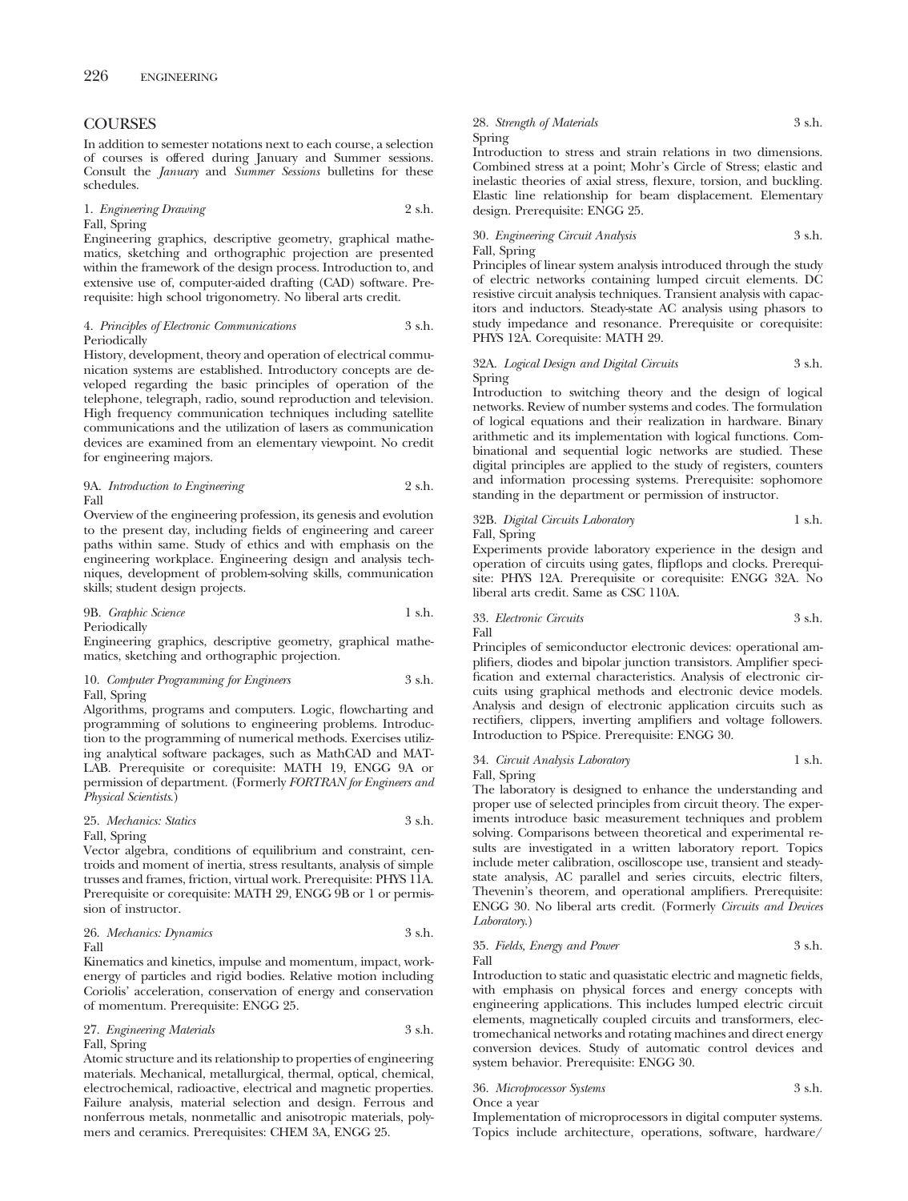## COURSES

In addition to semester notations next to each course, a selection of courses is offered during January and Summer sessions. Consult the *January* and *Summer Sessions* bulletins for these schedules.

1. *Engineering Drawing* 2 s.h.
Fall, Spring
Engineering graphics, descriptive geometry, graphical mathematics, sketching and orthographic projection are presented within the framework of the design process. Introduction to, and extensive use of, computer-aided drafting (CAD) software. Prerequisite: high school trigonometry. No liberal arts credit.

4. *Principles of Electronic Communications* 3 s.h.
Periodically
History, development, theory and operation of electrical communication systems are established. Introductory concepts are developed regarding the basic principles of operation of the telephone, telegraph, radio, sound reproduction and television. High frequency communication techniques including satellite communications and the utilization of lasers as communication devices are examined from an elementary viewpoint. No credit for engineering majors.

9A. *Introduction to Engineering* 2 s.h.
Fall
Overview of the engineering profession, its genesis and evolution to the present day, including fields of engineering and career paths within same. Study of ethics and with emphasis on the engineering workplace. Engineering design and analysis techniques, development of problem-solving skills, communication skills; student design projects.

9B. *Graphic Science* 1 s.h.
Periodically
Engineering graphics, descriptive geometry, graphical mathematics, sketching and orthographic projection.

10. *Computer Programming for Engineers* 3 s.h.
Fall, Spring
Algorithms, programs and computers. Logic, flowcharting and programming of solutions to engineering problems. Introduction to the programming of numerical methods. Exercises utilizing analytical software packages, such as MathCAD and MATLAB. Prerequisite or corequisite: MATH 19, ENGG 9A or permission of department. (Formerly *FORTRAN for Engineers and Physical Scientists.*)

25. *Mechanics: Statics* 3 s.h.
Fall, Spring
Vector algebra, conditions of equilibrium and constraint, centroids and moment of inertia, stress resultants, analysis of simple trusses and frames, friction, virtual work. Prerequisite: PHYS 11A. Prerequisite or corequisite: MATH 29, ENGG 9B or 1 or permission of instructor.

26. *Mechanics: Dynamics* 3 s.h.
Fall
Kinematics and kinetics, impulse and momentum, impact, work-energy of particles and rigid bodies. Relative motion including Coriolis' acceleration, conservation of energy and conservation of momentum. Prerequisite: ENGG 25.

27. *Engineering Materials* 3 s.h.
Fall, Spring
Atomic structure and its relationship to properties of engineering materials. Mechanical, metallurgical, thermal, optical, chemical, electrochemical, radioactive, electrical and magnetic properties. Failure analysis, material selection and design. Ferrous and nonferrous metals, nonmetallic and anisotropic materials, polymers and ceramics. Prerequisites: CHEM 3A, ENGG 25.

28. *Strength of Materials* 3 s.h.
Spring
Introduction to stress and strain relations in two dimensions. Combined stress at a point; Mohr's Circle of Stress; elastic and inelastic theories of axial stress, flexure, torsion, and buckling. Elastic line relationship for beam displacement. Elementary design. Prerequisite: ENGG 25.

30. *Engineering Circuit Analysis* 3 s.h.
Fall, Spring
Principles of linear system analysis introduced through the study of electric networks containing lumped circuit elements. DC resistive circuit analysis techniques. Transient analysis with capacitors and inductors. Steady-state AC analysis using phasors to study impedance and resonance. Prerequisite or corequisite: PHYS 12A. Corequisite: MATH 29.

32A. *Logical Design and Digital Circuits* 3 s.h.
Spring
Introduction to switching theory and the design of logical networks. Review of number systems and codes. The formulation of logical equations and their realization in hardware. Binary arithmetic and its implementation with logical functions. Combinational and sequential logic networks are studied. These digital principles are applied to the study of registers, counters and information processing systems. Prerequisite: sophomore standing in the department or permission of instructor.

32B. *Digital Circuits Laboratory* 1 s.h.
Fall, Spring
Experiments provide laboratory experience in the design and operation of circuits using gates, flipflops and clocks. Prerequisite: PHYS 12A. Prerequisite or corequisite: ENGG 32A. No liberal arts credit. Same as CSC 110A.

33. *Electronic Circuits* 3 s.h.
Fall
Principles of semiconductor electronic devices: operational amplifiers, diodes and bipolar junction transistors. Amplifier specification and external characteristics. Analysis of electronic circuits using graphical methods and electronic device models. Analysis and design of electronic application circuits such as rectifiers, clippers, inverting amplifiers and voltage followers. Introduction to PSpice. Prerequisite: ENGG 30.

34. *Circuit Analysis Laboratory* 1 s.h.
Fall, Spring
The laboratory is designed to enhance the understanding and proper use of selected principles from circuit theory. The experiments introduce basic measurement techniques and problem solving. Comparisons between theoretical and experimental results are investigated in a written laboratory report. Topics include meter calibration, oscilloscope use, transient and steady-state analysis, AC parallel and series circuits, electric filters, Thevenin's theorem, and operational amplifiers. Prerequisite: ENGG 30. No liberal arts credit. (Formerly *Circuits and Devices Laboratory.*)

35. *Fields, Energy and Power* 3 s.h.
Fall
Introduction to static and quasistatic electric and magnetic fields, with emphasis on physical forces and energy concepts with engineering applications. This includes lumped electric circuit elements, magnetically coupled circuits and transformers, electromechanical networks and rotating machines and direct energy conversion devices. Study of automatic control devices and system behavior. Prerequisite: ENGG 30.

36. *Microprocessor Systems* 3 s.h.
Once a year
Implementation of microprocessors in digital computer systems. Topics include architecture, operations, software, hardware/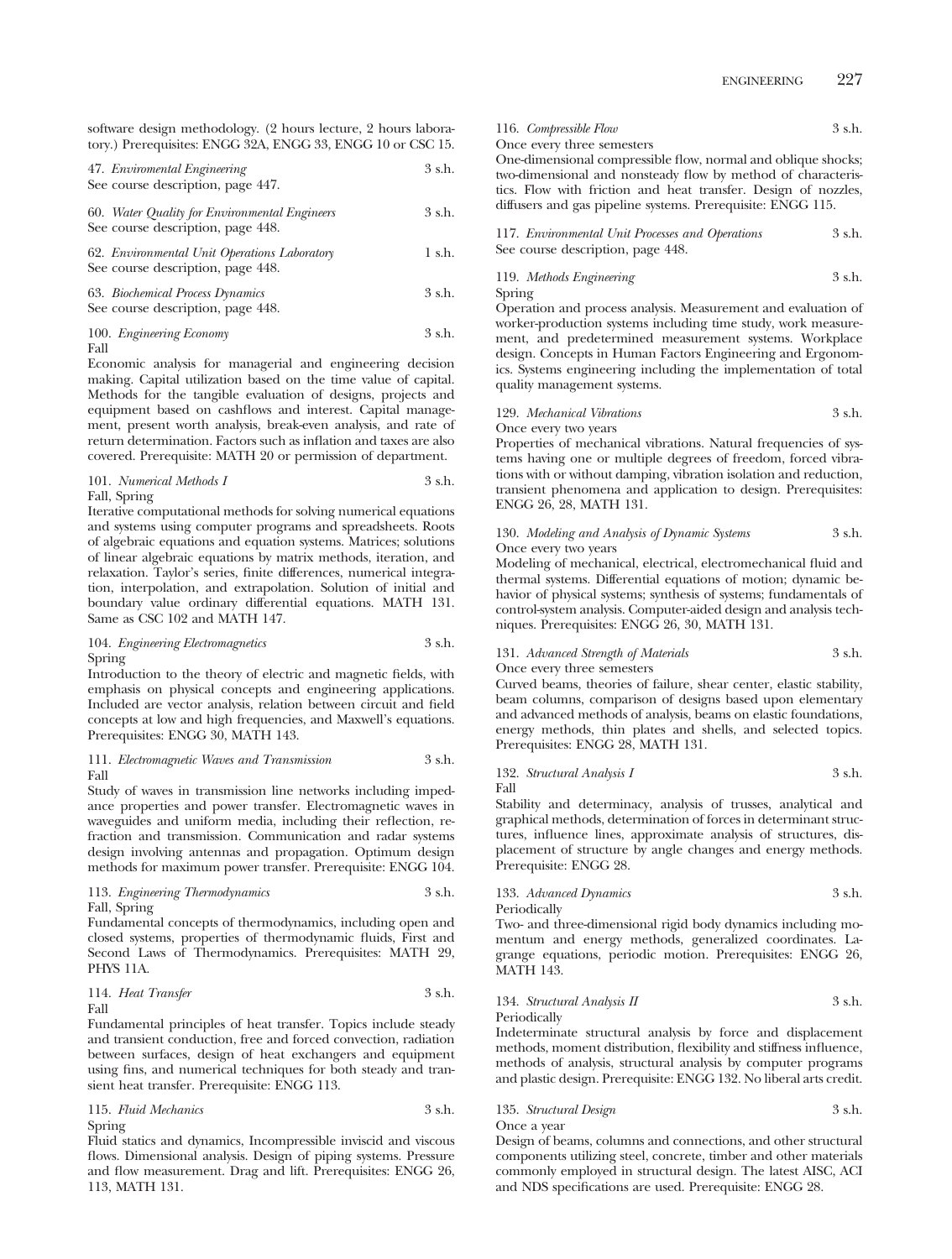software design methodology. (2 hours lecture, 2 hours laboratory.) Prerequisites: ENGG 32A, ENGG 33, ENGG 10 or CSC 15.

47. *Enviromental Engineering* 3 s.h.
See course description, page 447.

60. *Water Quality for Environmental Engineers* 3 s.h.
See course description, page 448.

62. *Environmental Unit Operations Laboratory* 1 s.h.
See course description, page 448.

63. *Biochemical Process Dynamics* 3 s.h.
See course description, page 448.

100. *Engineering Economy* 3 s.h.
Fall
Economic analysis for managerial and engineering decision making. Capital utilization based on the time value of capital. Methods for the tangible evaluation of designs, projects and equipment based on cashflows and interest. Capital management, present worth analysis, break-even analysis, and rate of return determination. Factors such as inflation and taxes are also covered. Prerequisite: MATH 20 or permission of department.

101. *Numerical Methods I* 3 s.h.
Fall, Spring
Iterative computational methods for solving numerical equations and systems using computer programs and spreadsheets. Roots of algebraic equations and equation systems. Matrices; solutions of linear algebraic equations by matrix methods, iteration, and relaxation. Taylor's series, finite differences, numerical integration, interpolation, and extrapolation. Solution of initial and boundary value ordinary differential equations. MATH 131. Same as CSC 102 and MATH 147.

104. *Engineering Electromagnetics* 3 s.h.
Spring
Introduction to the theory of electric and magnetic fields, with emphasis on physical concepts and engineering applications. Included are vector analysis, relation between circuit and field concepts at low and high frequencies, and Maxwell's equations. Prerequisites: ENGG 30, MATH 143.

111. *Electromagnetic Waves and Transmission* 3 s.h.
Fall
Study of waves in transmission line networks including impedance properties and power transfer. Electromagnetic waves in waveguides and uniform media, including their reflection, refraction and transmission. Communication and radar systems design involving antennas and propagation. Optimum design methods for maximum power transfer. Prerequisite: ENGG 104.

113. *Engineering Thermodynamics* 3 s.h.
Fall, Spring
Fundamental concepts of thermodynamics, including open and closed systems, properties of thermodynamic fluids, First and Second Laws of Thermodynamics. Prerequisites: MATH 29, PHYS 11A.

114. *Heat Transfer* 3 s.h.
Fall
Fundamental principles of heat transfer. Topics include steady and transient conduction, free and forced convection, radiation between surfaces, design of heat exchangers and equipment using fins, and numerical techniques for both steady and transient heat transfer. Prerequisite: ENGG 113.

115. *Fluid Mechanics* 3 s.h.
Spring
Fluid statics and dynamics, Incompressible inviscid and viscous flows. Dimensional analysis. Design of piping systems. Pressure and flow measurement. Drag and lift. Prerequisites: ENGG 26, 113, MATH 131.

116. *Compressible Flow* 3 s.h.
Once every three semesters
One-dimensional compressible flow, normal and oblique shocks; two-dimensional and nonsteady flow by method of characteristics. Flow with friction and heat transfer. Design of nozzles, diffusers and gas pipeline systems. Prerequisite: ENGG 115.

117. *Environmental Unit Processes and Operations* 3 s.h.
See course description, page 448.

119. *Methods Engineering* 3 s.h.
Spring
Operation and process analysis. Measurement and evaluation of worker-production systems including time study, work measurement, and predetermined measurement systems. Workplace design. Concepts in Human Factors Engineering and Ergonomics. Systems engineering including the implementation of total quality management systems.

129. *Mechanical Vibrations* 3 s.h.
Once every two years
Properties of mechanical vibrations. Natural frequencies of systems having one or multiple degrees of freedom, forced vibrations with or without damping, vibration isolation and reduction, transient phenomena and application to design. Prerequisites: ENGG 26, 28, MATH 131.

130. *Modeling and Analysis of Dynamic Systems* 3 s.h.
Once every two years
Modeling of mechanical, electrical, electromechanical fluid and thermal systems. Differential equations of motion; dynamic behavior of physical systems; synthesis of systems; fundamentals of control-system analysis. Computer-aided design and analysis techniques. Prerequisites: ENGG 26, 30, MATH 131.

131. *Advanced Strength of Materials* 3 s.h.
Once every three semesters
Curved beams, theories of failure, shear center, elastic stability, beam columns, comparison of designs based upon elementary and advanced methods of analysis, beams on elastic foundations, energy methods, thin plates and shells, and selected topics. Prerequisites: ENGG 28, MATH 131.

132. *Structural Analysis I* 3 s.h.
Fall
Stability and determinacy, analysis of trusses, analytical and graphical methods, determination of forces in determinant structures, influence lines, approximate analysis of structures, displacement of structure by angle changes and energy methods. Prerequisite: ENGG 28.

133. *Advanced Dynamics* 3 s.h.
Periodically
Two- and three-dimensional rigid body dynamics including momentum and energy methods, generalized coordinates. Lagrange equations, periodic motion. Prerequisites: ENGG 26, MATH 143.

134. *Structural Analysis II* 3 s.h.
Periodically
Indeterminate structural analysis by force and displacement methods, moment distribution, flexibility and stiffness influence, methods of analysis, structural analysis by computer programs and plastic design. Prerequisite: ENGG 132. No liberal arts credit.

135. *Structural Design* 3 s.h.
Once a year
Design of beams, columns and connections, and other structural components utilizing steel, concrete, timber and other materials commonly employed in structural design. The latest AISC, ACI and NDS specifications are used. Prerequisite: ENGG 28.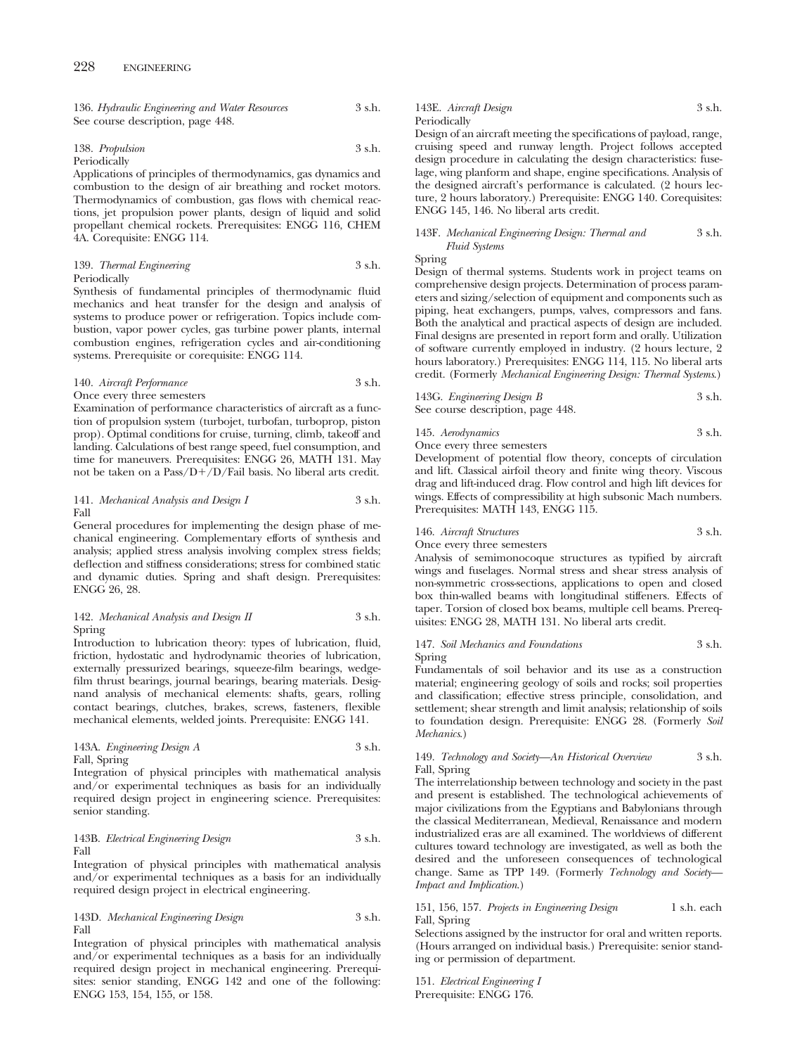136. *Hydraulic Engineering and Water Resources* 3 s.h.
See course description, page 448.

138. *Propulsion* 3 s.h.
Periodically
Applications of principles of thermodynamics, gas dynamics and combustion to the design of air breathing and rocket motors. Thermodynamics of combustion, gas flows with chemical reactions, jet propulsion power plants, design of liquid and solid propellant chemical rockets. Prerequisites: ENGG 116, CHEM 4A. Corequisite: ENGG 114.

139. *Thermal Engineering* 3 s.h.
Periodically
Synthesis of fundamental principles of thermodynamic fluid mechanics and heat transfer for the design and analysis of systems to produce power or refrigeration. Topics include combustion, vapor power cycles, gas turbine power plants, internal combustion engines, refrigeration cycles and air-conditioning systems. Prerequisite or corequisite: ENGG 114.

140. *Aircraft Performance* 3 s.h.
Once every three semesters
Examination of performance characteristics of aircraft as a function of propulsion system (turbojet, turbofan, turboprop, piston prop). Optimal conditions for cruise, turning, climb, takeoff and landing. Calculations of best range speed, fuel consumption, and time for maneuvers. Prerequisites: ENGG 26, MATH 131. May not be taken on a Pass/D+/D/Fail basis. No liberal arts credit.

141. *Mechanical Analysis and Design I* 3 s.h.
Fall
General procedures for implementing the design phase of mechanical engineering. Complementary efforts of synthesis and analysis; applied stress analysis involving complex stress fields; deflection and stiffness considerations; stress for combined static and dynamic duties. Spring and shaft design. Prerequisites: ENGG 26, 28.

142. *Mechanical Analysis and Design II* 3 s.h.
Spring
Introduction to lubrication theory: types of lubrication, fluid, friction, hydostatic and hydrodynamic theories of lubrication, externally pressurized bearings, squeeze-film bearings, wedge-film thrust bearings, journal bearings, bearing materials. Design and analysis of mechanical elements: shafts, gears, rolling contact bearings, clutches, brakes, screws, fasteners, flexible mechanical elements, welded joints. Prerequisite: ENGG 141.

143A. *Engineering Design A* 3 s.h.
Fall, Spring
Integration of physical principles with mathematical analysis and/or experimental techniques as basis for an individually required design project in engineering science. Prerequisites: senior standing.

143B. *Electrical Engineering Design* 3 s.h.
Fall
Integration of physical principles with mathematical analysis and/or experimental techniques as a basis for an individually required design project in electrical engineering.

143D. *Mechanical Engineering Design* 3 s.h.
Fall
Integration of physical principles with mathematical analysis and/or experimental techniques as a basis for an individually required design project in mechanical engineering. Prerequisites: senior standing, ENGG 142 and one of the following: ENGG 153, 154, 155, or 158.

143E. *Aircraft Design* 3 s.h.
Periodically
Design of an aircraft meeting the specifications of payload, range, cruising speed and runway length. Project follows accepted design procedure in calculating the design characteristics: fuselage, wing planform and shape, engine specifications. Analysis of the designed aircraft's performance is calculated. (2 hours lecture, 2 hours laboratory.) Prerequisite: ENGG 140. Corequisites: ENGG 145, 146. No liberal arts credit.

143F. *Mechanical Engineering Design: Thermal and Fluid Systems* 3 s.h.
Spring
Design of thermal systems. Students work in project teams on comprehensive design projects. Determination of process parameters and sizing/selection of equipment and components such as piping, heat exchangers, pumps, valves, compressors and fans. Both the analytical and practical aspects of design are included. Final designs are presented in report form and orally. Utilization of software currently employed in industry. (2 hours lecture, 2 hours laboratory.) Prerequisites: ENGG 114, 115. No liberal arts credit. (Formerly *Mechanical Engineering Design: Thermal Systems*.)

143G. *Engineering Design B* 3 s.h.
See course description, page 448.

145. *Aerodynamics* 3 s.h.
Once every three semesters
Development of potential flow theory, concepts of circulation and lift. Classical airfoil theory and finite wing theory. Viscous drag and lift-induced drag. Flow control and high lift devices for wings. Effects of compressibility at high subsonic Mach numbers. Prerequisites: MATH 143, ENGG 115.

146. *Aircraft Structures* 3 s.h.
Once every three semesters
Analysis of semimonocoque structures as typified by aircraft wings and fuselages. Normal stress and shear stress analysis of non-symmetric cross-sections, applications to open and closed box thin-walled beams with longitudinal stiffeners. Effects of taper. Torsion of closed box beams, multiple cell beams. Prerequisites: ENGG 28, MATH 131. No liberal arts credit.

147. *Soil Mechanics and Foundations* 3 s.h.
Spring
Fundamentals of soil behavior and its use as a construction material; engineering geology of soils and rocks; soil properties and classification; effective stress principle, consolidation, and settlement; shear strength and limit analysis; relationship of soils to foundation design. Prerequisite: ENGG 28. (Formerly *Soil Mechanics*.)

149. *Technology and Society—An Historical Overview* 3 s.h.
Fall, Spring
The interrelationship between technology and society in the past and present is established. The technological achievements of major civilizations from the Egyptians and Babylonians through the classical Mediterranean, Medieval, Renaissance and modern industrialized eras are all examined. The worldviews of different cultures toward technology are investigated, as well as both the desired and the unforeseen consequences of technological change. Same as TPP 149. (Formerly *Technology and Society—Impact and Implication*.)

151, 156, 157. *Projects in Engineering Design* 1 s.h. each
Fall, Spring
Selections assigned by the instructor for oral and written reports. (Hours arranged on individual basis.) Prerequisite: senior standing or permission of department.

151. *Electrical Engineering I*
Prerequisite: ENGG 176.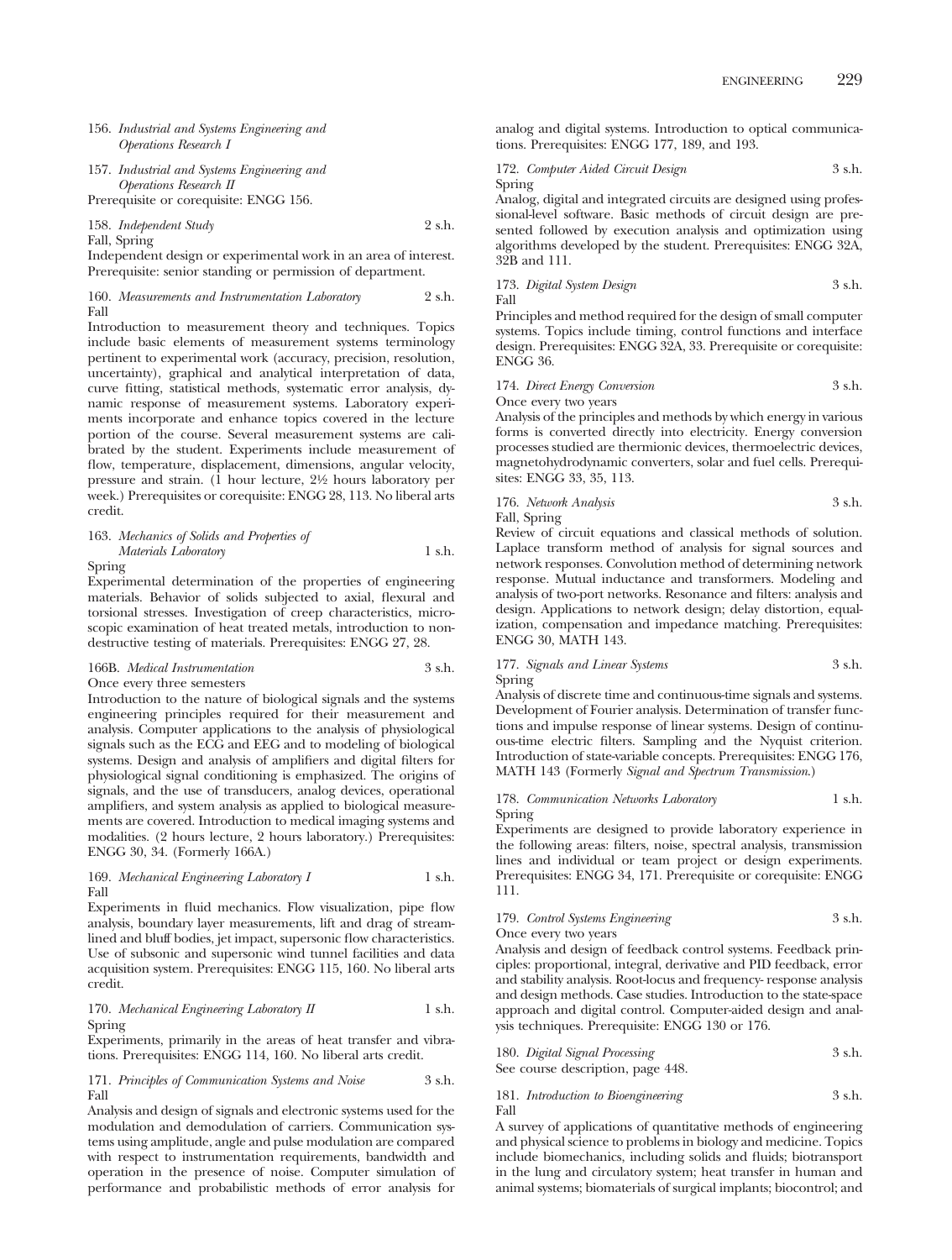156. *Industrial and Systems Engineering and Operations Research I*

157. *Industrial and Systems Engineering and Operations Research II*
Prerequisite or corequisite: ENGG 156.

158. *Independent Study* 2 s.h.
Fall, Spring
Independent design or experimental work in an area of interest. Prerequisite: senior standing or permission of department.

160. *Measurements and Instrumentation Laboratory* 2 s.h.
Fall
Introduction to measurement theory and techniques. Topics include basic elements of measurement systems terminology pertinent to experimental work (accuracy, precision, resolution, uncertainty), graphical and analytical interpretation of data, curve fitting, statistical methods, systematic error analysis, dynamic response of measurement systems. Laboratory experiments incorporate and enhance topics covered in the lecture portion of the course. Several measurement systems are calibrated by the student. Experiments include measurement of flow, temperature, displacement, dimensions, angular velocity, pressure and strain. (1 hour lecture, 2½ hours laboratory per week.) Prerequisites or corequisite: ENGG 28, 113. No liberal arts credit.

163. *Mechanics of Solids and Properties of Materials Laboratory* 1 s.h.
Spring
Experimental determination of the properties of engineering materials. Behavior of solids subjected to axial, flexural and torsional stresses. Investigation of creep characteristics, microscopic examination of heat treated metals, introduction to nondestructive testing of materials. Prerequisites: ENGG 27, 28.

166B. *Medical Instrumentation* 3 s.h.
Once every three semesters
Introduction to the nature of biological signals and the systems engineering principles required for their measurement and analysis. Computer applications to the analysis of physiological signals such as the ECG and EEG and to modeling of biological systems. Design and analysis of amplifiers and digital filters for physiological signal conditioning is emphasized. The origins of signals, and the use of transducers, analog devices, operational amplifiers, and system analysis as applied to biological measurements are covered. Introduction to medical imaging systems and modalities. (2 hours lecture, 2 hours laboratory.) Prerequisites: ENGG 30, 34. (Formerly 166A.)

169. *Mechanical Engineering Laboratory I* 1 s.h.
Fall
Experiments in fluid mechanics. Flow visualization, pipe flow analysis, boundary layer measurements, lift and drag of streamlined and bluff bodies, jet impact, supersonic flow characteristics. Use of subsonic and supersonic wind tunnel facilities and data acquisition system. Prerequisites: ENGG 115, 160. No liberal arts credit.

170. *Mechanical Engineering Laboratory II* 1 s.h.
Spring
Experiments, primarily in the areas of heat transfer and vibrations. Prerequisites: ENGG 114, 160. No liberal arts credit.

171. *Principles of Communication Systems and Noise* 3 s.h.
Fall
Analysis and design of signals and electronic systems used for the modulation and demodulation of carriers. Communication systems using amplitude, angle and pulse modulation are compared with respect to instrumentation requirements, bandwidth and operation in the presence of noise. Computer simulation of performance and probabilistic methods of error analysis for analog and digital systems. Introduction to optical communications. Prerequisites: ENGG 177, 189, and 193.

172. *Computer Aided Circuit Design* 3 s.h.
Spring
Analog, digital and integrated circuits are designed using professional-level software. Basic methods of circuit design are presented followed by execution analysis and optimization using algorithms developed by the student. Prerequisites: ENGG 32A, 32B and 111.

173. *Digital System Design* 3 s.h.
Fall
Principles and method required for the design of small computer systems. Topics include timing, control functions and interface design. Prerequisites: ENGG 32A, 33. Prerequisite or corequisite: ENGG 36.

174. *Direct Energy Conversion* 3 s.h.
Once every two years
Analysis of the principles and methods by which energy in various forms is converted directly into electricity. Energy conversion processes studied are thermionic devices, thermoelectric devices, magnetohydrodynamic converters, solar and fuel cells. Prerequisites: ENGG 33, 35, 113.

176. *Network Analysis* 3 s.h.
Fall, Spring
Review of circuit equations and classical methods of solution. Laplace transform method of analysis for signal sources and network responses. Convolution method of determining network response. Mutual inductance and transformers. Modeling and analysis of two-port networks. Resonance and filters: analysis and design. Applications to network design; delay distortion, equalization, compensation and impedance matching. Prerequisites: ENGG 30, MATH 143.

177. *Signals and Linear Systems* 3 s.h.
Spring
Analysis of discrete time and continuous-time signals and systems. Development of Fourier analysis. Determination of transfer functions and impulse response of linear systems. Design of continuous-time electric filters. Sampling and the Nyquist criterion. Introduction of state-variable concepts. Prerequisites: ENGG 176, MATH 143 (Formerly *Signal and Spectrum Transmission*.)

178. *Communication Networks Laboratory* 1 s.h.
Spring
Experiments are designed to provide laboratory experience in the following areas: filters, noise, spectral analysis, transmission lines and individual or team project or design experiments. Prerequisites: ENGG 34, 171. Prerequisite or corequisite: ENGG 111.

179. *Control Systems Engineering* 3 s.h.
Once every two years
Analysis and design of feedback control systems. Feedback principles: proportional, integral, derivative and PID feedback, error and stability analysis. Root-locus and frequency- response analysis and design methods. Case studies. Introduction to the state-space approach and digital control. Computer-aided design and analysis techniques. Prerequisite: ENGG 130 or 176.

180. *Digital Signal Processing* 3 s.h.
See course description, page 448.

181. *Introduction to Bioengineering* 3 s.h.
Fall
A survey of applications of quantitative methods of engineering and physical science to problems in biology and medicine. Topics include biomechanics, including solids and fluids; biotransport in the lung and circulatory system; heat transfer in human and animal systems; biomaterials of surgical implants; biocontrol; and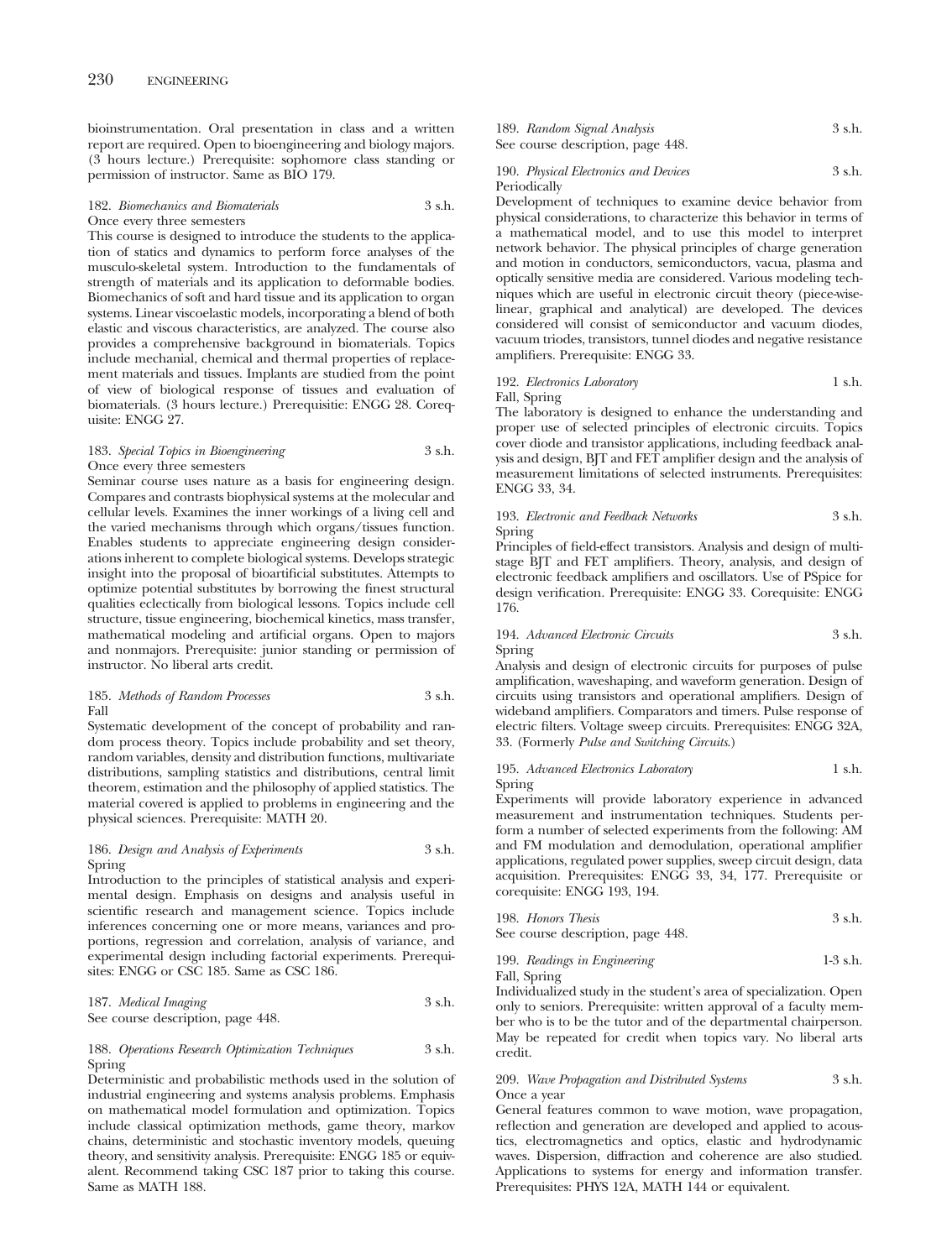bioinstrumentation. Oral presentation in class and a written report are required. Open to bioengineering and biology majors. (3 hours lecture.) Prerequisite: sophomore class standing or permission of instructor. Same as BIO 179.

182. *Biomechanics and Biomaterials* 3 s.h.
Once every three semesters

This course is designed to introduce the students to the application of statics and dynamics to perform force analyses of the musculo-skeletal system. Introduction to the fundamentals of strength of materials and its application to deformable bodies. Biomechanics of soft and hard tissue and its application to organ systems. Linear viscoelastic models, incorporating a blend of both elastic and viscous characteristics, are analyzed. The course also provides a comprehensive background in biomaterials. Topics include mechanial, chemical and thermal properties of replacement materials and tissues. Implants are studied from the point of view of biological response of tissues and evaluation of biomaterials. (3 hours lecture.) Prerequisitie: ENGG 28. Corequisite: ENGG 27.

183. *Special Topics in Bioengineering* 3 s.h.
Once every three semesters

Seminar course uses nature as a basis for engineering design. Compares and contrasts biophysical systems at the molecular and cellular levels. Examines the inner workings of a living cell and the varied mechanisms through which organs/tissues function. Enables students to appreciate engineering design considerations inherent to complete biological systems. Develops strategic insight into the proposal of bioartificial substitutes. Attempts to optimize potential substitutes by borrowing the finest structural qualities eclectically from biological lessons. Topics include cell structure, tissue engineering, biochemical kinetics, mass transfer, mathematical modeling and artificial organs. Open to majors and nonmajors. Prerequisite: junior standing or permission of instructor. No liberal arts credit.

185. *Methods of Random Processes* 3 s.h.
Fall

Systematic development of the concept of probability and random process theory. Topics include probability and set theory, random variables, density and distribution functions, multivariate distributions, sampling statistics and distributions, central limit theorem, estimation and the philosophy of applied statistics. The material covered is applied to problems in engineering and the physical sciences. Prerequisite: MATH 20.

186. *Design and Analysis of Experiments* 3 s.h.
Spring

Introduction to the principles of statistical analysis and experimental design. Emphasis on designs and analysis useful in scientific research and management science. Topics include inferences concerning one or more means, variances and proportions, regression and correlation, analysis of variance, and experimental design including factorial experiments. Prerequisites: ENGG or CSC 185. Same as CSC 186.

187. *Medical Imaging* 3 s.h.
See course description, page 448.

188. *Operations Research Optimization Techniques* 3 s.h.
Spring

Deterministic and probabilistic methods used in the solution of industrial engineering and systems analysis problems. Emphasis on mathematical model formulation and optimization. Topics include classical optimization methods, game theory, markov chains, deterministic and stochastic inventory models, queuing theory, and sensitivity analysis. Prerequisite: ENGG 185 or equivalent. Recommend taking CSC 187 prior to taking this course. Same as MATH 188.

189. *Random Signal Analysis* 3 s.h.
See course description, page 448.

190. *Physical Electronics and Devices* 3 s.h.
Periodically

Development of techniques to examine device behavior from physical considerations, to characterize this behavior in terms of a mathematical model, and to use this model to interpret network behavior. The physical principles of charge generation and motion in conductors, semiconductors, vacua, plasma and optically sensitive media are considered. Various modeling techniques which are useful in electronic circuit theory (piece-wise-linear, graphical and analytical) are developed. The devices considered will consist of semiconductor and vacuum diodes, vacuum triodes, transistors, tunnel diodes and negative resistance amplifiers. Prerequisite: ENGG 33.

192. *Electronics Laboratory* 1 s.h.
Fall, Spring

The laboratory is designed to enhance the understanding and proper use of selected principles of electronic circuits. Topics cover diode and transistor applications, including feedback analysis and design, BJT and FET amplifier design and the analysis of measurement limitations of selected instruments. Prerequisites: ENGG 33, 34.

193. *Electronic and Feedback Networks* 3 s.h.
Spring

Principles of field-effect transistors. Analysis and design of multistage BJT and FET amplifiers. Theory, analysis, and design of electronic feedback amplifiers and oscillators. Use of PSpice for design verification. Prerequisite: ENGG 33. Corequisite: ENGG 176.

194. *Advanced Electronic Circuits* 3 s.h.
Spring

Analysis and design of electronic circuits for purposes of pulse amplification, waveshaping, and waveform generation. Design of circuits using transistors and operational amplifiers. Design of wideband amplifiers. Comparators and timers. Pulse response of electric filters. Voltage sweep circuits. Prerequisites: ENGG 32A, 33. (Formerly *Pulse and Switching Circuits*.)

195. *Advanced Electronics Laboratory* 1 s.h.
Spring

Experiments will provide laboratory experience in advanced measurement and instrumentation techniques. Students perform a number of selected experiments from the following: AM and FM modulation and demodulation, operational amplifier applications, regulated power supplies, sweep circuit design, data acquisition. Prerequisites: ENGG 33, 34, 177. Prerequisite or corequisite: ENGG 193, 194.

198. *Honors Thesis* 3 s.h.
See course description, page 448.

199. *Readings in Engineering* 1-3 s.h.
Fall, Spring

Individualized study in the student's area of specialization. Open only to seniors. Prerequisite: written approval of a faculty member who is to be the tutor and of the departmental chairperson. May be repeated for credit when topics vary. No liberal arts credit.

209. *Wave Propagation and Distributed Systems* 3 s.h.
Once a year

General features common to wave motion, wave propagation, reflection and generation are developed and applied to acoustics, electromagnetics and optics, elastic and hydrodynamic waves. Dispersion, diffraction and coherence are also studied. Applications to systems for energy and information transfer. Prerequisites: PHYS 12A, MATH 144 or equivalent.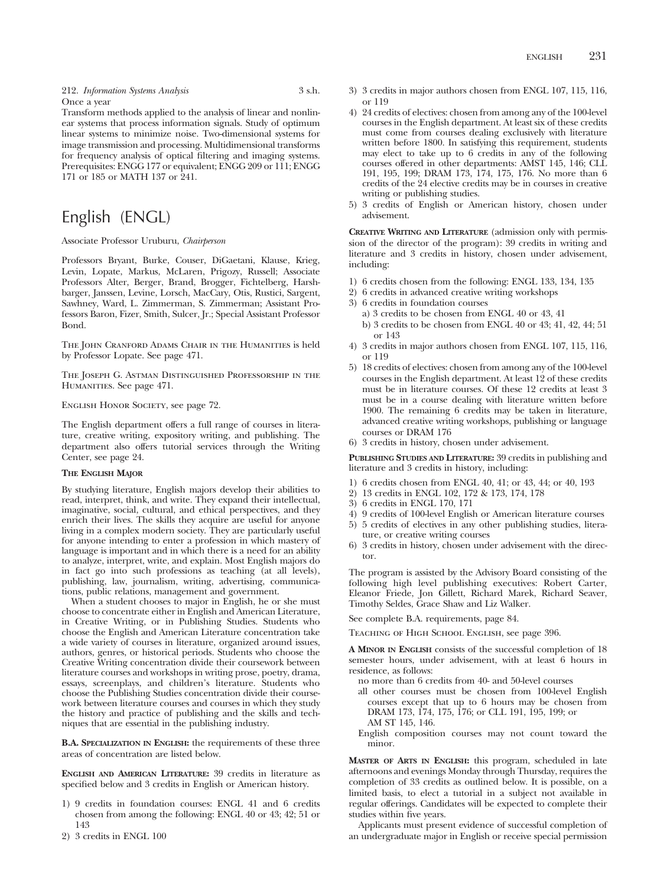212. *Information Systems Analysis* 3 s.h.
Once a year
Transform methods applied to the analysis of linear and nonlinear systems that process information signals. Study of optimum linear systems to minimize noise. Two-dimensional systems for image transmission and processing. Multidimensional transforms for frequency analysis of optical filtering and imaging systems. Prerequisites: ENGG 177 or equivalent; ENGG 209 or 111; ENGG 171 or 185 or MATH 137 or 241.

# English (ENGL)

Associate Professor Uruburu, *Chairperson*

Professors Bryant, Burke, Couser, DiGaetani, Klause, Krieg, Levin, Lopate, Markus, McLaren, Prigozy, Russell; Associate Professors Alter, Berger, Brand, Brogger, Fichtelberg, Harshbarger, Janssen, Levine, Lorsch, MacCary, Otis, Rustici, Sargent, Sawhney, Ward, L. Zimmerman, S. Zimmerman; Assistant Professors Baron, Fizer, Smith, Sulcer, Jr.; Special Assistant Professor Bond.

The John Cranford Adams Chair in the Humanities is held by Professor Lopate. See page 471.

The Joseph G. Astman Distinguished Professorship in the Humanities. See page 471.

English Honor Society, see page 72.

The English department offers a full range of courses in literature, creative writing, expository writing, and publishing. The department also offers tutorial services through the Writing Center, see page 24.

**The English Major**

By studying literature, English majors develop their abilities to read, interpret, think, and write. They expand their intellectual, imaginative, social, cultural, and ethical perspectives, and they enrich their lives. The skills they acquire are useful for anyone living in a complex modern society. They are particularly useful for anyone intending to enter a profession in which mastery of language is important and in which there is a need for an ability to analyze, interpret, write, and explain. Most English majors do in fact go into such professions as teaching (at all levels), publishing, law, journalism, writing, advertising, communications, public relations, management and government.

When a student chooses to major in English, he or she must choose to concentrate either in English and American Literature, in Creative Writing, or in Publishing Studies. Students who choose the English and American Literature concentration take a wide variety of courses in literature, organized around issues, authors, genres, or historical periods. Students who choose the Creative Writing concentration divide their coursework between literature courses and workshops in writing prose, poetry, drama, essays, screenplays, and children's literature. Students who choose the Publishing Studies concentration divide their coursework between literature courses and courses in which they study the history and practice of publishing and the skills and techniques that are essential in the publishing industry.

**B.A. Specialization in English:** the requirements of these three areas of concentration are listed below.

**English and American Literature:** 39 credits in literature as specified below and 3 credits in English or American history.

1) 9 credits in foundation courses: ENGL 41 and 6 credits chosen from among the following: ENGL 40 or 43; 42; 51 or 143
2) 3 credits in ENGL 100
3) 3 credits in major authors chosen from ENGL 107, 115, 116, or 119
4) 24 credits of electives: chosen from among any of the 100-level courses in the English department. At least six of these credits must come from courses dealing exclusively with literature written before 1800. In satisfying this requirement, students may elect to take up to 6 credits in any of the following courses offered in other departments: AMST 145, 146; CLL 191, 195, 199; DRAM 173, 174, 175, 176. No more than 6 credits of the 24 elective credits may be in courses in creative writing or publishing studies.
5) 3 credits of English or American history, chosen under advisement.

**Creative Writing and Literature** (admission only with permission of the director of the program): 39 credits in writing and literature and 3 credits in history, chosen under advisement, including:

1) 6 credits chosen from the following: ENGL 133, 134, 135
2) 6 credits in advanced creative writing workshops
3) 6 credits in foundation courses
   a) 3 credits to be chosen from ENGL 40 or 43, 41
   b) 3 credits to be chosen from ENGL 40 or 43; 41, 42, 44; 51 or 143
4) 3 credits in major authors chosen from ENGL 107, 115, 116, or 119
5) 18 credits of electives: chosen from among any of the 100-level courses in the English department. At least 12 of these credits must be in literature courses. Of these 12 credits at least 3 must be in a course dealing with literature written before 1900. The remaining 6 credits may be taken in literature, advanced creative writing workshops, publishing or language courses or DRAM 176
6) 3 credits in history, chosen under advisement.

**Publishing Studies and Literature:** 39 credits in publishing and literature and 3 credits in history, including:

1) 6 credits chosen from ENGL 40, 41; or 43, 44; or 40, 193
2) 13 credits in ENGL 102, 172 & 173, 174, 178
3) 6 credits in ENGL 170, 171
4) 9 credits of 100-level English or American literature courses
5) 5 credits of electives in any other publishing studies, literature, or creative writing courses
6) 3 credits in history, chosen under advisement with the director.

The program is assisted by the Advisory Board consisting of the following high level publishing executives: Robert Carter, Eleanor Friede, Jon Gillett, Richard Marek, Richard Seaver, Timothy Seldes, Grace Shaw and Liz Walker.

See complete B.A. requirements, page 84.

Teaching of High School English, see page 396.

**A Minor in English** consists of the successful completion of 18 semester hours, under advisement, with at least 6 hours in residence, as follows:

no more than 6 credits from 40- and 50-level courses
all other courses must be chosen from 100-level English courses except that up to 6 hours may be chosen from DRAM 173, 174, 175, 176; or CLL 191, 195, 199; or AM ST 145, 146.
English composition courses may not count toward the minor.

**Master of Arts in English:** this program, scheduled in late afternoons and evenings Monday through Thursday, requires the completion of 33 credits as outlined below. It is possible, on a limited basis, to elect a tutorial in a subject not available in regular offerings. Candidates will be expected to complete their studies within five years.

Applicants must present evidence of successful completion of an undergraduate major in English or receive special permission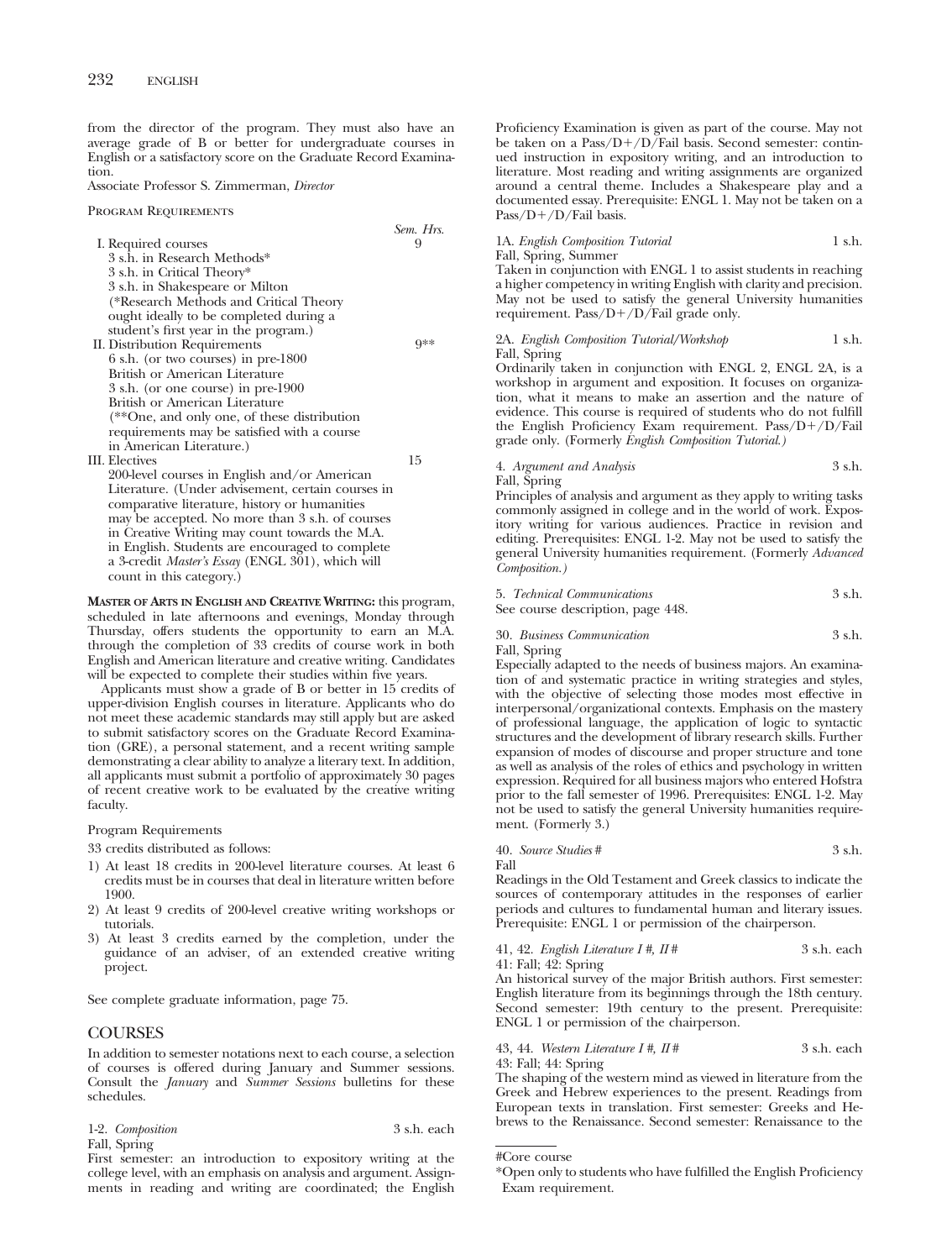from the director of the program. They must also have an average grade of B or better for undergraduate courses in English or a satisfactory score on the Graduate Record Examination.

Associate Professor S. Zimmerman, *Director*

PROGRAM REQUIREMENTS

| | Sem. Hrs. |
|---|---|
| I. Required courses | 9 |
| 3 s.h. in Research Methods* | |
| 3 s.h. in Critical Theory* | |
| 3 s.h. in Shakespeare or Milton | |
| (*Research Methods and Critical Theory ought ideally to be completed during a student's first year in the program.) | |
| II. Distribution Requirements | 9** |
| 6 s.h. (or two courses) in pre-1800 British or American Literature | |
| 3 s.h. (or one course) in pre-1900 British or American Literature | |
| (**One, and only one, of these distribution requirements may be satisfied with a course in American Literature.) | |
| III. Electives | 15 |
| 200-level courses in English and/or American Literature. (Under advisement, certain courses in comparative literature, history or humanities may be accepted. No more than 3 s.h. of courses in Creative Writing may count towards the M.A. in English. Students are encouraged to complete a 3-credit *Master's Essay* (ENGL 301), which will count in this category.) | |

**MASTER OF ARTS IN ENGLISH AND CREATIVE WRITING:** this program, scheduled in late afternoons and evenings, Monday through Thursday, offers students the opportunity to earn an M.A. through the completion of 33 credits of course work in both English and American literature and creative writing. Candidates will be expected to complete their studies within five years.

Applicants must show a grade of B or better in 15 credits of upper-division English courses in literature. Applicants who do not meet these academic standards may still apply but are asked to submit satisfactory scores on the Graduate Record Examination (GRE), a personal statement, and a recent writing sample demonstrating a clear ability to analyze a literary text. In addition, all applicants must submit a portfolio of approximately 30 pages of recent creative work to be evaluated by the creative writing faculty.

Program Requirements

33 credits distributed as follows:

1) At least 18 credits in 200-level literature courses. At least 6 credits must be in courses that deal in literature written before 1900.
2) At least 9 credits of 200-level creative writing workshops or tutorials.
3) At least 3 credits earned by the completion, under the guidance of an adviser, of an extended creative writing project.

See complete graduate information, page 75.

## COURSES

In addition to semester notations next to each course, a selection of courses is offered during January and Summer sessions. Consult the *January* and *Summer Sessions* bulletins for these schedules.

1-2. *Composition* — 3 s.h. each
Fall, Spring
First semester: an introduction to expository writing at the college level, with an emphasis on analysis and argument. Assignments in reading and writing are coordinated; the English Proficiency Examination is given as part of the course. May not be taken on a Pass/D+/D/Fail basis. Second semester: continued instruction in expository writing, and an introduction to literature. Most reading and writing assignments are organized around a central theme. Includes a Shakespeare play and a documented essay. Prerequisite: ENGL 1. May not be taken on a Pass/D+/D/Fail basis.

1A. *English Composition Tutorial* — 1 s.h.
Fall, Spring, Summer
Taken in conjunction with ENGL 1 to assist students in reaching a higher competency in writing English with clarity and precision. May not be used to satisfy the general University humanities requirement. Pass/D+/D/Fail grade only.

2A. *English Composition Tutorial/Workshop* — 1 s.h.
Fall, Spring
Ordinarily taken in conjunction with ENGL 2, ENGL 2A, is a workshop in argument and exposition. It focuses on organization, what it means to make an assertion and the nature of evidence. This course is required of students who do not fulfill the English Proficiency Exam requirement. Pass/D+/D/Fail grade only. (Formerly *English Composition Tutorial.*)

4. *Argument and Analysis* — 3 s.h.
Fall, Spring
Principles of analysis and argument as they apply to writing tasks commonly assigned in college and in the world of work. Expository writing for various audiences. Practice in revision and editing. Prerequisites: ENGL 1-2. May not be used to satisfy the general University humanities requirement. (Formerly *Advanced Composition.*)

5. *Technical Communications* — 3 s.h.
See course description, page 448.

30. *Business Communication* — 3 s.h.
Fall, Spring
Especially adapted to the needs of business majors. An examination of and systematic practice in writing strategies and styles, with the objective of selecting those modes most effective in interpersonal/organizational contexts. Emphasis on the mastery of professional language, the application of logic to syntactic structures and the development of library research skills. Further expansion of modes of discourse and proper structure and tone as well as analysis of the roles of ethics and psychology in written expression. Required for all business majors who entered Hofstra prior to the fall semester of 1996. Prerequisites: ENGL 1-2. May not be used to satisfy the general University humanities requirement. (Formerly 3.)

40. *Source Studies* # — 3 s.h.
Fall
Readings in the Old Testament and Greek classics to indicate the sources of contemporary attitudes in the responses of earlier periods and cultures to fundamental human and literary issues. Prerequisite: ENGL 1 or permission of the chairperson.

41, 42. *English Literature I #, II #* — 3 s.h. each
41: Fall; 42: Spring
An historical survey of the major British authors. First semester: English literature from its beginnings through the 18th century. Second semester: 19th century to the present. Prerequisite: ENGL 1 or permission of the chairperson.

43, 44. *Western Literature I #, II #* — 3 s.h. each
43: Fall; 44: Spring
The shaping of the western mind as viewed in literature from the Greek and Hebrew experiences to the present. Readings from European texts in translation. First semester: Greeks and Hebrews to the Renaissance. Second semester: Renaissance to the

#Core course

*Open only to students who have fulfilled the English Proficiency Exam requirement.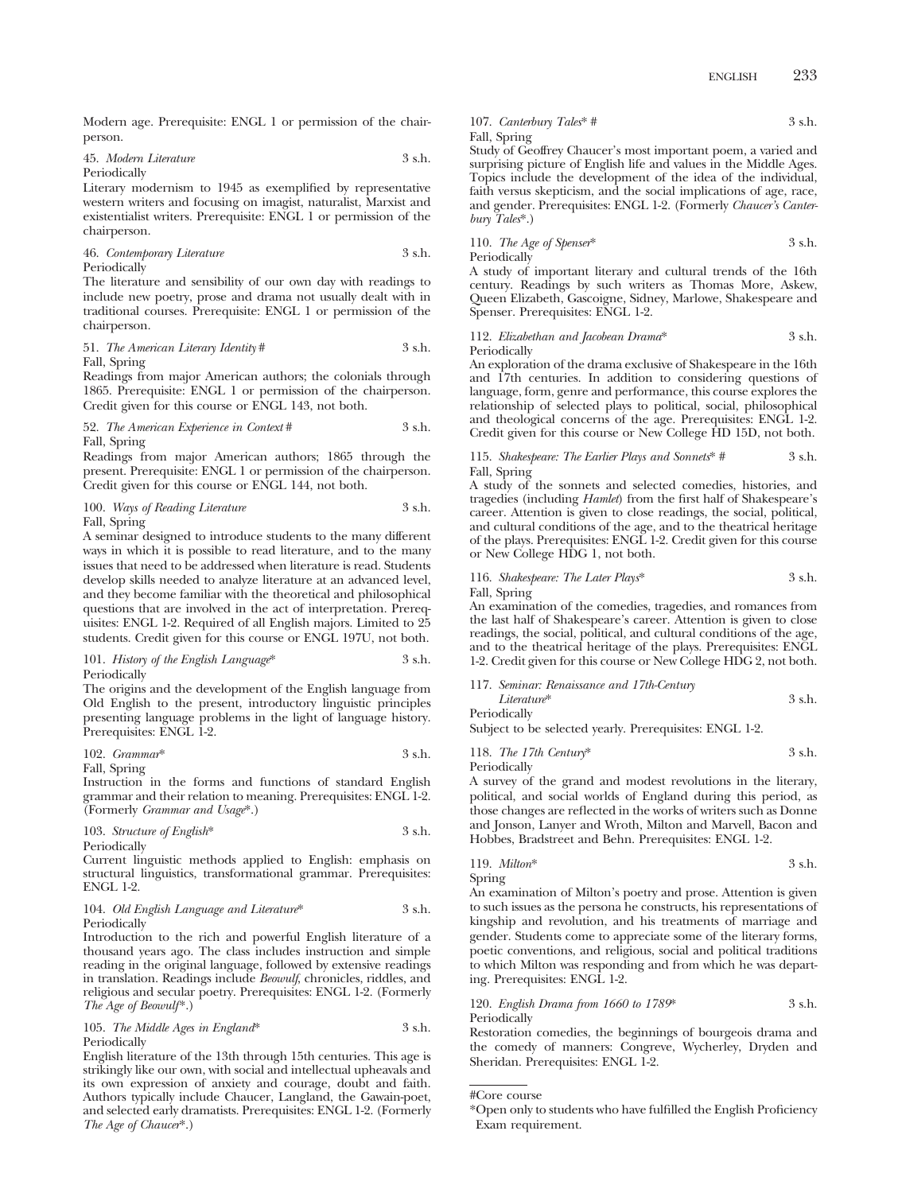Modern age. Prerequisite: ENGL 1 or permission of the chairperson.

45. *Modern Literature* 3 s.h.
Periodically
Literary modernism to 1945 as exemplified by representative western writers and focusing on imagist, naturalist, Marxist and existentialist writers. Prerequisite: ENGL 1 or permission of the chairperson.

46. *Contemporary Literature* 3 s.h.
Periodically
The literature and sensibility of our own day with readings to include new poetry, prose and drama not usually dealt with in traditional courses. Prerequisite: ENGL 1 or permission of the chairperson.

51. *The American Literary Identity* # 3 s.h.
Fall, Spring
Readings from major American authors; the colonials through 1865. Prerequisite: ENGL 1 or permission of the chairperson. Credit given for this course or ENGL 143, not both.

52. *The American Experience in Context* # 3 s.h.
Fall, Spring
Readings from major American authors; 1865 through the present. Prerequisite: ENGL 1 or permission of the chairperson. Credit given for this course or ENGL 144, not both.

100. *Ways of Reading Literature* 3 s.h.
Fall, Spring
A seminar designed to introduce students to the many different ways in which it is possible to read literature, and to the many issues that need to be addressed when literature is read. Students develop skills needed to analyze literature at an advanced level, and they become familiar with the theoretical and philosophical questions that are involved in the act of interpretation. Prerequisites: ENGL 1-2. Required of all English majors. Limited to 25 students. Credit given for this course or ENGL 197U, not both.

101. *History of the English Language*\* 3 s.h.
Periodically
The origins and the development of the English language from Old English to the present, introductory linguistic principles presenting language problems in the light of language history. Prerequisites: ENGL 1-2.

102. *Grammar*\* 3 s.h.
Fall, Spring
Instruction in the forms and functions of standard English grammar and their relation to meaning. Prerequisites: ENGL 1-2. (Formerly *Grammar and Usage*\*.)

103. *Structure of English*\* 3 s.h.
Periodically
Current linguistic methods applied to English: emphasis on structural linguistics, transformational grammar. Prerequisites: ENGL 1-2.

104. *Old English Language and Literature*\* 3 s.h.
Periodically
Introduction to the rich and powerful English literature of a thousand years ago. The class includes instruction and simple reading in the original language, followed by extensive readings in translation. Readings include *Beowulf*, chronicles, riddles, and religious and secular poetry. Prerequisites: ENGL 1-2. (Formerly *The Age of Beowulf*\*.)

105. *The Middle Ages in England*\* 3 s.h.
Periodically
English literature of the 13th through 15th centuries. This age is strikingly like our own, with social and intellectual upheavals and its own expression of anxiety and courage, doubt and faith. Authors typically include Chaucer, Langland, the Gawain-poet, and selected early dramatists. Prerequisites: ENGL 1-2. (Formerly *The Age of Chaucer*\*.)

107. *Canterbury Tales*\* # 3 s.h.
Fall, Spring
Study of Geoffrey Chaucer's most important poem, a varied and surprising picture of English life and values in the Middle Ages. Topics include the development of the idea of the individual, faith versus skepticism, and the social implications of age, race, and gender. Prerequisites: ENGL 1-2. (Formerly *Chaucer's Canterbury Tales*\*.)

110. *The Age of Spenser*\* 3 s.h.
Periodically
A study of important literary and cultural trends of the 16th century. Readings by such writers as Thomas More, Askew, Queen Elizabeth, Gascoigne, Sidney, Marlowe, Shakespeare and Spenser. Prerequisites: ENGL 1-2.

112. *Elizabethan and Jacobean Drama*\* 3 s.h.
Periodically
An exploration of the drama exclusive of Shakespeare in the 16th and 17th centuries. In addition to considering questions of language, form, genre and performance, this course explores the relationship of selected plays to political, social, philosophical and theological concerns of the age. Prerequisites: ENGL 1-2. Credit given for this course or New College HD 15D, not both.

115. *Shakespeare: The Earlier Plays and Sonnets*\* # 3 s.h.
Fall, Spring
A study of the sonnets and selected comedies, histories, and tragedies (including *Hamlet*) from the first half of Shakespeare's career. Attention is given to close readings, the social, political, and cultural conditions of the age, and to the theatrical heritage of the plays. Prerequisites: ENGL 1-2. Credit given for this course or New College HDG 1, not both.

116. *Shakespeare: The Later Plays*\* 3 s.h.
Fall, Spring
An examination of the comedies, tragedies, and romances from the last half of Shakespeare's career. Attention is given to close readings, the social, political, and cultural conditions of the age, and to the theatrical heritage of the plays. Prerequisites: ENGL 1-2. Credit given for this course or New College HDG 2, not both.

117. *Seminar: Renaissance and 17th-Century Literature*\* 3 s.h.
Periodically
Subject to be selected yearly. Prerequisites: ENGL 1-2.

118. *The 17th Century*\* 3 s.h.
Periodically
A survey of the grand and modest revolutions in the literary, political, and social worlds of England during this period, as those changes are reflected in the works of writers such as Donne and Jonson, Lanyer and Wroth, Milton and Marvell, Bacon and Hobbes, Bradstreet and Behn. Prerequisites: ENGL 1-2.

119. *Milton*\* 3 s.h.
Spring
An examination of Milton's poetry and prose. Attention is given to such issues as the persona he constructs, his representations of kingship and revolution, and his treatments of marriage and gender. Students come to appreciate some of the literary forms, poetic conventions, and religious, social and political traditions to which Milton was responding and from which he was departing. Prerequisites: ENGL 1-2.

120. *English Drama from 1660 to 1789*\* 3 s.h.
Periodically
Restoration comedies, the beginnings of bourgeois drama and the comedy of manners: Congreve, Wycherley, Dryden and Sheridan. Prerequisites: ENGL 1-2.

---

#Core course

\*Open only to students who have fulfilled the English Proficiency Exam requirement.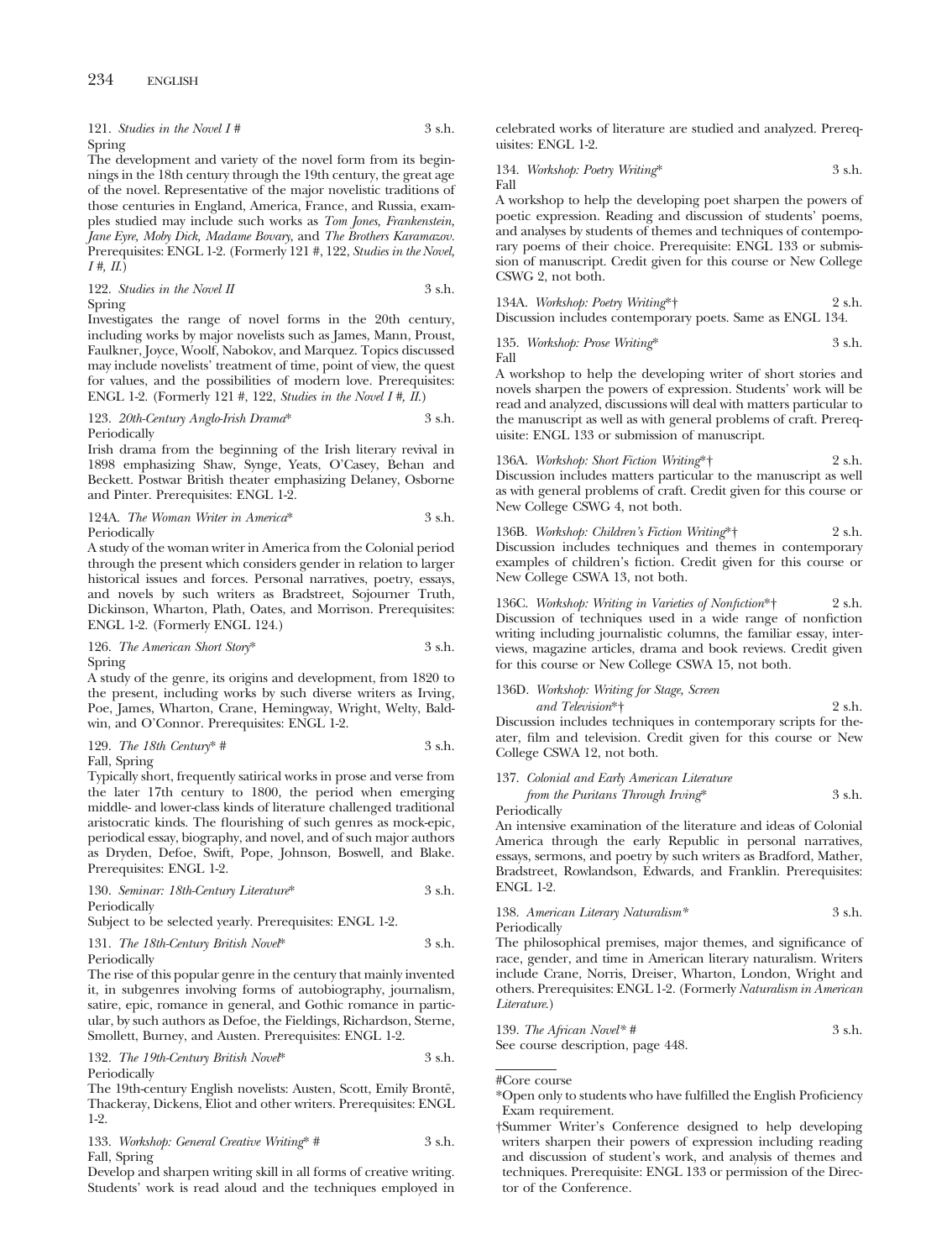121. *Studies in the Novel I* # 3 s.h.
Spring
The development and variety of the novel form from its beginnings in the 18th century through the 19th century, the great age of the novel. Representative of the major novelistic traditions of those centuries in England, America, France, and Russia, examples studied may include such works as *Tom Jones, Frankenstein, Jane Eyre, Moby Dick, Madame Bovary,* and *The Brothers Karamazov.* Prerequisites: ENGL 1-2. (Formerly 121 #, 122, *Studies in the Novel, I #, II.*)

122. *Studies in the Novel II* 3 s.h.
Spring
Investigates the range of novel forms in the 20th century, including works by major novelists such as James, Mann, Proust, Faulkner, Joyce, Woolf, Nabokov, and Marquez. Topics discussed may include novelists' treatment of time, point of view, the quest for values, and the possibilities of modern love. Prerequisites: ENGL 1-2. (Formerly 121 #, 122, *Studies in the Novel I #, II.*)

123. *20th-Century Anglo-Irish Drama** 3 s.h.
Periodically
Irish drama from the beginning of the Irish literary revival in 1898 emphasizing Shaw, Synge, Yeats, O'Casey, Behan and Beckett. Postwar British theater emphasizing Delaney, Osborne and Pinter. Prerequisites: ENGL 1-2.

124A. *The Woman Writer in America** 3 s.h.
Periodically
A study of the woman writer in America from the Colonial period through the present which considers gender in relation to larger historical issues and forces. Personal narratives, poetry, essays, and novels by such writers as Bradstreet, Sojourner Truth, Dickinson, Wharton, Plath, Oates, and Morrison. Prerequisites: ENGL 1-2. (Formerly ENGL 124.)

126. *The American Short Story** 3 s.h.
Spring
A study of the genre, its origins and development, from 1820 to the present, including works by such diverse writers as Irving, Poe, James, Wharton, Crane, Hemingway, Wright, Welty, Baldwin, and O'Connor. Prerequisites: ENGL 1-2.

129. *The 18th Century** # 3 s.h.
Fall, Spring
Typically short, frequently satirical works in prose and verse from the later 17th century to 1800, the period when emerging middle- and lower-class kinds of literature challenged traditional aristocratic kinds. The flourishing of such genres as mock-epic, periodical essay, biography, and novel, and of such major authors as Dryden, Defoe, Swift, Pope, Johnson, Boswell, and Blake. Prerequisites: ENGL 1-2.

130. *Seminar: 18th-Century Literature** 3 s.h.
Periodically
Subject to be selected yearly. Prerequisites: ENGL 1-2.

131. *The 18th-Century British Novel** 3 s.h.
Periodically
The rise of this popular genre in the century that mainly invented it, in subgenres involving forms of autobiography, journalism, satire, epic, romance in general, and Gothic romance in particular, by such authors as Defoe, the Fieldings, Richardson, Sterne, Smollett, Burney, and Austen. Prerequisites: ENGL 1-2.

132. *The 19th-Century British Novel** 3 s.h.
Periodically
The 19th-century English novelists: Austen, Scott, Emily Brontë, Thackeray, Dickens, Eliot and other writers. Prerequisites: ENGL 1-2.

133. *Workshop: General Creative Writing** # 3 s.h.
Fall, Spring
Develop and sharpen writing skill in all forms of creative writing. Students' work is read aloud and the techniques employed in celebrated works of literature are studied and analyzed. Prerequisites: ENGL 1-2.

134. *Workshop: Poetry Writing** 3 s.h.
Fall
A workshop to help the developing poet sharpen the powers of poetic expression. Reading and discussion of students' poems, and analyses by students of themes and techniques of contemporary poems of their choice. Prerequisite: ENGL 133 or submission of manuscript. Credit given for this course or New College CSWG 2, not both.

134A. *Workshop: Poetry Writing**† 2 s.h.
Discussion includes contemporary poets. Same as ENGL 134.

135. *Workshop: Prose Writing** 3 s.h.
Fall
A workshop to help the developing writer of short stories and novels sharpen the powers of expression. Students' work will be read and analyzed, discussions will deal with matters particular to the manuscript as well as with general problems of craft. Prerequisite: ENGL 133 or submission of manuscript.

136A. *Workshop: Short Fiction Writing**† 2 s.h.
Discussion includes matters particular to the manuscript as well as with general problems of craft. Credit given for this course or New College CSWG 4, not both.

136B. *Workshop: Children's Fiction Writing**† 2 s.h.
Discussion includes techniques and themes in contemporary examples of children's fiction. Credit given for this course or New College CSWA 13, not both.

136C. *Workshop: Writing in Varieties of Nonfiction**† 2 s.h.
Discussion of techniques used in a wide range of nonfiction writing including journalistic columns, the familiar essay, interviews, magazine articles, drama and book reviews. Credit given for this course or New College CSWA 15, not both.

136D. *Workshop: Writing for Stage, Screen and Television**† 2 s.h.
Discussion includes techniques in contemporary scripts for theater, film and television. Credit given for this course or New College CSWA 12, not both.

137. *Colonial and Early American Literature from the Puritans Through Irving** 3 s.h.
Periodically
An intensive examination of the literature and ideas of Colonial America through the early Republic in personal narratives, essays, sermons, and poetry by such writers as Bradford, Mather, Bradstreet, Rowlandson, Edwards, and Franklin. Prerequisites: ENGL 1-2.

138. *American Literary Naturalism** 3 s.h.
Periodically
The philosophical premises, major themes, and significance of race, gender, and time in American literary naturalism. Writers include Crane, Norris, Dreiser, Wharton, London, Wright and others. Prerequisites: ENGL 1-2. (Formerly *Naturalism in American Literature.*)

139. *The African Novel** # 3 s.h.
See course description, page 448.

---

#Core course

*Open only to students who have fulfilled the English Proficiency Exam requirement.

†Summer Writer's Conference designed to help developing writers sharpen their powers of expression including reading and discussion of student's work, and analysis of themes and techniques. Prerequisite: ENGL 133 or permission of the Director of the Conference.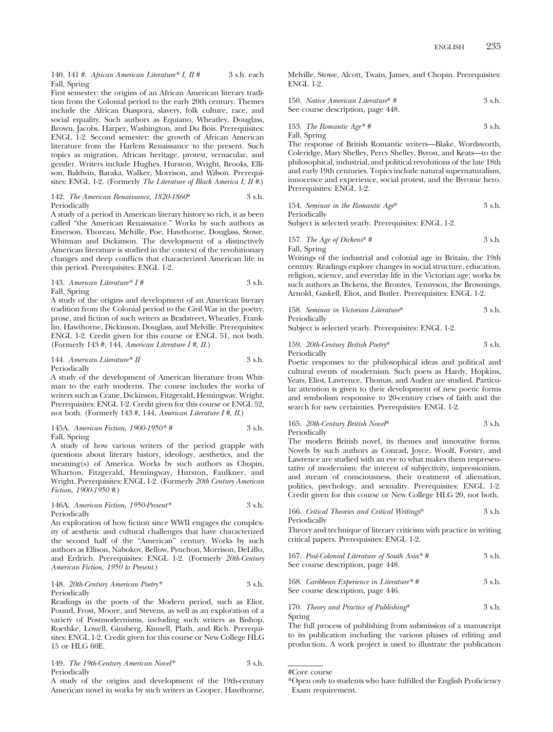140, 141 #. *African American Literature* I, II #* 3 s.h. each
Fall, Spring

First semester: the origins of an African American literary tradition from the Colonial period to the early 20th century. Themes include the African Diaspora, slavery, folk culture, race, and social equality. Such authors as Equiano, Wheatley, Douglass, Brown, Jacobs, Harper, Washington, and Du Bois. Prerequisites: ENGL 1-2. Second semester: the growth of African American literature from the Harlem Renaissance to the present. Such topics as migration, African heritage, protest, vernacular, and gender. Writers include Hughes, Hurston, Wright, Brooks, Ellison, Baldwin, Baraka, Walker, Morrison, and Wilson. Prerequisites: ENGL 1-2. (Formerly *The Literature of Black America I, II #*.)

142. *The American Renaissance, 1820-1860** 3 s.h.
Periodically

A study of a period in American literary history so rich, it as been called "the American Renaissance." Works by such authors as Emerson, Thoreau, Melville, Poe, Hawthorne, Douglass, Stowe, Whitman and Dickinson. The development of a distinctively American literature is studied in the context of the revolutionary changes and deep conflicts that characterized American life in this period. Prerequisites: ENGL 1-2.

143. *American Literature* I #* 3 s.h.
Fall, Spring

A study of the origins and development of an American literary tradition from the Colonial period to the Civil War in the poetry, prose, and fiction of such writers as Bradstreet, Wheatley, Franklin, Hawthorne, Dickinson, Douglass, and Melville. Prerequisites: ENGL 1-2. Credit given for this course or ENGL 51, not both. (Formerly 143 #, 144, *American Literature I #, II*.)

144. *American Literature* II* 3 s.h.
Periodically

A study of the development of American literature from Whitman to the early moderns. The course includes the works of writers such as Crane, Dickinson, Fitzgerald, Hemingway, Wright. Prerequisites: ENGL 1-2. Credit given for this course or ENGL 52, not both. (Formerly 143 #, 144, *American Literature I #, II*.)

145A. *American Fiction, 1900-1950* #* 3 s.h.
Fall, Spring

A study of how various writers of the period grapple with questions about literary history, ideology, aesthetics, and the meaning(s) of America. Works by such authors as Chopin, Wharton, Fitzgerald, Hemingway, Hurston, Faulkner, and Wright. Prerequisites: ENGL 1-2. (Formerly *20th Century American Fiction, 1900-1950 #*.)

146A. *American Fiction, 1950-Present** 3 s.h.
Periodically

An exploration of how fiction since WWII engages the complexity of aesthetic and cultural challenges that have characterized the second half of the "American" century. Works by such authors as Ellison, Nabokov, Bellow, Pynchon, Morrison, DeLillo, and Erdrich. Prerequisites: ENGL 1-2. (Formerly *20th-Century American Fiction, 1950 to Present*.)

148. *20th-Century American Poetry** 3 s.h.
Periodically

Readings in the poets of the Modern period, such as Eliot, Pound, Frost, Moore, and Stevens, as well as an exploration of a variety of Postmodernisms, including such writers as Bishop, Roethke, Lowell, Ginsberg, Kinnell, Plath, and Rich. Prerequisites: ENGL 1-2. Credit given for this course or New College HLG 15 or HLG 60E.

149. *The 19th-Century American Novel** 3 s.h.
Periodically

A study of the origins and development of the 19th-century American novel in works by such writers as Cooper, Hawthorne, Melville, Stowe, Alcott, Twain, James, and Chopin. Prerequisites: ENGL 1-2.

150. *Native American Literature* #* 3 s.h.
See course description, page 448.

153. *The Romantic Age* #* 3 s.h.
Fall, Spring

The response of British Romantic writers—Blake, Wordsworth, Coleridge, Mary Shelley, Percy Shelley, Byron, and Keats—to the philosophical, industrial, and political revolutions of the late 18th and early 19th centuries. Topics include natural supernaturalism, innocence and experience, social protest, and the Byronic hero. Prerequisites: ENGL 1-2.

154. *Seminar in the Romantic Age** 3 s.h.
Periodically

Subject is selected yearly. Prerequisites: ENGL 1-2.

157. *The Age of Dickens* #* 3 s.h.
Fall, Spring

Writings of the industrial and colonial age in Britain, the 19th century. Readings explore changes in social structure, education, religion, science, and everyday life in the Victorian age; works by such authors as Dickens, the Brontes, Tennyson, the Brownings, Arnold, Gaskell, Eliot, and Butler. Prerequisites: ENGL 1-2.

158. *Seminar in Victorian Literature** 3 s.h.
Periodically

Subject is selected yearly. Prerequisites: ENGL 1-2.

159. *20th-Century British Poetry** 3 s.h.
Periodically

Poetic responses to the philosophical ideas and political and cultural events of modernism. Such poets as Hardy, Hopkins, Yeats, Eliot, Lawrence, Thomas, and Auden are studied. Particular attention is given to their development of new poetic forms and symbolism responsive to 20-century crises of faith and the search for new certainties. Prerequisites: ENGL 1-2.

165. *20th-Century British Novel** 3 s.h.
Periodically

The modern British novel, its themes and innovative forms. Novels by such authors as Conrad, Joyce, Woolf, Forster, and Lawrence are studied with an eye to what makes them respresentative of modernism: the interest of subjectivity, impressionism, and stream of consciousness, their treatment of alienation, politics, psychology, and sexuality. Prerequisites: ENGL 1-2. Credit given for this course or New College HLG 20, not both.

166. *Critical Theories and Critical Writings** 3 s.h.
Periodically

Theory and technique of literary criticism with practice in writing critical papers. Prerequisites: ENGL 1-2.

167. *Post-Colonial Literature of South Asia* #* 3 s.h.
See course description, page 448.

168. *Caribbean Experience in Literature* #* 3 s.h.
See course description, page 446.

170. *Theory and Practice of Publishing** 3 s.h.
Spring

The full process of publishing from submission of a manuscript to its publication including the various phases of editing and production. A work project is used to illustrate the publication

---

#Core course

*Open only to students who have fulfilled the English Proficiency Exam requirement.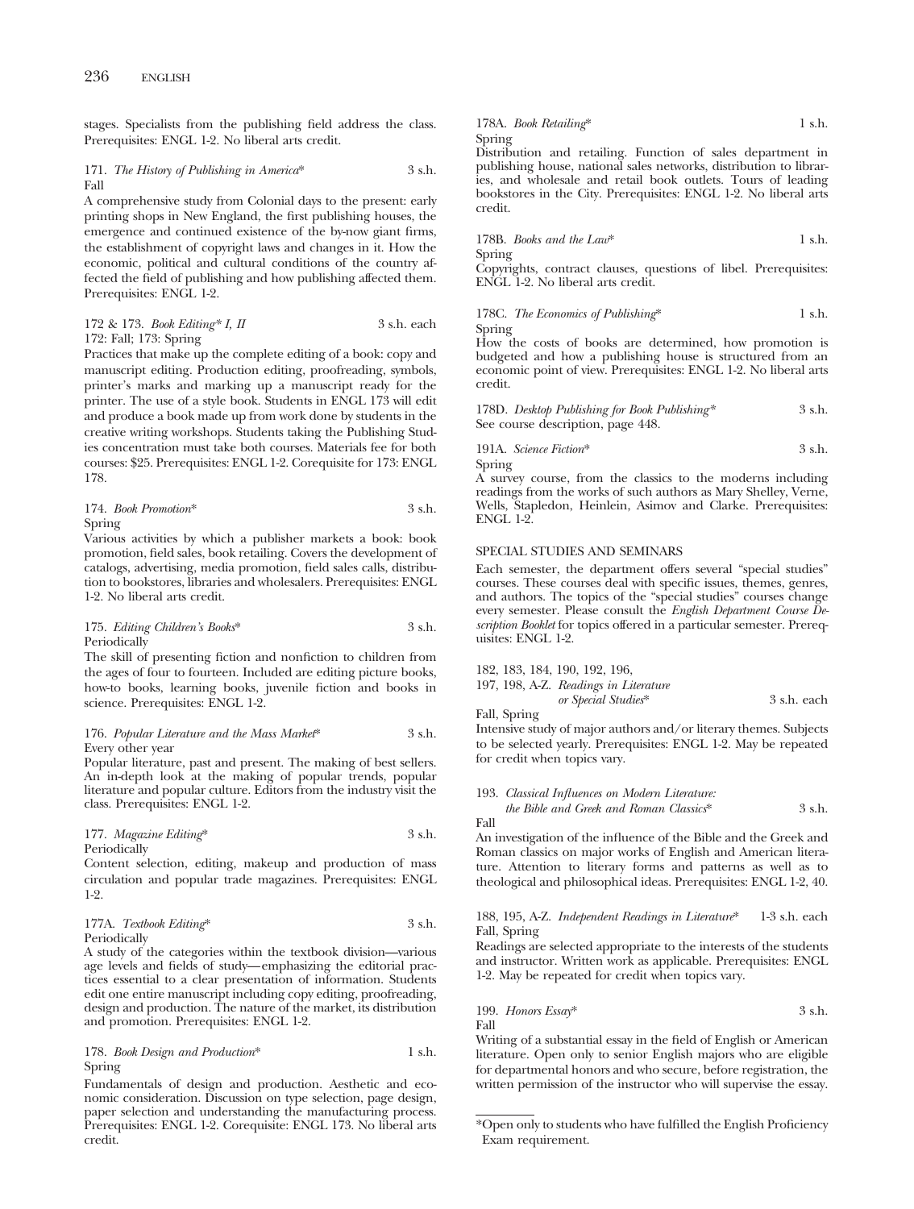stages. Specialists from the publishing field address the class. Prerequisites: ENGL 1-2. No liberal arts credit.

171. *The History of Publishing in America** 3 s.h.
Fall

A comprehensive study from Colonial days to the present: early printing shops in New England, the first publishing houses, the emergence and continued existence of the by-now giant firms, the establishment of copyright laws and changes in it. How the economic, political and cultural conditions of the country affected the field of publishing and how publishing affected them. Prerequisites: ENGL 1-2.

172 & 173. *Book Editing* I, II* 3 s.h. each
172: Fall; 173: Spring

Practices that make up the complete editing of a book: copy and manuscript editing. Production editing, proofreading, symbols, printer's marks and marking up a manuscript ready for the printer. The use of a style book. Students in ENGL 173 will edit and produce a book made up from work done by students in the creative writing workshops. Students taking the Publishing Studies concentration must take both courses. Materials fee for both courses: $25. Prerequisites: ENGL 1-2. Corequisite for 173: ENGL 178.

174. *Book Promotion** 3 s.h.
Spring

Various activities by which a publisher markets a book: book promotion, field sales, book retailing. Covers the development of catalogs, advertising, media promotion, field sales calls, distribution to bookstores, libraries and wholesalers. Prerequisites: ENGL 1-2. No liberal arts credit.

175. *Editing Children's Books** 3 s.h.
Periodically

The skill of presenting fiction and nonfiction to children from the ages of four to fourteen. Included are editing picture books, how-to books, learning books, juvenile fiction and books in science. Prerequisites: ENGL 1-2.

176. *Popular Literature and the Mass Market** 3 s.h.
Every other year

Popular literature, past and present. The making of best sellers. An in-depth look at the making of popular trends, popular literature and popular culture. Editors from the industry visit the class. Prerequisites: ENGL 1-2.

177. *Magazine Editing** 3 s.h.
Periodically

Content selection, editing, makeup and production of mass circulation and popular trade magazines. Prerequisites: ENGL 1-2.

177A. *Textbook Editing** 3 s.h.
Periodically

A study of the categories within the textbook division—various age levels and fields of study—emphasizing the editorial practices essential to a clear presentation of information. Students edit one entire manuscript including copy editing, proofreading, design and production. The nature of the market, its distribution and promotion. Prerequisites: ENGL 1-2.

178. *Book Design and Production** 1 s.h.
Spring

Fundamentals of design and production. Aesthetic and economic consideration. Discussion on type selection, page design, paper selection and understanding the manufacturing process. Prerequisites: ENGL 1-2. Corequisite: ENGL 173. No liberal arts credit.

178A. *Book Retailing** 1 s.h.
Spring

Distribution and retailing. Function of sales department in publishing house, national sales networks, distribution to libraries, and wholesale and retail book outlets. Tours of leading bookstores in the City. Prerequisites: ENGL 1-2. No liberal arts credit.

178B. *Books and the Law** 1 s.h.
Spring

Copyrights, contract clauses, questions of libel. Prerequisites: ENGL 1-2. No liberal arts credit.

178C. *The Economics of Publishing** 1 s.h.
Spring

How the costs of books are determined, how promotion is budgeted and how a publishing house is structured from an economic point of view. Prerequisites: ENGL 1-2. No liberal arts credit.

178D. *Desktop Publishing for Book Publishing** 3 s.h.
See course description, page 448.

191A. *Science Fiction** 3 s.h.
Spring

A survey course, from the classics to the moderns including readings from the works of such authors as Mary Shelley, Verne, Wells, Stapledon, Heinlein, Asimov and Clarke. Prerequisites: ENGL 1-2.

## SPECIAL STUDIES AND SEMINARS

Each semester, the department offers several "special studies" courses. These courses deal with specific issues, themes, genres, and authors. The topics of the "special studies" courses change every semester. Please consult the *English Department Course Description Booklet* for topics offered in a particular semester. Prerequisites: ENGL 1-2.

182, 183, 184, 190, 192, 196,
197, 198, A-Z. *Readings in Literature or Special Studies** 3 s.h. each
Fall, Spring

Intensive study of major authors and/or literary themes. Subjects to be selected yearly. Prerequisites: ENGL 1-2. May be repeated for credit when topics vary.

193. *Classical Influences on Modern Literature: the Bible and Greek and Roman Classics** 3 s.h.
Fall

An investigation of the influence of the Bible and the Greek and Roman classics on major works of English and American literature. Attention to literary forms and patterns as well as to theological and philosophical ideas. Prerequisites: ENGL 1-2, 40.

188, 195, A-Z. *Independent Readings in Literature** 1-3 s.h. each
Fall, Spring

Readings are selected appropriate to the interests of the students and instructor. Written work as applicable. Prerequisites: ENGL 1-2. May be repeated for credit when topics vary.

199. *Honors Essay** 3 s.h.
Fall

Writing of a substantial essay in the field of English or American literature. Open only to senior English majors who are eligible for departmental honors and who secure, before registration, the written permission of the instructor who will supervise the essay.

---

*Open only to students who have fulfilled the English Proficiency Exam requirement.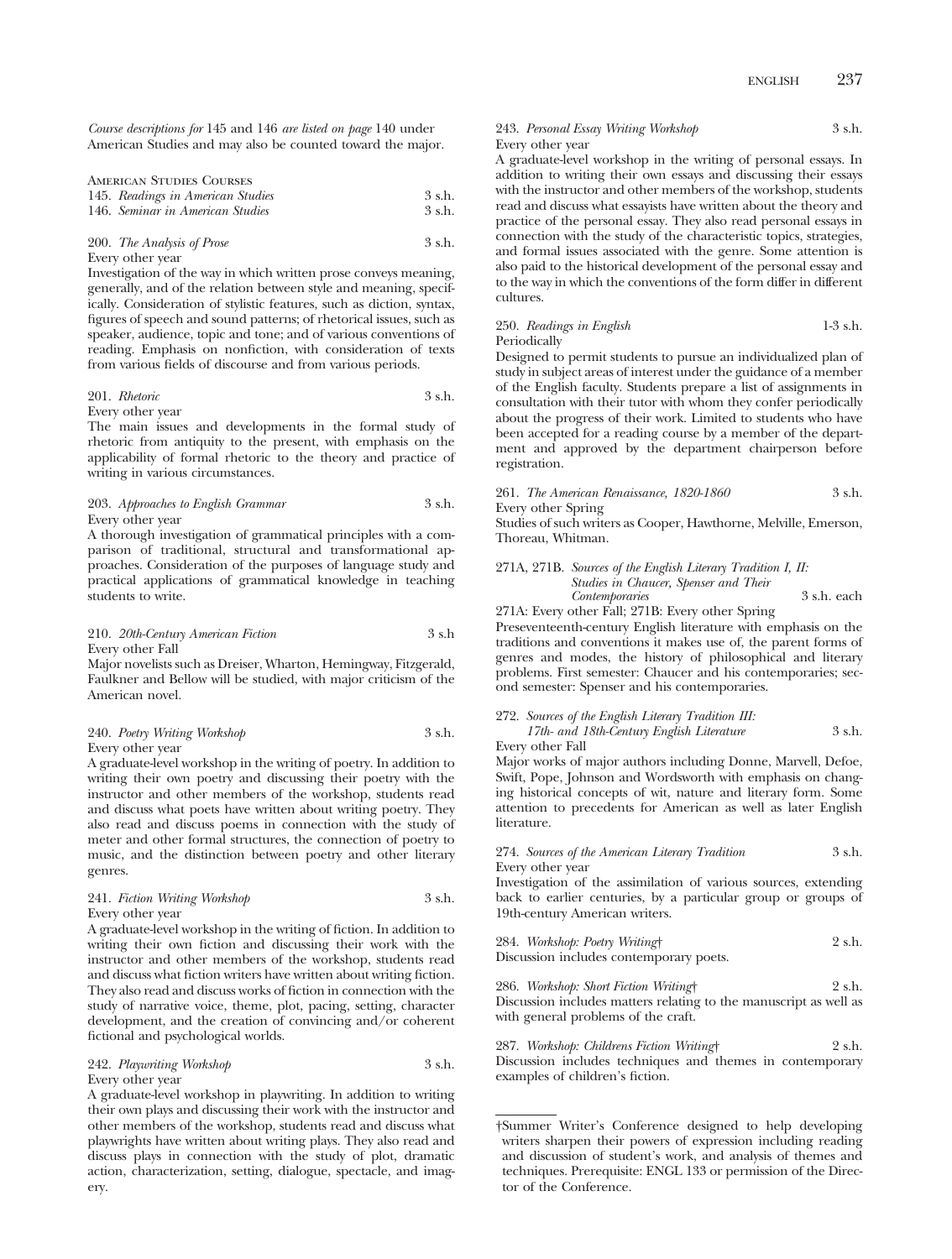*Course descriptions for* 145 and 146 *are listed on page* 140 under American Studies and may also be counted toward the major.

American Studies Courses

145. *Readings in American Studies* 3 s.h.

146. *Seminar in American Studies* 3 s.h.

200. *The Analysis of Prose* 3 s.h.
Every other year
Investigation of the way in which written prose conveys meaning, generally, and of the relation between style and meaning, specifically. Consideration of stylistic features, such as diction, syntax, figures of speech and sound patterns; of rhetorical issues, such as speaker, audience, topic and tone; and of various conventions of reading. Emphasis on nonfiction, with consideration of texts from various fields of discourse and from various periods.

201. *Rhetoric* 3 s.h.
Every other year
The main issues and developments in the formal study of rhetoric from antiquity to the present, with emphasis on the applicability of formal rhetoric to the theory and practice of writing in various circumstances.

203. *Approaches to English Grammar* 3 s.h.
Every other year
A thorough investigation of grammatical principles with a comparison of traditional, structural and transformational approaches. Consideration of the purposes of language study and practical applications of grammatical knowledge in teaching students to write.

210. *20th-Century American Fiction* 3 s.h
Every other Fall
Major novelists such as Dreiser, Wharton, Hemingway, Fitzgerald, Faulkner and Bellow will be studied, with major criticism of the American novel.

240. *Poetry Writing Workshop* 3 s.h.
Every other year
A graduate-level workshop in the writing of poetry. In addition to writing their own poetry and discussing their poetry with the instructor and other members of the workshop, students read and discuss what poets have written about writing poetry. They also read and discuss poems in connection with the study of meter and other formal structures, the connection of poetry to music, and the distinction between poetry and other literary genres.

241. *Fiction Writing Workshop* 3 s.h.
Every other year
A graduate-level workshop in the writing of fiction. In addition to writing their own fiction and discussing their work with the instructor and other members of the workshop, students read and discuss what fiction writers have written about writing fiction. They also read and discuss works of fiction in connection with the study of narrative voice, theme, plot, pacing, setting, character development, and the creation of convincing and/or coherent fictional and psychological worlds.

242. *Playwriting Workshop* 3 s.h.
Every other year
A graduate-level workshop in playwriting. In addition to writing their own plays and discussing their work with the instructor and other members of the workshop, students read and discuss what playwrights have written about writing plays. They also read and discuss plays in connection with the study of plot, dramatic action, characterization, setting, dialogue, spectacle, and imagery.

243. *Personal Essay Writing Workshop* 3 s.h.
Every other year
A graduate-level workshop in the writing of personal essays. In addition to writing their own essays and discussing their essays with the instructor and other members of the workshop, students read and discuss what essayists have written about the theory and practice of the personal essay. They also read personal essays in connection with the study of the characteristic topics, strategies, and formal issues associated with the genre. Some attention is also paid to the historical development of the personal essay and to the way in which the conventions of the form differ in different cultures.

250. *Readings in English* 1-3 s.h.
Periodically
Designed to permit students to pursue an individualized plan of study in subject areas of interest under the guidance of a member of the English faculty. Students prepare a list of assignments in consultation with their tutor with whom they confer periodically about the progress of their work. Limited to students who have been accepted for a reading course by a member of the department and approved by the department chairperson before registration.

261. *The American Renaissance, 1820-1860* 3 s.h.
Every other Spring
Studies of such writers as Cooper, Hawthorne, Melville, Emerson, Thoreau, Whitman.

271A, 271B. *Sources of the English Literary Tradition I, II: Studies in Chaucer, Spenser and Their Contemporaries* 3 s.h. each
271A: Every other Fall; 271B: Every other Spring
Preseventeenth-century English literature with emphasis on the traditions and conventions it makes use of, the parent forms of genres and modes, the history of philosophical and literary problems. First semester: Chaucer and his contemporaries; second semester: Spenser and his contemporaries.

272. *Sources of the English Literary Tradition III: 17th- and 18th-Century English Literature* 3 s.h.
Every other Fall
Major works of major authors including Donne, Marvell, Defoe, Swift, Pope, Johnson and Wordsworth with emphasis on changing historical concepts of wit, nature and literary form. Some attention to precedents for American as well as later English literature.

274. *Sources of the American Literary Tradition* 3 s.h.
Every other year
Investigation of the assimilation of various sources, extending back to earlier centuries, by a particular group or groups of 19th-century American writers.

284. *Workshop: Poetry Writing*† 2 s.h.
Discussion includes contemporary poets.

286. *Workshop: Short Fiction Writing*† 2 s.h.
Discussion includes matters relating to the manuscript as well as with general problems of the craft.

287. *Workshop: Childrens Fiction Writing*† 2 s.h.
Discussion includes techniques and themes in contemporary examples of children's fiction.

†Summer Writer's Conference designed to help developing writers sharpen their powers of expression including reading and discussion of student's work, and analysis of themes and techniques. Prerequisite: ENGL 133 or permission of the Director of the Conference.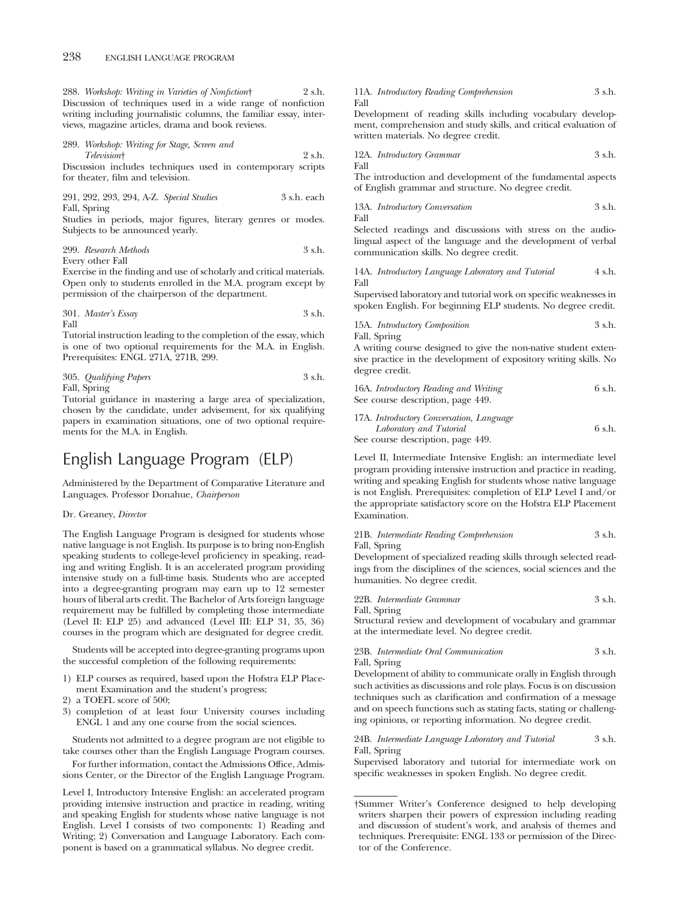288. *Workshop: Writing in Varieties of Nonfiction*† 2 s.h.
Discussion of techniques used in a wide range of nonfiction writing including journalistic columns, the familiar essay, interviews, magazine articles, drama and book reviews.

289. *Workshop: Writing for Stage, Screen and Television*† 2 s.h.
Discussion includes techniques used in contemporary scripts for theater, film and television.

291, 292, 293, 294, A-Z. *Special Studies* 3 s.h. each
Fall, Spring
Studies in periods, major figures, literary genres or modes. Subjects to be announced yearly.

299. *Research Methods* 3 s.h.
Every other Fall
Exercise in the finding and use of scholarly and critical materials. Open only to students enrolled in the M.A. program except by permission of the chairperson of the department.

301. *Master's Essay* 3 s.h.
Fall
Tutorial instruction leading to the completion of the essay, which is one of two optional requirements for the M.A. in English. Prerequisites: ENGL 271A, 271B, 299.

305. *Qualifying Papers* 3 s.h.
Fall, Spring
Tutorial guidance in mastering a large area of specialization, chosen by the candidate, under advisement, for six qualifying papers in examination situations, one of two optional requirements for the M.A. in English.

# English Language Program (ELP)

Administered by the Department of Comparative Literature and Languages. Professor Donahue, *Chairperson*

Dr. Greaney, *Director*

The English Language Program is designed for students whose native language is not English. Its purpose is to bring non-English speaking students to college-level proficiency in speaking, reading and writing English. It is an accelerated program providing intensive study on a full-time basis. Students who are accepted into a degree-granting program may earn up to 12 semester hours of liberal arts credit. The Bachelor of Arts foreign language requirement may be fulfilled by completing those intermediate (Level II: ELP 25) and advanced (Level III: ELP 31, 35, 36) courses in the program which are designated for degree credit.

Students will be accepted into degree-granting programs upon the successful completion of the following requirements:

1) ELP courses as required, based upon the Hofstra ELP Placement Examination and the student's progress;
2) a TOEFL score of 500;
3) completion of at least four University courses including ENGL 1 and any one course from the social sciences.

Students not admitted to a degree program are not eligible to take courses other than the English Language Program courses.

For further information, contact the Admissions Office, Admissions Center, or the Director of the English Language Program.

Level I, Introductory Intensive English: an accelerated program providing intensive instruction and practice in reading, writing and speaking English for students whose native language is not English. Level I consists of two components: 1) Reading and Writing; 2) Conversation and Language Laboratory. Each component is based on a grammatical syllabus. No degree credit.

11A. *Introductory Reading Comprehension* 3 s.h.
Fall
Development of reading skills including vocabulary development, comprehension and study skills, and critical evaluation of written materials. No degree credit.

12A. *Introductory Grammar* 3 s.h.
Fall
The introduction and development of the fundamental aspects of English grammar and structure. No degree credit.

13A. *Introductory Conversation* 3 s.h.
Fall
Selected readings and discussions with stress on the audio-lingual aspect of the language and the development of verbal communication skills. No degree credit.

14A. *Introductory Language Laboratory and Tutorial* 4 s.h.
Fall
Supervised laboratory and tutorial work on specific weaknesses in spoken English. For beginning ELP students. No degree credit.

15A. *Introductory Composition* 3 s.h.
Fall, Spring
A writing course designed to give the non-native student extensive practice in the development of expository writing skills. No degree credit.

16A. *Introductory Reading and Writing* 6 s.h.
See course description, page 449.

17A. *Introductory Conversation, Language Laboratory and Tutorial* 6 s.h.
See course description, page 449.

Level II, Intermediate Intensive English: an intermediate level program providing intensive instruction and practice in reading, writing and speaking English for students whose native language is not English. Prerequisites: completion of ELP Level I and/or the appropriate satisfactory score on the Hofstra ELP Placement Examination.

21B. *Intermediate Reading Comprehension* 3 s.h.
Fall, Spring
Development of specialized reading skills through selected readings from the disciplines of the sciences, social sciences and the humanities. No degree credit.

22B. *Intermediate Grammar* 3 s.h.
Fall, Spring
Structural review and development of vocabulary and grammar at the intermediate level. No degree credit.

23B. *Intermediate Oral Communication* 3 s.h.
Fall, Spring
Development of ability to communicate orally in English through such activities as discussions and role plays. Focus is on discussion techniques such as clarification and confirmation of a message and on speech functions such as stating facts, stating or challenging opinions, or reporting information. No degree credit.

24B. *Intermediate Language Laboratory and Tutorial* 3 s.h.
Fall, Spring
Supervised laboratory and tutorial for intermediate work on specific weaknesses in spoken English. No degree credit.

†Summer Writer's Conference designed to help developing writers sharpen their powers of expression including reading and discussion of student's work, and analysis of themes and techniques. Prerequisite: ENGL 133 or permission of the Director of the Conference.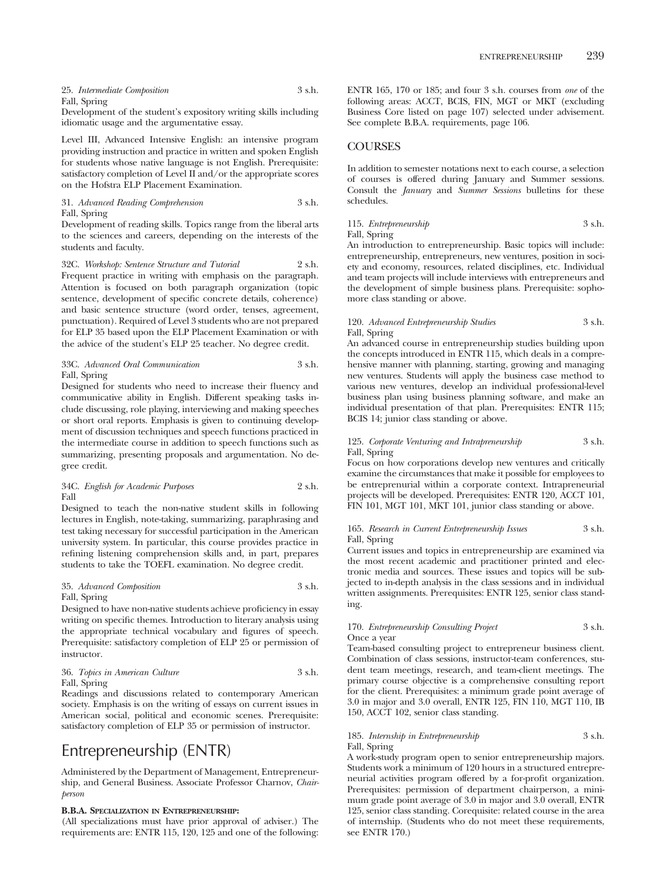25. *Intermediate Composition* 3 s.h.
Fall, Spring
Development of the student's expository writing skills including idiomatic usage and the argumentative essay.

Level III, Advanced Intensive English: an intensive program providing instruction and practice in written and spoken English for students whose native language is not English. Prerequisite: satisfactory completion of Level II and/or the appropriate scores on the Hofstra ELP Placement Examination.

31. *Advanced Reading Comprehension* 3 s.h.
Fall, Spring
Development of reading skills. Topics range from the liberal arts to the sciences and careers, depending on the interests of the students and faculty.

32C. *Workshop: Sentence Structure and Tutorial* 2 s.h.
Frequent practice in writing with emphasis on the paragraph. Attention is focused on both paragraph organization (topic sentence, development of specific concrete details, coherence) and basic sentence structure (word order, tenses, agreement, punctuation). Required of Level 3 students who are not prepared for ELP 35 based upon the ELP Placement Examination or with the advice of the student's ELP 25 teacher. No degree credit.

33C. *Advanced Oral Communication* 3 s.h.
Fall, Spring
Designed for students who need to increase their fluency and communicative ability in English. Different speaking tasks include discussing, role playing, interviewing and making speeches or short oral reports. Emphasis is given to continuing development of discussion techniques and speech functions practiced in the intermediate course in addition to speech functions such as summarizing, presenting proposals and argumentation. No degree credit.

34C. *English for Academic Purposes* 2 s.h.
Fall
Designed to teach the non-native student skills in following lectures in English, note-taking, summarizing, paraphrasing and test taking necessary for successful participation in the American university system. In particular, this course provides practice in refining listening comprehension skills and, in part, prepares students to take the TOEFL examination. No degree credit.

35. *Advanced Composition* 3 s.h.
Fall, Spring
Designed to have non-native students achieve proficiency in essay writing on specific themes. Introduction to literary analysis using the appropriate technical vocabulary and figures of speech. Prerequisite: satisfactory completion of ELP 25 or permission of instructor.

36. *Topics in American Culture* 3 s.h.
Fall, Spring
Readings and discussions related to contemporary American society. Emphasis is on the writing of essays on current issues in American social, political and economic scenes. Prerequisite: satisfactory completion of ELP 35 or permission of instructor.

# Entrepreneurship (ENTR)

Administered by the Department of Management, Entrepreneurship, and General Business. Associate Professor Charnov, *Chairperson*

**B.B.A. Specialization in Entrepreneurship:**
(All specializations must have prior approval of adviser.) The requirements are: ENTR 115, 120, 125 and one of the following: ENTR 165, 170 or 185; and four 3 s.h. courses from *one* of the following areas: ACCT, BCIS, FIN, MGT or MKT (excluding Business Core listed on page 107) selected under advisement. See complete B.B.A. requirements, page 106.

## COURSES

In addition to semester notations next to each course, a selection of courses is offered during January and Summer sessions. Consult the *January* and *Summer Sessions* bulletins for these schedules.

115. *Entrepreneurship* 3 s.h.
Fall, Spring
An introduction to entrepreneurship. Basic topics will include: entrepreneurship, entrepreneurs, new ventures, position in society and economy, resources, related disciplines, etc. Individual and team projects will include interviews with entrepreneurs and the development of simple business plans. Prerequisite: sophomore class standing or above.

120. *Advanced Entrepreneurship Studies* 3 s.h.
Fall, Spring
An advanced course in entrepreneurship studies building upon the concepts introduced in ENTR 115, which deals in a comprehensive manner with planning, starting, growing and managing new ventures. Students will apply the business case method to various new ventures, develop an individual professional-level business plan using business planning software, and make an individual presentation of that plan. Prerequisites: ENTR 115; BCIS 14; junior class standing or above.

125. *Corporate Venturing and Intrapreneurship* 3 s.h.
Fall, Spring
Focus on how corporations develop new ventures and critically examine the circumstances that make it possible for employees to be entreprenurial within a corporate context. Intrapreneurial projects will be developed. Prerequisites: ENTR 120, ACCT 101, FIN 101, MGT 101, MKT 101, junior class standing or above.

165. *Research in Current Entrepreneurship Issues* 3 s.h.
Fall, Spring
Current issues and topics in entrepreneurship are examined via the most recent academic and practitioner printed and electronic media and sources. These issues and topics will be subjected to in-depth analysis in the class sessions and in individual written assignments. Prerequisites: ENTR 125, senior class standing.

170. *Entrepreneurship Consulting Project* 3 s.h.
Once a year
Team-based consulting project to entrepreneur business client. Combination of class sessions, instructor-team conferences, student team meetings, research, and team-client meetings. The primary course objective is a comprehensive consulting report for the client. Prerequisites: a minimum grade point average of 3.0 in major and 3.0 overall, ENTR 125, FIN 110, MGT 110, IB 150, ACCT 102, senior class standing.

185. *Internship in Entrepreneurship* 3 s.h.
Fall, Spring
A work-study program open to senior entrepreneurship majors. Students work a minimum of 120 hours in a structured entrepreneurial activities program offered by a for-profit organization. Prerequisites: permission of department chairperson, a minimum grade point average of 3.0 in major and 3.0 overall, ENTR 125, senior class standing. Corequisite: related course in the area of internship. (Students who do not meet these requirements, see ENTR 170.)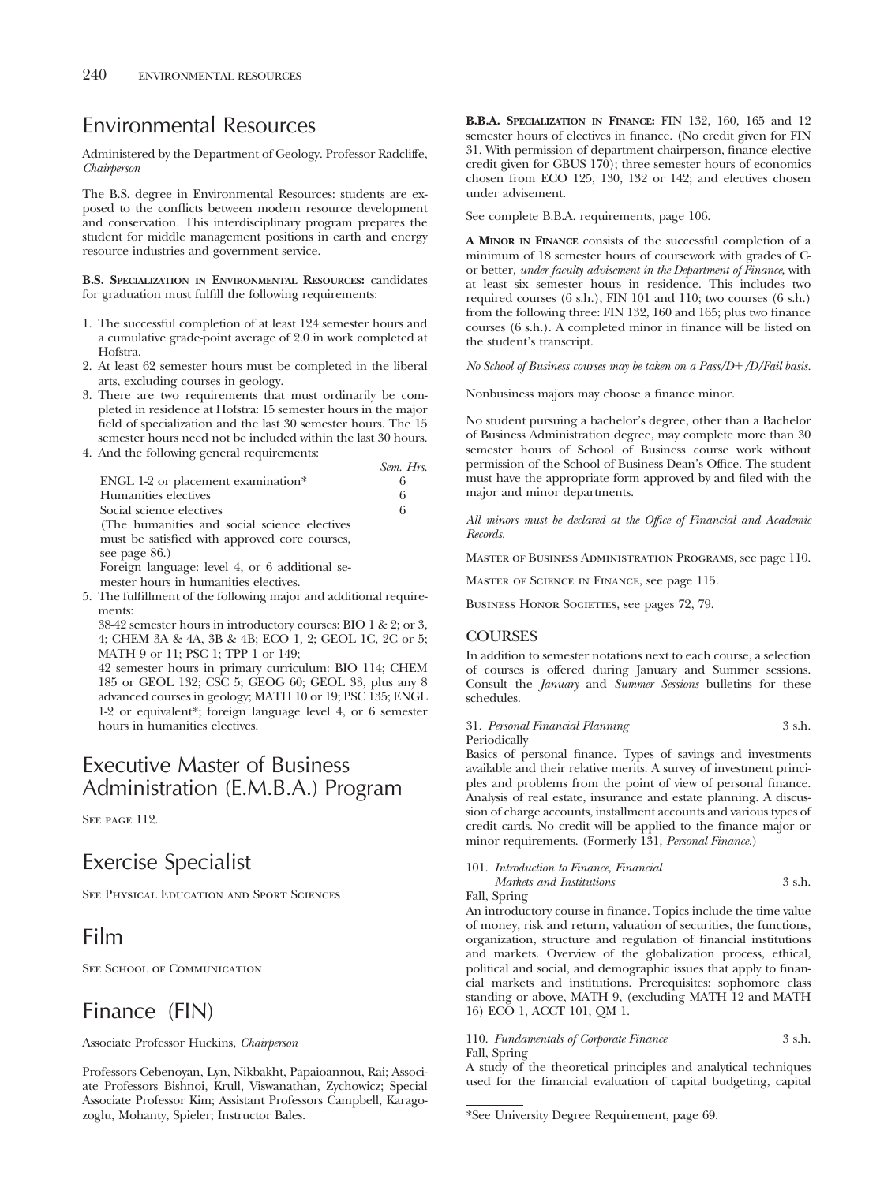# Environmental Resources

Administered by the Department of Geology. Professor Radcliffe, *Chairperson*

The B.S. degree in Environmental Resources: students are exposed to the conflicts between modern resource development and conservation. This interdisciplinary program prepares the student for middle management positions in earth and energy resource industries and government service.

**B.S. Specialization in Environmental Resources:** candidates for graduation must fulfill the following requirements:

1. The successful completion of at least 124 semester hours and a cumulative grade-point average of 2.0 in work completed at Hofstra.
2. At least 62 semester hours must be completed in the liberal arts, excluding courses in geology.
3. There are two requirements that must ordinarily be completed in residence at Hofstra: 15 semester hours in the major field of specialization and the last 30 semester hours. The 15 semester hours need not be included within the last 30 hours.
4. And the following general requirements:

| | Sem. Hrs. |
|---|---|
| ENGL 1-2 or placement examination* | 6 |
| Humanities electives | 6 |
| Social science electives | 6 |

(The humanities and social science electives must be satisfied with approved core courses, see page 86.)

Foreign language: level 4, or 6 additional semester hours in humanities electives.

5. The fulfillment of the following major and additional requirements:

38-42 semester hours in introductory courses: BIO 1 & 2; or 3, 4; CHEM 3A & 4A, 3B & 4B; ECO 1, 2; GEOL 1C, 2C or 5; MATH 9 or 11; PSC 1; TPP 1 or 149;

42 semester hours in primary curriculum: BIO 114; CHEM 185 or GEOL 132; CSC 5; GEOG 60; GEOL 33, plus any 8 advanced courses in geology; MATH 10 or 19; PSC 135; ENGL 1-2 or equivalent*; foreign language level 4, or 6 semester hours in humanities electives.

# Executive Master of Business Administration (E.M.B.A.) Program

See page 112.

# Exercise Specialist

See Physical Education and Sport Sciences

# Film

See School of Communication

# Finance (FIN)

Associate Professor Huckins, *Chairperson*

Professors Cebenoyan, Lyn, Nikbakht, Papaioannou, Rai; Associate Professors Bishnoi, Krull, Viswanathan, Zychowicz; Special Associate Professor Kim; Assistant Professors Campbell, Karagozoglu, Mohanty, Spieler; Instructor Bales.

**B.B.A. Specialization in Finance:** FIN 132, 160, 165 and 12 semester hours of electives in finance. (No credit given for FIN 31. With permission of department chairperson, finance elective credit given for GBUS 170); three semester hours of economics chosen from ECO 125, 130, 132 or 142; and electives chosen under advisement.

See complete B.B.A. requirements, page 106.

**A Minor in Finance** consists of the successful completion of a minimum of 18 semester hours of coursework with grades of C- or better, *under faculty advisement in the Department of Finance*, with at least six semester hours in residence. This includes two required courses (6 s.h.), FIN 101 and 110; two courses (6 s.h.) from the following three: FIN 132, 160 and 165; plus two finance courses (6 s.h.). A completed minor in finance will be listed on the student's transcript.

*No School of Business courses may be taken on a Pass/D+/D/Fail basis.*

Nonbusiness majors may choose a finance minor.

No student pursuing a bachelor's degree, other than a Bachelor of Business Administration degree, may complete more than 30 semester hours of School of Business course work without permission of the School of Business Dean's Office. The student must have the appropriate form approved by and filed with the major and minor departments.

*All minors must be declared at the Office of Financial and Academic Records.*

Master of Business Administration Programs, see page 110.

Master of Science in Finance, see page 115.

Business Honor Societies, see pages 72, 79.

## COURSES

In addition to semester notations next to each course, a selection of courses is offered during January and Summer sessions. Consult the *January* and *Summer Sessions* bulletins for these schedules.

31. *Personal Financial Planning* 3 s.h.
Periodically
Basics of personal finance. Types of savings and investments available and their relative merits. A survey of investment principles and problems from the point of view of personal finance. Analysis of real estate, insurance and estate planning. A discussion of charge accounts, installment accounts and various types of credit cards. No credit will be applied to the finance major or minor requirements. (Formerly 131, *Personal Finance*.)

101. *Introduction to Finance, Financial Markets and Institutions* 3 s.h.
Fall, Spring
An introductory course in finance. Topics include the time value of money, risk and return, valuation of securities, the functions, organization, structure and regulation of financial institutions and markets. Overview of the globalization process, ethical, political and social, and demographic issues that apply to financial markets and institutions. Prerequisites: sophomore class standing or above, MATH 9, (excluding MATH 12 and MATH 16) ECO 1, ACCT 101, QM 1.

110. *Fundamentals of Corporate Finance* 3 s.h.
Fall, Spring
A study of the theoretical principles and analytical techniques used for the financial evaluation of capital budgeting, capital

*See University Degree Requirement, page 69.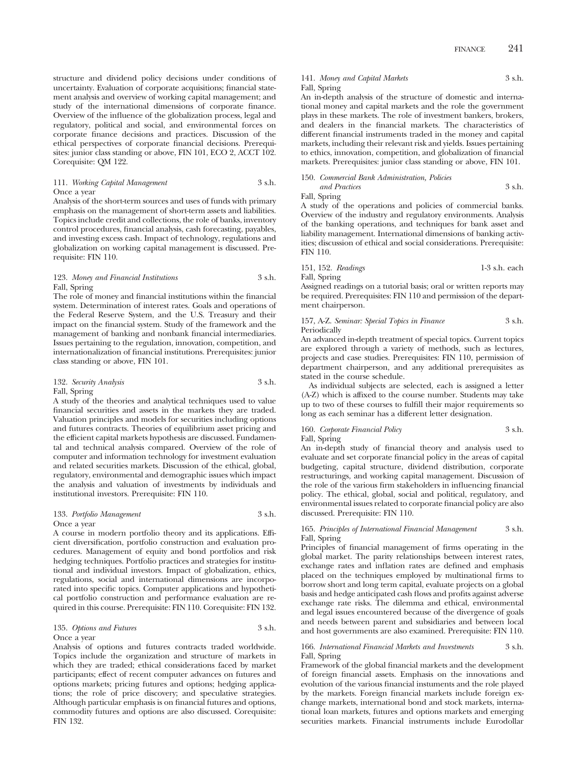structure and dividend policy decisions under conditions of uncertainty. Evaluation of corporate acquisitions; financial statement analysis and overview of working capital management; and study of the international dimensions of corporate finance. Overview of the influence of the globalization process, legal and regulatory, political and social, and environmental forces on corporate finance decisions and practices. Discussion of the ethical perspectives of corporate financial decisions. Prerequisites: junior class standing or above, FIN 101, ECO 2, ACCT 102. Corequisite: QM 122.

111. *Working Capital Management* 3 s.h.
Once a year
Analysis of the short-term sources and uses of funds with primary emphasis on the management of short-term assets and liabilities. Topics include credit and collections, the role of banks, inventory control procedures, financial analysis, cash forecasting, payables, and investing excess cash. Impact of technology, regulations and globalization on working capital management is discussed. Prerequisite: FIN 110.

123. *Money and Financial Institutions* 3 s.h.
Fall, Spring
The role of money and financial institutions within the financial system. Determination of interest rates. Goals and operations of the Federal Reserve System, and the U.S. Treasury and their impact on the financial system. Study of the framework and the management of banking and nonbank financial intermediaries. Issues pertaining to the regulation, innovation, competition, and internationalization of financial institutions. Prerequisites: junior class standing or above, FIN 101.

132. *Security Analysis* 3 s.h.
Fall, Spring
A study of the theories and analytical techniques used to value financial securities and assets in the markets they are traded. Valuation principles and models for securities including options and futures contracts. Theories of equilibrium asset pricing and the efficient capital markets hypothesis are discussed. Fundamental and technical analysis compared. Overview of the role of computer and information technology for investment evaluation and related securities markets. Discussion of the ethical, global, regulatory, environmental and demographic issues which impact the analysis and valuation of investments by individuals and institutional investors. Prerequisite: FIN 110.

133. *Portfolio Management* 3 s.h.
Once a year
A course in modern portfolio theory and its applications. Efficient diversification, portfolio construction and evaluation procedures. Management of equity and bond portfolios and risk hedging techniques. Portfolio practices and strategies for institutional and individual investors. Impact of globalization, ethics, regulations, social and international dimensions are incorporated into specific topics. Computer applications and hypothetical portfolio construction and performance evaluation are required in this course. Prerequisite: FIN 110. Corequisite: FIN 132.

135. *Options and Futures* 3 s.h.
Once a year
Analysis of options and futures contracts traded worldwide. Topics include the organization and structure of markets in which they are traded; ethical considerations faced by market participants; effect of recent computer advances on futures and options markets; pricing futures and options; hedging applications; the role of price discovery; and speculative strategies. Although particular emphasis is on financial futures and options, commodity futures and options are also discussed. Corequisite: FIN 132.

141. *Money and Capital Markets* 3 s.h.
Fall, Spring
An in-depth analysis of the structure of domestic and international money and capital markets and the role the government plays in these markets. The role of investment bankers, brokers, and dealers in the financial markets. The characteristics of different financial instruments traded in the money and capital markets, including their relevant risk and yields. Issues pertaining to ethics, innovation, competition, and globalization of financial markets. Prerequisites: junior class standing or above, FIN 101.

150. *Commercial Bank Administration, Policies and Practices* 3 s.h.
Fall, Spring
A study of the operations and policies of commercial banks. Overview of the industry and regulatory environments. Analysis of the banking operations, and techniques for bank asset and liability management. International dimensions of banking activities; discussion of ethical and social considerations. Prerequisite: FIN 110.

151, 152. *Readings* 1-3 s.h. each
Fall, Spring
Assigned readings on a tutorial basis; oral or written reports may be required. Prerequisites: FIN 110 and permission of the department chairperson.

157, A-Z. *Seminar: Special Topics in Finance* 3 s.h.
Periodically
An advanced in-depth treatment of special topics. Current topics are explored through a variety of methods, such as lectures, projects and case studies. Prerequisites: FIN 110, permission of department chairperson, and any additional prerequisites as stated in the course schedule.

As individual subjects are selected, each is assigned a letter (A-Z) which is affixed to the course number. Students may take up to two of these courses to fulfill their major requirements so long as each seminar has a different letter designation.

160. *Corporate Financial Policy* 3 s.h.
Fall, Spring
An in-depth study of financial theory and analysis used to evaluate and set corporate financial policy in the areas of capital budgeting, capital structure, dividend distribution, corporate restructurings, and working capital management. Discussion of the role of the various firm stakeholders in influencing financial policy. The ethical, global, social and political, regulatory, and environmental issues related to corporate financial policy are also discussed. Prerequisite: FIN 110.

165. *Principles of International Financial Management* 3 s.h.
Fall, Spring
Principles of financial management of firms operating in the global market. The parity relationships between interest rates, exchange rates and inflation rates are defined and emphasis placed on the techniques employed by multinational firms to borrow short and long term capital, evaluate projects on a global basis and hedge anticipated cash flows and profits against adverse exchange rate risks. The dilemma and ethical, environmental and legal issues encountered because of the divergence of goals and needs between parent and subsidiaries and between local and host governments are also examined. Prerequisite: FIN 110.

166. *International Financial Markets and Investments* 3 s.h.
Fall, Spring
Framework of the global financial markets and the development of foreign financial assets. Emphasis on the innovations and evolution of the various financial instuments and the role played by the markets. Foreign financial markets include foreign exchange markets, international bond and stock markets, international loan markets, futures and options markets and emerging securities markets. Financial instruments include Eurodollar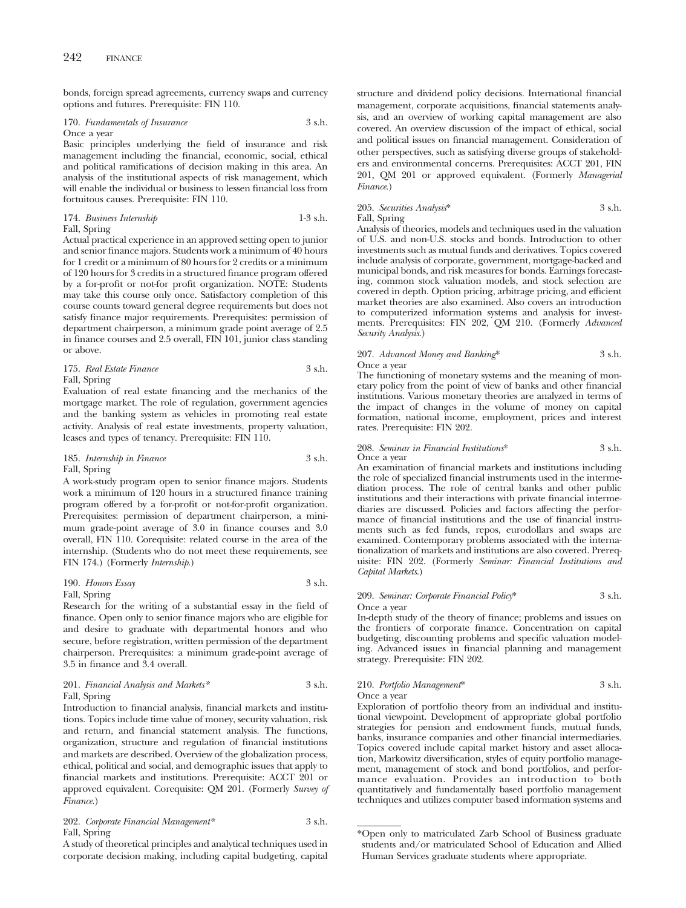bonds, foreign spread agreements, currency swaps and currency options and futures. Prerequisite: FIN 110.

170. *Fundamentals of Insurance* 3 s.h.
Once a year
Basic principles underlying the field of insurance and risk management including the financial, economic, social, ethical and political ramifications of decision making in this area. An analysis of the institutional aspects of risk management, which will enable the individual or business to lessen financial loss from fortuitous causes. Prerequisite: FIN 110.

174. *Business Internship* 1-3 s.h.
Fall, Spring
Actual practical experience in an approved setting open to junior and senior finance majors. Students work a minimum of 40 hours for 1 credit or a minimum of 80 hours for 2 credits or a minimum of 120 hours for 3 credits in a structured finance program offered by a for-profit or not-for profit organization. NOTE: Students may take this course only once. Satisfactory completion of this course counts toward general degree requirements but does not satisfy finance major requirements. Prerequisites: permission of department chairperson, a minimum grade point average of 2.5 in finance courses and 2.5 overall, FIN 101, junior class standing or above.

175. *Real Estate Finance* 3 s.h.
Fall, Spring
Evaluation of real estate financing and the mechanics of the mortgage market. The role of regulation, government agencies and the banking system as vehicles in promoting real estate activity. Analysis of real estate investments, property valuation, leases and types of tenancy. Prerequisite: FIN 110.

185. *Internship in Finance* 3 s.h.
Fall, Spring
A work-study program open to senior finance majors. Students work a minimum of 120 hours in a structured finance training program offered by a for-profit or not-for-profit organization. Prerequisites: permission of department chairperson, a minimum grade-point average of 3.0 in finance courses and 3.0 overall, FIN 110. Corequisite: related course in the area of the internship. (Students who do not meet these requirements, see FIN 174.) (Formerly *Internship*.)

190. *Honors Essay* 3 s.h.
Fall, Spring
Research for the writing of a substantial essay in the field of finance. Open only to senior finance majors who are eligible for and desire to graduate with departmental honors and who secure, before registration, written permission of the department chairperson. Prerequisites: a minimum grade-point average of 3.5 in finance and 3.4 overall.

201. *Financial Analysis and Markets\** 3 s.h.
Fall, Spring
Introduction to financial analysis, financial markets and institutions. Topics include time value of money, security valuation, risk and return, and financial statement analysis. The functions, organization, structure and regulation of financial institutions and markets are described. Overview of the globalization process, ethical, political and social, and demographic issues that apply to financial markets and institutions. Prerequisite: ACCT 201 or approved equivalent. Corequisite: QM 201. (Formerly *Survey of Finance*.)

202. *Corporate Financial Management\** 3 s.h.
Fall, Spring
A study of theoretical principles and analytical techniques used in corporate decision making, including capital budgeting, capital structure and dividend policy decisions. International financial management, corporate acquisitions, financial statements analysis, and an overview of working capital management are also covered. An overview discussion of the impact of ethical, social and political issues on financial management. Consideration of other perspectives, such as satisfying diverse groups of stakeholders and environmental concerns. Prerequisites: ACCT 201, FIN 201, QM 201 or approved equivalent. (Formerly *Managerial Finance*.)

205. *Securities Analysis\** 3 s.h.
Fall, Spring
Analysis of theories, models and techniques used in the valuation of U.S. and non-U.S. stocks and bonds. Introduction to other investments such as mutual funds and derivatives. Topics covered include analysis of corporate, government, mortgage-backed and municipal bonds, and risk measures for bonds. Earnings forecasting, common stock valuation models, and stock selection are covered in depth. Option pricing, arbitrage pricing, and efficient market theories are also examined. Also covers an introduction to computerized information systems and analysis for investments. Prerequisites: FIN 202, QM 210. (Formerly *Advanced Security Analysis*.)

207. *Advanced Money and Banking\** 3 s.h.
Once a year
The functioning of monetary systems and the meaning of monetary policy from the point of view of banks and other financial institutions. Various monetary theories are analyzed in terms of the impact of changes in the volume of money on capital formation, national income, employment, prices and interest rates. Prerequisite: FIN 202.

208. *Seminar in Financial Institutions\** 3 s.h.
Once a year
An examination of financial markets and institutions including the role of specialized financial instruments used in the intermediation process. The role of central banks and other public institutions and their interactions with private financial intermediaries are discussed. Policies and factors affecting the performance of financial institutions and the use of financial instruments such as fed funds, repos, eurodollars and swaps are examined. Contemporary problems associated with the internationalization of markets and institutions are also covered. Prerequisite: FIN 202. (Formerly *Seminar: Financial Institutions and Capital Markets*.)

209. *Seminar: Corporate Financial Policy\** 3 s.h.
Once a year
In-depth study of the theory of finance; problems and issues on the frontiers of corporate finance. Concentration on capital budgeting, discounting problems and specific valuation modeling. Advanced issues in financial planning and management strategy. Prerequisite: FIN 202.

210. *Portfolio Management\** 3 s.h.
Once a year
Exploration of portfolio theory from an individual and institutional viewpoint. Development of appropriate global portfolio strategies for pension and endowment funds, mutual funds, banks, insurance companies and other financial intermediaries. Topics covered include capital market history and asset allocation, Markowitz diversification, styles of equity portfolio management, management of stock and bond portfolios, and performance evaluation. Provides an introduction to both quantitatively and fundamentally based portfolio management techniques and utilizes computer based information systems and

\*Open only to matriculated Zarb School of Business graduate students and/or matriculated School of Education and Allied Human Services graduate students where appropriate.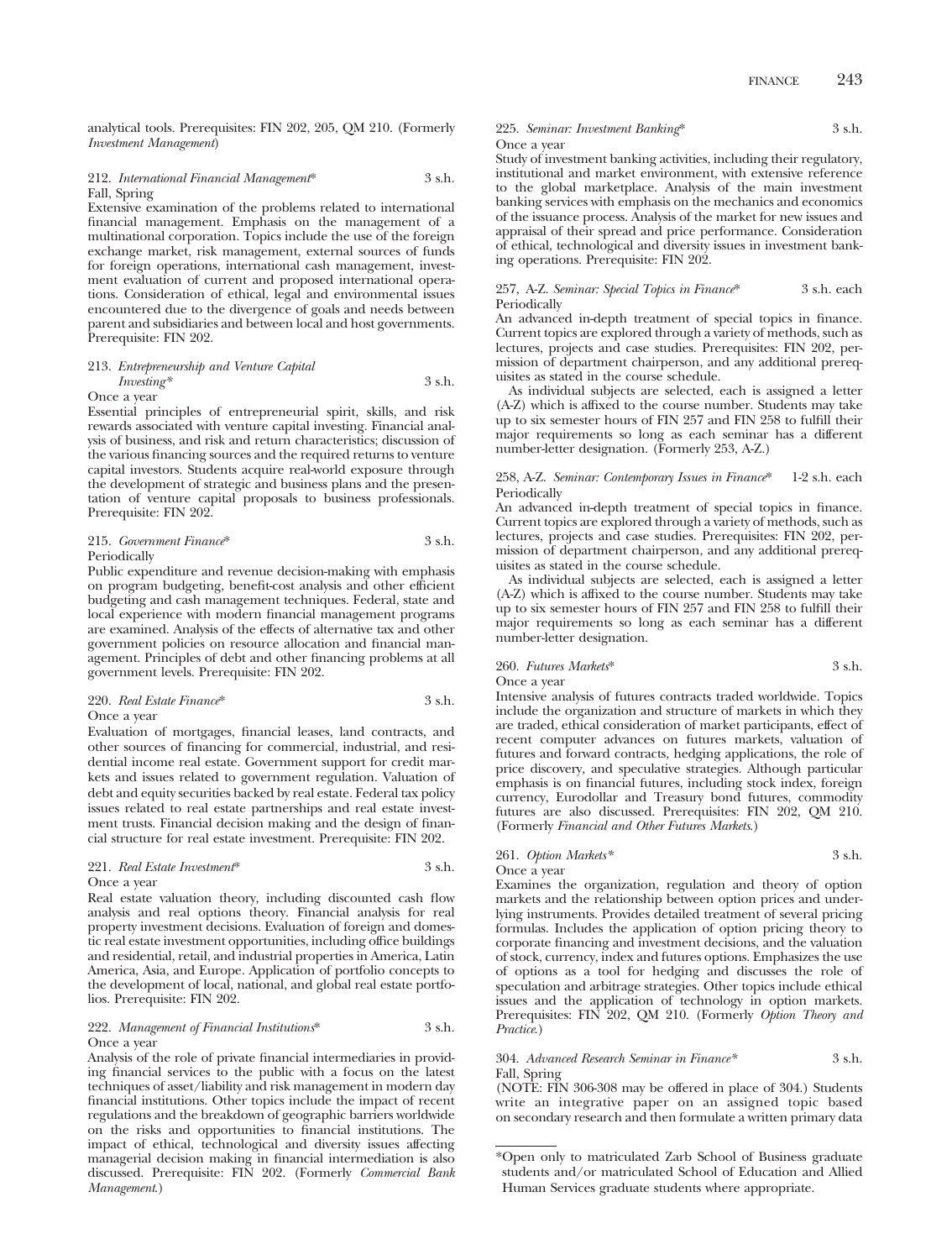analytical tools. Prerequisites: FIN 202, 205, QM 210. (Formerly *Investment Management*)

212. *International Financial Management** 3 s.h.
Fall, Spring
Extensive examination of the problems related to international financial management. Emphasis on the management of a multinational corporation. Topics include the use of the foreign exchange market, risk management, external sources of funds for foreign operations, international cash management, investment evaluation of current and proposed international operations. Consideration of ethical, legal and environmental issues encountered due to the divergence of goals and needs between parent and subsidiaries and between local and host governments. Prerequisite: FIN 202.

213. *Entrepreneurship and Venture Capital Investing** 3 s.h.
Once a year
Essential principles of entrepreneurial spirit, skills, and risk rewards associated with venture capital investing. Financial analysis of business, and risk and return characteristics; discussion of the various financing sources and the required returns to venture capital investors. Students acquire real-world exposure through the development of strategic and business plans and the presentation of venture capital proposals to business professionals. Prerequisite: FIN 202.

215. *Government Finance** 3 s.h.
Periodically
Public expenditure and revenue decision-making with emphasis on program budgeting, benefit-cost analysis and other efficient budgeting and cash management techniques. Federal, state and local experience with modern financial management programs are examined. Analysis of the effects of alternative tax and other government policies on resource allocation and financial management. Principles of debt and other financing problems at all government levels. Prerequisite: FIN 202.

220. *Real Estate Finance** 3 s.h.
Once a year
Evaluation of mortgages, financial leases, land contracts, and other sources of financing for commercial, industrial, and residential income real estate. Government support for credit markets and issues related to government regulation. Valuation of debt and equity securities backed by real estate. Federal tax policy issues related to real estate partnerships and real estate investment trusts. Financial decision making and the design of financial structure for real estate investment. Prerequisite: FIN 202.

221. *Real Estate Investment** 3 s.h.
Once a year
Real estate valuation theory, including discounted cash flow analysis and real options theory. Financial analysis for real property investment decisions. Evaluation of foreign and domestic real estate investment opportunities, including office buildings and residential, retail, and industrial properties in America, Latin America, Asia, and Europe. Application of portfolio concepts to the development of local, national, and global real estate portfolios. Prerequisite: FIN 202.

222. *Management of Financial Institutions** 3 s.h.
Once a year
Analysis of the role of private financial intermediaries in providing financial services to the public with a focus on the latest techniques of asset/liability and risk management in modern day financial institutions. Other topics include the impact of recent regulations and the breakdown of geographic barriers worldwide on the risks and opportunities to financial institutions. The impact of ethical, technological and diversity issues affecting managerial decision making in financial intermediation is also discussed. Prerequisite: FIN 202. (Formerly *Commercial Bank Management*.)

225. *Seminar: Investment Banking** 3 s.h.
Once a year
Study of investment banking activities, including their regulatory, institutional and market environment, with extensive reference to the global marketplace. Analysis of the main investment banking services with emphasis on the mechanics and economics of the issuance process. Analysis of the market for new issues and appraisal of their spread and price performance. Consideration of ethical, technological and diversity issues in investment banking operations. Prerequisite: FIN 202.

257, A-Z. *Seminar: Special Topics in Finance** 3 s.h. each
Periodically
An advanced in-depth treatment of special topics in finance. Current topics are explored through a variety of methods, such as lectures, projects and case studies. Prerequisites: FIN 202, permission of department chairperson, and any additional prerequisites as stated in the course schedule.

As individual subjects are selected, each is assigned a letter (A-Z) which is affixed to the course number. Students may take up to six semester hours of FIN 257 and FIN 258 to fulfill their major requirements so long as each seminar has a different number-letter designation. (Formerly 253, A-Z.)

258, A-Z. *Seminar: Contemporary Issues in Finance** 1-2 s.h. each
Periodically
An advanced in-depth treatment of special topics in finance. Current topics are explored through a variety of methods, such as lectures, projects and case studies. Prerequisites: FIN 202, permission of department chairperson, and any additional prerequisites as stated in the course schedule.

As individual subjects are selected, each is assigned a letter (A-Z) which is affixed to the course number. Students may take up to six semester hours of FIN 257 and FIN 258 to fulfill their major requirements so long as each seminar has a different number-letter designation.

260. *Futures Markets** 3 s.h.
Once a year
Intensive analysis of futures contracts traded worldwide. Topics include the organization and structure of markets in which they are traded, ethical consideration of market participants, effect of recent computer advances on futures markets, valuation of futures and forward contracts, hedging applications, the role of price discovery, and speculative strategies. Although particular emphasis is on financial futures, including stock index, foreign currency, Eurodollar and Treasury bond futures, commodity futures are also discussed. Prerequisites: FIN 202, QM 210. (Formerly *Financial and Other Futures Markets*.)

261. *Option Markets** 3 s.h.
Once a year
Examines the organization, regulation and theory of option markets and the relationship between option prices and underlying instruments. Provides detailed treatment of several pricing formulas. Includes the application of option pricing theory to corporate financing and investment decisions, and the valuation of stock, currency, index and futures options. Emphasizes the use of options as a tool for hedging and discusses the role of speculation and arbitrage strategies. Other topics include ethical issues and the application of technology in option markets. Prerequisites: FIN 202, QM 210. (Formerly *Option Theory and Practice*.)

304. *Advanced Research Seminar in Finance** 3 s.h.
Fall, Spring
(NOTE: FIN 306-308 may be offered in place of 304.) Students write an integrative paper on an assigned topic based on secondary research and then formulate a written primary data

---

*Open only to matriculated Zarb School of Business graduate students and/or matriculated School of Education and Allied Human Services graduate students where appropriate.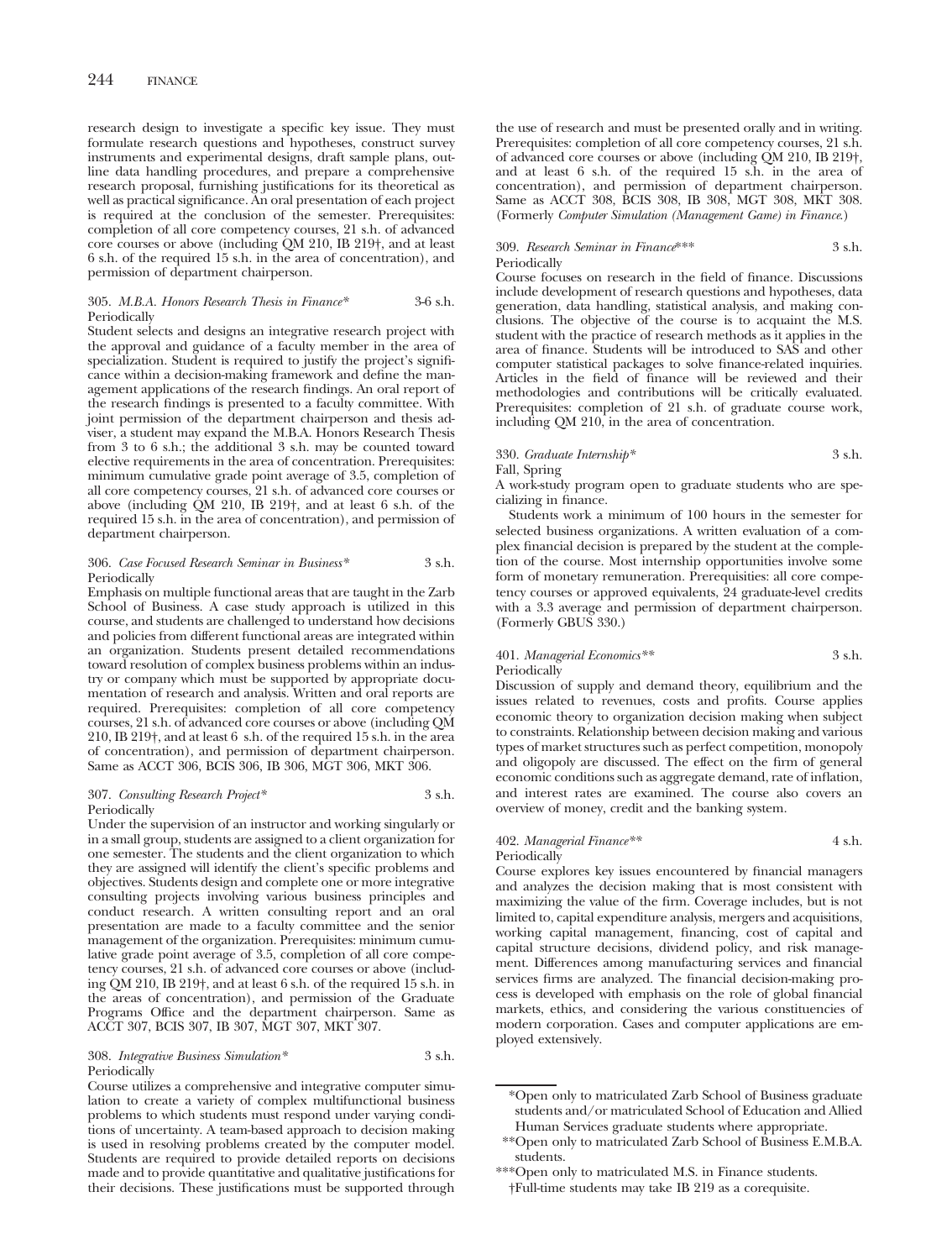research design to investigate a specific key issue. They must formulate research questions and hypotheses, construct survey instruments and experimental designs, draft sample plans, outline data handling procedures, and prepare a comprehensive research proposal, furnishing justifications for its theoretical as well as practical significance. An oral presentation of each project is required at the conclusion of the semester. Prerequisites: completion of all core competency courses, 21 s.h. of advanced core courses or above (including QM 210, IB 219†, and at least 6 s.h. of the required 15 s.h. in the area of concentration), and permission of department chairperson.

305. *M.B.A. Honors Research Thesis in Finance** 3-6 s.h.
Periodically

Student selects and designs an integrative research project with the approval and guidance of a faculty member in the area of specialization. Student is required to justify the project's significance within a decision-making framework and define the management applications of the research findings. An oral report of the research findings is presented to a faculty committee. With joint permission of the department chairperson and thesis adviser, a student may expand the M.B.A. Honors Research Thesis from 3 to 6 s.h.; the additional 3 s.h. may be counted toward elective requirements in the area of concentration. Prerequisites: minimum cumulative grade point average of 3.5, completion of all core competency courses, 21 s.h. of advanced core courses or above (including QM 210, IB 219†, and at least 6 s.h. of the required 15 s.h. in the area of concentration), and permission of department chairperson.

306. *Case Focused Research Seminar in Business** 3 s.h.
Periodically

Emphasis on multiple functional areas that are taught in the Zarb School of Business. A case study approach is utilized in this course, and students are challenged to understand how decisions and policies from different functional areas are integrated within an organization. Students present detailed recommendations toward resolution of complex business problems within an industry or company which must be supported by appropriate documentation of research and analysis. Written and oral reports are required. Prerequisites: completion of all core competency courses, 21 s.h. of advanced core courses or above (including QM 210, IB 219†, and at least 6 s.h. of the required 15 s.h. in the area of concentration), and permission of department chairperson. Same as ACCT 306, BCIS 306, IB 306, MGT 306, MKT 306.

307. *Consulting Research Project** 3 s.h.
Periodically

Under the supervision of an instructor and working singularly or in a small group, students are assigned to a client organization for one semester. The students and the client organization to which they are assigned will identify the client's specific problems and objectives. Students design and complete one or more integrative consulting projects involving various business principles and conduct research. A written consulting report and an oral presentation are made to a faculty committee and the senior management of the organization. Prerequisites: minimum cumulative grade point average of 3.5, completion of all core competency courses, 21 s.h. of advanced core courses or above (including QM 210, IB 219†, and at least 6 s.h. of the required 15 s.h. in the areas of concentration), and permission of the Graduate Programs Office and the department chairperson. Same as ACCT 307, BCIS 307, IB 307, MGT 307, MKT 307.

308. *Integrative Business Simulation** 3 s.h.
Periodically

Course utilizes a comprehensive and integrative computer simulation to create a variety of complex multifunctional business problems to which students must respond under varying conditions of uncertainty. A team-based approach to decision making is used in resolving problems created by the computer model. Students are required to provide detailed reports on decisions made and to provide quantitative and qualitative justifications for their decisions. These justifications must be supported through the use of research and must be presented orally and in writing. Prerequisites: completion of all core competency courses, 21 s.h. of advanced core courses or above (including QM 210, IB 219†, and at least 6 s.h. of the required 15 s.h. in the area of concentration), and permission of department chairperson. Same as ACCT 308, BCIS 308, IB 308, MGT 308, MKT 308. (Formerly *Computer Simulation (Management Game) in Finance*.)

309. *Research Seminar in Finance**** 3 s.h.
Periodically

Course focuses on research in the field of finance. Discussions include development of research questions and hypotheses, data generation, data handling, statistical analysis, and making conclusions. The objective of the course is to acquaint the M.S. student with the practice of research methods as it applies in the area of finance. Students will be introduced to SAS and other computer statistical packages to solve finance-related inquiries. Articles in the field of finance will be reviewed and their methodologies and contributions will be critically evaluated. Prerequisites: completion of 21 s.h. of graduate course work, including QM 210, in the area of concentration.

330. *Graduate Internship** 3 s.h.
Fall, Spring

A work-study program open to graduate students who are specializing in finance.

Students work a minimum of 100 hours in the semester for selected business organizations. A written evaluation of a complex financial decision is prepared by the student at the completion of the course. Most internship opportunities involve some form of monetary remuneration. Prerequisities: all core competency courses or approved equivalents, 24 graduate-level credits with a 3.3 average and permission of department chairperson. (Formerly GBUS 330.)

401. *Managerial Economics*** 3 s.h.
Periodically

Discussion of supply and demand theory, equilibrium and the issues related to revenues, costs and profits. Course applies economic theory to organization decision making when subject to constraints. Relationship between decision making and various types of market structures such as perfect competition, monopoly and oligopoly are discussed. The effect on the firm of general economic conditions such as aggregate demand, rate of inflation, and interest rates are examined. The course also covers an overview of money, credit and the banking system.

402. *Managerial Finance*** 4 s.h.
Periodically

Course explores key issues encountered by financial managers and analyzes the decision making that is most consistent with maximizing the value of the firm. Coverage includes, but is not limited to, capital expenditure analysis, mergers and acquisitions, working capital management, financing, cost of capital and capital structure decisions, dividend policy, and risk management. Differences among manufacturing services and financial services firms are analyzed. The financial decision-making process is developed with emphasis on the role of global financial markets, ethics, and considering the various constituencies of modern corporation. Cases and computer applications are employed extensively.

---

*Open only to matriculated Zarb School of Business graduate students and/or matriculated School of Education and Allied Human Services graduate students where appropriate.

**Open only to matriculated Zarb School of Business E.M.B.A. students.

***Open only to matriculated M.S. in Finance students.

†Full-time students may take IB 219 as a corequisite.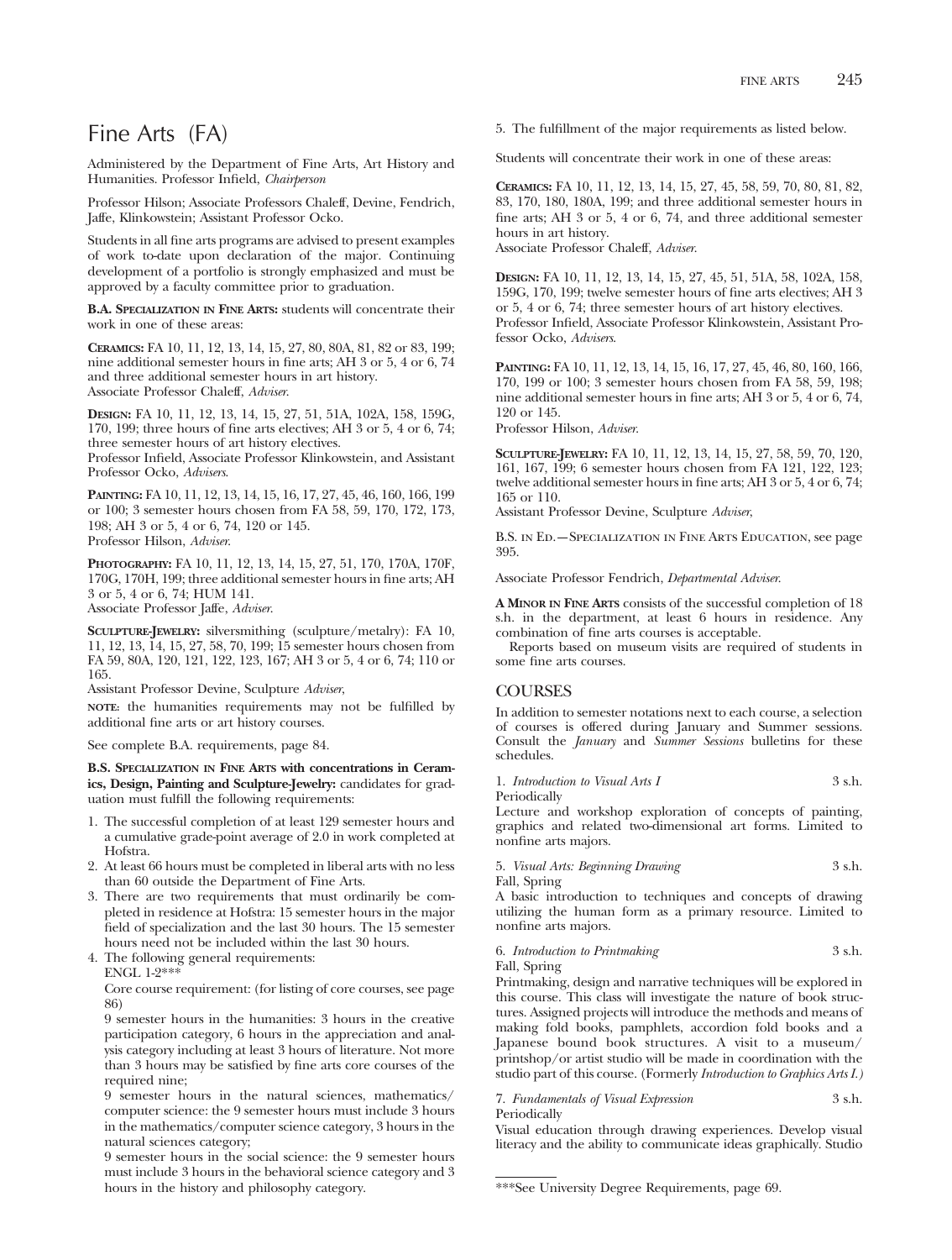# Fine Arts (FA)

Administered by the Department of Fine Arts, Art History and Humanities. Professor Infield, *Chairperson*

Professor Hilson; Associate Professors Chaleff, Devine, Fendrich, Jaffe, Klinkowstein; Assistant Professor Ocko.

Students in all fine arts programs are advised to present examples of work to-date upon declaration of the major. Continuing development of a portfolio is strongly emphasized and must be approved by a faculty committee prior to graduation.

**B.A. Specialization in Fine Arts:** students will concentrate their work in one of these areas:

**Ceramics:** FA 10, 11, 12, 13, 14, 15, 27, 80, 80A, 81, 82 or 83, 199; nine additional semester hours in fine arts; AH 3 or 5, 4 or 6, 74 and three additional semester hours in art history.
Associate Professor Chaleff, *Adviser*.

**Design:** FA 10, 11, 12, 13, 14, 15, 27, 51, 51A, 102A, 158, 159G, 170, 199; three hours of fine arts electives; AH 3 or 5, 4 or 6, 74; three semester hours of art history electives.
Professor Infield, Associate Professor Klinkowstein, and Assistant Professor Ocko, *Advisers*.

**Painting:** FA 10, 11, 12, 13, 14, 15, 16, 17, 27, 45, 46, 160, 166, 199 or 100; 3 semester hours chosen from FA 58, 59, 170, 172, 173, 198; AH 3 or 5, 4 or 6, 74, 120 or 145.
Professor Hilson, *Adviser*.

**Photography:** FA 10, 11, 12, 13, 14, 15, 27, 51, 170, 170A, 170F, 170G, 170H, 199; three additional semester hours in fine arts; AH 3 or 5, 4 or 6, 74; HUM 141.
Associate Professor Jaffe, *Adviser*.

**Sculpture-Jewelry:** silversmithing (sculpture/metalry): FA 10, 11, 12, 13, 14, 15, 27, 58, 70, 199; 15 semester hours chosen from FA 59, 80A, 120, 121, 122, 123, 167; AH 3 or 5, 4 or 6, 74; 110 or 165.
Assistant Professor Devine, Sculpture *Adviser*,

**note**: the humanities requirements may not be fulfilled by additional fine arts or art history courses.

See complete B.A. requirements, page 84.

**B.S. Specialization in Fine Arts with concentrations in Ceramics, Design, Painting and Sculpture-Jewelry:** candidates for graduation must fulfill the following requirements:

1. The successful completion of at least 129 semester hours and a cumulative grade-point average of 2.0 in work completed at Hofstra.
2. At least 66 hours must be completed in liberal arts with no less than 60 outside the Department of Fine Arts.
3. There are two requirements that must ordinarily be completed in residence at Hofstra: 15 semester hours in the major field of specialization and the last 30 hours. The 15 semester hours need not be included within the last 30 hours.
4. The following general requirements:
   ENGL 1-2***
   Core course requirement: (for listing of core courses, see page 86)
   9 semester hours in the humanities: 3 hours in the creative participation category, 6 hours in the appreciation and analysis category including at least 3 hours of literature. Not more than 3 hours may be satisfied by fine arts core courses of the required nine;
   9 semester hours in the natural sciences, mathematics/computer science: the 9 semester hours must include 3 hours in the mathematics/computer science category, 3 hours in the natural sciences category;
   9 semester hours in the social science: the 9 semester hours must include 3 hours in the behavioral science category and 3 hours in the history and philosophy category.
5. The fulfillment of the major requirements as listed below.

Students will concentrate their work in one of these areas:

**Ceramics:** FA 10, 11, 12, 13, 14, 15, 27, 45, 58, 59, 70, 80, 81, 82, 83, 170, 180, 180A, 199; and three additional semester hours in fine arts; AH 3 or 5, 4 or 6, 74, and three additional semester hours in art history.
Associate Professor Chaleff, *Adviser*.

**Design:** FA 10, 11, 12, 13, 14, 15, 27, 45, 51, 51A, 58, 102A, 158, 159G, 170, 199; twelve semester hours of fine arts electives; AH 3 or 5, 4 or 6, 74; three semester hours of art history electives.
Professor Infield, Associate Professor Klinkowstein, Assistant Professor Ocko, *Advisers*.

**Painting:** FA 10, 11, 12, 13, 14, 15, 16, 17, 27, 45, 46, 80, 160, 166, 170, 199 or 100; 3 semester hours chosen from FA 58, 59, 198; nine additional semester hours in fine arts; AH 3 or 5, 4 or 6, 74, 120 or 145.
Professor Hilson, *Adviser*.

**Sculpture-Jewelry:** FA 10, 11, 12, 13, 14, 15, 27, 58, 59, 70, 120, 161, 167, 199; 6 semester hours chosen from FA 121, 122, 123; twelve additional semester hours in fine arts; AH 3 or 5, 4 or 6, 74; 165 or 110.
Assistant Professor Devine, Sculpture *Adviser*,

B.S. in Ed.—Specialization in Fine Arts Education, see page 395.

Associate Professor Fendrich, *Departmental Adviser*.

**A Minor in Fine Arts** consists of the successful completion of 18 s.h. in the department, at least 6 hours in residence. Any combination of fine arts courses is acceptable.

Reports based on museum visits are required of students in some fine arts courses.

## COURSES

In addition to semester notations next to each course, a selection of courses is offered during January and Summer sessions. Consult the *January* and *Summer Sessions* bulletins for these schedules.

1. *Introduction to Visual Arts I* — 3 s.h.
Periodically
Lecture and workshop exploration of concepts of painting, graphics and related two-dimensional art forms. Limited to nonfine arts majors.

5. *Visual Arts: Beginning Drawing* — 3 s.h.
Fall, Spring
A basic introduction to techniques and concepts of drawing utilizing the human form as a primary resource. Limited to nonfine arts majors.

6. *Introduction to Printmaking* — 3 s.h.
Fall, Spring
Printmaking, design and narrative techniques will be explored in this course. This class will investigate the nature of book structures. Assigned projects will introduce the methods and means of making fold books, pamphlets, accordion fold books and a Japanese bound book structures. A visit to a museum/printshop/or artist studio will be made in coordination with the studio part of this course. (Formerly *Introduction to Graphics Arts I.)*

7. *Fundamentals of Visual Expression* — 3 s.h.
Periodically
Visual education through drawing experiences. Develop visual literacy and the ability to communicate ideas graphically. Studio

***See University Degree Requirements, page 69.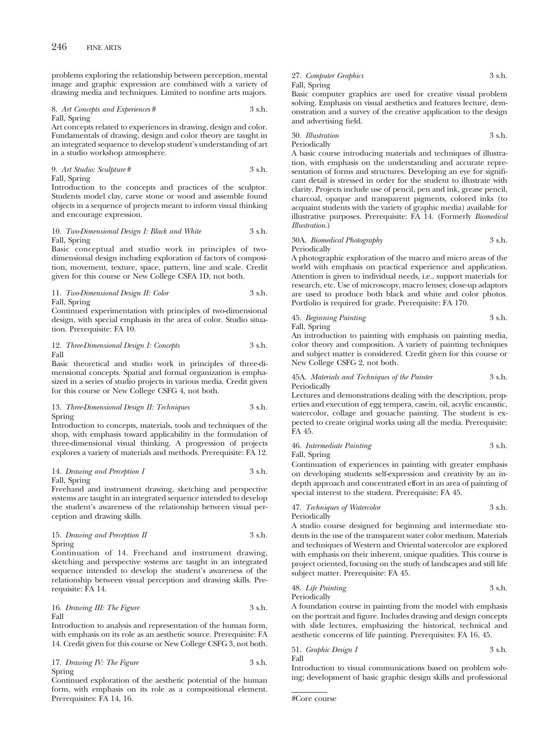problems exploring the relationship between perception, mental image and graphic expression are combined with a variety of drawing media and techniques. Limited to nonfine arts majors.

8. *Art Concepts and Experiences* # 3 s.h.
Fall, Spring
Art concepts related to experiences in drawing, design and color. Fundamentals of drawing, design and color theory are taught in an integrated sequence to develop student's understanding of art in a studio workshop atmosphere.

9. *Art Studio: Sculpture* # 3 s.h.
Fall, Spring
Introduction to the concepts and practices of the sculptor. Students model clay, carve stone or wood and assemble found objects in a sequence of projects meant to inform visual thinking and encourage expression.

10. *Two-Dimensional Design I: Black and White* 3 s.h.
Fall, Spring
Basic conceptual and studio work in principles of two-dimensional design including exploration of factors of composition, movement, texture, space, pattern, line and scale. Credit given for this course or New College CSFA 1D, not both.

11. *Two-Dimensional Design II: Color* 3 s.h.
Fall, Spring
Continued experimentation with principles of two-dimensional design, with special emphasis in the area of color. Studio situation. Prerequisite: FA 10.

12. *Three-Dimensional Design I: Concepts* 3 s.h.
Fall
Basic theoretical and studio work in principles of three-dimensional concepts. Spatial and formal organization is emphasized in a series of studio projects in various media. Credit given for this course or New College CSFG 4, not both.

13. *Three-Dimensional Design II: Techniques* 3 s.h.
Spring
Introduction to concepts, materials, tools and techniques of the shop, with emphasis toward applicability in the formulation of three-dimensional visual thinking. A progression of projects explores a variety of materials and methods. Prerequisite: FA 12.

14. *Drawing and Perception I* 3 s.h.
Fall, Spring
Freehand and instrument drawing, sketching and perspective systems are taught in an integrated sequence intended to develop the student's awareness of the relationship between visual perception and drawing skills.

15. *Drawing and Perception II* 3 s.h.
Spring
Continuation of 14. Freehand and instrument drawing, sketching and perspective systems are taught in an integrated sequence intended to develop the student's awareness of the relationship between visual perception and drawing skills. Prerequisite: FA 14.

16. *Drawing III: The Figure* 3 s.h.
Fall
Introduction to analysis and representation of the human form, with emphasis on its role as an aesthetic source. Prerequisite: FA 14. Credit given for this course or New College CSFG 3, not both.

17. *Drawing IV: The Figure* 3 s.h.
Spring
Continued exploration of the aesthetic potential of the human form, with emphasis on its role as a compositional element. Prerequisites: FA 14, 16.

27. *Computer Graphics* 3 s.h.
Fall, Spring
Basic computer graphics are used for creative visual problem solving. Emphasis on visual aesthetics and features lecture, demonstration and a survey of the creative application to the design and advertising field.

30. *Illustration* 3 s.h.
Periodically
A basic course introducing materials and techniques of illustration, with emphasis on the understanding and accurate representation of forms and structures. Developing an eye for significant detail is stressed in order for the student to illustrate with clarity. Projects include use of pencil, pen and ink, grease pencil, charcoal, opaque and transparent pigments, colored inks (to acquaint students with the variety of graphic media) available for illustrative purposes. Prerequisite: FA 14. (Formerly *Biomedical Illustration.*)

30A. *Biomedical Photography* 3 s.h.
Periodically
A photographic exploration of the macro and micro areas of the world with emphasis on practical experience and application. Attention is given to individual needs, i.e., support materials for research, etc. Use of microscopy, macro lenses; close-up adaptors are used to produce both black and white and color photos. Portfolio is required for grade. Prerequisite: FA 170.

45. *Beginning Painting* 3 s.h.
Fall, Spring
An introduction to painting with emphasis on painting media, color theory and composition. A variety of painting techniques and subject matter is considered. Credit given for this course or New College CSFG 2, not both.

45A. *Materials and Techniques of the Painter* 3 s.h.
Periodically
Lectures and demonstrations dealing with the description, properties and execution of egg tempera, casein, oil, acrylic encaustic, watercolor, collage and gouache painting. The student is expected to create original works using all the media. Prerequisite: FA 45.

46. *Intermediate Painting* 3 s.h.
Fall, Spring
Continuation of experiences in painting with greater emphasis on developing students self-expression and creativity by an in-depth approach and concentrated effort in an area of painting of special interest to the student. Prerequisite: FA 45.

47. *Techniques of Watercolor* 3 s.h.
Periodically
A studio course designed for beginning and intermediate students in the use of the transparent water color medium. Materials and techniques of Western and Oriental watercolor are explored with emphasis on their inherent, unique qualities. This course is project oriented, focusing on the study of landscapes and still life subject matter. Prerequisite: FA 45.

48. *Life Painting* 3 s.h.
Periodically
A foundation course in painting from the model with emphasis on the portrait and figure. Includes drawing and design concepts with slide lectures, emphasizing the historical, technical and aesthetic concerns of life painting. Prerequisites: FA 16, 45.

51. *Graphic Design I* 3 s.h.
Fall
Introduction to visual communications based on problem solving; development of basic graphic design skills and professional

#Core course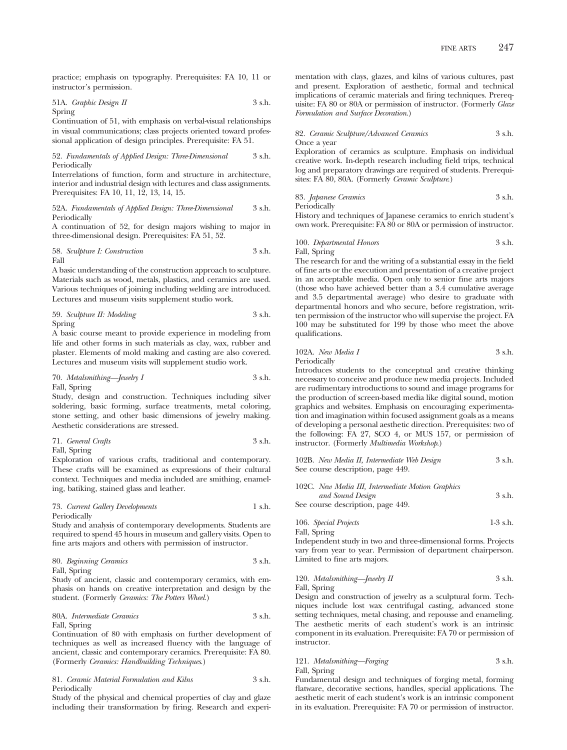practice; emphasis on typography. Prerequisites: FA 10, 11 or instructor's permission.

51A. *Graphic Design II* 3 s.h.
Spring
Continuation of 51, with emphasis on verbal-visual relationships in visual communications; class projects oriented toward professional application of design principles. Prerequisite: FA 51.

52. *Fundamentals of Applied Design: Three-Dimensional* 3 s.h.
Periodically
Interrelations of function, form and structure in architecture, interior and industrial design with lectures and class assignments. Prerequisites: FA 10, 11, 12, 13, 14, 15.

52A. *Fundamentals of Applied Design: Three-Dimensional* 3 s.h.
Periodically
A continuation of 52, for design majors wishing to major in three-dimensional design. Prerequisites: FA 51, 52.

58. *Sculpture I: Construction* 3 s.h.
Fall
A basic understanding of the construction approach to sculpture. Materials such as wood, metals, plastics, and ceramics are used. Various techniques of joining including welding are introduced. Lectures and museum visits supplement studio work.

59. *Sculpture II: Modeling* 3 s.h.
Spring
A basic course meant to provide experience in modeling from life and other forms in such materials as clay, wax, rubber and plaster. Elements of mold making and casting are also covered. Lectures and museum visits will supplement studio work.

70. *Metalsmithing—Jewelry I* 3 s.h.
Fall, Spring
Study, design and construction. Techniques including silver soldering, basic forming, surface treatments, metal coloring, stone setting, and other basic dimensions of jewelry making. Aesthetic considerations are stressed.

71. *General Crafts* 3 s.h.
Fall, Spring
Exploration of various crafts, traditional and contemporary. These crafts will be examined as expressions of their cultural context. Techniques and media included are smithing, enameling, batiking, stained glass and leather.

73. *Current Gallery Developments* 1 s.h.
Periodically
Study and analysis of contemporary developments. Students are required to spend 45 hours in museum and gallery visits. Open to fine arts majors and others with permission of instructor.

80. *Beginning Ceramics* 3 s.h.
Fall, Spring
Study of ancient, classic and contemporary ceramics, with emphasis on hands on creative interpretation and design by the student. (Formerly *Ceramics: The Potters Wheel*.)

80A. *Intermediate Ceramics* 3 s.h.
Fall, Spring
Continuation of 80 with emphasis on further development of techniques as well as increased fluency with the language of ancient, classic and contemporary ceramics. Prerequisite: FA 80. (Formerly *Ceramics: Handbuilding Techniques*.)

81. *Ceramic Material Formulation and Kilns* 3 s.h.
Periodically
Study of the physical and chemical properties of clay and glaze including their transformation by firing. Research and experimentation with clays, glazes, and kilns of various cultures, past and present. Exploration of aesthetic, formal and technical implications of ceramic materials and firing techniques. Prerequisite: FA 80 or 80A or permission of instructor. (Formerly *Glaze Formulation and Surface Decoration*.)

82. *Ceramic Sculpture/Advanced Ceramics* 3 s.h.
Once a year
Exploration of ceramics as sculpture. Emphasis on individual creative work. In-depth research including field trips, technical log and preparatory drawings are required of students. Prerequisites: FA 80, 80A. (Formerly *Ceramic Sculpture*.)

83. *Japanese Ceramics* 3 s.h.
Periodically
History and techniques of Japanese ceramics to enrich student's own work. Prerequisite: FA 80 or 80A or permission of instructor.

100. *Departmental Honors* 3 s.h.
Fall, Spring
The research for and the writing of a substantial essay in the field of fine arts or the execution and presentation of a creative project in an acceptable media. Open only to senior fine arts majors (those who have achieved better than a 3.4 cumulative average and 3.5 departmental average) who desire to graduate with departmental honors and who secure, before registration, written permission of the instructor who will supervise the project. FA 100 may be substituted for 199 by those who meet the above qualifications.

102A. *New Media I* 3 s.h.
Periodically
Introduces students to the conceptual and creative thinking necessary to conceive and produce new media projects. Included are rudimentary introductions to sound and image programs for the production of screen-based media like digital sound, motion graphics and websites. Emphasis on encouraging experimentation and imagination within focused assignment goals as a means of developing a personal aesthetic direction. Prerequisites: two of the following: FA 27, SCO 4, or MUS 157, or permission of instructor. (Formerly *Multimedia Workshop*.)

102B. *New Media II, Intermediate Web Design* 3 s.h.
See course description, page 449.

102C. *New Media III, Intermediate Motion Graphics and Sound Design* 3 s.h.
See course description, page 449.

106. *Special Projects* 1-3 s.h.
Fall, Spring
Independent study in two and three-dimensional forms. Projects vary from year to year. Permission of department chairperson. Limited to fine arts majors.

120. *Metalsmithing—Jewelry II* 3 s.h.
Fall, Spring
Design and construction of jewelry as a sculptural form. Techniques include lost wax centrifugal casting, advanced stone setting techniques, metal chasing, and repousse and enameling. The aesthetic merits of each student's work is an intrinsic component in its evaluation. Prerequisite: FA 70 or permission of instructor.

121. *Metalsmithing—Forging* 3 s.h.
Fall, Spring
Fundamental design and techniques of forging metal, forming flatware, decorative sections, handles, special applications. The aesthetic merit of each student's work is an intrinsic component in its evaluation. Prerequisite: FA 70 or permission of instructor.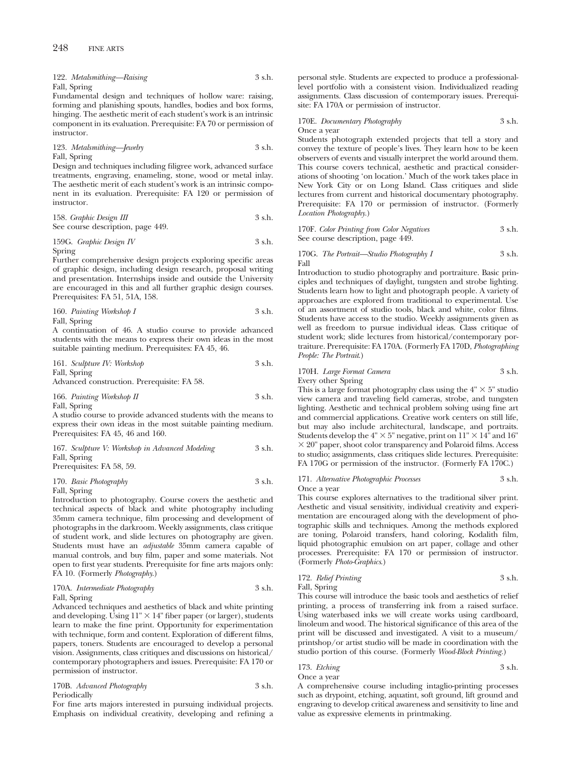122. *Metalsmithing—Raising* 3 s.h.
Fall, Spring
Fundamental design and techniques of hollow ware: raising, forming and planishing spouts, handles, bodies and box forms, hinging. The aesthetic merit of each student's work is an intrinsic component in its evaluation. Prerequisite: FA 70 or permission of instructor.

123. *Metalsmithing—Jewelry* 3 s.h.
Fall, Spring
Design and techniques including filigree work, advanced surface treatments, engraving, enameling, stone, wood or metal inlay. The aesthetic merit of each student's work is an intrinsic component in its evaluation. Prerequisite: FA 120 or permission of instructor.

158. *Graphic Design III* 3 s.h.
See course description, page 449.

159G. *Graphic Design IV* 3 s.h.
Spring
Further comprehensive design projects exploring specific areas of graphic design, including design research, proposal writing and presentation. Internships inside and outside the University are encouraged in this and all further graphic design courses. Prerequisites: FA 51, 51A, 158.

160. *Painting Workshop I* 3 s.h.
Fall, Spring
A continuation of 46. A studio course to provide advanced students with the means to express their own ideas in the most suitable painting medium. Prerequisites: FA 45, 46.

161. *Sculpture IV: Workshop* 3 s.h.
Fall, Spring
Advanced construction. Prerequisite: FA 58.

166. *Painting Workshop II* 3 s.h.
Fall, Spring
A studio course to provide advanced students with the means to express their own ideas in the most suitable painting medium. Prerequisites: FA 45, 46 and 160.

167. *Sculpture V: Workshop in Advanced Modeling* 3 s.h.
Fall, Spring
Prerequisites: FA 58, 59.

170. *Basic Photography* 3 s.h.
Fall, Spring
Introduction to photography. Course covers the aesthetic and technical aspects of black and white photography including 35mm camera technique, film processing and development of photographs in the darkroom. Weekly assignments, class critique of student work, and slide lectures on photography are given. Students must have an *adjustable* 35mm camera capable of manual controls, and buy film, paper and some materials. Not open to first year students. Prerequisite for fine arts majors only: FA 10. (Formerly *Photography*.)

170A. *Intermediate Photography* 3 s.h.
Fall, Spring
Advanced techniques and aesthetics of black and white printing and developing. Using 11" × 14" fiber paper (or larger), students learn to make the fine print. Opportunity for experimentation with technique, form and content. Exploration of different films, papers, toners. Students are encouraged to develop a personal vision. Assignments, class critiques and discussions on historical/contemporary photographers and issues. Prerequisite: FA 170 or permission of instructor.

170B. *Advanced Photography* 3 s.h.
Periodically
For fine arts majors interested in pursuing individual projects. Emphasis on individual creativity, developing and refining a personal style. Students are expected to produce a professional-level portfolio with a consistent vision. Individualized reading assignments. Class discussion of contemporary issues. Prerequisite: FA 170A or permission of instructor.

170E. *Documentary Photography* 3 s.h.
Once a year
Students photograph extended projects that tell a story and convey the texture of people's lives. They learn how to be keen observers of events and visually interpret the world around them. This course covers technical, aesthetic and practical considerations of shooting 'on location.' Much of the work takes place in New York City or on Long Island. Class critiques and slide lectures from current and historical documentary photography. Prerequisite: FA 170 or permission of instructor. (Formerly *Location Photography*.)

170F. *Color Printing from Color Negatives* 3 s.h.
See course description, page 449.

170G. *The Portrait—Studio Photography I* 3 s.h.
Fall
Introduction to studio photography and portraiture. Basic principles and techniques of daylight, tungsten and strobe lighting. Students learn how to light and photograph people. A variety of approaches are explored from traditional to experimental. Use of an assortment of studio tools, black and white, color films. Students have access to the studio. Weekly assignments given as well as freedom to pursue individual ideas. Class critique of student work; slide lectures from historical/contemporary portraiture. Prerequisite: FA 170A. (Formerly FA 170D, *Photographing People: The Portrait*.)

170H. *Large Format Camera* 3 s.h.
Every other Spring
This is a large format photography class using the 4" × 5" studio view camera and traveling field cameras, strobe, and tungsten lighting. Aesthetic and technical problem solving using fine art and commercial applications. Creative work centers on still life, but may also include architectural, landscape, and portraits. Students develop the 4" × 5" negative, print on 11" × 14" and 16" × 20" paper, shoot color transparency and Polaroid films. Access to studio; assignments, class critiques slide lectures. Prerequisite: FA 170G or permission of the instructor. (Formerly FA 170C.)

171. *Alternative Photographic Processes* 3 s.h.
Once a year
This course explores alternatives to the traditional silver print. Aesthetic and visual sensitivity, individual creativity and experimentation are encouraged along with the development of photographic skills and techniques. Among the methods explored are toning, Polaroid transfers, hand coloring, Kodalith film, liquid photographic emulsion on art paper, collage and other processes. Prerequisite: FA 170 or permission of instructor. (Formerly *Photo-Graphics*.)

172. *Relief Printing* 3 s.h.
Fall, Spring
This course will introduce the basic tools and aesthetics of relief printing, a process of transferring ink from a raised surface. Using waterbased inks we will create works using cardboard, linoleum and wood. The historical significance of this area of the print will be discussed and investigated. A visit to a museum/printshop/or artist studio will be made in coordination with the studio portion of this course. (Formerly *Wood-Block Printing*.)

173. *Etching* 3 s.h.
Once a year
A comprehensive course including intaglio-printing processes such as drypoint, etching, aquatint, soft ground, lift ground and engraving to develop critical awareness and sensitivity to line and value as expressive elements in printmaking.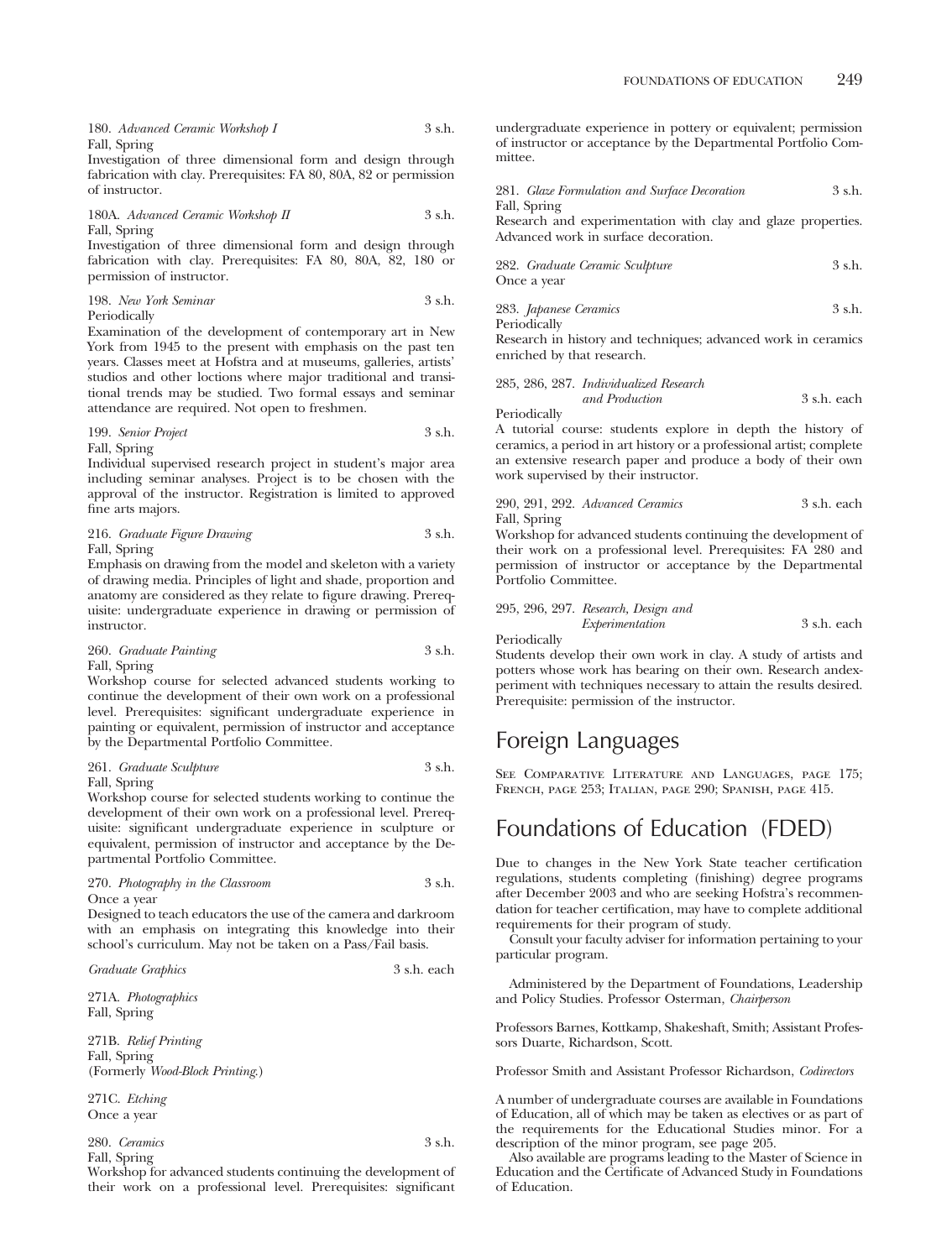180. *Advanced Ceramic Workshop I* 3 s.h.
Fall, Spring
Investigation of three dimensional form and design through fabrication with clay. Prerequisites: FA 80, 80A, 82 or permission of instructor.

180A. *Advanced Ceramic Workshop II* 3 s.h.
Fall, Spring
Investigation of three dimensional form and design through fabrication with clay. Prerequisites: FA 80, 80A, 82, 180 or permission of instructor.

198. *New York Seminar* 3 s.h.
Periodically
Examination of the development of contemporary art in New York from 1945 to the present with emphasis on the past ten years. Classes meet at Hofstra and at museums, galleries, artists' studios and other loctions where major traditional and transitional trends may be studied. Two formal essays and seminar attendance are required. Not open to freshmen.

199. *Senior Project* 3 s.h.
Fall, Spring
Individual supervised research project in student's major area including seminar analyses. Project is to be chosen with the approval of the instructor. Registration is limited to approved fine arts majors.

216. *Graduate Figure Drawing* 3 s.h.
Fall, Spring
Emphasis on drawing from the model and skeleton with a variety of drawing media. Principles of light and shade, proportion and anatomy are considered as they relate to figure drawing. Prerequisite: undergraduate experience in drawing or permission of instructor.

260. *Graduate Painting* 3 s.h.
Fall, Spring
Workshop course for selected advanced students working to continue the development of their own work on a professional level. Prerequisites: significant undergraduate experience in painting or equivalent, permission of instructor and acceptance by the Departmental Portfolio Committee.

261. *Graduate Sculpture* 3 s.h.
Fall, Spring
Workshop course for selected students working to continue the development of their own work on a professional level. Prerequisite: significant undergraduate experience in sculpture or equivalent, permission of instructor and acceptance by the Departmental Portfolio Committee.

270. *Photography in the Classroom* 3 s.h.
Once a year
Designed to teach educators the use of the camera and darkroom with an emphasis on integrating this knowledge into their school's curriculum. May not be taken on a Pass/Fail basis.

*Graduate Graphics* 3 s.h. each

271A. *Photographics*
Fall, Spring

271B. *Relief Printing*
Fall, Spring
(Formerly *Wood-Block Printing*.)

271C. *Etching*
Once a year

280. *Ceramics* 3 s.h.
Fall, Spring
Workshop for advanced students continuing the development of their work on a professional level. Prerequisites: significant undergraduate experience in pottery or equivalent; permission of instructor or acceptance by the Departmental Portfolio Committee.

281. *Glaze Formulation and Surface Decoration* 3 s.h.
Fall, Spring
Research and experimentation with clay and glaze properties. Advanced work in surface decoration.

282. *Graduate Ceramic Sculpture* 3 s.h.
Once a year

283. *Japanese Ceramics* 3 s.h.
Periodically
Research in history and techniques; advanced work in ceramics enriched by that research.

285, 286, 287. *Individualized Research and Production* 3 s.h. each
Periodically
A tutorial course: students explore in depth the history of ceramics, a period in art history or a professional artist; complete an extensive research paper and produce a body of their own work supervised by their instructor.

290, 291, 292. *Advanced Ceramics* 3 s.h. each
Fall, Spring
Workshop for advanced students continuing the development of their work on a professional level. Prerequisites: FA 280 and permission of instructor or acceptance by the Departmental Portfolio Committee.

295, 296, 297. *Research, Design and Experimentation* 3 s.h. each
Periodically
Students develop their own work in clay. A study of artists and potters whose work has bearing on their own. Research andexperiment with techniques necessary to attain the results desired. Prerequisite: permission of the instructor.

# Foreign Languages

See Comparative Literature and Languages, page 175; French, page 253; Italian, page 290; Spanish, page 415.

# Foundations of Education (FDED)

Due to changes in the New York State teacher certification regulations, students completing (finishing) degree programs after December 2003 and who are seeking Hofstra's recommendation for teacher certification, may have to complete additional requirements for their program of study.

Consult your faculty adviser for information pertaining to your particular program.

Administered by the Department of Foundations, Leadership and Policy Studies. Professor Osterman, *Chairperson*

Professors Barnes, Kottkamp, Shakeshaft, Smith; Assistant Professors Duarte, Richardson, Scott.

Professor Smith and Assistant Professor Richardson, *Codirectors*

A number of undergraduate courses are available in Foundations of Education, all of which may be taken as electives or as part of the requirements for the Educational Studies minor. For a description of the minor program, see page 205.

Also available are programs leading to the Master of Science in Education and the Certificate of Advanced Study in Foundations of Education.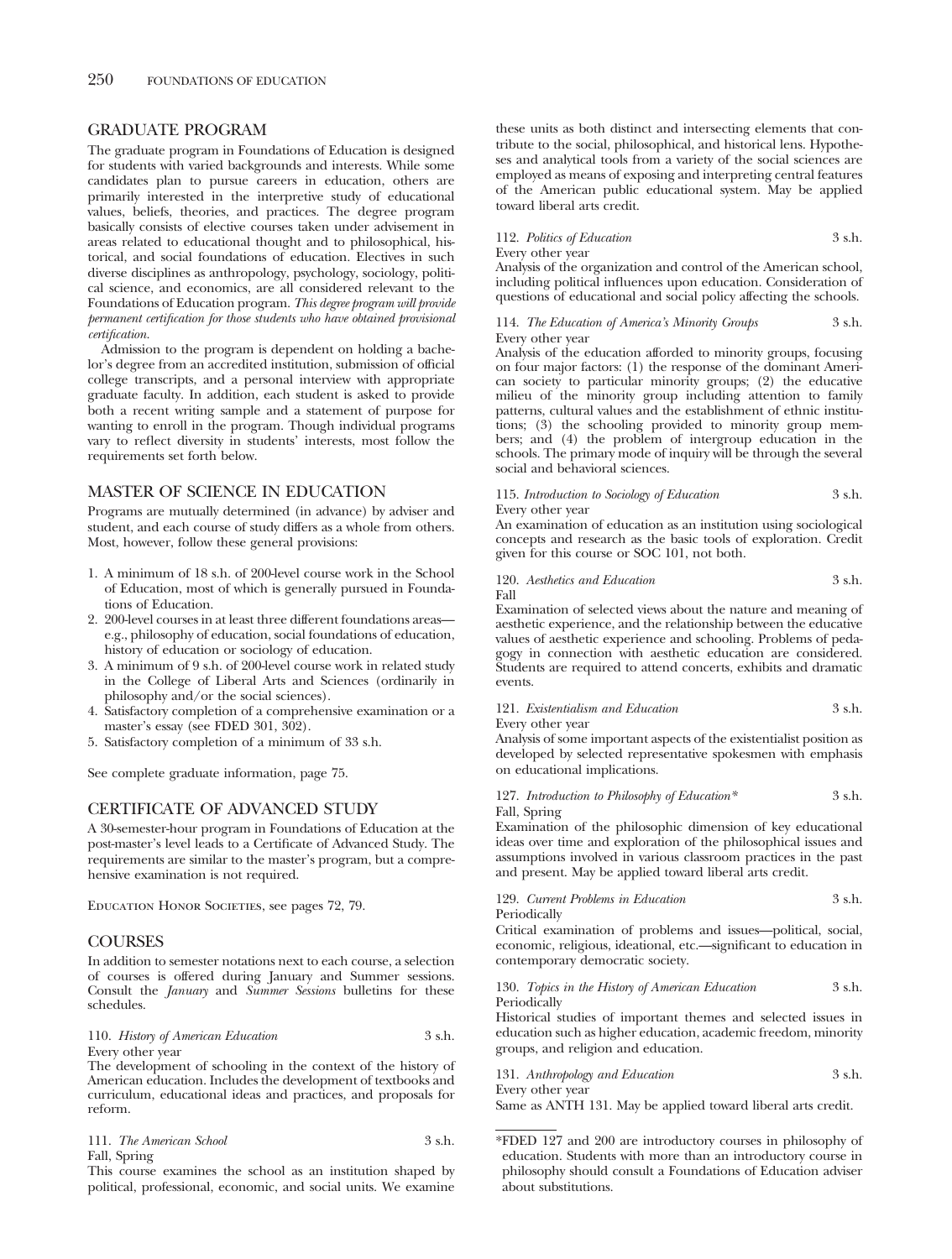## GRADUATE PROGRAM

The graduate program in Foundations of Education is designed for students with varied backgrounds and interests. While some candidates plan to pursue careers in education, others are primarily interested in the interpretive study of educational values, beliefs, theories, and practices. The degree program basically consists of elective courses taken under advisement in areas related to educational thought and to philosophical, historical, and social foundations of education. Electives in such diverse disciplines as anthropology, psychology, sociology, political science, and economics, are all considered relevant to the Foundations of Education program. *This degree program will provide permanent certification for those students who have obtained provisional certification.*

Admission to the program is dependent on holding a bachelor's degree from an accredited institution, submission of official college transcripts, and a personal interview with appropriate graduate faculty. In addition, each student is asked to provide both a recent writing sample and a statement of purpose for wanting to enroll in the program. Though individual programs vary to reflect diversity in students' interests, most follow the requirements set forth below.

## MASTER OF SCIENCE IN EDUCATION

Programs are mutually determined (in advance) by adviser and student, and each course of study differs as a whole from others. Most, however, follow these general provisions:

1. A minimum of 18 s.h. of 200-level course work in the School of Education, most of which is generally pursued in Foundations of Education.
2. 200-level courses in at least three different foundations areas—e.g., philosophy of education, social foundations of education, history of education or sociology of education.
3. A minimum of 9 s.h. of 200-level course work in related study in the College of Liberal Arts and Sciences (ordinarily in philosophy and/or the social sciences).
4. Satisfactory completion of a comprehensive examination or a master's essay (see FDED 301, 302).
5. Satisfactory completion of a minimum of 33 s.h.

See complete graduate information, page 75.

## CERTIFICATE OF ADVANCED STUDY

A 30-semester-hour program in Foundations of Education at the post-master's level leads to a Certificate of Advanced Study. The requirements are similar to the master's program, but a comprehensive examination is not required.

EDUCATION HONOR SOCIETIES, see pages 72, 79.

## COURSES

In addition to semester notations next to each course, a selection of courses is offered during January and Summer sessions. Consult the *January* and *Summer Sessions* bulletins for these schedules.

110. *History of American Education* 3 s.h.
Every other year
The development of schooling in the context of the history of American education. Includes the development of textbooks and curriculum, educational ideas and practices, and proposals for reform.

111. *The American School* 3 s.h.
Fall, Spring
This course examines the school as an institution shaped by political, professional, economic, and social units. We examine these units as both distinct and intersecting elements that contribute to the social, philosophical, and historical lens. Hypotheses and analytical tools from a variety of the social sciences are employed as means of exposing and interpreting central features of the American public educational system. May be applied toward liberal arts credit.

112. *Politics of Education* 3 s.h.
Every other year
Analysis of the organization and control of the American school, including political influences upon education. Consideration of questions of educational and social policy affecting the schools.

114. *The Education of America's Minority Groups* 3 s.h.
Every other year
Analysis of the education afforded to minority groups, focusing on four major factors: (1) the response of the dominant American society to particular minority groups; (2) the educative milieu of the minority group including attention to family patterns, cultural values and the establishment of ethnic institutions; (3) the schooling provided to minority group members; and (4) the problem of intergroup education in the schools. The primary mode of inquiry will be through the several social and behavioral sciences.

115. *Introduction to Sociology of Education* 3 s.h.
Every other year
An examination of education as an institution using sociological concepts and research as the basic tools of exploration. Credit given for this course or SOC 101, not both.

120. *Aesthetics and Education* 3 s.h.
Fall
Examination of selected views about the nature and meaning of aesthetic experience, and the relationship between the educative values of aesthetic experience and schooling. Problems of pedagogy in connection with aesthetic education are considered. Students are required to attend concerts, exhibits and dramatic events.

121. *Existentialism and Education* 3 s.h.
Every other year
Analysis of some important aspects of the existentialist position as developed by selected representative spokesmen with emphasis on educational implications.

127. *Introduction to Philosophy of Education** 3 s.h.
Fall, Spring
Examination of the philosophic dimension of key educational ideas over time and exploration of the philosophical issues and assumptions involved in various classroom practices in the past and present. May be applied toward liberal arts credit.

129. *Current Problems in Education* 3 s.h.
Periodically
Critical examination of problems and issues—political, social, economic, religious, ideational, etc.—significant to education in contemporary democratic society.

130. *Topics in the History of American Education* 3 s.h.
Periodically
Historical studies of important themes and selected issues in education such as higher education, academic freedom, minority groups, and religion and education.

131. *Anthropology and Education* 3 s.h.
Every other year
Same as ANTH 131. May be applied toward liberal arts credit.

---

*FDED 127 and 200 are introductory courses in philosophy of education. Students with more than an introductory course in philosophy should consult a Foundations of Education adviser about substitutions.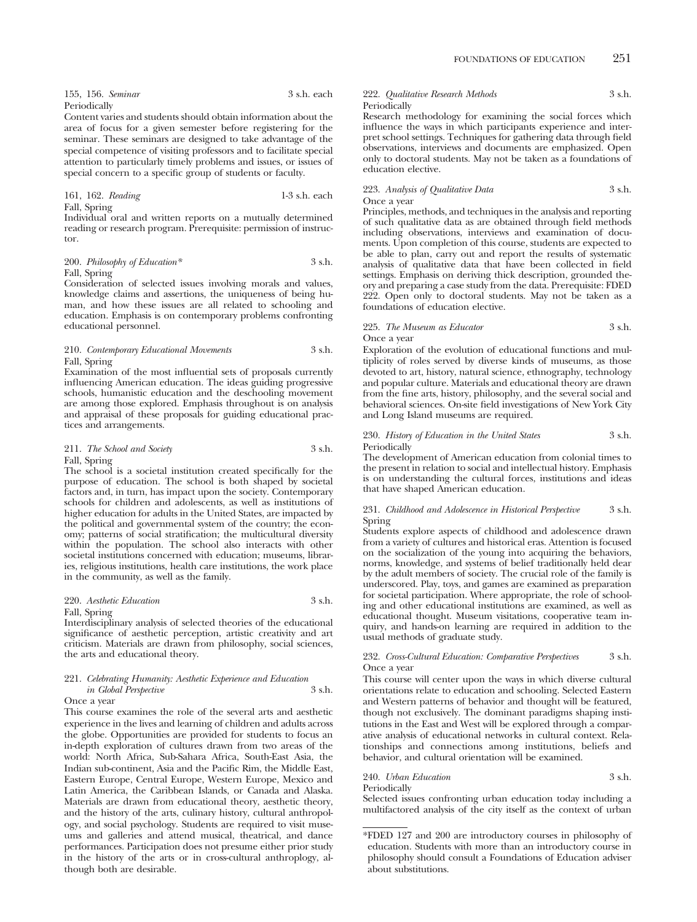155, 156. *Seminar* 3 s.h. each
Periodically

Content varies and students should obtain information about the area of focus for a given semester before registering for the seminar. These seminars are designed to take advantage of the special competence of visiting professors and to facilitate special attention to particularly timely problems and issues, or issues of special concern to a specific group of students or faculty.

161, 162. *Reading* 1-3 s.h. each
Fall, Spring

Individual oral and written reports on a mutually determined reading or research program. Prerequisite: permission of instructor.

200. *Philosophy of Education** 3 s.h.
Fall, Spring

Consideration of selected issues involving morals and values, knowledge claims and assertions, the uniqueness of being human, and how these issues are all related to schooling and education. Emphasis is on contemporary problems confronting educational personnel.

210. *Contemporary Educational Movements* 3 s.h.
Fall, Spring

Examination of the most influential sets of proposals currently influencing American education. The ideas guiding progressive schools, humanistic education and the deschooling movement are among those explored. Emphasis throughout is on analysis and appraisal of these proposals for guiding educational practices and arrangements.

211. *The School and Society* 3 s.h.
Fall, Spring

The school is a societal institution created specifically for the purpose of education. The school is both shaped by societal factors and, in turn, has impact upon the society. Contemporary schools for children and adolescents, as well as institutions of higher education for adults in the United States, are impacted by the political and governmental system of the country; the economy; patterns of social stratification; the multicultural diversity within the population. The school also interacts with other societal institutions concerned with education; museums, libraries, religious institutions, health care institutions, the work place in the community, as well as the family.

220. *Aesthetic Education* 3 s.h.
Fall, Spring

Interdisciplinary analysis of selected theories of the educational significance of aesthetic perception, artistic creativity and art criticism. Materials are drawn from philosophy, social sciences, the arts and educational theory.

221. *Celebrating Humanity: Aesthetic Experience and Education in Global Perspective* 3 s.h.
Once a year

This course examines the role of the several arts and aesthetic experience in the lives and learning of children and adults across the globe. Opportunities are provided for students to focus an in-depth exploration of cultures drawn from two areas of the world: North Africa, Sub-Sahara Africa, South-East Asia, the Indian sub-continent, Asia and the Pacific Rim, the Middle East, Eastern Europe, Central Europe, Western Europe, Mexico and Latin America, the Caribbean Islands, or Canada and Alaska. Materials are drawn from educational theory, aesthetic theory, and the history of the arts, culinary history, cultural anthropology, and social psychology. Students are required to visit museums and galleries and attend musical, theatrical, and dance performances. Participation does not presume either prior study in the history of the arts or in cross-cultural anthroplogy, although both are desirable.

222. *Qualitative Research Methods* 3 s.h.
Periodically

Research methodology for examining the social forces which influence the ways in which participants experience and interpret school settings. Techniques for gathering data through field observations, interviews and documents are emphasized. Open only to doctoral students. May not be taken as a foundations of education elective.

223. *Analysis of Qualitative Data* 3 s.h.
Once a year

Principles, methods, and techniques in the analysis and reporting of such qualitative data as are obtained through field methods including observations, interviews and examination of documents. Upon completion of this course, students are expected to be able to plan, carry out and report the results of systematic analysis of qualitative data that have been collected in field settings. Emphasis on deriving thick description, grounded theory and preparing a case study from the data. Prerequisite: FDED 222. Open only to doctoral students. May not be taken as a foundations of education elective.

225. *The Museum as Educator* 3 s.h.
Once a year

Exploration of the evolution of educational functions and multiplicity of roles served by diverse kinds of museums, as those devoted to art, history, natural science, ethnography, technology and popular culture. Materials and educational theory are drawn from the fine arts, history, philosophy, and the several social and behavioral sciences. On-site field investigations of New York City and Long Island museums are required.

230. *History of Education in the United States* 3 s.h.
Periodically

The development of American education from colonial times to the present in relation to social and intellectual history. Emphasis is on understanding the cultural forces, institutions and ideas that have shaped American education.

231. *Childhood and Adolescence in Historical Perspective* 3 s.h.
Spring

Students explore aspects of childhood and adolescence drawn from a variety of cultures and historical eras. Attention is focused on the socialization of the young into acquiring the behaviors, norms, knowledge, and systems of belief traditionally held dear by the adult members of society. The crucial role of the family is underscored. Play, toys, and games are examined as preparation for societal participation. Where appropriate, the role of schooling and other educational institutions are examined, as well as educational thought. Museum visitations, cooperative team inquiry, and hands-on learning are required in addition to the usual methods of graduate study.

232. *Cross-Cultural Education: Comparative Perspectives* 3 s.h.
Once a year

This course will center upon the ways in which diverse cultural orientations relate to education and schooling. Selected Eastern and Western patterns of behavior and thought will be featured, though not exclusively. The dominant paradigms shaping institutions in the East and West will be explored through a comparative analysis of educational networks in cultural context. Relationships and connections among institutions, beliefs and behavior, and cultural orientation will be examined.

240. *Urban Education* 3 s.h.
Periodically

Selected issues confronting urban education today including a multifactored analysis of the city itself as the context of urban

---

*FDED 127 and 200 are introductory courses in philosophy of education. Students with more than an introductory course in philosophy should consult a Foundations of Education adviser about substitutions.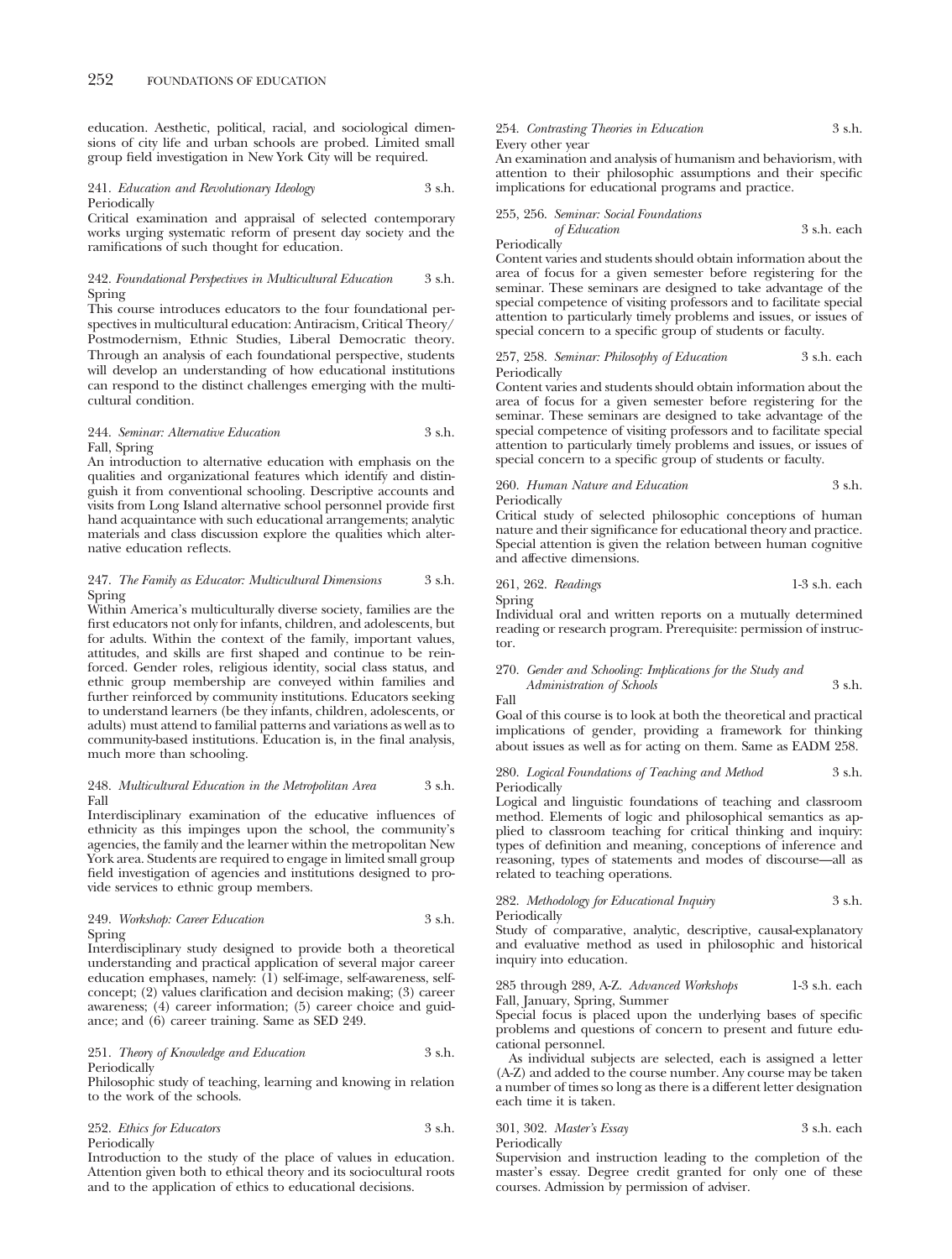education. Aesthetic, political, racial, and sociological dimensions of city life and urban schools are probed. Limited small group field investigation in New York City will be required.

241. *Education and Revolutionary Ideology* 3 s.h.
Periodically
Critical examination and appraisal of selected contemporary works urging systematic reform of present day society and the ramifications of such thought for education.

242. *Foundational Perspectives in Multicultural Education* 3 s.h.
Spring
This course introduces educators to the four foundational perspectives in multicultural education: Antiracism, Critical Theory/Postmodernism, Ethnic Studies, Liberal Democratic theory. Through an analysis of each foundational perspective, students will develop an understanding of how educational institutions can respond to the distinct challenges emerging with the multicultural condition.

244. *Seminar: Alternative Education* 3 s.h.
Fall, Spring
An introduction to alternative education with emphasis on the qualities and organizational features which identify and distinguish it from conventional schooling. Descriptive accounts and visits from Long Island alternative school personnel provide first hand acquaintance with such educational arrangements; analytic materials and class discussion explore the qualities which alternative education reflects.

247. *The Family as Educator: Multicultural Dimensions* 3 s.h.
Spring
Within America's multiculturally diverse society, families are the first educators not only for infants, children, and adolescents, but for adults. Within the context of the family, important values, attitudes, and skills are first shaped and continue to be reinforced. Gender roles, religious identity, social class status, and ethnic group membership are conveyed within families and further reinforced by community institutions. Educators seeking to understand learners (be they infants, children, adolescents, or adults) must attend to familial patterns and variations as well as to community-based institutions. Education is, in the final analysis, much more than schooling.

248. *Multicultural Education in the Metropolitan Area* 3 s.h.
Fall
Interdisciplinary examination of the educative influences of ethnicity as this impinges upon the school, the community's agencies, the family and the learner within the metropolitan New York area. Students are required to engage in limited small group field investigation of agencies and institutions designed to provide services to ethnic group members.

249. *Workshop: Career Education* 3 s.h.
Spring
Interdisciplinary study designed to provide both a theoretical understanding and practical application of several major career education emphases, namely: (1) self-image, self-awareness, self-concept; (2) values clarification and decision making; (3) career awareness; (4) career information; (5) career choice and guidance; and (6) career training. Same as SED 249.

251. *Theory of Knowledge and Education* 3 s.h.
Periodically
Philosophic study of teaching, learning and knowing in relation to the work of the schools.

252. *Ethics for Educators* 3 s.h.
Periodically
Introduction to the study of the place of values in education. Attention given both to ethical theory and its sociocultural roots and to the application of ethics to educational decisions.

254. *Contrasting Theories in Education* 3 s.h.
Every other year
An examination and analysis of humanism and behaviorism, with attention to their philosophic assumptions and their specific implications for educational programs and practice.

255, 256. *Seminar: Social Foundations of Education* 3 s.h. each
Periodically
Content varies and students should obtain information about the area of focus for a given semester before registering for the seminar. These seminars are designed to take advantage of the special competence of visiting professors and to facilitate special attention to particularly timely problems and issues, or issues of special concern to a specific group of students or faculty.

257, 258. *Seminar: Philosophy of Education* 3 s.h. each
Periodically
Content varies and students should obtain information about the area of focus for a given semester before registering for the seminar. These seminars are designed to take advantage of the special competence of visiting professors and to facilitate special attention to particularly timely problems and issues, or issues of special concern to a specific group of students or faculty.

260. *Human Nature and Education* 3 s.h.
Periodically
Critical study of selected philosophic conceptions of human nature and their significance for educational theory and practice. Special attention is given the relation between human cognitive and affective dimensions.

261, 262. *Readings* 1-3 s.h. each
Spring
Individual oral and written reports on a mutually determined reading or research program. Prerequisite: permission of instructor.

270. *Gender and Schooling: Implications for the Study and Administration of Schools* 3 s.h.
Fall
Goal of this course is to look at both the theoretical and practical implications of gender, providing a framework for thinking about issues as well as for acting on them. Same as EADM 258.

280. *Logical Foundations of Teaching and Method* 3 s.h.
Periodically
Logical and linguistic foundations of teaching and classroom method. Elements of logic and philosophical semantics as applied to classroom teaching for critical thinking and inquiry: types of definition and meaning, conceptions of inference and reasoning, types of statements and modes of discourse—all as related to teaching operations.

282. *Methodology for Educational Inquiry* 3 s.h.
Periodically
Study of comparative, analytic, descriptive, causal-explanatory and evaluative method as used in philosophic and historical inquiry into education.

285 through 289, A-Z. *Advanced Workshops* 1-3 s.h. each
Fall, January, Spring, Summer
Special focus is placed upon the underlying bases of specific problems and questions of concern to present and future educational personnel.

As individual subjects are selected, each is assigned a letter (A-Z) and added to the course number. Any course may be taken a number of times so long as there is a different letter designation each time it is taken.

301, 302. *Master's Essay* 3 s.h. each
Periodically
Supervision and instruction leading to the completion of the master's essay. Degree credit granted for only one of these courses. Admission by permission of adviser.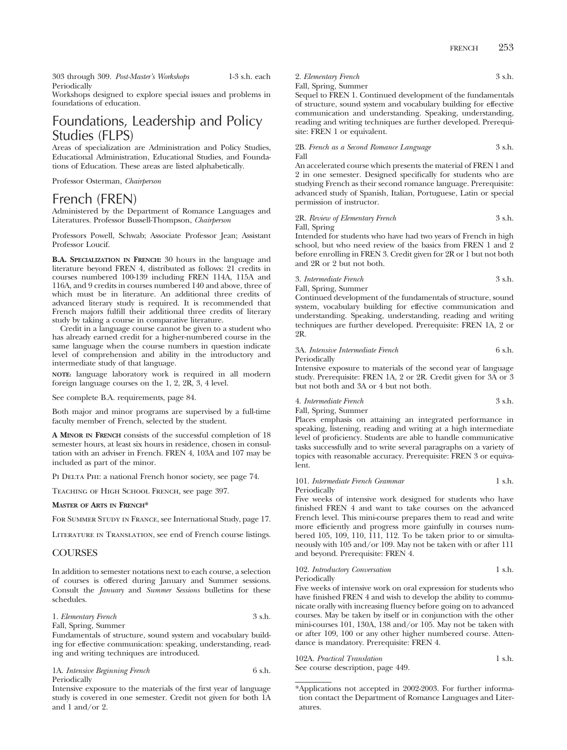303 through 309. *Post-Master's Workshops* 1-3 s.h. each
Periodically
Workshops designed to explore special issues and problems in foundations of education.

# Foundations, Leadership and Policy Studies (FLPS)

Areas of specialization are Administration and Policy Studies, Educational Administration, Educational Studies, and Foundations of Education. These areas are listed alphabetically.

Professor Osterman, *Chairperson*

# French (FREN)

Administered by the Department of Romance Languages and Literatures. Professor Bussell-Thompson, *Chairperson*

Professors Powell, Schwab; Associate Professor Jean; Assistant Professor Loucif.

**B.A. Specialization in French:** 30 hours in the language and literature beyond FREN 4, distributed as follows: 21 credits in courses numbered 100-139 including FREN 114A, 115A and 116A, and 9 credits in courses numbered 140 and above, three of which must be in literature. An additional three credits of advanced literary study is required. It is recommended that French majors fulfill their additional three credits of literary study by taking a course in comparative literature.

Credit in a language course cannot be given to a student who has already earned credit for a higher-numbered course in the same language when the course numbers in question indicate level of comprehension and ability in the introductory and intermediate study of that language.

**note:** language laboratory work is required in all modern foreign language courses on the 1, 2, 2R, 3, 4 level.

See complete B.A. requirements, page 84.

Both major and minor programs are supervised by a full-time faculty member of French, selected by the student.

**A Minor in French** consists of the successful completion of 18 semester hours, at least six hours in residence, chosen in consultation with an adviser in French. FREN 4, 103A and 107 may be included as part of the minor.

Pi Delta Phi: a national French honor society, see page 74.

Teaching of High School French, see page 397.

**Master of Arts in French***

For Summer Study in France, see International Study, page 17.

Literature in Translation, see end of French course listings.

## COURSES

In addition to semester notations next to each course, a selection of courses is offered during January and Summer sessions. Consult the *January* and *Summer Sessions* bulletins for these schedules.

1. *Elementary French* 3 s.h.
Fall, Spring, Summer
Fundamentals of structure, sound system and vocabulary building for effective communication: speaking, understanding, reading and writing techniques are introduced.

1A. *Intensive Beginning French* 6 s.h.
Periodically
Intensive exposure to the materials of the first year of language study is covered in one semester. Credit not given for both 1A and 1 and/or 2.

2. *Elementary French* 3 s.h.
Fall, Spring, Summer
Sequel to FREN 1. Continued development of the fundamentals of structure, sound system and vocabulary building for effective communication and understanding. Speaking, understanding, reading and writing techniques are further developed. Prerequisite: FREN 1 or equivalent.

2B. *French as a Second Romance Language* 3 s.h.
Fall
An accelerated course which presents the material of FREN 1 and 2 in one semester. Designed specifically for students who are studying French as their second romance language. Prerequisite: advanced study of Spanish, Italian, Portuguese, Latin or special permission of instructor.

2R. *Review of Elementary French* 3 s.h.
Fall, Spring
Intended for students who have had two years of French in high school, but who need review of the basics from FREN 1 and 2 before enrolling in FREN 3. Credit given for 2R or 1 but not both and 2R or 2 but not both.

3. *Intermediate French* 3 s.h.
Fall, Spring, Summer
Continued development of the fundamentals of structure, sound system, vocabulary building for effective communication and understanding. Speaking, understanding, reading and writing techniques are further developed. Prerequisite: FREN 1A, 2 or 2R.

3A. *Intensive Intermediate French* 6 s.h.
Periodically
Intensive exposure to materials of the second year of language study. Prerequisite: FREN 1A, 2 or 2R. Credit given for 3A or 3 but not both and 3A or 4 but not both.

4. *Intermediate French* 3 s.h.
Fall, Spring, Summer
Places emphasis on attaining an integrated performance in speaking, listening, reading and writing at a high intermediate level of proficiency. Students are able to handle communicative tasks successfully and to write several paragraphs on a variety of topics with reasonable accuracy. Prerequisite: FREN 3 or equivalent.

101. *Intermediate French Grammar* 1 s.h.
Periodically
Five weeks of intensive work designed for students who have finished FREN 4 and want to take courses on the advanced French level. This mini-course prepares them to read and write more efficiently and progress more gainfully in courses numbered 105, 109, 110, 111, 112. To be taken prior to or simultaneously with 105 and/or 109. May not be taken with or after 111 and beyond. Prerequisite: FREN 4.

102. *Introductory Conversation* 1 s.h.
Periodically
Five weeks of intensive work on oral expression for students who have finished FREN 4 and wish to develop the ability to communicate orally with increasing fluency before going on to advanced courses. May be taken by itself or in conjunction with the other mini-courses 101, 130A, 138 and/or 105. May not be taken with or after 109, 100 or any other higher numbered course. Attendance is mandatory. Prerequisite: FREN 4.

102A. *Practical Translation* 1 s.h.
See course description, page 449.

---

*Applications not accepted in 2002-2003. For further information contact the Department of Romance Languages and Literatures.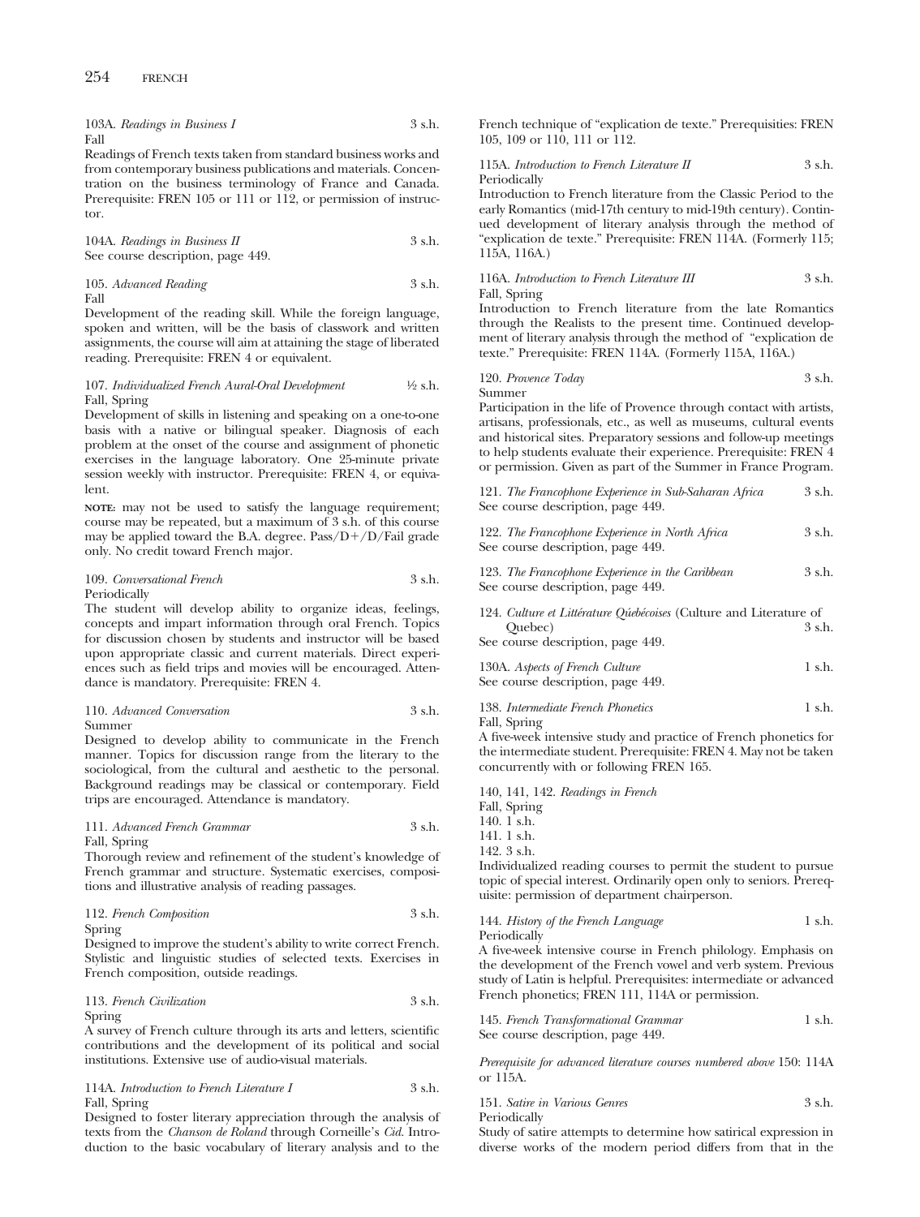103A. *Readings in Business I* 3 s.h.
Fall

Readings of French texts taken from standard business works and from contemporary business publications and materials. Concentration on the business terminology of France and Canada. Prerequisite: FREN 105 or 111 or 112, or permission of instructor.

104A. *Readings in Business II* 3 s.h.
See course description, page 449.

105. *Advanced Reading* 3 s.h.
Fall

Development of the reading skill. While the foreign language, spoken and written, will be the basis of classwork and written assignments, the course will aim at attaining the stage of liberated reading. Prerequisite: FREN 4 or equivalent.

107. *Individualized French Aural-Oral Development* ½ s.h.
Fall, Spring

Development of skills in listening and speaking on a one-to-one basis with a native or bilingual speaker. Diagnosis of each problem at the onset of the course and assignment of phonetic exercises in the language laboratory. One 25-minute private session weekly with instructor. Prerequisite: FREN 4, or equivalent.

**NOTE:** may not be used to satisfy the language requirement; course may be repeated, but a maximum of 3 s.h. of this course may be applied toward the B.A. degree. Pass/D+/D/Fail grade only. No credit toward French major.

109. *Conversational French* 3 s.h.
Periodically

The student will develop ability to organize ideas, feelings, concepts and impart information through oral French. Topics for discussion chosen by students and instructor will be based upon appropriate classic and current materials. Direct experiences such as field trips and movies will be encouraged. Attendance is mandatory. Prerequisite: FREN 4.

110. *Advanced Conversation* 3 s.h.
Summer

Designed to develop ability to communicate in the French manner. Topics for discussion range from the literary to the sociological, from the cultural and aesthetic to the personal. Background readings may be classical or contemporary. Field trips are encouraged. Attendance is mandatory.

111. *Advanced French Grammar* 3 s.h.
Fall, Spring

Thorough review and refinement of the student's knowledge of French grammar and structure. Systematic exercises, compositions and illustrative analysis of reading passages.

112. *French Composition* 3 s.h.
Spring

Designed to improve the student's ability to write correct French. Stylistic and linguistic studies of selected texts. Exercises in French composition, outside readings.

113. *French Civilization* 3 s.h.
Spring

A survey of French culture through its arts and letters, scientific contributions and the development of its political and social institutions. Extensive use of audio-visual materials.

114A. *Introduction to French Literature I* 3 s.h.
Fall, Spring

Designed to foster literary appreciation through the analysis of texts from the *Chanson de Roland* through Corneille's *Cid*. Introduction to the basic vocabulary of literary analysis and to the French technique of "explication de texte." Prerequisities: FREN 105, 109 or 110, 111 or 112.

115A. *Introduction to French Literature II* 3 s.h.
Periodically

Introduction to French literature from the Classic Period to the early Romantics (mid-17th century to mid-19th century). Continued development of literary analysis through the method of "explication de texte." Prerequisite: FREN 114A. (Formerly 115; 115A, 116A.)

116A. *Introduction to French Literature III* 3 s.h.
Fall, Spring

Introduction to French literature from the late Romantics through the Realists to the present time. Continued development of literary analysis through the method of "explication de texte." Prerequisite: FREN 114A. (Formerly 115A, 116A.)

120. *Provence Today* 3 s.h.
Summer

Participation in the life of Provence through contact with artists, artisans, professionals, etc., as well as museums, cultural events and historical sites. Preparatory sessions and follow-up meetings to help students evaluate their experience. Prerequisite: FREN 4 or permission. Given as part of the Summer in France Program.

121. *The Francophone Experience in Sub-Saharan Africa* 3 s.h.
See course description, page 449.

122. *The Francophone Experience in North Africa* 3 s.h.
See course description, page 449.

123. *The Francophone Experience in the Caribbean* 3 s.h.
See course description, page 449.

124. *Culture et Littérature Qúebécoises* (Culture and Literature of Quebec) 3 s.h.
See course description, page 449.

130A. *Aspects of French Culture* 1 s.h.
See course description, page 449.

138. *Intermediate French Phonetics* 1 s.h.
Fall, Spring

A five-week intensive study and practice of French phonetics for the intermediate student. Prerequisite: FREN 4. May not be taken concurrently with or following FREN 165.

140, 141, 142. *Readings in French*
Fall, Spring
140. 1 s.h.
141. 1 s.h.
142. 3 s.h.

Individualized reading courses to permit the student to pursue topic of special interest. Ordinarily open only to seniors. Prerequisite: permission of department chairperson.

144. *History of the French Language* 1 s.h.
Periodically

A five-week intensive course in French philology. Emphasis on the development of the French vowel and verb system. Previous study of Latin is helpful. Prerequisites: intermediate or advanced French phonetics; FREN 111, 114A or permission.

145. *French Transformational Grammar* 1 s.h.
See course description, page 449.

*Prerequisite for advanced literature courses numbered above* 150: 114A or 115A.

151. *Satire in Various Genres* 3 s.h.
Periodically

Study of satire attempts to determine how satirical expression in diverse works of the modern period differs from that in the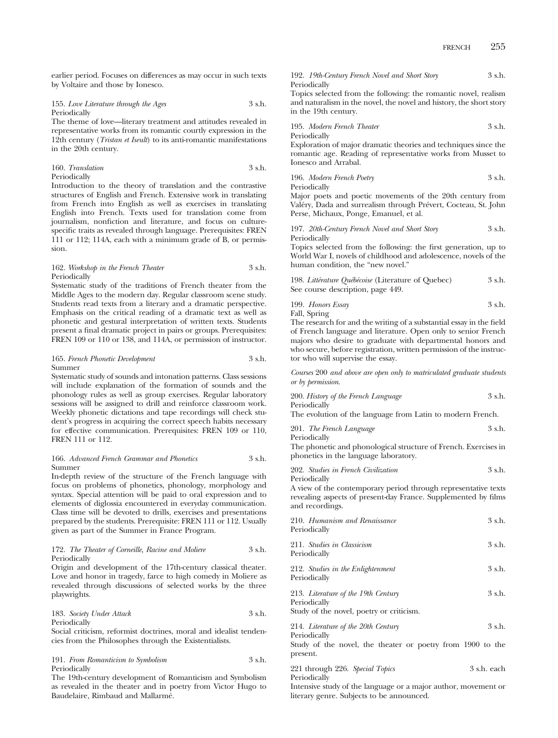earlier period. Focuses on differences as may occur in such texts by Voltaire and those by Ionesco.

155. *Love Literature through the Ages* 3 s.h.
Periodically
The theme of love—literary treatment and attitudes revealed in representative works from its romantic courtly expression in the 12th century (*Tristan et Iseult*) to its anti-romantic manifestations in the 20th century.

160. *Translation* 3 s.h.
Periodically
Introduction to the theory of translation and the contrastive structures of English and French. Extensive work in translating from French into English as well as exercises in translating English into French. Texts used for translation come from journalism, nonfiction and literature, and focus on culture-specific traits as revealed through language. Prerequisites: FREN 111 or 112; 114A, each with a minimum grade of B, or permission.

162. *Workshop in the French Theater* 3 s.h.
Periodically
Systematic study of the traditions of French theater from the Middle Ages to the modern day. Regular classroom scene study. Students read texts from a literary and a dramatic perspective. Emphasis on the critical reading of a dramatic text as well as phonetic and gestural interpretation of written texts. Students present a final dramatic project in pairs or groups. Prerequisites: FREN 109 or 110 or 138, and 114A, or permission of instructor.

165. *French Phonetic Development* 3 s.h.
Summer
Systematic study of sounds and intonation patterns. Class sessions will include explanation of the formation of sounds and the phonology rules as well as group exercises. Regular laboratory sessions will be assigned to drill and reinforce classroom work. Weekly phonetic dictations and tape recordings will check student's progress in acquiring the correct speech habits necessary for effective communication. Prerequisites: FREN 109 or 110, FREN 111 or 112.

166. *Advanced French Grammar and Phonetics* 3 s.h.
Summer
In-depth review of the structure of the French language with focus on problems of phonetics, phonology, morphology and syntax. Special attention will be paid to oral expression and to elements of diglossia encountered in everyday communication. Class time will be devoted to drills, exercises and presentations prepared by the students. Prerequisite: FREN 111 or 112. Usually given as part of the Summer in France Program.

172. *The Theater of Corneille, Racine and Moliere* 3 s.h.
Periodically
Origin and development of the 17th-century classical theater. Love and honor in tragedy, farce to high comedy in Moliere as revealed through discussions of selected works by the three playwrights.

183. *Society Under Attack* 3 s.h.
Periodically
Social criticism, reformist doctrines, moral and idealist tendencies from the Philosophes through the Existentialists.

191. *From Romanticism to Symbolism* 3 s.h.
Periodically
The 19th-century development of Romanticism and Symbolism as revealed in the theater and in poetry from Victor Hugo to Baudelaire, Rimbaud and Mallarmé.

192. *19th-Century French Novel and Short Story* 3 s.h.
Periodically
Topics selected from the following: the romantic novel, realism and naturalism in the novel, the novel and history, the short story in the 19th century.

195. *Modern French Theater* 3 s.h.
Periodically
Exploration of major dramatic theories and techniques since the romantic age. Reading of representative works from Musset to Ionesco and Arrabal.

196. *Modern French Poetry* 3 s.h.
Periodically
Major poets and poetic movements of the 20th century from Valéry, Dada and surrealism through Prévert, Cocteau, St. John Perse, Michaux, Ponge, Emanuel, et al.

197. *20th-Century French Novel and Short Story* 3 s.h.
Periodically
Topics selected from the following: the first generation, up to World War I, novels of childhood and adolescence, novels of the human condition, the "new novel."

198. *Littérature Québécoise* (Literature of Quebec) 3 s.h.
See course description, page 449.

199. *Honors Essay* 3 s.h.
Fall, Spring
The research for and the writing of a substantial essay in the field of French language and literature. Open only to senior French majors who desire to graduate with departmental honors and who secure, before registration, written permission of the instructor who will supervise the essay.

*Courses* 200 *and above are open only to matriculated graduate students or by permission.*

200. *History of the French Language* 3 s.h.
Periodically
The evolution of the language from Latin to modern French.

201. *The French Language* 3 s.h.
Periodically
The phonetic and phonological structure of French. Exercises in phonetics in the language laboratory.

202. *Studies in French Civilization* 3 s.h.
Periodically
A view of the contemporary period through representative texts revealing aspects of present-day France. Supplemented by films and recordings.

210. *Humanism and Renaissance* 3 s.h.
Periodically

211. *Studies in Classicism* 3 s.h.
Periodically

212. *Studies in the Enlightenment* 3 s.h.
Periodically

213. *Literature of the 19th Century* 3 s.h.
Periodically
Study of the novel, poetry or criticism.

214. *Literature of the 20th Century* 3 s.h.
Periodically
Study of the novel, the theater or poetry from 1900 to the present.

221 through 226. *Special Topics* 3 s.h. each
Periodically
Intensive study of the language or a major author, movement or literary genre. Subjects to be announced.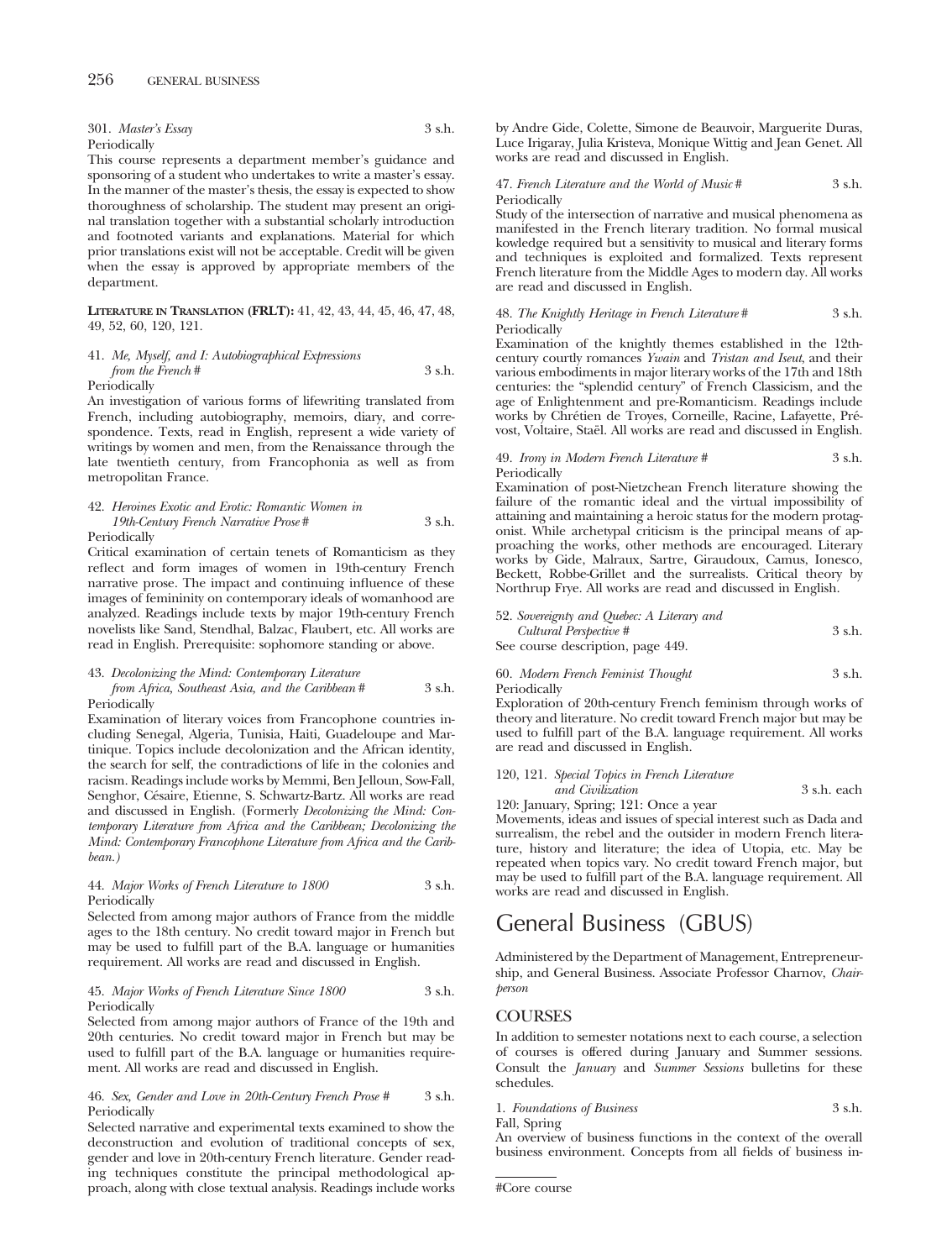301. *Master's Essay* 3 s.h.
Periodically

This course represents a department member's guidance and sponsoring of a student who undertakes to write a master's essay. In the manner of the master's thesis, the essay is expected to show thoroughness of scholarship. The student may present an original translation together with a substantial scholarly introduction and footnoted variants and explanations. Material for which prior translations exist will not be acceptable. Credit will be given when the essay is approved by appropriate members of the department.

**LITERATURE IN TRANSLATION (FRLT):** 41, 42, 43, 44, 45, 46, 47, 48, 49, 52, 60, 120, 121.

41. *Me, Myself, and I: Autobiographical Expressions from the French* # 3 s.h.
Periodically

An investigation of various forms of lifewriting translated from French, including autobiography, memoirs, diary, and correspondence. Texts, read in English, represent a wide variety of writings by women and men, from the Renaissance through the late twentieth century, from Francophonia as well as from metropolitan France.

42. *Heroines Exotic and Erotic: Romantic Women in 19th-Century French Narrative Prose* # 3 s.h.
Periodically

Critical examination of certain tenets of Romanticism as they reflect and form images of women in 19th-century French narrative prose. The impact and continuing influence of these images of femininity on contemporary ideals of womanhood are analyzed. Readings include texts by major 19th-century French novelists like Sand, Stendhal, Balzac, Flaubert, etc. All works are read in English. Prerequisite: sophomore standing or above.

43. *Decolonizing the Mind: Contemporary Literature from Africa, Southeast Asia, and the Caribbean* # 3 s.h.
Periodically

Examination of literary voices from Francophone countries including Senegal, Algeria, Tunisia, Haiti, Guadeloupe and Martinique. Topics include decolonization and the African identity, the search for self, the contradictions of life in the colonies and racism. Readings include works by Memmi, Ben Jelloun, Sow-Fall, Senghor, Césaire, Etienne, S. Schwartz-Bartz. All works are read and discussed in English. (Formerly *Decolonizing the Mind: Contemporary Literature from Africa and the Caribbean; Decolonizing the Mind: Contemporary Francophone Literature from Africa and the Caribbean.*)

44. *Major Works of French Literature to 1800* 3 s.h.
Periodically

Selected from among major authors of France from the middle ages to the 18th century. No credit toward major in French but may be used to fulfill part of the B.A. language or humanities requirement. All works are read and discussed in English.

45. *Major Works of French Literature Since 1800* 3 s.h.
Periodically

Selected from among major authors of France of the 19th and 20th centuries. No credit toward major in French but may be used to fulfill part of the B.A. language or humanities requirement. All works are read and discussed in English.

46. *Sex, Gender and Love in 20th-Century French Prose* # 3 s.h.
Periodically

Selected narrative and experimental texts examined to show the deconstruction and evolution of traditional concepts of sex, gender and love in 20th-century French literature. Gender reading techniques constitute the principal methodological approach, along with close textual analysis. Readings include works by Andre Gide, Colette, Simone de Beauvoir, Marguerite Duras, Luce Irigaray, Julia Kristeva, Monique Wittig and Jean Genet. All works are read and discussed in English.

47. *French Literature and the World of Music* # 3 s.h.
Periodically

Study of the intersection of narrative and musical phenomena as manifested in the French literary tradition. No formal musical kowledge required but a sensitivity to musical and literary forms and techniques is exploited and formalized. Texts represent French literature from the Middle Ages to modern day. All works are read and discussed in English.

48. *The Knightly Heritage in French Literature* # 3 s.h.
Periodically

Examination of the knightly themes established in the 12th-century courtly romances *Yvain* and *Tristan and Iseut*, and their various embodiments in major literary works of the 17th and 18th centuries: the "splendid century" of French Classicism, and the age of Enlightenment and pre-Romanticism. Readings include works by Chrétien de Troyes, Corneille, Racine, Lafayette, Prévost, Voltaire, Staël. All works are read and discussed in English.

49. *Irony in Modern French Literature* # 3 s.h.
Periodically

Examination of post-Nietzchean French literature showing the failure of the romantic ideal and the virtual impossibility of attaining and maintaining a heroic status for the modern protagonist. While archetypal criticism is the principal means of approaching the works, other methods are encouraged. Literary works by Gide, Malraux, Sartre, Giraudoux, Camus, Ionesco, Beckett, Robbe-Grillet and the surrealists. Critical theory by Northrup Frye. All works are read and discussed in English.

52. *Sovereignty and Quebec: A Literary and Cultural Perspective* # 3 s.h.
See course description, page 449.

60. *Modern French Feminist Thought* 3 s.h.
Periodically

Exploration of 20th-century French feminism through works of theory and literature. No credit toward French major but may be used to fulfill part of the B.A. language requirement. All works are read and discussed in English.

120, 121. *Special Topics in French Literature and Civilization* 3 s.h. each
120: January, Spring; 121: Once a year

Movements, ideas and issues of special interest such as Dada and surrealism, the rebel and the outsider in modern French literature, history and literature; the idea of Utopia, etc. May be repeated when topics vary. No credit toward French major, but may be used to fulfill part of the B.A. language requirement. All works are read and discussed in English.

# General Business (GBUS)

Administered by the Department of Management, Entrepreneurship, and General Business. Associate Professor Charnov, *Chairperson*

## COURSES

In addition to semester notations next to each course, a selection of courses is offered during January and Summer sessions. Consult the *January* and *Summer Sessions* bulletins for these schedules.

1. *Foundations of Business* 3 s.h.
Fall, Spring

An overview of business functions in the context of the overall business environment. Concepts from all fields of business in-

#Core course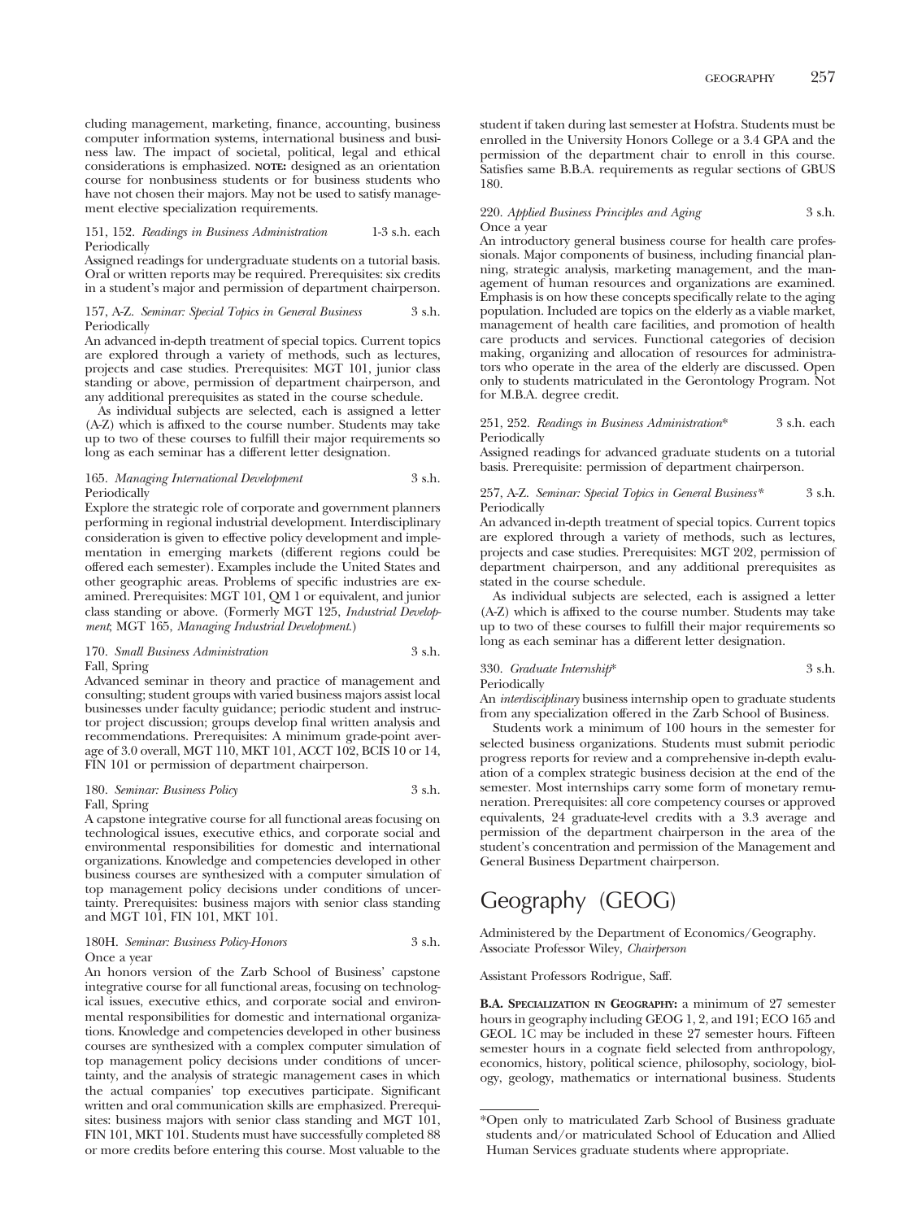cluding management, marketing, finance, accounting, business computer information systems, international business and business law. The impact of societal, political, legal and ethical considerations is emphasized. **NOTE:** designed as an orientation course for nonbusiness students or for business students who have not chosen their majors. May not be used to satisfy management elective specialization requirements.

151, 152. *Readings in Business Administration* 1-3 s.h. each
Periodically
Assigned readings for undergraduate students on a tutorial basis. Oral or written reports may be required. Prerequisites: six credits in a student's major and permission of department chairperson.

157, A-Z. *Seminar: Special Topics in General Business* 3 s.h.
Periodically
An advanced in-depth treatment of special topics. Current topics are explored through a variety of methods, such as lectures, projects and case studies. Prerequisites: MGT 101, junior class standing or above, permission of department chairperson, and any additional prerequisites as stated in the course schedule.

As individual subjects are selected, each is assigned a letter (A-Z) which is affixed to the course number. Students may take up to two of these courses to fulfill their major requirements so long as each seminar has a different letter designation.

165. *Managing International Development* 3 s.h.
Periodically
Explore the strategic role of corporate and government planners performing in regional industrial development. Interdisciplinary consideration is given to effective policy development and implementation in emerging markets (different regions could be offered each semester). Examples include the United States and other geographic areas. Problems of specific industries are examined. Prerequisites: MGT 101, QM 1 or equivalent, and junior class standing or above. (Formerly MGT 125, *Industrial Development*; MGT 165, *Managing Industrial Development*.)

170. *Small Business Administration* 3 s.h.
Fall, Spring
Advanced seminar in theory and practice of management and consulting; student groups with varied business majors assist local businesses under faculty guidance; periodic student and instructor project discussion; groups develop final written analysis and recommendations. Prerequisites: A minimum grade-point average of 3.0 overall, MGT 110, MKT 101, ACCT 102, BCIS 10 or 14, FIN 101 or permission of department chairperson.

180. *Seminar: Business Policy* 3 s.h.
Fall, Spring
A capstone integrative course for all functional areas focusing on technological issues, executive ethics, and corporate social and environmental responsibilities for domestic and international organizations. Knowledge and competencies developed in other business courses are synthesized with a computer simulation of top management policy decisions under conditions of uncertainty. Prerequisites: business majors with senior class standing and MGT 101, FIN 101, MKT 101.

180H. *Seminar: Business Policy-Honors* 3 s.h.
Once a year
An honors version of the Zarb School of Business' capstone integrative course for all functional areas, focusing on technological issues, executive ethics, and corporate social and environmental responsibilities for domestic and international organizations. Knowledge and competencies developed in other business courses are synthesized with a complex computer simulation of top management policy decisions under conditions of uncertainty, and the analysis of strategic management cases in which the actual companies' top executives participate. Significant written and oral communication skills are emphasized. Prerequisites: business majors with senior class standing and MGT 101, FIN 101, MKT 101. Students must have successfully completed 88 or more credits before entering this course. Most valuable to the student if taken during last semester at Hofstra. Students must be enrolled in the University Honors College or a 3.4 GPA and the permission of the department chair to enroll in this course. Satisfies same B.B.A. requirements as regular sections of GBUS 180.

220. *Applied Business Principles and Aging* 3 s.h.
Once a year
An introductory general business course for health care professionals. Major components of business, including financial planning, strategic analysis, marketing management, and the management of human resources and organizations are examined. Emphasis is on how these concepts specifically relate to the aging population. Included are topics on the elderly as a viable market, management of health care facilities, and promotion of health care products and services. Functional categories of decision making, organizing and allocation of resources for administrators who operate in the area of the elderly are discussed. Open only to students matriculated in the Gerontology Program. Not for M.B.A. degree credit.

251, 252. *Readings in Business Administration** 3 s.h. each
Periodically
Assigned readings for advanced graduate students on a tutorial basis. Prerequisite: permission of department chairperson.

257, A-Z. *Seminar: Special Topics in General Business** 3 s.h.
Periodically
An advanced in-depth treatment of special topics. Current topics are explored through a variety of methods, such as lectures, projects and case studies. Prerequisites: MGT 202, permission of department chairperson, and any additional prerequisites as stated in the course schedule.

As individual subjects are selected, each is assigned a letter (A-Z) which is affixed to the course number. Students may take up to two of these courses to fulfill their major requirements so long as each seminar has a different letter designation.

330. *Graduate Internship** 3 s.h.
Periodically
An *interdisciplinary* business internship open to graduate students from any specialization offered in the Zarb School of Business.

Students work a minimum of 100 hours in the semester for selected business organizations. Students must submit periodic progress reports for review and a comprehensive in-depth evaluation of a complex strategic business decision at the end of the semester. Most internships carry some form of monetary remuneration. Prerequisites: all core competency courses or approved equivalents, 24 graduate-level credits with a 3.3 average and permission of the department chairperson in the area of the student's concentration and permission of the Management and General Business Department chairperson.

# Geography (GEOG)

Administered by the Department of Economics/Geography.
Associate Professor Wiley, *Chairperson*

Assistant Professors Rodrigue, Saff.

**B.A. SPECIALIZATION IN GEOGRAPHY:** a minimum of 27 semester hours in geography including GEOG 1, 2, and 191; ECO 165 and GEOL 1C may be included in these 27 semester hours. Fifteen semester hours in a cognate field selected from anthropology, economics, history, political science, philosophy, sociology, biology, geology, mathematics or international business. Students

---

*Open only to matriculated Zarb School of Business graduate students and/or matriculated School of Education and Allied Human Services graduate students where appropriate.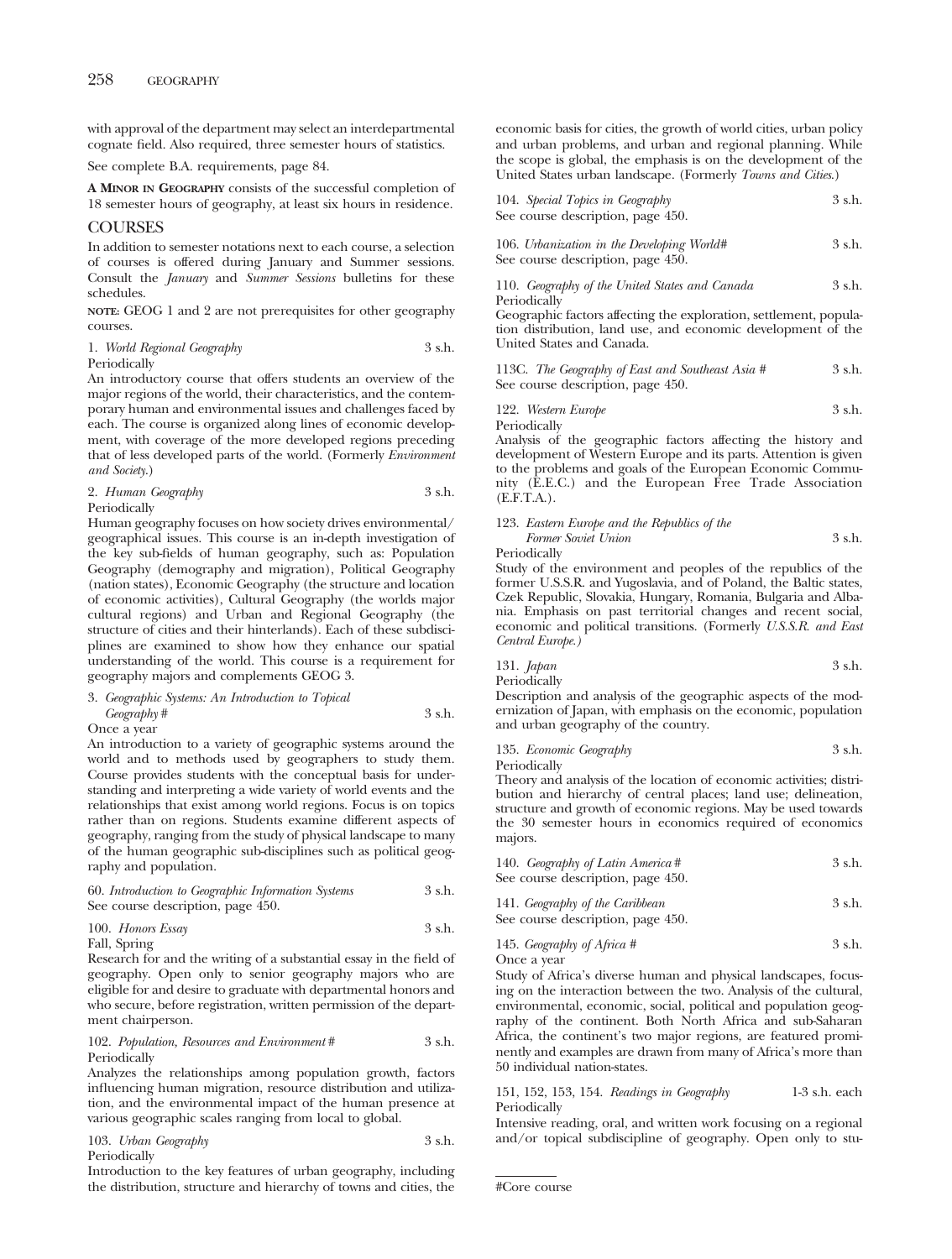with approval of the department may select an interdepartmental cognate field. Also required, three semester hours of statistics.

See complete B.A. requirements, page 84.

**A MINOR IN GEOGRAPHY** consists of the successful completion of 18 semester hours of geography, at least six hours in residence.

## COURSES

In addition to semester notations next to each course, a selection of courses is offered during January and Summer sessions. Consult the *January* and *Summer Sessions* bulletins for these schedules.

**NOTE:** GEOG 1 and 2 are not prerequisites for other geography courses.

1. *World Regional Geography* 3 s.h.
Periodically
An introductory course that offers students an overview of the major regions of the world, their characteristics, and the contemporary human and environmental issues and challenges faced by each. The course is organized along lines of economic development, with coverage of the more developed regions preceding that of less developed parts of the world. (Formerly *Environment and Society.*)

2. *Human Geography* 3 s.h.
Periodically
Human geography focuses on how society drives environmental/geographical issues. This course is an in-depth investigation of the key sub-fields of human geography, such as: Population Geography (demography and migration), Political Geography (nation states), Economic Geography (the structure and location of economic activities), Cultural Geography (the worlds major cultural regions) and Urban and Regional Geography (the structure of cities and their hinterlands). Each of these subdisciplines are examined to show how they enhance our spatial understanding of the world. This course is a requirement for geography majors and complements GEOG 3.

3. *Geographic Systems: An Introduction to Topical Geography* # 3 s.h.
Once a year
An introduction to a variety of geographic systems around the world and to methods used by geographers to study them. Course provides students with the conceptual basis for understanding and interpreting a wide variety of world events and the relationships that exist among world regions. Focus is on topics rather than on regions. Students examine different aspects of geography, ranging from the study of physical landscape to many of the human geographic sub-disciplines such as political geography and population.

60. *Introduction to Geographic Information Systems* 3 s.h.
See course description, page 450.

100. *Honors Essay* 3 s.h.
Fall, Spring
Research for and the writing of a substantial essay in the field of geography. Open only to senior geography majors who are eligible for and desire to graduate with departmental honors and who secure, before registration, written permission of the department chairperson.

102. *Population, Resources and Environment* # 3 s.h.
Periodically
Analyzes the relationships among population growth, factors influencing human migration, resource distribution and utilization, and the environmental impact of the human presence at various geographic scales ranging from local to global.

103. *Urban Geography* 3 s.h.
Periodically
Introduction to the key features of urban geography, including the distribution, structure and hierarchy of towns and cities, the economic basis for cities, the growth of world cities, urban policy and urban problems, and urban and regional planning. While the scope is global, the emphasis is on the development of the United States urban landscape. (Formerly *Towns and Cities.*)

104. *Special Topics in Geography* 3 s.h.
See course description, page 450.

106. *Urbanization in the Developing World*# 3 s.h.
See course description, page 450.

110. *Geography of the United States and Canada* 3 s.h.
Periodically
Geographic factors affecting the exploration, settlement, population distribution, land use, and economic development of the United States and Canada.

113C. *The Geography of East and Southeast Asia* # 3 s.h.
See course description, page 450.

122. *Western Europe* 3 s.h.
Periodically
Analysis of the geographic factors affecting the history and development of Western Europe and its parts. Attention is given to the problems and goals of the European Economic Community (E.E.C.) and the European Free Trade Association (E.F.T.A.).

123. *Eastern Europe and the Republics of the Former Soviet Union* 3 s.h.
Periodically
Study of the environment and peoples of the republics of the former U.S.S.R. and Yugoslavia, and of Poland, the Baltic states, Czek Republic, Slovakia, Hungary, Romania, Bulgaria and Albania. Emphasis on past territorial changes and recent social, economic and political transitions. (Formerly *U.S.S.R. and East Central Europe.*)

131. *Japan* 3 s.h.
Periodically
Description and analysis of the geographic aspects of the modernization of Japan, with emphasis on the economic, population and urban geography of the country.

135. *Economic Geography* 3 s.h.
Periodically
Theory and analysis of the location of economic activities; distribution and hierarchy of central places; land use; delineation, structure and growth of economic regions. May be used towards the 30 semester hours in economics required of economics majors.

140. *Geography of Latin America* # 3 s.h.
See course description, page 450.

141. *Geography of the Caribbean* 3 s.h.
See course description, page 450.

145. *Geography of Africa* # 3 s.h.
Once a year
Study of Africa's diverse human and physical landscapes, focusing on the interaction between the two. Analysis of the cultural, environmental, economic, social, political and population geography of the continent. Both North Africa and sub-Saharan Africa, the continent's two major regions, are featured prominently and examples are drawn from many of Africa's more than 50 individual nation-states.

151, 152, 153, 154. *Readings in Geography* 1-3 s.h. each
Periodically
Intensive reading, oral, and written work focusing on a regional and/or topical subdiscipline of geography. Open only to stu-

#Core course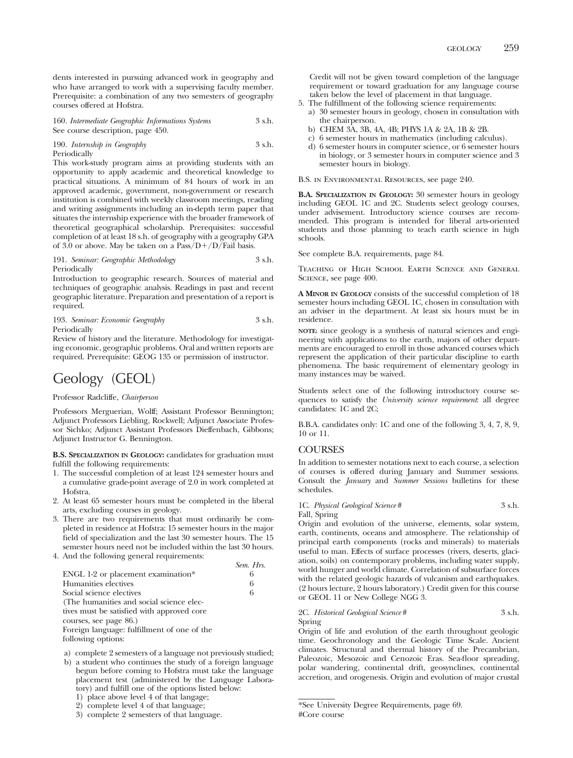dents interested in pursuing advanced work in geography and who have arranged to work with a supervising faculty member. Prerequisite: a combination of any two semesters of geography courses offered at Hofstra.

160. *Intermediate Geographic Informations Systems* 3 s.h.
See course description, page 450.

190. *Internship in Geography* 3 s.h.
Periodically
This work-study program aims at providing students with an opportunity to apply academic and theoretical knowledge to practical situations. A minimum of 84 hours of work in an approved academic, government, non-government or research institution is combined with weekly classroom meetings, reading and writing assignments including an in-depth term paper that situates the internship experience with the broader framework of theoretical geographical scholarship. Prerequisites: successful completion of at least 18 s.h. of geography with a geography GPA of 3.0 or above. May be taken on a Pass/D+/D/Fail basis.

191. *Seminar: Geographic Methodology* 3 s.h.
Periodically
Introduction to geographic research. Sources of material and techniques of geographic analysis. Readings in past and recent geographic literature. Preparation and presentation of a report is required.

193. *Seminar: Economic Geography* 3 s.h.
Periodically
Review of history and the literature. Methodology for investigating economic, geographic problems. Oral and written reports are required. Prerequisite: GEOG 135 or permission of instructor.

# Geology (GEOL)

Professor Radcliffe, *Chairperson*

Professors Merguerian, Wolff; Assistant Professor Bennington; Adjunct Professors Liebling, Rockwell; Adjunct Associate Professor Sichko; Adjunct Assistant Professors Dieffenbach, Gibbons; Adjunct Instructor G. Bennington.

**B.S. Specialization in Geology:** candidates for graduation must fulfill the following requirements:

1. The successful completion of at least 124 semester hours and a cumulative grade-point average of 2.0 in work completed at Hofstra.
2. At least 65 semester hours must be completed in the liberal arts, excluding courses in geology.
3. There are two requirements that must ordinarily be completed in residence at Hofstra: 15 semester hours in the major field of specialization and the last 30 semester hours. The 15 semester hours need not be included within the last 30 hours.
4. And the following general requirements:

| | Sem. Hrs. |
|---|---|
| ENGL 1-2 or placement examination* | 6 |
| Humanities electives | 6 |
| Social science electives | 6 |

(The humanities and social science electives must be satisfied with approved core courses, see page 86.)

Foreign language: fulfillment of one of the following options:

a) complete 2 semesters of a language not previously studied;
b) a student who continues the study of a foreign language begun before coming to Hofstra must take the language placement test (administered by the Language Laboratory) and fulfill one of the options listed below:
   1) place above level 4 of that langage;
   2) complete level 4 of that language;
   3) complete 2 semesters of that language.

Credit will not be given toward completion of the language requirement or toward graduation for any language course taken below the level of placement in that language.

5. The fulfillment of the following science requirements:
   a) 30 semester hours in geology, chosen in consultation with the chairperson.
   b) CHEM 3A, 3B, 4A, 4B; PHYS 1A & 2A, 1B & 2B.
   c) 6 semester hours in mathematics (including calculus).
   d) 6 semester hours in computer science, or 6 semester hours in biology, or 3 semester hours in computer science and 3 semester hours in biology.

B.S. in Environmental Resources, see page 240.

**B.A. Specialization in Geology:** 30 semester hours in geology including GEOL 1C and 2C. Students select geology courses, under advisement. Introductory science courses are recommended. This program is intended for liberal arts-oriented students and those planning to teach earth science in high schools.

See complete B.A. requirements, page 84.

Teaching of High School Earth Science and General Science, see page 400.

**A Minor in Geology** consists of the successful completion of 18 semester hours including GEOL 1C, chosen in consultation with an adviser in the department. At least six hours must be in residence.

**Note:** since geology is a synthesis of natural sciences and engineering with applications to the earth, majors of other departments are encouraged to enroll in those advanced courses which represent the application of their particular discipline to earth phenomena. The basic requirement of elementary geology in many instances may be waived.

Students select one of the following introductory course sequences to satisfy the *University science requirement*: all degree candidates: 1C and 2C;

B.B.A. candidates only: 1C and one of the following 3, 4, 7, 8, 9, 10 or 11.

## COURSES

In addition to semester notations next to each course, a selection of courses is offered during January and Summer sessions. Consult the *January* and *Summer Sessions* bulletins for these schedules.

1C. *Physical Geological Science* # 3 s.h.
Fall, Spring
Origin and evolution of the universe, elements, solar system, earth, continents, oceans and atmosphere. The relationship of principal earth components (rocks and minerals) to materials useful to man. Effects of surface processes (rivers, deserts, glaciation, soils) on contemporary problems, including water supply, world hunger and world climate. Correlation of subsurface forces with the related geologic hazards of vulcanism and earthquakes. (2 hours lecture, 2 hours laboratory.) Credit given for this course or GEOL 11 or New College NGG 3.

2C. *Historical Geological Science* # 3 s.h.
Spring
Origin of life and evolution of the earth throughout geologic time. Geochronology and the Geologic Time Scale. Ancient climates. Structural and thermal history of the Precambrian, Paleozoic, Mesozoic and Cenozoic Eras. Sea-floor spreading, polar wandering, continental drift, geosynclines, continental accretion, and orogenesis. Origin and evolution of major crustal

*See University Degree Requirements, page 69.
#Core course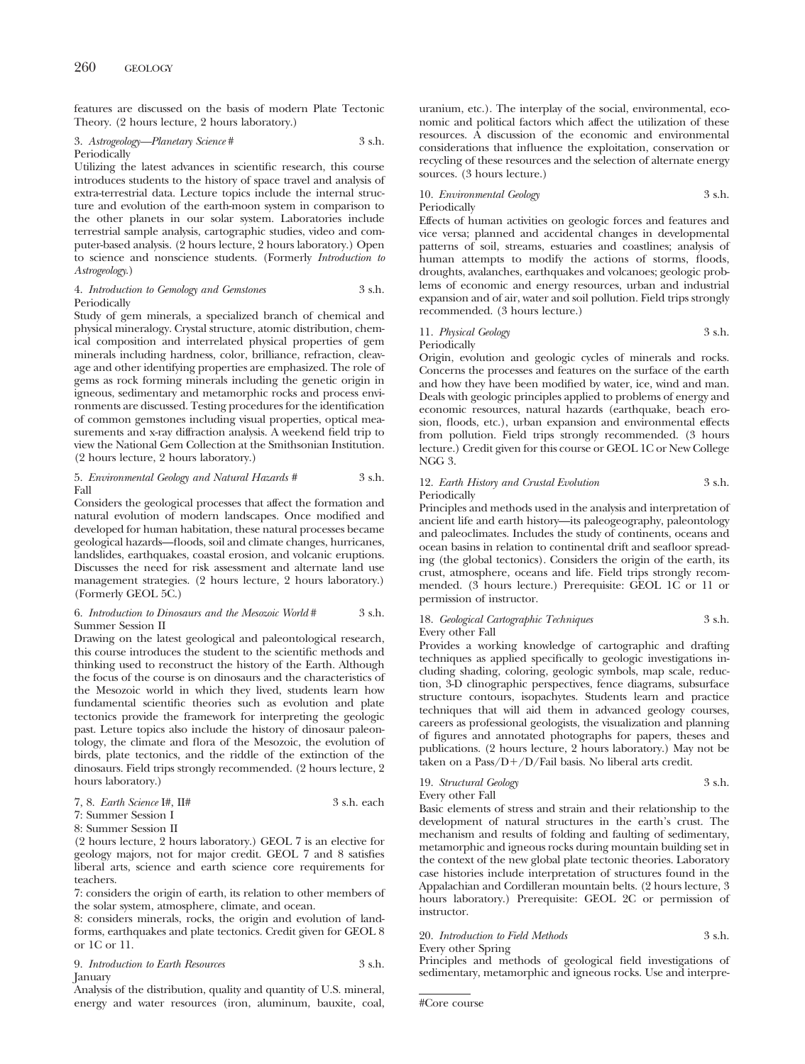features are discussed on the basis of modern Plate Tectonic Theory. (2 hours lecture, 2 hours laboratory.)

3. *Astrogeology—Planetary Science* # 3 s.h.
Periodically

Utilizing the latest advances in scientific research, this course introduces students to the history of space travel and analysis of extra-terrestrial data. Lecture topics include the internal structure and evolution of the earth-moon system in comparison to the other planets in our solar system. Laboratories include terrestrial sample analysis, cartographic studies, video and computer-based analysis. (2 hours lecture, 2 hours laboratory.) Open to science and nonscience students. (Formerly *Introduction to Astrogeology.*)

4. *Introduction to Gemology and Gemstones* 3 s.h.
Periodically

Study of gem minerals, a specialized branch of chemical and physical mineralogy. Crystal structure, atomic distribution, chemical composition and interrelated physical properties of gem minerals including hardness, color, brilliance, refraction, cleavage and other identifying properties are emphasized. The role of gems as rock forming minerals including the genetic origin in igneous, sedimentary and metamorphic rocks and process environments are discussed. Testing procedures for the identification of common gemstones including visual properties, optical measurements and x-ray diffraction analysis. A weekend field trip to view the National Gem Collection at the Smithsonian Institution. (2 hours lecture, 2 hours laboratory.)

5. *Environmental Geology and Natural Hazards* # 3 s.h.
Fall

Considers the geological processes that affect the formation and natural evolution of modern landscapes. Once modified and developed for human habitation, these natural processes became geological hazards—floods, soil and climate changes, hurricanes, landslides, earthquakes, coastal erosion, and volcanic eruptions. Discusses the need for risk assessment and alternate land use management strategies. (2 hours lecture, 2 hours laboratory.) (Formerly GEOL 5C.)

6. *Introduction to Dinosaurs and the Mesozoic World* # 3 s.h.
Summer Session II

Drawing on the latest geological and paleontological research, this course introduces the student to the scientific methods and thinking used to reconstruct the history of the Earth. Although the focus of the course is on dinosaurs and the characteristics of the Mesozoic world in which they lived, students learn how fundamental scientific theories such as evolution and plate tectonics provide the framework for interpreting the geologic past. Leture topics also include the history of dinosaur paleontology, the climate and flora of the Mesozoic, the evolution of birds, plate tectonics, and the riddle of the extinction of the dinosaurs. Field trips strongly recommended. (2 hours lecture, 2 hours laboratory.)

7, 8. *Earth Science* I#, II# 3 s.h. each
7: Summer Session I
8: Summer Session II

(2 hours lecture, 2 hours laboratory.) GEOL 7 is an elective for geology majors, not for major credit. GEOL 7 and 8 satisfies liberal arts, science and earth science core requirements for teachers.

7: considers the origin of earth, its relation to other members of the solar system, atmosphere, climate, and ocean.

8: considers minerals, rocks, the origin and evolution of landforms, earthquakes and plate tectonics. Credit given for GEOL 8 or 1C or 11.

9. *Introduction to Earth Resources* 3 s.h.
January

Analysis of the distribution, quality and quantity of U.S. mineral, energy and water resources (iron, aluminum, bauxite, coal, uranium, etc.). The interplay of the social, environmental, economic and political factors which affect the utilization of these resources. A discussion of the economic and environmental considerations that influence the exploitation, conservation or recycling of these resources and the selection of alternate energy sources. (3 hours lecture.)

10. *Environmental Geology* 3 s.h.
Periodically

Effects of human activities on geologic forces and features and vice versa; planned and accidental changes in developmental patterns of soil, streams, estuaries and coastlines; analysis of human attempts to modify the actions of storms, floods, droughts, avalanches, earthquakes and volcanoes; geologic problems of economic and energy resources, urban and industrial expansion and of air, water and soil pollution. Field trips strongly recommended. (3 hours lecture.)

11. *Physical Geology* 3 s.h.
Periodically

Origin, evolution and geologic cycles of minerals and rocks. Concerns the processes and features on the surface of the earth and how they have been modified by water, ice, wind and man. Deals with geologic principles applied to problems of energy and economic resources, natural hazards (earthquake, beach erosion, floods, etc.), urban expansion and environmental effects from pollution. Field trips strongly recommended. (3 hours lecture.) Credit given for this course or GEOL 1C or New College NGG 3.

12. *Earth History and Crustal Evolution* 3 s.h.
Periodically

Principles and methods used in the analysis and interpretation of ancient life and earth history—its paleogeography, paleontology and paleoclimates. Includes the study of continents, oceans and ocean basins in relation to continental drift and seafloor spreading (the global tectonics). Considers the origin of the earth, its crust, atmosphere, oceans and life. Field trips strongly recommended. (3 hours lecture.) Prerequisite: GEOL 1C or 11 or permission of instructor.

18. *Geological Cartographic Techniques* 3 s.h.
Every other Fall

Provides a working knowledge of cartographic and drafting techniques as applied specifically to geologic investigations including shading, coloring, geologic symbols, map scale, reduction, 3-D clinographic perspectives, fence diagrams, subsurface structure contours, isopachytes. Students learn and practice techniques that will aid them in advanced geology courses, careers as professional geologists, the visualization and planning of figures and annotated photographs for papers, theses and publications. (2 hours lecture, 2 hours laboratory.) May not be taken on a Pass/D+/D/Fail basis. No liberal arts credit.

19. *Structural Geology* 3 s.h.
Every other Fall

Basic elements of stress and strain and their relationship to the development of natural structures in the earth's crust. The mechanism and results of folding and faulting of sedimentary, metamorphic and igneous rocks during mountain building set in the context of the new global plate tectonic theories. Laboratory case histories include interpretation of structures found in the Appalachian and Cordilleran mountain belts. (2 hours lecture, 3 hours laboratory.) Prerequisite: GEOL 2C or permission of instructor.

20. *Introduction to Field Methods* 3 s.h.
Every other Spring

Principles and methods of geological field investigations of sedimentary, metamorphic and igneous rocks. Use and interpre-

#Core course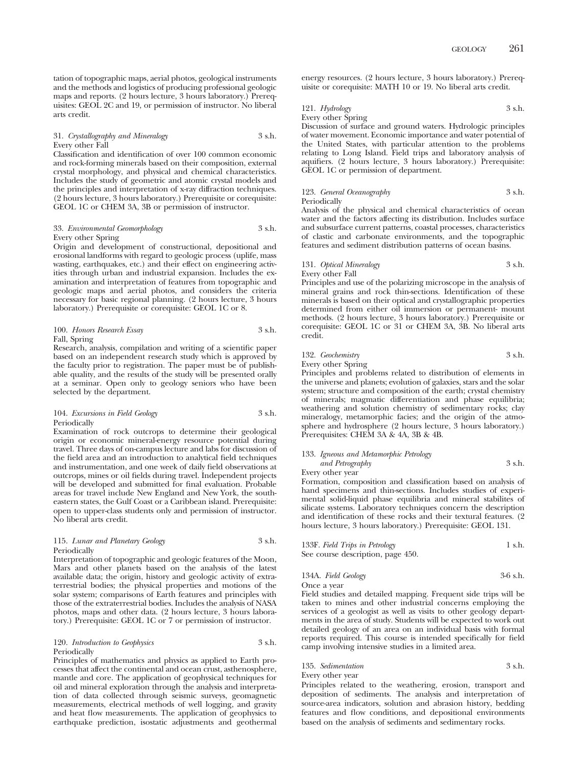tation of topographic maps, aerial photos, geological instruments and the methods and logistics of producing professional geologic maps and reports. (2 hours lecture, 3 hours laboratory.) Prerequisites: GEOL 2C and 19, or permission of instructor. No liberal arts credit.

31. *Crystallography and Mineralogy* 3 s.h.
Every other Fall
Classification and identification of over 100 common economic and rock-forming minerals based on their composition, external crystal morphology, and physical and chemical characteristics. Includes the study of geometric and atomic crystal models and the principles and interpretation of x-ray diffraction techniques. (2 hours lecture, 3 hours laboratory.) Prerequisite or corequisite: GEOL 1C or CHEM 3A, 3B or permission of instructor.

33. *Environmental Geomorphology* 3 s.h.
Every other Spring
Origin and development of constructional, depositional and erosional landforms with regard to geologic process (uplift, mass wasting, earthquakes, etc.) and their effect on engineering activities through urban and industrial expansion. Includes the examination and interpretation of features from topographic and geologic maps and aerial photos, and considers the criteria necessary for basic regional planning. (2 hours lecture, 3 hours laboratory.) Prerequisite or corequisite: GEOL 1C or 8.

100. *Honors Research Essay* 3 s.h.
Fall, Spring
Research, analysis, compilation and writing of a scientific paper based on an independent research study which is approved by the faculty prior to registration. The paper must be of publishable quality, and the results of the study will be presented orally at a seminar. Open only to geology seniors who have been selected by the department.

104. *Excursions in Field Geology* 3 s.h.
Periodically
Examination of rock outcrops to determine their geological origin or economic mineral-energy resource potential during travel. Three days of on-campus lecture and labs for discussion of the field area and an introduction to analytical field techniques and instrumentation, and one week of daily field observations at outcrops, mines or oil fields during travel. Independent projects will be developed and submitted for final evaluation. Probable areas for travel include New England and New York, the southeastern states, the Gulf Coast or a Caribbean island. Prerequisite: open to upper-class students only and permission of instructor. No liberal arts credit.

115. *Lunar and Planetary Geology* 3 s.h.
Periodically
Interpretation of topographic and geologic features of the Moon, Mars and other planets based on the analysis of the latest available data; the origin, history and geologic activity of extraterrestrial bodies; the physical properties and motions of the solar system; comparisons of Earth features and principles with those of the extraterrestrial bodies. Includes the analysis of NASA photos, maps and other data. (2 hours lecture, 3 hours laboratory.) Prerequisite: GEOL 1C or 7 or permission of instructor.

120. *Introduction to Geophysics* 3 s.h.
Periodically
Principles of mathematics and physics as applied to Earth processes that affect the continental and ocean crust, asthenosphere, mantle and core. The application of geophysical techniques for oil and mineral exploration through the analysis and interpretation of data collected through seismic surveys, geomagnetic measurements, electrical methods of well logging, and gravity and heat flow measurements. The application of geophysics to earthquake prediction, isostatic adjustments and geothermal energy resources. (2 hours lecture, 3 hours laboratory.) Prerequisite or corequisite: MATH 10 or 19. No liberal arts credit.

121. *Hydrology* 3 s.h.
Every other Spring
Discussion of surface and ground waters. Hydrologic principles of water movement. Economic importance and water potential of the United States, with particular attention to the problems relating to Long Island. Field trips and laboratory analysis of aquifiers. (2 hours lecture, 3 hours laboratory.) Prerequisite: GEOL 1C or permission of department.

123. *General Oceanography* 3 s.h.
Periodically
Analysis of the physical and chemical characteristics of ocean water and the factors affecting its distribution. Includes surface and subsurface current patterns, coastal processes, characteristics of clastic and carbonate environments, and the topographic features and sediment distribution patterns of ocean basins.

131. *Optical Mineralogy* 3 s.h.
Every other Fall
Principles and use of the polarizing microscope in the analysis of mineral grains and rock thin-sections. Identification of these minerals is based on their optical and crystallographic properties determined from either oil immersion or permanent- mount methods. (2 hours lecture, 3 hours laboratory.) Prerequisite or corequisite: GEOL 1C or 31 or CHEM 3A, 3B. No liberal arts credit.

132. *Geochemistry* 3 s.h.
Every other Spring
Principles and problems related to distribution of elements in the universe and planets; evolution of galaxies, stars and the solar system; structure and composition of the earth; crystal chemistry of minerals; magmatic differentiation and phase equilibria; weathering and solution chemistry of sedimentary rocks; clay mineralogy, metamorphic facies; and the origin of the atmosphere and hydrosphere (2 hours lecture, 3 hours laboratory.) Prerequisites: CHEM 3A & 4A, 3B & 4B.

133. *Igneous and Metamorphic Petrology and Petrography* 3 s.h.
Every other year
Formation, composition and classification based on analysis of hand specimens and thin-sections. Includes studies of experimental solid-liquid phase equilibria and mineral stabilites of silicate systems. Laboratory techniques concern the description and identification of these rocks and their textural features. (2 hours lecture, 3 hours laboratory.) Prerequisite: GEOL 131.

133F. *Field Trips in Petrology* 1 s.h.
See course description, page 450.

134A. *Field Geology* 3-6 s.h.
Once a year
Field studies and detailed mapping. Frequent side trips will be taken to mines and other industrial concerns employing the services of a geologist as well as visits to other geology departments in the area of study. Students will be expected to work out detailed geology of an area on an individual basis with formal reports required. This course is intended specifically for field camp involving intensive studies in a limited area.

135. *Sedimentation* 3 s.h.
Every other year
Principles related to the weathering, erosion, transport and deposition of sediments. The analysis and interpretation of source-area indicators, solution and abrasion history, bedding features and flow conditions, and depositional environments based on the analysis of sediments and sedimentary rocks.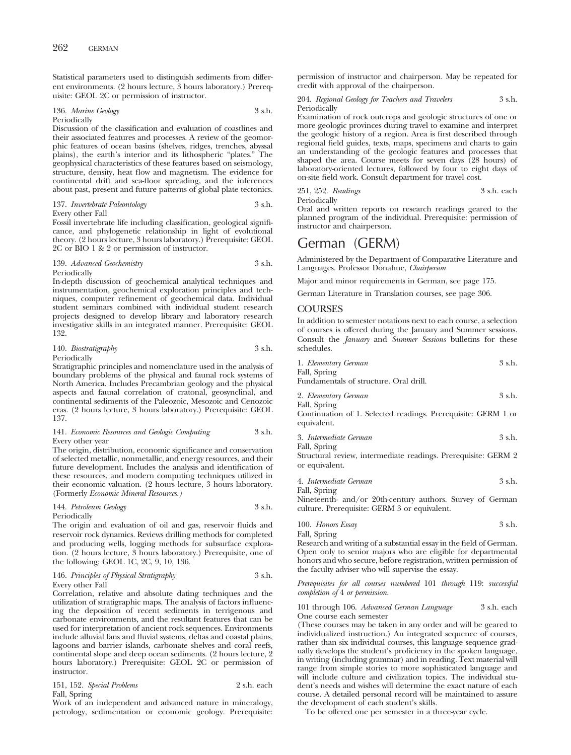Statistical parameters used to distinguish sediments from different environments. (2 hours lecture, 3 hours laboratory.) Prerequisite: GEOL 2C or permission of instructor.

136. *Marine Geology* 3 s.h.
Periodically
Discussion of the classification and evaluation of coastlines and their associated features and processes. A review of the geomorphic features of ocean basins (shelves, ridges, trenches, abyssal plains), the earth's interior and its lithospheric "plates." The geophysical characteristics of these features based on seismology, structure, density, heat flow and magnetism. The evidence for continental drift and sea-floor spreading, and the inferences about past, present and future patterns of global plate tectonics.

137. *Invertebrate Paleontology* 3 s.h.
Every other Fall
Fossil invertebrate life including classification, geological significance, and phylogenetic relationship in light of evolutional theory. (2 hours lecture, 3 hours laboratory.) Prerequisite: GEOL 2C or BIO 1 & 2 or permission of instructor.

139. *Advanced Geochemistry* 3 s.h.
Periodically
In-depth discussion of geochemical analytical techniques and instrumentation, geochemical exploration principles and techniques, computer refinement of geochemical data. Individual student seminars combined with individual student research projects designed to develop library and laboratory research investigative skills in an integrated manner. Prerequisite: GEOL 132.

140. *Biostratigraphy* 3 s.h.
Periodically
Stratigraphic principles and nomenclature used in the analysis of boundary problems of the physical and faunal rock systems of North America. Includes Precambrian geology and the physical aspects and faunal correlation of cratonal, geosynclinal, and continental sediments of the Paleozoic, Mesozoic and Cenozoic eras. (2 hours lecture, 3 hours laboratory.) Prerequisite: GEOL 137.

141. *Economic Resources and Geologic Computing* 3 s.h.
Every other year
The origin, distribution, economic significance and conservation of selected metallic, nonmetallic, and energy resources, and their future development. Includes the analysis and identification of these resources, and modern computing techniques utilized in their economic valuation. (2 hours lecture, 3 hours laboratory. (Formerly *Economic Mineral Resources.*)

144. *Petroleum Geology* 3 s.h.
Periodically
The origin and evaluation of oil and gas, reservoir fluids and reservoir rock dynamics. Reviews drilling methods for completed and producing wells, logging methods for subsurface exploration. (2 hours lecture, 3 hours laboratory.) Prerequisite, one of the following: GEOL 1C, 2C, 9, 10, 136.

146. *Principles of Physical Stratigraphy* 3 s.h.
Every other Fall
Correlation, relative and absolute dating techniques and the utilization of stratigraphic maps. The analysis of factors influencing the deposition of recent sediments in terrigenous and carbonate environments, and the resultant features that can be used for interpretation of ancient rock sequences. Environments include alluvial fans and fluvial systems, deltas and coastal plains, lagoons and barrier islands, carbonate shelves and coral reefs, continental slope and deep ocean sediments. (2 hours lecture, 2 hours laboratory.) Prerequisite: GEOL 2C or permission of instructor.

151, 152. *Special Problems* 2 s.h. each
Fall, Spring
Work of an independent and advanced nature in mineralogy, petrology, sedimentation or economic geology. Prerequisite: permission of instructor and chairperson. May be repeated for credit with approval of the chairperson.

204. *Regional Geology for Teachers and Travelers* 3 s.h.
Periodically
Examination of rock outcrops and geologic structures of one or more geologic provinces during travel to examine and interpret the geologic history of a region. Area is first described through regional field guides, texts, maps, specimens and charts to gain an understanding of the geologic features and processes that shaped the area. Course meets for seven days (28 hours) of laboratory-oriented lectures, followed by four to eight days of on-site field work. Consult department for travel cost.

251, 252. *Readings* 3 s.h. each
Periodically
Oral and written reports on research readings geared to the planned program of the individual. Prerequisite: permission of instructor and chairperson.

# German (GERM)

Administered by the Department of Comparative Literature and Languages. Professor Donahue, *Chairperson*

Major and minor requirements in German, see page 175.

German Literature in Translation courses, see page 306.

## COURSES

In addition to semester notations next to each course, a selection of courses is offered during the January and Summer sessions. Consult the *January* and *Summer Sessions* bulletins for these schedules.

1. *Elementary German* 3 s.h.
Fall, Spring
Fundamentals of structure. Oral drill.

2. *Elementary German* 3 s.h.
Fall, Spring
Continuation of 1. Selected readings. Prerequisite: GERM 1 or equivalent.

3. *Intermediate German* 3 s.h.
Fall, Spring
Structural review, intermediate readings. Prerequisite: GERM 2 or equivalent.

4. *Intermediate German* 3 s.h.
Fall, Spring
Nineteenth- and/or 20th-century authors. Survey of German culture. Prerequisite: GERM 3 or equivalent.

100. *Honors Essay* 3 s.h.
Fall, Spring
Research and writing of a substantial essay in the field of German. Open only to senior majors who are eligible for departmental honors and who secure, before registration, written permission of the faculty adviser who will supervise the essay.

*Prerequisites for all courses numbered 101 through 119: successful completion of 4 or permission.*

101 through 106. *Advanced German Language* 3 s.h. each
One course each semester
(These courses may be taken in any order and will be geared to individualized instruction.) An integrated sequence of courses, rather than six individual courses, this language sequence gradually develops the student's proficiency in the spoken language, in writing (including grammar) and in reading. Text material will range from simple stories to more sophisticated language and will include culture and civilization topics. The individual student's needs and wishes will determine the exact nature of each course. A detailed personal record will be maintained to assure the development of each student's skills.

To be offered one per semester in a three-year cycle.